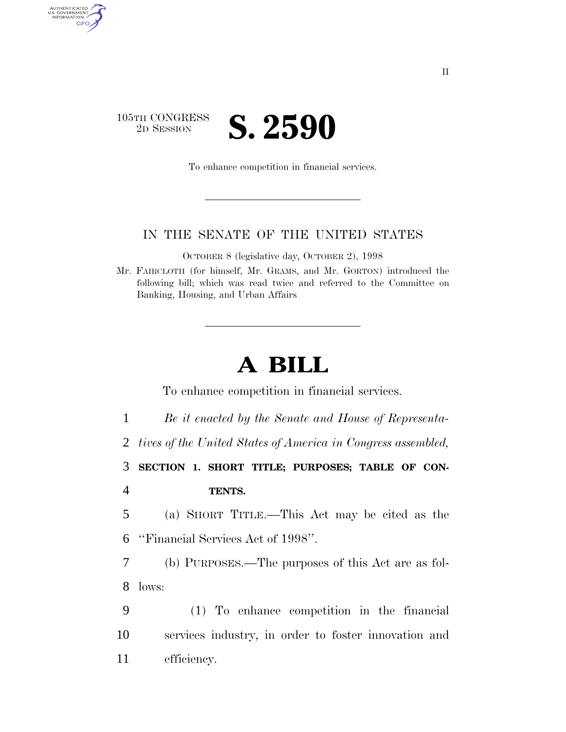105TH CONGRESS
2D SESSION

# S. 2590

To enhance competition in financial services.

IN THE SENATE OF THE UNITED STATES

OCTOBER 8 (legislative day, OCTOBER 2), 1998

Mr. FAIRCLOTH (for himself, Mr. GRAMS, and Mr. GORTON) introduced the following bill; which was read twice and referred to the Committee on Banking, Housing, and Urban Affairs

# A BILL

To enhance competition in financial services.

*Be it enacted by the Senate and House of Representatives of the United States of America in Congress assembled,*

**SECTION 1. SHORT TITLE; PURPOSES; TABLE OF CONTENTS.**

(a) SHORT TITLE.—This Act may be cited as the ''Financial Services Act of 1998''.

(b) PURPOSES.—The purposes of this Act are as follows:

(1) To enhance competition in the financial services industry, in order to foster innovation and efficiency.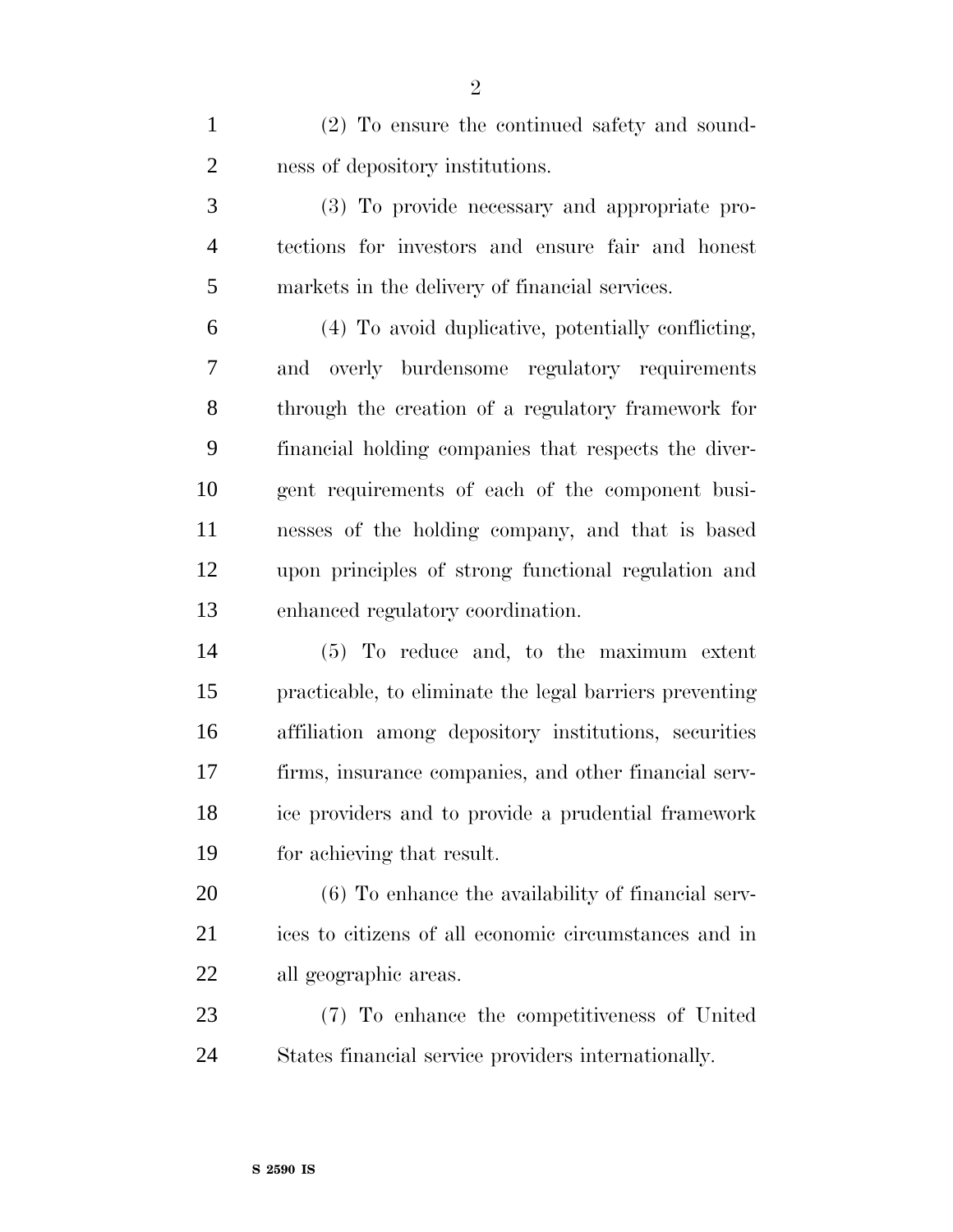(2) To ensure the continued safety and soundness of depository institutions.

(3) To provide necessary and appropriate protections for investors and ensure fair and honest markets in the delivery of financial services.

(4) To avoid duplicative, potentially conflicting, and overly burdensome regulatory requirements through the creation of a regulatory framework for financial holding companies that respects the divergent requirements of each of the component businesses of the holding company, and that is based upon principles of strong functional regulation and enhanced regulatory coordination.

(5) To reduce and, to the maximum extent practicable, to eliminate the legal barriers preventing affiliation among depository institutions, securities firms, insurance companies, and other financial service providers and to provide a prudential framework for achieving that result.

(6) To enhance the availability of financial services to citizens of all economic circumstances and in all geographic areas.

(7) To enhance the competitiveness of United States financial service providers internationally.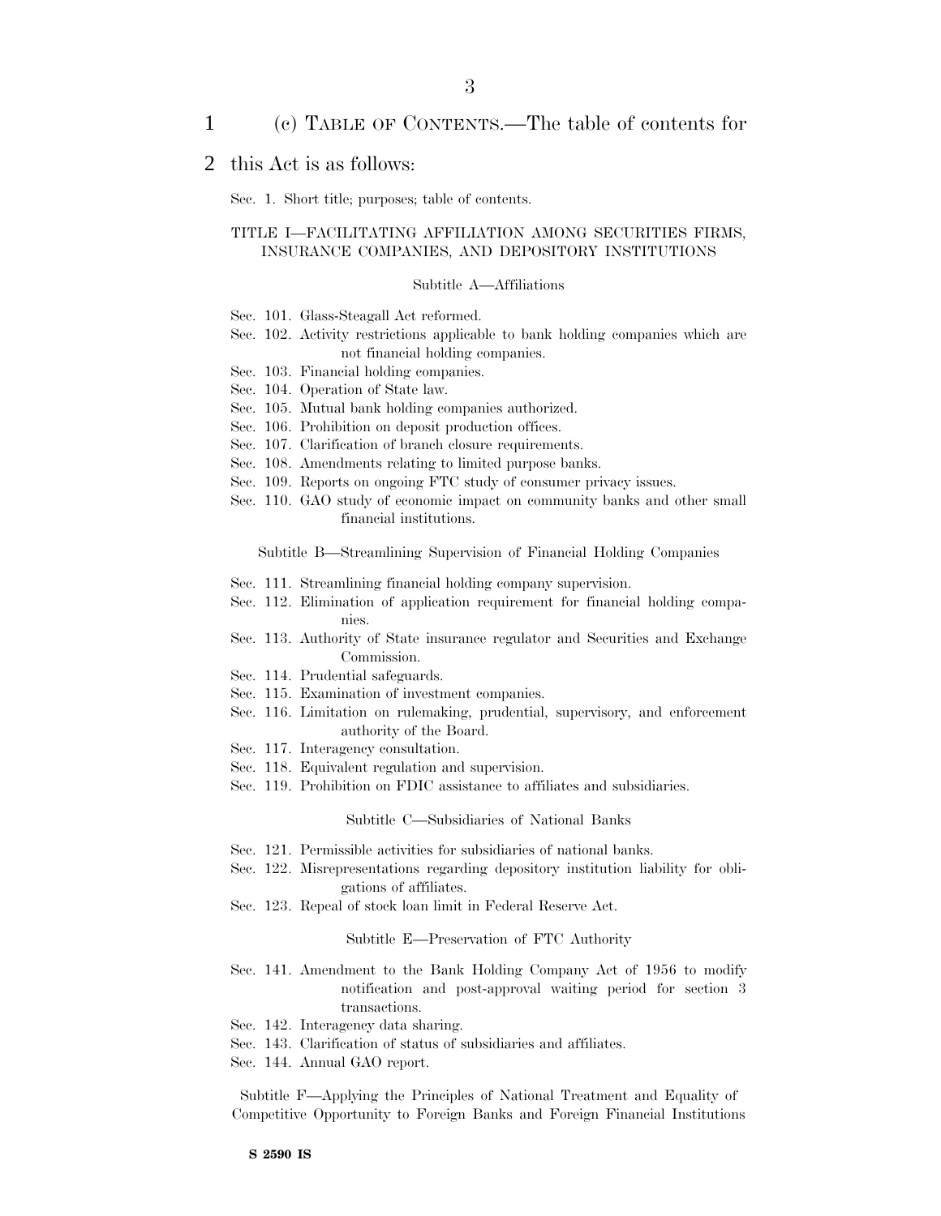(c) TABLE OF CONTENTS.—The table of contents for this Act is as follows:

Sec. 1. Short title; purposes; table of contents.

TITLE I—FACILITATING AFFILIATION AMONG SECURITIES FIRMS, INSURANCE COMPANIES, AND DEPOSITORY INSTITUTIONS

Subtitle A—Affiliations

Sec. 101. Glass-Steagall Act reformed.
Sec. 102. Activity restrictions applicable to bank holding companies which are not financial holding companies.
Sec. 103. Financial holding companies.
Sec. 104. Operation of State law.
Sec. 105. Mutual bank holding companies authorized.
Sec. 106. Prohibition on deposit production offices.
Sec. 107. Clarification of branch closure requirements.
Sec. 108. Amendments relating to limited purpose banks.
Sec. 109. Reports on ongoing FTC study of consumer privacy issues.
Sec. 110. GAO study of economic impact on community banks and other small financial institutions.

Subtitle B—Streamlining Supervision of Financial Holding Companies

Sec. 111. Streamlining financial holding company supervision.
Sec. 112. Elimination of application requirement for financial holding companies.
Sec. 113. Authority of State insurance regulator and Securities and Exchange Commission.
Sec. 114. Prudential safeguards.
Sec. 115. Examination of investment companies.
Sec. 116. Limitation on rulemaking, prudential, supervisory, and enforcement authority of the Board.
Sec. 117. Interagency consultation.
Sec. 118. Equivalent regulation and supervision.
Sec. 119. Prohibition on FDIC assistance to affiliates and subsidiaries.

Subtitle C—Subsidiaries of National Banks

Sec. 121. Permissible activities for subsidiaries of national banks.
Sec. 122. Misrepresentations regarding depository institution liability for obligations of affiliates.
Sec. 123. Repeal of stock loan limit in Federal Reserve Act.

Subtitle E—Preservation of FTC Authority

Sec. 141. Amendment to the Bank Holding Company Act of 1956 to modify notification and post-approval waiting period for section 3 transactions.
Sec. 142. Interagency data sharing.
Sec. 143. Clarification of status of subsidiaries and affiliates.
Sec. 144. Annual GAO report.

Subtitle F—Applying the Principles of National Treatment and Equality of Competitive Opportunity to Foreign Banks and Foreign Financial Institutions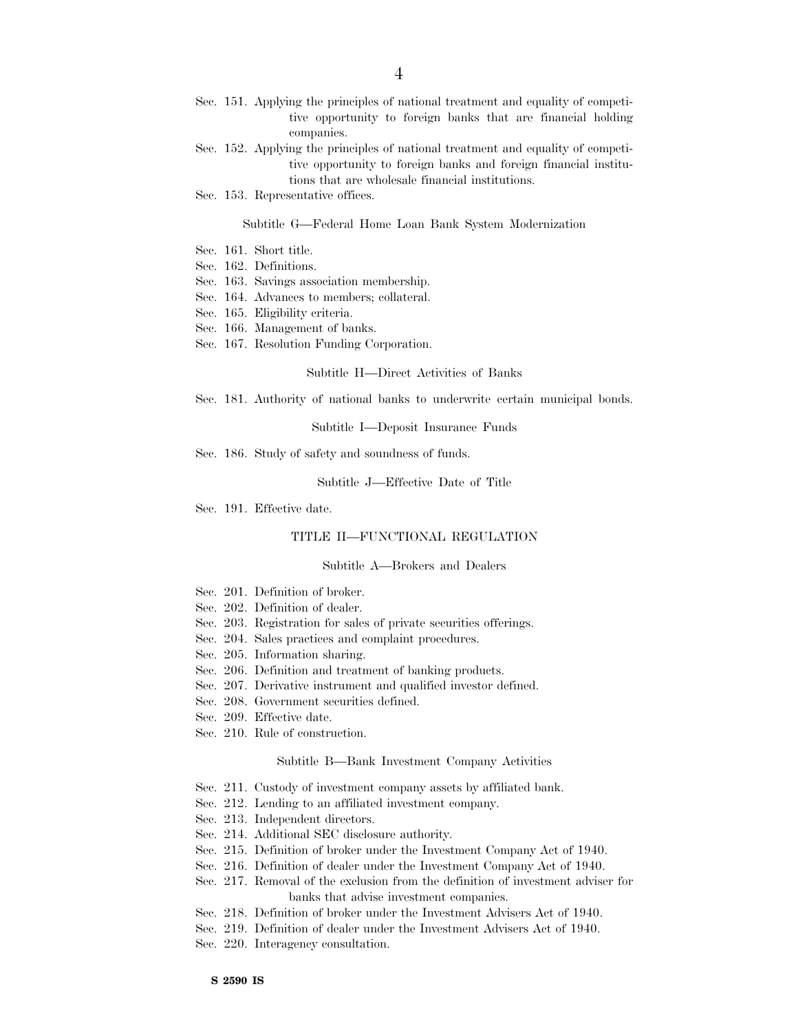Sec. 151. Applying the principles of national treatment and equality of competitive opportunity to foreign banks that are financial holding companies.
Sec. 152. Applying the principles of national treatment and equality of competitive opportunity to foreign banks and foreign financial institutions that are wholesale financial institutions.
Sec. 153. Representative offices.

### Subtitle G—Federal Home Loan Bank System Modernization

Sec. 161. Short title.
Sec. 162. Definitions.
Sec. 163. Savings association membership.
Sec. 164. Advances to members; collateral.
Sec. 165. Eligibility criteria.
Sec. 166. Management of banks.
Sec. 167. Resolution Funding Corporation.

### Subtitle H—Direct Activities of Banks

Sec. 181. Authority of national banks to underwrite certain municipal bonds.

### Subtitle I—Deposit Insurance Funds

Sec. 186. Study of safety and soundness of funds.

### Subtitle J—Effective Date of Title

Sec. 191. Effective date.

## TITLE II—FUNCTIONAL REGULATION

### Subtitle A—Brokers and Dealers

Sec. 201. Definition of broker.
Sec. 202. Definition of dealer.
Sec. 203. Registration for sales of private securities offerings.
Sec. 204. Sales practices and complaint procedures.
Sec. 205. Information sharing.
Sec. 206. Definition and treatment of banking products.
Sec. 207. Derivative instrument and qualified investor defined.
Sec. 208. Government securities defined.
Sec. 209. Effective date.
Sec. 210. Rule of construction.

### Subtitle B—Bank Investment Company Activities

Sec. 211. Custody of investment company assets by affiliated bank.
Sec. 212. Lending to an affiliated investment company.
Sec. 213. Independent directors.
Sec. 214. Additional SEC disclosure authority.
Sec. 215. Definition of broker under the Investment Company Act of 1940.
Sec. 216. Definition of dealer under the Investment Company Act of 1940.
Sec. 217. Removal of the exclusion from the definition of investment adviser for banks that advise investment companies.
Sec. 218. Definition of broker under the Investment Advisers Act of 1940.
Sec. 219. Definition of dealer under the Investment Advisers Act of 1940.
Sec. 220. Interagency consultation.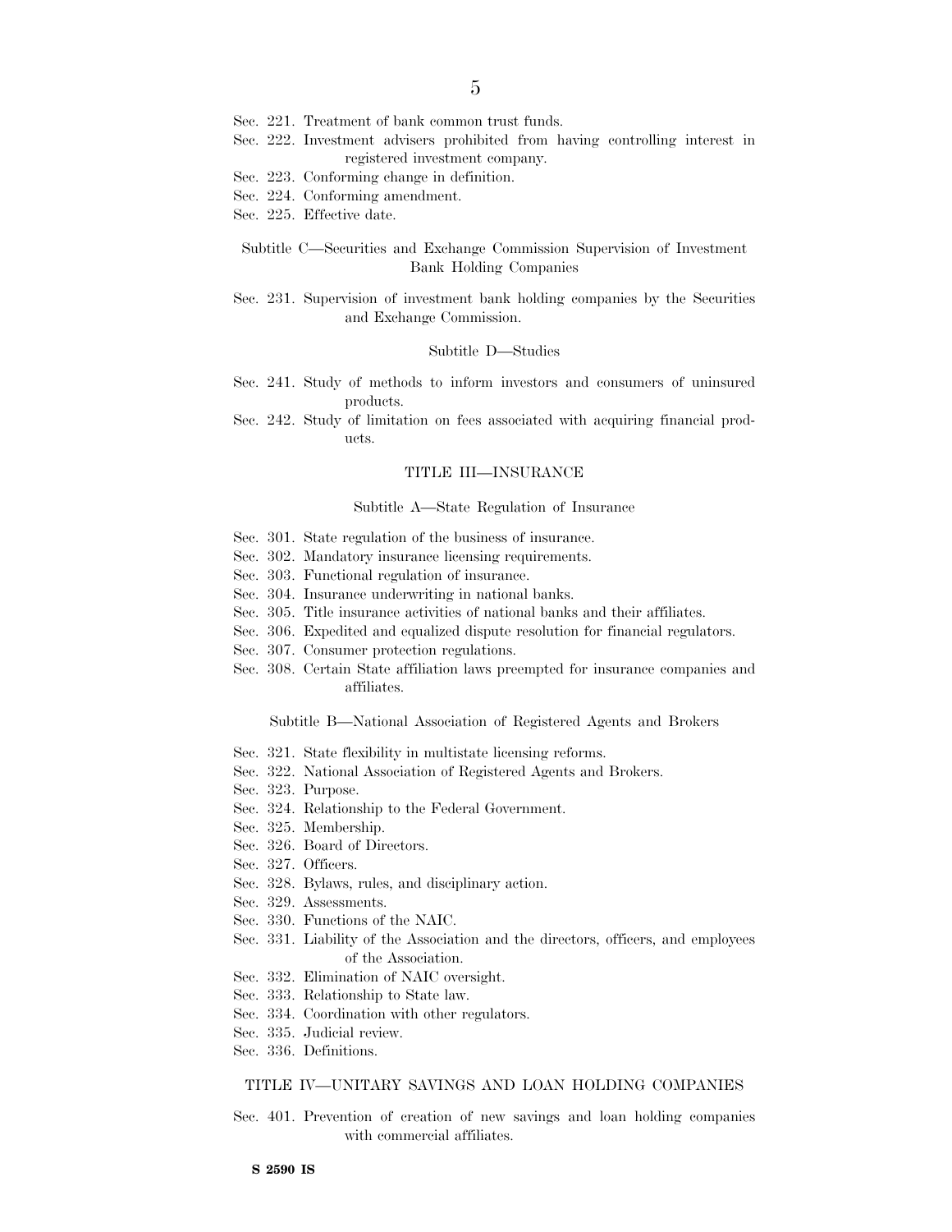Sec. 221. Treatment of bank common trust funds.
Sec. 222. Investment advisers prohibited from having controlling interest in registered investment company.
Sec. 223. Conforming change in definition.
Sec. 224. Conforming amendment.
Sec. 225. Effective date.

Subtitle C—Securities and Exchange Commission Supervision of Investment Bank Holding Companies

Sec. 231. Supervision of investment bank holding companies by the Securities and Exchange Commission.

Subtitle D—Studies

Sec. 241. Study of methods to inform investors and consumers of uninsured products.
Sec. 242. Study of limitation on fees associated with acquiring financial products.

TITLE III—INSURANCE

Subtitle A—State Regulation of Insurance

Sec. 301. State regulation of the business of insurance.
Sec. 302. Mandatory insurance licensing requirements.
Sec. 303. Functional regulation of insurance.
Sec. 304. Insurance underwriting in national banks.
Sec. 305. Title insurance activities of national banks and their affiliates.
Sec. 306. Expedited and equalized dispute resolution for financial regulators.
Sec. 307. Consumer protection regulations.
Sec. 308. Certain State affiliation laws preempted for insurance companies and affiliates.

Subtitle B—National Association of Registered Agents and Brokers

Sec. 321. State flexibility in multistate licensing reforms.
Sec. 322. National Association of Registered Agents and Brokers.
Sec. 323. Purpose.
Sec. 324. Relationship to the Federal Government.
Sec. 325. Membership.
Sec. 326. Board of Directors.
Sec. 327. Officers.
Sec. 328. Bylaws, rules, and disciplinary action.
Sec. 329. Assessments.
Sec. 330. Functions of the NAIC.
Sec. 331. Liability of the Association and the directors, officers, and employees of the Association.
Sec. 332. Elimination of NAIC oversight.
Sec. 333. Relationship to State law.
Sec. 334. Coordination with other regulators.
Sec. 335. Judicial review.
Sec. 336. Definitions.

TITLE IV—UNITARY SAVINGS AND LOAN HOLDING COMPANIES

Sec. 401. Prevention of creation of new savings and loan holding companies with commercial affiliates.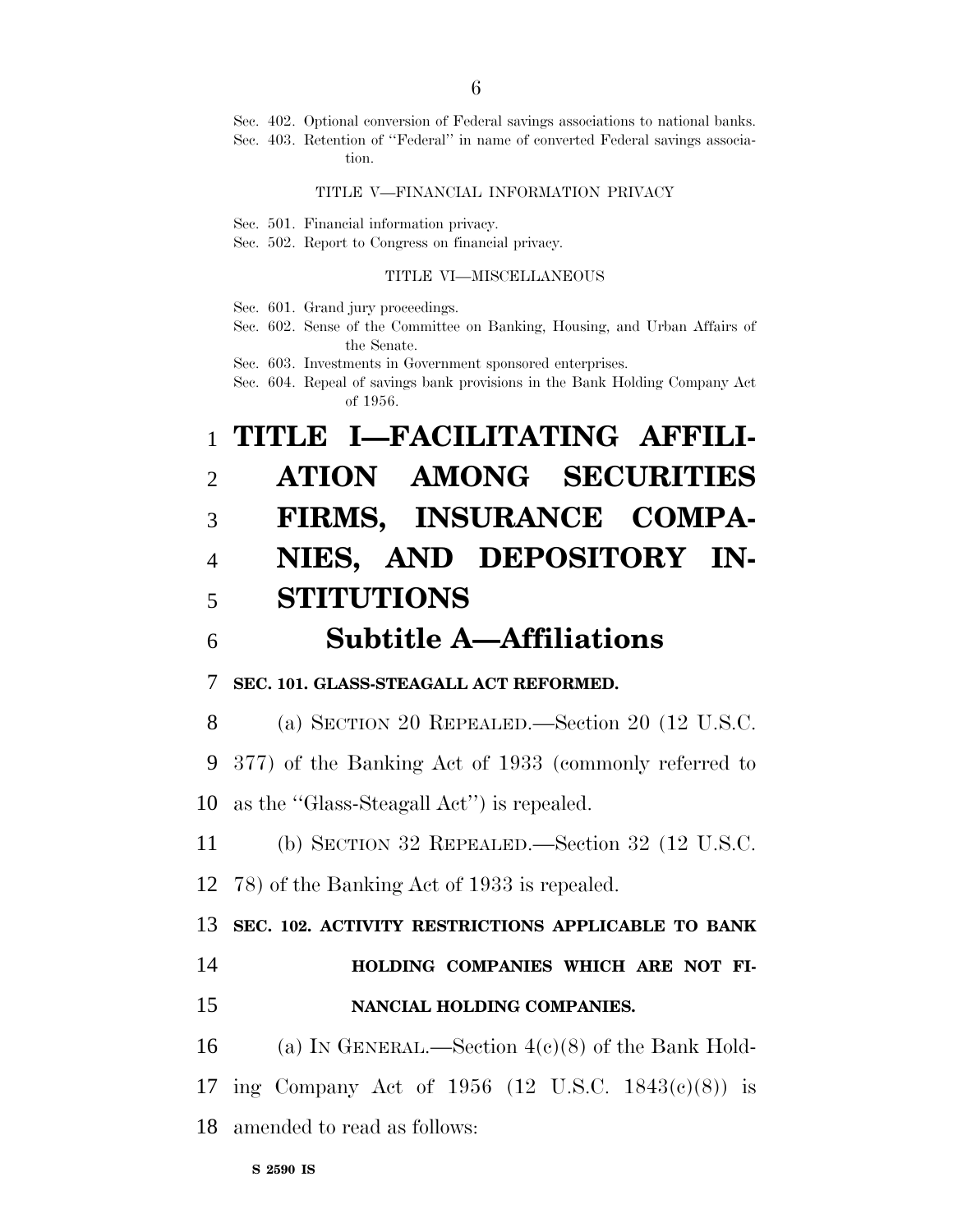Sec. 402. Optional conversion of Federal savings associations to national banks.
Sec. 403. Retention of "Federal" in name of converted Federal savings association.

TITLE V—FINANCIAL INFORMATION PRIVACY

Sec. 501. Financial information privacy.
Sec. 502. Report to Congress on financial privacy.

TITLE VI—MISCELLANEOUS

Sec. 601. Grand jury proceedings.
Sec. 602. Sense of the Committee on Banking, Housing, and Urban Affairs of the Senate.
Sec. 603. Investments in Government sponsored enterprises.
Sec. 604. Repeal of savings bank provisions in the Bank Holding Company Act of 1956.

# TITLE I—FACILITATING AFFILIATION AMONG SECURITIES FIRMS, INSURANCE COMPANIES, AND DEPOSITORY INSTITUTIONS

## Subtitle A—Affiliations

### SEC. 101. GLASS-STEAGALL ACT REFORMED.

(a) SECTION 20 REPEALED.—Section 20 (12 U.S.C. 377) of the Banking Act of 1933 (commonly referred to as the "Glass-Steagall Act") is repealed.

(b) SECTION 32 REPEALED.—Section 32 (12 U.S.C. 78) of the Banking Act of 1933 is repealed.

### SEC. 102. ACTIVITY RESTRICTIONS APPLICABLE TO BANK HOLDING COMPANIES WHICH ARE NOT FINANCIAL HOLDING COMPANIES.

(a) IN GENERAL.—Section 4(c)(8) of the Bank Holding Company Act of 1956 (12 U.S.C. 1843(c)(8)) is amended to read as follows: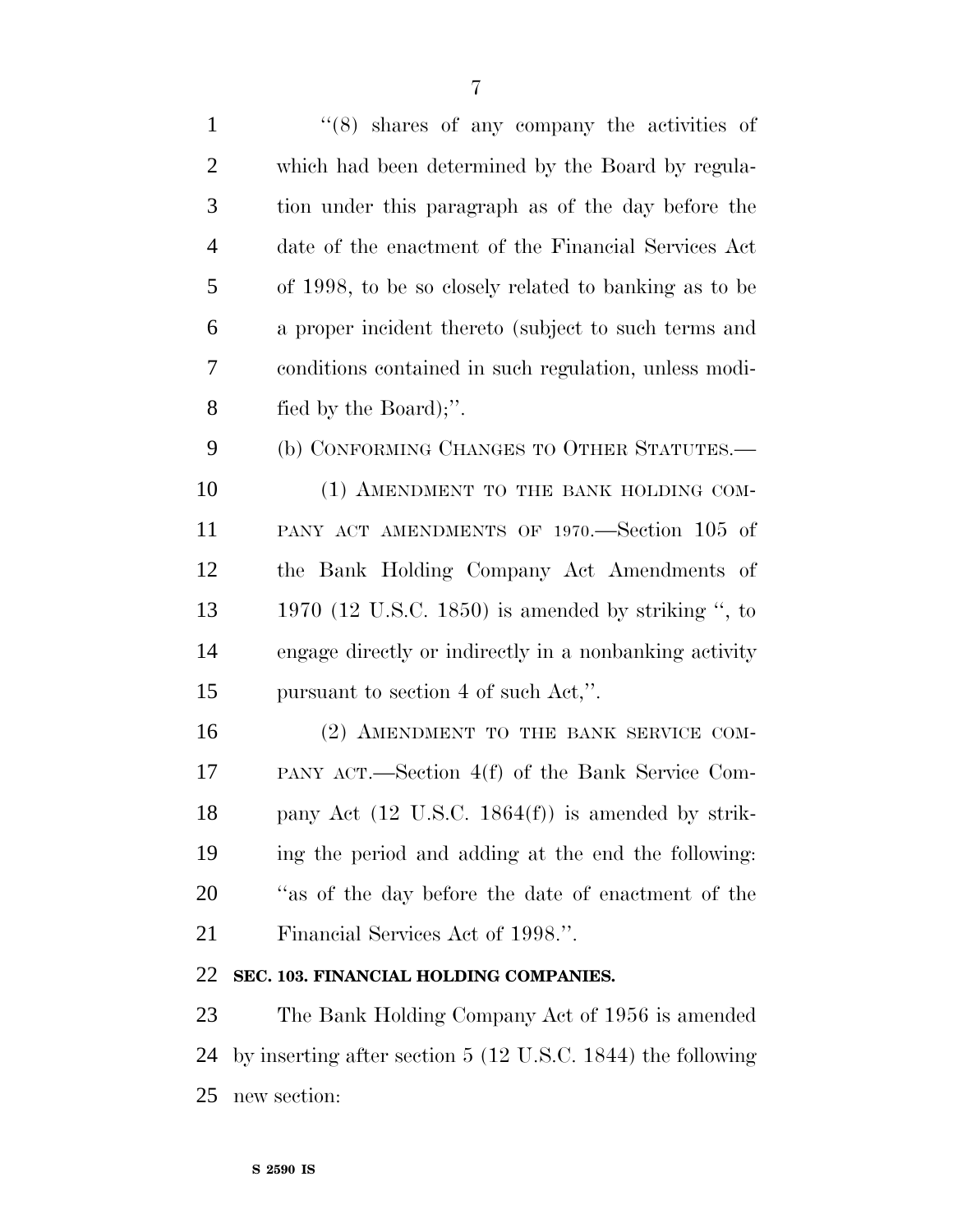''(8) shares of any company the activities of which had been determined by the Board by regulation under this paragraph as of the day before the date of the enactment of the Financial Services Act of 1998, to be so closely related to banking as to be a proper incident thereto (subject to such terms and conditions contained in such regulation, unless modified by the Board);''.

(b) CONFORMING CHANGES TO OTHER STATUTES.—

(1) AMENDMENT TO THE BANK HOLDING COMPANY ACT AMENDMENTS OF 1970.—Section 105 of the Bank Holding Company Act Amendments of 1970 (12 U.S.C. 1850) is amended by striking '', to engage directly or indirectly in a nonbanking activity pursuant to section 4 of such Act,''.

(2) AMENDMENT TO THE BANK SERVICE COMPANY ACT.—Section 4(f) of the Bank Service Company Act (12 U.S.C. 1864(f)) is amended by striking the period and adding at the end the following: ''as of the day before the date of enactment of the Financial Services Act of 1998.''.

**SEC. 103. FINANCIAL HOLDING COMPANIES.**

The Bank Holding Company Act of 1956 is amended by inserting after section 5 (12 U.S.C. 1844) the following new section: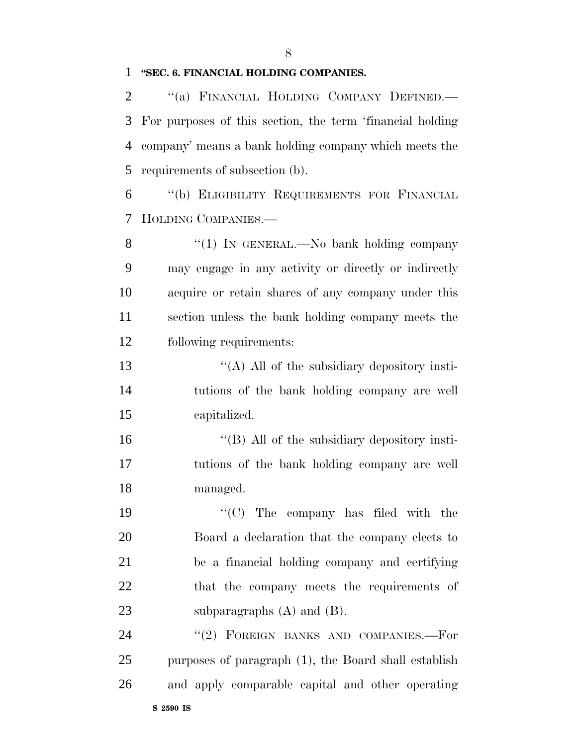**"SEC. 6. FINANCIAL HOLDING COMPANIES.**

"(a) FINANCIAL HOLDING COMPANY DEFINED.—For purposes of this section, the term 'financial holding company' means a bank holding company which meets the requirements of subsection (b).

"(b) ELIGIBILITY REQUIREMENTS FOR FINANCIAL HOLDING COMPANIES.—

"(1) IN GENERAL.—No bank holding company may engage in any activity or directly or indirectly acquire or retain shares of any company under this section unless the bank holding company meets the following requirements:

"(A) All of the subsidiary depository institutions of the bank holding company are well capitalized.

"(B) All of the subsidiary depository institutions of the bank holding company are well managed.

"(C) The company has filed with the Board a declaration that the company elects to be a financial holding company and certifying that the company meets the requirements of subparagraphs (A) and (B).

"(2) FOREIGN BANKS AND COMPANIES.—For purposes of paragraph (1), the Board shall establish and apply comparable capital and other operating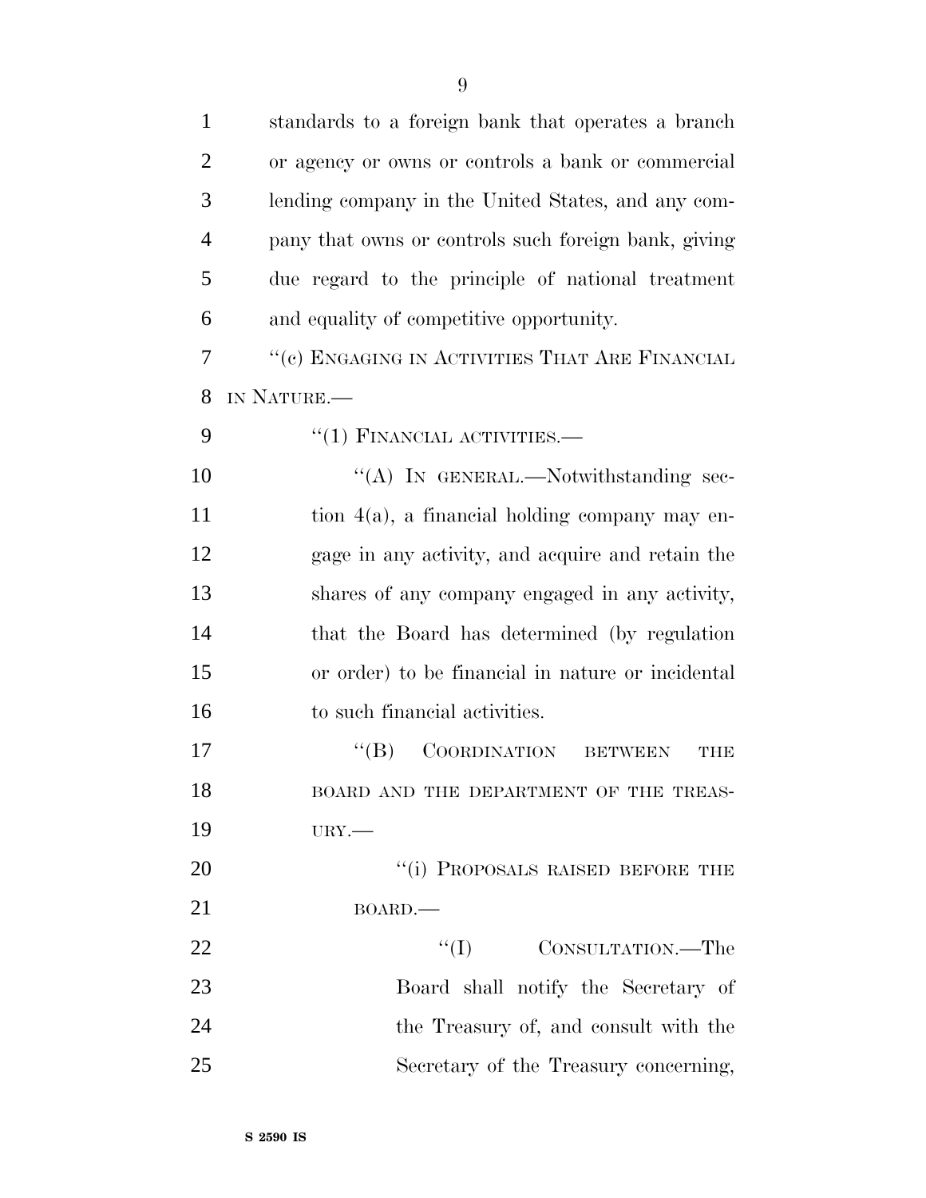standards to a foreign bank that operates a branch or agency or owns or controls a bank or commercial lending company in the United States, and any company that owns or controls such foreign bank, giving due regard to the principle of national treatment and equality of competitive opportunity.

"(c) ENGAGING IN ACTIVITIES THAT ARE FINANCIAL IN NATURE.—

"(1) FINANCIAL ACTIVITIES.—

"(A) IN GENERAL.—Notwithstanding section 4(a), a financial holding company may engage in any activity, and acquire and retain the shares of any company engaged in any activity, that the Board has determined (by regulation or order) to be financial in nature or incidental to such financial activities.

"(B) COORDINATION BETWEEN THE BOARD AND THE DEPARTMENT OF THE TREASURY.—

"(i) PROPOSALS RAISED BEFORE THE BOARD.—

"(I) CONSULTATION.—The Board shall notify the Secretary of the Treasury of, and consult with the Secretary of the Treasury concerning,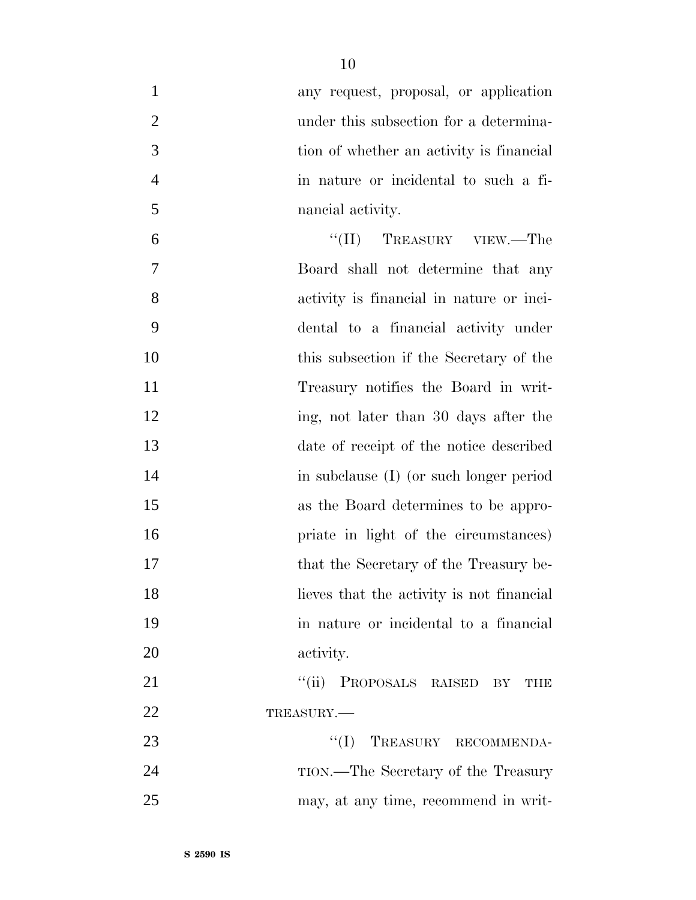any request, proposal, or application under this subsection for a determination of whether an activity is financial in nature or incidental to such a financial activity.

"(II) TREASURY VIEW.—The Board shall not determine that any activity is financial in nature or incidental to a financial activity under this subsection if the Secretary of the Treasury notifies the Board in writing, not later than 30 days after the date of receipt of the notice described in subclause (I) (or such longer period as the Board determines to be appropriate in light of the circumstances) that the Secretary of the Treasury believes that the activity is not financial in nature or incidental to a financial activity.

"(ii) PROPOSALS RAISED BY THE TREASURY.—

"(I) TREASURY RECOMMENDATION.—The Secretary of the Treasury may, at any time, recommend in writ-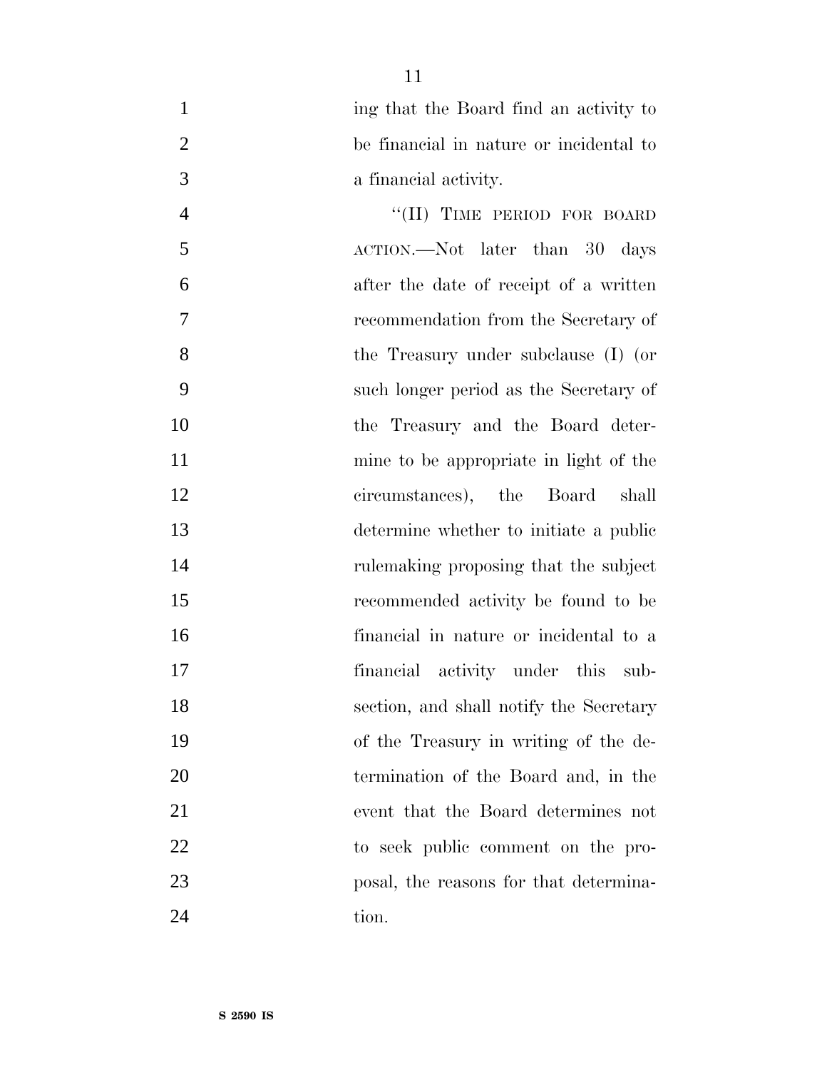ing that the Board find an activity to be financial in nature or incidental to a financial activity.

"(II) TIME PERIOD FOR BOARD ACTION.—Not later than 30 days after the date of receipt of a written recommendation from the Secretary of the Treasury under subclause (I) (or such longer period as the Secretary of the Treasury and the Board determine to be appropriate in light of the circumstances), the Board shall determine whether to initiate a public rulemaking proposing that the subject recommended activity be found to be financial in nature or incidental to a financial activity under this subsection, and shall notify the Secretary of the Treasury in writing of the determination of the Board and, in the event that the Board determines not to seek public comment on the proposal, the reasons for that determination.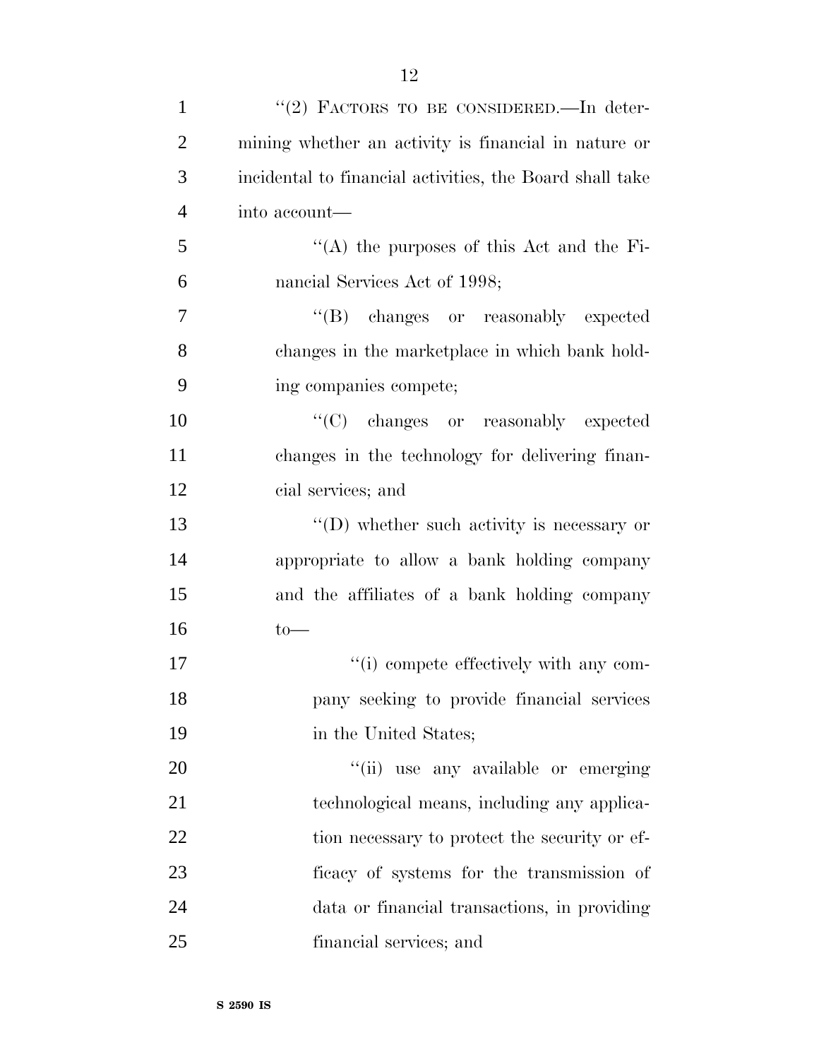"(2) FACTORS TO BE CONSIDERED.—In determining whether an activity is financial in nature or incidental to financial activities, the Board shall take into account—

"(A) the purposes of this Act and the Financial Services Act of 1998;

"(B) changes or reasonably expected changes in the marketplace in which bank holding companies compete;

"(C) changes or reasonably expected changes in the technology for delivering financial services; and

"(D) whether such activity is necessary or appropriate to allow a bank holding company and the affiliates of a bank holding company to—

"(i) compete effectively with any company seeking to provide financial services in the United States;

"(ii) use any available or emerging technological means, including any application necessary to protect the security or efficacy of systems for the transmission of data or financial transactions, in providing financial services; and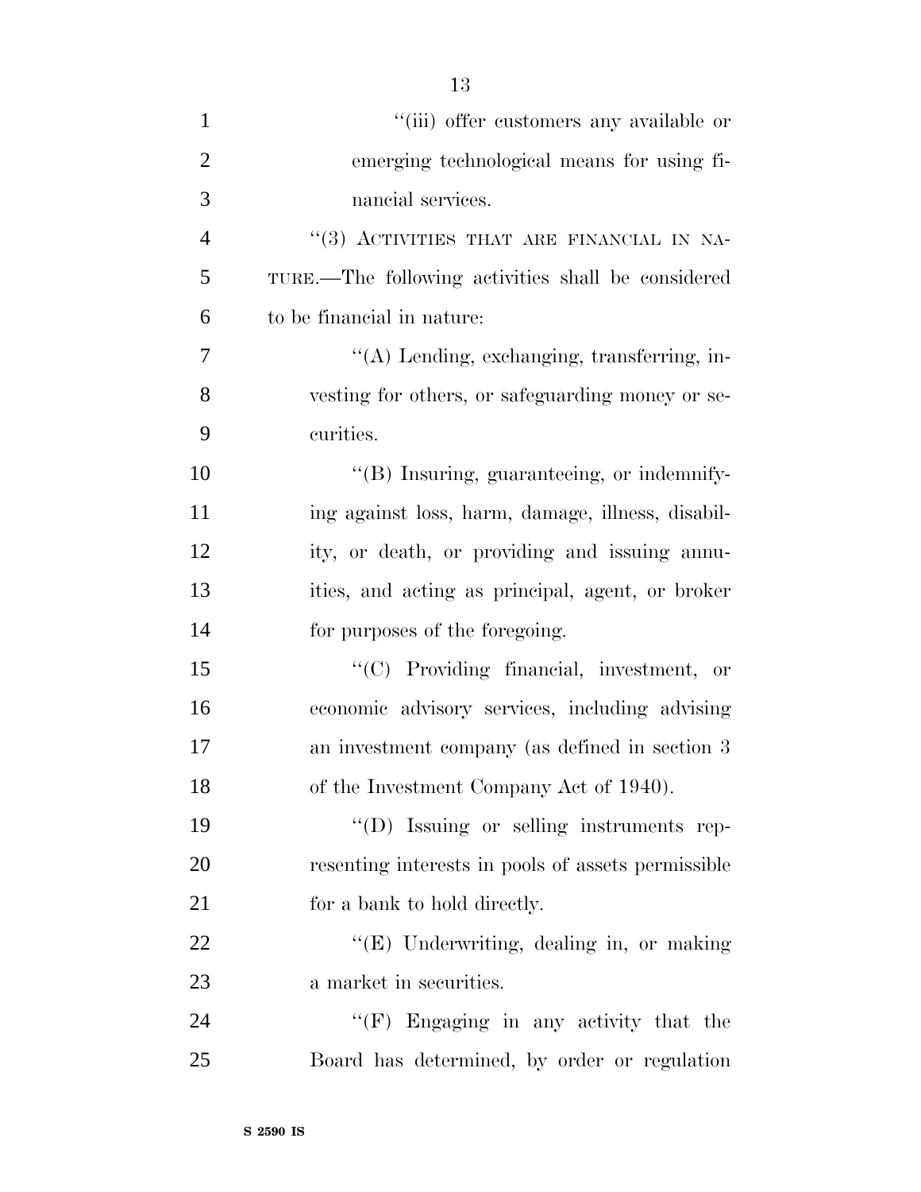''(iii) offer customers any available or emerging technological means for using financial services.

''(3) ACTIVITIES THAT ARE FINANCIAL IN NATURE.—The following activities shall be considered to be financial in nature:

''(A) Lending, exchanging, transferring, investing for others, or safeguarding money or securities.

''(B) Insuring, guaranteeing, or indemnifying against loss, harm, damage, illness, disability, or death, or providing and issuing annuities, and acting as principal, agent, or broker for purposes of the foregoing.

''(C) Providing financial, investment, or economic advisory services, including advising an investment company (as defined in section 3 of the Investment Company Act of 1940).

''(D) Issuing or selling instruments representing interests in pools of assets permissible for a bank to hold directly.

''(E) Underwriting, dealing in, or making a market in securities.

''(F) Engaging in any activity that the Board has determined, by order or regulation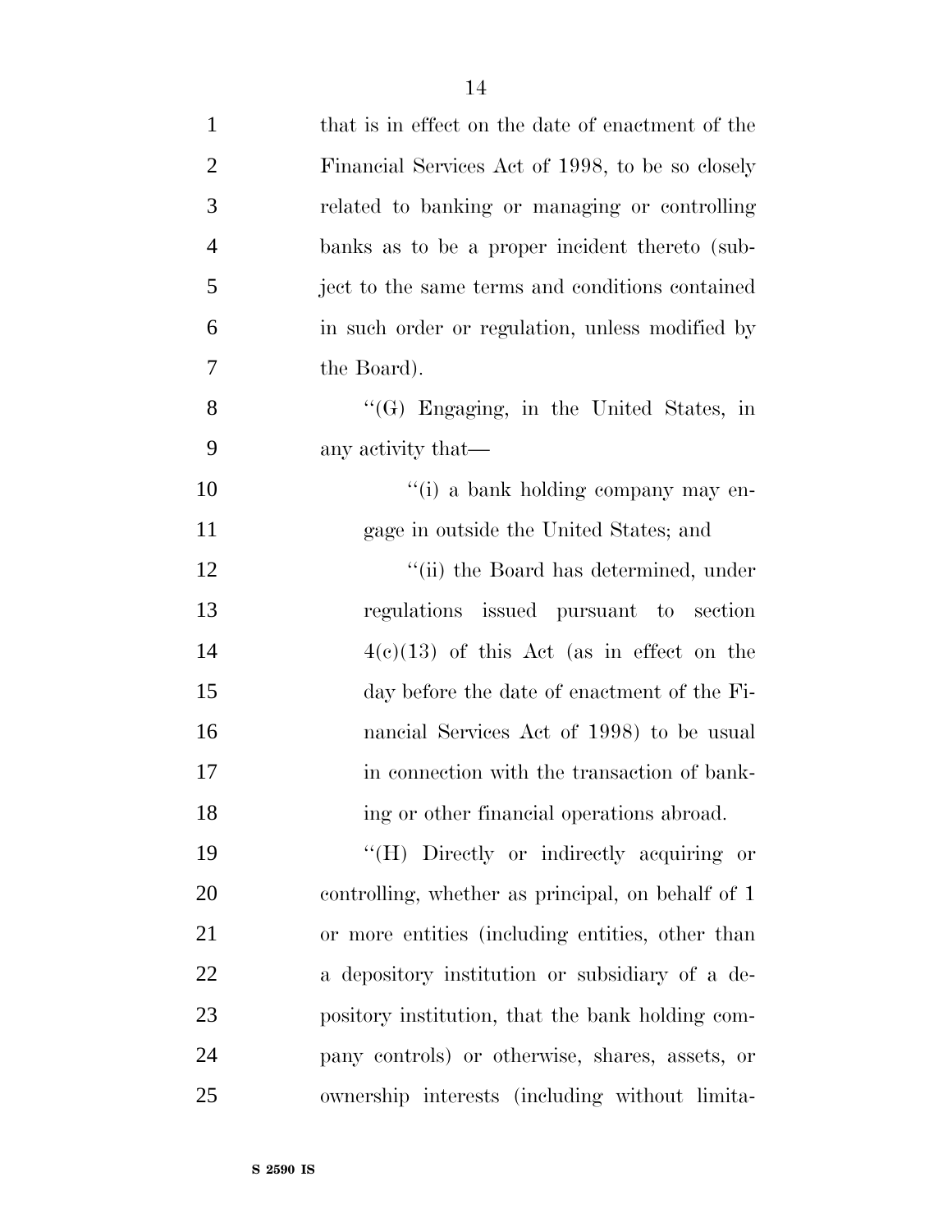that is in effect on the date of enactment of the Financial Services Act of 1998, to be so closely related to banking or managing or controlling banks as to be a proper incident thereto (subject to the same terms and conditions contained in such order or regulation, unless modified by the Board).

''(G) Engaging, in the United States, in any activity that—

''(i) a bank holding company may engage in outside the United States; and

''(ii) the Board has determined, under regulations issued pursuant to section 4(c)(13) of this Act (as in effect on the day before the date of enactment of the Financial Services Act of 1998) to be usual in connection with the transaction of banking or other financial operations abroad.

''(H) Directly or indirectly acquiring or controlling, whether as principal, on behalf of 1 or more entities (including entities, other than a depository institution or subsidiary of a depository institution, that the bank holding company controls) or otherwise, shares, assets, or ownership interests (including without limita-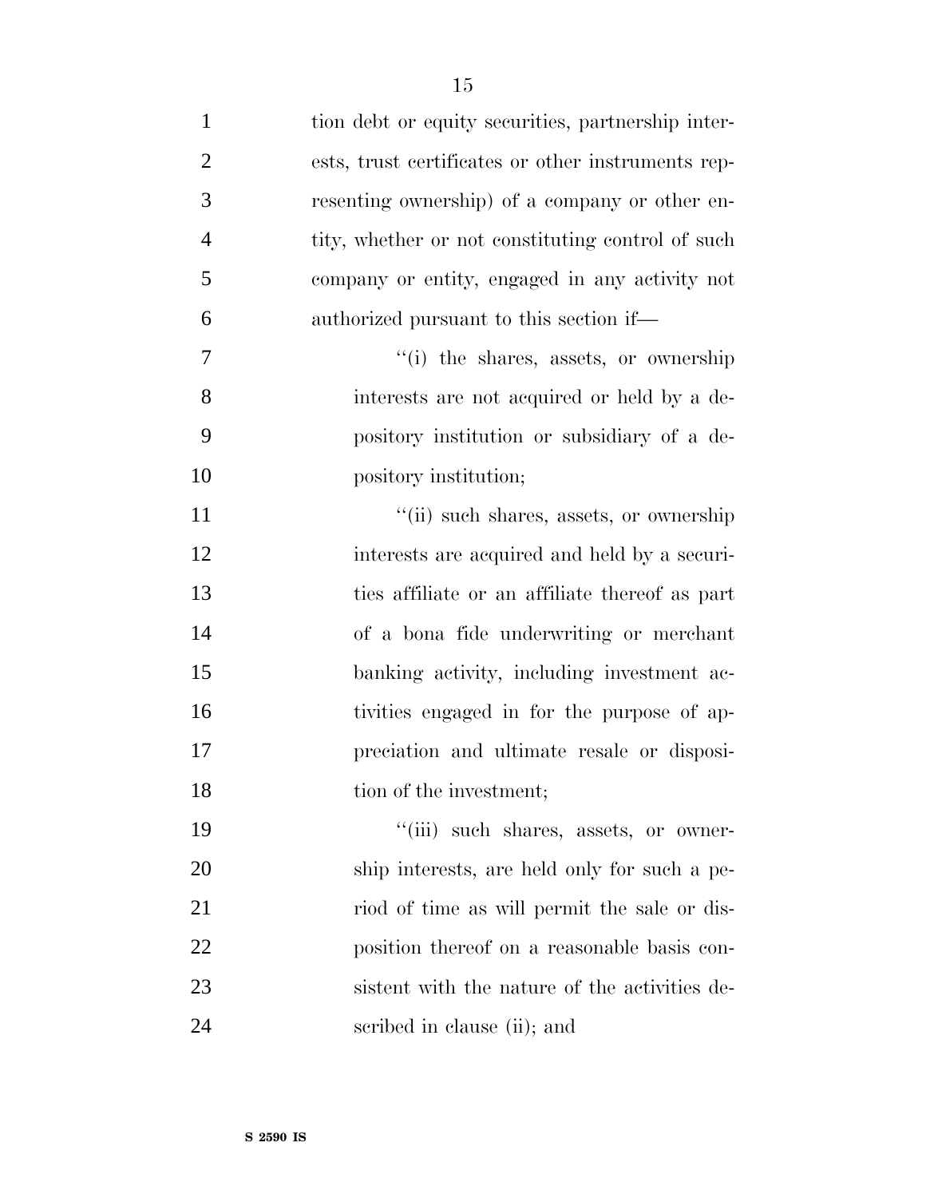tion debt or equity securities, partnership interests, trust certificates or other instruments representing ownership) of a company or other entity, whether or not constituting control of such company or entity, engaged in any activity not authorized pursuant to this section if—

''(i) the shares, assets, or ownership interests are not acquired or held by a depository institution or subsidiary of a depository institution;

''(ii) such shares, assets, or ownership interests are acquired and held by a securities affiliate or an affiliate thereof as part of a bona fide underwriting or merchant banking activity, including investment activities engaged in for the purpose of appreciation and ultimate resale or disposition of the investment;

''(iii) such shares, assets, or ownership interests, are held only for such a period of time as will permit the sale or disposition thereof on a reasonable basis consistent with the nature of the activities described in clause (ii); and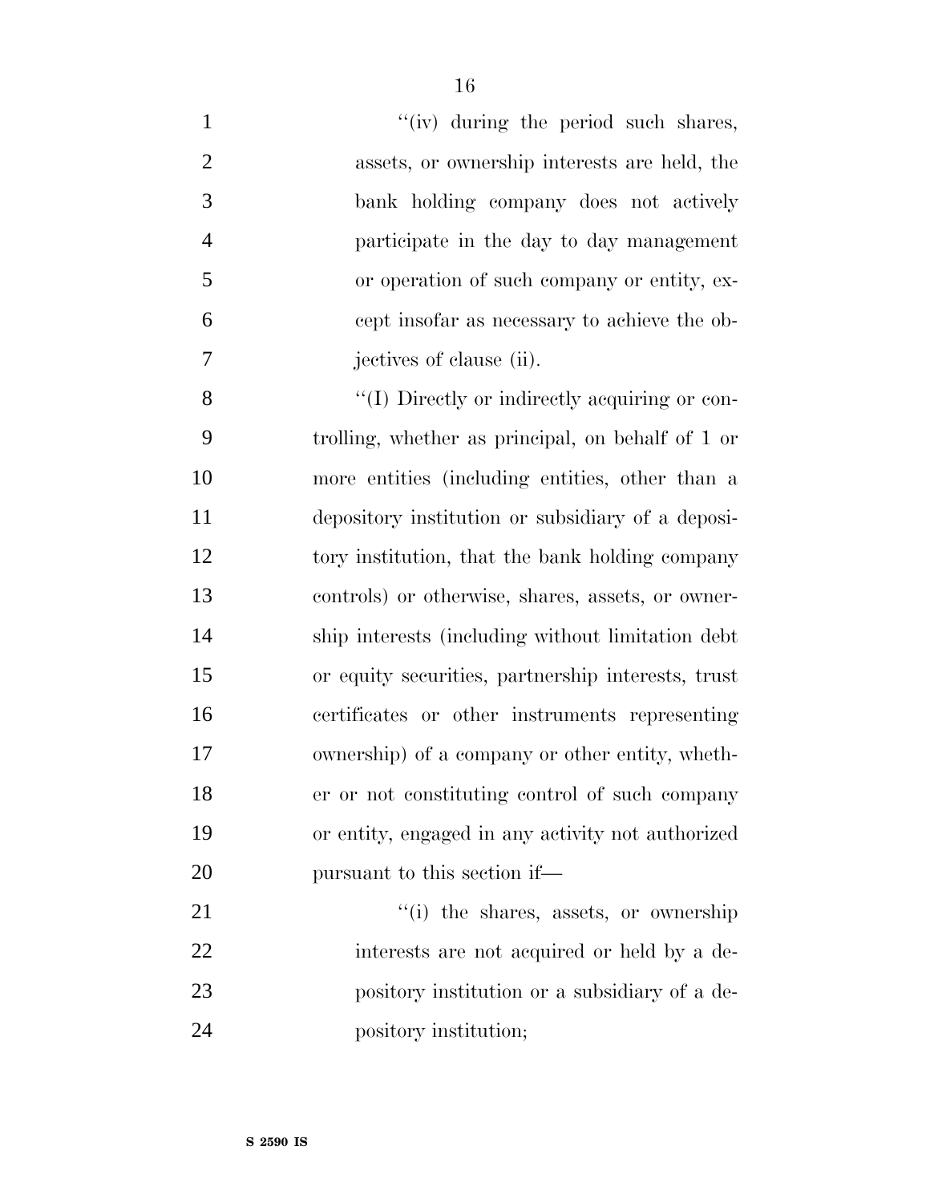''(iv) during the period such shares, assets, or ownership interests are held, the bank holding company does not actively participate in the day to day management or operation of such company or entity, except insofar as necessary to achieve the objectives of clause (ii).

''(I) Directly or indirectly acquiring or controlling, whether as principal, on behalf of 1 or more entities (including entities, other than a depository institution or subsidiary of a depository institution, that the bank holding company controls) or otherwise, shares, assets, or ownership interests (including without limitation debt or equity securities, partnership interests, trust certificates or other instruments representing ownership) of a company or other entity, whether or not constituting control of such company or entity, engaged in any activity not authorized pursuant to this section if—

''(i) the shares, assets, or ownership interests are not acquired or held by a depository institution or a subsidiary of a depository institution;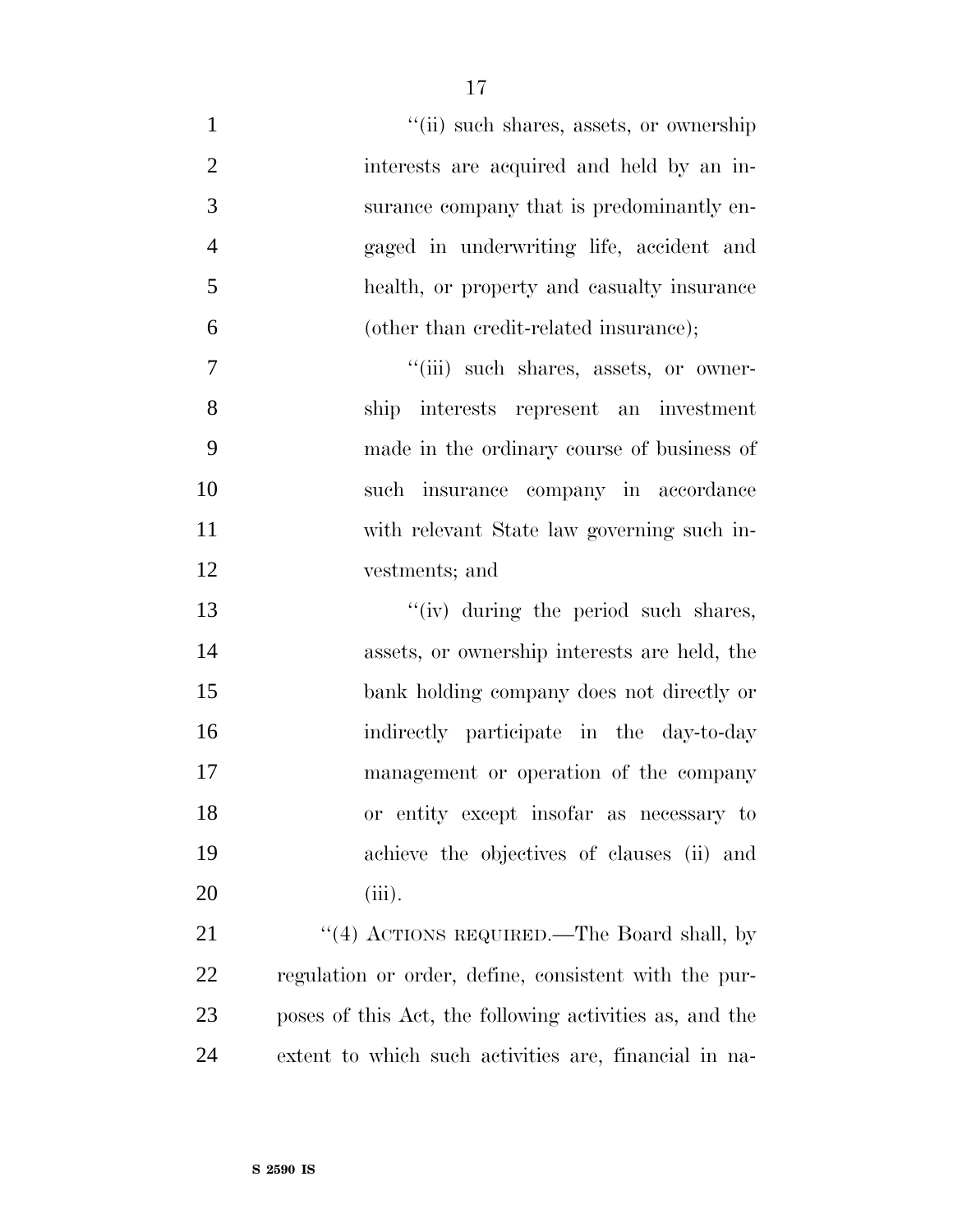''(ii) such shares, assets, or ownership interests are acquired and held by an insurance company that is predominantly engaged in underwriting life, accident and health, or property and casualty insurance (other than credit-related insurance);

''(iii) such shares, assets, or ownership interests represent an investment made in the ordinary course of business of such insurance company in accordance with relevant State law governing such investments; and

''(iv) during the period such shares, assets, or ownership interests are held, the bank holding company does not directly or indirectly participate in the day-to-day management or operation of the company or entity except insofar as necessary to achieve the objectives of clauses (ii) and (iii).

''(4) ACTIONS REQUIRED.—The Board shall, by regulation or order, define, consistent with the purposes of this Act, the following activities as, and the extent to which such activities are, financial in na-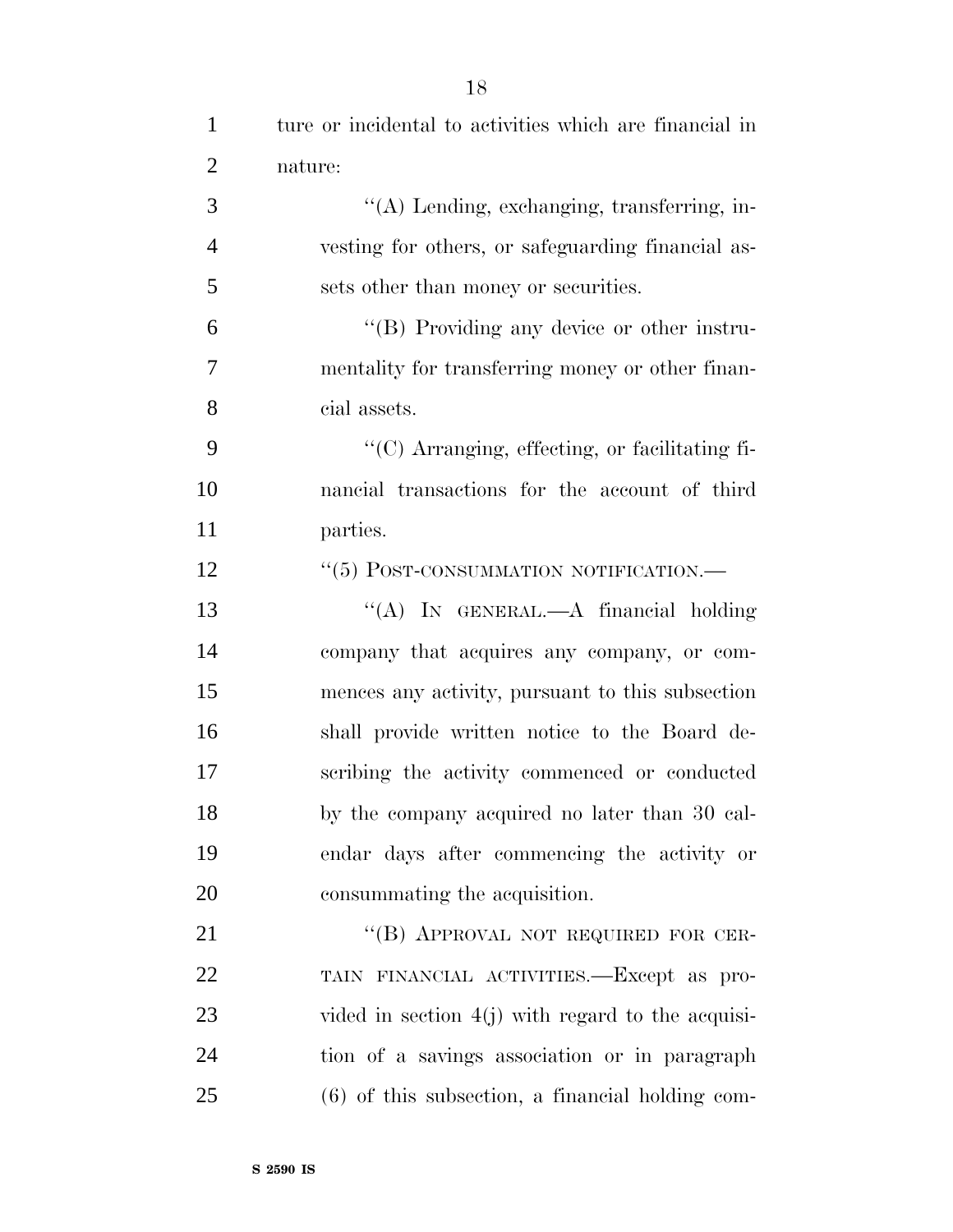ture or incidental to activities which are financial in nature:

"(A) Lending, exchanging, transferring, investing for others, or safeguarding financial assets other than money or securities.

"(B) Providing any device or other instrumentality for transferring money or other financial assets.

"(C) Arranging, effecting, or facilitating financial transactions for the account of third parties.

"(5) POST-CONSUMMATION NOTIFICATION.—

"(A) IN GENERAL.—A financial holding company that acquires any company, or commences any activity, pursuant to this subsection shall provide written notice to the Board describing the activity commenced or conducted by the company acquired no later than 30 calendar days after commencing the activity or consummating the acquisition.

"(B) APPROVAL NOT REQUIRED FOR CERTAIN FINANCIAL ACTIVITIES.—Except as provided in section 4(j) with regard to the acquisition of a savings association or in paragraph (6) of this subsection, a financial holding com-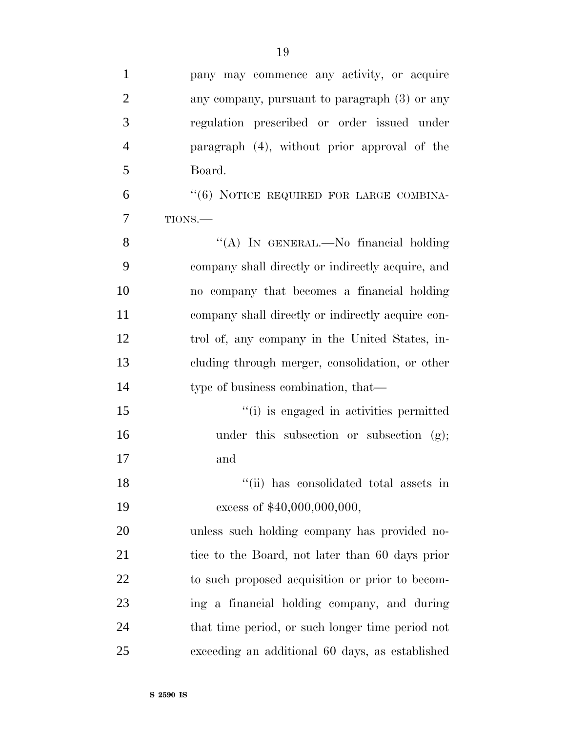pany may commence any activity, or acquire any company, pursuant to paragraph (3) or any regulation prescribed or order issued under paragraph (4), without prior approval of the Board.

''(6) NOTICE REQUIRED FOR LARGE COMBINATIONS.—

''(A) IN GENERAL.—No financial holding company shall directly or indirectly acquire, and no company that becomes a financial holding company shall directly or indirectly acquire control of, any company in the United States, including through merger, consolidation, or other type of business combination, that—

''(i) is engaged in activities permitted under this subsection or subsection (g); and

''(ii) has consolidated total assets in excess of $40,000,000,000,

unless such holding company has provided notice to the Board, not later than 60 days prior to such proposed acquisition or prior to becoming a financial holding company, and during that time period, or such longer time period not exceeding an additional 60 days, as established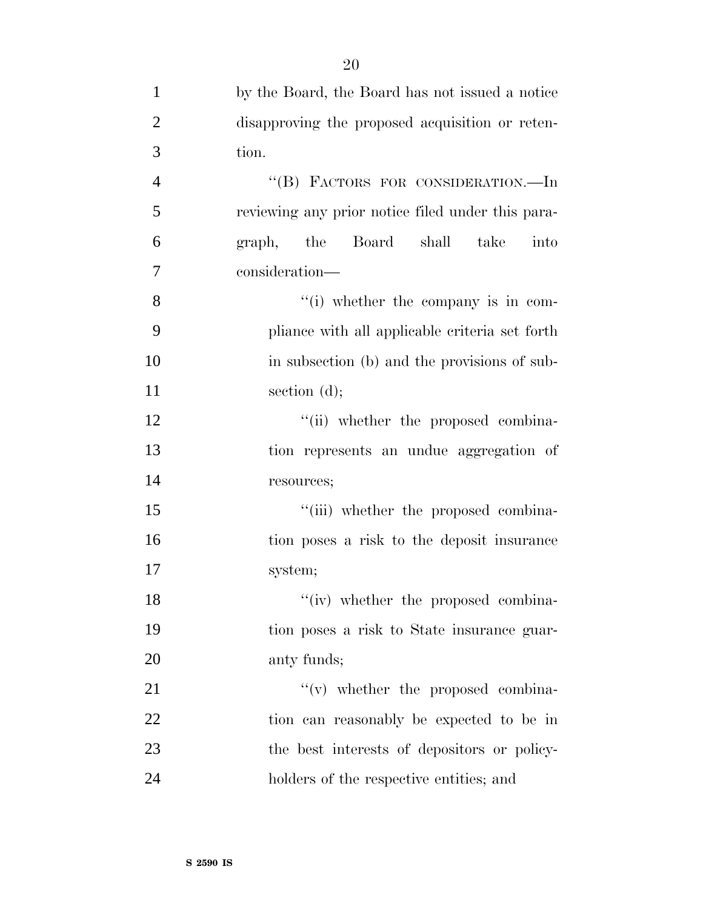by the Board, the Board has not issued a notice disapproving the proposed acquisition or retention.

"(B) FACTORS FOR CONSIDERATION.—In reviewing any prior notice filed under this paragraph, the Board shall take into consideration—

"(i) whether the company is in compliance with all applicable criteria set forth in subsection (b) and the provisions of subsection (d);

"(ii) whether the proposed combination represents an undue aggregation of resources;

"(iii) whether the proposed combination poses a risk to the deposit insurance system;

"(iv) whether the proposed combination poses a risk to State insurance guaranty funds;

"(v) whether the proposed combination can reasonably be expected to be in the best interests of depositors or policyholders of the respective entities; and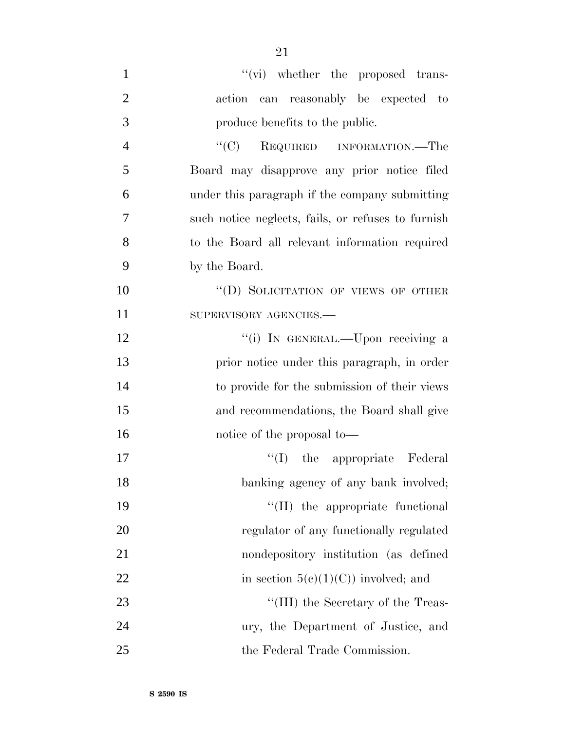''(vi) whether the proposed transaction can reasonably be expected to produce benefits to the public.

''(C) REQUIRED INFORMATION.—The Board may disapprove any prior notice filed under this paragraph if the company submitting such notice neglects, fails, or refuses to furnish to the Board all relevant information required by the Board.

''(D) SOLICITATION OF VIEWS OF OTHER SUPERVISORY AGENCIES.—

''(i) IN GENERAL.—Upon receiving a prior notice under this paragraph, in order to provide for the submission of their views and recommendations, the Board shall give notice of the proposal to—

''(I) the appropriate Federal banking agency of any bank involved;

''(II) the appropriate functional regulator of any functionally regulated nondepository institution (as defined in section 5(c)(1)(C)) involved; and

''(III) the Secretary of the Treasury, the Department of Justice, and the Federal Trade Commission.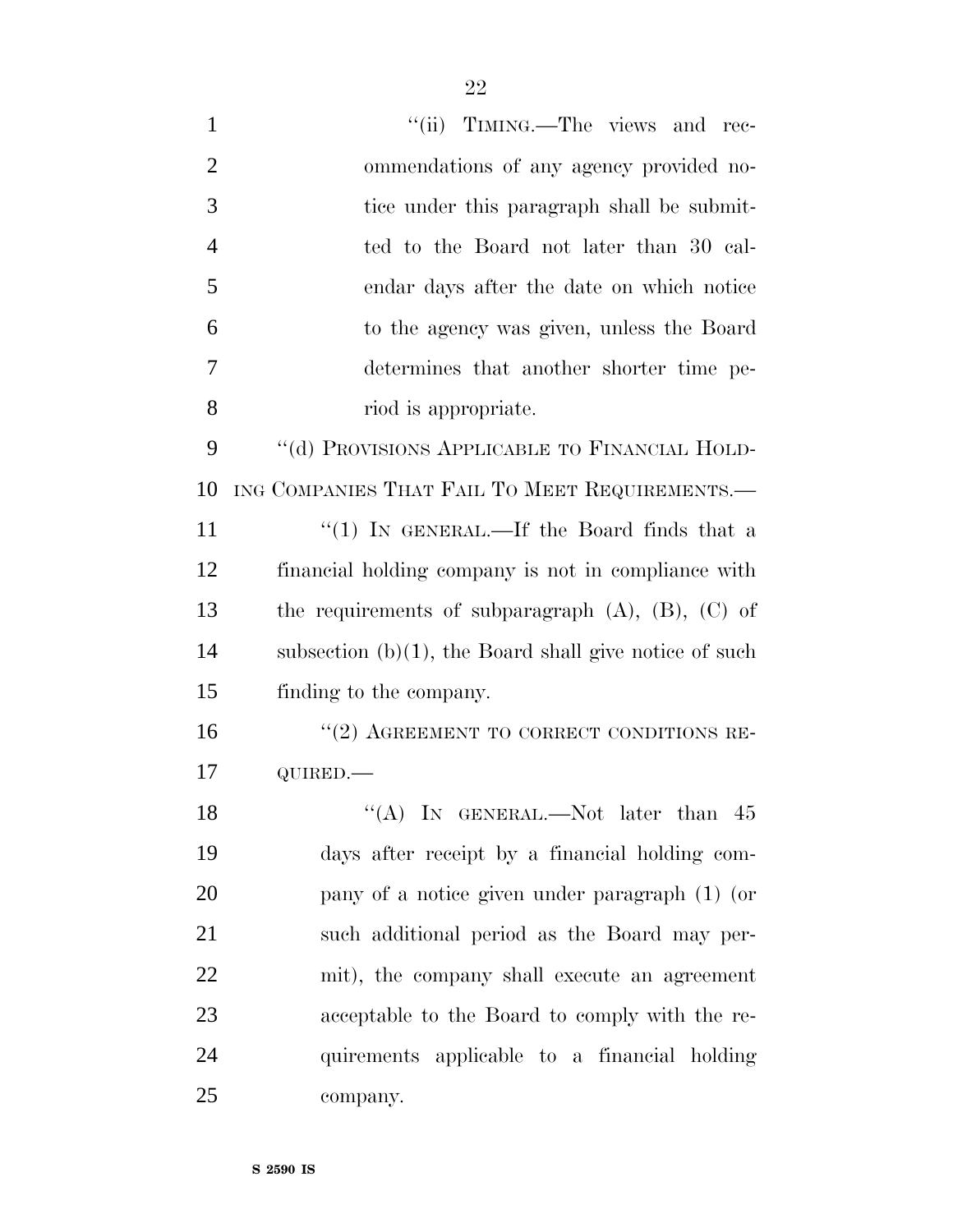"(ii) TIMING.—The views and recommendations of any agency provided notice under this paragraph shall be submitted to the Board not later than 30 calendar days after the date on which notice to the agency was given, unless the Board determines that another shorter time period is appropriate.

"(d) PROVISIONS APPLICABLE TO FINANCIAL HOLDING COMPANIES THAT FAIL TO MEET REQUIREMENTS.—

"(1) IN GENERAL.—If the Board finds that a financial holding company is not in compliance with the requirements of subparagraph (A), (B), (C) of subsection (b)(1), the Board shall give notice of such finding to the company.

"(2) AGREEMENT TO CORRECT CONDITIONS REQUIRED.—

"(A) IN GENERAL.—Not later than 45 days after receipt by a financial holding company of a notice given under paragraph (1) (or such additional period as the Board may permit), the company shall execute an agreement acceptable to the Board to comply with the requirements applicable to a financial holding company.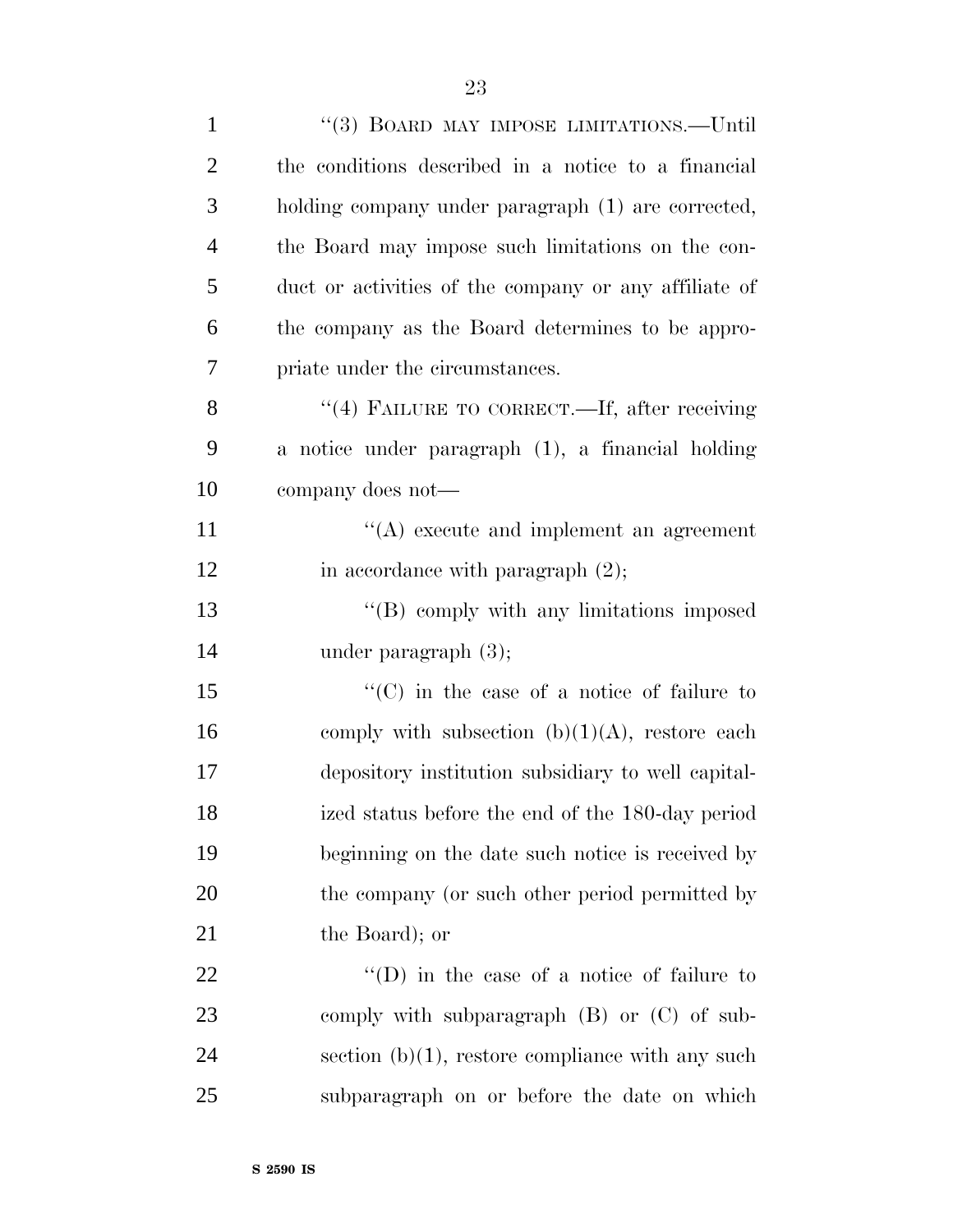''(3) BOARD MAY IMPOSE LIMITATIONS.—Until the conditions described in a notice to a financial holding company under paragraph (1) are corrected, the Board may impose such limitations on the conduct or activities of the company or any affiliate of the company as the Board determines to be appropriate under the circumstances.

''(4) FAILURE TO CORRECT.—If, after receiving a notice under paragraph (1), a financial holding company does not—

''(A) execute and implement an agreement in accordance with paragraph (2);

''(B) comply with any limitations imposed under paragraph (3);

''(C) in the case of a notice of failure to comply with subsection (b)(1)(A), restore each depository institution subsidiary to well capitalized status before the end of the 180-day period beginning on the date such notice is received by the company (or such other period permitted by the Board); or

''(D) in the case of a notice of failure to comply with subparagraph (B) or (C) of subsection (b)(1), restore compliance with any such subparagraph on or before the date on which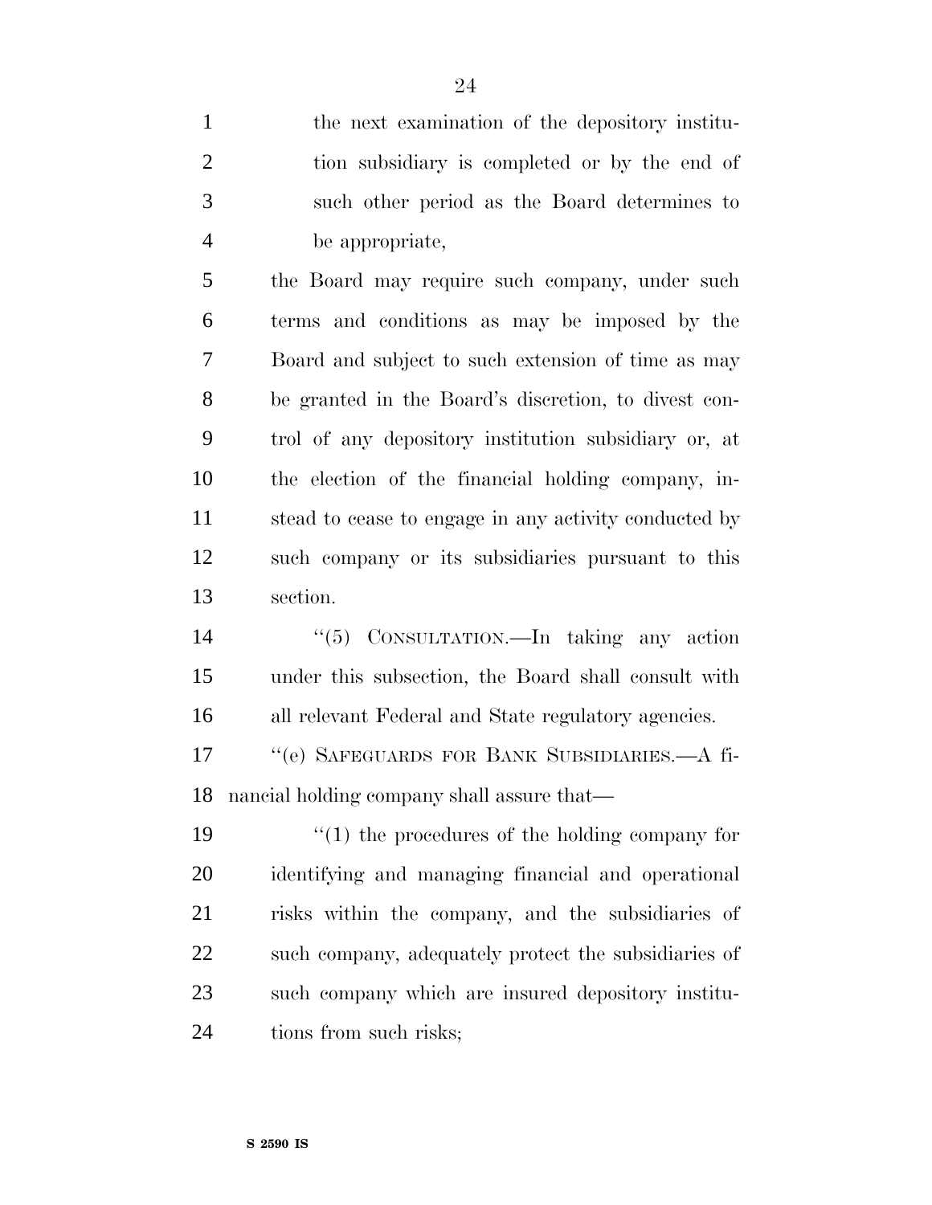the next examination of the depository institution subsidiary is completed or by the end of such other period as the Board determines to be appropriate,

the Board may require such company, under such terms and conditions as may be imposed by the Board and subject to such extension of time as may be granted in the Board's discretion, to divest control of any depository institution subsidiary or, at the election of the financial holding company, instead to cease to engage in any activity conducted by such company or its subsidiaries pursuant to this section.

"(5) CONSULTATION.—In taking any action under this subsection, the Board shall consult with all relevant Federal and State regulatory agencies.

"(e) SAFEGUARDS FOR BANK SUBSIDIARIES.—A financial holding company shall assure that—

"(1) the procedures of the holding company for identifying and managing financial and operational risks within the company, and the subsidiaries of such company, adequately protect the subsidiaries of such company which are insured depository institutions from such risks;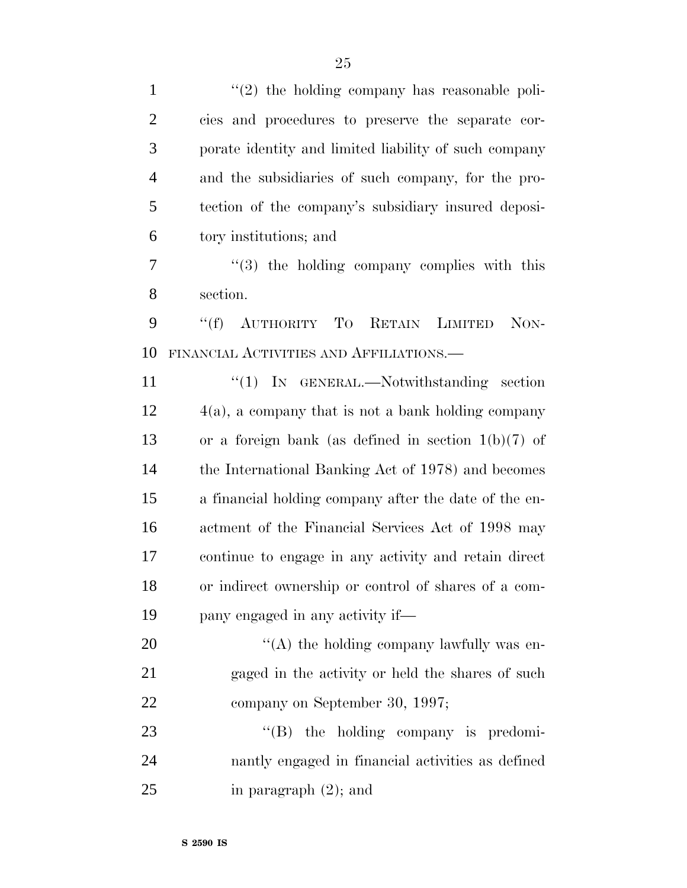"(2) the holding company has reasonable policies and procedures to preserve the separate corporate identity and limited liability of such company and the subsidiaries of such company, for the protection of the company's subsidiary insured depository institutions; and

"(3) the holding company complies with this section.

"(f) AUTHORITY TO RETAIN LIMITED NONFINANCIAL ACTIVITIES AND AFFILIATIONS.—

"(1) IN GENERAL.—Notwithstanding section 4(a), a company that is not a bank holding company or a foreign bank (as defined in section 1(b)(7) of the International Banking Act of 1978) and becomes a financial holding company after the date of the enactment of the Financial Services Act of 1998 may continue to engage in any activity and retain direct or indirect ownership or control of shares of a company engaged in any activity if—

"(A) the holding company lawfully was engaged in the activity or held the shares of such company on September 30, 1997;

"(B) the holding company is predominantly engaged in financial activities as defined in paragraph (2); and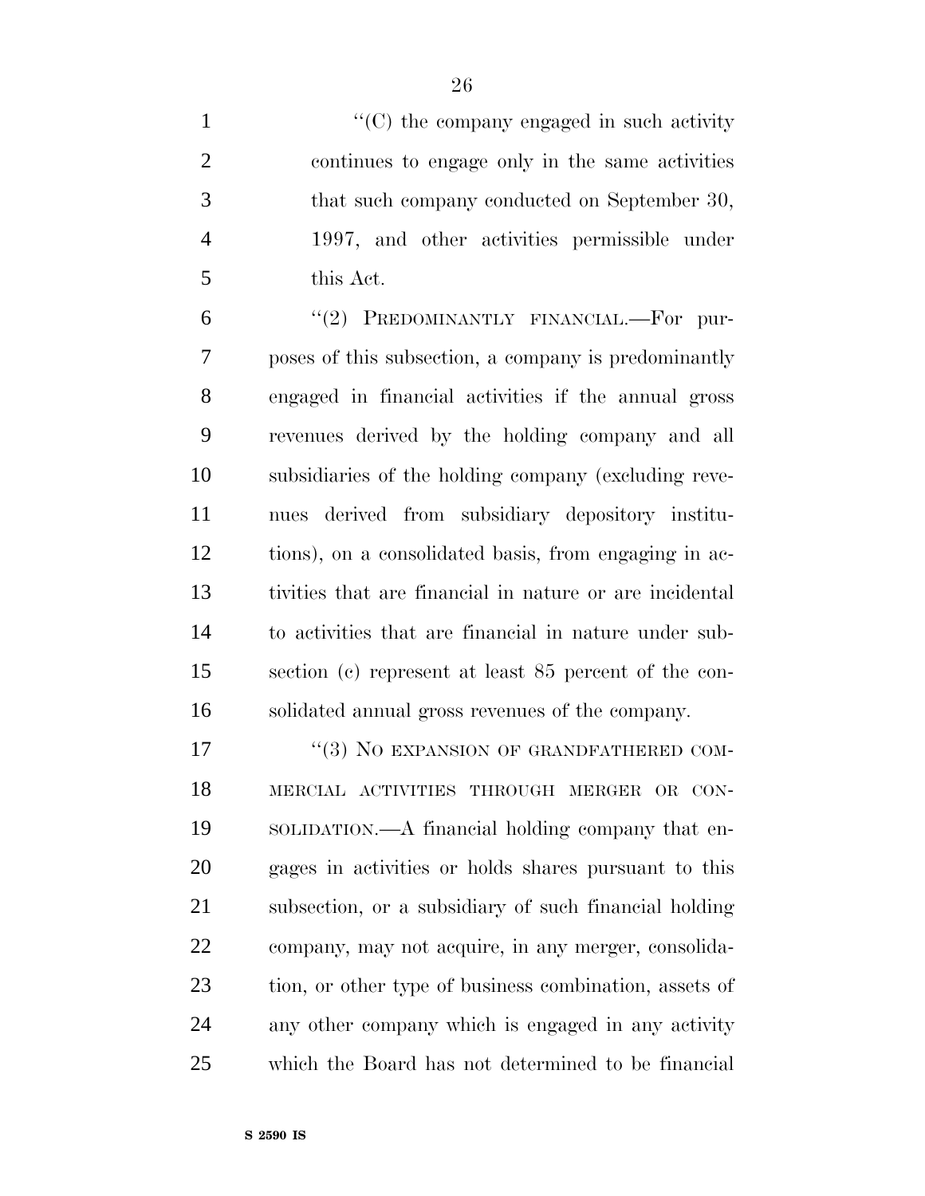''(C) the company engaged in such activity continues to engage only in the same activities that such company conducted on September 30, 1997, and other activities permissible under this Act.

''(2) PREDOMINANTLY FINANCIAL.—For purposes of this subsection, a company is predominantly engaged in financial activities if the annual gross revenues derived by the holding company and all subsidiaries of the holding company (excluding revenues derived from subsidiary depository institutions), on a consolidated basis, from engaging in activities that are financial in nature or are incidental to activities that are financial in nature under subsection (c) represent at least 85 percent of the consolidated annual gross revenues of the company.

''(3) NO EXPANSION OF GRANDFATHERED COMMERCIAL ACTIVITIES THROUGH MERGER OR CONSOLIDATION.—A financial holding company that engages in activities or holds shares pursuant to this subsection, or a subsidiary of such financial holding company, may not acquire, in any merger, consolidation, or other type of business combination, assets of any other company which is engaged in any activity which the Board has not determined to be financial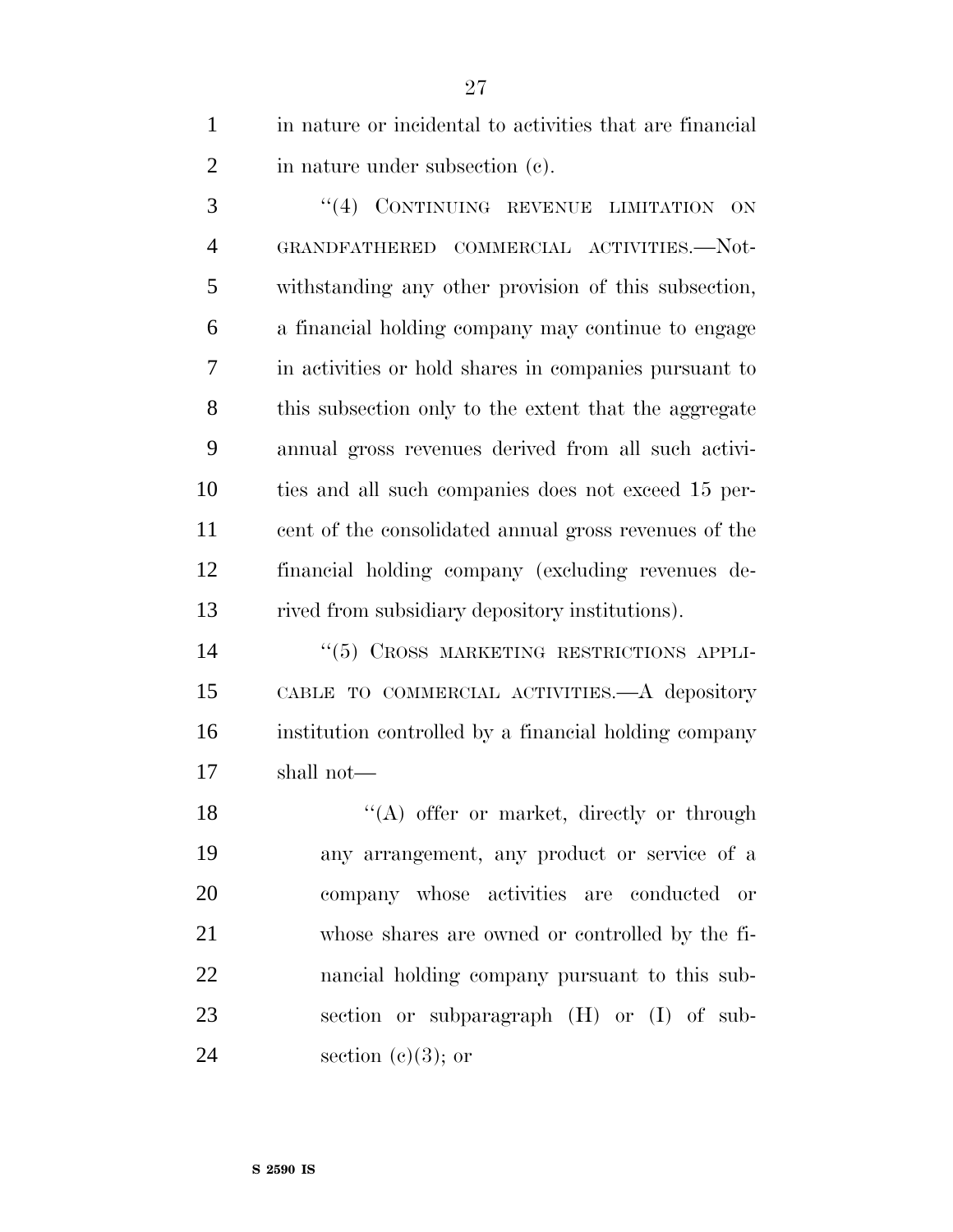in nature or incidental to activities that are financial in nature under subsection (c).

"(4) CONTINUING REVENUE LIMITATION ON GRANDFATHERED COMMERCIAL ACTIVITIES.—Notwithstanding any other provision of this subsection, a financial holding company may continue to engage in activities or hold shares in companies pursuant to this subsection only to the extent that the aggregate annual gross revenues derived from all such activities and all such companies does not exceed 15 percent of the consolidated annual gross revenues of the financial holding company (excluding revenues derived from subsidiary depository institutions).

"(5) CROSS MARKETING RESTRICTIONS APPLICABLE TO COMMERCIAL ACTIVITIES.—A depository institution controlled by a financial holding company shall not—

"(A) offer or market, directly or through any arrangement, any product or service of a company whose activities are conducted or whose shares are owned or controlled by the financial holding company pursuant to this subsection or subparagraph (H) or (I) of subsection (c)(3); or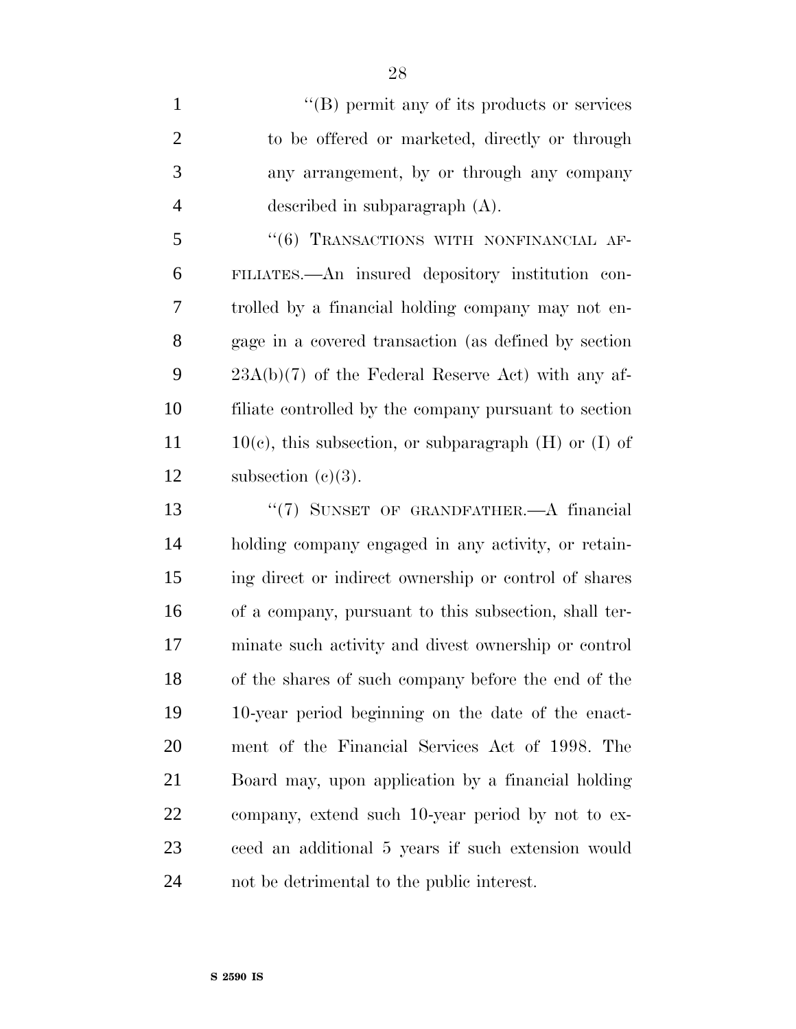''(B) permit any of its products or services to be offered or marketed, directly or through any arrangement, by or through any company described in subparagraph (A).

''(6) TRANSACTIONS WITH NONFINANCIAL AFFILIATES.—An insured depository institution controlled by a financial holding company may not engage in a covered transaction (as defined by section 23A(b)(7) of the Federal Reserve Act) with any affiliate controlled by the company pursuant to section 10(c), this subsection, or subparagraph (H) or (I) of subsection (c)(3).

''(7) SUNSET OF GRANDFATHER.—A financial holding company engaged in any activity, or retaining direct or indirect ownership or control of shares of a company, pursuant to this subsection, shall terminate such activity and divest ownership or control of the shares of such company before the end of the 10-year period beginning on the date of the enactment of the Financial Services Act of 1998. The Board may, upon application by a financial holding company, extend such 10-year period by not to exceed an additional 5 years if such extension would not be detrimental to the public interest.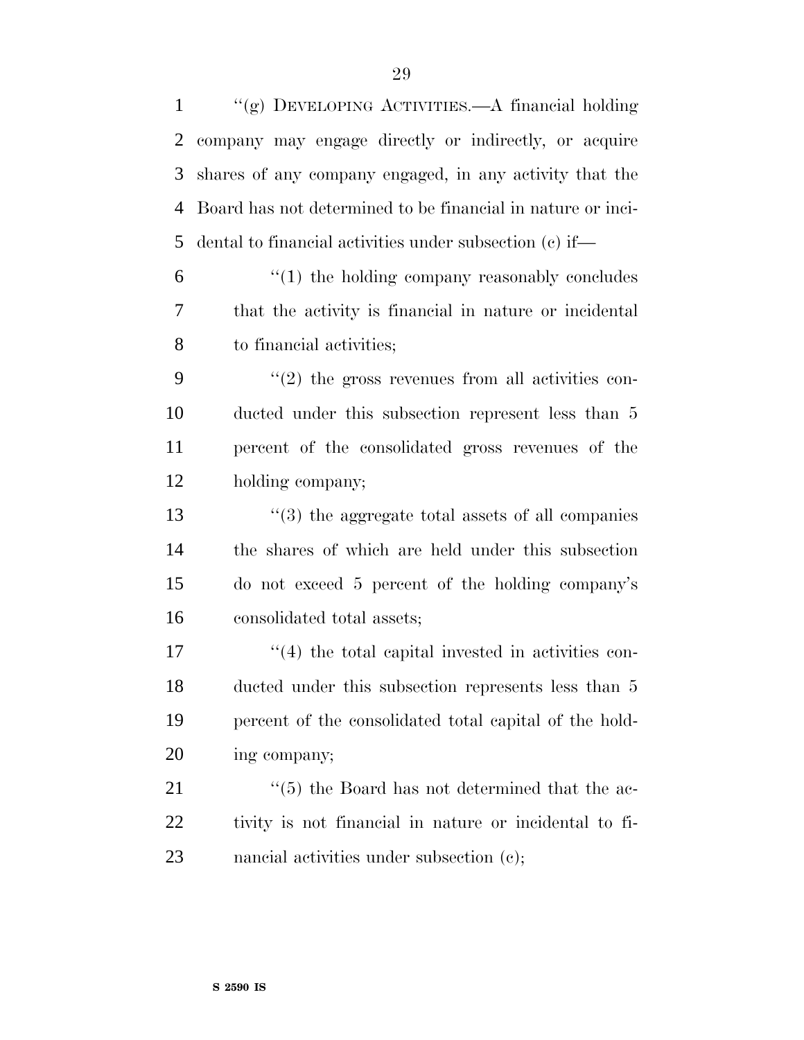''(g) DEVELOPING ACTIVITIES.—A financial holding company may engage directly or indirectly, or acquire shares of any company engaged, in any activity that the Board has not determined to be financial in nature or incidental to financial activities under subsection (c) if—

''(1) the holding company reasonably concludes that the activity is financial in nature or incidental to financial activities;

''(2) the gross revenues from all activities conducted under this subsection represent less than 5 percent of the consolidated gross revenues of the holding company;

''(3) the aggregate total assets of all companies the shares of which are held under this subsection do not exceed 5 percent of the holding company's consolidated total assets;

''(4) the total capital invested in activities conducted under this subsection represents less than 5 percent of the consolidated total capital of the holding company;

''(5) the Board has not determined that the activity is not financial in nature or incidental to financial activities under subsection (c);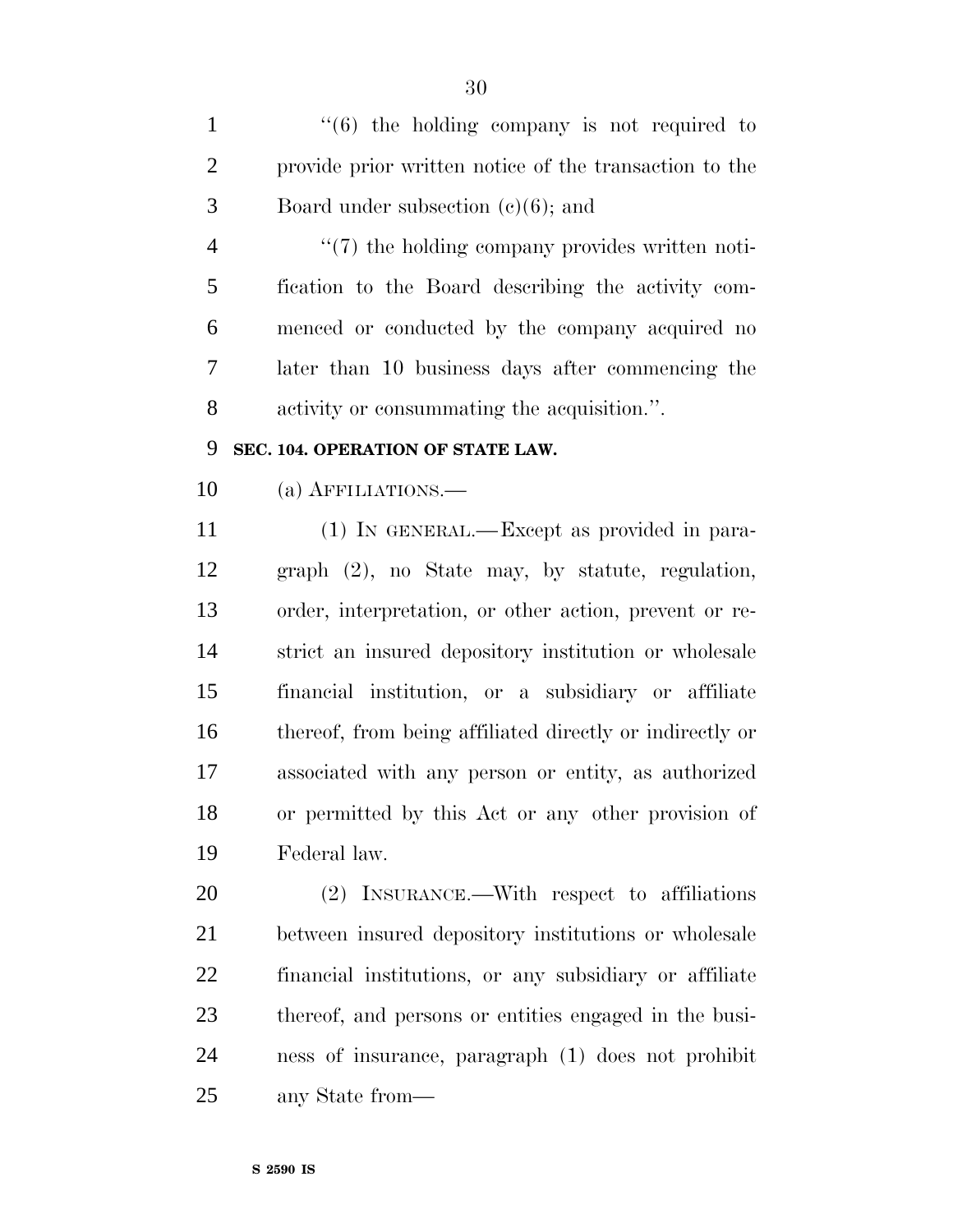"(6) the holding company is not required to provide prior written notice of the transaction to the Board under subsection (c)(6); and

"(7) the holding company provides written notification to the Board describing the activity commenced or conducted by the company acquired no later than 10 business days after commencing the activity or consummating the acquisition.".

**SEC. 104. OPERATION OF STATE LAW.**

(a) AFFILIATIONS.—

(1) IN GENERAL.—Except as provided in paragraph (2), no State may, by statute, regulation, order, interpretation, or other action, prevent or restrict an insured depository institution or wholesale financial institution, or a subsidiary or affiliate thereof, from being affiliated directly or indirectly or associated with any person or entity, as authorized or permitted by this Act or any other provision of Federal law.

(2) INSURANCE.—With respect to affiliations between insured depository institutions or wholesale financial institutions, or any subsidiary or affiliate thereof, and persons or entities engaged in the business of insurance, paragraph (1) does not prohibit any State from—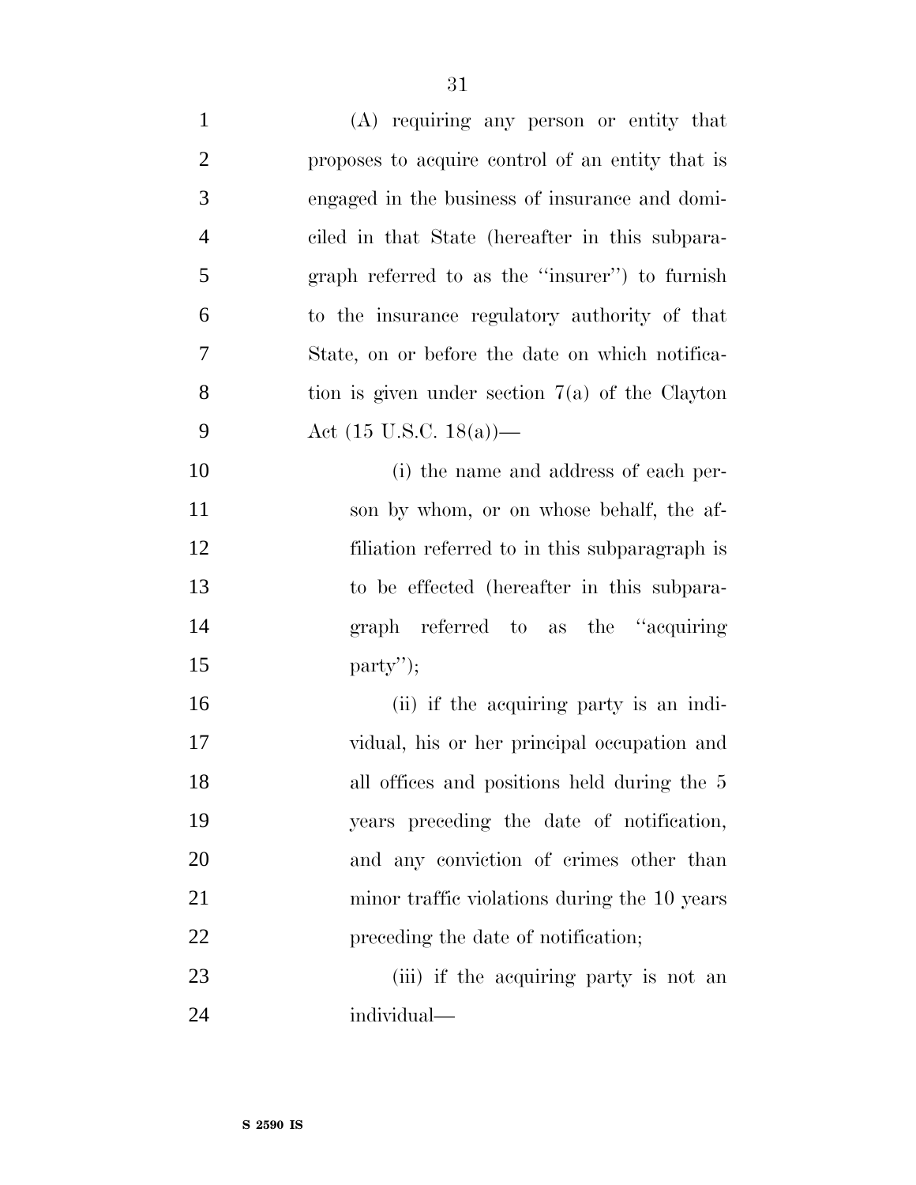(A) requiring any person or entity that proposes to acquire control of an entity that is engaged in the business of insurance and domiciled in that State (hereafter in this subparagraph referred to as the "insurer") to furnish to the insurance regulatory authority of that State, on or before the date on which notification is given under section 7(a) of the Clayton Act (15 U.S.C. 18(a))—

(i) the name and address of each person by whom, or on whose behalf, the affiliation referred to in this subparagraph is to be effected (hereafter in this subparagraph referred to as the "acquiring party");

(ii) if the acquiring party is an individual, his or her principal occupation and all offices and positions held during the 5 years preceding the date of notification, and any conviction of crimes other than minor traffic violations during the 10 years preceding the date of notification;

(iii) if the acquiring party is not an individual—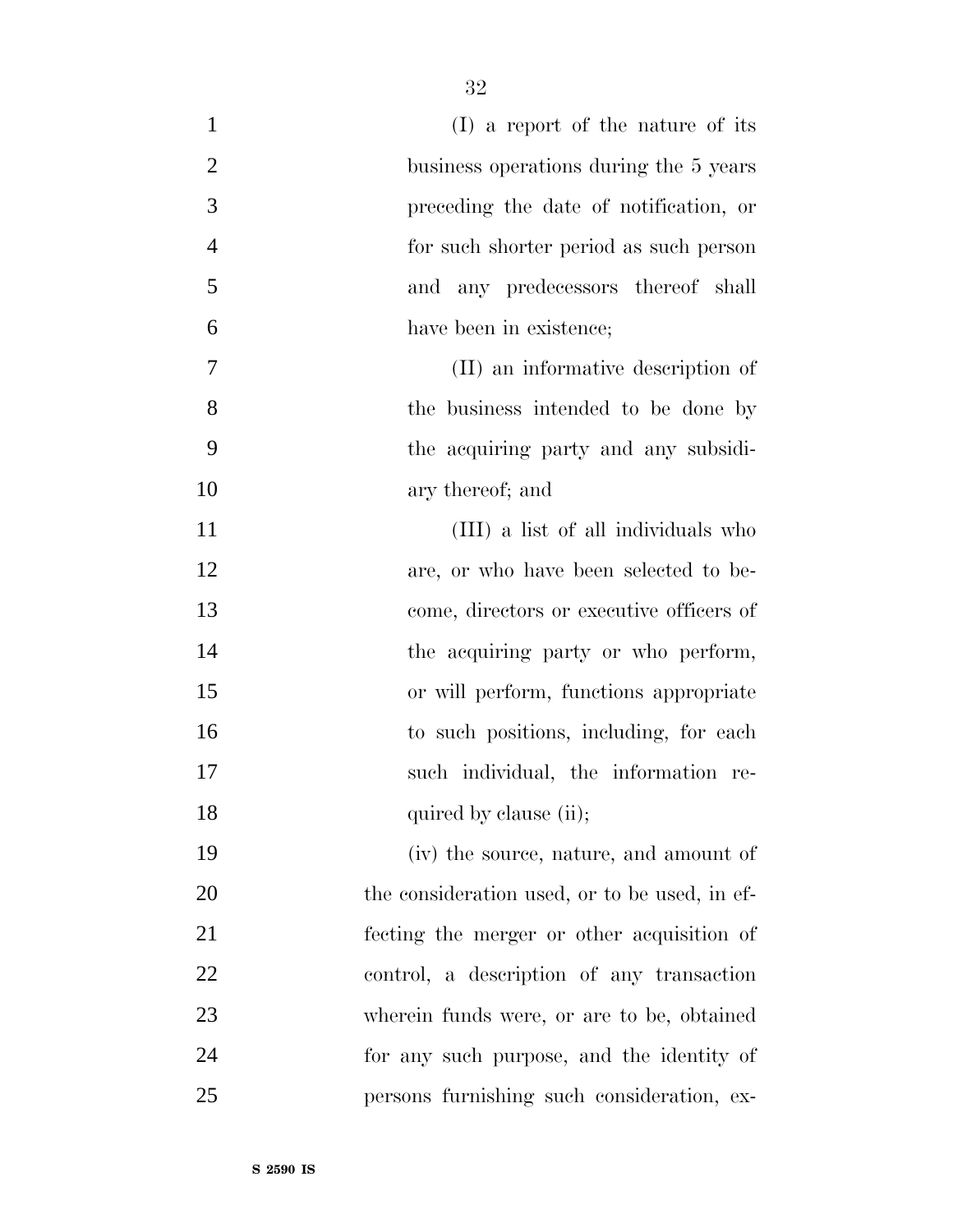(I) a report of the nature of its business operations during the 5 years preceding the date of notification, or for such shorter period as such person and any predecessors thereof shall have been in existence;

(II) an informative description of the business intended to be done by the acquiring party and any subsidiary thereof; and

(III) a list of all individuals who are, or who have been selected to become, directors or executive officers of the acquiring party or who perform, or will perform, functions appropriate to such positions, including, for each such individual, the information required by clause (ii);

(iv) the source, nature, and amount of the consideration used, or to be used, in effecting the merger or other acquisition of control, a description of any transaction wherein funds were, or are to be, obtained for any such purpose, and the identity of persons furnishing such consideration, ex-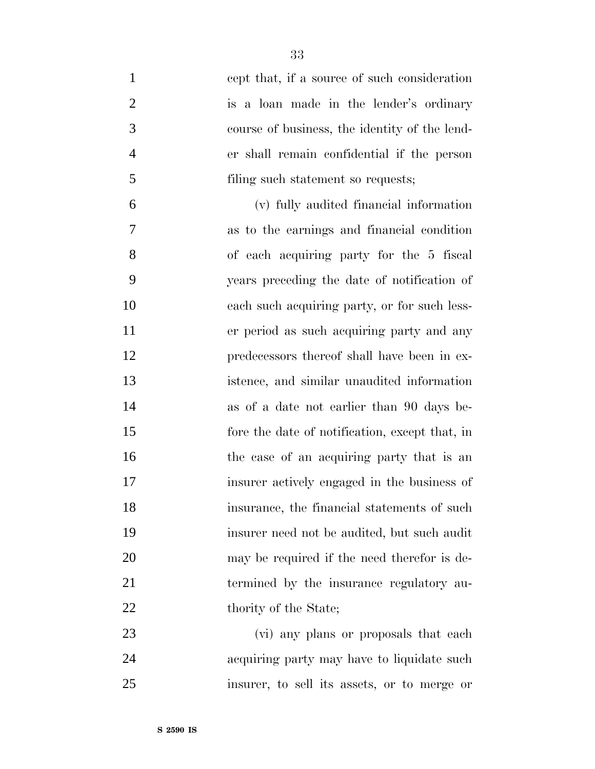cept that, if a source of such consideration is a loan made in the lender's ordinary course of business, the identity of the lender shall remain confidential if the person filing such statement so requests;

(v) fully audited financial information as to the earnings and financial condition of each acquiring party for the 5 fiscal years preceding the date of notification of each such acquiring party, or for such lesser period as such acquiring party and any predecessors thereof shall have been in existence, and similar unaudited information as of a date not earlier than 90 days before the date of notification, except that, in the case of an acquiring party that is an insurer actively engaged in the business of insurance, the financial statements of such insurer need not be audited, but such audit may be required if the need therefor is determined by the insurance regulatory authority of the State;

(vi) any plans or proposals that each acquiring party may have to liquidate such insurer, to sell its assets, or to merge or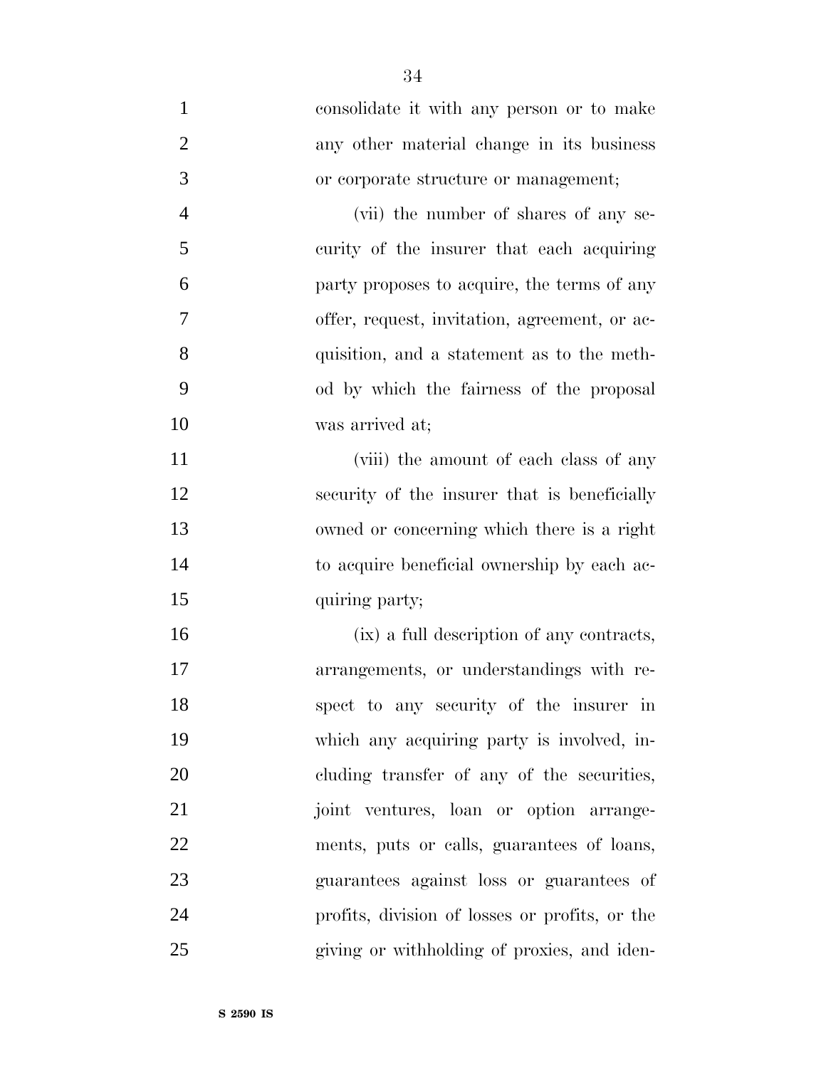consolidate it with any person or to make any other material change in its business or corporate structure or management;

(vii) the number of shares of any security of the insurer that each acquiring party proposes to acquire, the terms of any offer, request, invitation, agreement, or acquisition, and a statement as to the method by which the fairness of the proposal was arrived at;

(viii) the amount of each class of any security of the insurer that is beneficially owned or concerning which there is a right to acquire beneficial ownership by each acquiring party;

(ix) a full description of any contracts, arrangements, or understandings with respect to any security of the insurer in which any acquiring party is involved, including transfer of any of the securities, joint ventures, loan or option arrangements, puts or calls, guarantees of loans, guarantees against loss or guarantees of profits, division of losses or profits, or the giving or withholding of proxies, and iden-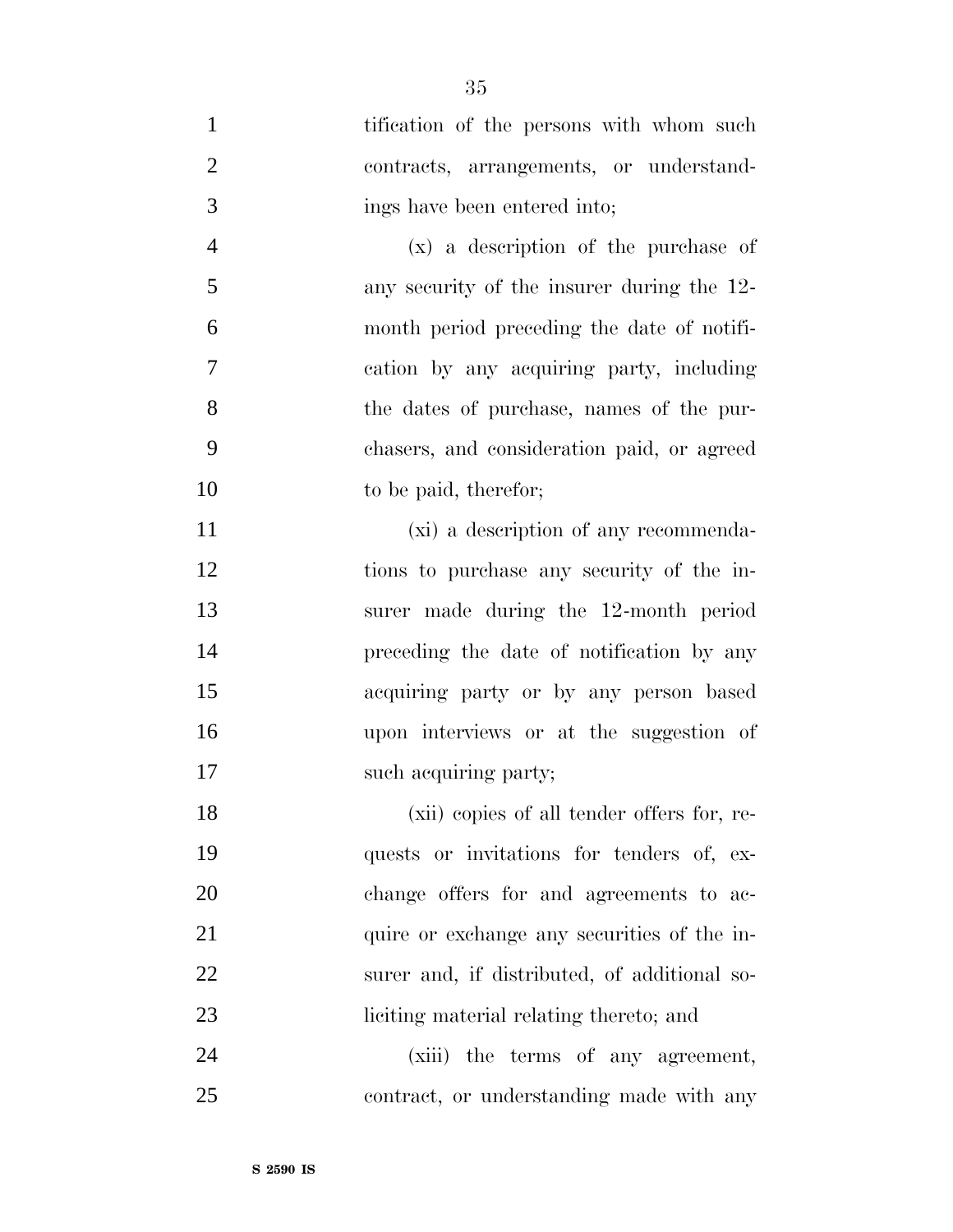tification of the persons with whom such contracts, arrangements, or understandings have been entered into;

(x) a description of the purchase of any security of the insurer during the 12-month period preceding the date of notification by any acquiring party, including the dates of purchase, names of the purchasers, and consideration paid, or agreed to be paid, therefor;

(xi) a description of any recommendations to purchase any security of the insurer made during the 12-month period preceding the date of notification by any acquiring party or by any person based upon interviews or at the suggestion of such acquiring party;

(xii) copies of all tender offers for, requests or invitations for tenders of, exchange offers for and agreements to acquire or exchange any securities of the insurer and, if distributed, of additional soliciting material relating thereto; and

(xiii) the terms of any agreement, contract, or understanding made with any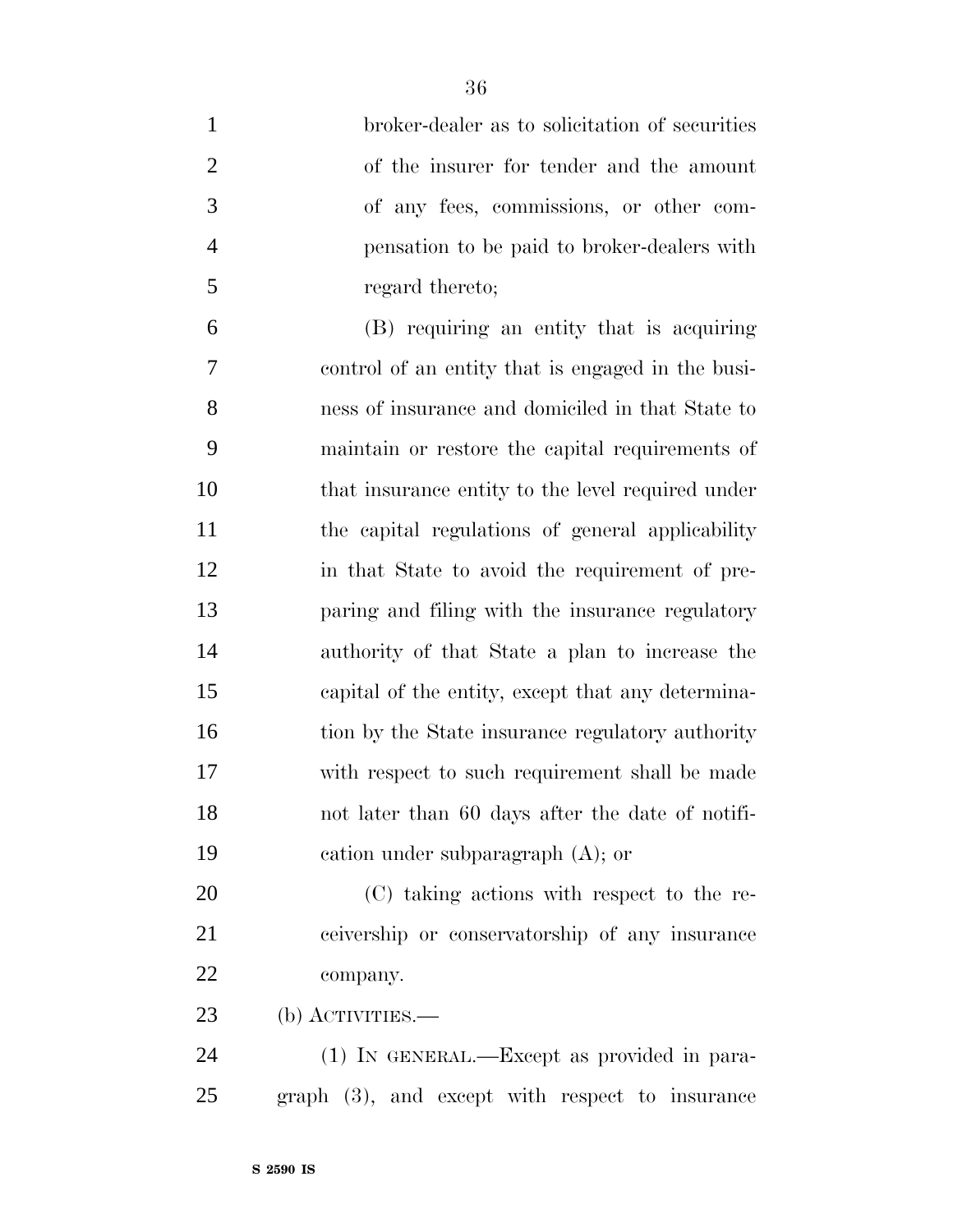broker-dealer as to solicitation of securities of the insurer for tender and the amount of any fees, commissions, or other compensation to be paid to broker-dealers with regard thereto;

(B) requiring an entity that is acquiring control of an entity that is engaged in the business of insurance and domiciled in that State to maintain or restore the capital requirements of that insurance entity to the level required under the capital regulations of general applicability in that State to avoid the requirement of preparing and filing with the insurance regulatory authority of that State a plan to increase the capital of the entity, except that any determination by the State insurance regulatory authority with respect to such requirement shall be made not later than 60 days after the date of notification under subparagraph (A); or

(C) taking actions with respect to the receivership or conservatorship of any insurance company.

(b) ACTIVITIES.—

(1) IN GENERAL.—Except as provided in paragraph (3), and except with respect to insurance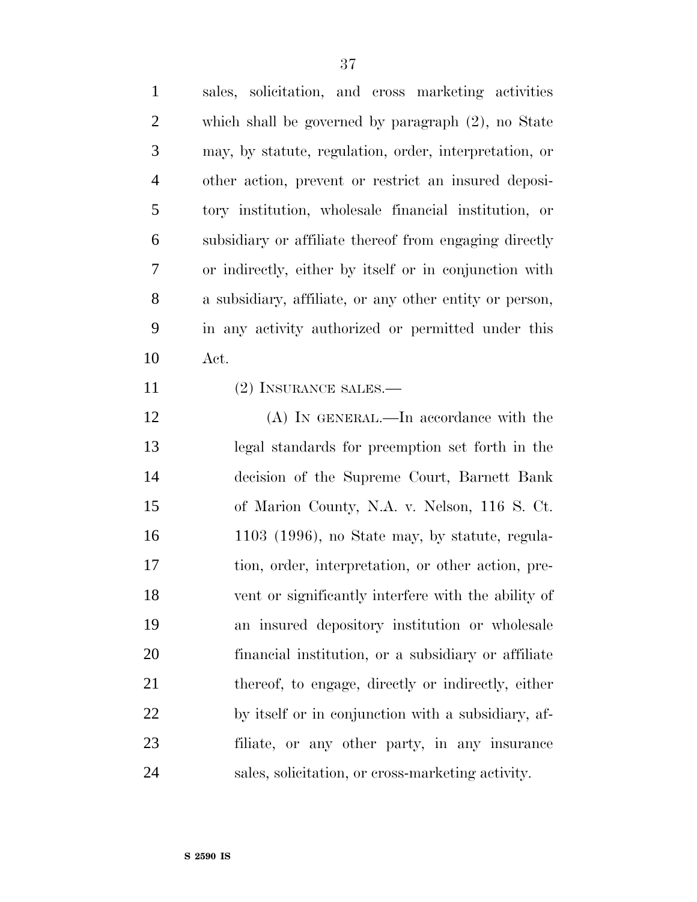sales, solicitation, and cross marketing activities which shall be governed by paragraph (2), no State may, by statute, regulation, order, interpretation, or other action, prevent or restrict an insured depository institution, wholesale financial institution, or subsidiary or affiliate thereof from engaging directly or indirectly, either by itself or in conjunction with a subsidiary, affiliate, or any other entity or person, in any activity authorized or permitted under this Act.

(2) INSURANCE SALES.—

(A) IN GENERAL.—In accordance with the legal standards for preemption set forth in the decision of the Supreme Court, Barnett Bank of Marion County, N.A. v. Nelson, 116 S. Ct. 1103 (1996), no State may, by statute, regulation, order, interpretation, or other action, prevent or significantly interfere with the ability of an insured depository institution or wholesale financial institution, or a subsidiary or affiliate thereof, to engage, directly or indirectly, either by itself or in conjunction with a subsidiary, affiliate, or any other party, in any insurance sales, solicitation, or cross-marketing activity.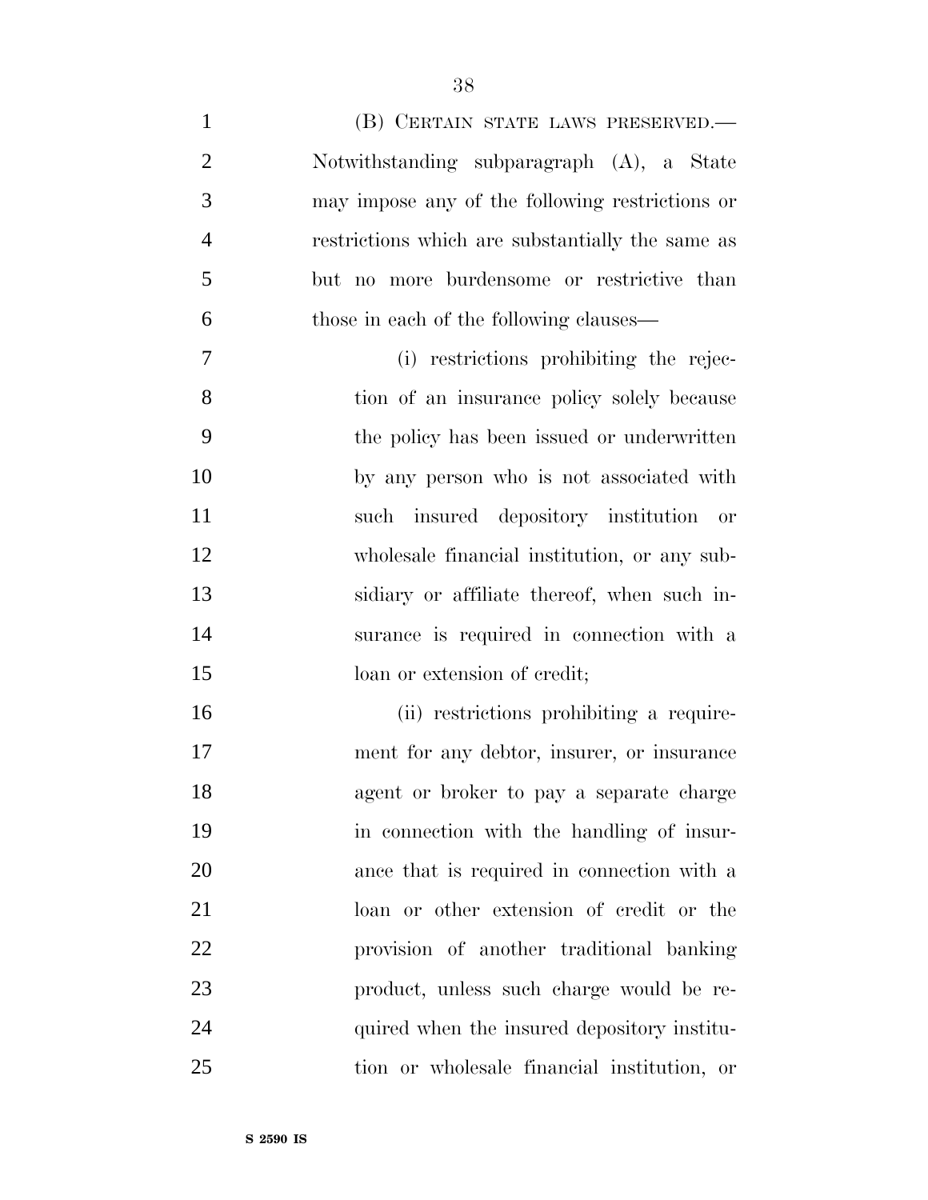(B) CERTAIN STATE LAWS PRESERVED.—Notwithstanding subparagraph (A), a State may impose any of the following restrictions or restrictions which are substantially the same as but no more burdensome or restrictive than those in each of the following clauses—

(i) restrictions prohibiting the rejection of an insurance policy solely because the policy has been issued or underwritten by any person who is not associated with such insured depository institution or wholesale financial institution, or any subsidiary or affiliate thereof, when such insurance is required in connection with a loan or extension of credit;

(ii) restrictions prohibiting a requirement for any debtor, insurer, or insurance agent or broker to pay a separate charge in connection with the handling of insurance that is required in connection with a loan or other extension of credit or the provision of another traditional banking product, unless such charge would be required when the insured depository institution or wholesale financial institution, or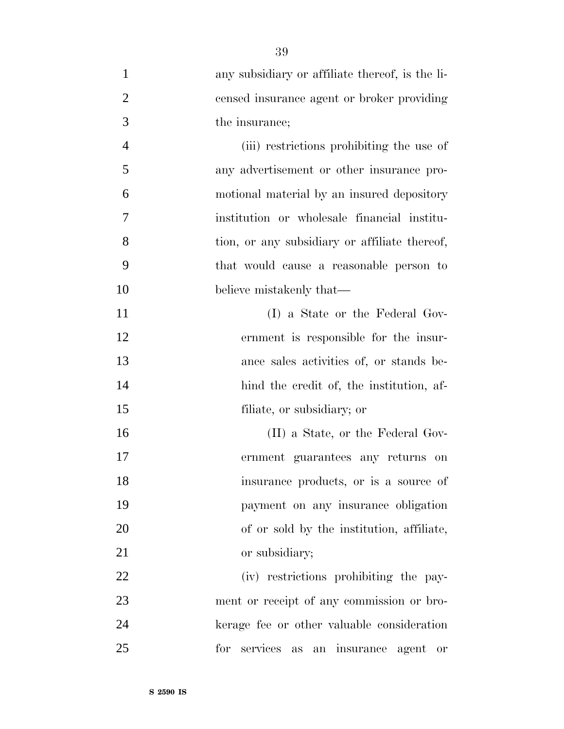any subsidiary or affiliate thereof, is the licensed insurance agent or broker providing the insurance;

(iii) restrictions prohibiting the use of any advertisement or other insurance promotional material by an insured depository institution or wholesale financial institution, or any subsidiary or affiliate thereof, that would cause a reasonable person to believe mistakenly that—

(I) a State or the Federal Government is responsible for the insurance sales activities of, or stands behind the credit of, the institution, affiliate, or subsidiary; or

(II) a State, or the Federal Government guarantees any returns on insurance products, or is a source of payment on any insurance obligation of or sold by the institution, affiliate, or subsidiary;

(iv) restrictions prohibiting the payment or receipt of any commission or brokerage fee or other valuable consideration for services as an insurance agent or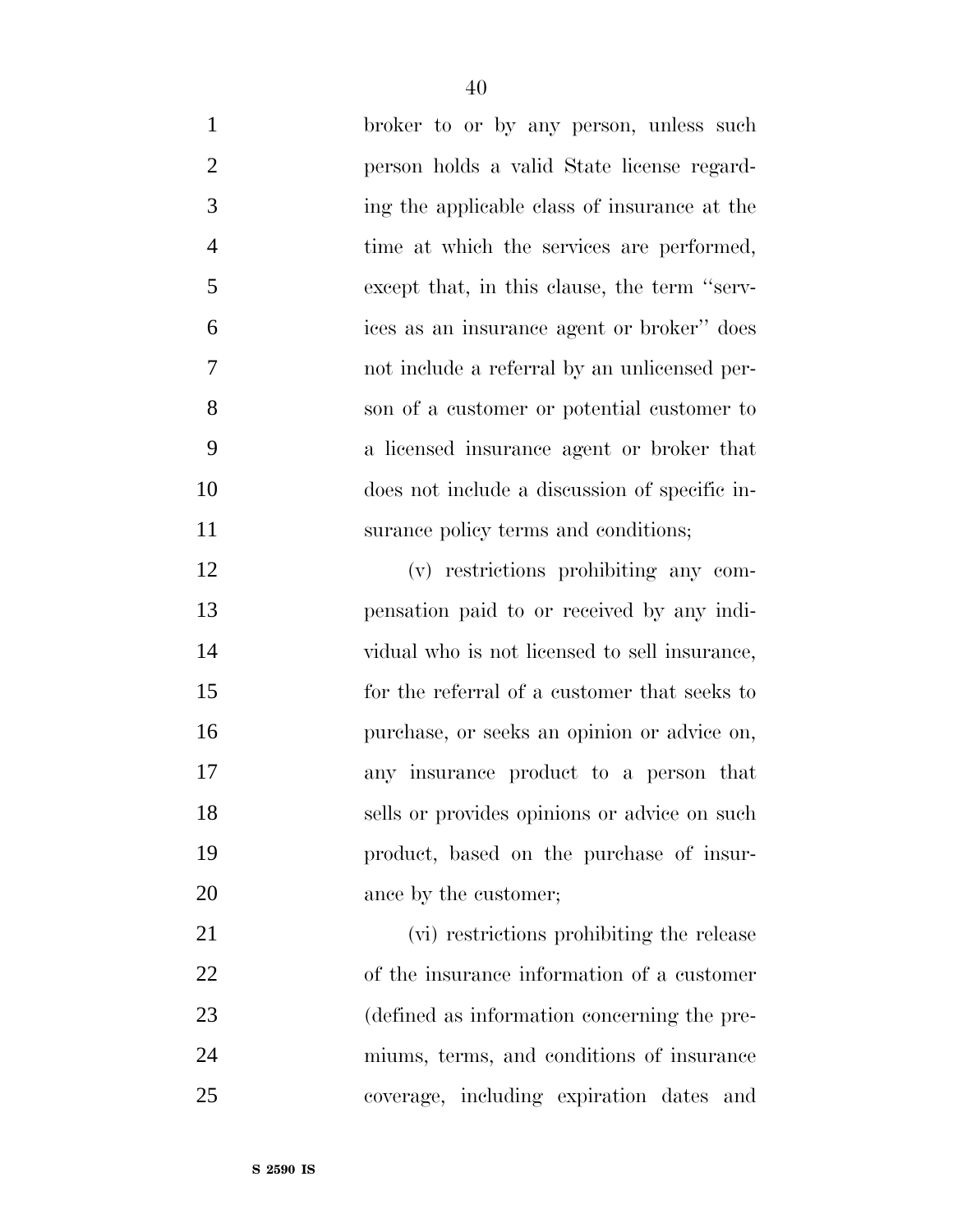broker to or by any person, unless such person holds a valid State license regarding the applicable class of insurance at the time at which the services are performed, except that, in this clause, the term ''services as an insurance agent or broker'' does not include a referral by an unlicensed person of a customer or potential customer to a licensed insurance agent or broker that does not include a discussion of specific insurance policy terms and conditions;

(v) restrictions prohibiting any compensation paid to or received by any individual who is not licensed to sell insurance, for the referral of a customer that seeks to purchase, or seeks an opinion or advice on, any insurance product to a person that sells or provides opinions or advice on such product, based on the purchase of insurance by the customer;

(vi) restrictions prohibiting the release of the insurance information of a customer (defined as information concerning the premiums, terms, and conditions of insurance coverage, including expiration dates and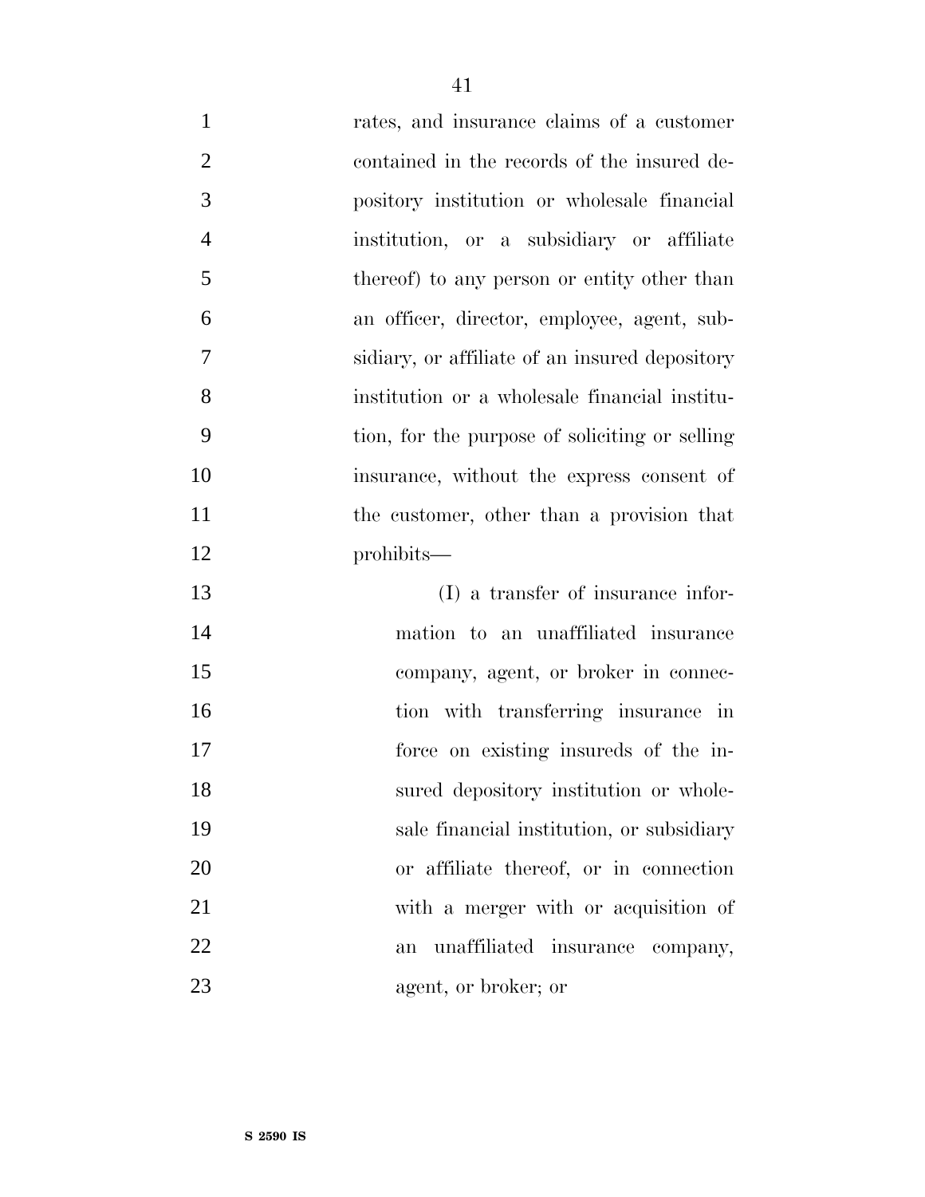rates, and insurance claims of a customer contained in the records of the insured depository institution or wholesale financial institution, or a subsidiary or affiliate thereof) to any person or entity other than an officer, director, employee, agent, subsidiary, or affiliate of an insured depository institution or a wholesale financial institution, for the purpose of soliciting or selling insurance, without the express consent of the customer, other than a provision that prohibits—

(I) a transfer of insurance information to an unaffiliated insurance company, agent, or broker in connection with transferring insurance in force on existing insureds of the insured depository institution or wholesale financial institution, or subsidiary or affiliate thereof, or in connection with a merger with or acquisition of an unaffiliated insurance company, agent, or broker; or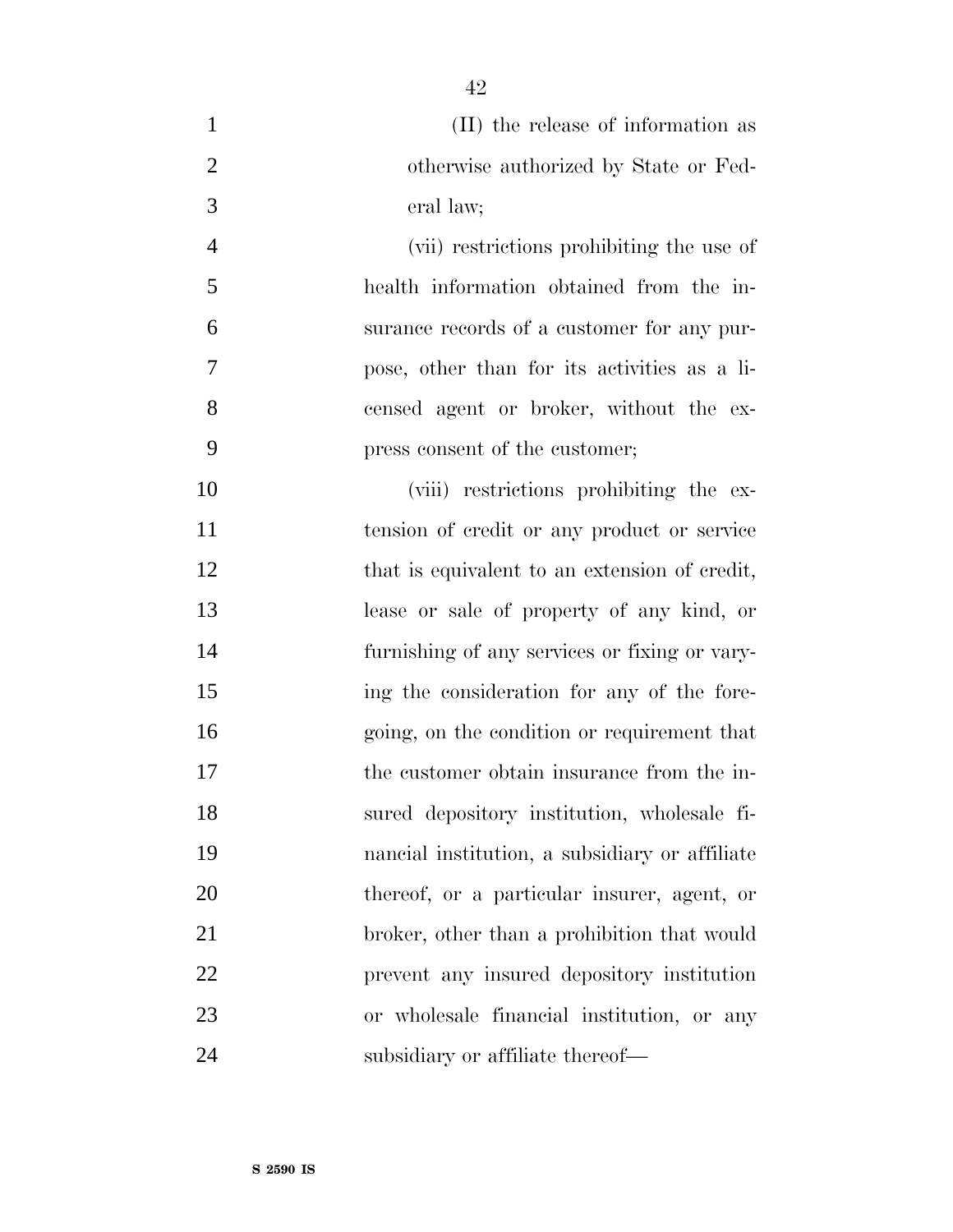(II) the release of information as otherwise authorized by State or Federal law;

(vii) restrictions prohibiting the use of health information obtained from the insurance records of a customer for any purpose, other than for its activities as a licensed agent or broker, without the express consent of the customer;

(viii) restrictions prohibiting the extension of credit or any product or service that is equivalent to an extension of credit, lease or sale of property of any kind, or furnishing of any services or fixing or varying the consideration for any of the foregoing, on the condition or requirement that the customer obtain insurance from the insured depository institution, wholesale financial institution, a subsidiary or affiliate thereof, or a particular insurer, agent, or broker, other than a prohibition that would prevent any insured depository institution or wholesale financial institution, or any subsidiary or affiliate thereof—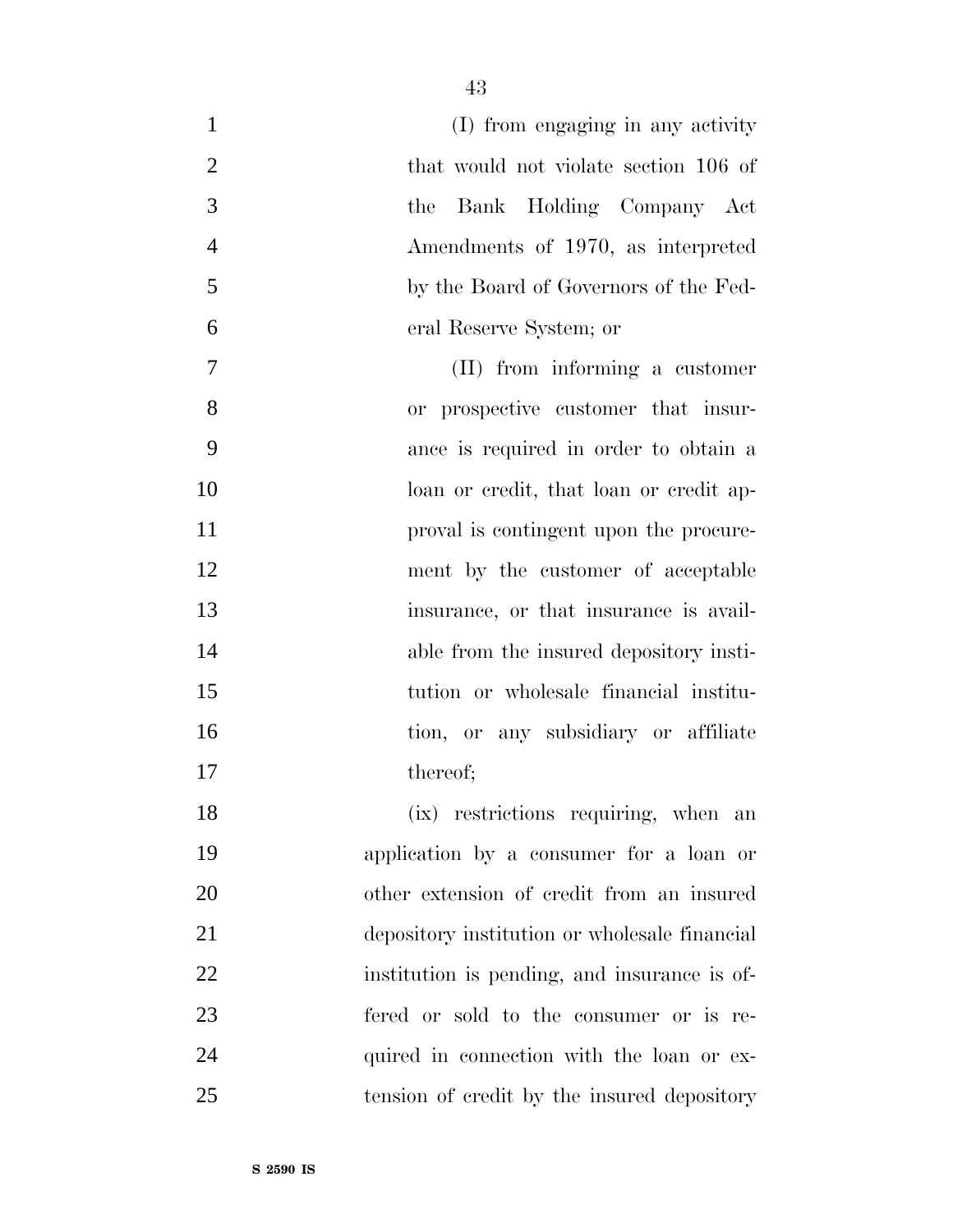(I) from engaging in any activity that would not violate section 106 of the Bank Holding Company Act Amendments of 1970, as interpreted by the Board of Governors of the Federal Reserve System; or

(II) from informing a customer or prospective customer that insurance is required in order to obtain a loan or credit, that loan or credit approval is contingent upon the procurement by the customer of acceptable insurance, or that insurance is available from the insured depository institution or wholesale financial institution, or any subsidiary or affiliate thereof;

(ix) restrictions requiring, when an application by a consumer for a loan or other extension of credit from an insured depository institution or wholesale financial institution is pending, and insurance is offered or sold to the consumer or is required in connection with the loan or extension of credit by the insured depository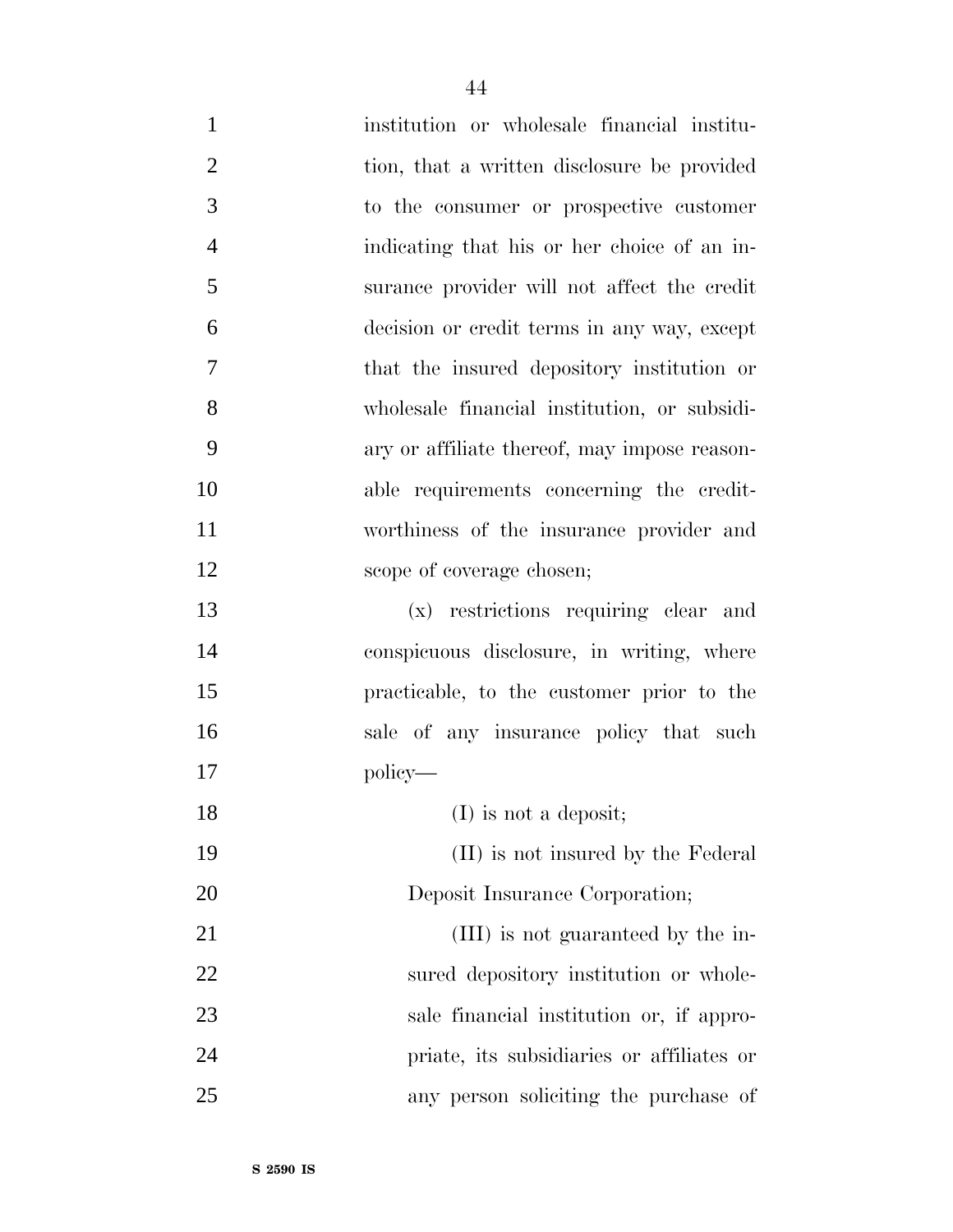institution or wholesale financial institution, that a written disclosure be provided to the consumer or prospective customer indicating that his or her choice of an insurance provider will not affect the credit decision or credit terms in any way, except that the insured depository institution or wholesale financial institution, or subsidiary or affiliate thereof, may impose reasonable requirements concerning the creditworthiness of the insurance provider and scope of coverage chosen;

(x) restrictions requiring clear and conspicuous disclosure, in writing, where practicable, to the customer prior to the sale of any insurance policy that such policy—

(I) is not a deposit;

(II) is not insured by the Federal Deposit Insurance Corporation;

(III) is not guaranteed by the insured depository institution or wholesale financial institution or, if appropriate, its subsidiaries or affiliates or any person soliciting the purchase of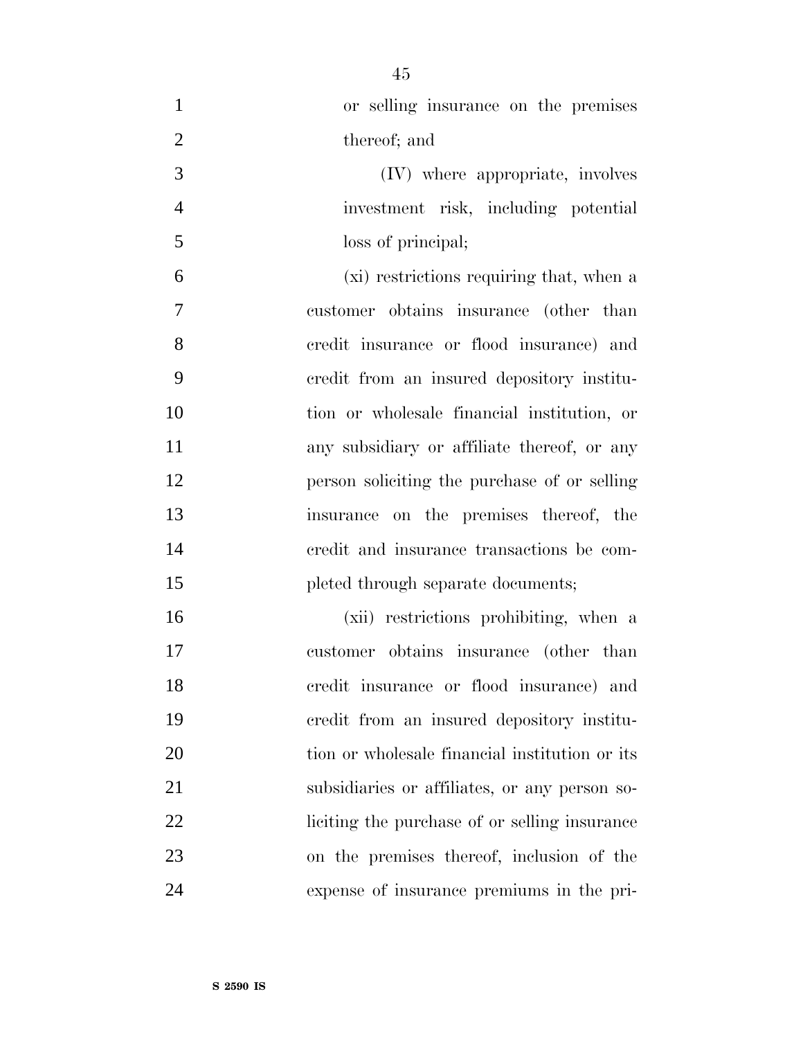or selling insurance on the premises thereof; and

(IV) where appropriate, involves investment risk, including potential loss of principal;

(xi) restrictions requiring that, when a customer obtains insurance (other than credit insurance or flood insurance) and credit from an insured depository institution or wholesale financial institution, or any subsidiary or affiliate thereof, or any person soliciting the purchase of or selling insurance on the premises thereof, the credit and insurance transactions be completed through separate documents;

(xii) restrictions prohibiting, when a customer obtains insurance (other than credit insurance or flood insurance) and credit from an insured depository institution or wholesale financial institution or its subsidiaries or affiliates, or any person soliciting the purchase of or selling insurance on the premises thereof, inclusion of the expense of insurance premiums in the pri-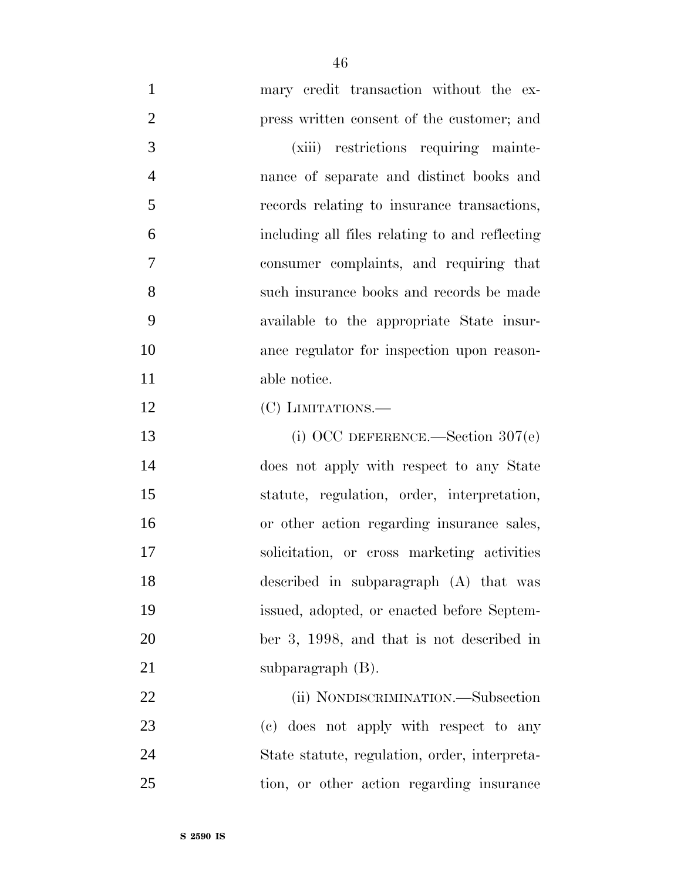mary credit transaction without the express written consent of the customer; and

(xiii) restrictions requiring maintenance of separate and distinct books and records relating to insurance transactions, including all files relating to and reflecting consumer complaints, and requiring that such insurance books and records be made available to the appropriate State insurance regulator for inspection upon reasonable notice.

(C) LIMITATIONS.—

(i) OCC DEFERENCE.—Section 307(e) does not apply with respect to any State statute, regulation, order, interpretation, or other action regarding insurance sales, solicitation, or cross marketing activities described in subparagraph (A) that was issued, adopted, or enacted before September 3, 1998, and that is not described in subparagraph (B).

(ii) NONDISCRIMINATION.—Subsection (c) does not apply with respect to any State statute, regulation, order, interpretation, or other action regarding insurance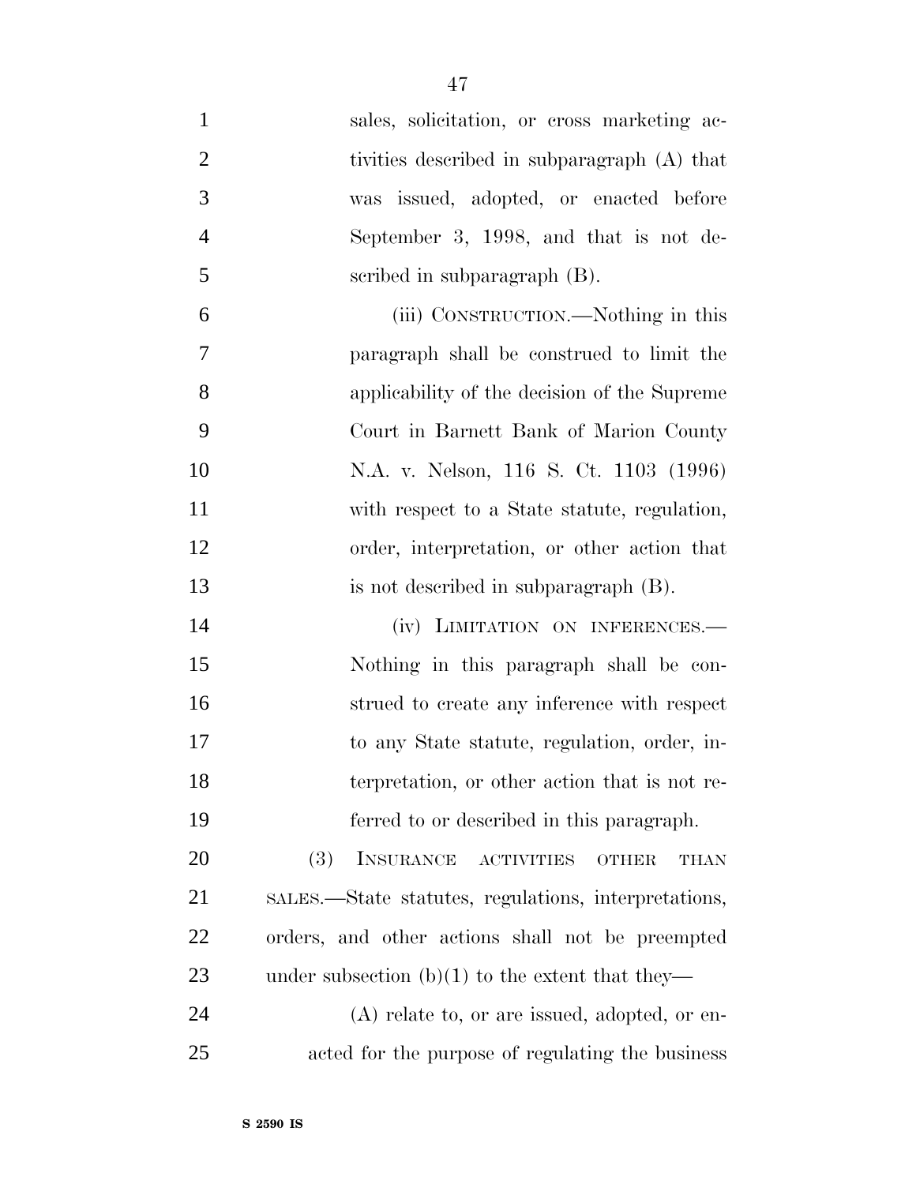sales, solicitation, or cross marketing activities described in subparagraph (A) that was issued, adopted, or enacted before September 3, 1998, and that is not described in subparagraph (B).

(iii) CONSTRUCTION.—Nothing in this paragraph shall be construed to limit the applicability of the decision of the Supreme Court in Barnett Bank of Marion County N.A. v. Nelson, 116 S. Ct. 1103 (1996) with respect to a State statute, regulation, order, interpretation, or other action that is not described in subparagraph (B).

(iv) LIMITATION ON INFERENCES.—Nothing in this paragraph shall be construed to create any inference with respect to any State statute, regulation, order, interpretation, or other action that is not referred to or described in this paragraph.

(3) INSURANCE ACTIVITIES OTHER THAN SALES.—State statutes, regulations, interpretations, orders, and other actions shall not be preempted under subsection (b)(1) to the extent that they—

(A) relate to, or are issued, adopted, or enacted for the purpose of regulating the business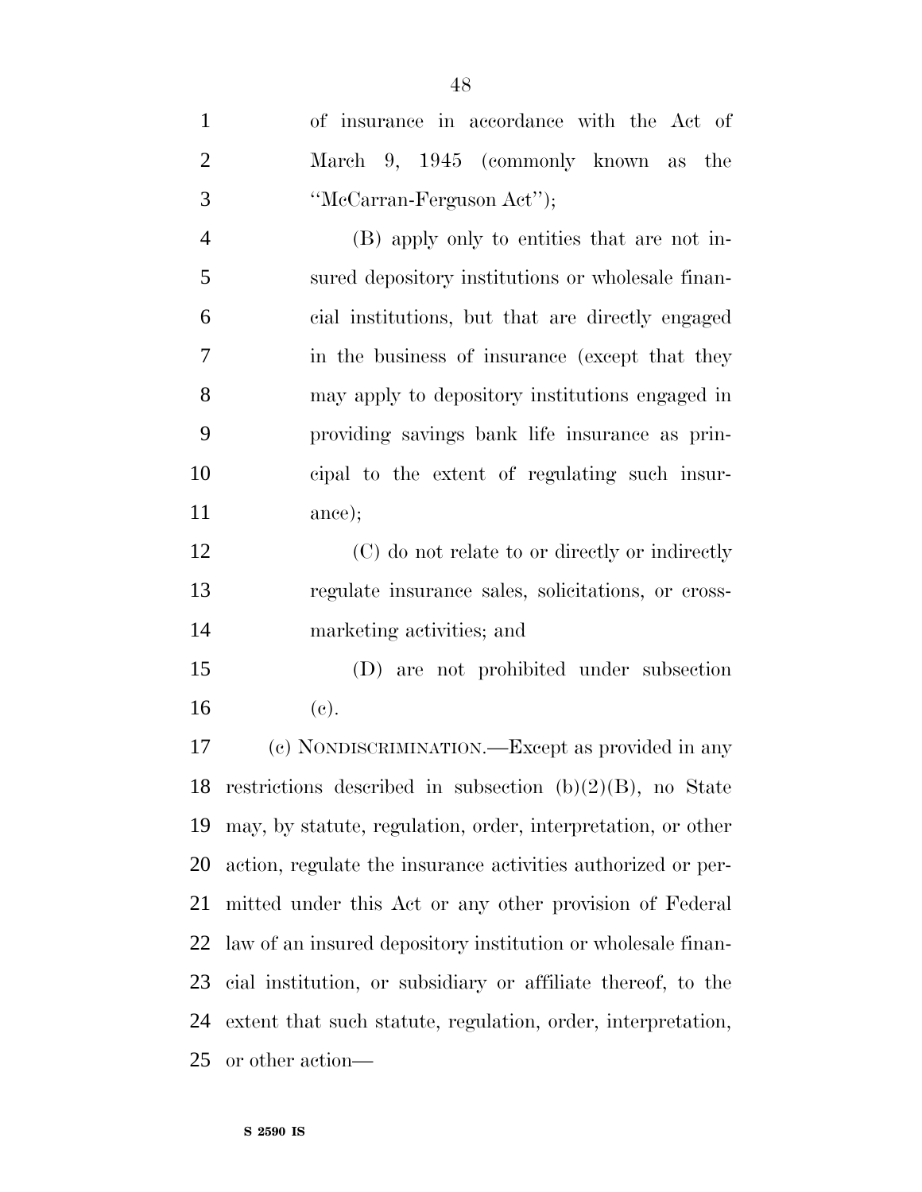of insurance in accordance with the Act of March 9, 1945 (commonly known as the "McCarran-Ferguson Act");

(B) apply only to entities that are not insured depository institutions or wholesale financial institutions, but that are directly engaged in the business of insurance (except that they may apply to depository institutions engaged in providing savings bank life insurance as principal to the extent of regulating such insurance);

(C) do not relate to or directly or indirectly regulate insurance sales, solicitations, or cross-marketing activities; and

(D) are not prohibited under subsection (c).

(c) NONDISCRIMINATION.—Except as provided in any restrictions described in subsection (b)(2)(B), no State may, by statute, regulation, order, interpretation, or other action, regulate the insurance activities authorized or permitted under this Act or any other provision of Federal law of an insured depository institution or wholesale financial institution, or subsidiary or affiliate thereof, to the extent that such statute, regulation, order, interpretation, or other action—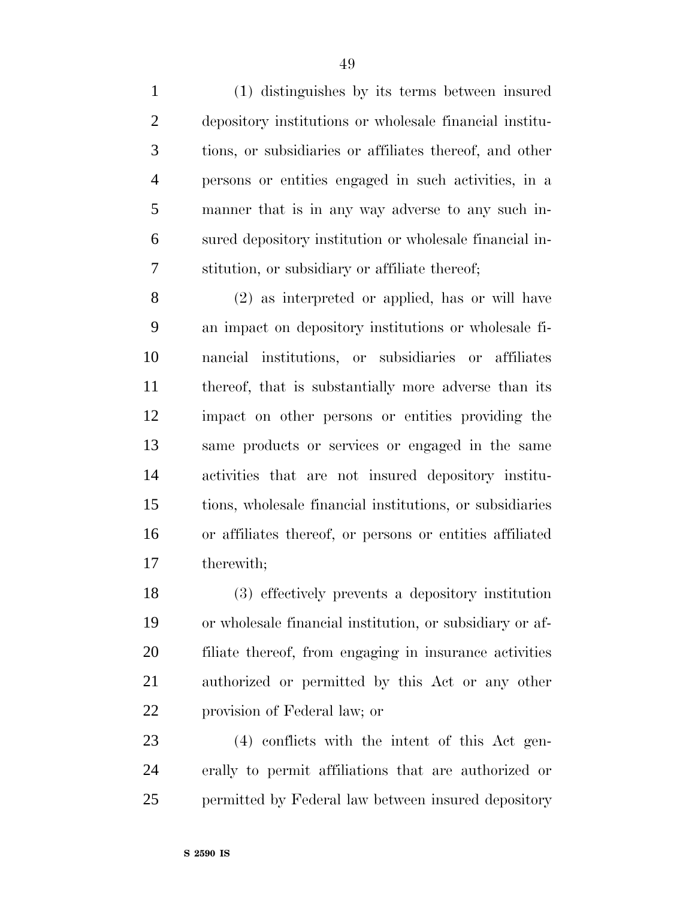(1) distinguishes by its terms between insured depository institutions or wholesale financial institutions, or subsidiaries or affiliates thereof, and other persons or entities engaged in such activities, in a manner that is in any way adverse to any such insured depository institution or wholesale financial institution, or subsidiary or affiliate thereof;

(2) as interpreted or applied, has or will have an impact on depository institutions or wholesale financial institutions, or subsidiaries or affiliates thereof, that is substantially more adverse than its impact on other persons or entities providing the same products or services or engaged in the same activities that are not insured depository institutions, wholesale financial institutions, or subsidiaries or affiliates thereof, or persons or entities affiliated therewith;

(3) effectively prevents a depository institution or wholesale financial institution, or subsidiary or affiliate thereof, from engaging in insurance activities authorized or permitted by this Act or any other provision of Federal law; or

(4) conflicts with the intent of this Act generally to permit affiliations that are authorized or permitted by Federal law between insured depository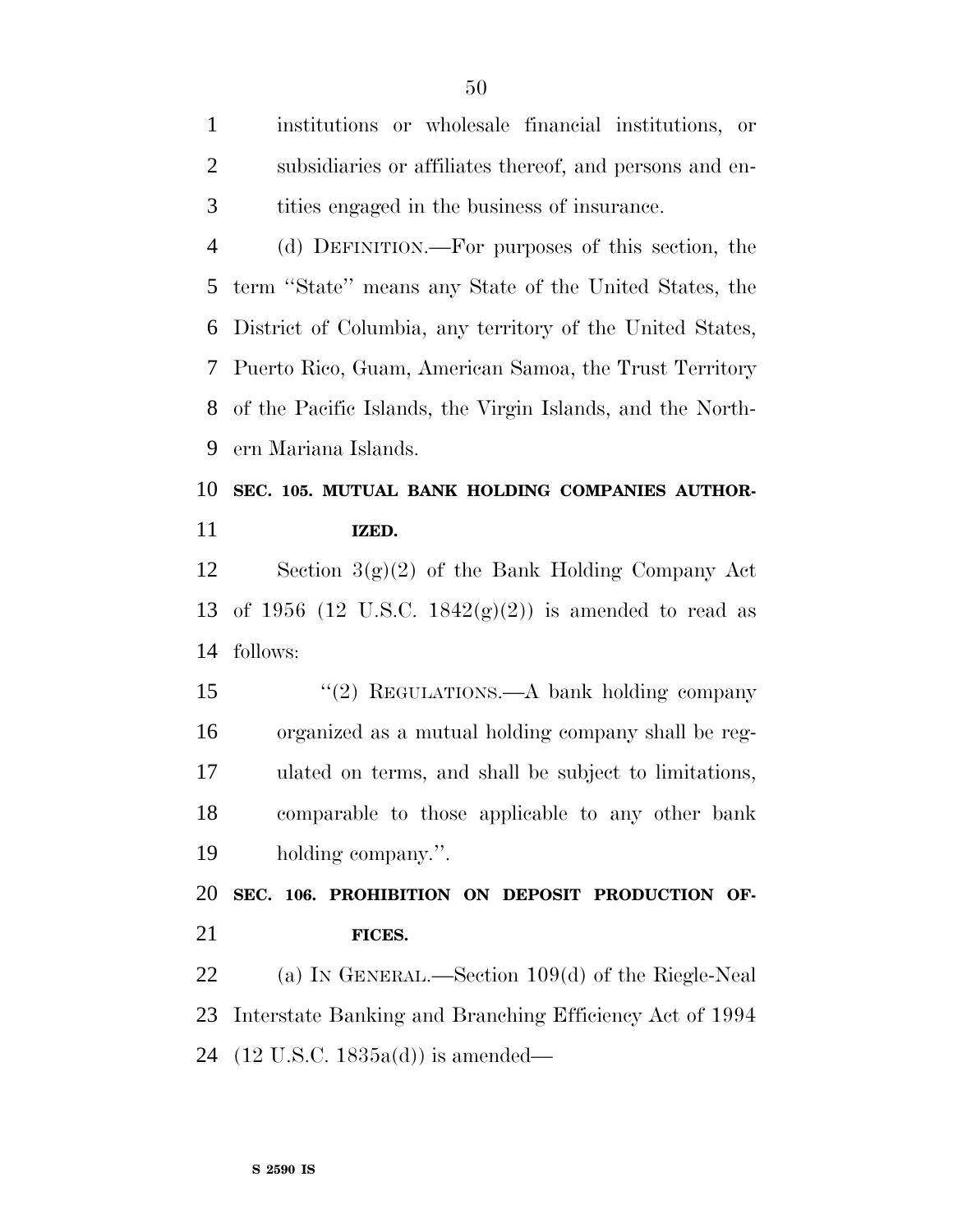institutions or wholesale financial institutions, or subsidiaries or affiliates thereof, and persons and entities engaged in the business of insurance.

(d) DEFINITION.—For purposes of this section, the term "State" means any State of the United States, the District of Columbia, any territory of the United States, Puerto Rico, Guam, American Samoa, the Trust Territory of the Pacific Islands, the Virgin Islands, and the Northern Mariana Islands.

**SEC. 105. MUTUAL BANK HOLDING COMPANIES AUTHORIZED.**

Section 3(g)(2) of the Bank Holding Company Act of 1956 (12 U.S.C. 1842(g)(2)) is amended to read as follows:

"(2) REGULATIONS.—A bank holding company organized as a mutual holding company shall be regulated on terms, and shall be subject to limitations, comparable to those applicable to any other bank holding company.".

**SEC. 106. PROHIBITION ON DEPOSIT PRODUCTION OFFICES.**

(a) IN GENERAL.—Section 109(d) of the Riegle-Neal Interstate Banking and Branching Efficiency Act of 1994 (12 U.S.C. 1835a(d)) is amended—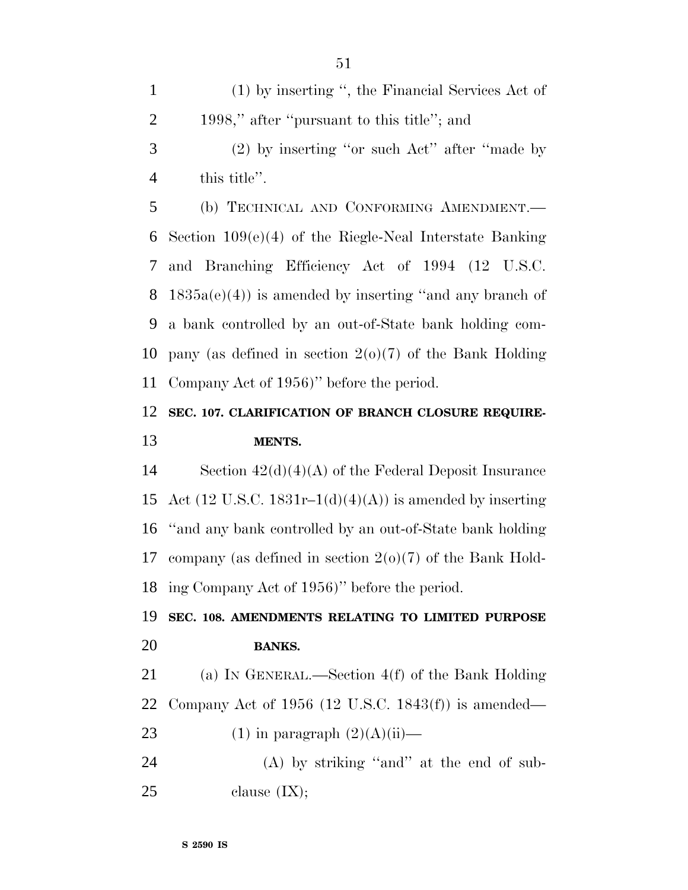(1) by inserting ", the Financial Services Act of 1998," after "pursuant to this title"; and

(2) by inserting "or such Act" after "made by this title".

(b) TECHNICAL AND CONFORMING AMENDMENT.—Section 109(e)(4) of the Riegle-Neal Interstate Banking and Branching Efficiency Act of 1994 (12 U.S.C. 1835a(e)(4)) is amended by inserting "and any branch of a bank controlled by an out-of-State bank holding company (as defined in section 2(o)(7) of the Bank Holding Company Act of 1956)" before the period.

**SEC. 107. CLARIFICATION OF BRANCH CLOSURE REQUIREMENTS.**

Section 42(d)(4)(A) of the Federal Deposit Insurance Act (12 U.S.C. 1831r–1(d)(4)(A)) is amended by inserting "and any bank controlled by an out-of-State bank holding company (as defined in section 2(o)(7) of the Bank Holding Company Act of 1956)" before the period.

**SEC. 108. AMENDMENTS RELATING TO LIMITED PURPOSE BANKS.**

(a) IN GENERAL.—Section 4(f) of the Bank Holding Company Act of 1956 (12 U.S.C. 1843(f)) is amended—

(1) in paragraph (2)(A)(ii)—

(A) by striking "and" at the end of subclause (IX);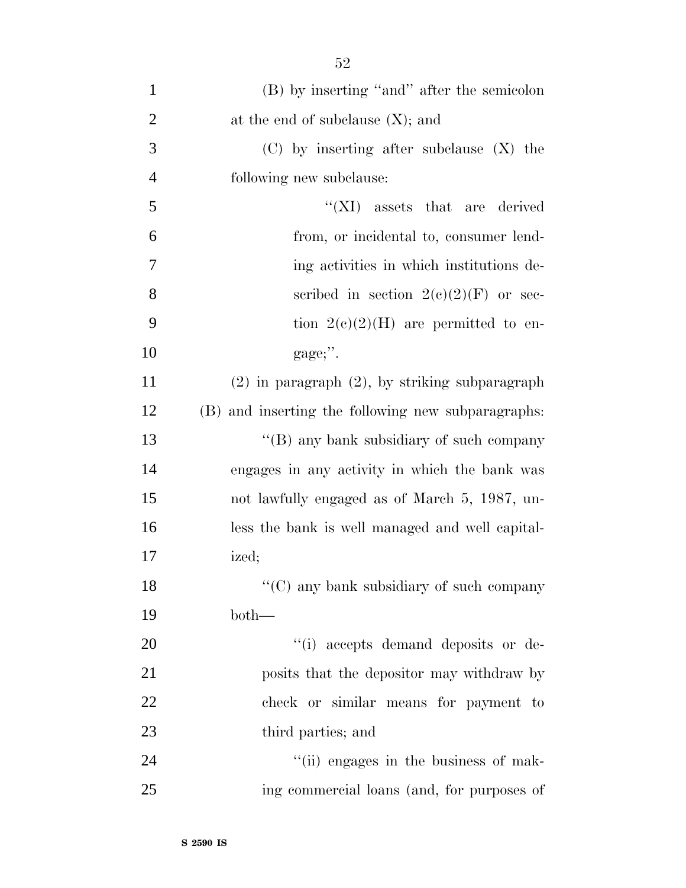(B) by inserting "and" after the semicolon at the end of subclause (X); and

(C) by inserting after subclause (X) the following new subclause:

"(XI) assets that are derived from, or incidental to, consumer lending activities in which institutions described in section 2(c)(2)(F) or section 2(c)(2)(H) are permitted to engage;".

(2) in paragraph (2), by striking subparagraph (B) and inserting the following new subparagraphs:

"(B) any bank subsidiary of such company engages in any activity in which the bank was not lawfully engaged as of March 5, 1987, unless the bank is well managed and well capitalized;

"(C) any bank subsidiary of such company both—

"(i) accepts demand deposits or deposits that the depositor may withdraw by check or similar means for payment to third parties; and

"(ii) engages in the business of making commercial loans (and, for purposes of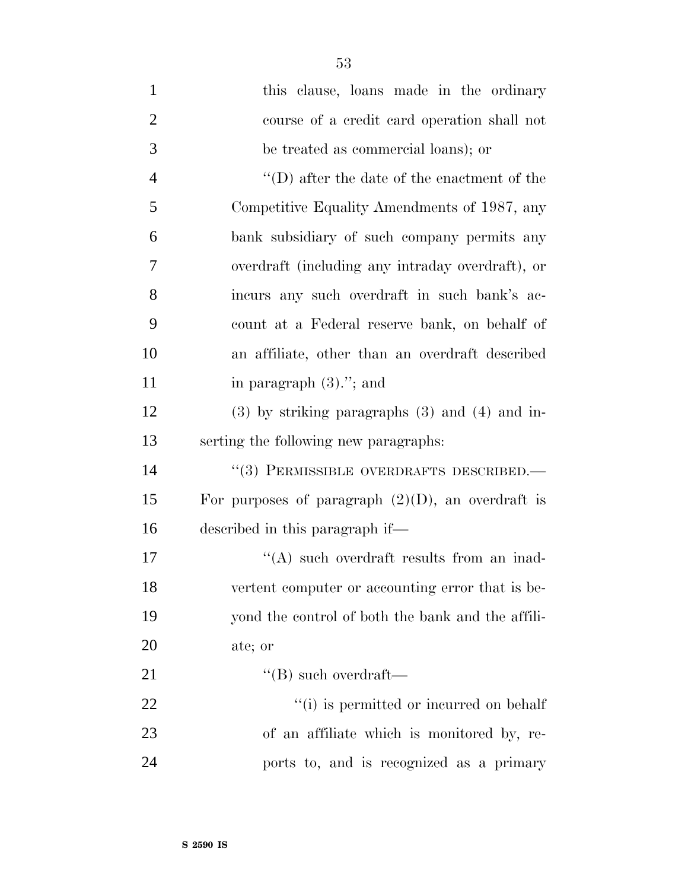this clause, loans made in the ordinary course of a credit card operation shall not be treated as commercial loans); or

''(D) after the date of the enactment of the Competitive Equality Amendments of 1987, any bank subsidiary of such company permits any overdraft (including any intraday overdraft), or incurs any such overdraft in such bank's account at a Federal reserve bank, on behalf of an affiliate, other than an overdraft described in paragraph (3).''; and

(3) by striking paragraphs (3) and (4) and inserting the following new paragraphs:

''(3) PERMISSIBLE OVERDRAFTS DESCRIBED.—For purposes of paragraph (2)(D), an overdraft is described in this paragraph if—

''(A) such overdraft results from an inadvertent computer or accounting error that is beyond the control of both the bank and the affiliate; or

''(B) such overdraft—

''(i) is permitted or incurred on behalf of an affiliate which is monitored by, reports to, and is recognized as a primary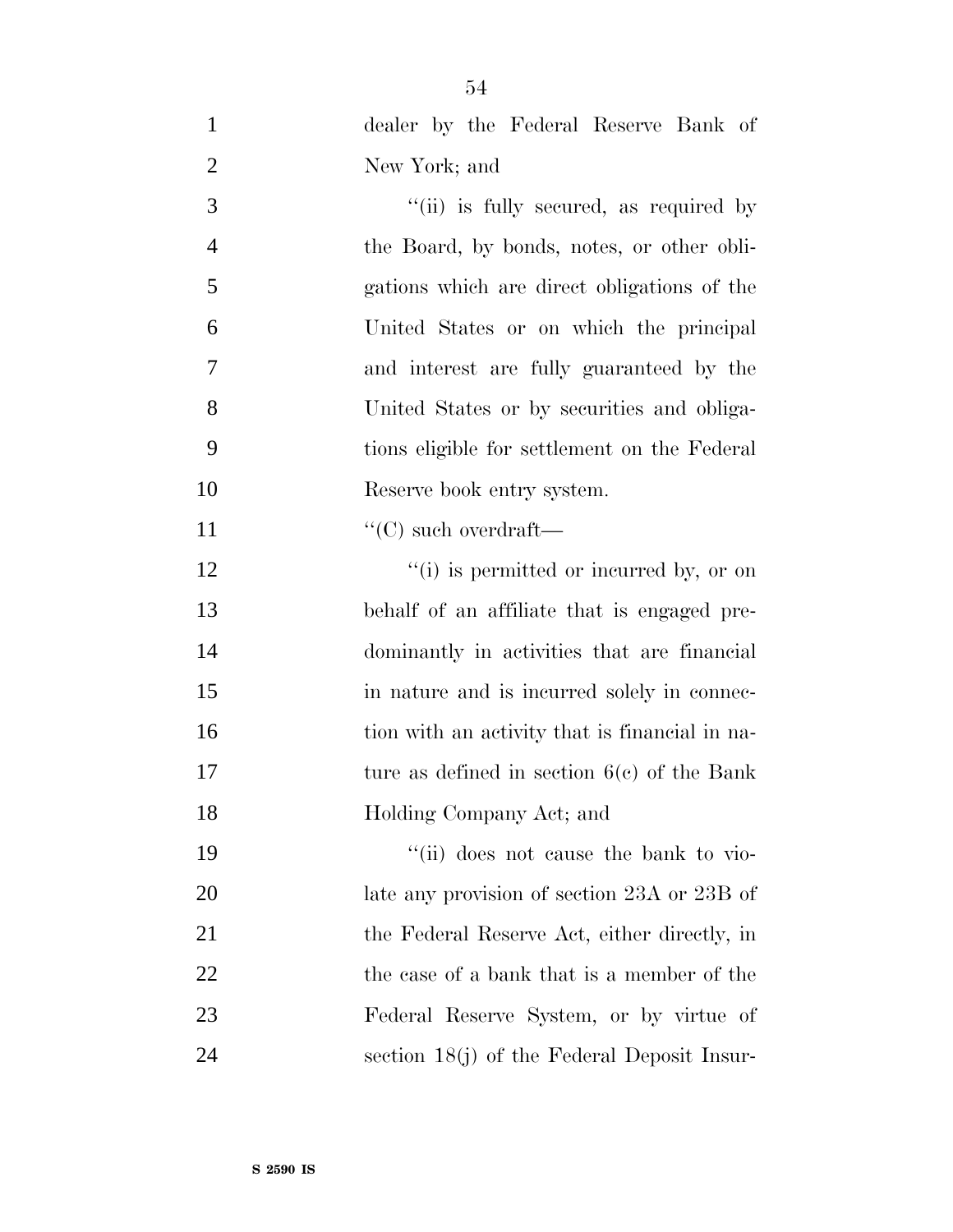dealer by the Federal Reserve Bank of New York; and

''(ii) is fully secured, as required by the Board, by bonds, notes, or other obligations which are direct obligations of the United States or on which the principal and interest are fully guaranteed by the United States or by securities and obligations eligible for settlement on the Federal Reserve book entry system.

''(C) such overdraft—

''(i) is permitted or incurred by, or on behalf of an affiliate that is engaged predominantly in activities that are financial in nature and is incurred solely in connection with an activity that is financial in nature as defined in section 6(c) of the Bank Holding Company Act; and

''(ii) does not cause the bank to violate any provision of section 23A or 23B of the Federal Reserve Act, either directly, in the case of a bank that is a member of the Federal Reserve System, or by virtue of section 18(j) of the Federal Deposit Insur-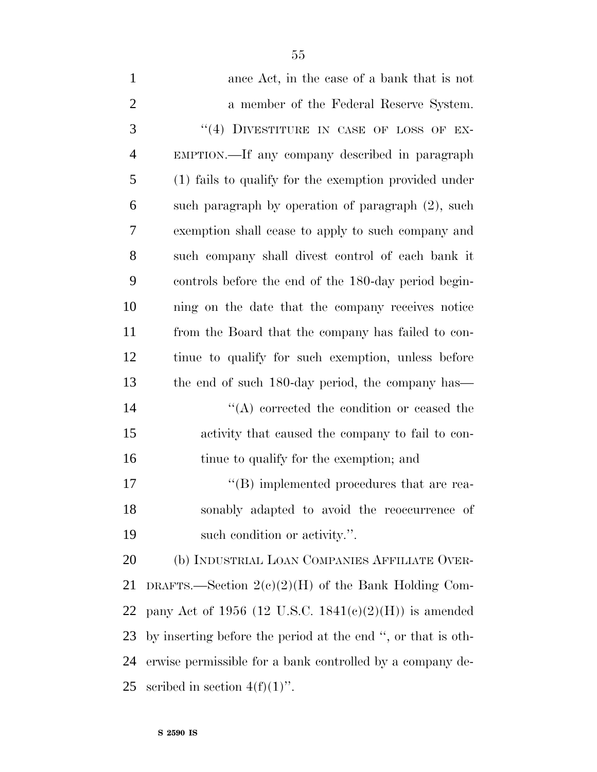ance Act, in the case of a bank that is not a member of the Federal Reserve System.

"(4) DIVESTITURE IN CASE OF LOSS OF EXEMPTION.—If any company described in paragraph (1) fails to qualify for the exemption provided under such paragraph by operation of paragraph (2), such exemption shall cease to apply to such company and such company shall divest control of each bank it controls before the end of the 180-day period beginning on the date that the company receives notice from the Board that the company has failed to continue to qualify for such exemption, unless before the end of such 180-day period, the company has—

"(A) corrected the condition or ceased the activity that caused the company to fail to continue to qualify for the exemption; and

"(B) implemented procedures that are reasonably adapted to avoid the reoccurrence of such condition or activity.".

(b) INDUSTRIAL LOAN COMPANIES AFFILIATE OVERDRAFTS.—Section 2(c)(2)(H) of the Bank Holding Company Act of 1956 (12 U.S.C. 1841(c)(2)(H)) is amended by inserting before the period at the end ", or that is otherwise permissible for a bank controlled by a company described in section 4(f)(1)".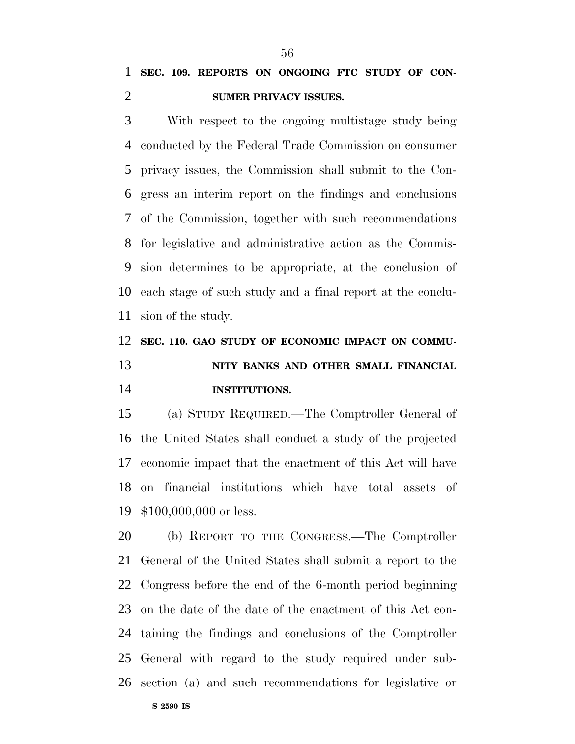**SEC. 109. REPORTS ON ONGOING FTC STUDY OF CONSUMER PRIVACY ISSUES.**

With respect to the ongoing multistage study being conducted by the Federal Trade Commission on consumer privacy issues, the Commission shall submit to the Congress an interim report on the findings and conclusions of the Commission, together with such recommendations for legislative and administrative action as the Commission determines to be appropriate, at the conclusion of each stage of such study and a final report at the conclusion of the study.

**SEC. 110. GAO STUDY OF ECONOMIC IMPACT ON COMMUNITY BANKS AND OTHER SMALL FINANCIAL INSTITUTIONS.**

(a) STUDY REQUIRED.—The Comptroller General of the United States shall conduct a study of the projected economic impact that the enactment of this Act will have on financial institutions which have total assets of $100,000,000 or less.

(b) REPORT TO THE CONGRESS.—The Comptroller General of the United States shall submit a report to the Congress before the end of the 6-month period beginning on the date of the date of the enactment of this Act containing the findings and conclusions of the Comptroller General with regard to the study required under subsection (a) and such recommendations for legislative or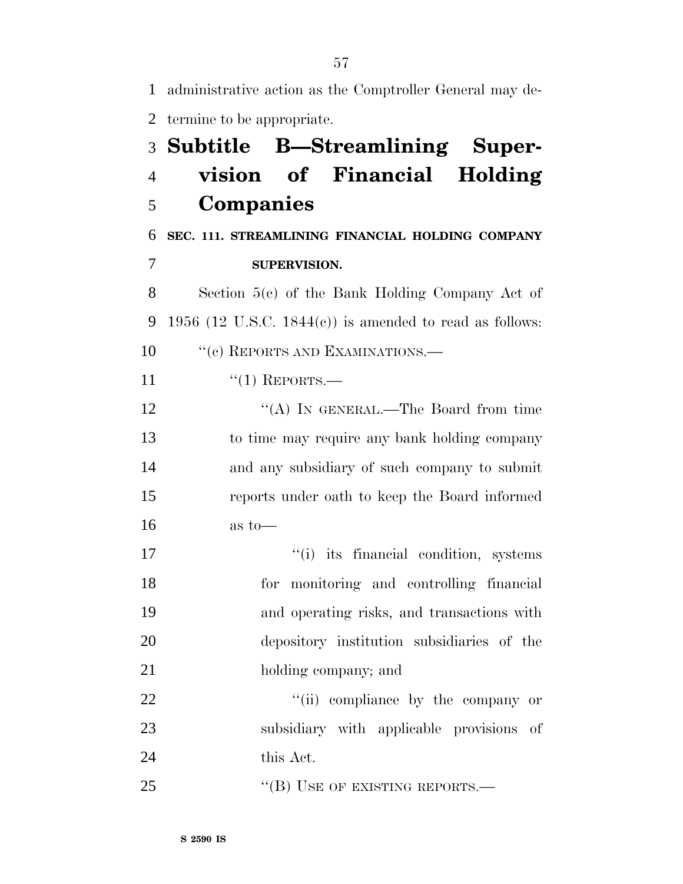administrative action as the Comptroller General may determine to be appropriate.

## Subtitle B—Streamlining Supervision of Financial Holding Companies

### SEC. 111. STREAMLINING FINANCIAL HOLDING COMPANY SUPERVISION.

Section 5(c) of the Bank Holding Company Act of 1956 (12 U.S.C. 1844(c)) is amended to read as follows:

"(c) REPORTS AND EXAMINATIONS.—

"(1) REPORTS.—

"(A) IN GENERAL.—The Board from time to time may require any bank holding company and any subsidiary of such company to submit reports under oath to keep the Board informed as to—

"(i) its financial condition, systems for monitoring and controlling financial and operating risks, and transactions with depository institution subsidiaries of the holding company; and

"(ii) compliance by the company or subsidiary with applicable provisions of this Act.

"(B) USE OF EXISTING REPORTS.—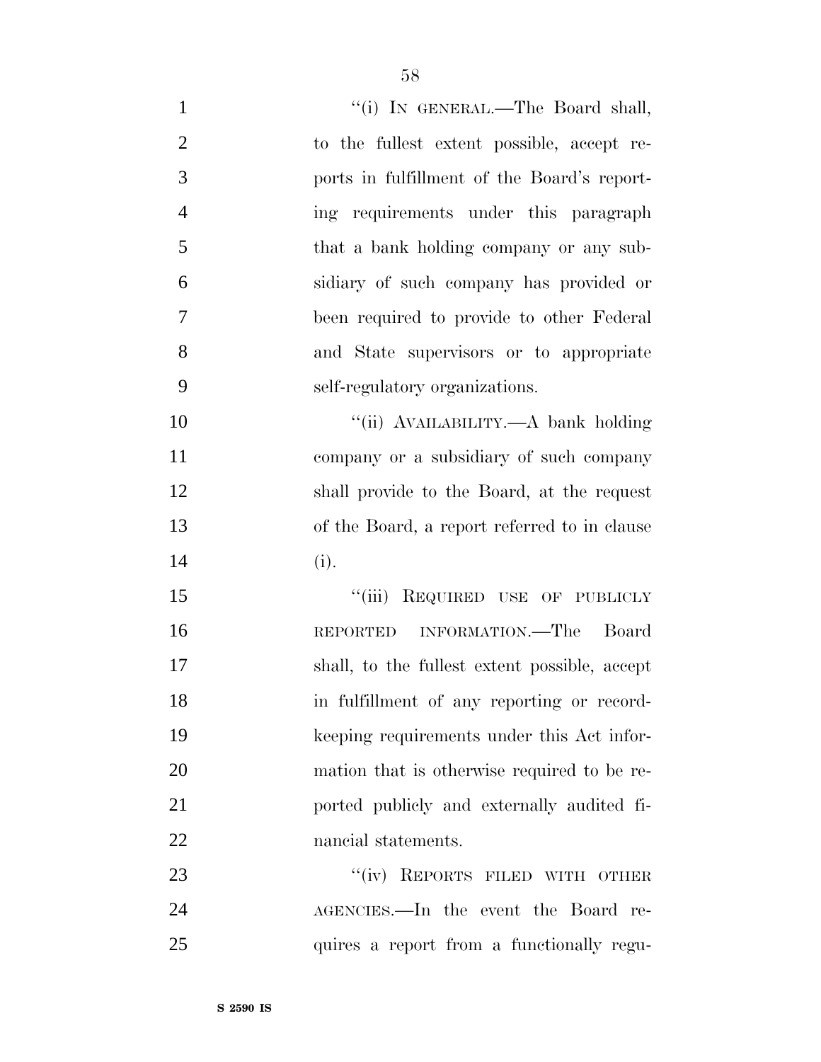"(i) IN GENERAL.—The Board shall, to the fullest extent possible, accept reports in fulfillment of the Board's reporting requirements under this paragraph that a bank holding company or any subsidiary of such company has provided or been required to provide to other Federal and State supervisors or to appropriate self-regulatory organizations.

"(ii) AVAILABILITY.—A bank holding company or a subsidiary of such company shall provide to the Board, at the request of the Board, a report referred to in clause (i).

"(iii) REQUIRED USE OF PUBLICLY REPORTED INFORMATION.—The Board shall, to the fullest extent possible, accept in fulfillment of any reporting or recordkeeping requirements under this Act information that is otherwise required to be reported publicly and externally audited financial statements.

"(iv) REPORTS FILED WITH OTHER AGENCIES.—In the event the Board requires a report from a functionally regu-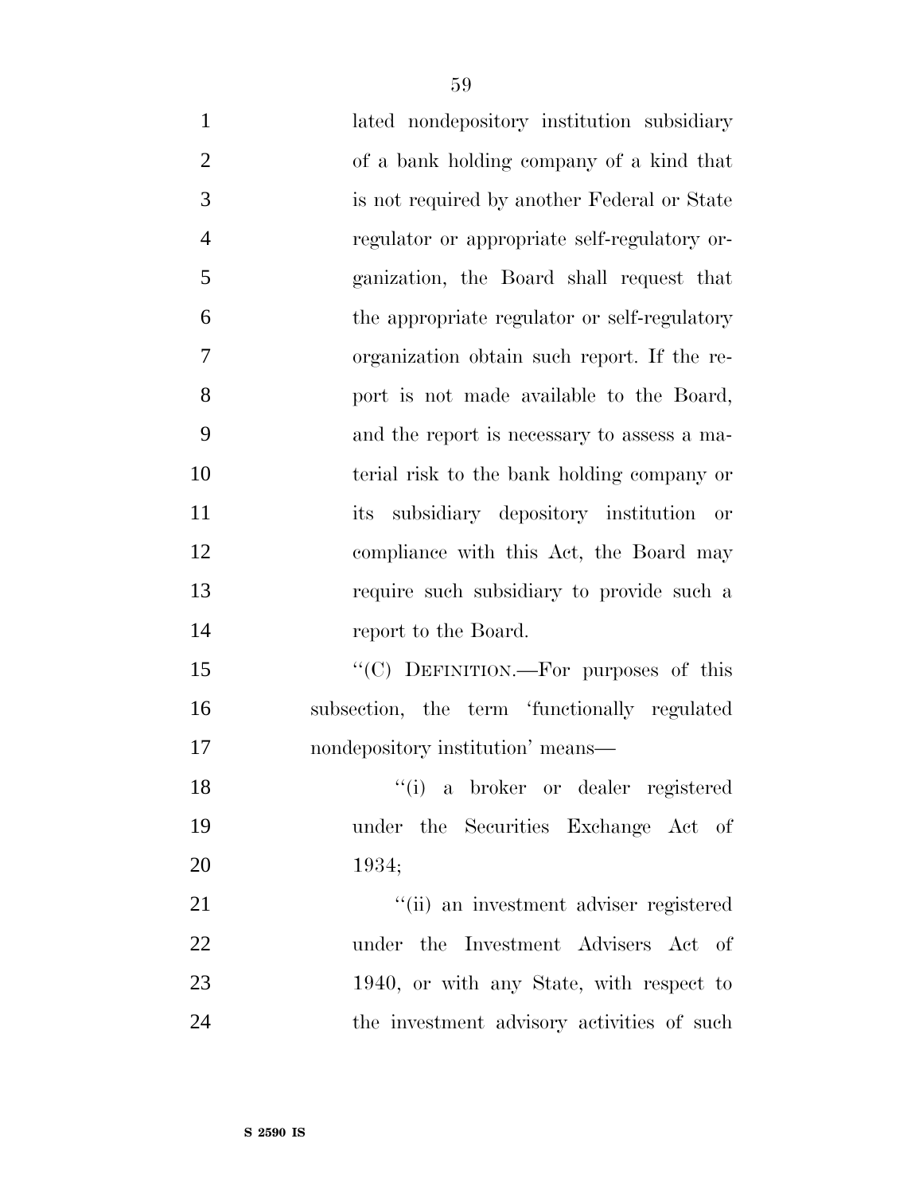lated nondepository institution subsidiary of a bank holding company of a kind that is not required by another Federal or State regulator or appropriate self-regulatory organization, the Board shall request that the appropriate regulator or self-regulatory organization obtain such report. If the report is not made available to the Board, and the report is necessary to assess a material risk to the bank holding company or its subsidiary depository institution or compliance with this Act, the Board may require such subsidiary to provide such a report to the Board.

''(C) DEFINITION.—For purposes of this subsection, the term 'functionally regulated nondepository institution' means—

''(i) a broker or dealer registered under the Securities Exchange Act of 1934;

''(ii) an investment adviser registered under the Investment Advisers Act of 1940, or with any State, with respect to the investment advisory activities of such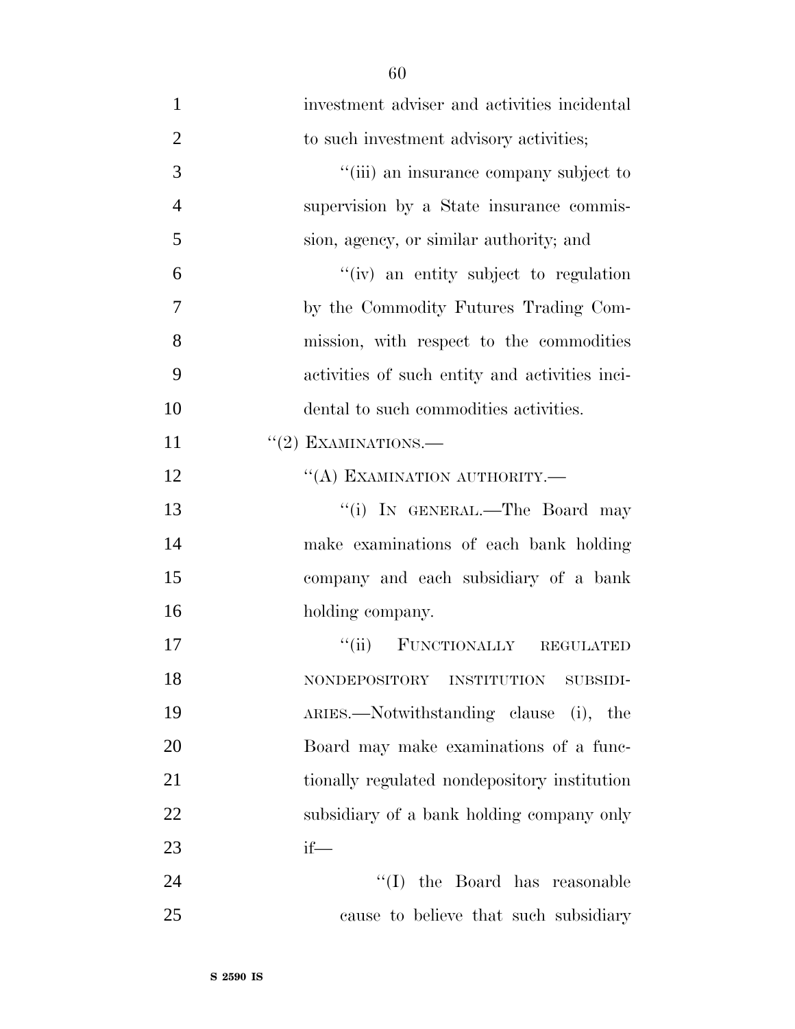investment adviser and activities incidental to such investment advisory activities;

''(iii) an insurance company subject to supervision by a State insurance commission, agency, or similar authority; and

''(iv) an entity subject to regulation by the Commodity Futures Trading Commission, with respect to the commodities activities of such entity and activities incidental to such commodities activities.

''(2) EXAMINATIONS.—

''(A) EXAMINATION AUTHORITY.—

''(i) IN GENERAL.—The Board may make examinations of each bank holding company and each subsidiary of a bank holding company.

''(ii) FUNCTIONALLY REGULATED NONDEPOSITORY INSTITUTION SUBSIDIARIES.—Notwithstanding clause (i), the Board may make examinations of a functionally regulated nondepository institution subsidiary of a bank holding company only if—

''(I) the Board has reasonable cause to believe that such subsidiary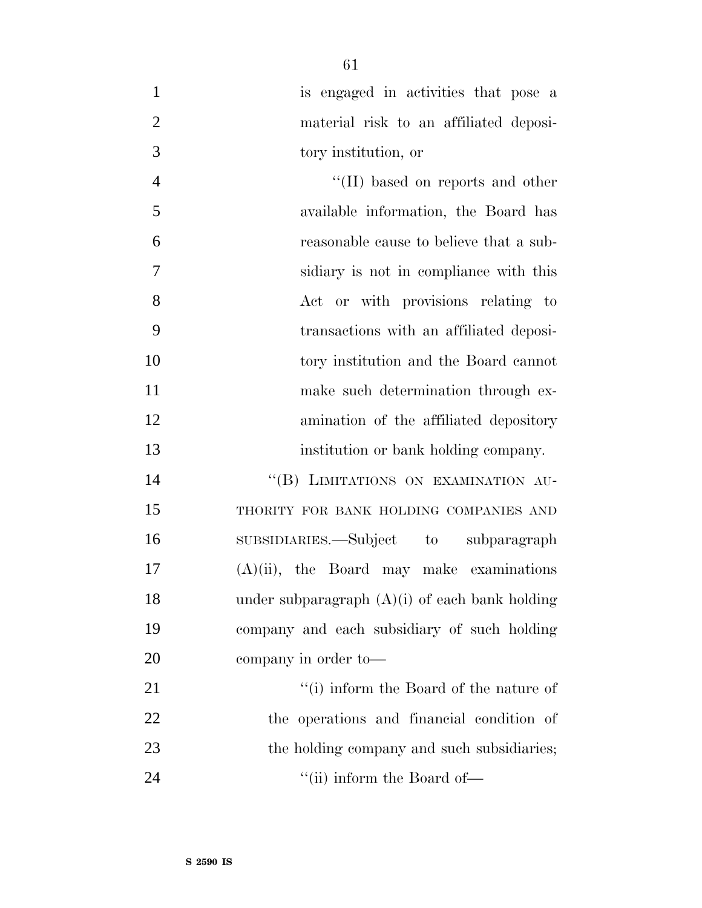is engaged in activities that pose a material risk to an affiliated depository institution, or

"(II) based on reports and other available information, the Board has reasonable cause to believe that a subsidiary is not in compliance with this Act or with provisions relating to transactions with an affiliated depository institution and the Board cannot make such determination through examination of the affiliated depository institution or bank holding company.

"(B) LIMITATIONS ON EXAMINATION AUTHORITY FOR BANK HOLDING COMPANIES AND SUBSIDIARIES.—Subject to subparagraph (A)(ii), the Board may make examinations under subparagraph (A)(i) of each bank holding company and each subsidiary of such holding company in order to—

"(i) inform the Board of the nature of the operations and financial condition of the holding company and such subsidiaries;

"(ii) inform the Board of—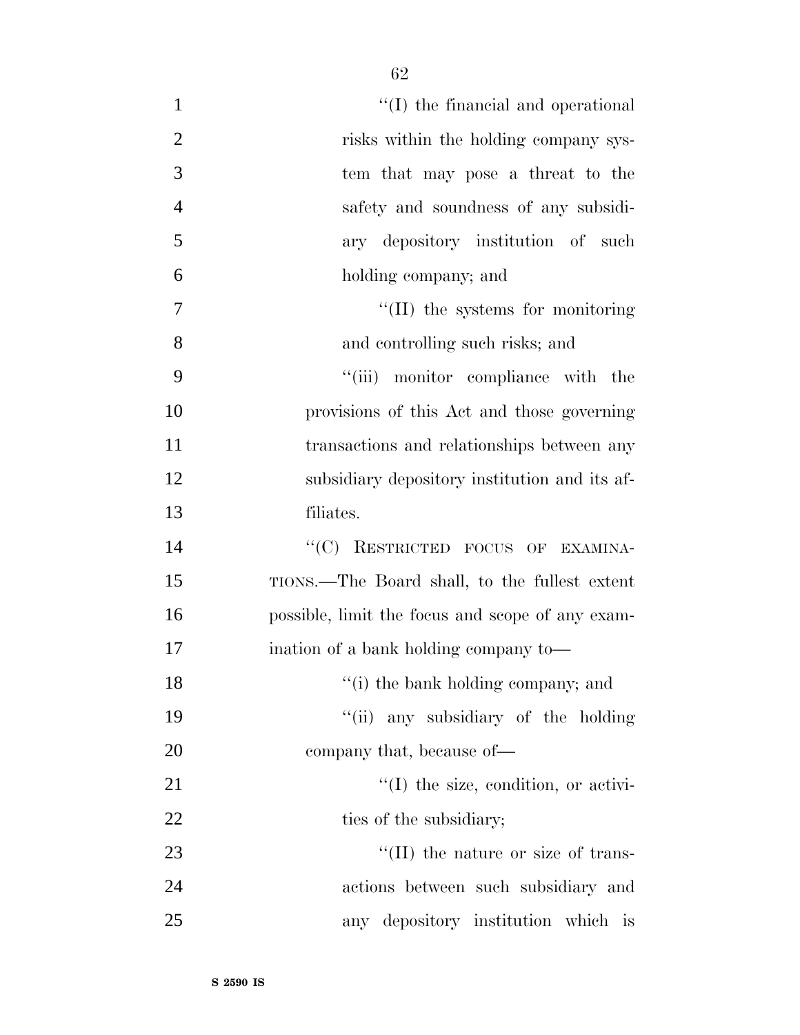''(I) the financial and operational risks within the holding company system that may pose a threat to the safety and soundness of any subsidiary depository institution of such holding company; and

''(II) the systems for monitoring and controlling such risks; and

''(iii) monitor compliance with the provisions of this Act and those governing transactions and relationships between any subsidiary depository institution and its affiliates.

''(C) RESTRICTED FOCUS OF EXAMINATIONS.—The Board shall, to the fullest extent possible, limit the focus and scope of any examination of a bank holding company to—

''(i) the bank holding company; and

''(ii) any subsidiary of the holding company that, because of—

''(I) the size, condition, or activities of the subsidiary;

''(II) the nature or size of transactions between such subsidiary and any depository institution which is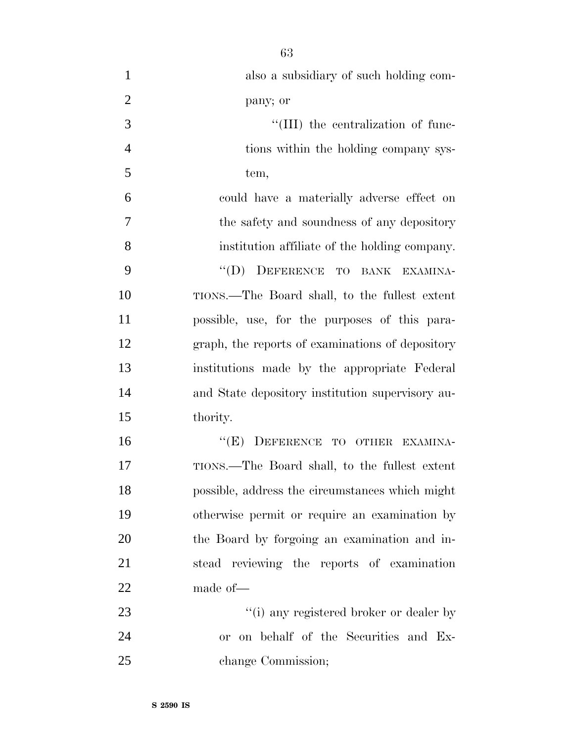also a subsidiary of such holding company; or

''(III) the centralization of functions within the holding company system,

could have a materially adverse effect on the safety and soundness of any depository institution affiliate of the holding company.

''(D) DEFERENCE TO BANK EXAMINATIONS.—The Board shall, to the fullest extent possible, use, for the purposes of this paragraph, the reports of examinations of depository institutions made by the appropriate Federal and State depository institution supervisory authority.

''(E) DEFERENCE TO OTHER EXAMINATIONS.—The Board shall, to the fullest extent possible, address the circumstances which might otherwise permit or require an examination by the Board by forgoing an examination and instead reviewing the reports of examination made of—

''(i) any registered broker or dealer by or on behalf of the Securities and Exchange Commission;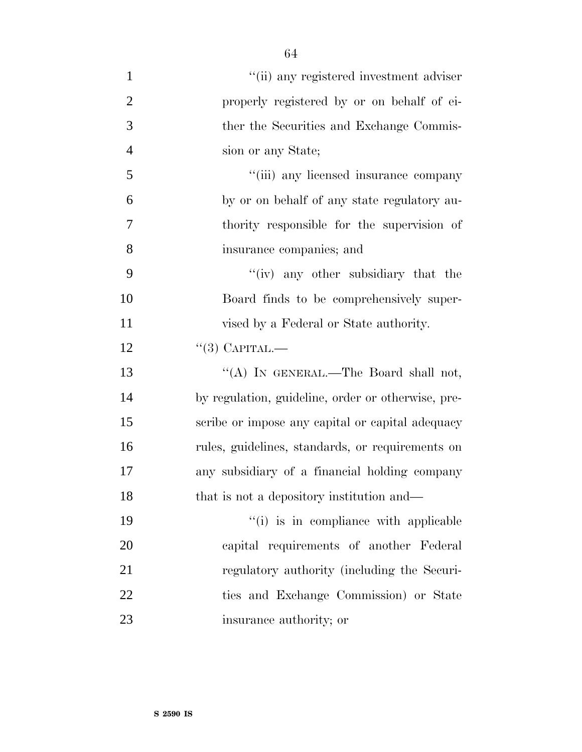''(ii) any registered investment adviser properly registered by or on behalf of either the Securities and Exchange Commission or any State;

''(iii) any licensed insurance company by or on behalf of any state regulatory authority responsible for the supervision of insurance companies; and

''(iv) any other subsidiary that the Board finds to be comprehensively supervised by a Federal or State authority.

''(3) CAPITAL.—

''(A) IN GENERAL.—The Board shall not, by regulation, guideline, order or otherwise, prescribe or impose any capital or capital adequacy rules, guidelines, standards, or requirements on any subsidiary of a financial holding company that is not a depository institution and—

''(i) is in compliance with applicable capital requirements of another Federal regulatory authority (including the Securities and Exchange Commission) or State insurance authority; or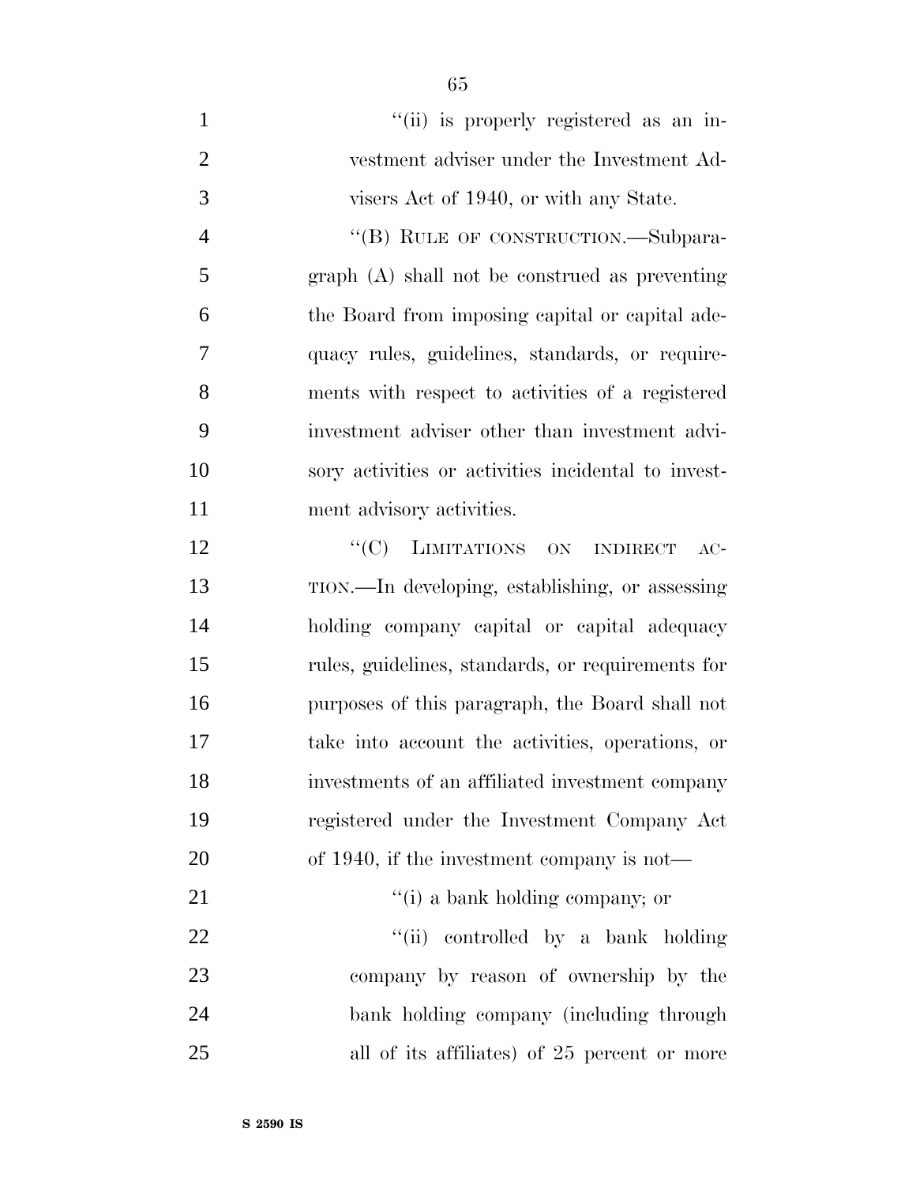"(ii) is properly registered as an investment adviser under the Investment Advisers Act of 1940, or with any State.

"(B) RULE OF CONSTRUCTION.—Subparagraph (A) shall not be construed as preventing the Board from imposing capital or capital adequacy rules, guidelines, standards, or requirements with respect to activities of a registered investment adviser other than investment advisory activities or activities incidental to investment advisory activities.

"(C) LIMITATIONS ON INDIRECT ACTION.—In developing, establishing, or assessing holding company capital or capital adequacy rules, guidelines, standards, or requirements for purposes of this paragraph, the Board shall not take into account the activities, operations, or investments of an affiliated investment company registered under the Investment Company Act of 1940, if the investment company is not—

"(i) a bank holding company; or

"(ii) controlled by a bank holding company by reason of ownership by the bank holding company (including through all of its affiliates) of 25 percent or more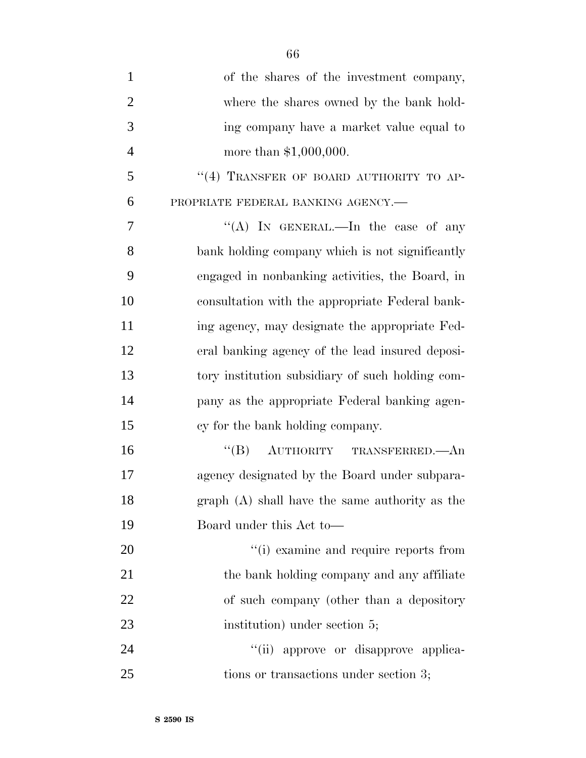of the shares of the investment company, where the shares owned by the bank holding company have a market value equal to more than $1,000,000.

"(4) TRANSFER OF BOARD AUTHORITY TO APPROPRIATE FEDERAL BANKING AGENCY.—

"(A) IN GENERAL.—In the case of any bank holding company which is not significantly engaged in nonbanking activities, the Board, in consultation with the appropriate Federal banking agency, may designate the appropriate Federal banking agency of the lead insured depository institution subsidiary of such holding company as the appropriate Federal banking agency for the bank holding company.

"(B) AUTHORITY TRANSFERRED.—An agency designated by the Board under subparagraph (A) shall have the same authority as the Board under this Act to—

"(i) examine and require reports from the bank holding company and any affiliate of such company (other than a depository institution) under section 5;

"(ii) approve or disapprove applications or transactions under section 3;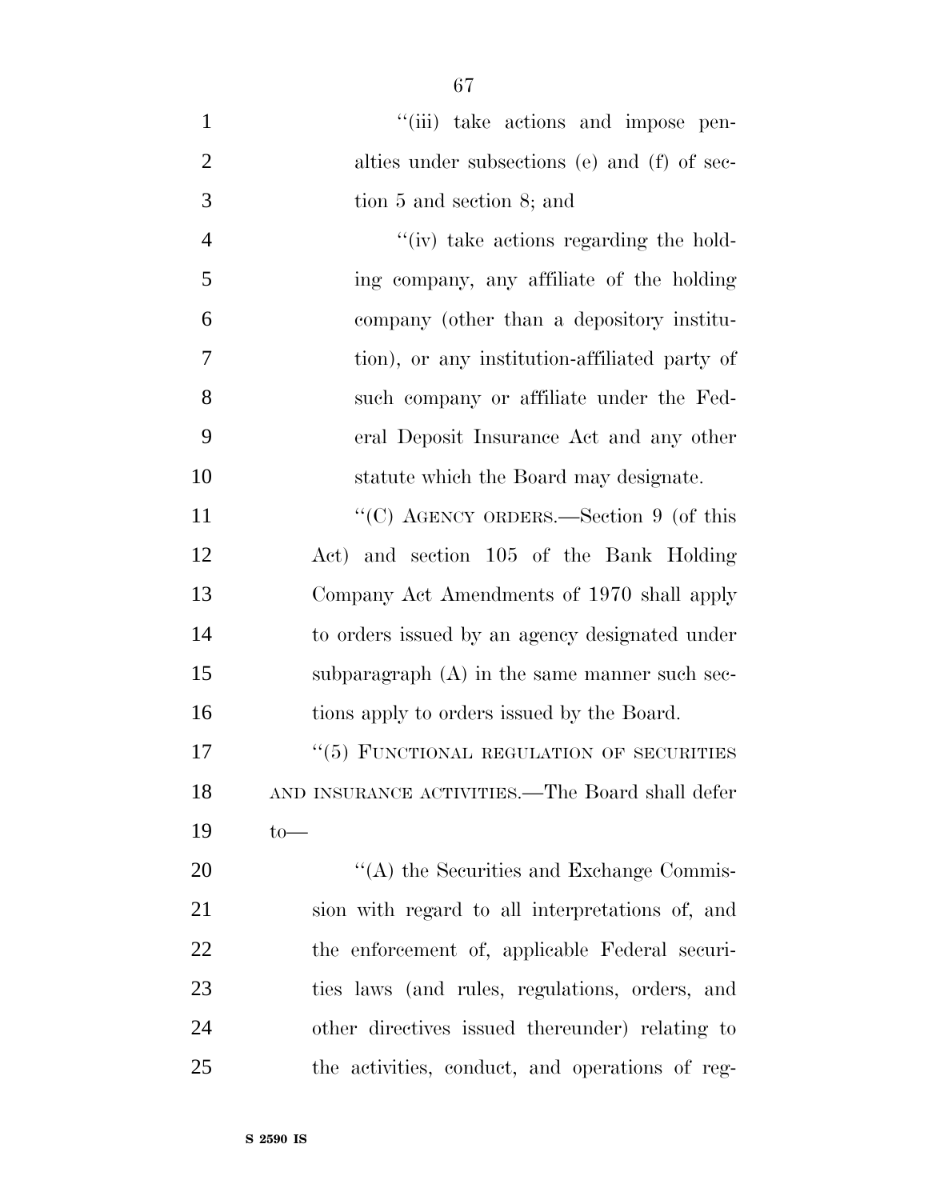"(iii) take actions and impose penalties under subsections (e) and (f) of section 5 and section 8; and

"(iv) take actions regarding the holding company, any affiliate of the holding company (other than a depository institution), or any institution-affiliated party of such company or affiliate under the Federal Deposit Insurance Act and any other statute which the Board may designate.

"(C) AGENCY ORDERS.—Section 9 (of this Act) and section 105 of the Bank Holding Company Act Amendments of 1970 shall apply to orders issued by an agency designated under subparagraph (A) in the same manner such sections apply to orders issued by the Board.

"(5) FUNCTIONAL REGULATION OF SECURITIES AND INSURANCE ACTIVITIES.—The Board shall defer to—

"(A) the Securities and Exchange Commission with regard to all interpretations of, and the enforcement of, applicable Federal securities laws (and rules, regulations, orders, and other directives issued thereunder) relating to the activities, conduct, and operations of reg-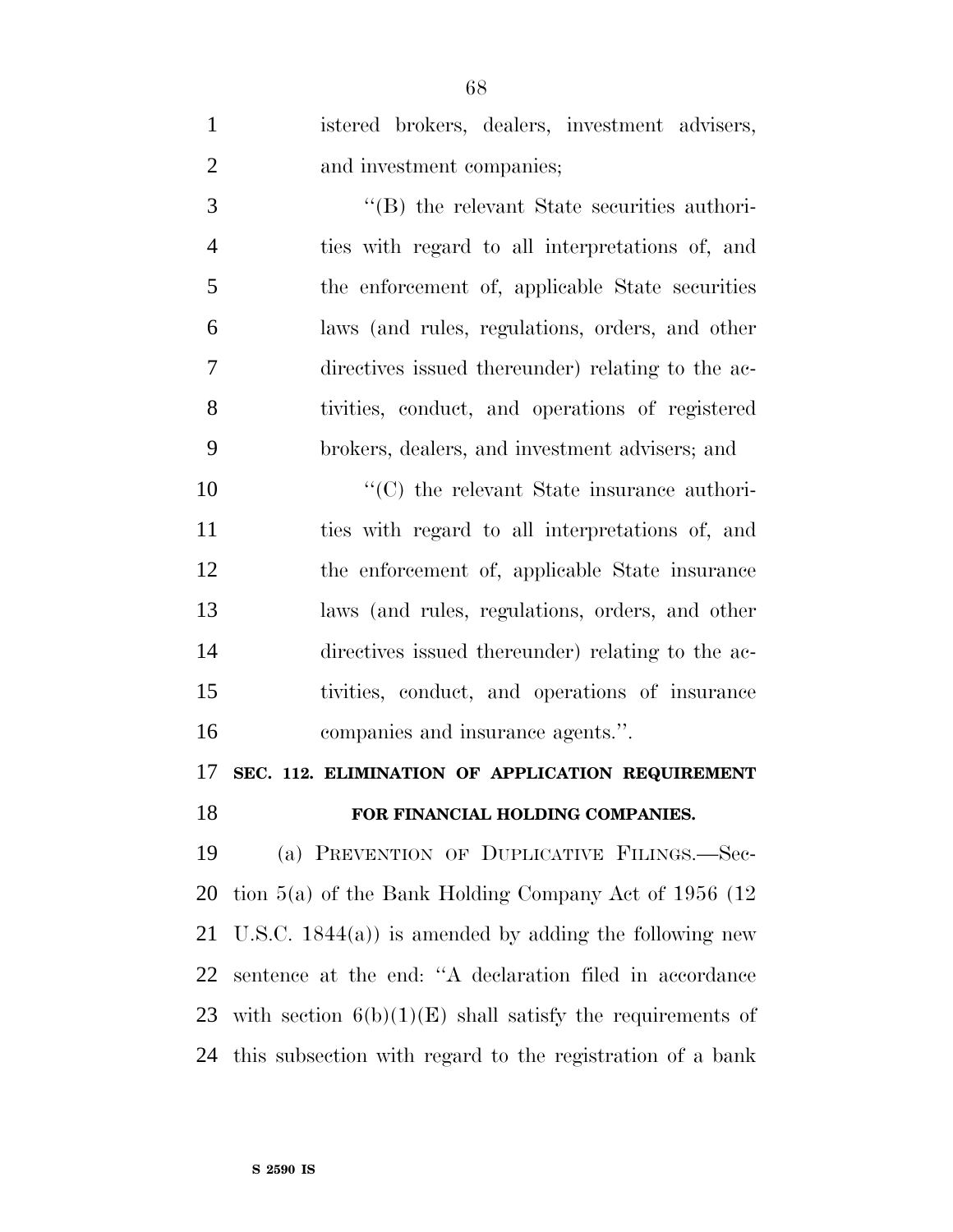istered brokers, dealers, investment advisers, and investment companies;

"(B) the relevant State securities authorities with regard to all interpretations of, and the enforcement of, applicable State securities laws (and rules, regulations, orders, and other directives issued thereunder) relating to the activities, conduct, and operations of registered brokers, dealers, and investment advisers; and

"(C) the relevant State insurance authorities with regard to all interpretations of, and the enforcement of, applicable State insurance laws (and rules, regulations, orders, and other directives issued thereunder) relating to the activities, conduct, and operations of insurance companies and insurance agents.".

**SEC. 112. ELIMINATION OF APPLICATION REQUIREMENT FOR FINANCIAL HOLDING COMPANIES.**

(a) PREVENTION OF DUPLICATIVE FILINGS.—Section 5(a) of the Bank Holding Company Act of 1956 (12 U.S.C. 1844(a)) is amended by adding the following new sentence at the end: "A declaration filed in accordance with section 6(b)(1)(E) shall satisfy the requirements of this subsection with regard to the registration of a bank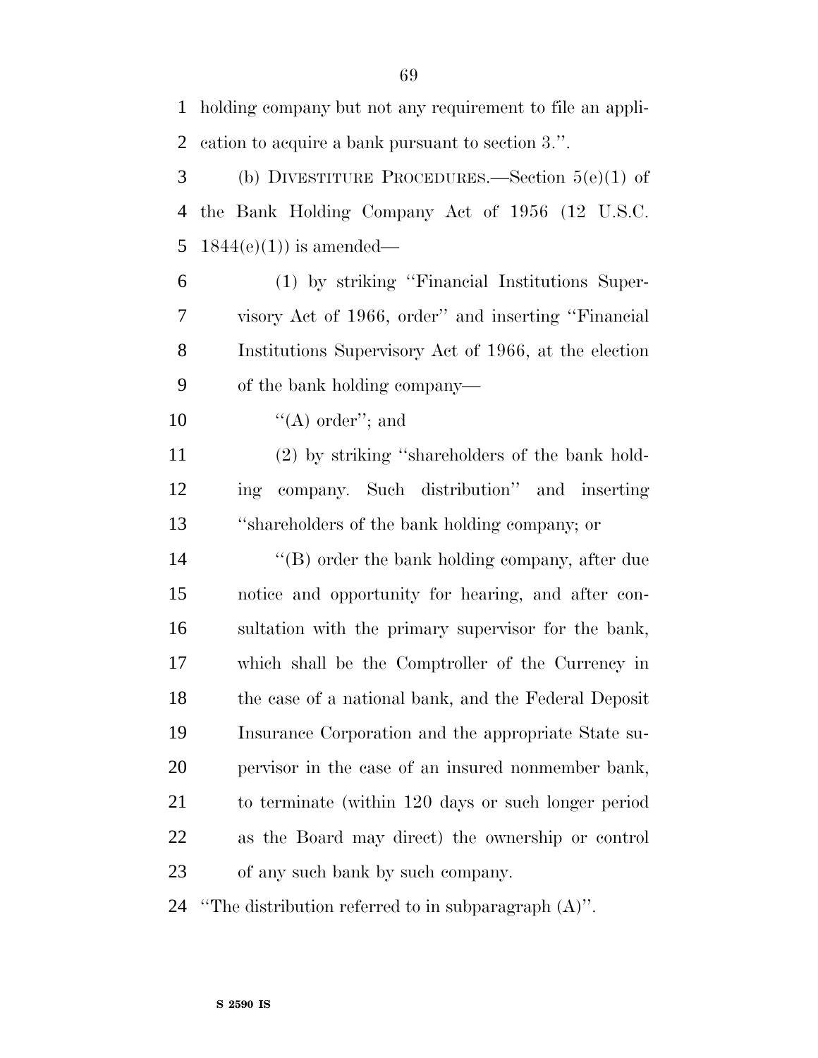holding company but not any requirement to file an application to acquire a bank pursuant to section 3.''.

(b) DIVESTITURE PROCEDURES.—Section 5(e)(1) of the Bank Holding Company Act of 1956 (12 U.S.C. 1844(e)(1)) is amended—

(1) by striking ''Financial Institutions Supervisory Act of 1966, order'' and inserting ''Financial Institutions Supervisory Act of 1966, at the election of the bank holding company—

''(A) order''; and

(2) by striking ''shareholders of the bank holding company. Such distribution'' and inserting ''shareholders of the bank holding company; or

''(B) order the bank holding company, after due notice and opportunity for hearing, and after consultation with the primary supervisor for the bank, which shall be the Comptroller of the Currency in the case of a national bank, and the Federal Deposit Insurance Corporation and the appropriate State supervisor in the case of an insured nonmember bank, to terminate (within 120 days or such longer period as the Board may direct) the ownership or control of any such bank by such company.

''The distribution referred to in subparagraph (A)''.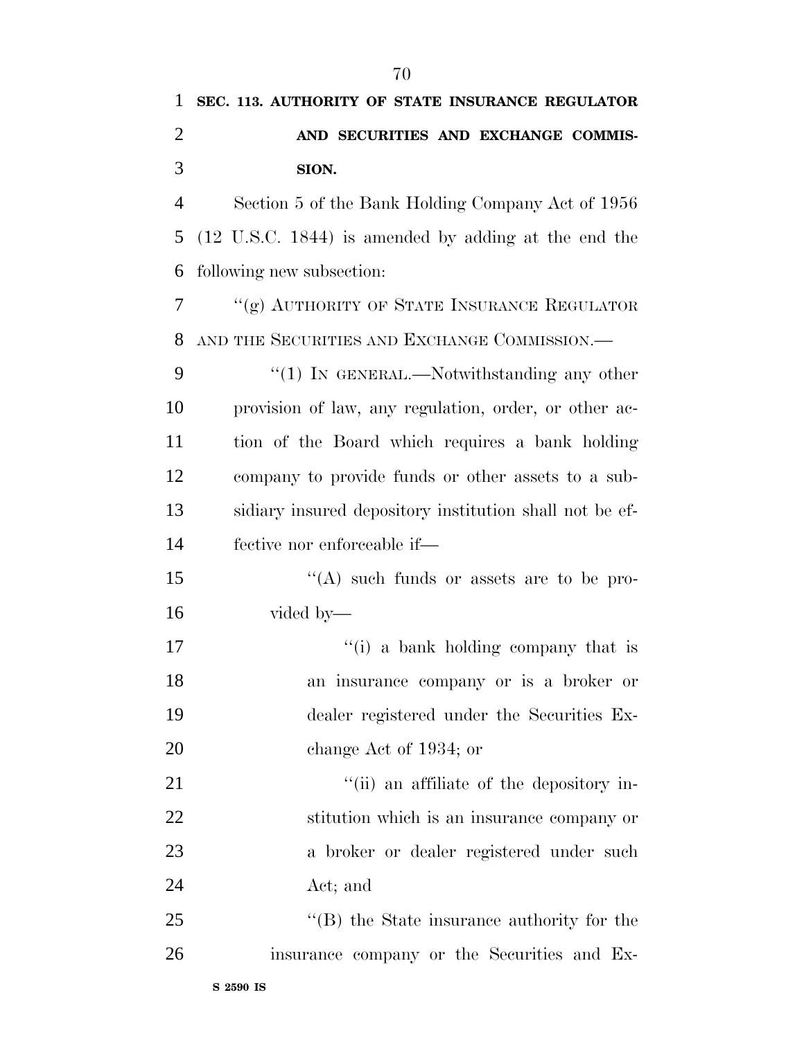**SEC. 113. AUTHORITY OF STATE INSURANCE REGULATOR AND SECURITIES AND EXCHANGE COMMISSION.**

Section 5 of the Bank Holding Company Act of 1956 (12 U.S.C. 1844) is amended by adding at the end the following new subsection:

''(g) AUTHORITY OF STATE INSURANCE REGULATOR AND THE SECURITIES AND EXCHANGE COMMISSION.—

''(1) IN GENERAL.—Notwithstanding any other provision of law, any regulation, order, or other action of the Board which requires a bank holding company to provide funds or other assets to a subsidiary insured depository institution shall not be effective nor enforceable if—

''(A) such funds or assets are to be provided by—

''(i) a bank holding company that is an insurance company or is a broker or dealer registered under the Securities Exchange Act of 1934; or

''(ii) an affiliate of the depository institution which is an insurance company or a broker or dealer registered under such Act; and

''(B) the State insurance authority for the insurance company or the Securities and Ex-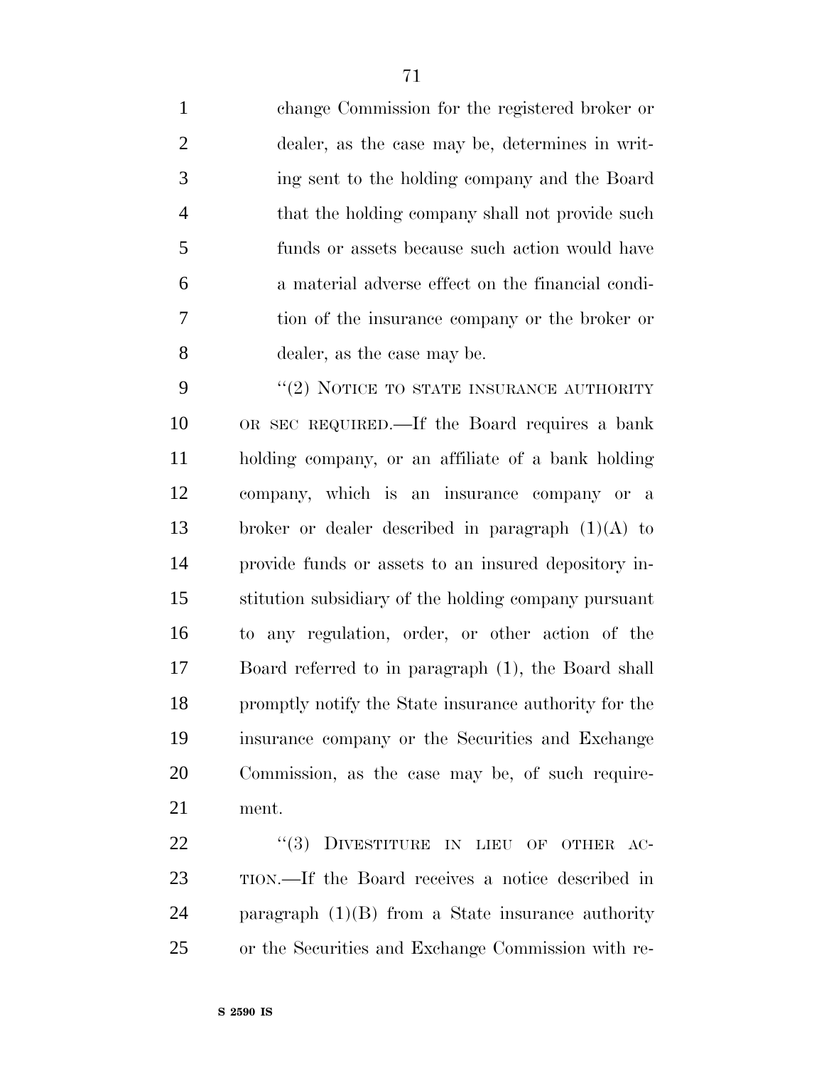change Commission for the registered broker or dealer, as the case may be, determines in writing sent to the holding company and the Board that the holding company shall not provide such funds or assets because such action would have a material adverse effect on the financial condition of the insurance company or the broker or dealer, as the case may be.

"(2) NOTICE TO STATE INSURANCE AUTHORITY OR SEC REQUIRED.—If the Board requires a bank holding company, or an affiliate of a bank holding company, which is an insurance company or a broker or dealer described in paragraph (1)(A) to provide funds or assets to an insured depository institution subsidiary of the holding company pursuant to any regulation, order, or other action of the Board referred to in paragraph (1), the Board shall promptly notify the State insurance authority for the insurance company or the Securities and Exchange Commission, as the case may be, of such requirement.

"(3) DIVESTITURE IN LIEU OF OTHER ACTION.—If the Board receives a notice described in paragraph (1)(B) from a State insurance authority or the Securities and Exchange Commission with re-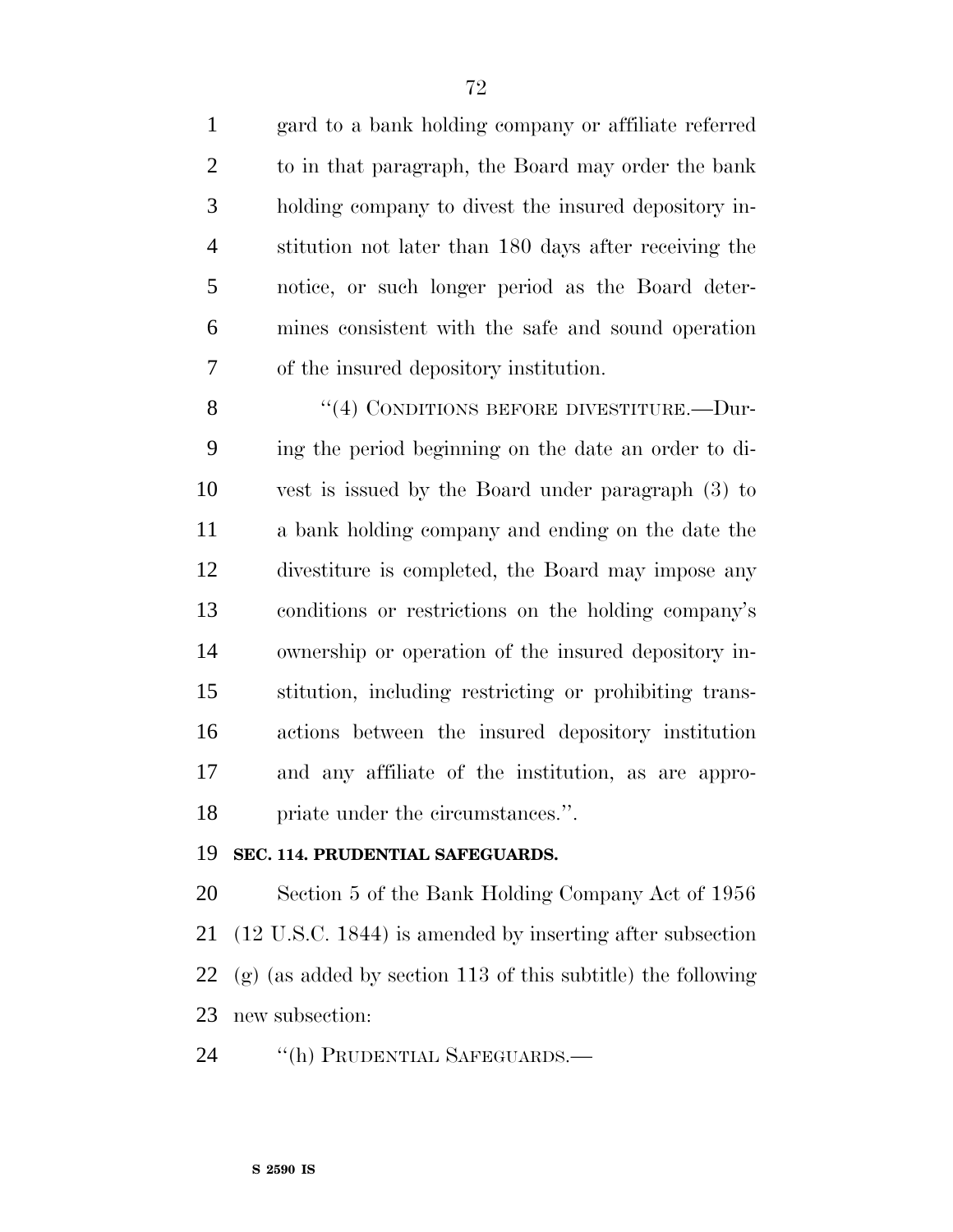gard to a bank holding company or affiliate referred to in that paragraph, the Board may order the bank holding company to divest the insured depository institution not later than 180 days after receiving the notice, or such longer period as the Board determines consistent with the safe and sound operation of the insured depository institution.

"(4) CONDITIONS BEFORE DIVESTITURE.—During the period beginning on the date an order to divest is issued by the Board under paragraph (3) to a bank holding company and ending on the date the divestiture is completed, the Board may impose any conditions or restrictions on the holding company's ownership or operation of the insured depository institution, including restricting or prohibiting transactions between the insured depository institution and any affiliate of the institution, as are appropriate under the circumstances.".

**SEC. 114. PRUDENTIAL SAFEGUARDS.**

Section 5 of the Bank Holding Company Act of 1956 (12 U.S.C. 1844) is amended by inserting after subsection (g) (as added by section 113 of this subtitle) the following new subsection:

"(h) PRUDENTIAL SAFEGUARDS.—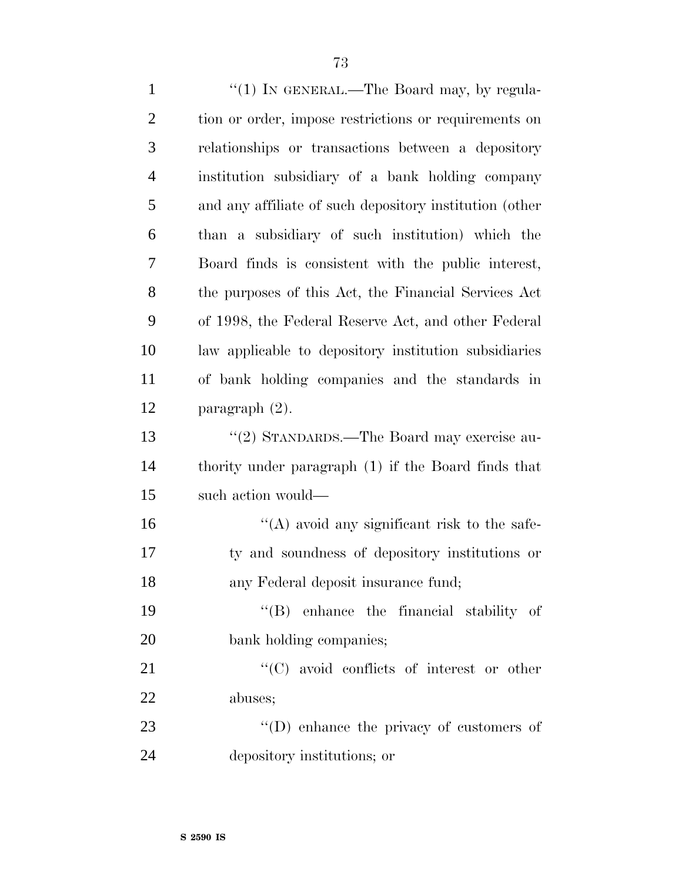"(1) IN GENERAL.—The Board may, by regulation or order, impose restrictions or requirements on relationships or transactions between a depository institution subsidiary of a bank holding company and any affiliate of such depository institution (other than a subsidiary of such institution) which the Board finds is consistent with the public interest, the purposes of this Act, the Financial Services Act of 1998, the Federal Reserve Act, and other Federal law applicable to depository institution subsidiaries of bank holding companies and the standards in paragraph (2).

"(2) STANDARDS.—The Board may exercise authority under paragraph (1) if the Board finds that such action would—

"(A) avoid any significant risk to the safety and soundness of depository institutions or any Federal deposit insurance fund;

"(B) enhance the financial stability of bank holding companies;

"(C) avoid conflicts of interest or other abuses;

"(D) enhance the privacy of customers of depository institutions; or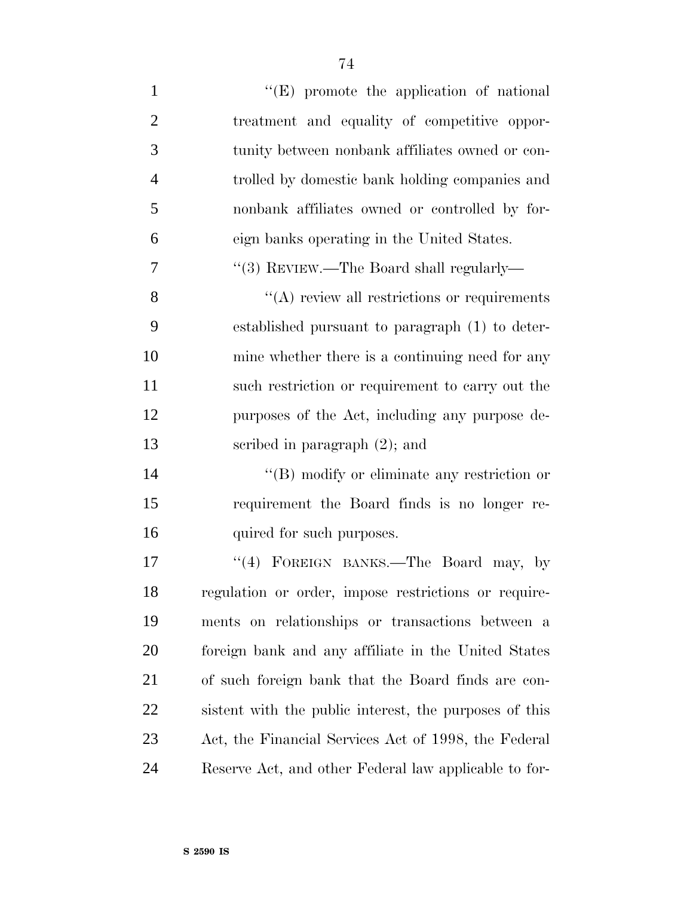''(E) promote the application of national treatment and equality of competitive opportunity between nonbank affiliates owned or controlled by domestic bank holding companies and nonbank affiliates owned or controlled by foreign banks operating in the United States.

''(3) REVIEW.—The Board shall regularly—

''(A) review all restrictions or requirements established pursuant to paragraph (1) to determine whether there is a continuing need for any such restriction or requirement to carry out the purposes of the Act, including any purpose described in paragraph (2); and

''(B) modify or eliminate any restriction or requirement the Board finds is no longer required for such purposes.

''(4) FOREIGN BANKS.—The Board may, by regulation or order, impose restrictions or requirements on relationships or transactions between a foreign bank and any affiliate in the United States of such foreign bank that the Board finds are consistent with the public interest, the purposes of this Act, the Financial Services Act of 1998, the Federal Reserve Act, and other Federal law applicable to for-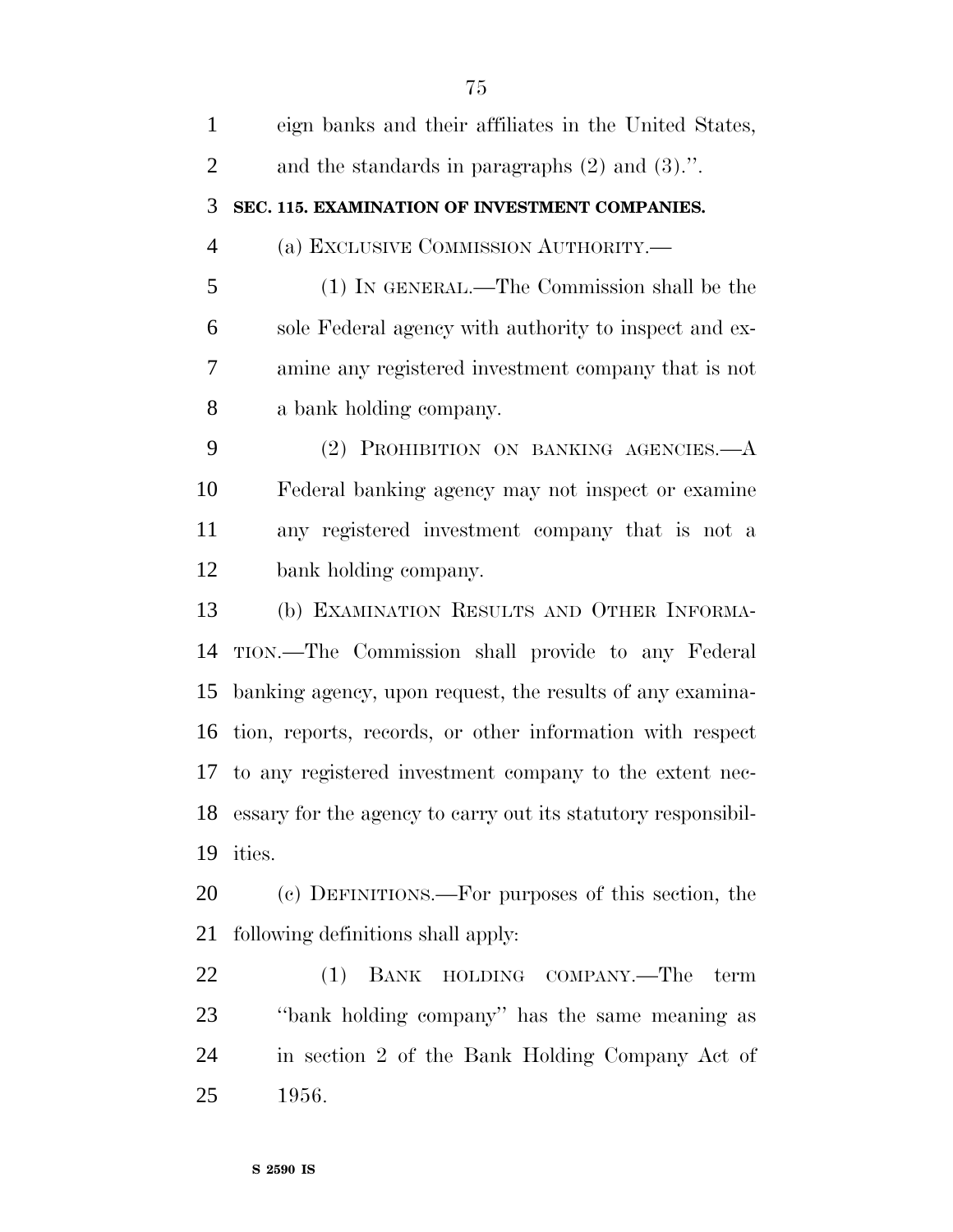eign banks and their affiliates in the United States, and the standards in paragraphs (2) and (3).''.

**SEC. 115. EXAMINATION OF INVESTMENT COMPANIES.**

(a) EXCLUSIVE COMMISSION AUTHORITY.—

(1) IN GENERAL.—The Commission shall be the sole Federal agency with authority to inspect and examine any registered investment company that is not a bank holding company.

(2) PROHIBITION ON BANKING AGENCIES.—A Federal banking agency may not inspect or examine any registered investment company that is not a bank holding company.

(b) EXAMINATION RESULTS AND OTHER INFORMATION.—The Commission shall provide to any Federal banking agency, upon request, the results of any examination, reports, records, or other information with respect to any registered investment company to the extent necessary for the agency to carry out its statutory responsibilities.

(c) DEFINITIONS.—For purposes of this section, the following definitions shall apply:

(1) BANK HOLDING COMPANY.—The term ''bank holding company'' has the same meaning as in section 2 of the Bank Holding Company Act of 1956.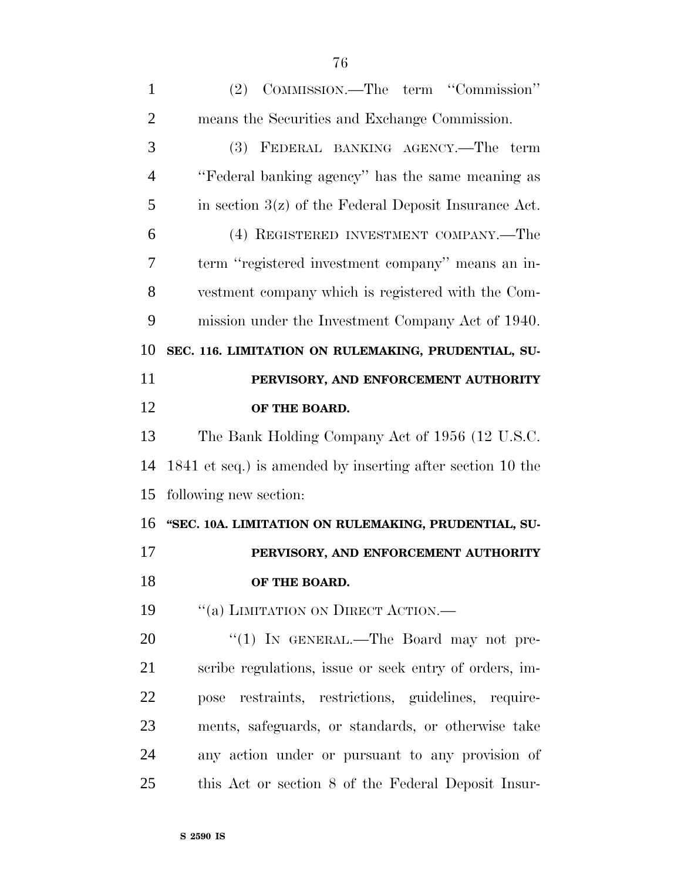(2) COMMISSION.—The term ''Commission'' means the Securities and Exchange Commission.

(3) FEDERAL BANKING AGENCY.—The term ''Federal banking agency'' has the same meaning as in section 3(z) of the Federal Deposit Insurance Act.

(4) REGISTERED INVESTMENT COMPANY.—The term ''registered investment company'' means an investment company which is registered with the Commission under the Investment Company Act of 1940.

**SEC. 116. LIMITATION ON RULEMAKING, PRUDENTIAL, SUPERVISORY, AND ENFORCEMENT AUTHORITY OF THE BOARD.**

The Bank Holding Company Act of 1956 (12 U.S.C. 1841 et seq.) is amended by inserting after section 10 the following new section:

**''SEC. 10A. LIMITATION ON RULEMAKING, PRUDENTIAL, SUPERVISORY, AND ENFORCEMENT AUTHORITY OF THE BOARD.**

''(a) LIMITATION ON DIRECT ACTION.—

''(1) IN GENERAL.—The Board may not prescribe regulations, issue or seek entry of orders, impose restraints, restrictions, guidelines, requirements, safeguards, or standards, or otherwise take any action under or pursuant to any provision of this Act or section 8 of the Federal Deposit Insur-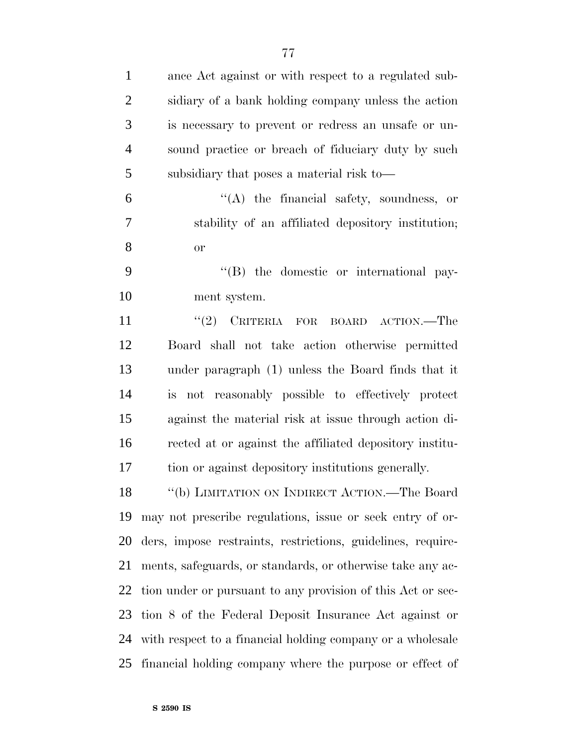ance Act against or with respect to a regulated subsidiary of a bank holding company unless the action is necessary to prevent or redress an unsafe or unsound practice or breach of fiduciary duty by such subsidiary that poses a material risk to—

"(A) the financial safety, soundness, or stability of an affiliated depository institution; or

"(B) the domestic or international payment system.

"(2) CRITERIA FOR BOARD ACTION.—The Board shall not take action otherwise permitted under paragraph (1) unless the Board finds that it is not reasonably possible to effectively protect against the material risk at issue through action directed at or against the affiliated depository institution or against depository institutions generally.

"(b) LIMITATION ON INDIRECT ACTION.—The Board may not prescribe regulations, issue or seek entry of orders, impose restraints, restrictions, guidelines, requirements, safeguards, or standards, or otherwise take any action under or pursuant to any provision of this Act or section 8 of the Federal Deposit Insurance Act against or with respect to a financial holding company or a wholesale financial holding company where the purpose or effect of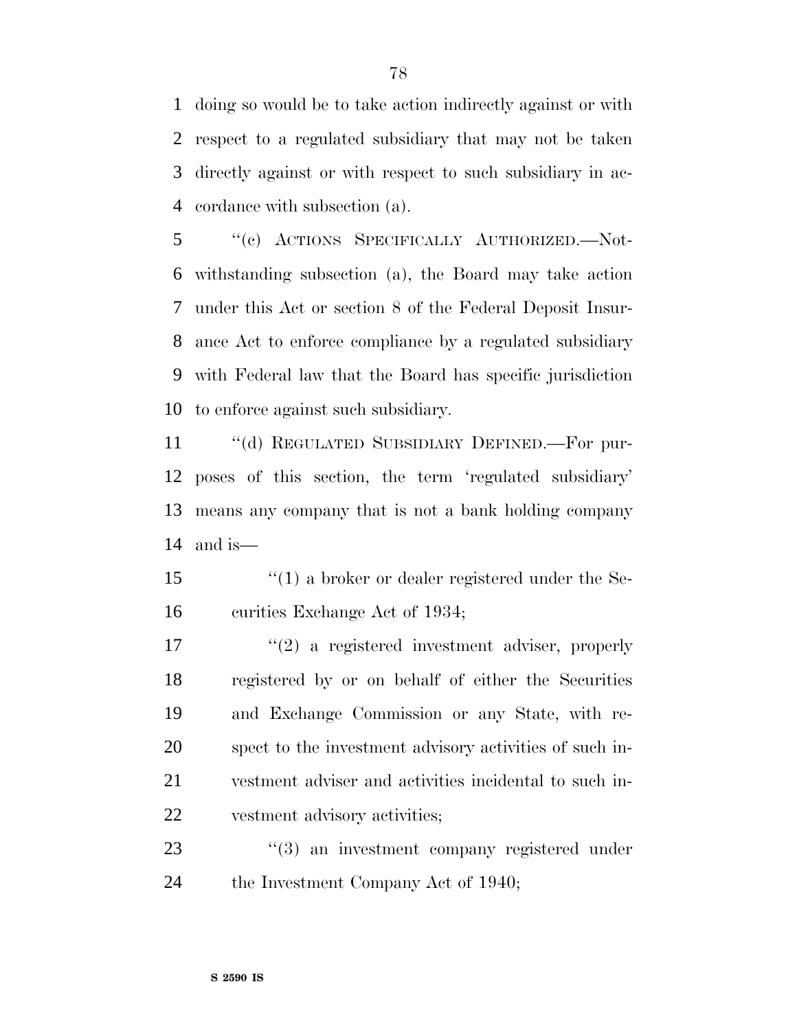doing so would be to take action indirectly against or with respect to a regulated subsidiary that may not be taken directly against or with respect to such subsidiary in accordance with subsection (a).

"(c) ACTIONS SPECIFICALLY AUTHORIZED.—Notwithstanding subsection (a), the Board may take action under this Act or section 8 of the Federal Deposit Insurance Act to enforce compliance by a regulated subsidiary with Federal law that the Board has specific jurisdiction to enforce against such subsidiary.

"(d) REGULATED SUBSIDIARY DEFINED.—For purposes of this section, the term 'regulated subsidiary' means any company that is not a bank holding company and is—

"(1) a broker or dealer registered under the Securities Exchange Act of 1934;

"(2) a registered investment adviser, properly registered by or on behalf of either the Securities and Exchange Commission or any State, with respect to the investment advisory activities of such investment adviser and activities incidental to such investment advisory activities;

"(3) an investment company registered under the Investment Company Act of 1940;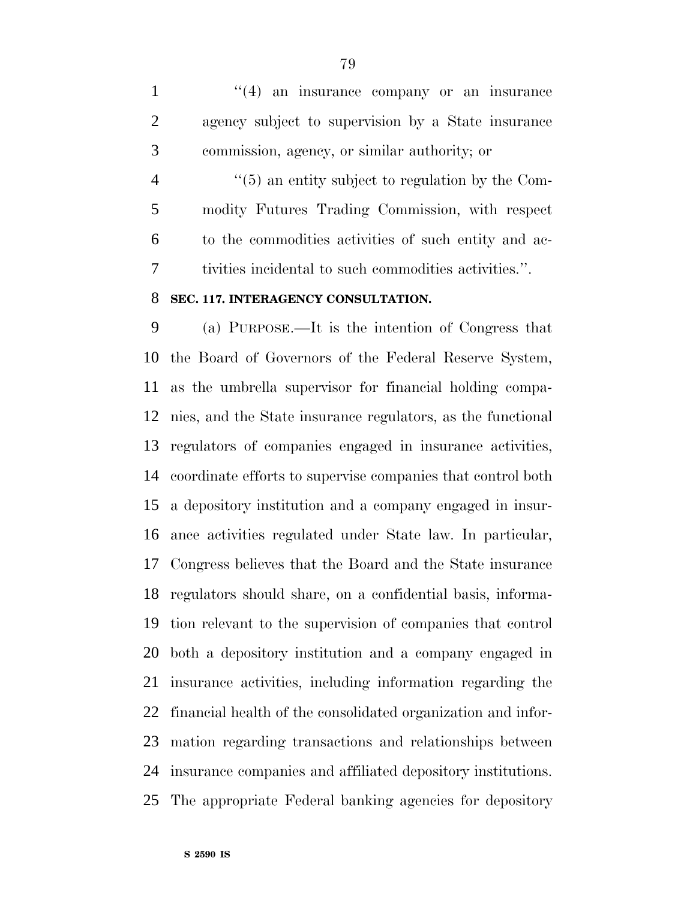"(4) an insurance company or an insurance agency subject to supervision by a State insurance commission, agency, or similar authority; or

"(5) an entity subject to regulation by the Commodity Futures Trading Commission, with respect to the commodities activities of such entity and activities incidental to such commodities activities.".

**SEC. 117. INTERAGENCY CONSULTATION.**

(a) PURPOSE.—It is the intention of Congress that the Board of Governors of the Federal Reserve System, as the umbrella supervisor for financial holding companies, and the State insurance regulators, as the functional regulators of companies engaged in insurance activities, coordinate efforts to supervise companies that control both a depository institution and a company engaged in insurance activities regulated under State law. In particular, Congress believes that the Board and the State insurance regulators should share, on a confidential basis, information relevant to the supervision of companies that control both a depository institution and a company engaged in insurance activities, including information regarding the financial health of the consolidated organization and information regarding transactions and relationships between insurance companies and affiliated depository institutions. The appropriate Federal banking agencies for depository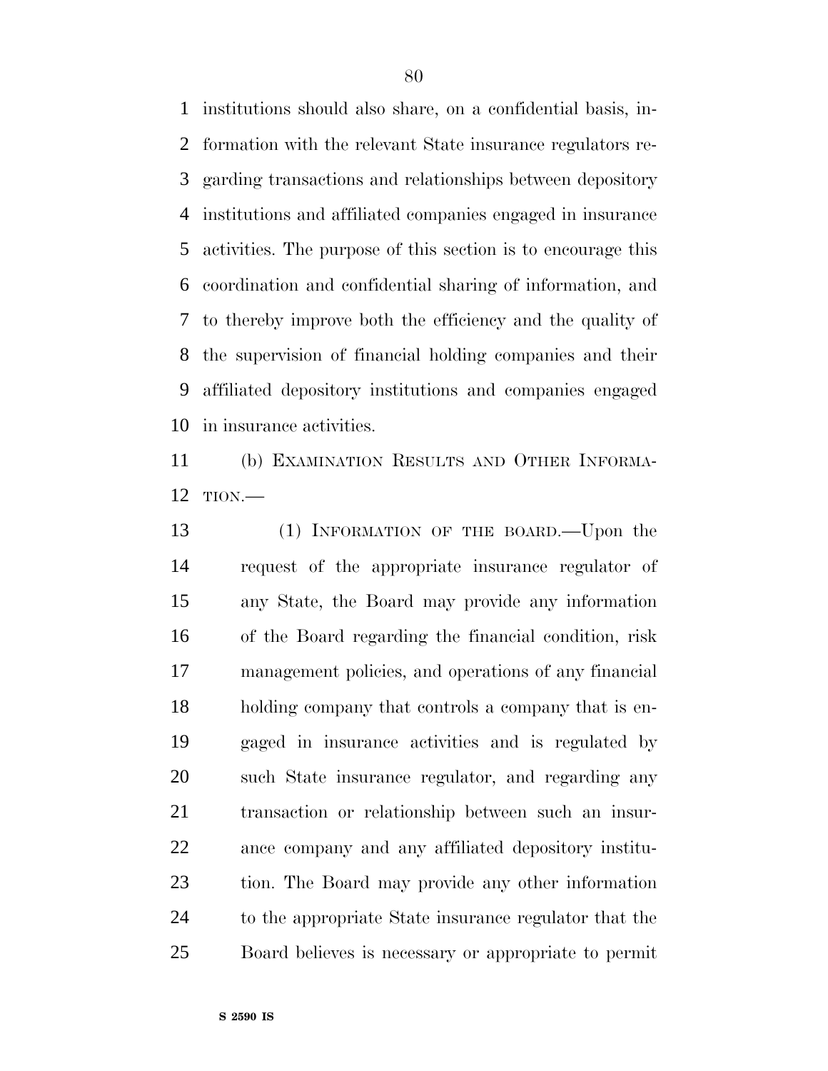institutions should also share, on a confidential basis, information with the relevant State insurance regulators regarding transactions and relationships between depository institutions and affiliated companies engaged in insurance activities. The purpose of this section is to encourage this coordination and confidential sharing of information, and to thereby improve both the efficiency and the quality of the supervision of financial holding companies and their affiliated depository institutions and companies engaged in insurance activities.

(b) EXAMINATION RESULTS AND OTHER INFORMATION.—

(1) INFORMATION OF THE BOARD.—Upon the request of the appropriate insurance regulator of any State, the Board may provide any information of the Board regarding the financial condition, risk management policies, and operations of any financial holding company that controls a company that is engaged in insurance activities and is regulated by such State insurance regulator, and regarding any transaction or relationship between such an insurance company and any affiliated depository institution. The Board may provide any other information to the appropriate State insurance regulator that the Board believes is necessary or appropriate to permit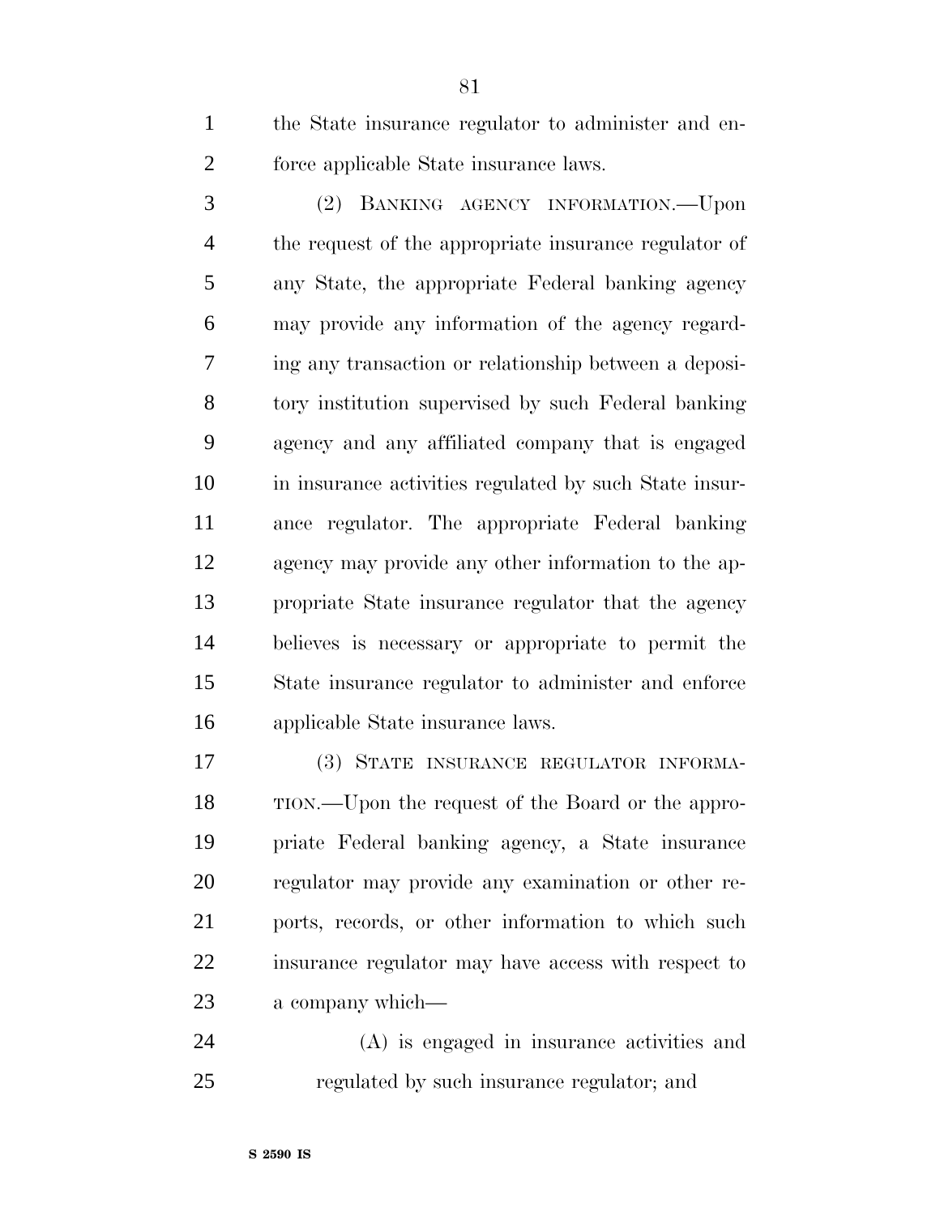the State insurance regulator to administer and enforce applicable State insurance laws.

(2) BANKING AGENCY INFORMATION.—Upon the request of the appropriate insurance regulator of any State, the appropriate Federal banking agency may provide any information of the agency regarding any transaction or relationship between a depository institution supervised by such Federal banking agency and any affiliated company that is engaged in insurance activities regulated by such State insurance regulator. The appropriate Federal banking agency may provide any other information to the appropriate State insurance regulator that the agency believes is necessary or appropriate to permit the State insurance regulator to administer and enforce applicable State insurance laws.

(3) STATE INSURANCE REGULATOR INFORMATION.—Upon the request of the Board or the appropriate Federal banking agency, a State insurance regulator may provide any examination or other reports, records, or other information to which such insurance regulator may have access with respect to a company which—

(A) is engaged in insurance activities and regulated by such insurance regulator; and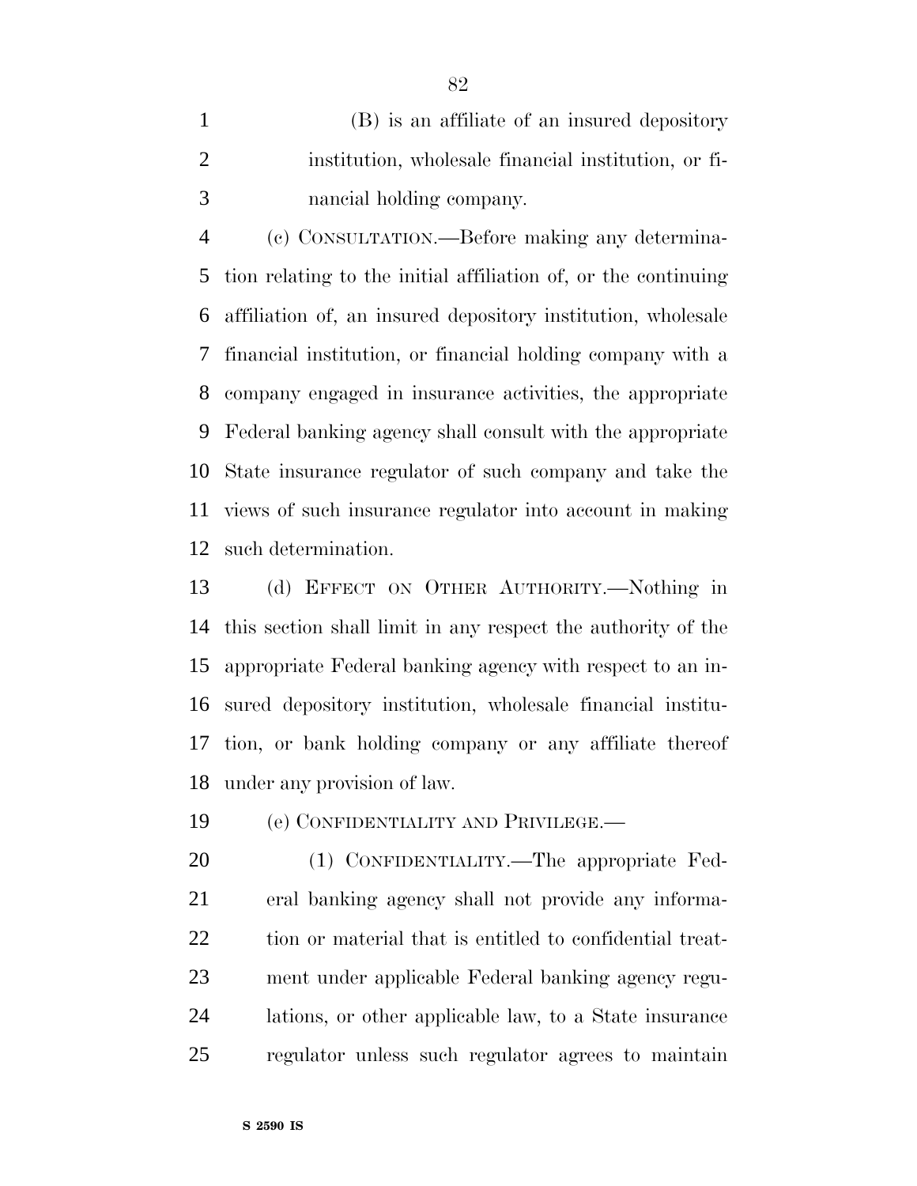(B) is an affiliate of an insured depository institution, wholesale financial institution, or financial holding company.

(c) CONSULTATION.—Before making any determination relating to the initial affiliation of, or the continuing affiliation of, an insured depository institution, wholesale financial institution, or financial holding company with a company engaged in insurance activities, the appropriate Federal banking agency shall consult with the appropriate State insurance regulator of such company and take the views of such insurance regulator into account in making such determination.

(d) EFFECT ON OTHER AUTHORITY.—Nothing in this section shall limit in any respect the authority of the appropriate Federal banking agency with respect to an insured depository institution, wholesale financial institution, or bank holding company or any affiliate thereof under any provision of law.

(e) CONFIDENTIALITY AND PRIVILEGE.—

(1) CONFIDENTIALITY.—The appropriate Federal banking agency shall not provide any information or material that is entitled to confidential treatment under applicable Federal banking agency regulations, or other applicable law, to a State insurance regulator unless such regulator agrees to maintain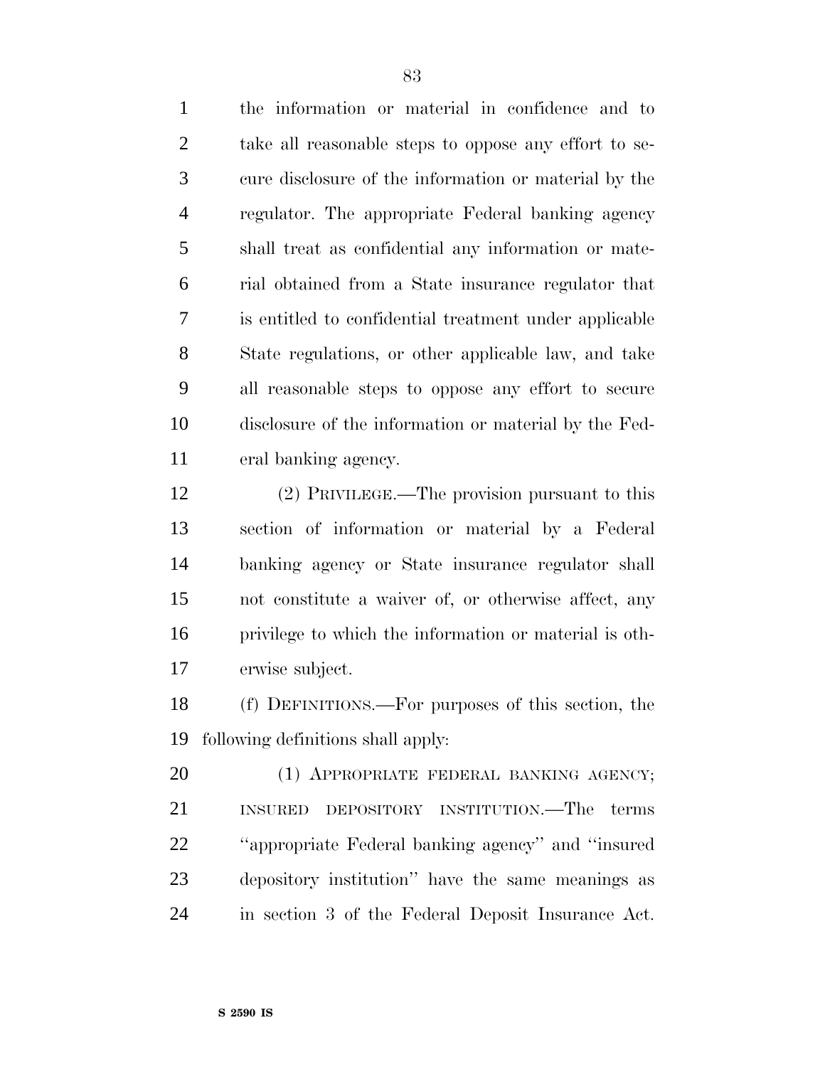the information or material in confidence and to take all reasonable steps to oppose any effort to secure disclosure of the information or material by the regulator. The appropriate Federal banking agency shall treat as confidential any information or material obtained from a State insurance regulator that is entitled to confidential treatment under applicable State regulations, or other applicable law, and take all reasonable steps to oppose any effort to secure disclosure of the information or material by the Federal banking agency.

(2) PRIVILEGE.—The provision pursuant to this section of information or material by a Federal banking agency or State insurance regulator shall not constitute a waiver of, or otherwise affect, any privilege to which the information or material is otherwise subject.

(f) DEFINITIONS.—For purposes of this section, the following definitions shall apply:

(1) APPROPRIATE FEDERAL BANKING AGENCY; INSURED DEPOSITORY INSTITUTION.—The terms ''appropriate Federal banking agency'' and ''insured depository institution'' have the same meanings as in section 3 of the Federal Deposit Insurance Act.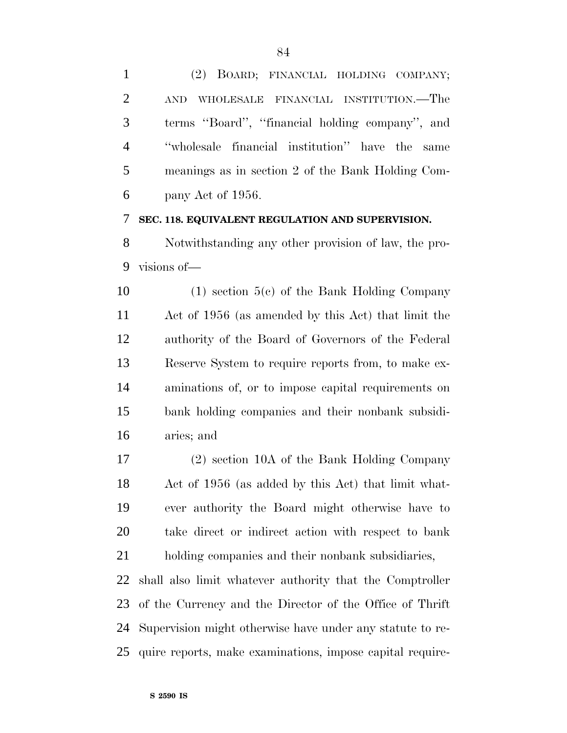(2) BOARD; FINANCIAL HOLDING COMPANY; AND WHOLESALE FINANCIAL INSTITUTION.—The terms ''Board'', ''financial holding company'', and ''wholesale financial institution'' have the same meanings as in section 2 of the Bank Holding Company Act of 1956.

**SEC. 118. EQUIVALENT REGULATION AND SUPERVISION.**

Notwithstanding any other provision of law, the provisions of—

(1) section 5(c) of the Bank Holding Company Act of 1956 (as amended by this Act) that limit the authority of the Board of Governors of the Federal Reserve System to require reports from, to make examinations of, or to impose capital requirements on bank holding companies and their nonbank subsidiaries; and

(2) section 10A of the Bank Holding Company Act of 1956 (as added by this Act) that limit whatever authority the Board might otherwise have to take direct or indirect action with respect to bank holding companies and their nonbank subsidiaries,

shall also limit whatever authority that the Comptroller of the Currency and the Director of the Office of Thrift Supervision might otherwise have under any statute to require reports, make examinations, impose capital require-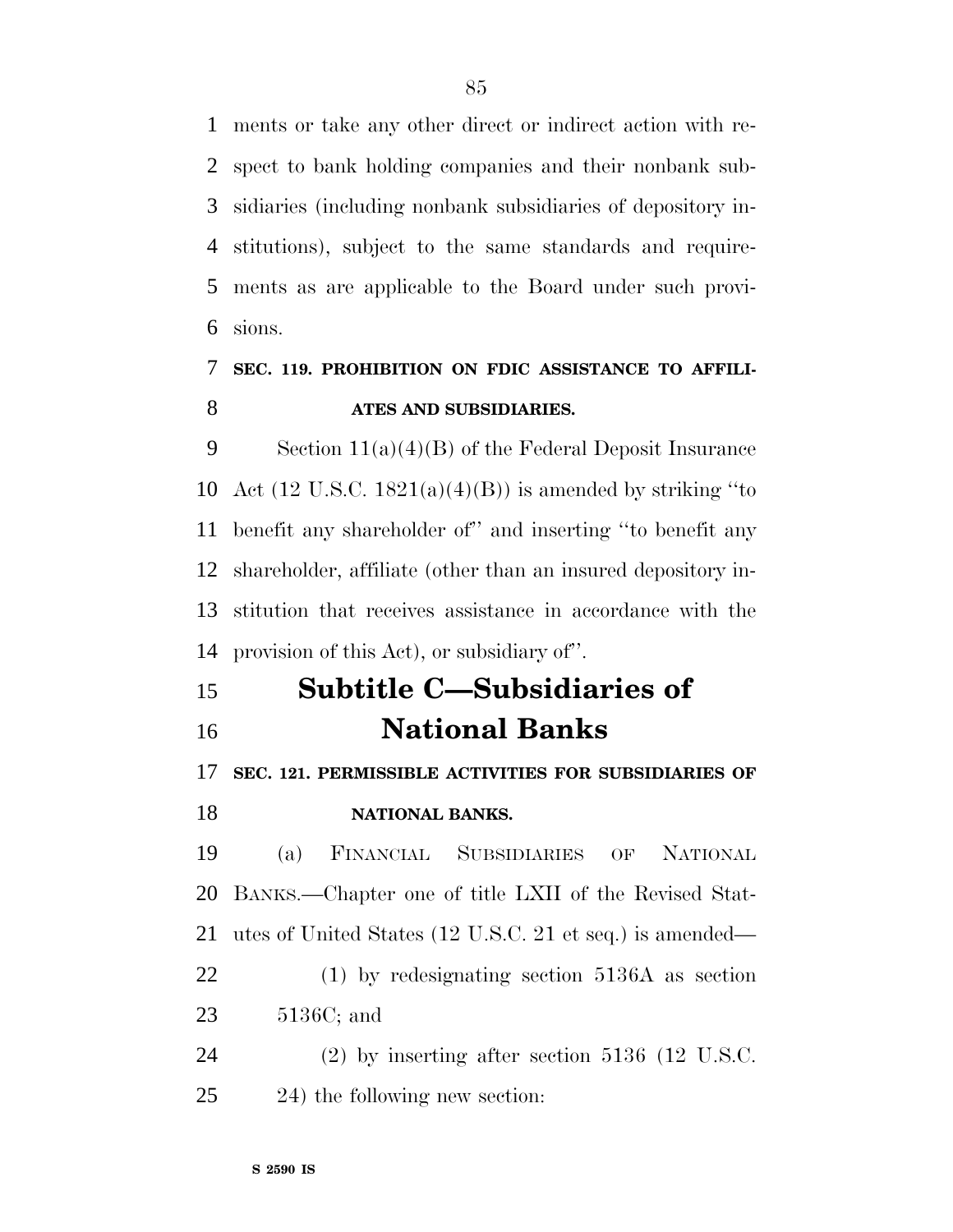ments or take any other direct or indirect action with respect to bank holding companies and their nonbank subsidiaries (including nonbank subsidiaries of depository institutions), subject to the same standards and requirements as are applicable to the Board under such provisions.

### SEC. 119. PROHIBITION ON FDIC ASSISTANCE TO AFFILIATES AND SUBSIDIARIES.

Section 11(a)(4)(B) of the Federal Deposit Insurance Act (12 U.S.C. 1821(a)(4)(B)) is amended by striking ''to benefit any shareholder of'' and inserting ''to benefit any shareholder, affiliate (other than an insured depository institution that receives assistance in accordance with the provision of this Act), or subsidiary of''.

## Subtitle C—Subsidiaries of National Banks

### SEC. 121. PERMISSIBLE ACTIVITIES FOR SUBSIDIARIES OF NATIONAL BANKS.

(a) FINANCIAL SUBSIDIARIES OF NATIONAL BANKS.—Chapter one of title LXII of the Revised Statutes of United States (12 U.S.C. 21 et seq.) is amended—

(1) by redesignating section 5136A as section 5136C; and

(2) by inserting after section 5136 (12 U.S.C. 24) the following new section: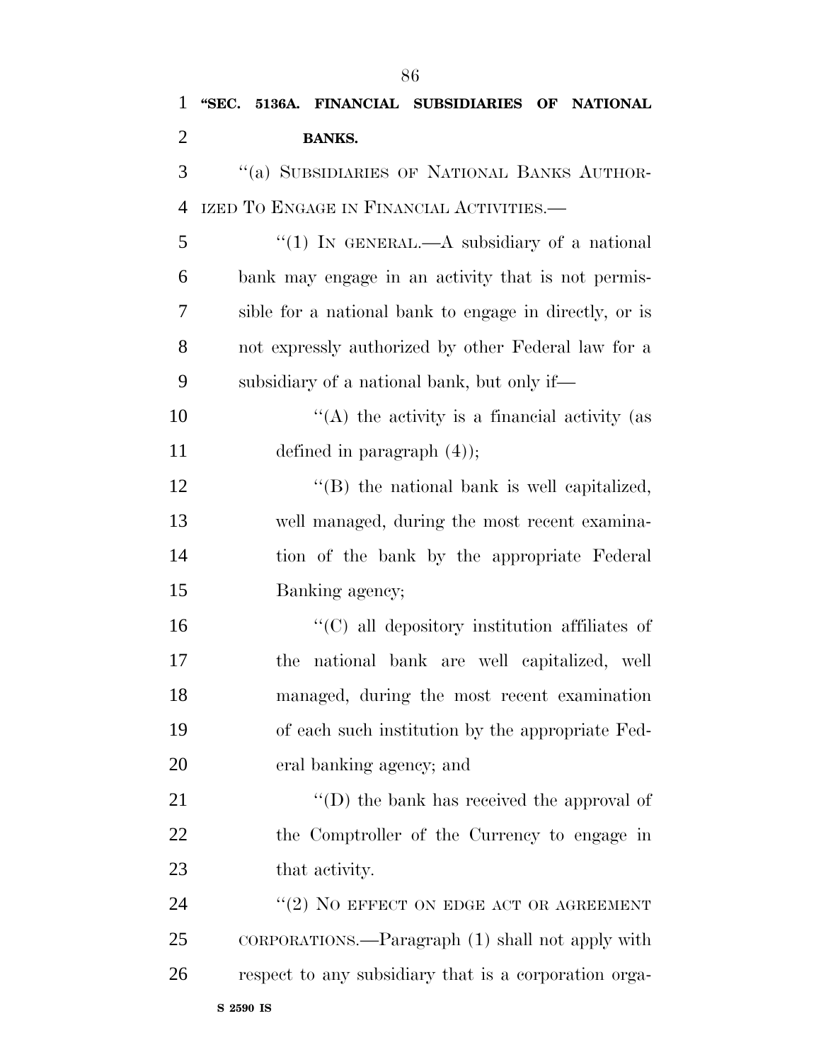**"SEC. 5136A. FINANCIAL SUBSIDIARIES OF NATIONAL BANKS.**

"(a) SUBSIDIARIES OF NATIONAL BANKS AUTHORIZED TO ENGAGE IN FINANCIAL ACTIVITIES.—

"(1) IN GENERAL.—A subsidiary of a national bank may engage in an activity that is not permissible for a national bank to engage in directly, or is not expressly authorized by other Federal law for a subsidiary of a national bank, but only if—

"(A) the activity is a financial activity (as defined in paragraph (4));

"(B) the national bank is well capitalized, well managed, during the most recent examination of the bank by the appropriate Federal Banking agency;

"(C) all depository institution affiliates of the national bank are well capitalized, well managed, during the most recent examination of each such institution by the appropriate Federal banking agency; and

"(D) the bank has received the approval of the Comptroller of the Currency to engage in that activity.

"(2) NO EFFECT ON EDGE ACT OR AGREEMENT CORPORATIONS.—Paragraph (1) shall not apply with respect to any subsidiary that is a corporation orga-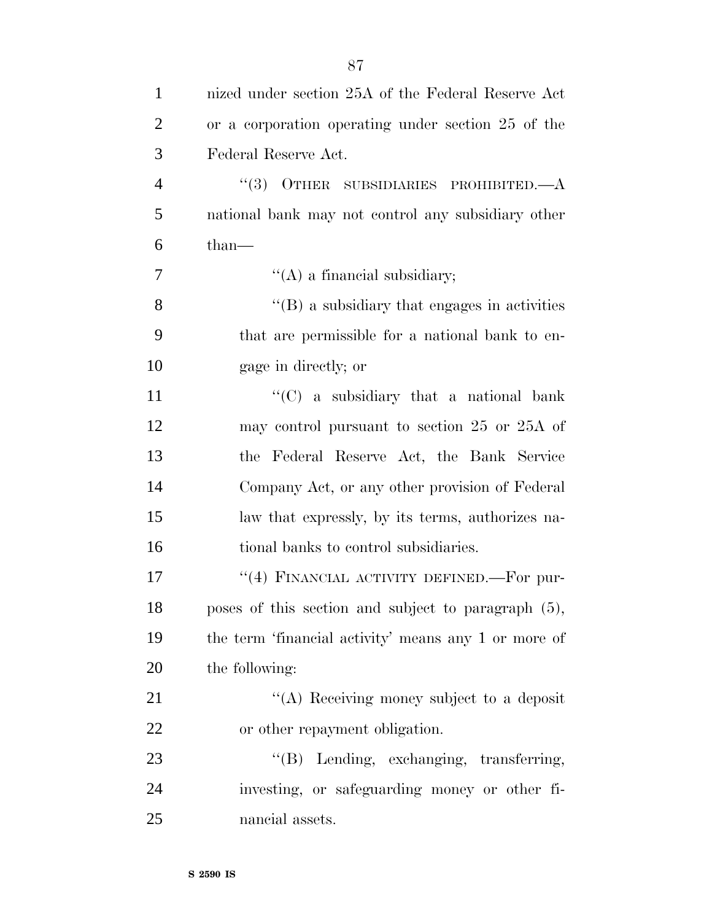nized under section 25A of the Federal Reserve Act or a corporation operating under section 25 of the Federal Reserve Act.

"(3) OTHER SUBSIDIARIES PROHIBITED.—A national bank may not control any subsidiary other than—

"(A) a financial subsidiary;

"(B) a subsidiary that engages in activities that are permissible for a national bank to engage in directly; or

"(C) a subsidiary that a national bank may control pursuant to section 25 or 25A of the Federal Reserve Act, the Bank Service Company Act, or any other provision of Federal law that expressly, by its terms, authorizes national banks to control subsidiaries.

"(4) FINANCIAL ACTIVITY DEFINED.—For purposes of this section and subject to paragraph (5), the term 'financial activity' means any 1 or more of the following:

"(A) Receiving money subject to a deposit or other repayment obligation.

"(B) Lending, exchanging, transferring, investing, or safeguarding money or other financial assets.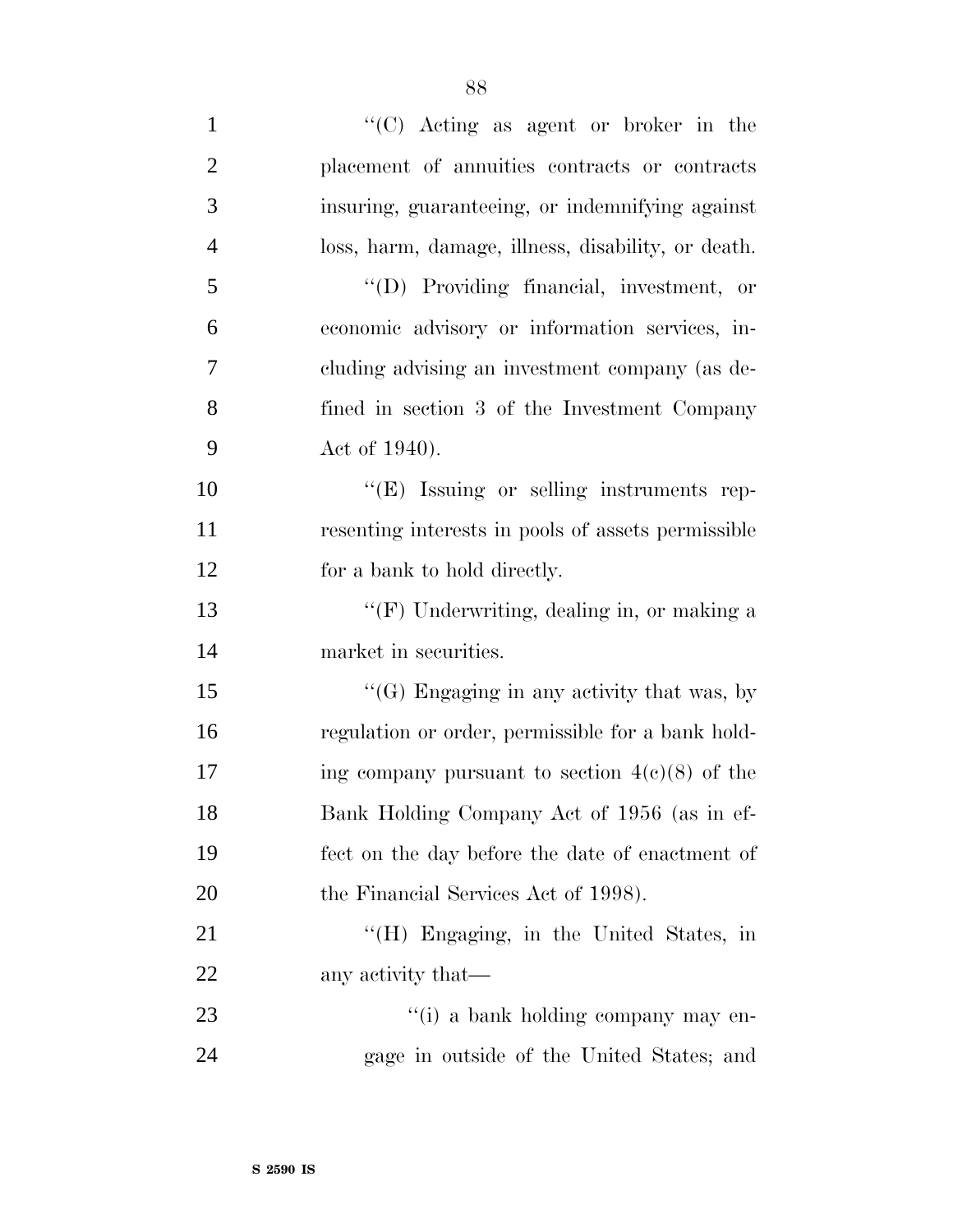''(C) Acting as agent or broker in the placement of annuities contracts or contracts insuring, guaranteeing, or indemnifying against loss, harm, damage, illness, disability, or death.

''(D) Providing financial, investment, or economic advisory or information services, including advising an investment company (as defined in section 3 of the Investment Company Act of 1940).

''(E) Issuing or selling instruments representing interests in pools of assets permissible for a bank to hold directly.

''(F) Underwriting, dealing in, or making a market in securities.

''(G) Engaging in any activity that was, by regulation or order, permissible for a bank holding company pursuant to section 4(c)(8) of the Bank Holding Company Act of 1956 (as in effect on the day before the date of enactment of the Financial Services Act of 1998).

''(H) Engaging, in the United States, in any activity that—

''(i) a bank holding company may engage in outside of the United States; and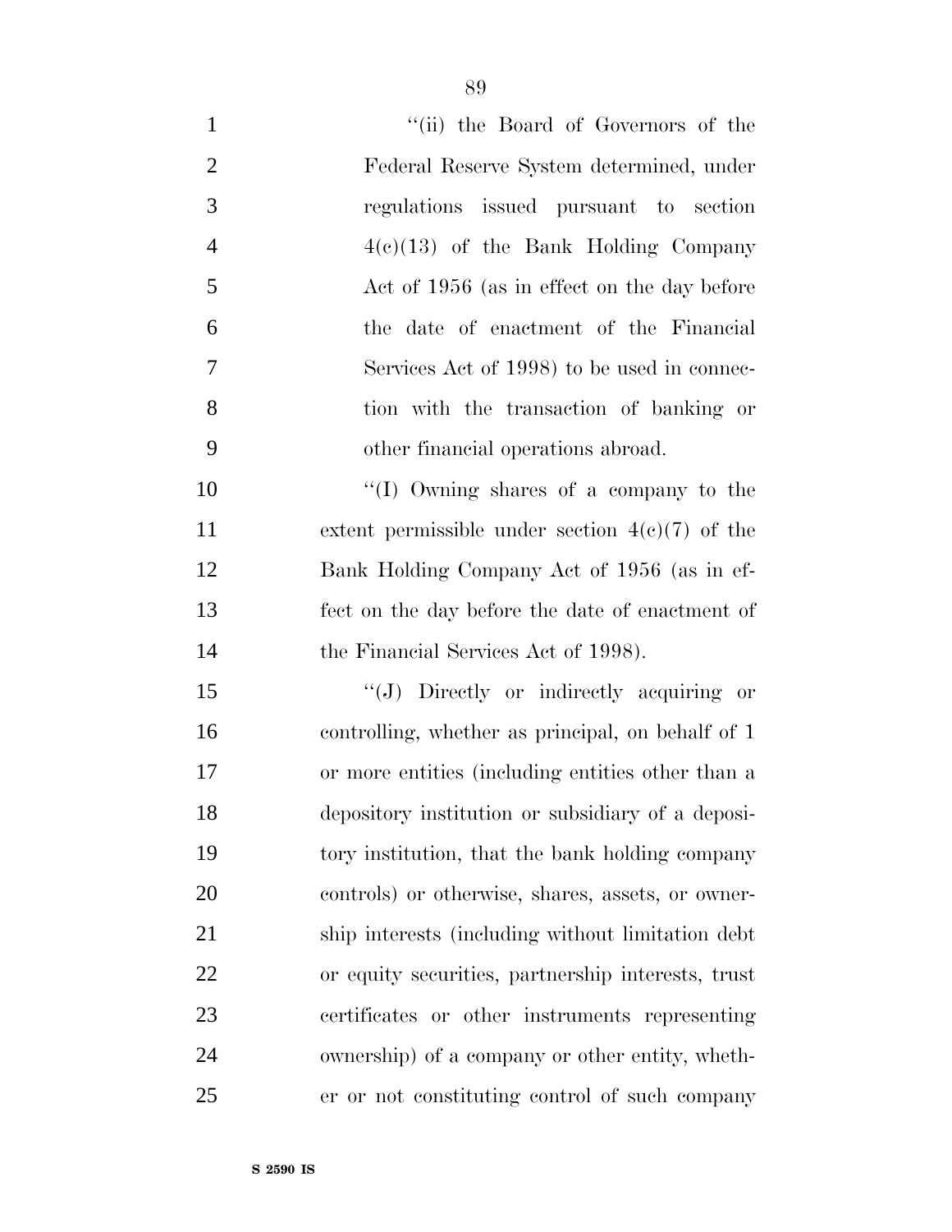"(ii) the Board of Governors of the Federal Reserve System determined, under regulations issued pursuant to section 4(c)(13) of the Bank Holding Company Act of 1956 (as in effect on the day before the date of enactment of the Financial Services Act of 1998) to be used in connection with the transaction of banking or other financial operations abroad.

"(I) Owning shares of a company to the extent permissible under section 4(c)(7) of the Bank Holding Company Act of 1956 (as in effect on the day before the date of enactment of the Financial Services Act of 1998).

"(J) Directly or indirectly acquiring or controlling, whether as principal, on behalf of 1 or more entities (including entities other than a depository institution or subsidiary of a depository institution, that the bank holding company controls) or otherwise, shares, assets, or ownership interests (including without limitation debt or equity securities, partnership interests, trust certificates or other instruments representing ownership) of a company or other entity, whether or not constituting control of such company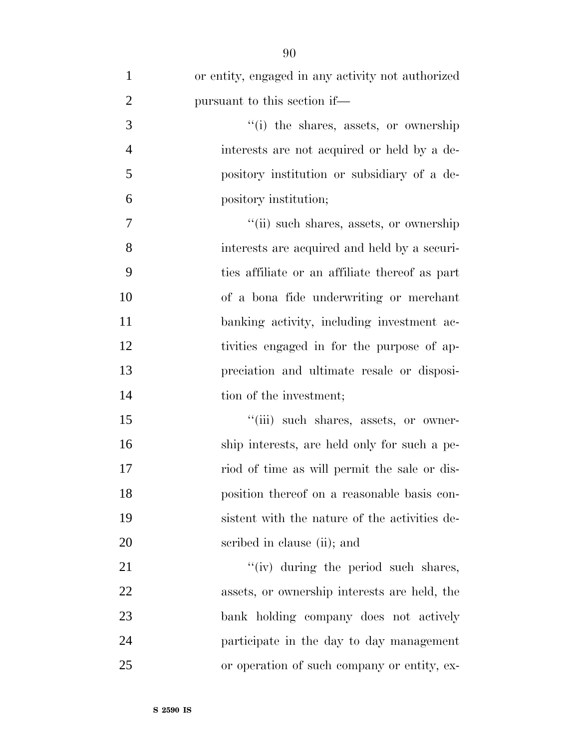or entity, engaged in any activity not authorized pursuant to this section if—

"(i) the shares, assets, or ownership interests are not acquired or held by a depository institution or subsidiary of a depository institution;

"(ii) such shares, assets, or ownership interests are acquired and held by a securities affiliate or an affiliate thereof as part of a bona fide underwriting or merchant banking activity, including investment activities engaged in for the purpose of appreciation and ultimate resale or disposition of the investment;

"(iii) such shares, assets, or ownership interests, are held only for such a period of time as will permit the sale or disposition thereof on a reasonable basis consistent with the nature of the activities described in clause (ii); and

"(iv) during the period such shares, assets, or ownership interests are held, the bank holding company does not actively participate in the day to day management or operation of such company or entity, ex-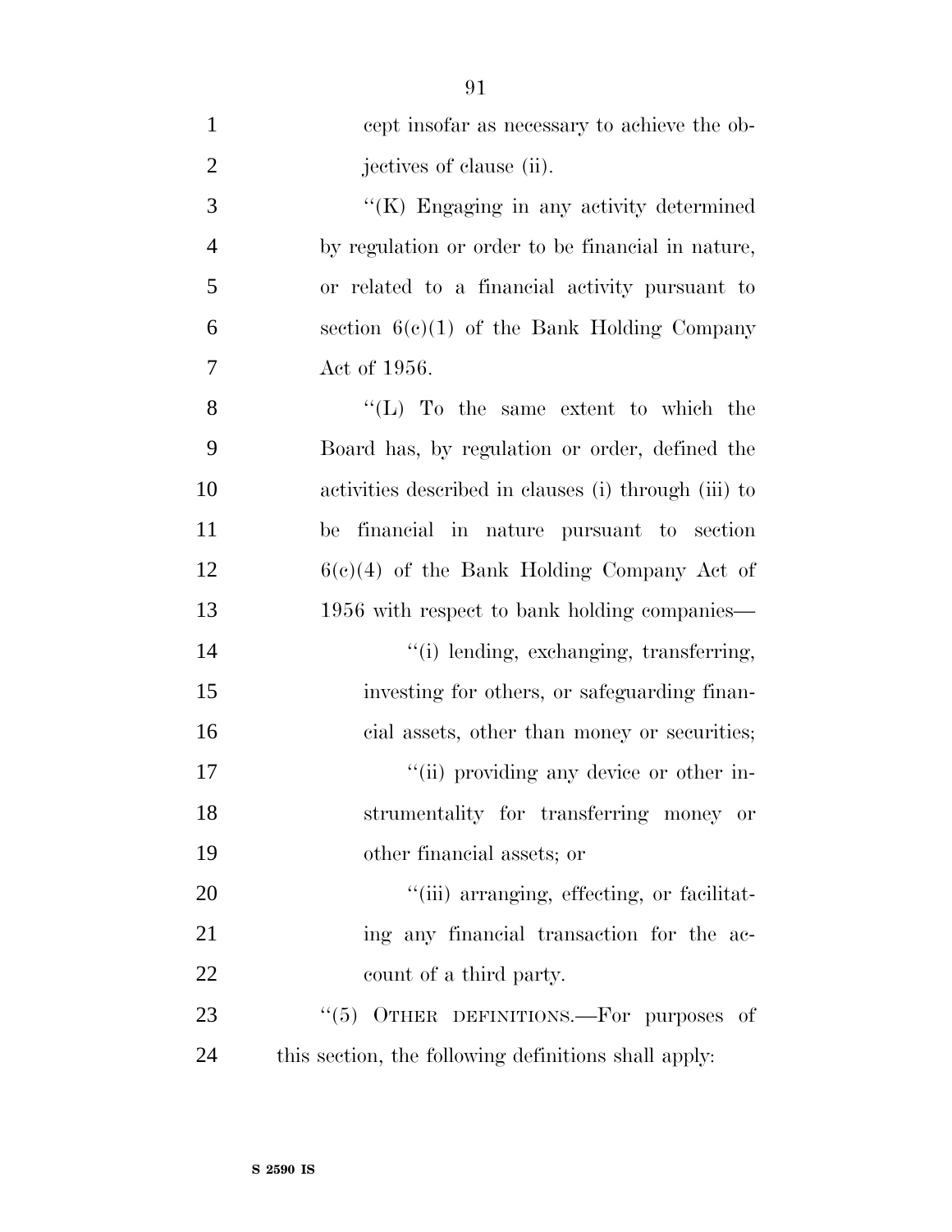cept insofar as necessary to achieve the objectives of clause (ii).

"(K) Engaging in any activity determined by regulation or order to be financial in nature, or related to a financial activity pursuant to section 6(c)(1) of the Bank Holding Company Act of 1956.

"(L) To the same extent to which the Board has, by regulation or order, defined the activities described in clauses (i) through (iii) to be financial in nature pursuant to section 6(c)(4) of the Bank Holding Company Act of 1956 with respect to bank holding companies—

"(i) lending, exchanging, transferring, investing for others, or safeguarding financial assets, other than money or securities;

"(ii) providing any device or other instrumentality for transferring money or other financial assets; or

"(iii) arranging, effecting, or facilitating any financial transaction for the account of a third party.

"(5) OTHER DEFINITIONS.—For purposes of this section, the following definitions shall apply: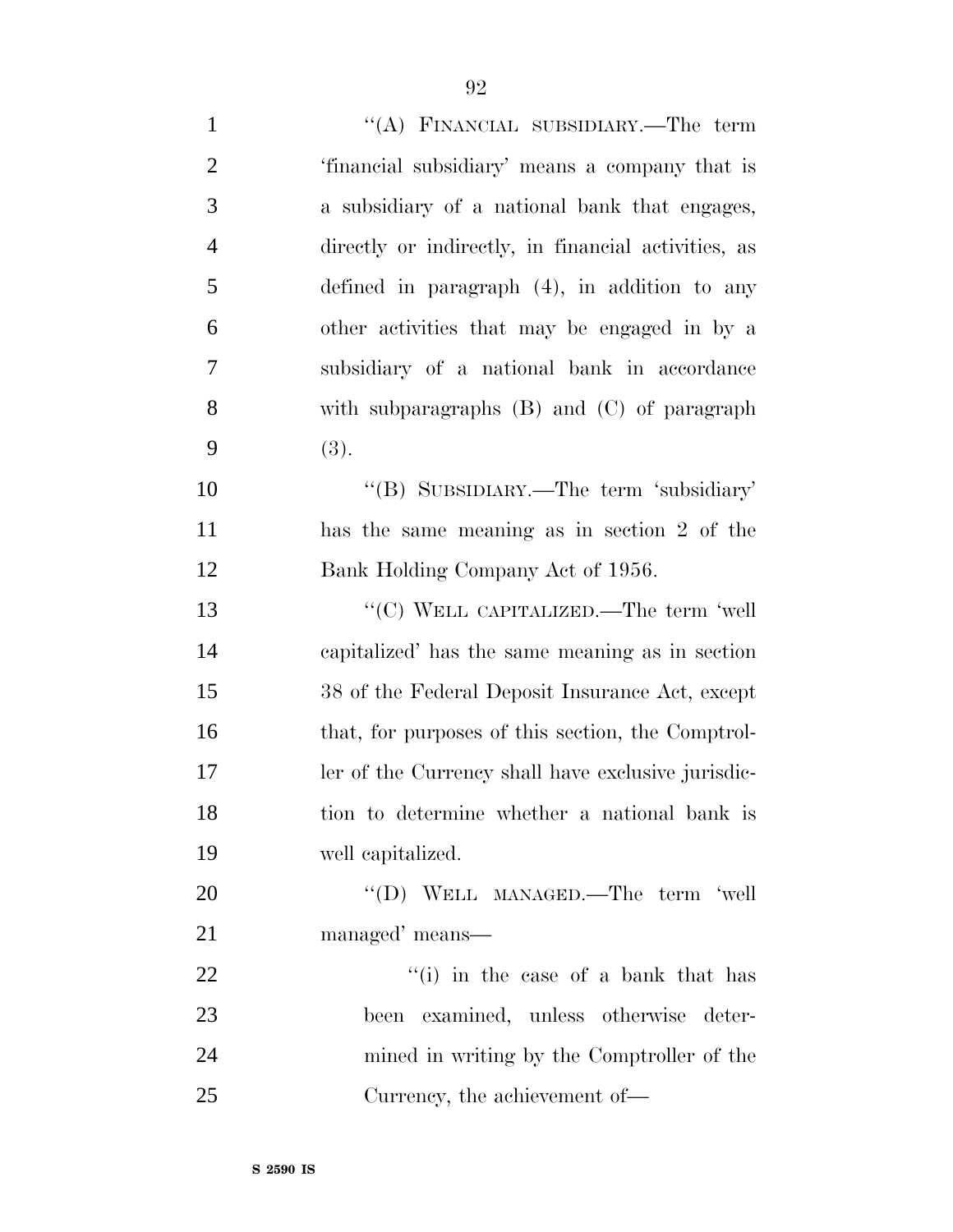"(A) FINANCIAL SUBSIDIARY.—The term 'financial subsidiary' means a company that is a subsidiary of a national bank that engages, directly or indirectly, in financial activities, as defined in paragraph (4), in addition to any other activities that may be engaged in by a subsidiary of a national bank in accordance with subparagraphs (B) and (C) of paragraph (3).

"(B) SUBSIDIARY.—The term 'subsidiary' has the same meaning as in section 2 of the Bank Holding Company Act of 1956.

"(C) WELL CAPITALIZED.—The term 'well capitalized' has the same meaning as in section 38 of the Federal Deposit Insurance Act, except that, for purposes of this section, the Comptroller of the Currency shall have exclusive jurisdiction to determine whether a national bank is well capitalized.

"(D) WELL MANAGED.—The term 'well managed' means—

"(i) in the case of a bank that has been examined, unless otherwise determined in writing by the Comptroller of the Currency, the achievement of—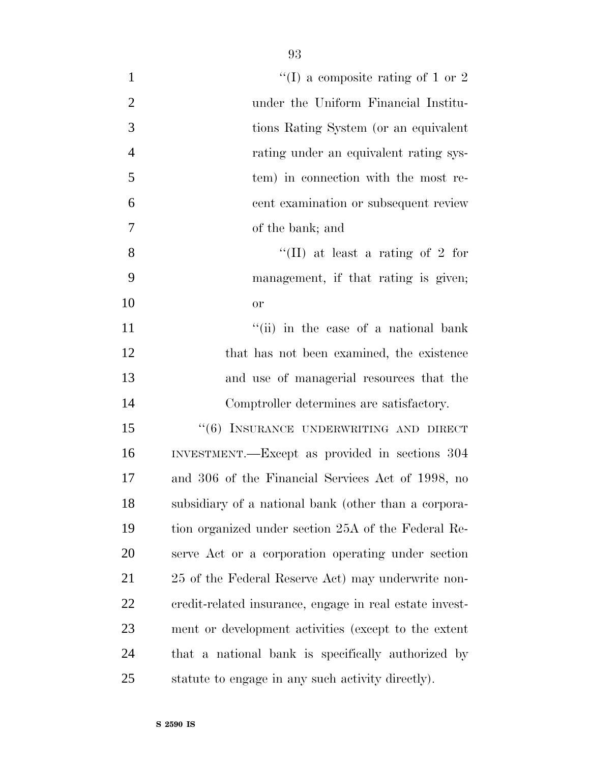"(I) a composite rating of 1 or 2 under the Uniform Financial Institutions Rating System (or an equivalent rating under an equivalent rating system) in connection with the most recent examination or subsequent review of the bank; and

"(II) at least a rating of 2 for management, if that rating is given; or

"(ii) in the case of a national bank that has not been examined, the existence and use of managerial resources that the Comptroller determines are satisfactory.

"(6) INSURANCE UNDERWRITING AND DIRECT INVESTMENT.—Except as provided in sections 304 and 306 of the Financial Services Act of 1998, no subsidiary of a national bank (other than a corporation organized under section 25A of the Federal Reserve Act or a corporation operating under section 25 of the Federal Reserve Act) may underwrite non-credit-related insurance, engage in real estate investment or development activities (except to the extent that a national bank is specifically authorized by statute to engage in any such activity directly).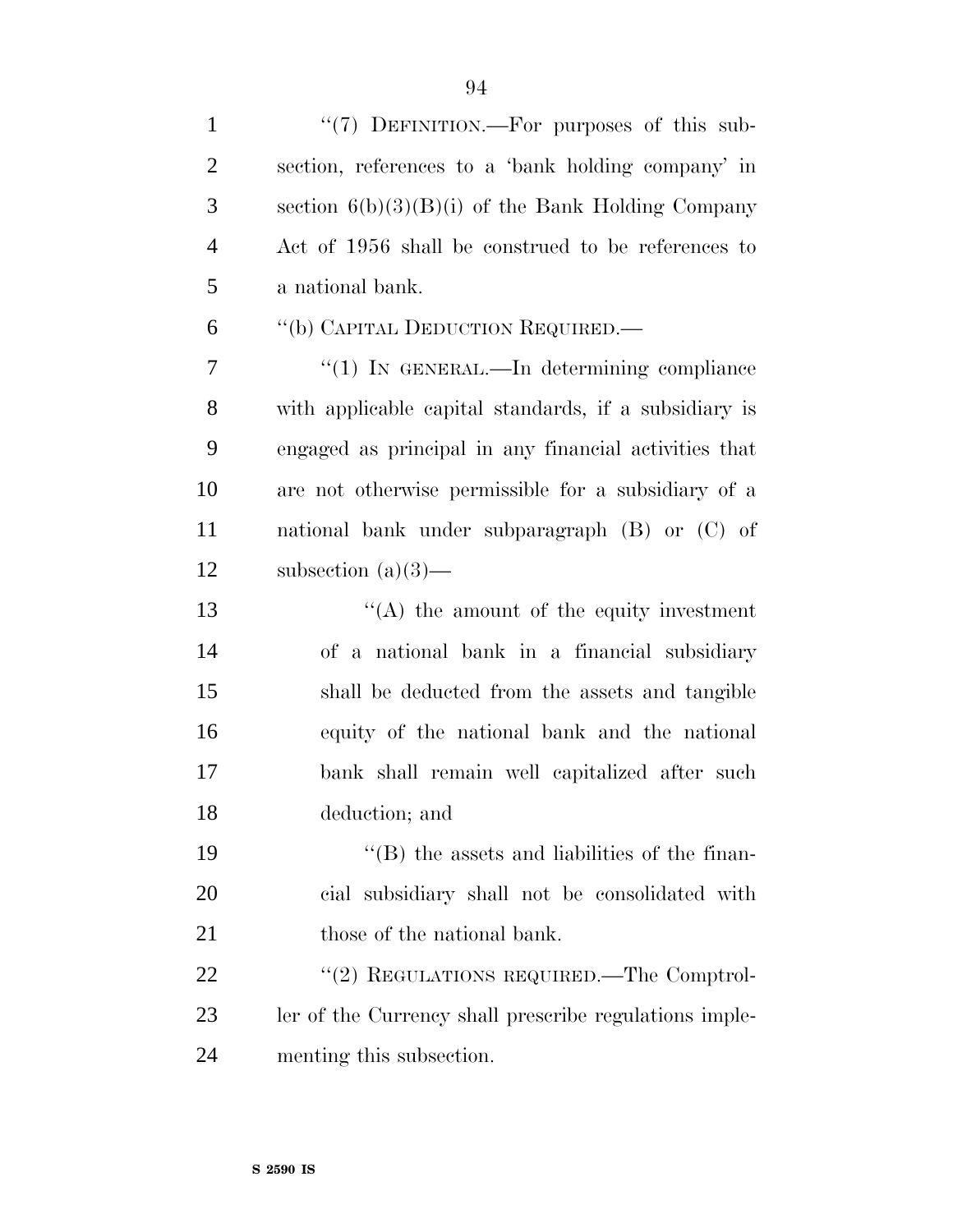''(7) DEFINITION.—For purposes of this subsection, references to a 'bank holding company' in section 6(b)(3)(B)(i) of the Bank Holding Company Act of 1956 shall be construed to be references to a national bank.

''(b) CAPITAL DEDUCTION REQUIRED.—

''(1) IN GENERAL.—In determining compliance with applicable capital standards, if a subsidiary is engaged as principal in any financial activities that are not otherwise permissible for a subsidiary of a national bank under subparagraph (B) or (C) of subsection (a)(3)—

''(A) the amount of the equity investment of a national bank in a financial subsidiary shall be deducted from the assets and tangible equity of the national bank and the national bank shall remain well capitalized after such deduction; and

''(B) the assets and liabilities of the financial subsidiary shall not be consolidated with those of the national bank.

''(2) REGULATIONS REQUIRED.—The Comptroller of the Currency shall prescribe regulations implementing this subsection.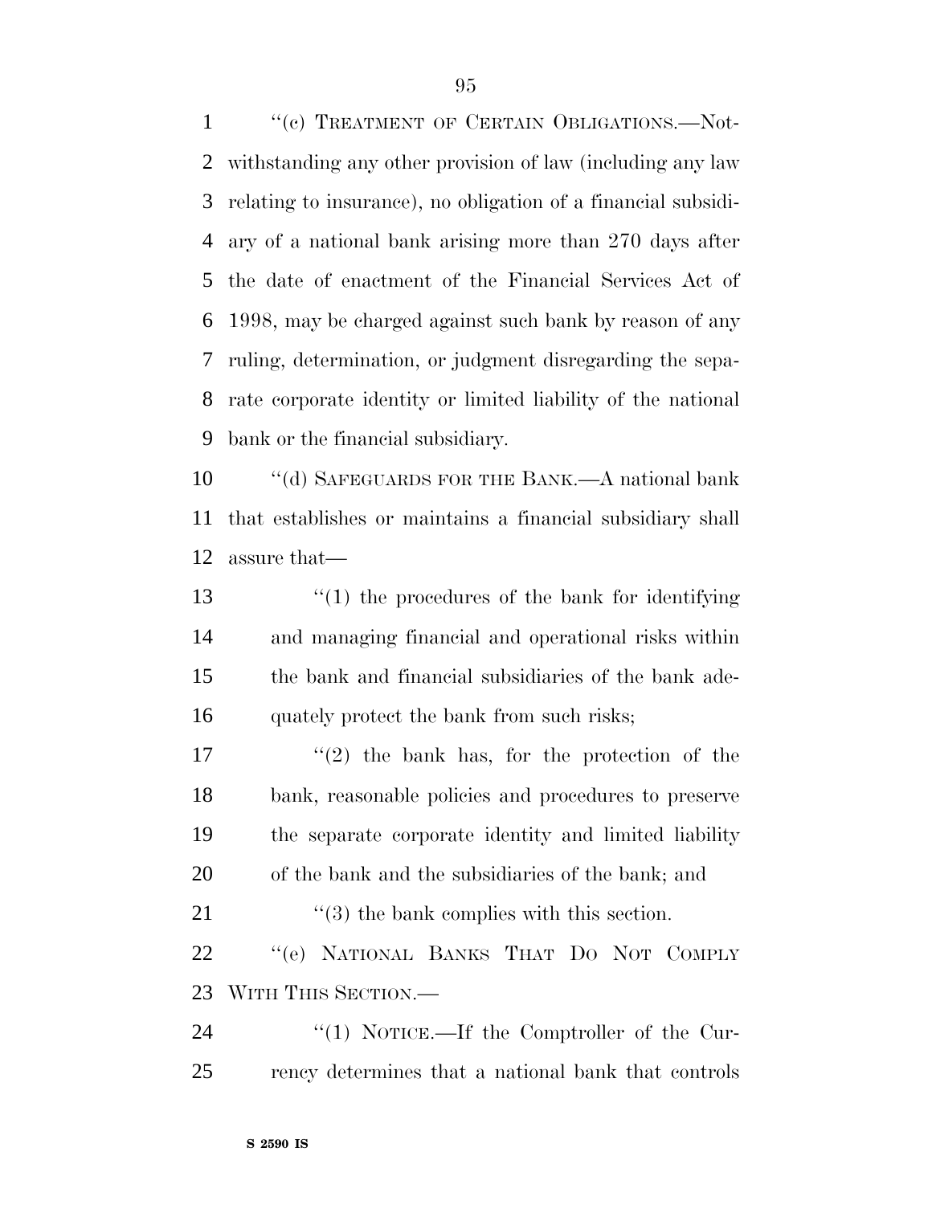"(c) TREATMENT OF CERTAIN OBLIGATIONS.—Notwithstanding any other provision of law (including any law relating to insurance), no obligation of a financial subsidiary of a national bank arising more than 270 days after the date of enactment of the Financial Services Act of 1998, may be charged against such bank by reason of any ruling, determination, or judgment disregarding the separate corporate identity or limited liability of the national bank or the financial subsidiary.

"(d) SAFEGUARDS FOR THE BANK.—A national bank that establishes or maintains a financial subsidiary shall assure that—

"(1) the procedures of the bank for identifying and managing financial and operational risks within the bank and financial subsidiaries of the bank adequately protect the bank from such risks;

"(2) the bank has, for the protection of the bank, reasonable policies and procedures to preserve the separate corporate identity and limited liability of the bank and the subsidiaries of the bank; and

"(3) the bank complies with this section.

"(e) NATIONAL BANKS THAT DO NOT COMPLY WITH THIS SECTION.—

"(1) NOTICE.—If the Comptroller of the Currency determines that a national bank that controls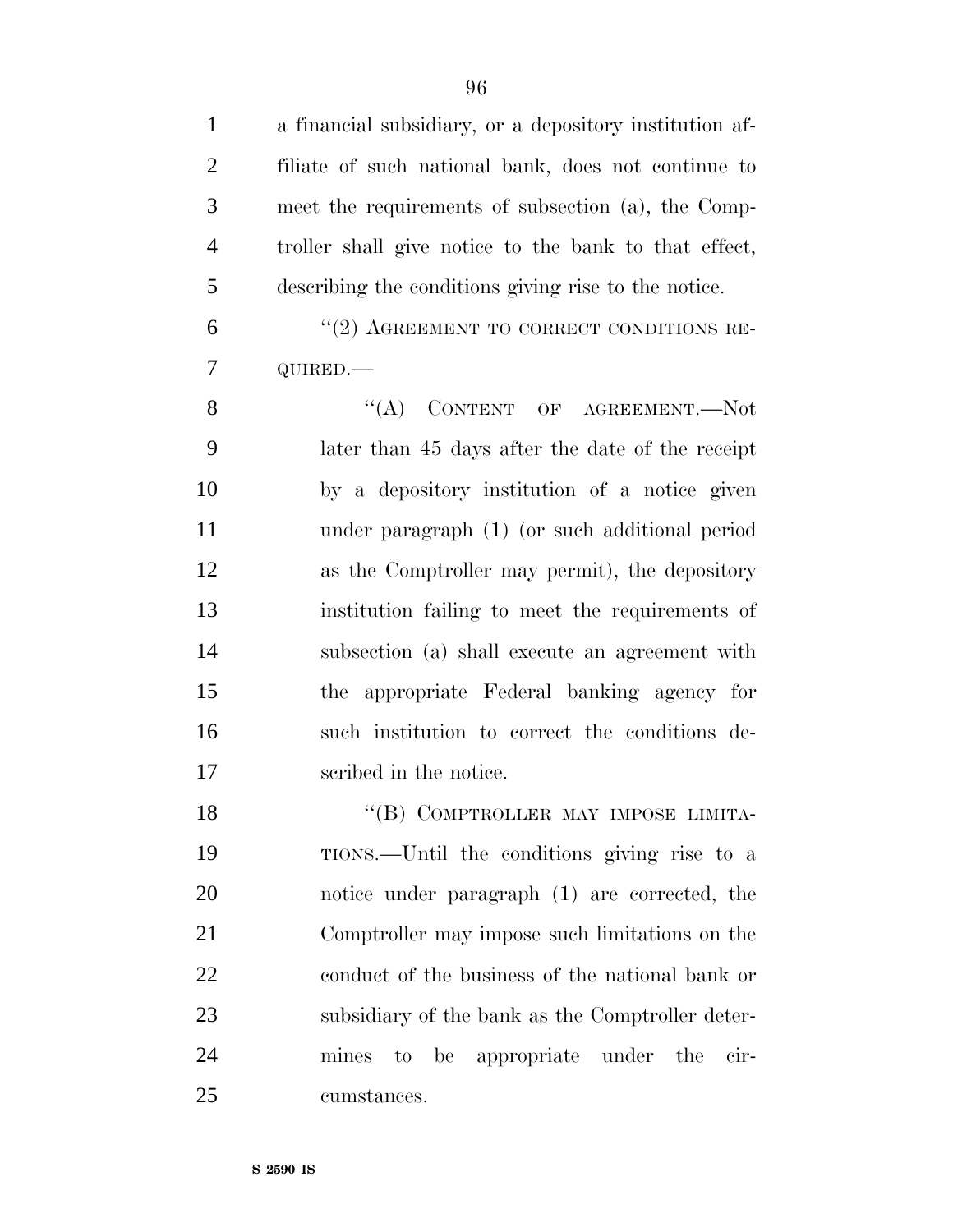a financial subsidiary, or a depository institution affiliate of such national bank, does not continue to meet the requirements of subsection (a), the Comptroller shall give notice to the bank to that effect, describing the conditions giving rise to the notice.

"(2) AGREEMENT TO CORRECT CONDITIONS REQUIRED.—

"(A) CONTENT OF AGREEMENT.—Not later than 45 days after the date of the receipt by a depository institution of a notice given under paragraph (1) (or such additional period as the Comptroller may permit), the depository institution failing to meet the requirements of subsection (a) shall execute an agreement with the appropriate Federal banking agency for such institution to correct the conditions described in the notice.

"(B) COMPTROLLER MAY IMPOSE LIMITATIONS.—Until the conditions giving rise to a notice under paragraph (1) are corrected, the Comptroller may impose such limitations on the conduct of the business of the national bank or subsidiary of the bank as the Comptroller determines to be appropriate under the circumstances.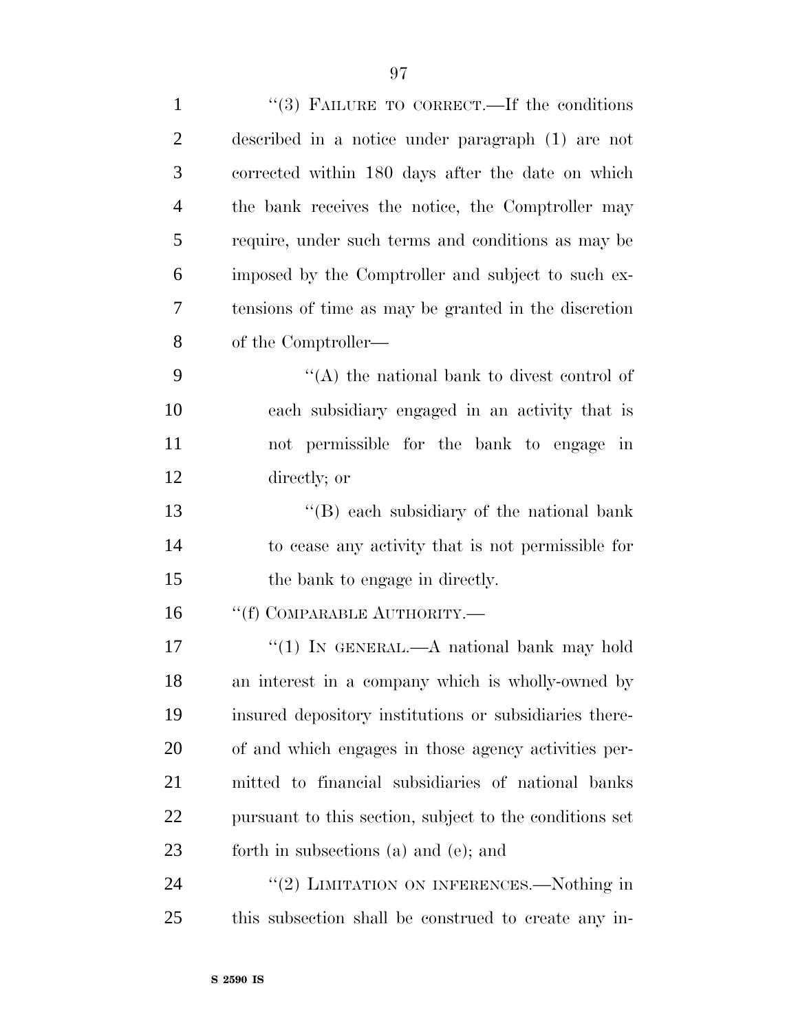"(3) FAILURE TO CORRECT.—If the conditions described in a notice under paragraph (1) are not corrected within 180 days after the date on which the bank receives the notice, the Comptroller may require, under such terms and conditions as may be imposed by the Comptroller and subject to such extensions of time as may be granted in the discretion of the Comptroller—

"(A) the national bank to divest control of each subsidiary engaged in an activity that is not permissible for the bank to engage in directly; or

"(B) each subsidiary of the national bank to cease any activity that is not permissible for the bank to engage in directly.

"(f) COMPARABLE AUTHORITY.—

"(1) IN GENERAL.—A national bank may hold an interest in a company which is wholly-owned by insured depository institutions or subsidiaries thereof and which engages in those agency activities permitted to financial subsidiaries of national banks pursuant to this section, subject to the conditions set forth in subsections (a) and (e); and

"(2) LIMITATION ON INFERENCES.—Nothing in this subsection shall be construed to create any in-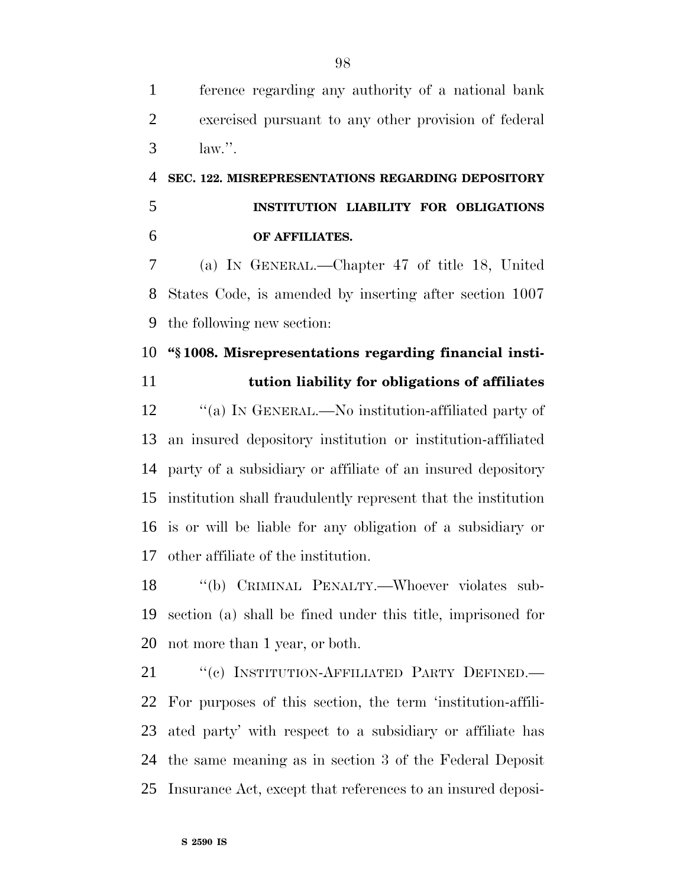ference regarding any authority of a national bank exercised pursuant to any other provision of federal law.''.

**SEC. 122. MISREPRESENTATIONS REGARDING DEPOSITORY INSTITUTION LIABILITY FOR OBLIGATIONS OF AFFILIATES.**

(a) IN GENERAL.—Chapter 47 of title 18, United States Code, is amended by inserting after section 1007 the following new section:

**''§ 1008. Misrepresentations regarding financial institution liability for obligations of affiliates**

''(a) IN GENERAL.—No institution-affiliated party of an insured depository institution or institution-affiliated party of a subsidiary or affiliate of an insured depository institution shall fraudulently represent that the institution is or will be liable for any obligation of a subsidiary or other affiliate of the institution.

''(b) CRIMINAL PENALTY.—Whoever violates subsection (a) shall be fined under this title, imprisoned for not more than 1 year, or both.

''(c) INSTITUTION-AFFILIATED PARTY DEFINED.— For purposes of this section, the term 'institution-affiliated party' with respect to a subsidiary or affiliate has the same meaning as in section 3 of the Federal Deposit Insurance Act, except that references to an insured deposi-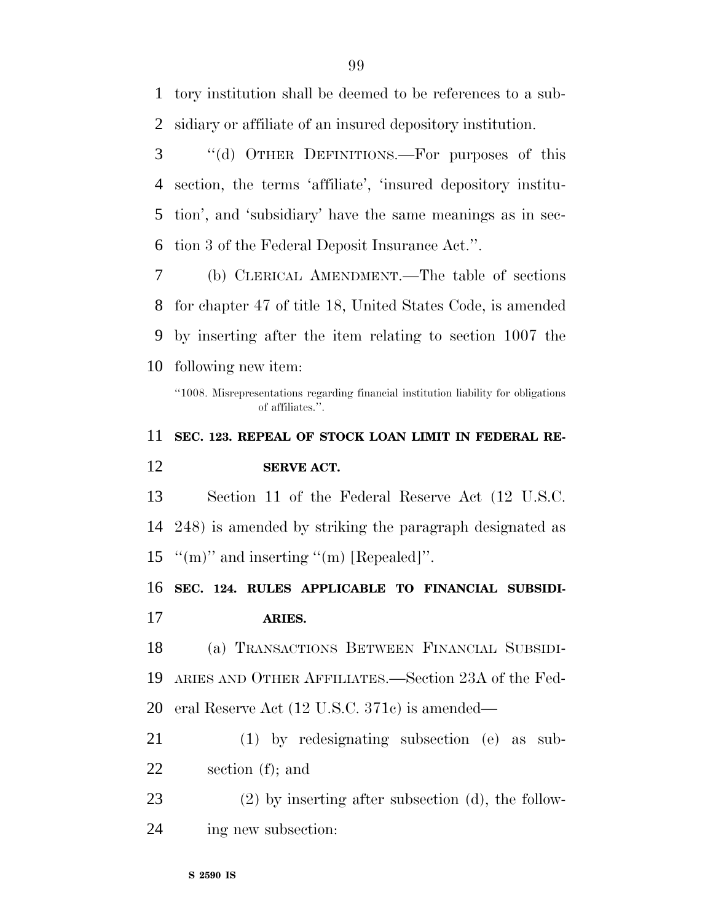tory institution shall be deemed to be references to a subsidiary or affiliate of an insured depository institution.

''(d) OTHER DEFINITIONS.—For purposes of this section, the terms 'affiliate', 'insured depository institution', and 'subsidiary' have the same meanings as in section 3 of the Federal Deposit Insurance Act.''.

(b) CLERICAL AMENDMENT.—The table of sections for chapter 47 of title 18, United States Code, is amended by inserting after the item relating to section 1007 the following new item:

''1008. Misrepresentations regarding financial institution liability for obligations of affiliates.''.

**SEC. 123. REPEAL OF STOCK LOAN LIMIT IN FEDERAL RESERVE ACT.**

Section 11 of the Federal Reserve Act (12 U.S.C. 248) is amended by striking the paragraph designated as ''(m)'' and inserting ''(m) [Repealed]''.

**SEC. 124. RULES APPLICABLE TO FINANCIAL SUBSIDIARIES.**

(a) TRANSACTIONS BETWEEN FINANCIAL SUBSIDIARIES AND OTHER AFFILIATES.—Section 23A of the Federal Reserve Act (12 U.S.C. 371c) is amended—

(1) by redesignating subsection (e) as subsection (f); and

(2) by inserting after subsection (d), the following new subsection: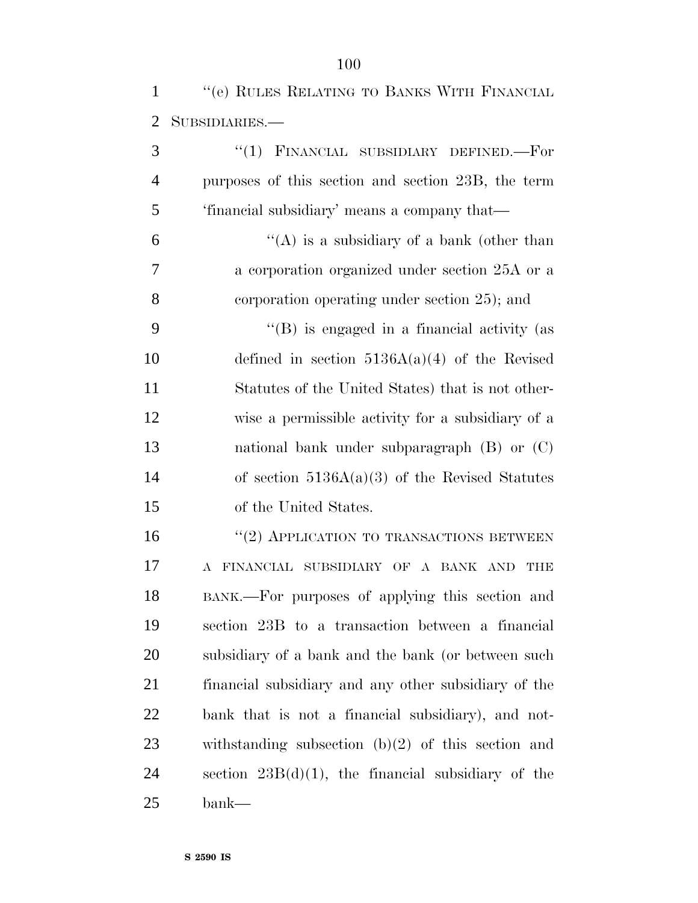"(e) RULES RELATING TO BANKS WITH FINANCIAL SUBSIDIARIES.—

"(1) FINANCIAL SUBSIDIARY DEFINED.—For purposes of this section and section 23B, the term 'financial subsidiary' means a company that—

"(A) is a subsidiary of a bank (other than a corporation organized under section 25A or a corporation operating under section 25); and

"(B) is engaged in a financial activity (as defined in section 5136A(a)(4) of the Revised Statutes of the United States) that is not otherwise a permissible activity for a subsidiary of a national bank under subparagraph (B) or (C) of section 5136A(a)(3) of the Revised Statutes of the United States.

"(2) APPLICATION TO TRANSACTIONS BETWEEN A FINANCIAL SUBSIDIARY OF A BANK AND THE BANK.—For purposes of applying this section and section 23B to a transaction between a financial subsidiary of a bank and the bank (or between such financial subsidiary and any other subsidiary of the bank that is not a financial subsidiary), and notwithstanding subsection (b)(2) of this section and section 23B(d)(1), the financial subsidiary of the bank—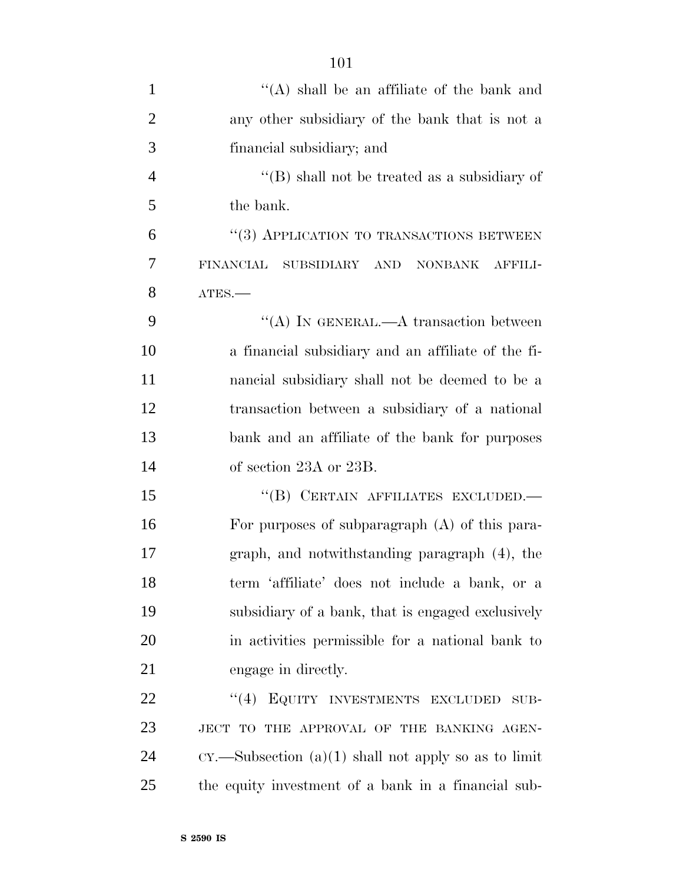''(A) shall be an affiliate of the bank and any other subsidiary of the bank that is not a financial subsidiary; and

''(B) shall not be treated as a subsidiary of the bank.

''(3) APPLICATION TO TRANSACTIONS BETWEEN FINANCIAL SUBSIDIARY AND NONBANK AFFILIATES.—

''(A) IN GENERAL.—A transaction between a financial subsidiary and an affiliate of the financial subsidiary shall not be deemed to be a transaction between a subsidiary of a national bank and an affiliate of the bank for purposes of section 23A or 23B.

''(B) CERTAIN AFFILIATES EXCLUDED.—For purposes of subparagraph (A) of this paragraph, and notwithstanding paragraph (4), the term 'affiliate' does not include a bank, or a subsidiary of a bank, that is engaged exclusively in activities permissible for a national bank to engage in directly.

''(4) EQUITY INVESTMENTS EXCLUDED SUBJECT TO THE APPROVAL OF THE BANKING AGENCY.—Subsection (a)(1) shall not apply so as to limit the equity investment of a bank in a financial sub-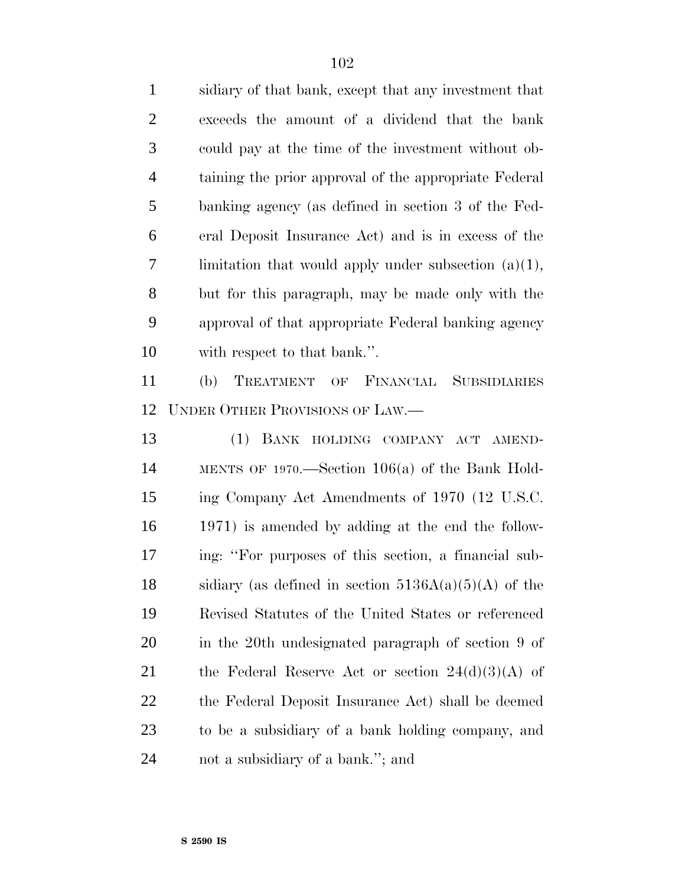sidiary of that bank, except that any investment that exceeds the amount of a dividend that the bank could pay at the time of the investment without obtaining the prior approval of the appropriate Federal banking agency (as defined in section 3 of the Federal Deposit Insurance Act) and is in excess of the limitation that would apply under subsection (a)(1), but for this paragraph, may be made only with the approval of that appropriate Federal banking agency with respect to that bank.''.

(b) TREATMENT OF FINANCIAL SUBSIDIARIES UNDER OTHER PROVISIONS OF LAW.—

(1) BANK HOLDING COMPANY ACT AMENDMENTS OF 1970.—Section 106(a) of the Bank Holding Company Act Amendments of 1970 (12 U.S.C. 1971) is amended by adding at the end the following: ''For purposes of this section, a financial subsidiary (as defined in section 5136A(a)(5)(A) of the Revised Statutes of the United States or referenced in the 20th undesignated paragraph of section 9 of the Federal Reserve Act or section 24(d)(3)(A) of the Federal Deposit Insurance Act) shall be deemed to be a subsidiary of a bank holding company, and not a subsidiary of a bank.''; and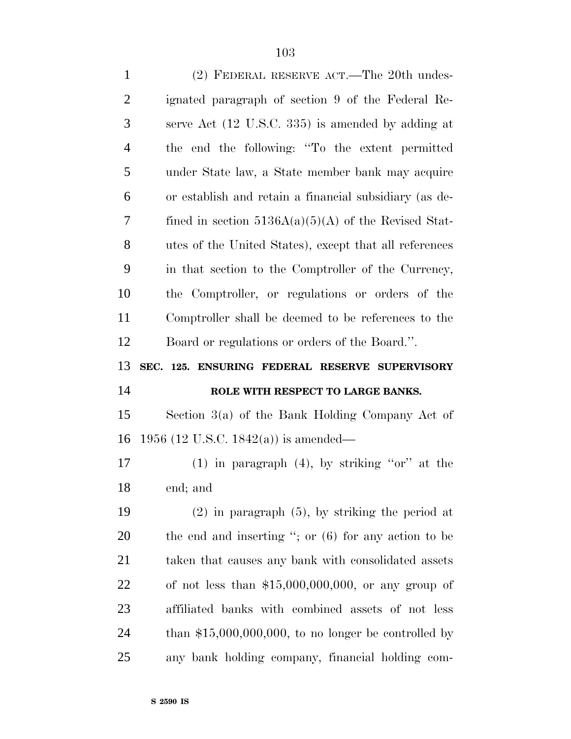(2) FEDERAL RESERVE ACT.—The 20th undesignated paragraph of section 9 of the Federal Reserve Act (12 U.S.C. 335) is amended by adding at the end the following: "To the extent permitted under State law, a State member bank may acquire or establish and retain a financial subsidiary (as defined in section 5136A(a)(5)(A) of the Revised Statutes of the United States), except that all references in that section to the Comptroller of the Currency, the Comptroller, or regulations or orders of the Comptroller shall be deemed to be references to the Board or regulations or orders of the Board.".

**SEC. 125. ENSURING FEDERAL RESERVE SUPERVISORY ROLE WITH RESPECT TO LARGE BANKS.**

Section 3(a) of the Bank Holding Company Act of 1956 (12 U.S.C. 1842(a)) is amended—

(1) in paragraph (4), by striking "or" at the end; and

(2) in paragraph (5), by striking the period at the end and inserting "; or (6) for any action to be taken that causes any bank with consolidated assets of not less than $15,000,000,000, or any group of affiliated banks with combined assets of not less than $15,000,000,000, to no longer be controlled by any bank holding company, financial holding com-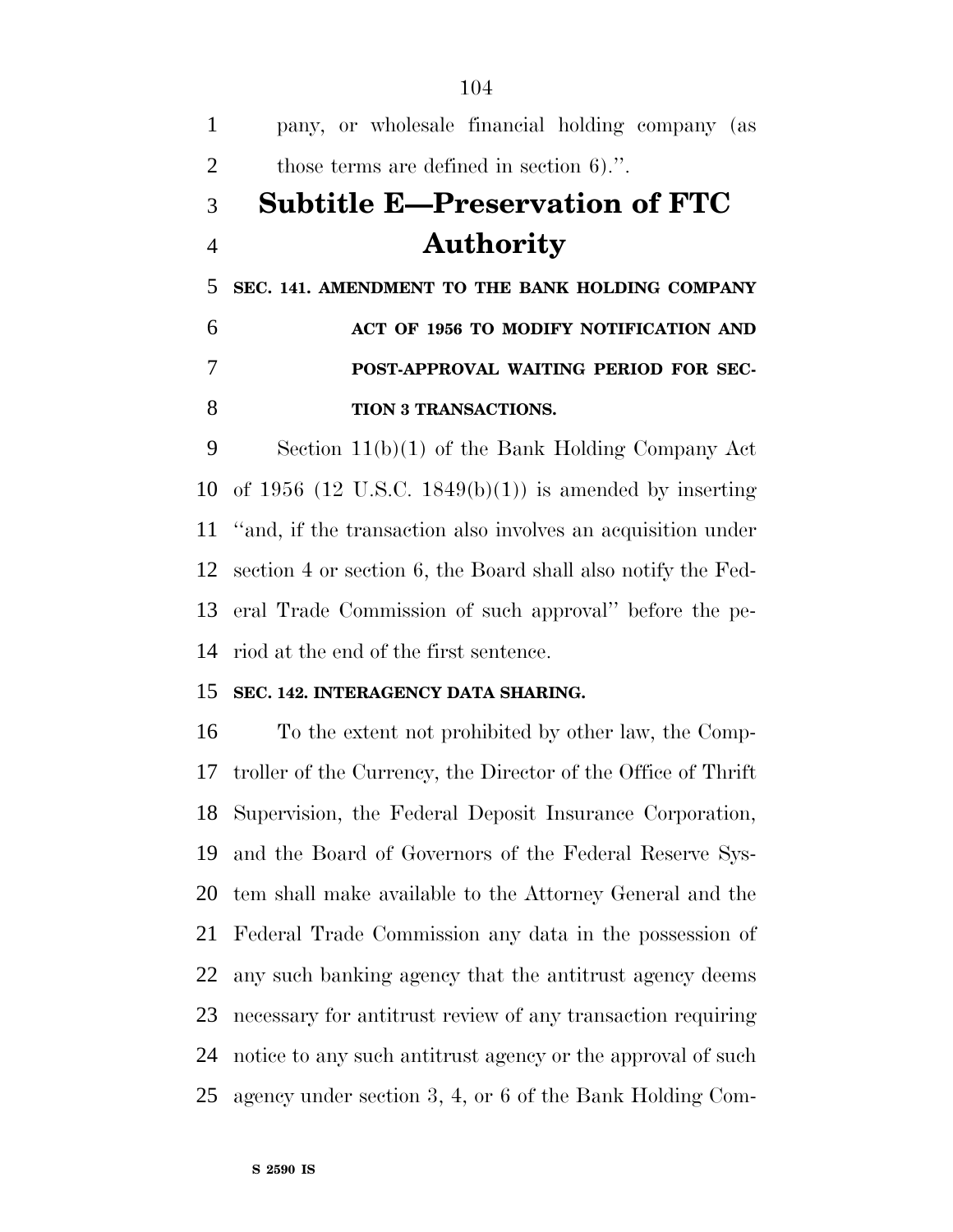pany, or wholesale financial holding company (as those terms are defined in section 6).''.

## Subtitle E—Preservation of FTC Authority

**SEC. 141. AMENDMENT TO THE BANK HOLDING COMPANY ACT OF 1956 TO MODIFY NOTIFICATION AND POST-APPROVAL WAITING PERIOD FOR SECTION 3 TRANSACTIONS.**

Section 11(b)(1) of the Bank Holding Company Act of 1956 (12 U.S.C. 1849(b)(1)) is amended by inserting ''and, if the transaction also involves an acquisition under section 4 or section 6, the Board shall also notify the Federal Trade Commission of such approval'' before the period at the end of the first sentence.

**SEC. 142. INTERAGENCY DATA SHARING.**

To the extent not prohibited by other law, the Comptroller of the Currency, the Director of the Office of Thrift Supervision, the Federal Deposit Insurance Corporation, and the Board of Governors of the Federal Reserve System shall make available to the Attorney General and the Federal Trade Commission any data in the possession of any such banking agency that the antitrust agency deems necessary for antitrust review of any transaction requiring notice to any such antitrust agency or the approval of such agency under section 3, 4, or 6 of the Bank Holding Com-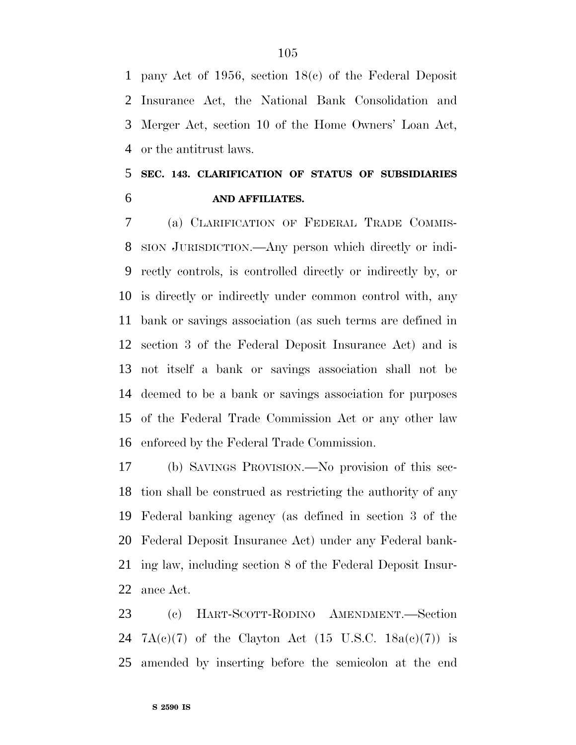pany Act of 1956, section 18(c) of the Federal Deposit Insurance Act, the National Bank Consolidation and Merger Act, section 10 of the Home Owners' Loan Act, or the antitrust laws.

### SEC. 143. CLARIFICATION OF STATUS OF SUBSIDIARIES AND AFFILIATES.

(a) CLARIFICATION OF FEDERAL TRADE COMMISSION JURISDICTION.—Any person which directly or indirectly controls, is controlled directly or indirectly by, or is directly or indirectly under common control with, any bank or savings association (as such terms are defined in section 3 of the Federal Deposit Insurance Act) and is not itself a bank or savings association shall not be deemed to be a bank or savings association for purposes of the Federal Trade Commission Act or any other law enforced by the Federal Trade Commission.

(b) SAVINGS PROVISION.—No provision of this section shall be construed as restricting the authority of any Federal banking agency (as defined in section 3 of the Federal Deposit Insurance Act) under any Federal banking law, including section 8 of the Federal Deposit Insurance Act.

(c) HART-SCOTT-RODINO AMENDMENT.—Section 7A(c)(7) of the Clayton Act (15 U.S.C. 18a(c)(7)) is amended by inserting before the semicolon at the end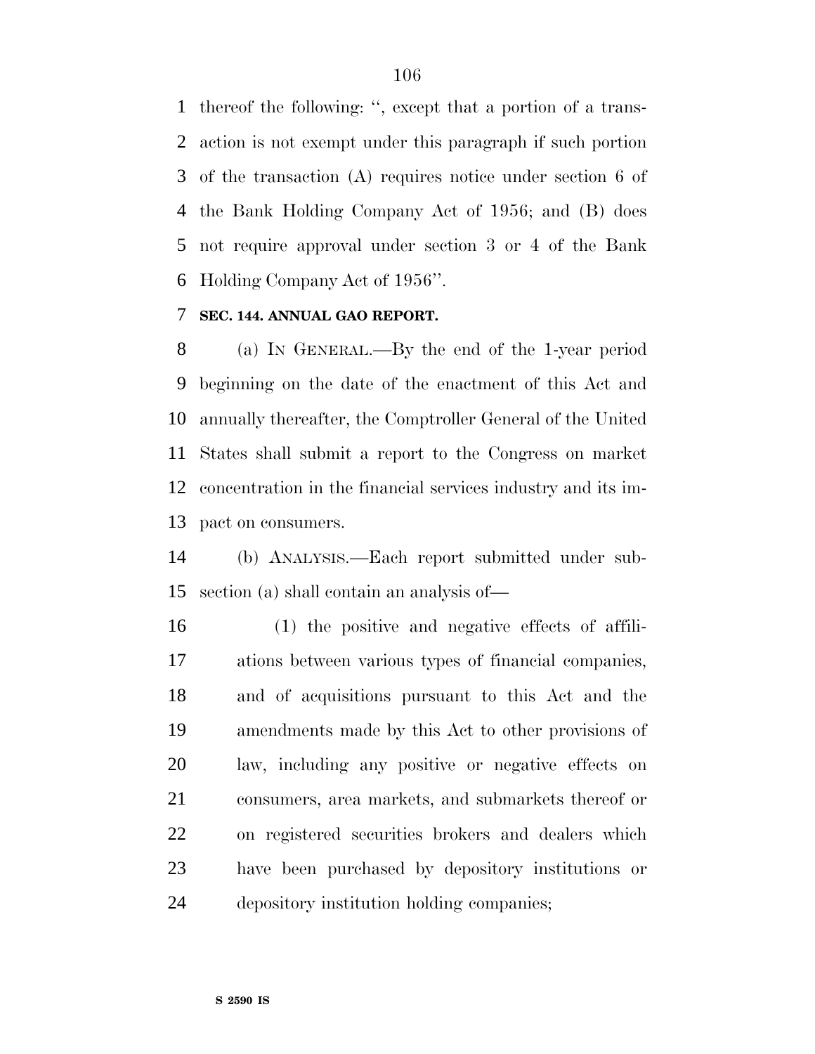thereof the following: '', except that a portion of a transaction is not exempt under this paragraph if such portion of the transaction (A) requires notice under section 6 of the Bank Holding Company Act of 1956; and (B) does not require approval under section 3 or 4 of the Bank Holding Company Act of 1956''.

**SEC. 144. ANNUAL GAO REPORT.**

(a) IN GENERAL.—By the end of the 1-year period beginning on the date of the enactment of this Act and annually thereafter, the Comptroller General of the United States shall submit a report to the Congress on market concentration in the financial services industry and its impact on consumers.

(b) ANALYSIS.—Each report submitted under subsection (a) shall contain an analysis of—

(1) the positive and negative effects of affiliations between various types of financial companies, and of acquisitions pursuant to this Act and the amendments made by this Act to other provisions of law, including any positive or negative effects on consumers, area markets, and submarkets thereof or on registered securities brokers and dealers which have been purchased by depository institutions or depository institution holding companies;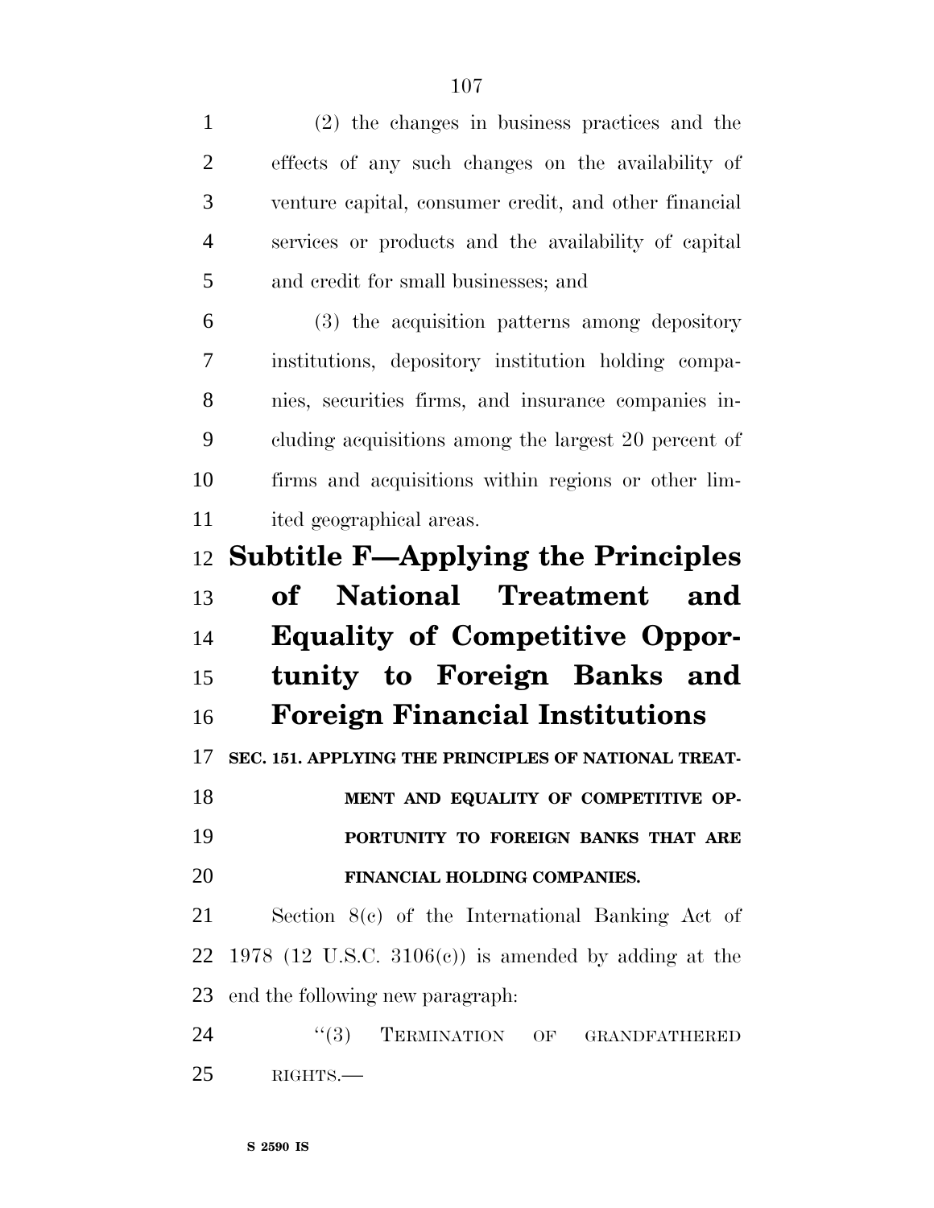(2) the changes in business practices and the effects of any such changes on the availability of venture capital, consumer credit, and other financial services or products and the availability of capital and credit for small businesses; and

(3) the acquisition patterns among depository institutions, depository institution holding companies, securities firms, and insurance companies including acquisitions among the largest 20 percent of firms and acquisitions within regions or other limited geographical areas.

## Subtitle F—Applying the Principles of National Treatment and Equality of Competitive Opportunity to Foreign Banks and Foreign Financial Institutions

### SEC. 151. APPLYING THE PRINCIPLES OF NATIONAL TREATMENT AND EQUALITY OF COMPETITIVE OPPORTUNITY TO FOREIGN BANKS THAT ARE FINANCIAL HOLDING COMPANIES.

Section 8(c) of the International Banking Act of 1978 (12 U.S.C. 3106(c)) is amended by adding at the end the following new paragraph:

"(3) TERMINATION OF GRANDFATHERED RIGHTS.—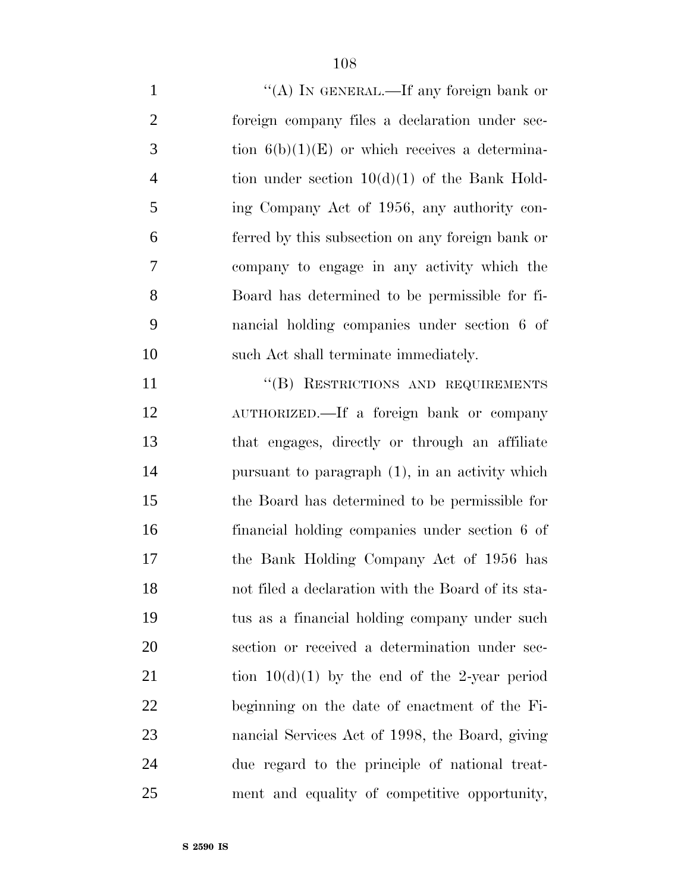"(A) IN GENERAL.—If any foreign bank or foreign company files a declaration under section 6(b)(1)(E) or which receives a determination under section 10(d)(1) of the Bank Holding Company Act of 1956, any authority conferred by this subsection on any foreign bank or company to engage in any activity which the Board has determined to be permissible for financial holding companies under section 6 of such Act shall terminate immediately.

"(B) RESTRICTIONS AND REQUIREMENTS AUTHORIZED.—If a foreign bank or company that engages, directly or through an affiliate pursuant to paragraph (1), in an activity which the Board has determined to be permissible for financial holding companies under section 6 of the Bank Holding Company Act of 1956 has not filed a declaration with the Board of its status as a financial holding company under such section or received a determination under section 10(d)(1) by the end of the 2-year period beginning on the date of enactment of the Financial Services Act of 1998, the Board, giving due regard to the principle of national treatment and equality of competitive opportunity,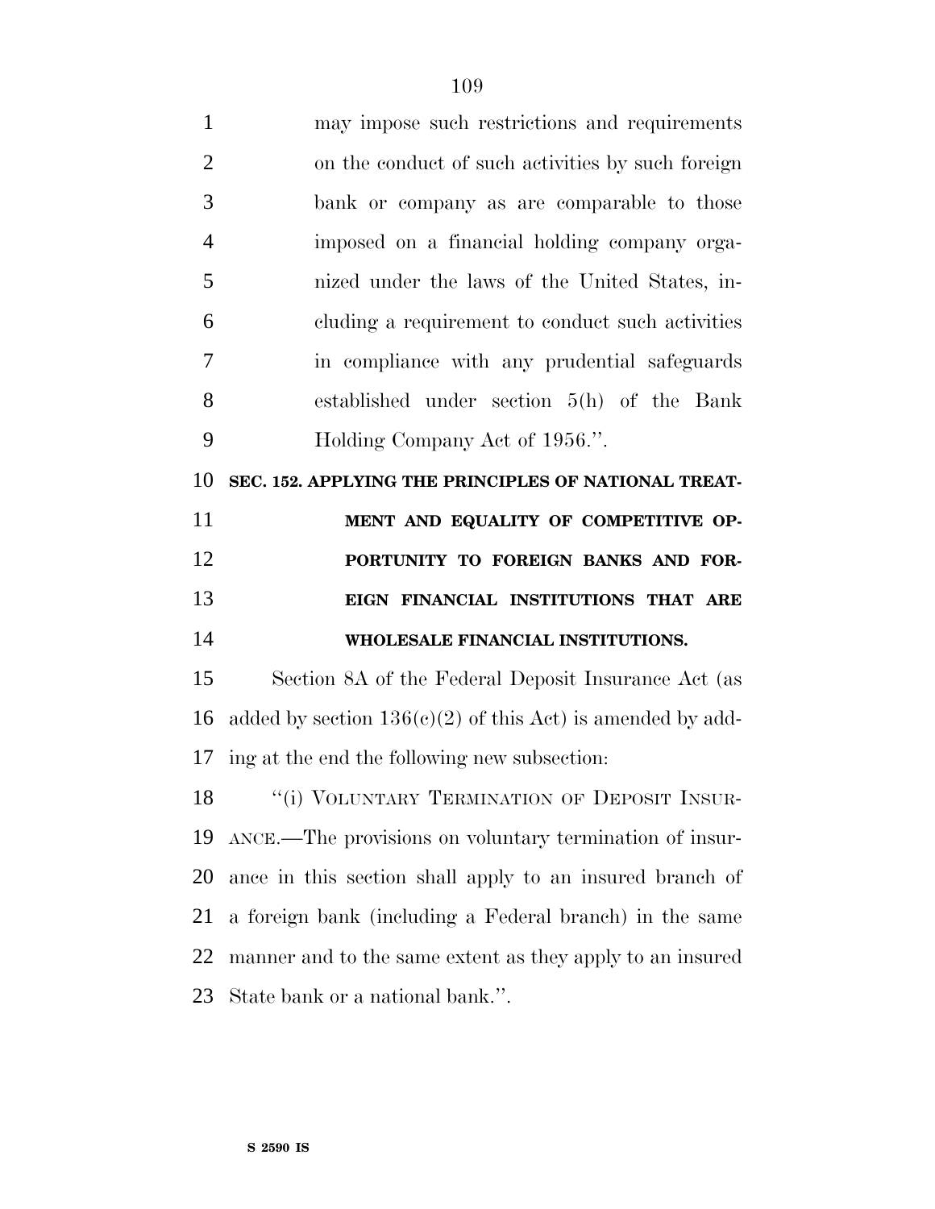may impose such restrictions and requirements on the conduct of such activities by such foreign bank or company as are comparable to those imposed on a financial holding company organized under the laws of the United States, including a requirement to conduct such activities in compliance with any prudential safeguards established under section 5(h) of the Bank Holding Company Act of 1956.''.

**SEC. 152. APPLYING THE PRINCIPLES OF NATIONAL TREATMENT AND EQUALITY OF COMPETITIVE OPPORTUNITY TO FOREIGN BANKS AND FOREIGN FINANCIAL INSTITUTIONS THAT ARE WHOLESALE FINANCIAL INSTITUTIONS.**

Section 8A of the Federal Deposit Insurance Act (as added by section 136(c)(2) of this Act) is amended by adding at the end the following new subsection:

''(i) VOLUNTARY TERMINATION OF DEPOSIT INSURANCE.—The provisions on voluntary termination of insurance in this section shall apply to an insured branch of a foreign bank (including a Federal branch) in the same manner and to the same extent as they apply to an insured State bank or a national bank.''.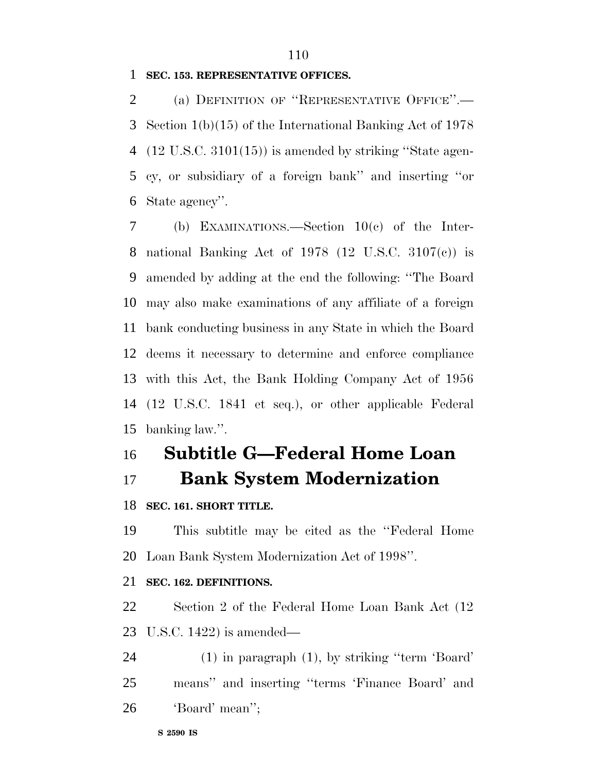**SEC. 153. REPRESENTATIVE OFFICES.**

(a) DEFINITION OF ''REPRESENTATIVE OFFICE''.—Section 1(b)(15) of the International Banking Act of 1978 (12 U.S.C. 3101(15)) is amended by striking ''State agency, or subsidiary of a foreign bank'' and inserting ''or State agency''.

(b) EXAMINATIONS.—Section 10(c) of the International Banking Act of 1978 (12 U.S.C. 3107(c)) is amended by adding at the end the following: ''The Board may also make examinations of any affiliate of a foreign bank conducting business in any State in which the Board deems it necessary to determine and enforce compliance with this Act, the Bank Holding Company Act of 1956 (12 U.S.C. 1841 et seq.), or other applicable Federal banking law.''.

# Subtitle G—Federal Home Loan Bank System Modernization

**SEC. 161. SHORT TITLE.**

This subtitle may be cited as the ''Federal Home Loan Bank System Modernization Act of 1998''.

**SEC. 162. DEFINITIONS.**

Section 2 of the Federal Home Loan Bank Act (12 U.S.C. 1422) is amended—

(1) in paragraph (1), by striking ''term 'Board' means'' and inserting ''terms 'Finance Board' and 'Board' mean'';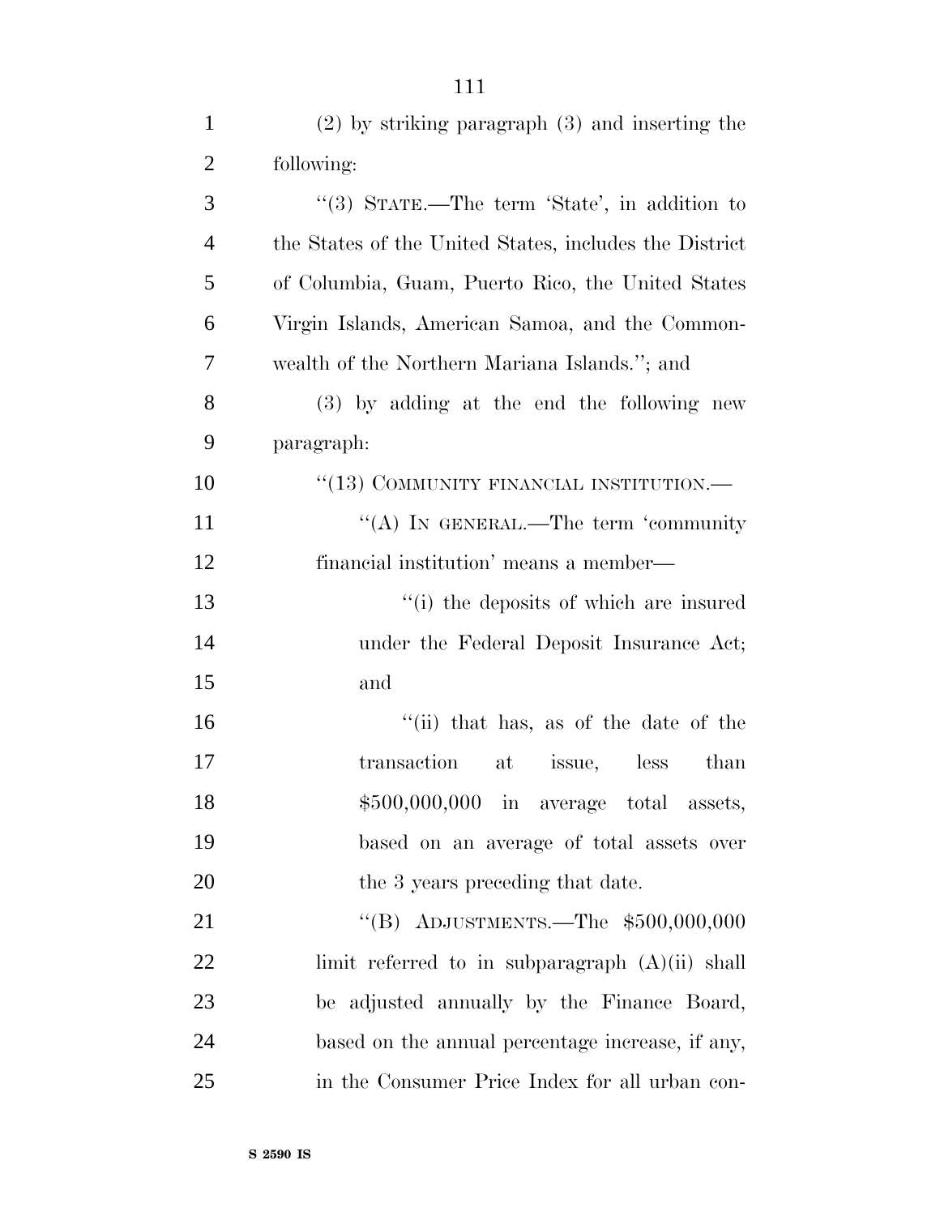(2) by striking paragraph (3) and inserting the following:

"(3) STATE.—The term 'State', in addition to the States of the United States, includes the District of Columbia, Guam, Puerto Rico, the United States Virgin Islands, American Samoa, and the Commonwealth of the Northern Mariana Islands."; and

(3) by adding at the end the following new paragraph:

"(13) COMMUNITY FINANCIAL INSTITUTION.—

"(A) IN GENERAL.—The term 'community financial institution' means a member—

"(i) the deposits of which are insured under the Federal Deposit Insurance Act; and

"(ii) that has, as of the date of the transaction at issue, less than $500,000,000 in average total assets, based on an average of total assets over the 3 years preceding that date.

"(B) ADJUSTMENTS.—The $500,000,000 limit referred to in subparagraph (A)(ii) shall be adjusted annually by the Finance Board, based on the annual percentage increase, if any, in the Consumer Price Index for all urban con-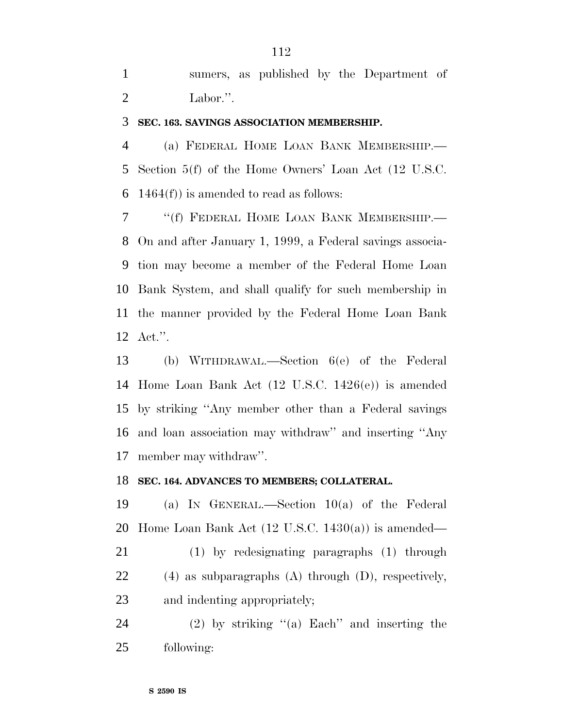sumers, as published by the Department of Labor.''.

**SEC. 163. SAVINGS ASSOCIATION MEMBERSHIP.**

(a) FEDERAL HOME LOAN BANK MEMBERSHIP.—Section 5(f) of the Home Owners' Loan Act (12 U.S.C. 1464(f)) is amended to read as follows:

''(f) FEDERAL HOME LOAN BANK MEMBERSHIP.—On and after January 1, 1999, a Federal savings association may become a member of the Federal Home Loan Bank System, and shall qualify for such membership in the manner provided by the Federal Home Loan Bank Act.''.

(b) WITHDRAWAL.—Section 6(e) of the Federal Home Loan Bank Act (12 U.S.C. 1426(e)) is amended by striking ''Any member other than a Federal savings and loan association may withdraw'' and inserting ''Any member may withdraw''.

**SEC. 164. ADVANCES TO MEMBERS; COLLATERAL.**

(a) IN GENERAL.—Section 10(a) of the Federal Home Loan Bank Act (12 U.S.C. 1430(a)) is amended—

(1) by redesignating paragraphs (1) through (4) as subparagraphs (A) through (D), respectively, and indenting appropriately;

(2) by striking ''(a) Each'' and inserting the following: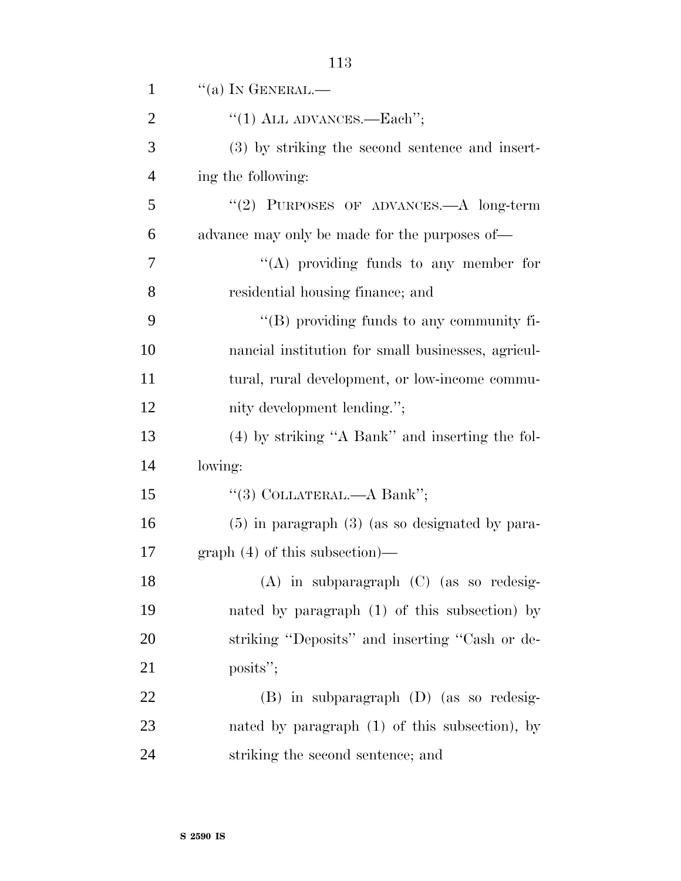"(a) IN GENERAL.—

"(1) ALL ADVANCES.—Each";

(3) by striking the second sentence and inserting the following:

"(2) PURPOSES OF ADVANCES.—A long-term advance may only be made for the purposes of—

"(A) providing funds to any member for residential housing finance; and

"(B) providing funds to any community financial institution for small businesses, agricultural, rural development, or low-income community development lending.";

(4) by striking "A Bank" and inserting the following:

"(3) COLLATERAL.—A Bank";

(5) in paragraph (3) (as so designated by paragraph (4) of this subsection)—

(A) in subparagraph (C) (as so redesignated by paragraph (1) of this subsection) by striking "Deposits" and inserting "Cash or deposits";

(B) in subparagraph (D) (as so redesignated by paragraph (1) of this subsection), by striking the second sentence; and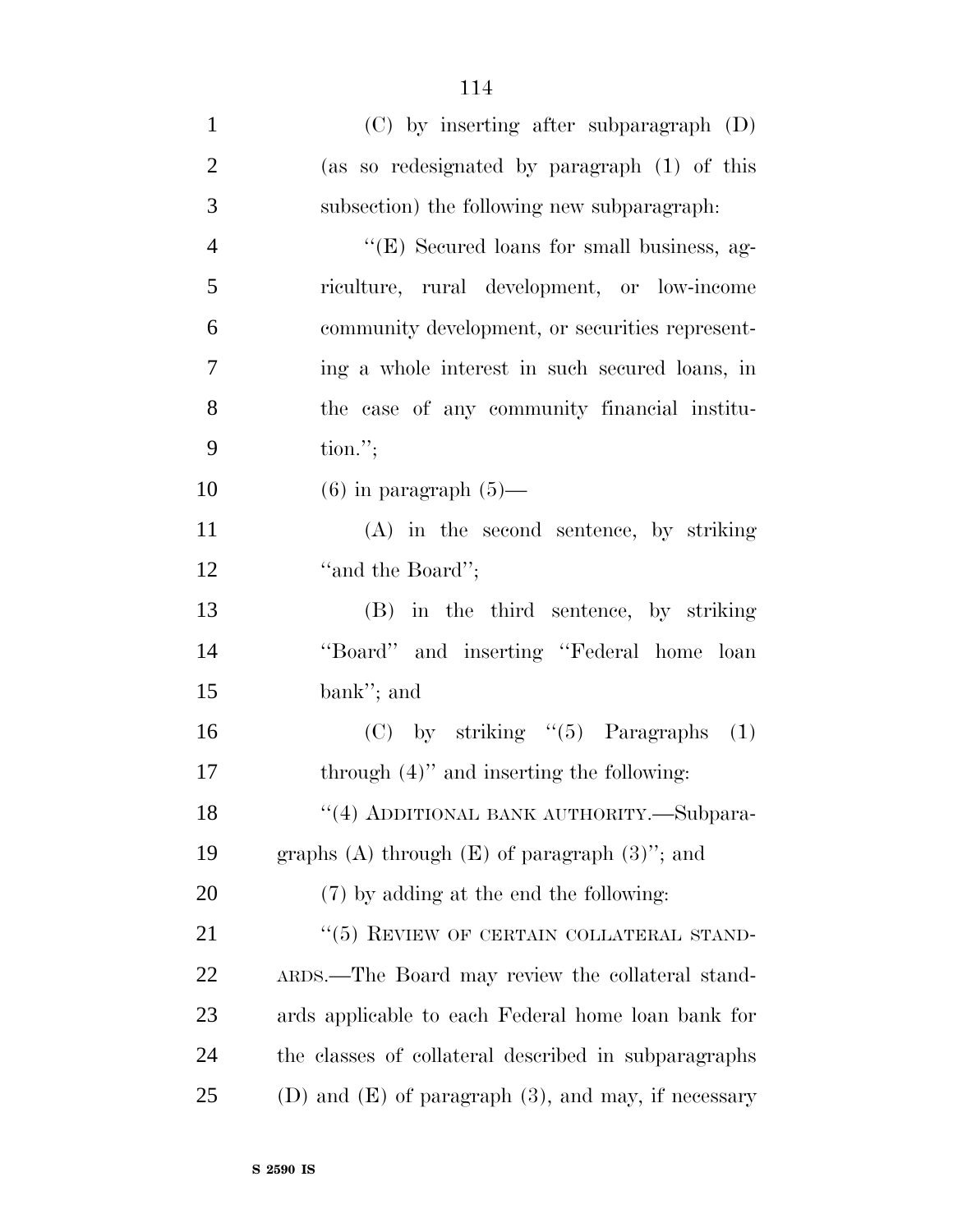(C) by inserting after subparagraph (D) (as so redesignated by paragraph (1) of this subsection) the following new subparagraph:

"(E) Secured loans for small business, agriculture, rural development, or low-income community development, or securities representing a whole interest in such secured loans, in the case of any community financial institution.";

(6) in paragraph (5)—

(A) in the second sentence, by striking "and the Board";

(B) in the third sentence, by striking "Board" and inserting "Federal home loan bank"; and

(C) by striking "(5) Paragraphs (1) through (4)" and inserting the following:

"(4) ADDITIONAL BANK AUTHORITY.—Subparagraphs (A) through (E) of paragraph (3)"; and

(7) by adding at the end the following:

"(5) REVIEW OF CERTAIN COLLATERAL STANDARDS.—The Board may review the collateral standards applicable to each Federal home loan bank for the classes of collateral described in subparagraphs (D) and (E) of paragraph (3), and may, if necessary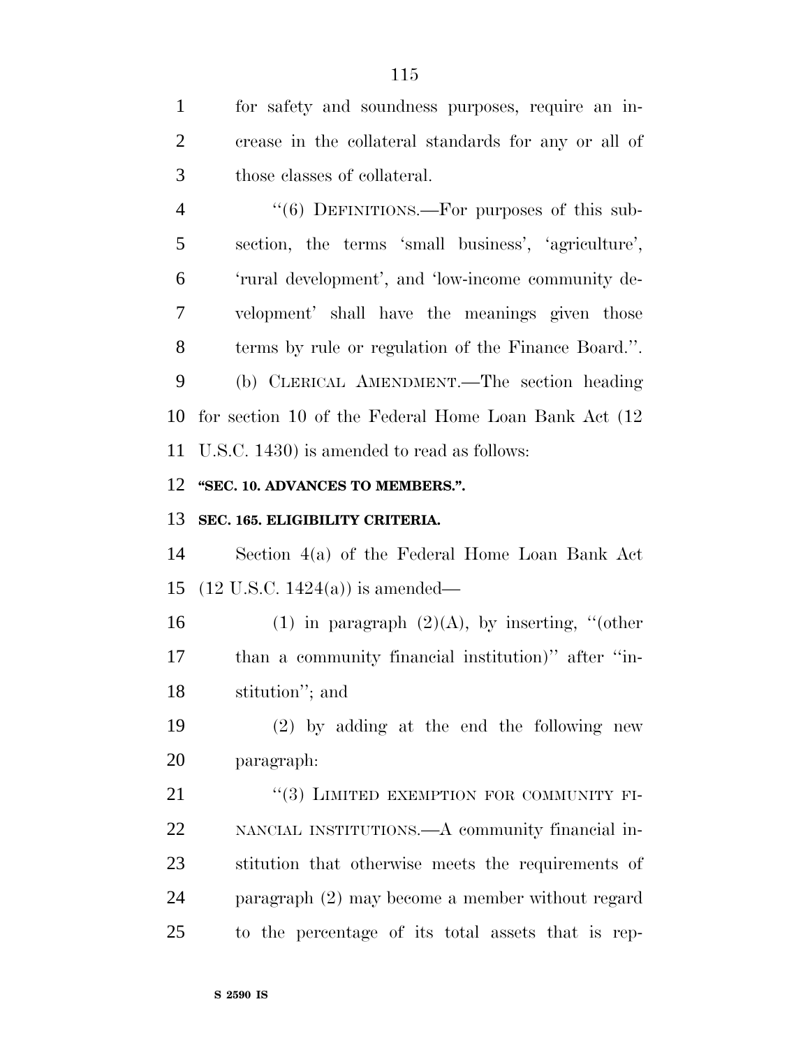for safety and soundness purposes, require an increase in the collateral standards for any or all of those classes of collateral.

"(6) DEFINITIONS.—For purposes of this subsection, the terms 'small business', 'agriculture', 'rural development', and 'low-income community development' shall have the meanings given those terms by rule or regulation of the Finance Board.".

(b) CLERICAL AMENDMENT.—The section heading for section 10 of the Federal Home Loan Bank Act (12 U.S.C. 1430) is amended to read as follows:

**"SEC. 10. ADVANCES TO MEMBERS.".**

**SEC. 165. ELIGIBILITY CRITERIA.**

Section 4(a) of the Federal Home Loan Bank Act (12 U.S.C. 1424(a)) is amended—

(1) in paragraph (2)(A), by inserting, "(other than a community financial institution)" after "institution"; and

(2) by adding at the end the following new paragraph:

"(3) LIMITED EXEMPTION FOR COMMUNITY FINANCIAL INSTITUTIONS.—A community financial institution that otherwise meets the requirements of paragraph (2) may become a member without regard to the percentage of its total assets that is rep-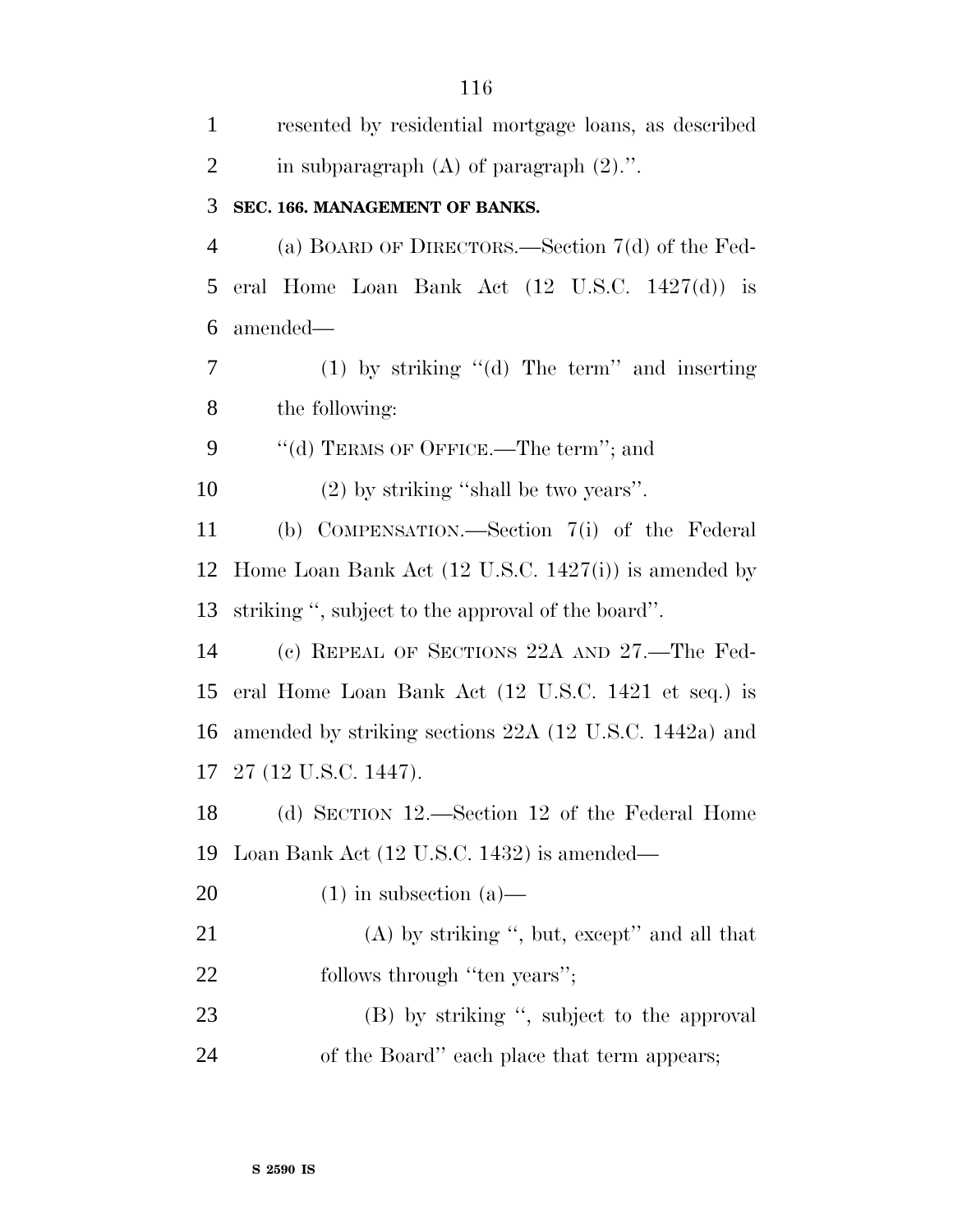resented by residential mortgage loans, as described in subparagraph (A) of paragraph (2).''.

**SEC. 166. MANAGEMENT OF BANKS.**

(a) BOARD OF DIRECTORS.—Section 7(d) of the Federal Home Loan Bank Act (12 U.S.C. 1427(d)) is amended—

(1) by striking ''(d) The term'' and inserting the following:

''(d) TERMS OF OFFICE.—The term''; and

(2) by striking ''shall be two years''.

(b) COMPENSATION.—Section 7(i) of the Federal Home Loan Bank Act (12 U.S.C. 1427(i)) is amended by striking '', subject to the approval of the board''.

(c) REPEAL OF SECTIONS 22A AND 27.—The Federal Home Loan Bank Act (12 U.S.C. 1421 et seq.) is amended by striking sections 22A (12 U.S.C. 1442a) and 27 (12 U.S.C. 1447).

(d) SECTION 12.—Section 12 of the Federal Home Loan Bank Act (12 U.S.C. 1432) is amended—

(1) in subsection (a)—

(A) by striking '', but, except'' and all that follows through ''ten years'';

(B) by striking '', subject to the approval of the Board'' each place that term appears;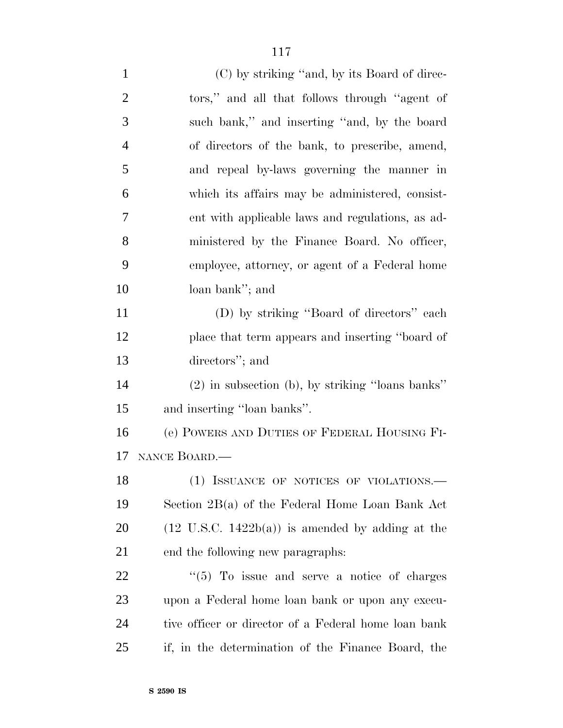(C) by striking ''and, by its Board of directors,'' and all that follows through ''agent of such bank,'' and inserting ''and, by the board of directors of the bank, to prescribe, amend, and repeal by-laws governing the manner in which its affairs may be administered, consistent with applicable laws and regulations, as administered by the Finance Board. No officer, employee, attorney, or agent of a Federal home loan bank''; and

(D) by striking ''Board of directors'' each place that term appears and inserting ''board of directors''; and

(2) in subsection (b), by striking ''loans banks'' and inserting ''loan banks''.

(e) POWERS AND DUTIES OF FEDERAL HOUSING FINANCE BOARD.—

(1) ISSUANCE OF NOTICES OF VIOLATIONS.—Section 2B(a) of the Federal Home Loan Bank Act (12 U.S.C. 1422b(a)) is amended by adding at the end the following new paragraphs:

''(5) To issue and serve a notice of charges upon a Federal home loan bank or upon any executive officer or director of a Federal home loan bank if, in the determination of the Finance Board, the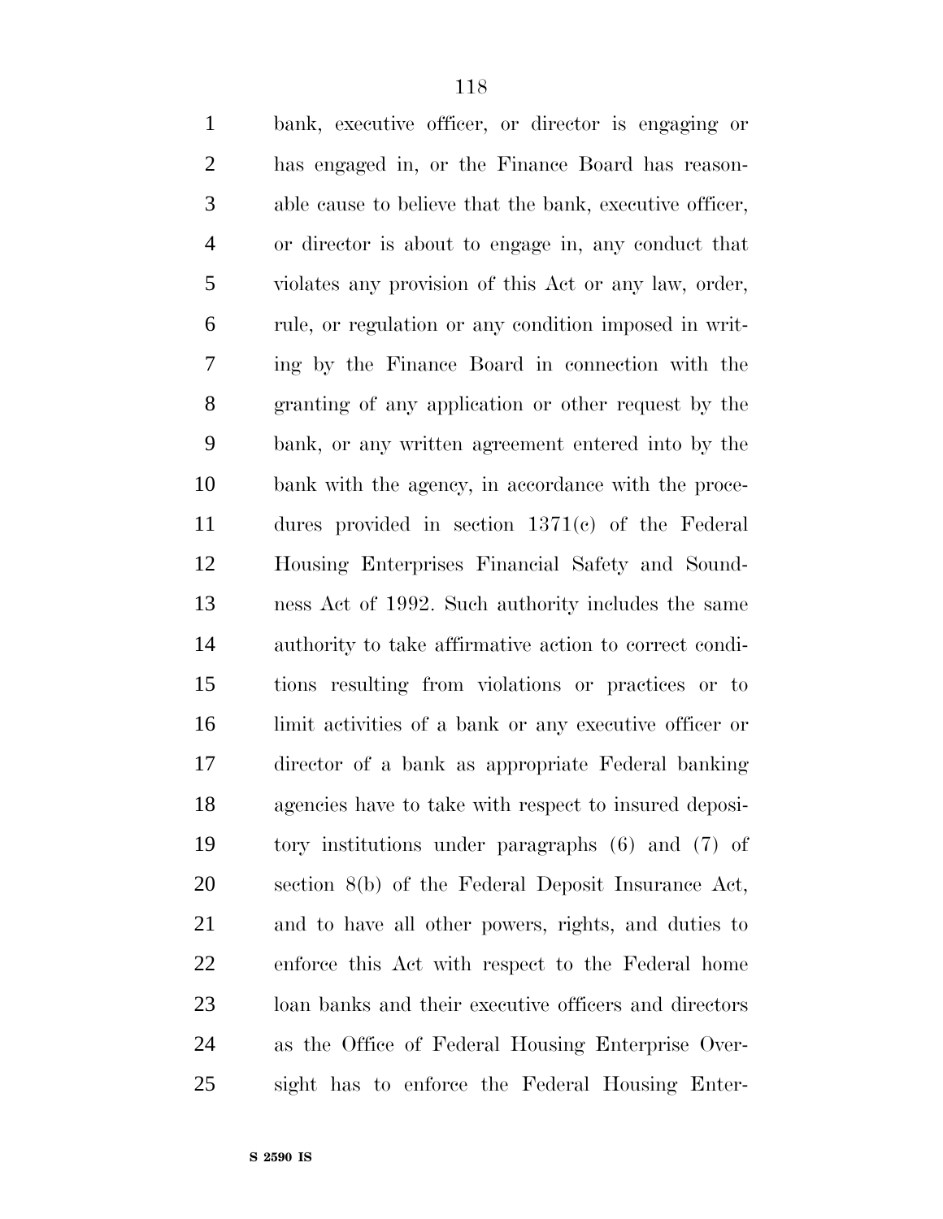bank, executive officer, or director is engaging or has engaged in, or the Finance Board has reasonable cause to believe that the bank, executive officer, or director is about to engage in, any conduct that violates any provision of this Act or any law, order, rule, or regulation or any condition imposed in writing by the Finance Board in connection with the granting of any application or other request by the bank, or any written agreement entered into by the bank with the agency, in accordance with the procedures provided in section 1371(c) of the Federal Housing Enterprises Financial Safety and Soundness Act of 1992. Such authority includes the same authority to take affirmative action to correct conditions resulting from violations or practices or to limit activities of a bank or any executive officer or director of a bank as appropriate Federal banking agencies have to take with respect to insured depository institutions under paragraphs (6) and (7) of section 8(b) of the Federal Deposit Insurance Act, and to have all other powers, rights, and duties to enforce this Act with respect to the Federal home loan banks and their executive officers and directors as the Office of Federal Housing Enterprise Oversight has to enforce the Federal Housing Enter-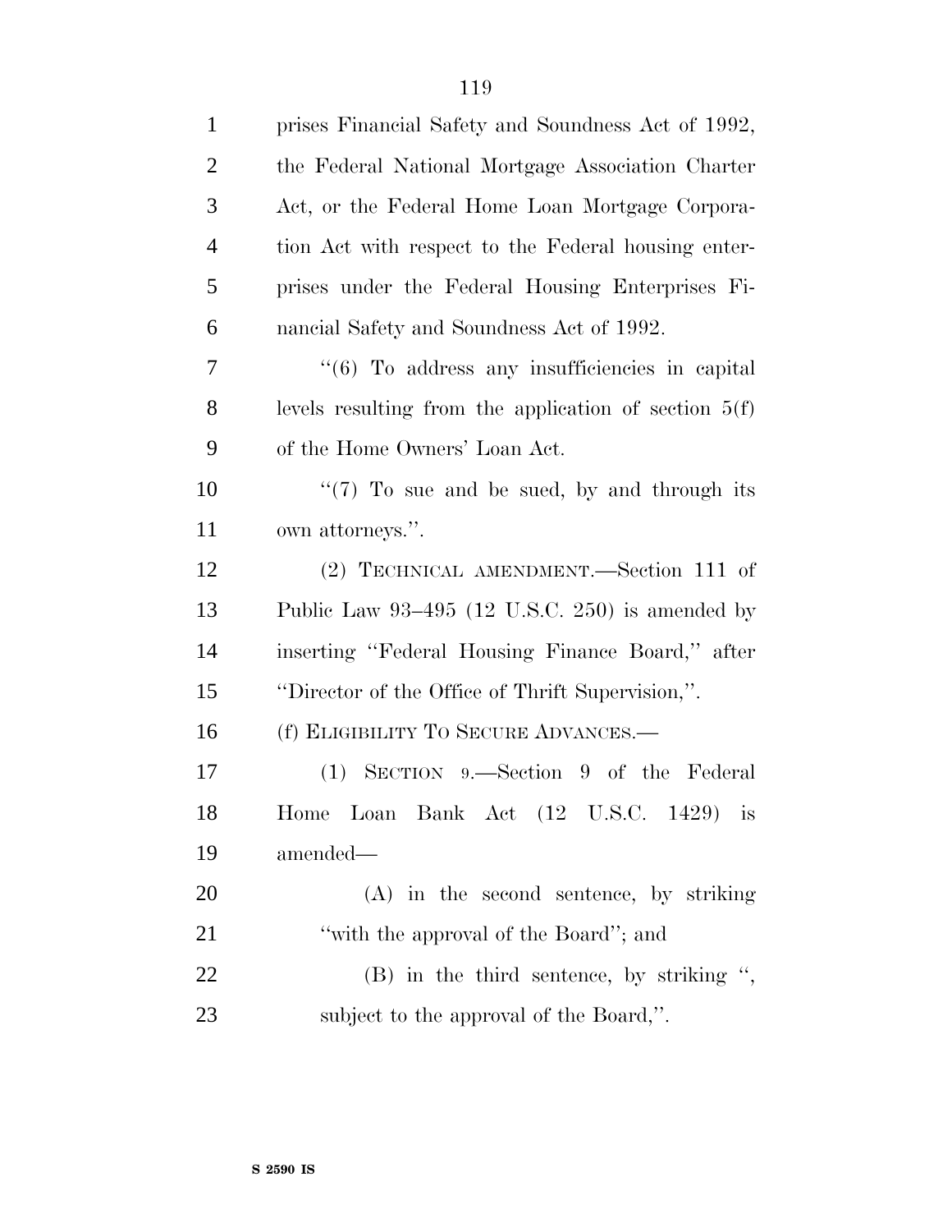prises Financial Safety and Soundness Act of 1992, the Federal National Mortgage Association Charter Act, or the Federal Home Loan Mortgage Corporation Act with respect to the Federal housing enterprises under the Federal Housing Enterprises Financial Safety and Soundness Act of 1992.

''(6) To address any insufficiencies in capital levels resulting from the application of section 5(f) of the Home Owners' Loan Act.

''(7) To sue and be sued, by and through its own attorneys.''.

(2) TECHNICAL AMENDMENT.—Section 111 of Public Law 93–495 (12 U.S.C. 250) is amended by inserting ''Federal Housing Finance Board,'' after ''Director of the Office of Thrift Supervision,''.

(f) ELIGIBILITY TO SECURE ADVANCES.—

(1) SECTION 9.—Section 9 of the Federal Home Loan Bank Act (12 U.S.C. 1429) is amended—

(A) in the second sentence, by striking ''with the approval of the Board''; and

(B) in the third sentence, by striking '', subject to the approval of the Board,''.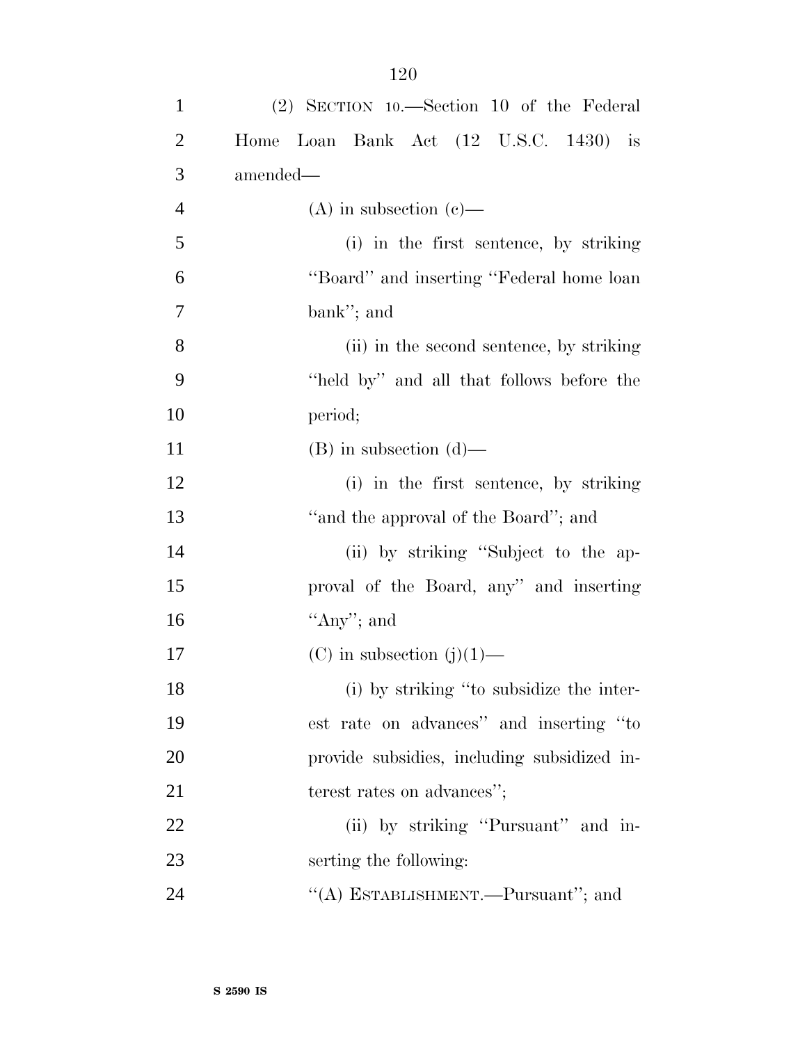(2) SECTION 10.—Section 10 of the Federal Home Loan Bank Act (12 U.S.C. 1430) is amended—

(A) in subsection (c)—

(i) in the first sentence, by striking ''Board'' and inserting ''Federal home loan bank''; and

(ii) in the second sentence, by striking ''held by'' and all that follows before the period;

(B) in subsection (d)—

(i) in the first sentence, by striking ''and the approval of the Board''; and

(ii) by striking ''Subject to the approval of the Board, any'' and inserting ''Any''; and

(C) in subsection (j)(1)—

(i) by striking ''to subsidize the interest rate on advances'' and inserting ''to provide subsidies, including subsidized interest rates on advances'';

(ii) by striking ''Pursuant'' and inserting the following:

''(A) ESTABLISHMENT.—Pursuant''; and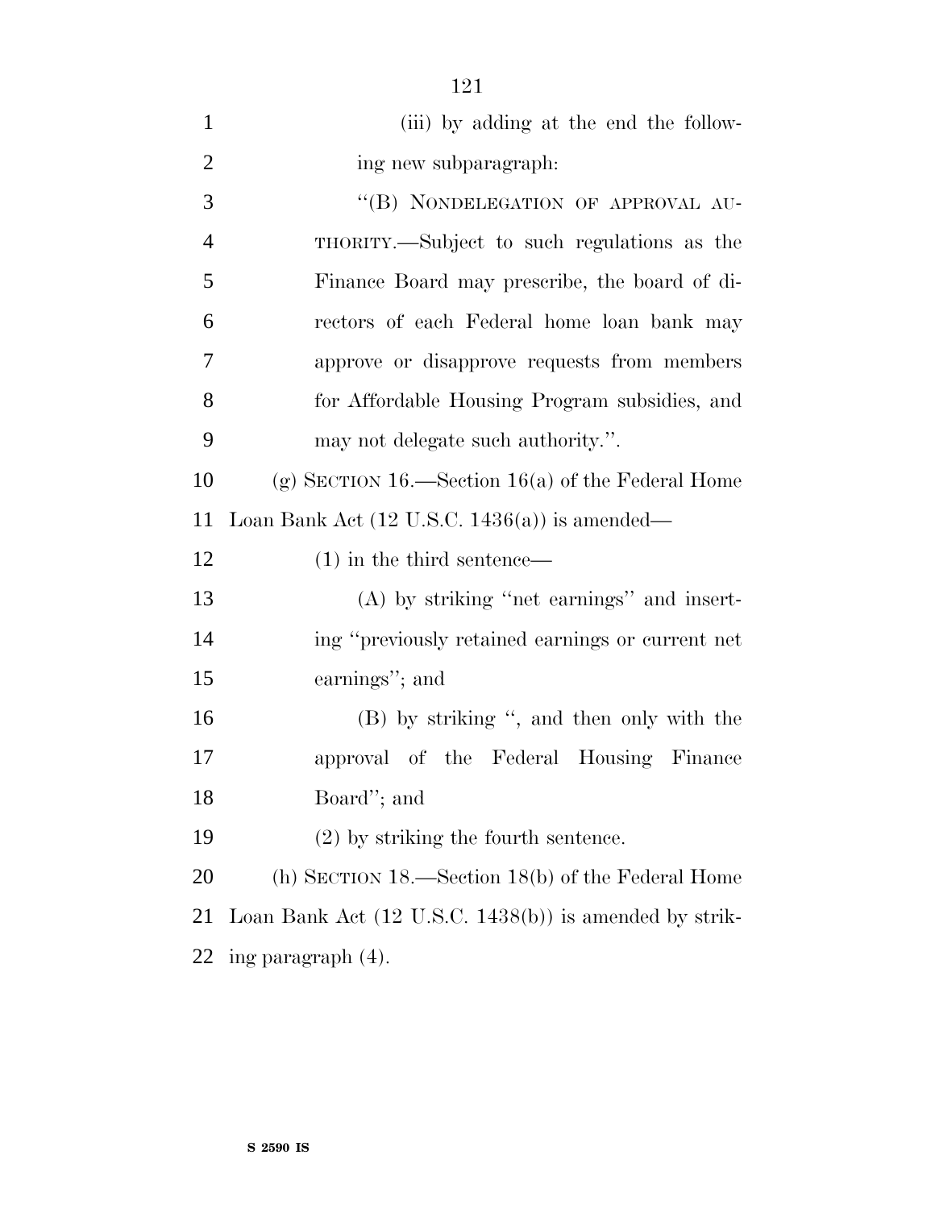(iii) by adding at the end the following new subparagraph:

"(B) NONDELEGATION OF APPROVAL AUTHORITY.—Subject to such regulations as the Finance Board may prescribe, the board of directors of each Federal home loan bank may approve or disapprove requests from members for Affordable Housing Program subsidies, and may not delegate such authority.".

(g) SECTION 16.—Section 16(a) of the Federal Home Loan Bank Act (12 U.S.C. 1436(a)) is amended—

(1) in the third sentence—

(A) by striking "net earnings" and inserting "previously retained earnings or current net earnings"; and

(B) by striking ", and then only with the approval of the Federal Housing Finance Board"; and

(2) by striking the fourth sentence.

(h) SECTION 18.—Section 18(b) of the Federal Home Loan Bank Act (12 U.S.C. 1438(b)) is amended by striking paragraph (4).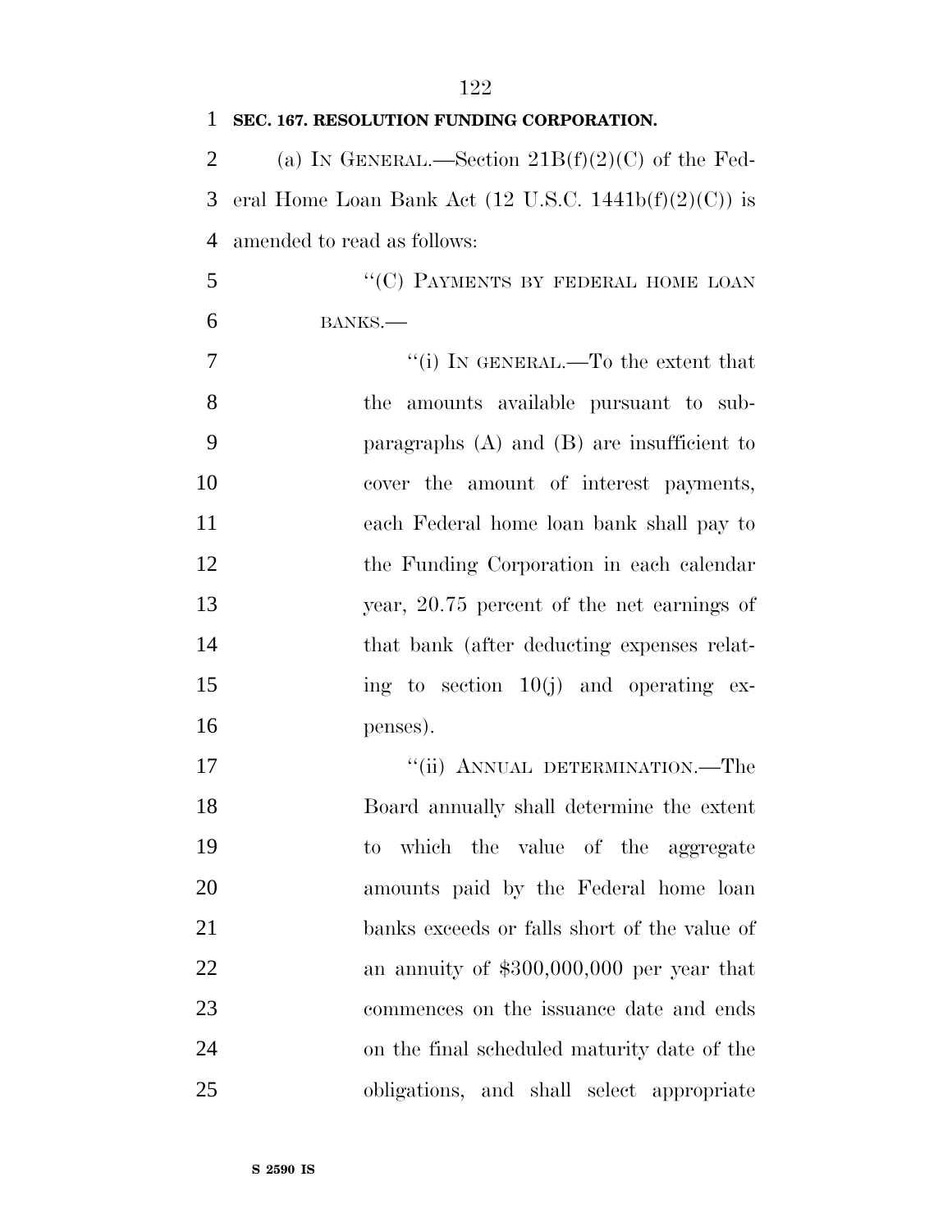**SEC. 167. RESOLUTION FUNDING CORPORATION.**

(a) IN GENERAL.—Section 21B(f)(2)(C) of the Federal Home Loan Bank Act (12 U.S.C. 1441b(f)(2)(C)) is amended to read as follows:

"(C) PAYMENTS BY FEDERAL HOME LOAN BANKS.—

"(i) IN GENERAL.—To the extent that the amounts available pursuant to subparagraphs (A) and (B) are insufficient to cover the amount of interest payments, each Federal home loan bank shall pay to the Funding Corporation in each calendar year, 20.75 percent of the net earnings of that bank (after deducting expenses relating to section 10(j) and operating expenses).

"(ii) ANNUAL DETERMINATION.—The Board annually shall determine the extent to which the value of the aggregate amounts paid by the Federal home loan banks exceeds or falls short of the value of an annuity of $300,000,000 per year that commences on the issuance date and ends on the final scheduled maturity date of the obligations, and shall select appropriate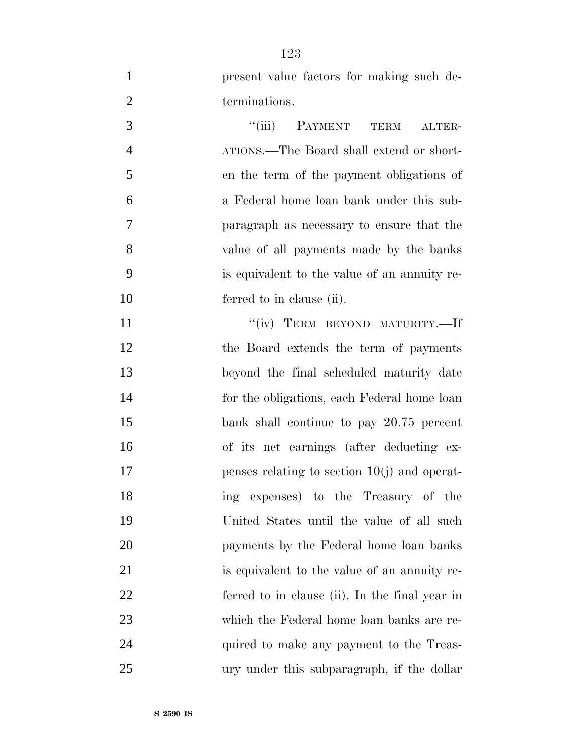present value factors for making such determinations.

"(iii) PAYMENT TERM ALTERATIONS.—The Board shall extend or shorten the term of the payment obligations of a Federal home loan bank under this subparagraph as necessary to ensure that the value of all payments made by the banks is equivalent to the value of an annuity referred to in clause (ii).

"(iv) TERM BEYOND MATURITY.—If the Board extends the term of payments beyond the final scheduled maturity date for the obligations, each Federal home loan bank shall continue to pay 20.75 percent of its net earnings (after deducting expenses relating to section 10(j) and operating expenses) to the Treasury of the United States until the value of all such payments by the Federal home loan banks is equivalent to the value of an annuity referred to in clause (ii). In the final year in which the Federal home loan banks are required to make any payment to the Treasury under this subparagraph, if the dollar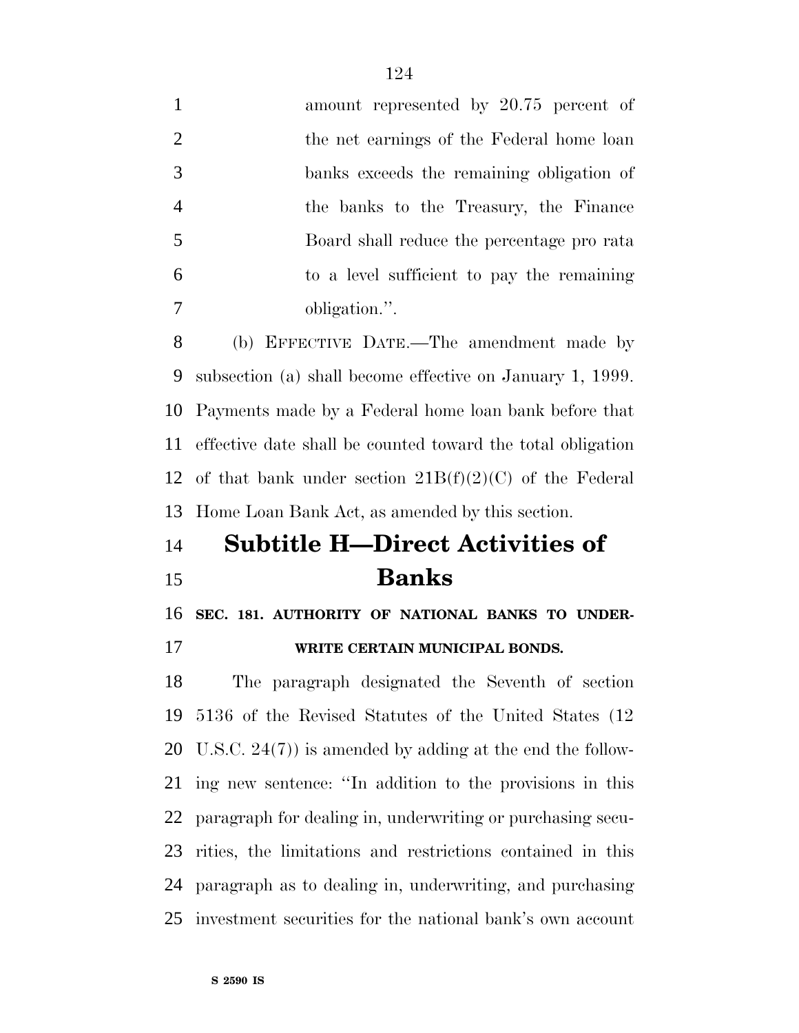amount represented by 20.75 percent of the net earnings of the Federal home loan banks exceeds the remaining obligation of the banks to the Treasury, the Finance Board shall reduce the percentage pro rata to a level sufficient to pay the remaining obligation.''.

(b) EFFECTIVE DATE.—The amendment made by subsection (a) shall become effective on January 1, 1999. Payments made by a Federal home loan bank before that effective date shall be counted toward the total obligation of that bank under section 21B(f)(2)(C) of the Federal Home Loan Bank Act, as amended by this section.

## Subtitle H—Direct Activities of Banks

### SEC. 181. AUTHORITY OF NATIONAL BANKS TO UNDERWRITE CERTAIN MUNICIPAL BONDS.

The paragraph designated the Seventh of section 5136 of the Revised Statutes of the United States (12 U.S.C. 24(7)) is amended by adding at the end the following new sentence: ''In addition to the provisions in this paragraph for dealing in, underwriting or purchasing securities, the limitations and restrictions contained in this paragraph as to dealing in, underwriting, and purchasing investment securities for the national bank's own account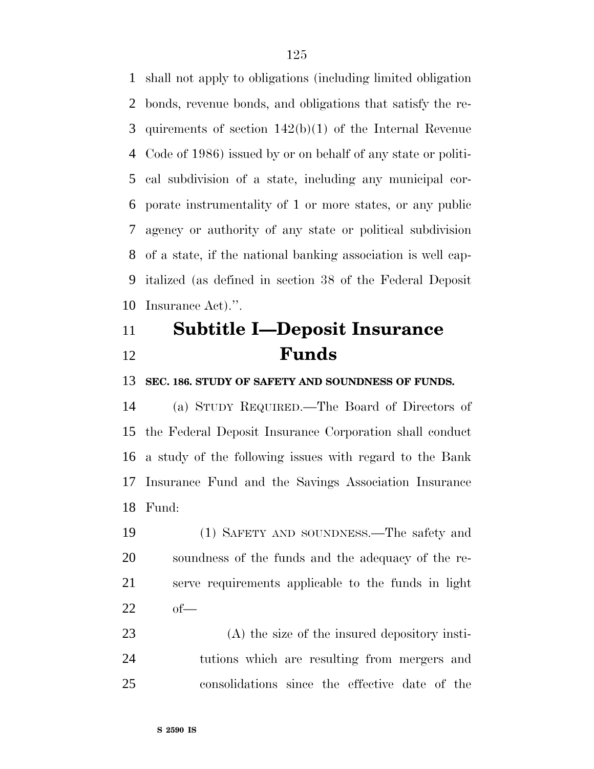shall not apply to obligations (including limited obligation bonds, revenue bonds, and obligations that satisfy the requirements of section 142(b)(1) of the Internal Revenue Code of 1986) issued by or on behalf of any state or political subdivision of a state, including any municipal corporate instrumentality of 1 or more states, or any public agency or authority of any state or political subdivision of a state, if the national banking association is well capitalized (as defined in section 38 of the Federal Deposit Insurance Act).''.

## Subtitle I—Deposit Insurance Funds

### SEC. 186. STUDY OF SAFETY AND SOUNDNESS OF FUNDS.

(a) STUDY REQUIRED.—The Board of Directors of the Federal Deposit Insurance Corporation shall conduct a study of the following issues with regard to the Bank Insurance Fund and the Savings Association Insurance Fund:

(1) SAFETY AND SOUNDNESS.—The safety and soundness of the funds and the adequacy of the reserve requirements applicable to the funds in light of—

(A) the size of the insured depository institutions which are resulting from mergers and consolidations since the effective date of the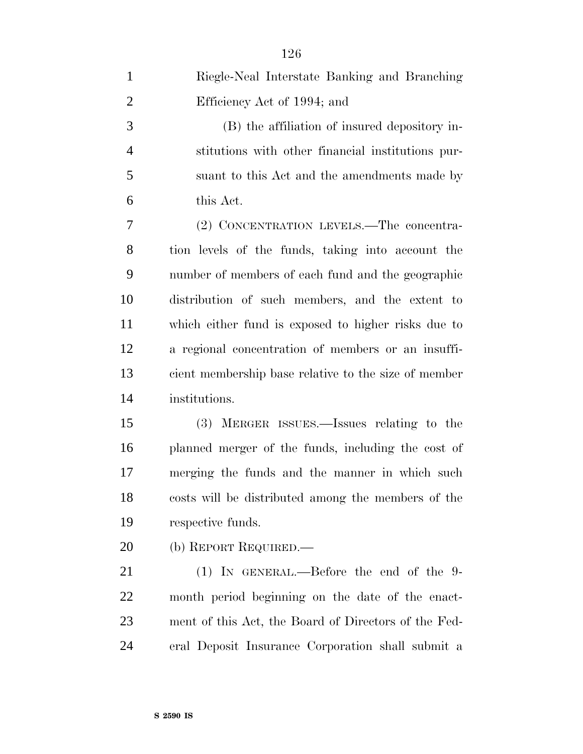Riegle-Neal Interstate Banking and Branching Efficiency Act of 1994; and

(B) the affiliation of insured depository institutions with other financial institutions pursuant to this Act and the amendments made by this Act.

(2) CONCENTRATION LEVELS.—The concentration levels of the funds, taking into account the number of members of each fund and the geographic distribution of such members, and the extent to which either fund is exposed to higher risks due to a regional concentration of members or an insufficient membership base relative to the size of member institutions.

(3) MERGER ISSUES.—Issues relating to the planned merger of the funds, including the cost of merging the funds and the manner in which such costs will be distributed among the members of the respective funds.

(b) REPORT REQUIRED.—

(1) IN GENERAL.—Before the end of the 9-month period beginning on the date of the enactment of this Act, the Board of Directors of the Federal Deposit Insurance Corporation shall submit a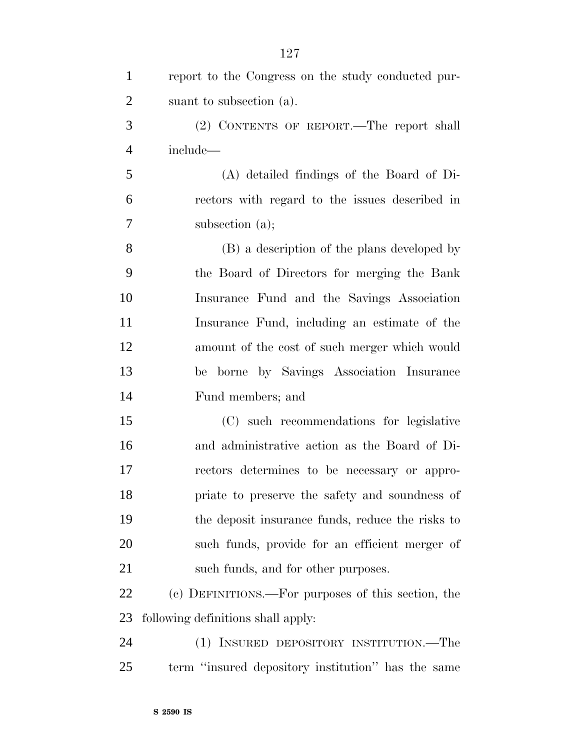report to the Congress on the study conducted pursuant to subsection (a).

(2) CONTENTS OF REPORT.—The report shall include—

(A) detailed findings of the Board of Directors with regard to the issues described in subsection (a);

(B) a description of the plans developed by the Board of Directors for merging the Bank Insurance Fund and the Savings Association Insurance Fund, including an estimate of the amount of the cost of such merger which would be borne by Savings Association Insurance Fund members; and

(C) such recommendations for legislative and administrative action as the Board of Directors determines to be necessary or appropriate to preserve the safety and soundness of the deposit insurance funds, reduce the risks to such funds, provide for an efficient merger of such funds, and for other purposes.

(c) DEFINITIONS.—For purposes of this section, the following definitions shall apply:

(1) INSURED DEPOSITORY INSTITUTION.—The term "insured depository institution" has the same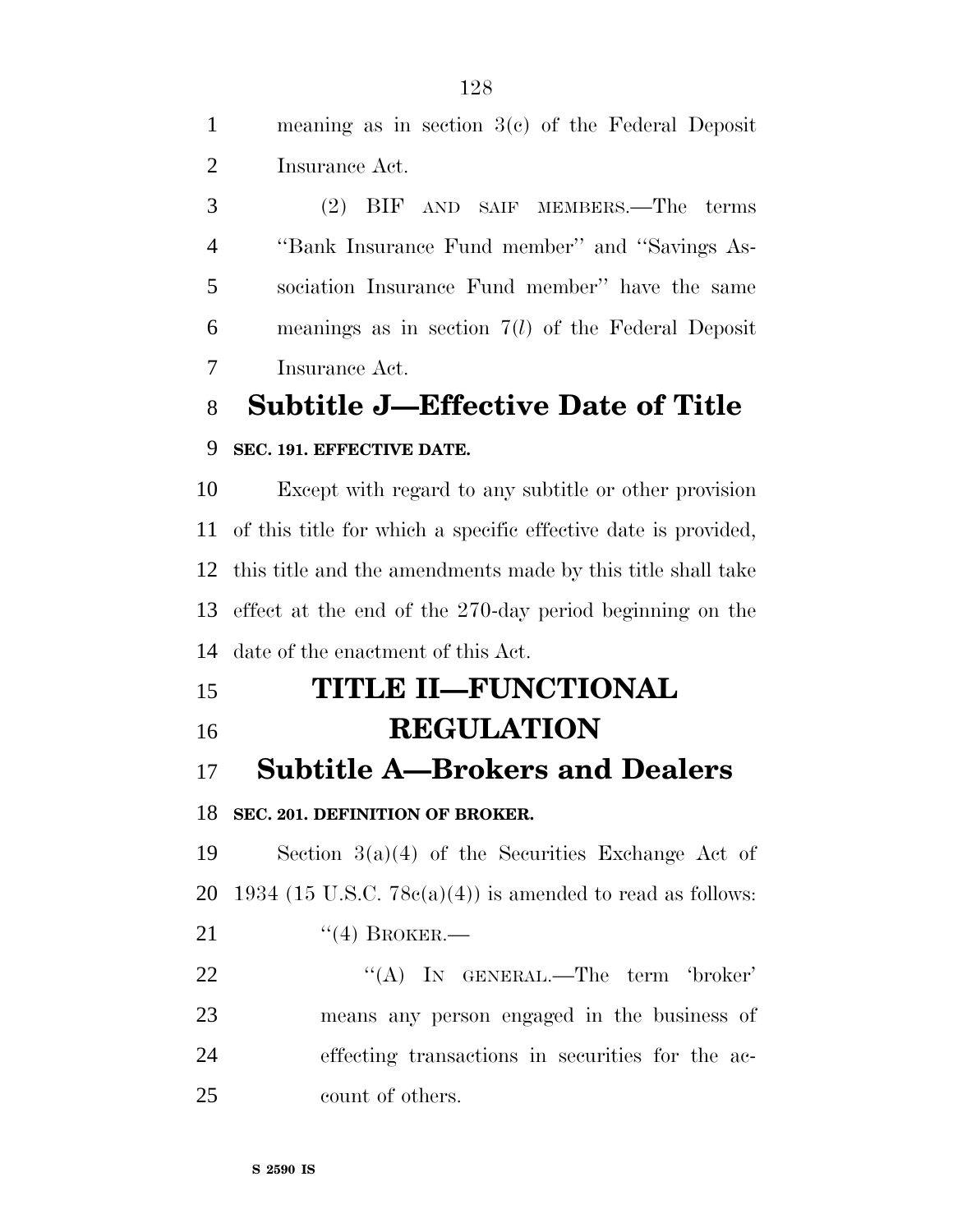meaning as in section 3(c) of the Federal Deposit Insurance Act.

(2) BIF AND SAIF MEMBERS.—The terms ''Bank Insurance Fund member'' and ''Savings Association Insurance Fund member'' have the same meanings as in section 7(*l*) of the Federal Deposit Insurance Act.

## Subtitle J—Effective Date of Title

### SEC. 191. EFFECTIVE DATE.

Except with regard to any subtitle or other provision of this title for which a specific effective date is provided, this title and the amendments made by this title shall take effect at the end of the 270-day period beginning on the date of the enactment of this Act.

# TITLE II—FUNCTIONAL REGULATION

## Subtitle A—Brokers and Dealers

### SEC. 201. DEFINITION OF BROKER.

Section 3(a)(4) of the Securities Exchange Act of 1934 (15 U.S.C. 78c(a)(4)) is amended to read as follows:

''(4) BROKER.—

''(A) IN GENERAL.—The term 'broker' means any person engaged in the business of effecting transactions in securities for the account of others.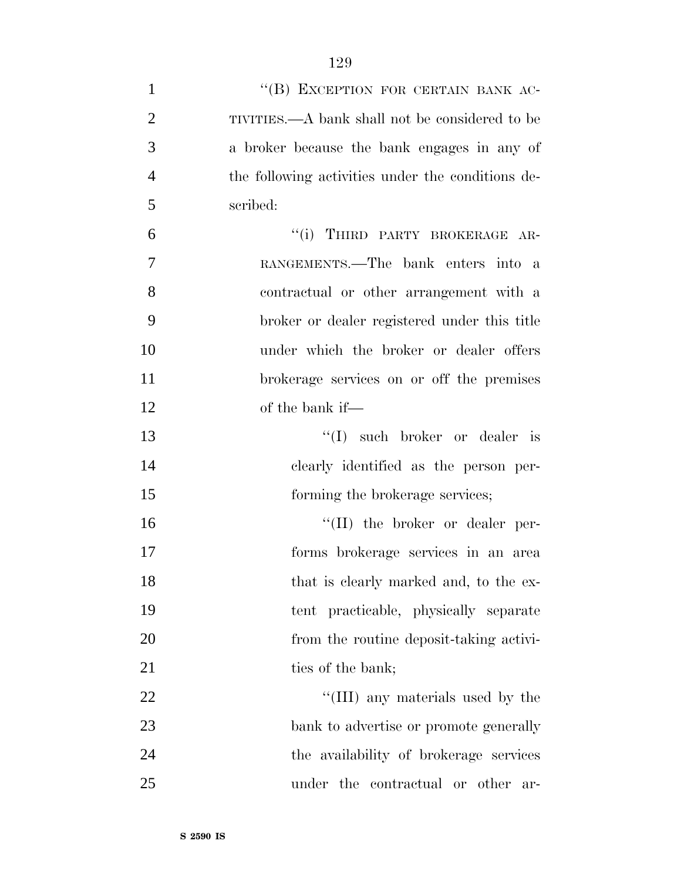"(B) EXCEPTION FOR CERTAIN BANK ACTIVITIES.—A bank shall not be considered to be a broker because the bank engages in any of the following activities under the conditions described:

"(i) THIRD PARTY BROKERAGE ARRANGEMENTS.—The bank enters into a contractual or other arrangement with a broker or dealer registered under this title under which the broker or dealer offers brokerage services on or off the premises of the bank if—

"(I) such broker or dealer is clearly identified as the person performing the brokerage services;

"(II) the broker or dealer performs brokerage services in an area that is clearly marked and, to the extent practicable, physically separate from the routine deposit-taking activities of the bank;

"(III) any materials used by the bank to advertise or promote generally the availability of brokerage services under the contractual or other ar-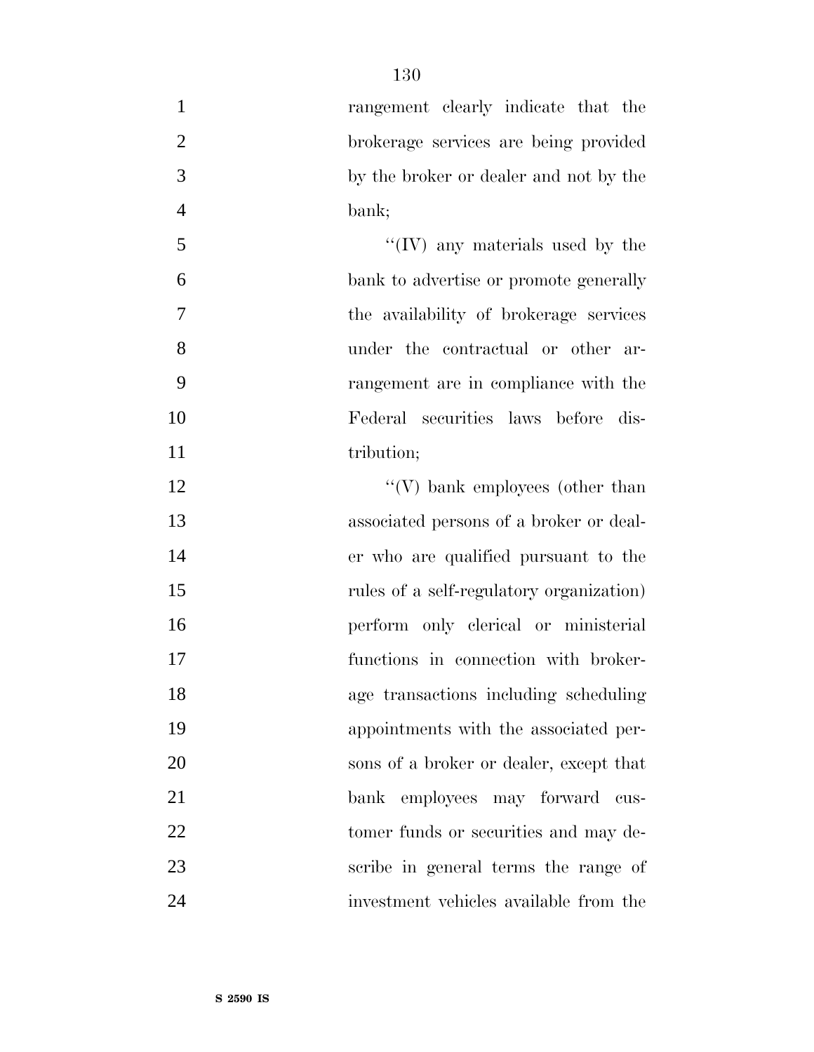rangement clearly indicate that the brokerage services are being provided by the broker or dealer and not by the bank;

''(IV) any materials used by the bank to advertise or promote generally the availability of brokerage services under the contractual or other arrangement are in compliance with the Federal securities laws before distribution;

''(V) bank employees (other than associated persons of a broker or dealer who are qualified pursuant to the rules of a self-regulatory organization) perform only clerical or ministerial functions in connection with brokerage transactions including scheduling appointments with the associated persons of a broker or dealer, except that bank employees may forward customer funds or securities and may describe in general terms the range of investment vehicles available from the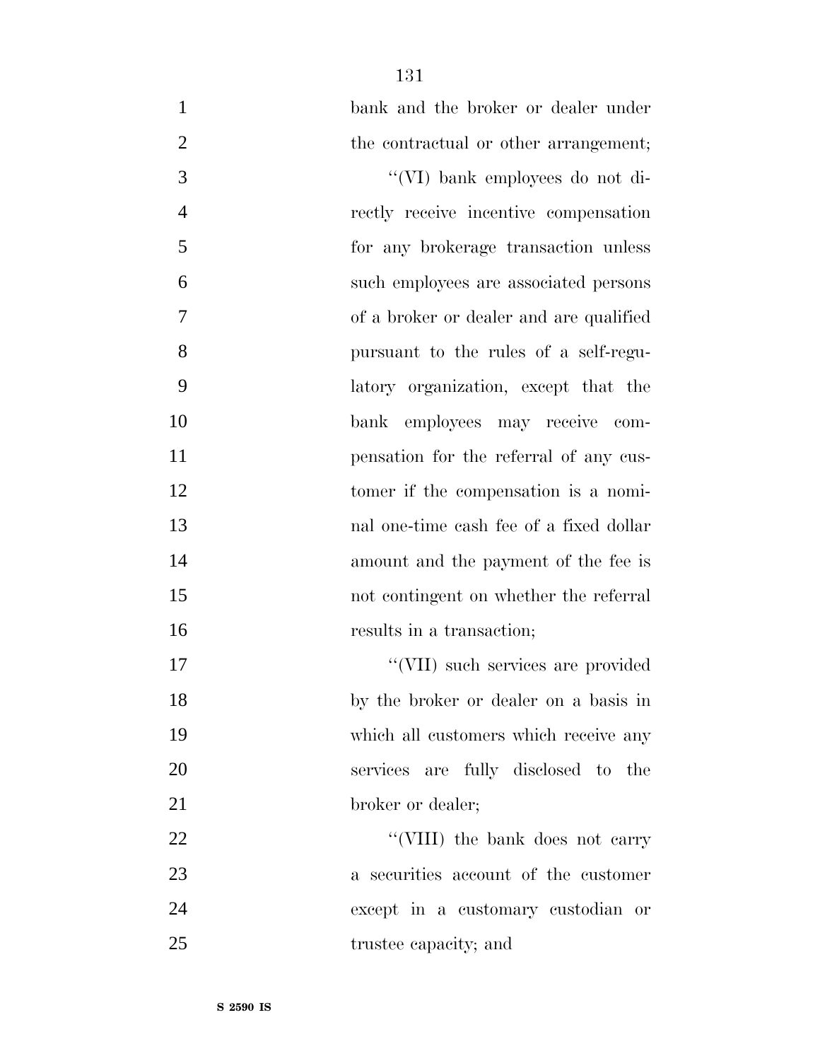bank and the broker or dealer under the contractual or other arrangement;

"(VI) bank employees do not directly receive incentive compensation for any brokerage transaction unless such employees are associated persons of a broker or dealer and are qualified pursuant to the rules of a self-regulatory organization, except that the bank employees may receive compensation for the referral of any customer if the compensation is a nominal one-time cash fee of a fixed dollar amount and the payment of the fee is not contingent on whether the referral results in a transaction;

"(VII) such services are provided by the broker or dealer on a basis in which all customers which receive any services are fully disclosed to the broker or dealer;

"(VIII) the bank does not carry a securities account of the customer except in a customary custodian or trustee capacity; and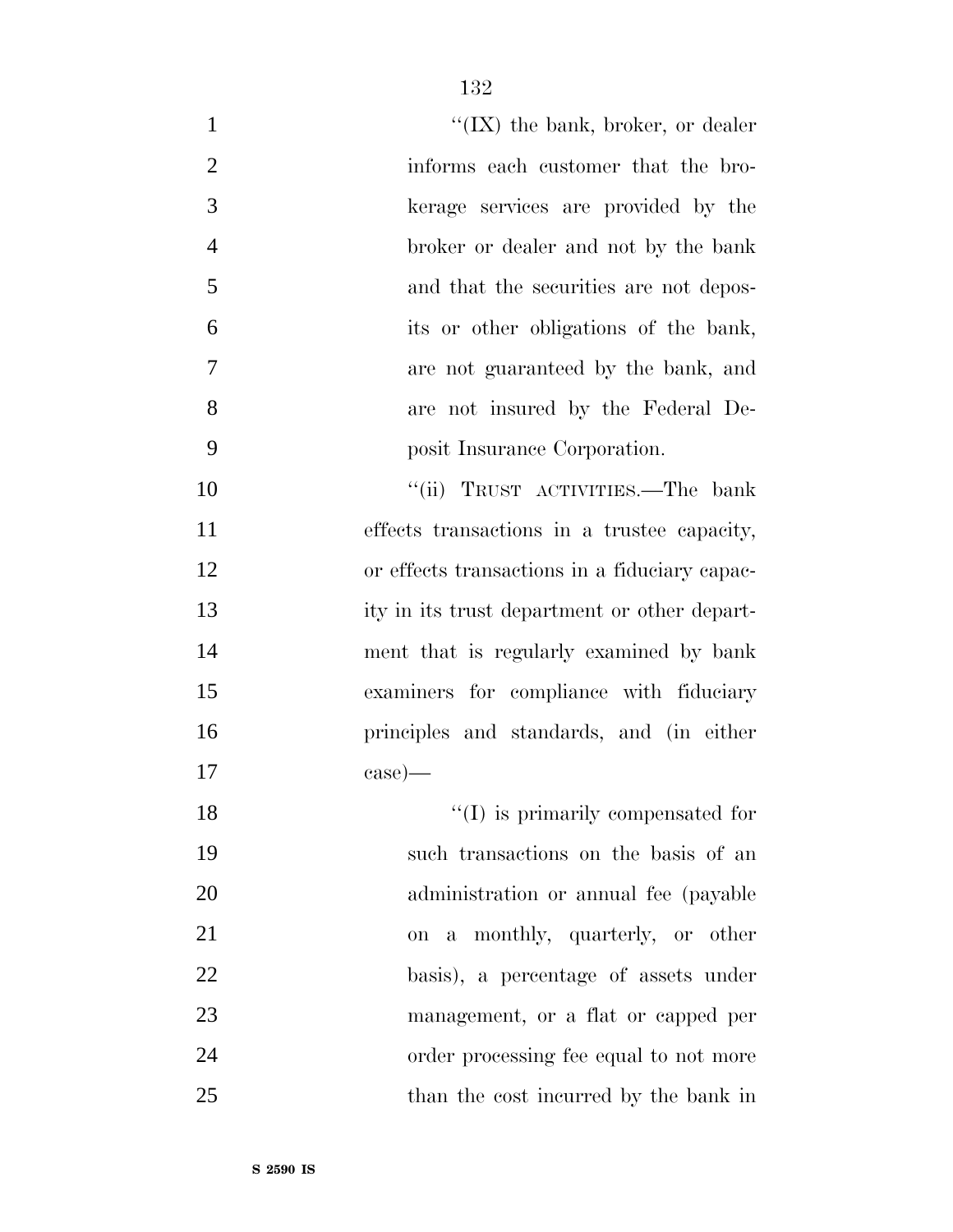"(IX) the bank, broker, or dealer informs each customer that the brokerage services are provided by the broker or dealer and not by the bank and that the securities are not deposits or other obligations of the bank, are not guaranteed by the bank, and are not insured by the Federal Deposit Insurance Corporation.

"(ii) TRUST ACTIVITIES.—The bank effects transactions in a trustee capacity, or effects transactions in a fiduciary capacity in its trust department or other department that is regularly examined by bank examiners for compliance with fiduciary principles and standards, and (in either case)—

"(I) is primarily compensated for such transactions on the basis of an administration or annual fee (payable on a monthly, quarterly, or other basis), a percentage of assets under management, or a flat or capped per order processing fee equal to not more than the cost incurred by the bank in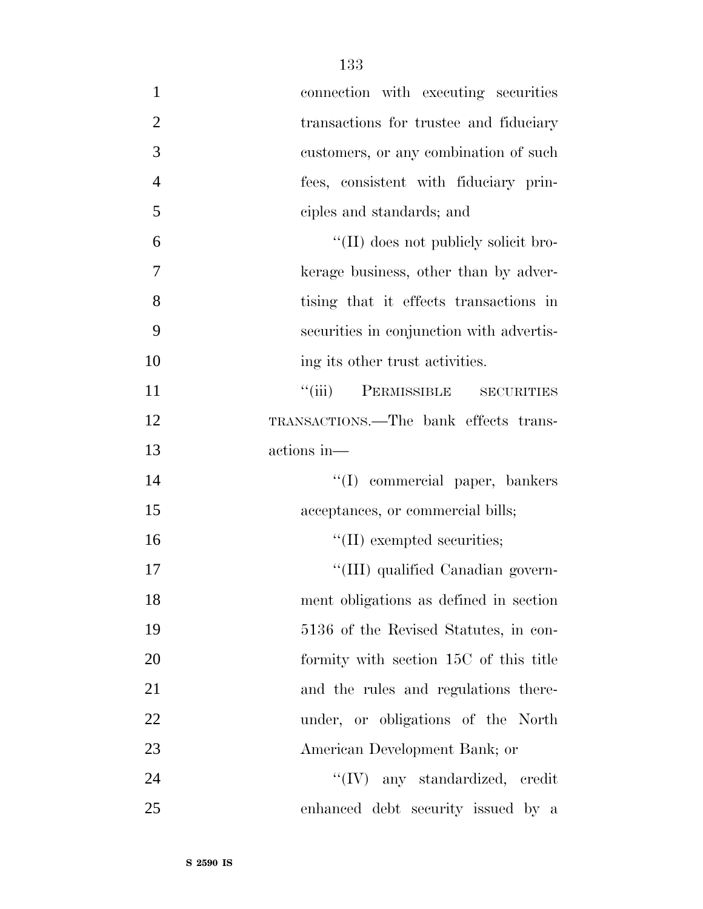connection with executing securities transactions for trustee and fiduciary customers, or any combination of such fees, consistent with fiduciary principles and standards; and

''(II) does not publicly solicit brokerage business, other than by advertising that it effects transactions in securities in conjunction with advertising its other trust activities.

''(iii) PERMISSIBLE SECURITIES TRANSACTIONS.—The bank effects transactions in—

''(I) commercial paper, bankers acceptances, or commercial bills;

''(II) exempted securities;

''(III) qualified Canadian government obligations as defined in section 5136 of the Revised Statutes, in conformity with section 15C of this title and the rules and regulations thereunder, or obligations of the North American Development Bank; or

''(IV) any standardized, credit enhanced debt security issued by a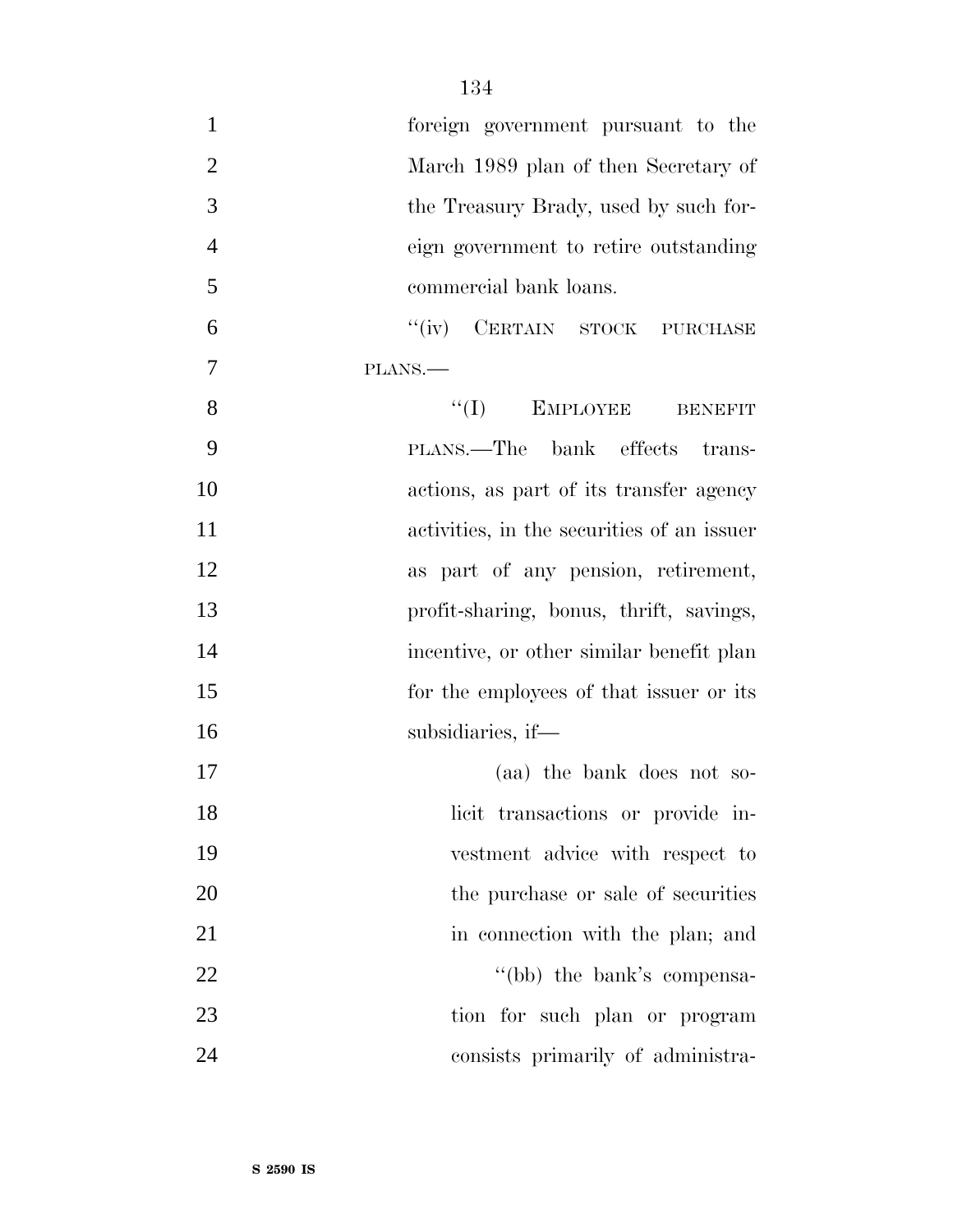foreign government pursuant to the March 1989 plan of then Secretary of the Treasury Brady, used by such foreign government to retire outstanding commercial bank loans.

''(iv) CERTAIN STOCK PURCHASE PLANS.—

''(I) EMPLOYEE BENEFIT PLANS.—The bank effects transactions, as part of its transfer agency activities, in the securities of an issuer as part of any pension, retirement, profit-sharing, bonus, thrift, savings, incentive, or other similar benefit plan for the employees of that issuer or its subsidiaries, if—

(aa) the bank does not solicit transactions or provide investment advice with respect to the purchase or sale of securities in connection with the plan; and

''(bb) the bank's compensation for such plan or program consists primarily of administra-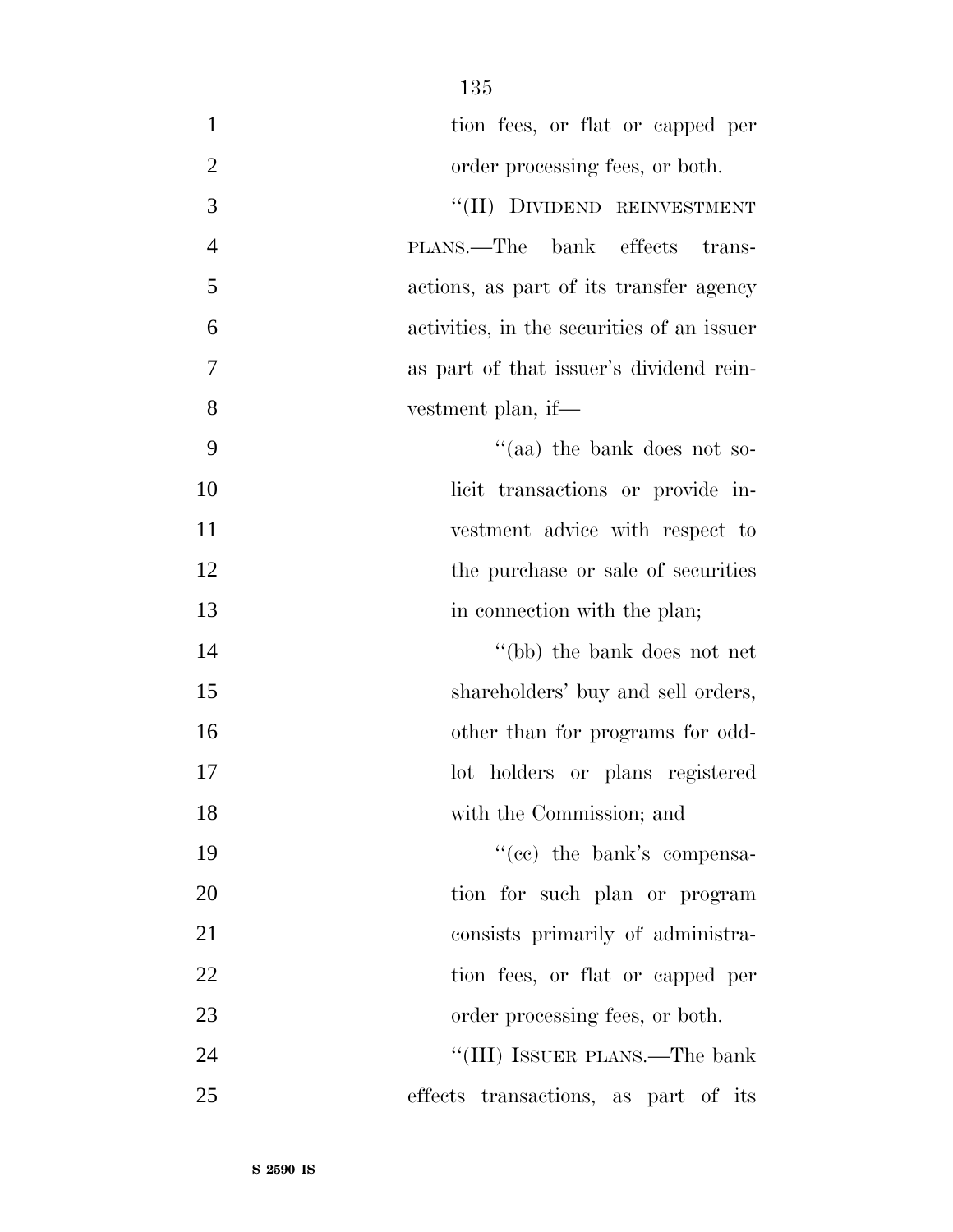tion fees, or flat or capped per order processing fees, or both.

“(II) DIVIDEND REINVESTMENT PLANS.—The bank effects transactions, as part of its transfer agency activities, in the securities of an issuer as part of that issuer’s dividend reinvestment plan, if—

“(aa) the bank does not solicit transactions or provide investment advice with respect to the purchase or sale of securities in connection with the plan;

“(bb) the bank does not net shareholders’ buy and sell orders, other than for programs for odd-lot holders or plans registered with the Commission; and

“(cc) the bank’s compensation for such plan or program consists primarily of administration fees, or flat or capped per order processing fees, or both.

“(III) ISSUER PLANS.—The bank effects transactions, as part of its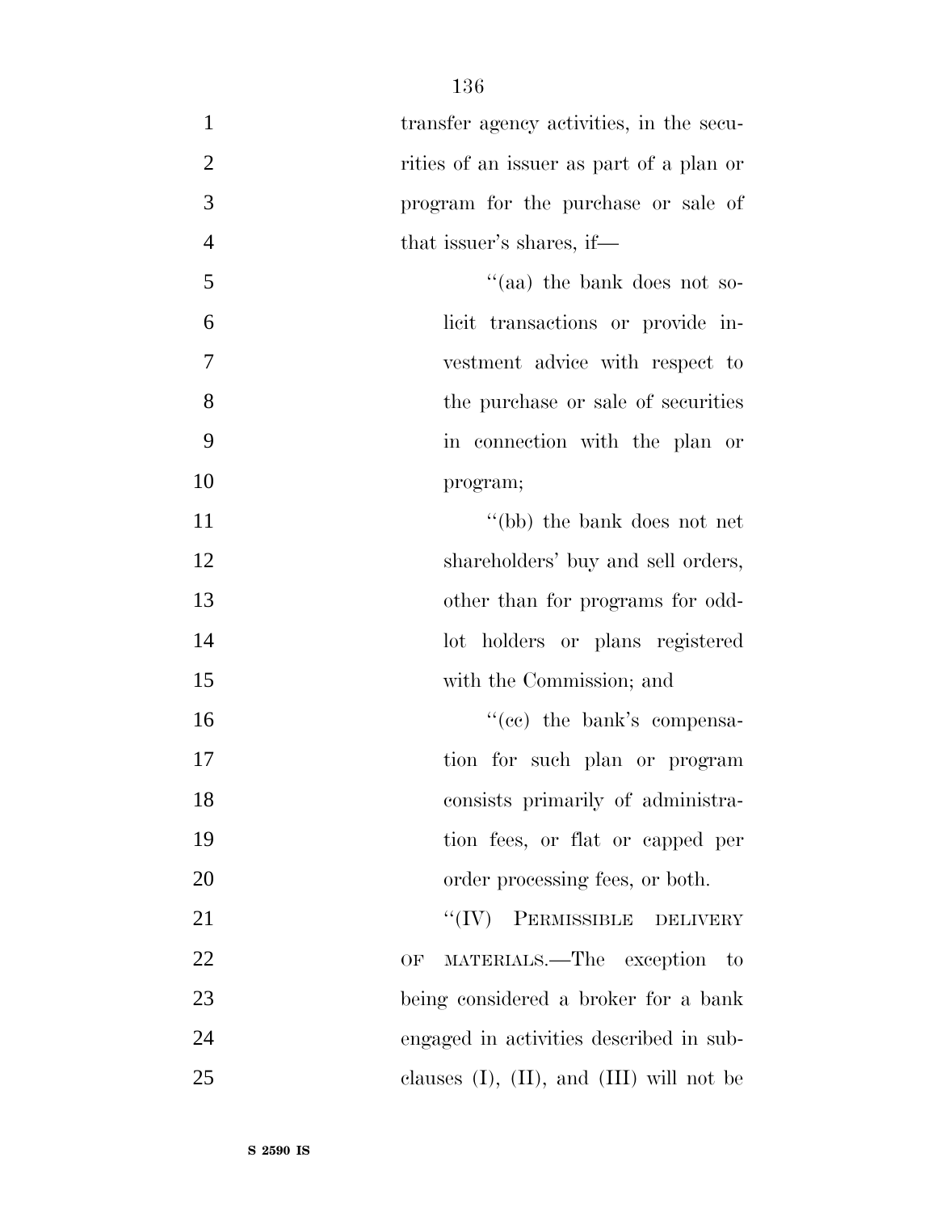transfer agency activities, in the securities of an issuer as part of a plan or program for the purchase or sale of that issuer's shares, if—

"(aa) the bank does not solicit transactions or provide investment advice with respect to the purchase or sale of securities in connection with the plan or program;

"(bb) the bank does not net shareholders' buy and sell orders, other than for programs for odd-lot holders or plans registered with the Commission; and

"(cc) the bank's compensation for such plan or program consists primarily of administration fees, or flat or capped per order processing fees, or both.

"(IV) PERMISSIBLE DELIVERY OF MATERIALS.—The exception to being considered a broker for a bank engaged in activities described in subclauses (I), (II), and (III) will not be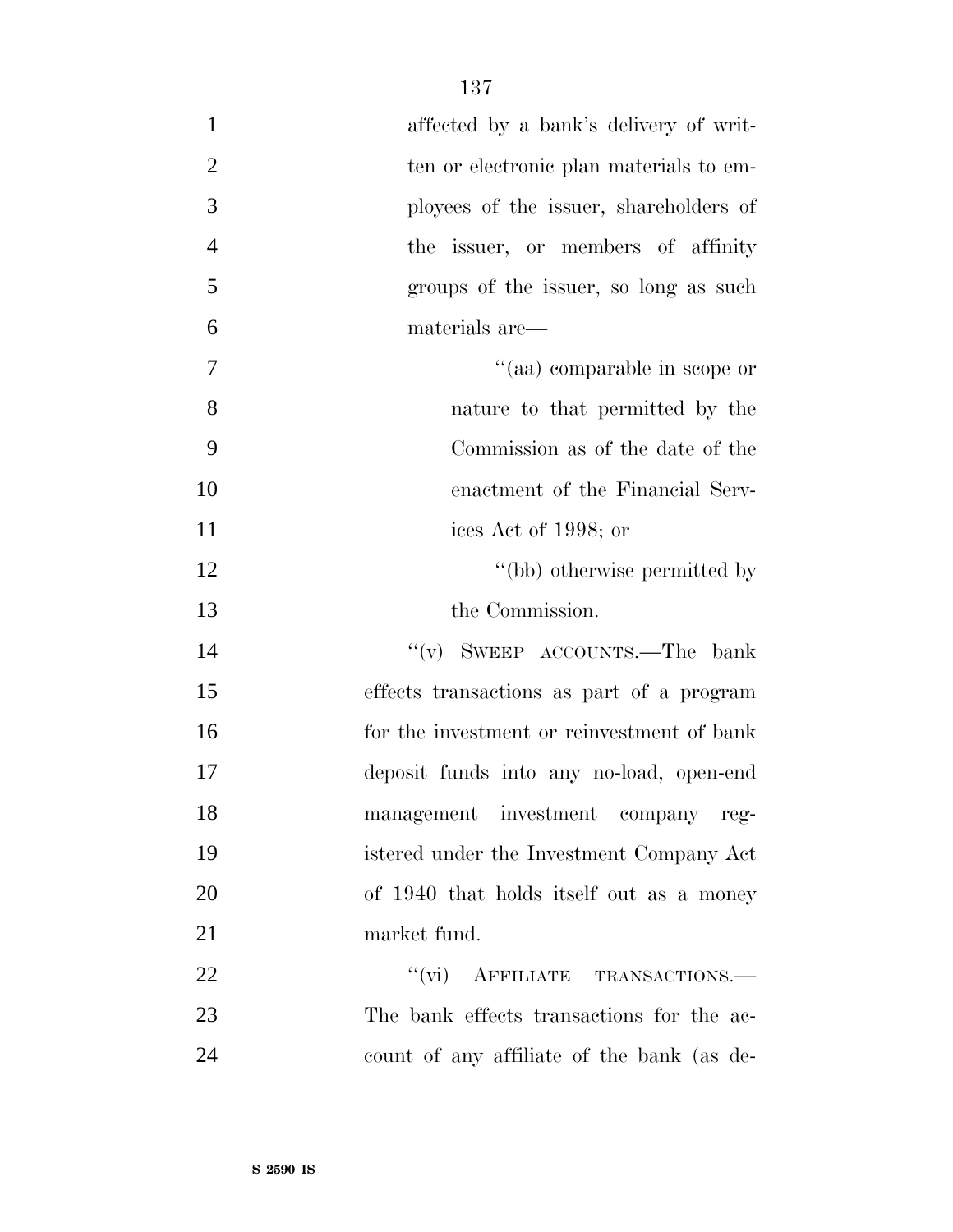affected by a bank's delivery of written or electronic plan materials to employees of the issuer, shareholders of the issuer, or members of affinity groups of the issuer, so long as such materials are—

"(aa) comparable in scope or nature to that permitted by the Commission as of the date of the enactment of the Financial Services Act of 1998; or

"(bb) otherwise permitted by the Commission.

"(v) SWEEP ACCOUNTS.—The bank effects transactions as part of a program for the investment or reinvestment of bank deposit funds into any no-load, open-end management investment company registered under the Investment Company Act of 1940 that holds itself out as a money market fund.

"(vi) AFFILIATE TRANSACTIONS.—The bank effects transactions for the account of any affiliate of the bank (as de-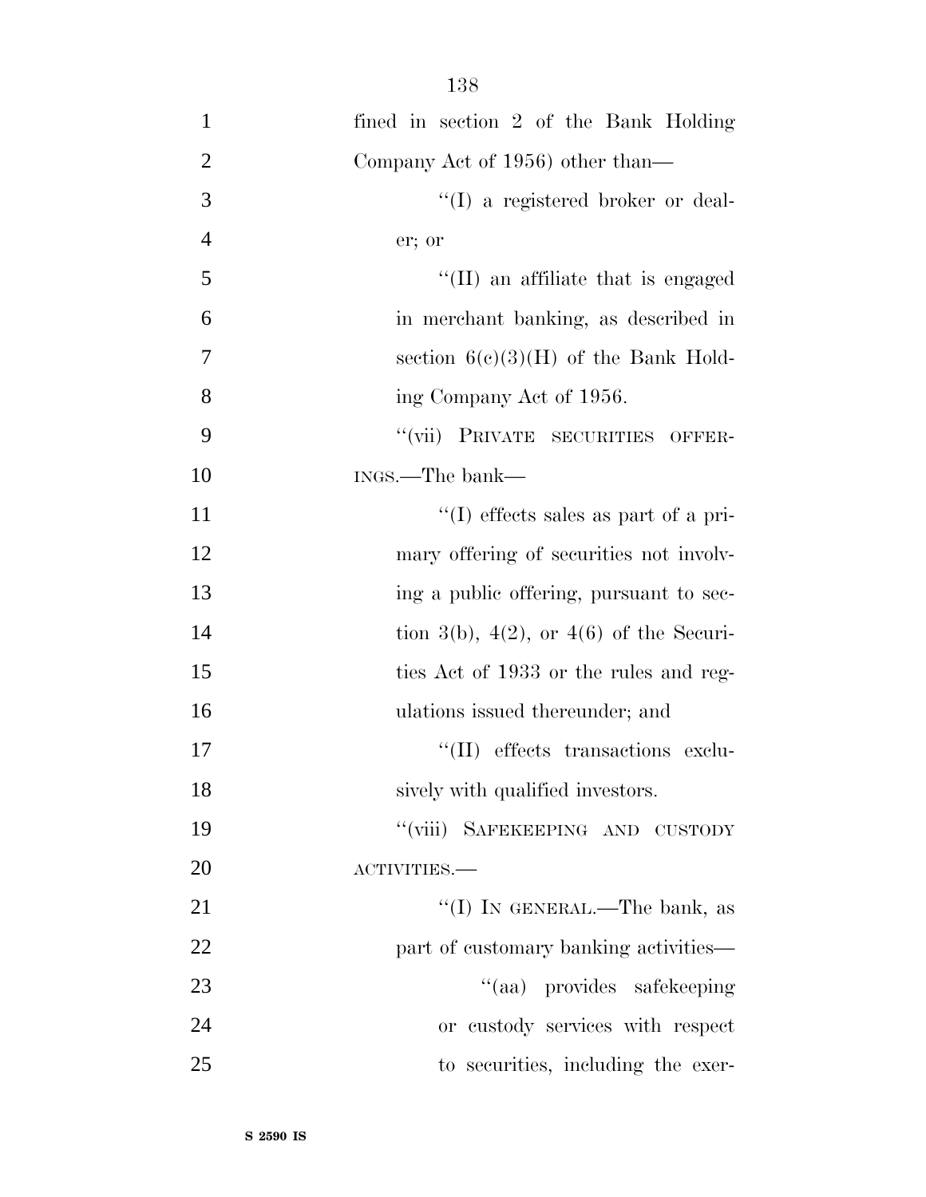fined in section 2 of the Bank Holding Company Act of 1956) other than—

''(I) a registered broker or dealer; or

''(II) an affiliate that is engaged in merchant banking, as described in section 6(c)(3)(H) of the Bank Holding Company Act of 1956.

''(vii) PRIVATE SECURITIES OFFERINGS.—The bank—

''(I) effects sales as part of a primary offering of securities not involving a public offering, pursuant to section 3(b), 4(2), or 4(6) of the Securities Act of 1933 or the rules and regulations issued thereunder; and

''(II) effects transactions exclusively with qualified investors.

''(viii) SAFEKEEPING AND CUSTODY ACTIVITIES.—

''(I) IN GENERAL.—The bank, as part of customary banking activities—

''(aa) provides safekeeping or custody services with respect to securities, including the exer-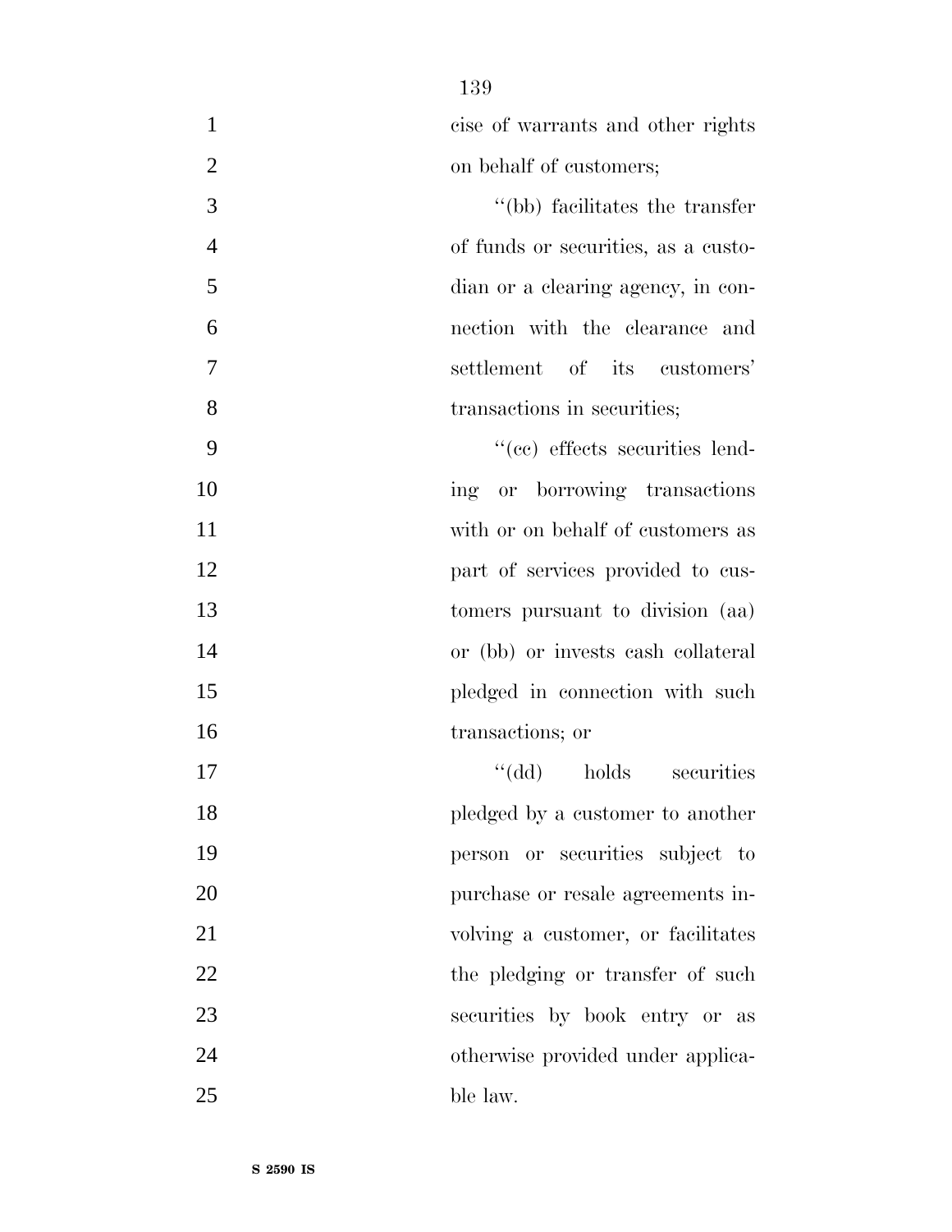cise of warrants and other rights on behalf of customers;

''(bb) facilitates the transfer of funds or securities, as a custodian or a clearing agency, in connection with the clearance and settlement of its customers' transactions in securities;

''(cc) effects securities lending or borrowing transactions with or on behalf of customers as part of services provided to customers pursuant to division (aa) or (bb) or invests cash collateral pledged in connection with such transactions; or

''(dd) holds securities pledged by a customer to another person or securities subject to purchase or resale agreements involving a customer, or facilitates the pledging or transfer of such securities by book entry or as otherwise provided under applicable law.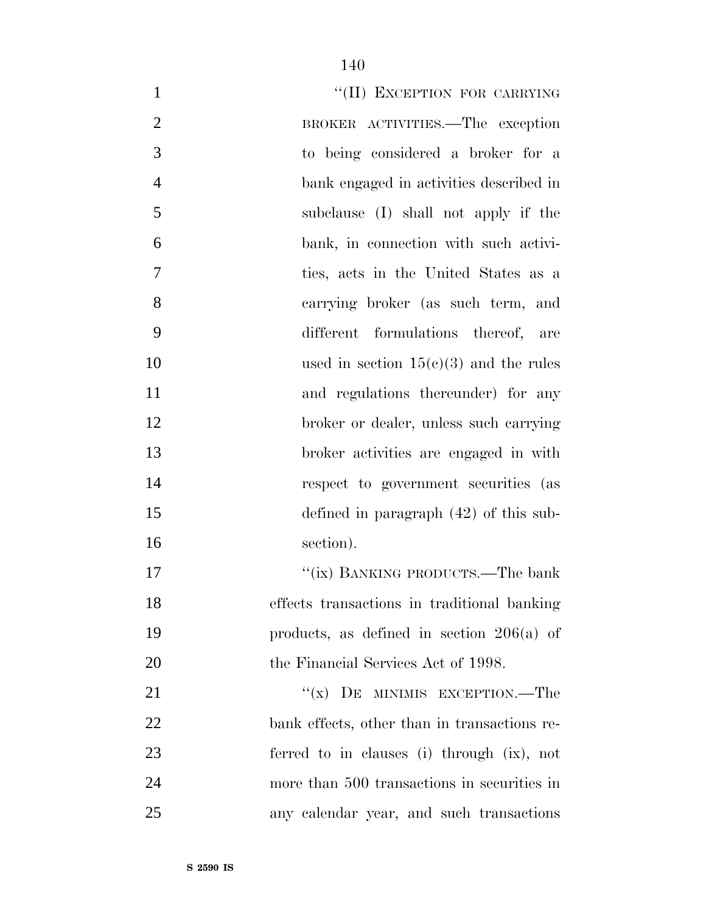"(II) EXCEPTION FOR CARRYING BROKER ACTIVITIES.—The exception to being considered a broker for a bank engaged in activities described in subclause (I) shall not apply if the bank, in connection with such activities, acts in the United States as a carrying broker (as such term, and different formulations thereof, are used in section 15(c)(3) and the rules and regulations thereunder) for any broker or dealer, unless such carrying broker activities are engaged in with respect to government securities (as defined in paragraph (42) of this subsection).

"(ix) BANKING PRODUCTS.—The bank effects transactions in traditional banking products, as defined in section 206(a) of the Financial Services Act of 1998.

"(x) DE MINIMIS EXCEPTION.—The bank effects, other than in transactions referred to in clauses (i) through (ix), not more than 500 transactions in securities in any calendar year, and such transactions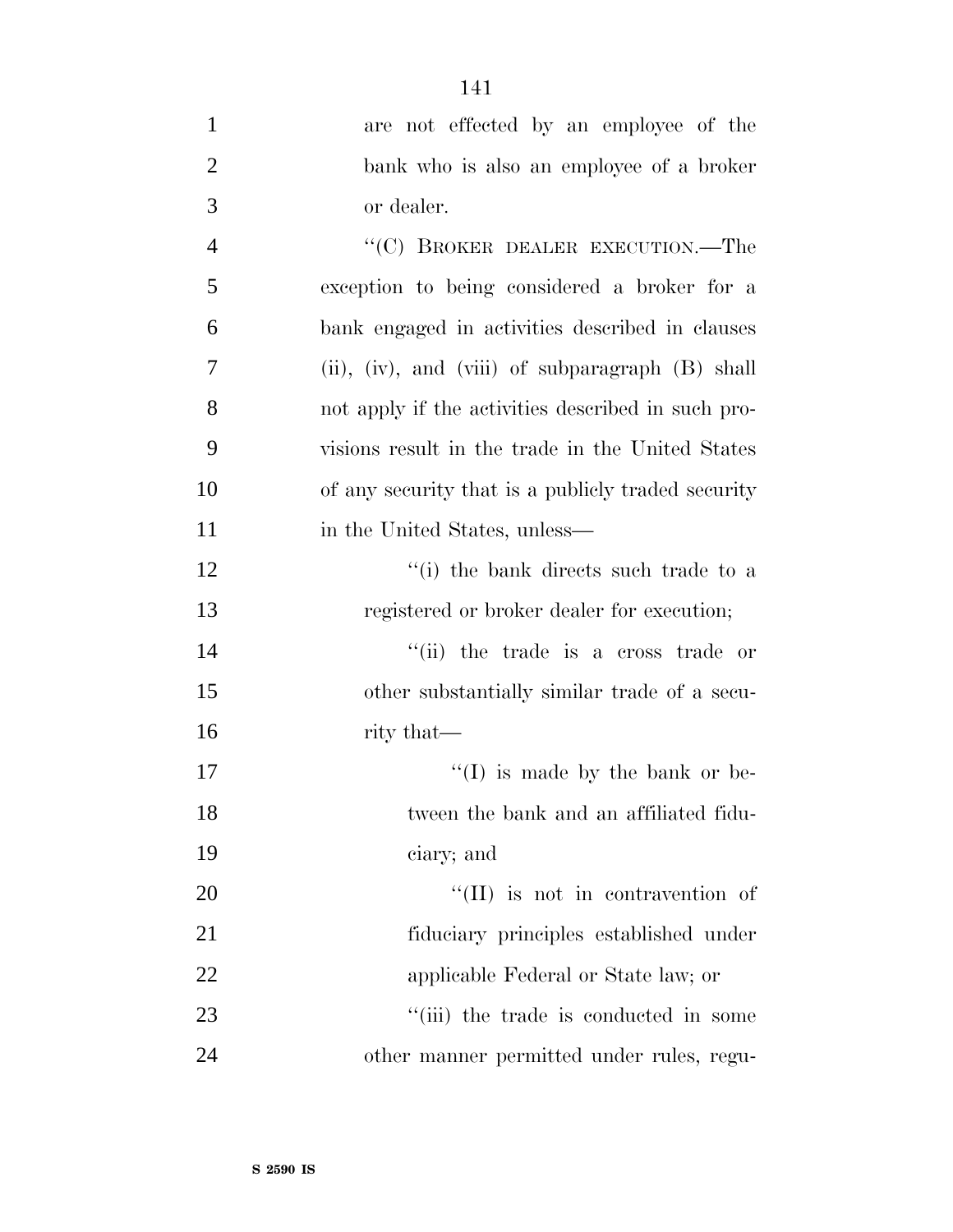are not effected by an employee of the bank who is also an employee of a broker or dealer.

''(C) BROKER DEALER EXECUTION.—The exception to being considered a broker for a bank engaged in activities described in clauses (ii), (iv), and (viii) of subparagraph (B) shall not apply if the activities described in such provisions result in the trade in the United States of any security that is a publicly traded security in the United States, unless—

''(i) the bank directs such trade to a registered or broker dealer for execution;

''(ii) the trade is a cross trade or other substantially similar trade of a security that—

''(I) is made by the bank or between the bank and an affiliated fiduciary; and

''(II) is not in contravention of fiduciary principles established under applicable Federal or State law; or

''(iii) the trade is conducted in some other manner permitted under rules, regu-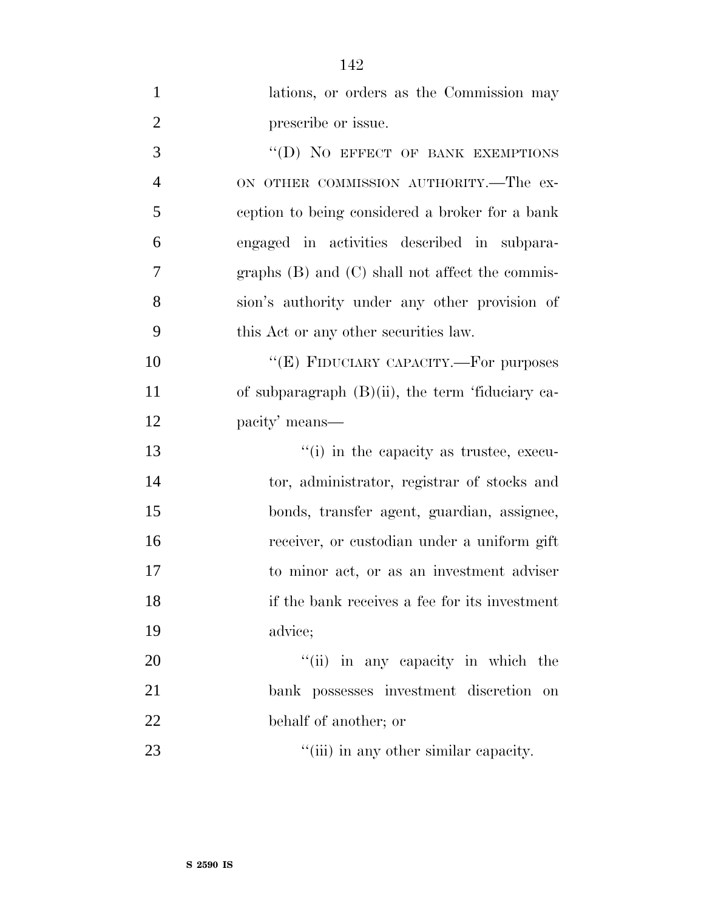lations, or orders as the Commission may prescribe or issue.

"(D) NO EFFECT OF BANK EXEMPTIONS ON OTHER COMMISSION AUTHORITY.—The exception to being considered a broker for a bank engaged in activities described in subparagraphs (B) and (C) shall not affect the commission's authority under any other provision of this Act or any other securities law.

"(E) FIDUCIARY CAPACITY.—For purposes of subparagraph (B)(ii), the term 'fiduciary capacity' means—

"(i) in the capacity as trustee, executor, administrator, registrar of stocks and bonds, transfer agent, guardian, assignee, receiver, or custodian under a uniform gift to minor act, or as an investment adviser if the bank receives a fee for its investment advice;

"(ii) in any capacity in which the bank possesses investment discretion on behalf of another; or

"(iii) in any other similar capacity.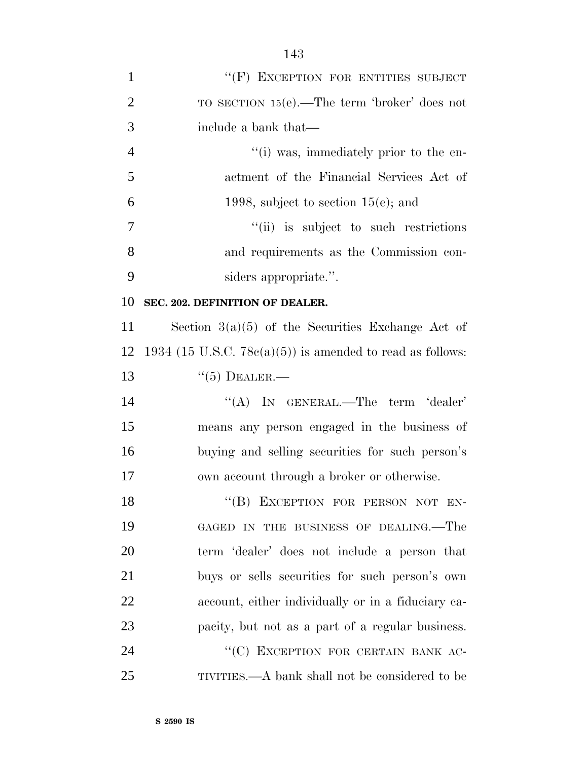''(F) EXCEPTION FOR ENTITIES SUBJECT TO SECTION 15(e).—The term 'broker' does not include a bank that—

''(i) was, immediately prior to the enactment of the Financial Services Act of 1998, subject to section 15(e); and

''(ii) is subject to such restrictions and requirements as the Commission considers appropriate.''.

**SEC. 202. DEFINITION OF DEALER.**

Section 3(a)(5) of the Securities Exchange Act of 1934 (15 U.S.C. 78c(a)(5)) is amended to read as follows:

''(5) DEALER.—

''(A) IN GENERAL.—The term 'dealer' means any person engaged in the business of buying and selling securities for such person's own account through a broker or otherwise.

''(B) EXCEPTION FOR PERSON NOT ENGAGED IN THE BUSINESS OF DEALING.—The term 'dealer' does not include a person that buys or sells securities for such person's own account, either individually or in a fiduciary capacity, but not as a part of a regular business.

''(C) EXCEPTION FOR CERTAIN BANK ACTIVITIES.—A bank shall not be considered to be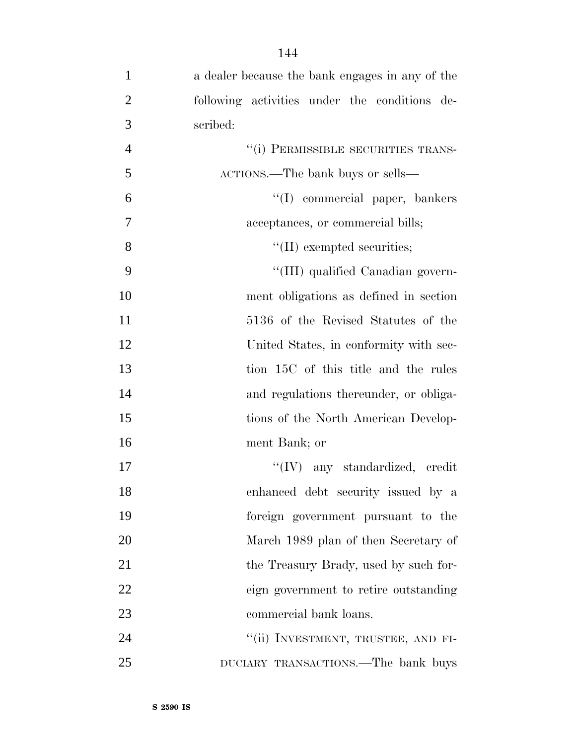a dealer because the bank engages in any of the following activities under the conditions described:

"(i) PERMISSIBLE SECURITIES TRANSACTIONS.—The bank buys or sells—

"(I) commercial paper, bankers acceptances, or commercial bills;

"(II) exempted securities;

"(III) qualified Canadian government obligations as defined in section 5136 of the Revised Statutes of the United States, in conformity with section 15C of this title and the rules and regulations thereunder, or obligations of the North American Development Bank; or

"(IV) any standardized, credit enhanced debt security issued by a foreign government pursuant to the March 1989 plan of then Secretary of the Treasury Brady, used by such foreign government to retire outstanding commercial bank loans.

"(ii) INVESTMENT, TRUSTEE, AND FIDUCIARY TRANSACTIONS.—The bank buys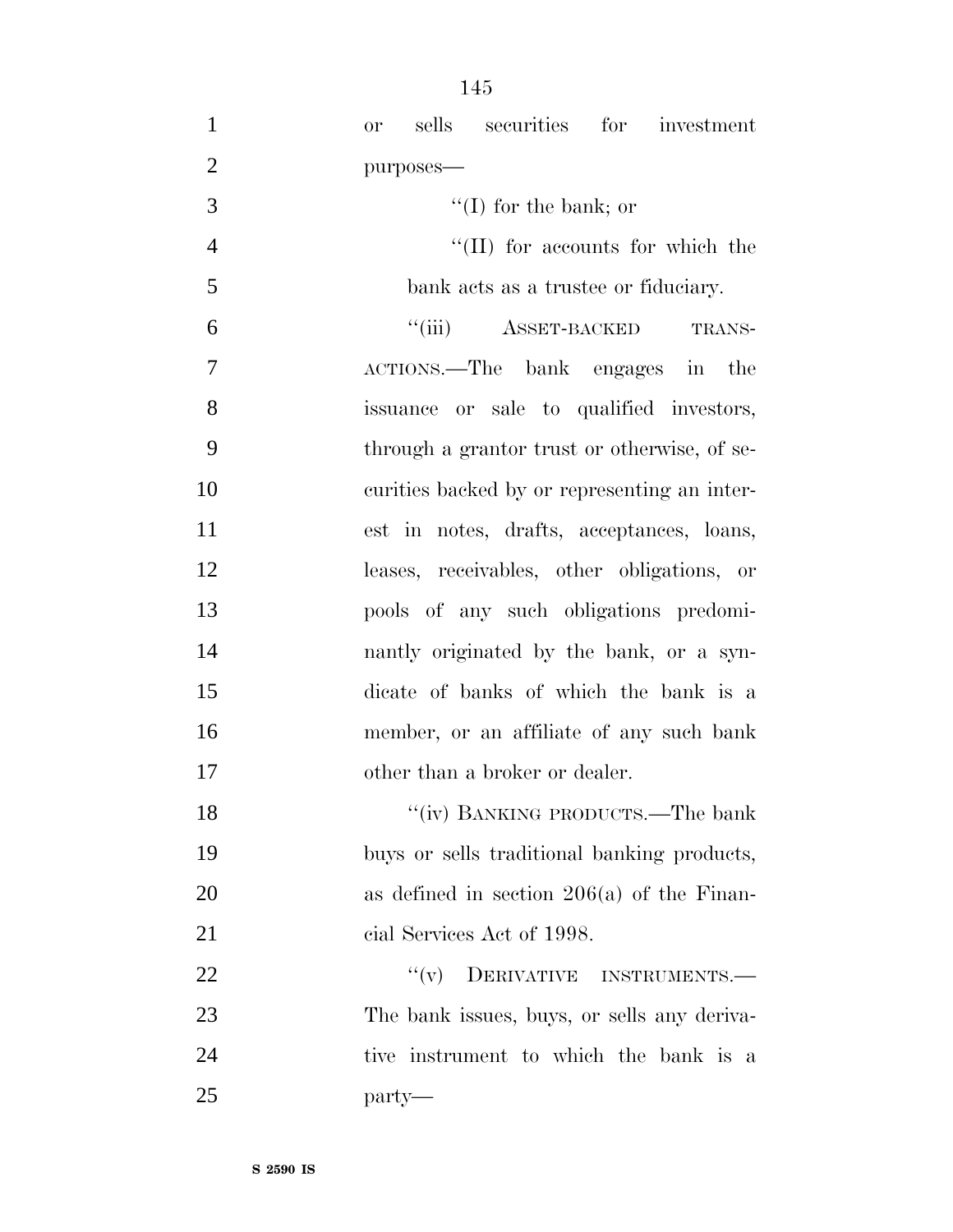or sells securities for investment purposes—

''(I) for the bank; or

''(II) for accounts for which the bank acts as a trustee or fiduciary.

''(iii) ASSET-BACKED TRANSACTIONS.—The bank engages in the issuance or sale to qualified investors, through a grantor trust or otherwise, of securities backed by or representing an interest in notes, drafts, acceptances, loans, leases, receivables, other obligations, or pools of any such obligations predominantly originated by the bank, or a syndicate of banks of which the bank is a member, or an affiliate of any such bank other than a broker or dealer.

''(iv) BANKING PRODUCTS.—The bank buys or sells traditional banking products, as defined in section 206(a) of the Financial Services Act of 1998.

''(v) DERIVATIVE INSTRUMENTS.—The bank issues, buys, or sells any derivative instrument to which the bank is a party—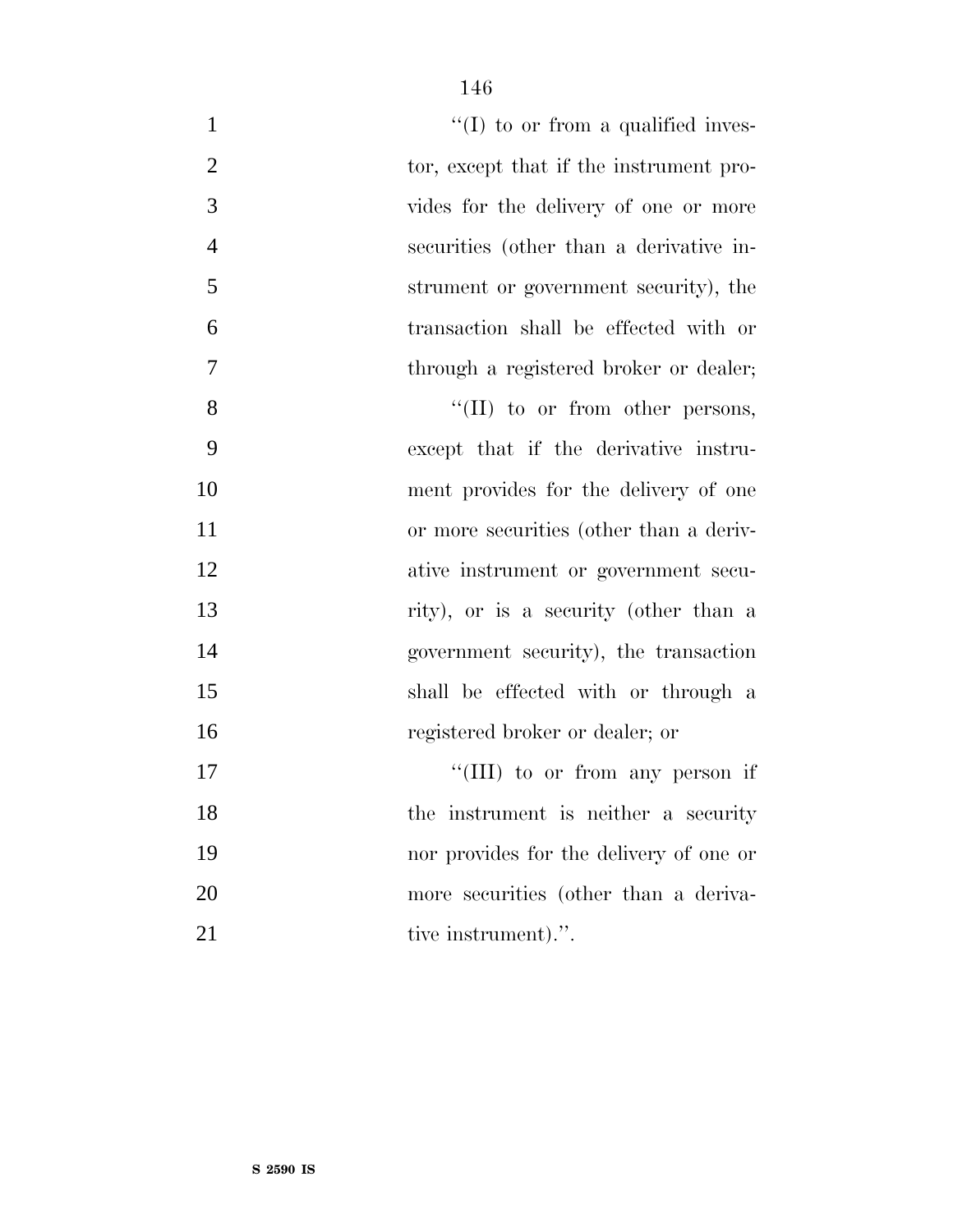''(I) to or from a qualified investor, except that if the instrument provides for the delivery of one or more securities (other than a derivative instrument or government security), the transaction shall be effected with or through a registered broker or dealer;

''(II) to or from other persons, except that if the derivative instrument provides for the delivery of one or more securities (other than a derivative instrument or government security), or is a security (other than a government security), the transaction shall be effected with or through a registered broker or dealer; or

''(III) to or from any person if the instrument is neither a security nor provides for the delivery of one or more securities (other than a derivative instrument).''.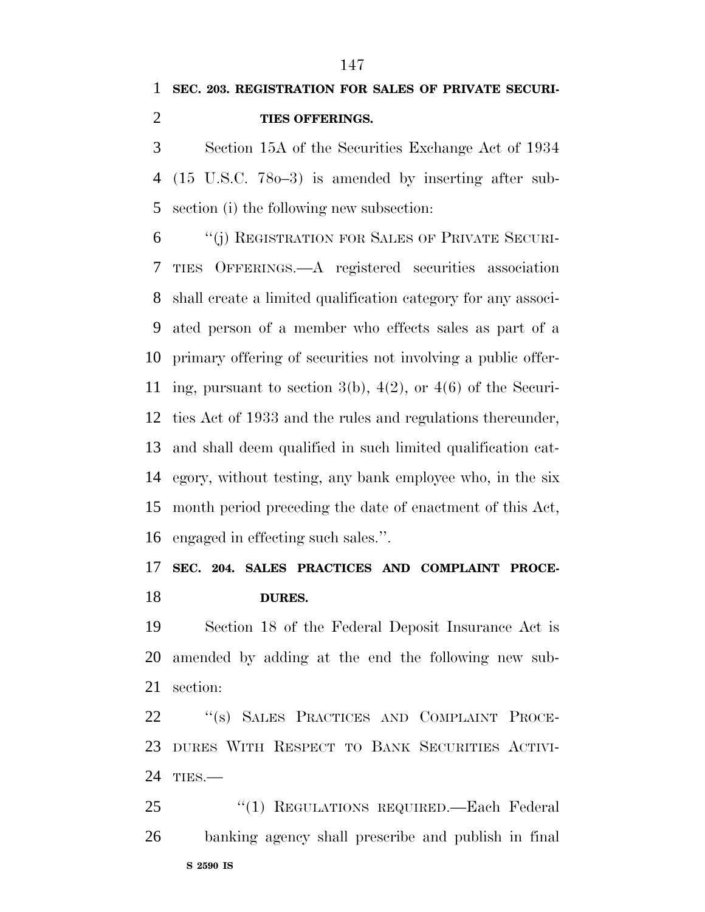**SEC. 203. REGISTRATION FOR SALES OF PRIVATE SECURITIES OFFERINGS.**

Section 15A of the Securities Exchange Act of 1934 (15 U.S.C. 78o–3) is amended by inserting after subsection (i) the following new subsection:

"(j) REGISTRATION FOR SALES OF PRIVATE SECURITIES OFFERINGS.—A registered securities association shall create a limited qualification category for any associated person of a member who effects sales as part of a primary offering of securities not involving a public offering, pursuant to section 3(b), 4(2), or 4(6) of the Securities Act of 1933 and the rules and regulations thereunder, and shall deem qualified in such limited qualification category, without testing, any bank employee who, in the six month period preceding the date of enactment of this Act, engaged in effecting such sales.".

**SEC. 204. SALES PRACTICES AND COMPLAINT PROCEDURES.**

Section 18 of the Federal Deposit Insurance Act is amended by adding at the end the following new subsection:

"(s) SALES PRACTICES AND COMPLAINT PROCEDURES WITH RESPECT TO BANK SECURITIES ACTIVITIES.—

"(1) REGULATIONS REQUIRED.—Each Federal banking agency shall prescribe and publish in final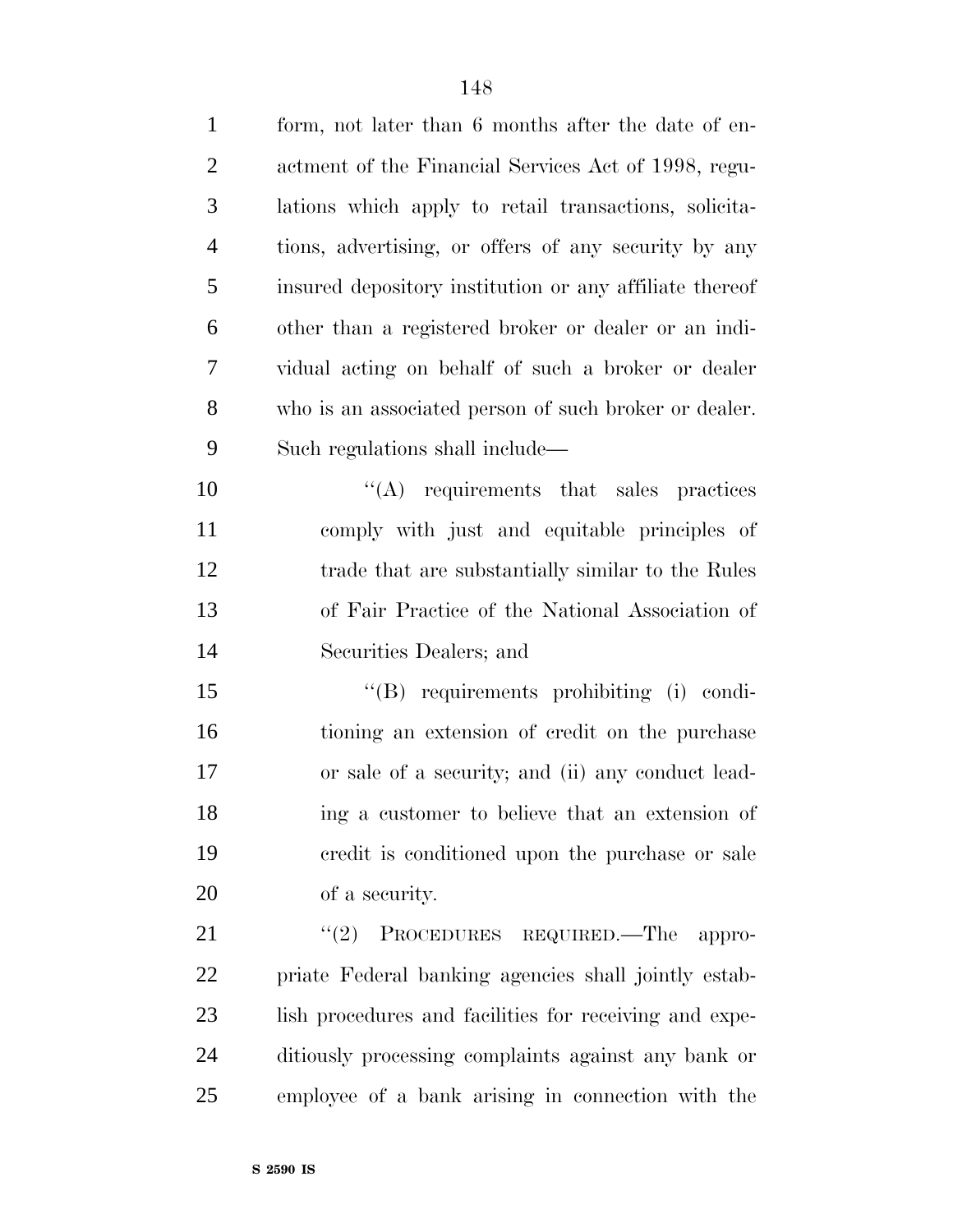form, not later than 6 months after the date of enactment of the Financial Services Act of 1998, regulations which apply to retail transactions, solicitations, advertising, or offers of any security by any insured depository institution or any affiliate thereof other than a registered broker or dealer or an individual acting on behalf of such a broker or dealer who is an associated person of such broker or dealer. Such regulations shall include—

''(A) requirements that sales practices comply with just and equitable principles of trade that are substantially similar to the Rules of Fair Practice of the National Association of Securities Dealers; and

''(B) requirements prohibiting (i) conditioning an extension of credit on the purchase or sale of a security; and (ii) any conduct leading a customer to believe that an extension of credit is conditioned upon the purchase or sale of a security.

''(2) PROCEDURES REQUIRED.—The appropriate Federal banking agencies shall jointly establish procedures and facilities for receiving and expeditiously processing complaints against any bank or employee of a bank arising in connection with the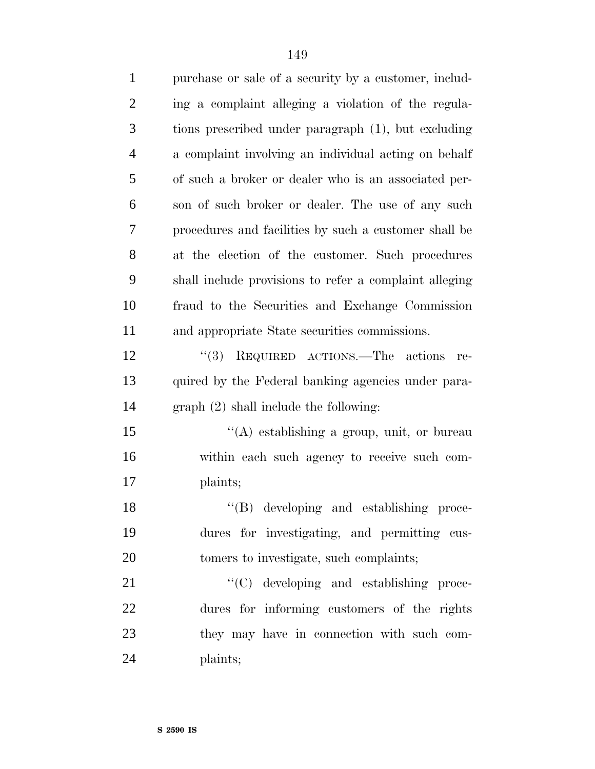purchase or sale of a security by a customer, including a complaint alleging a violation of the regulations prescribed under paragraph (1), but excluding a complaint involving an individual acting on behalf of such a broker or dealer who is an associated person of such broker or dealer. The use of any such procedures and facilities by such a customer shall be at the election of the customer. Such procedures shall include provisions to refer a complaint alleging fraud to the Securities and Exchange Commission and appropriate State securities commissions.

''(3) REQUIRED ACTIONS.—The actions required by the Federal banking agencies under paragraph (2) shall include the following:

''(A) establishing a group, unit, or bureau within each such agency to receive such complaints;

''(B) developing and establishing procedures for investigating, and permitting customers to investigate, such complaints;

''(C) developing and establishing procedures for informing customers of the rights they may have in connection with such complaints;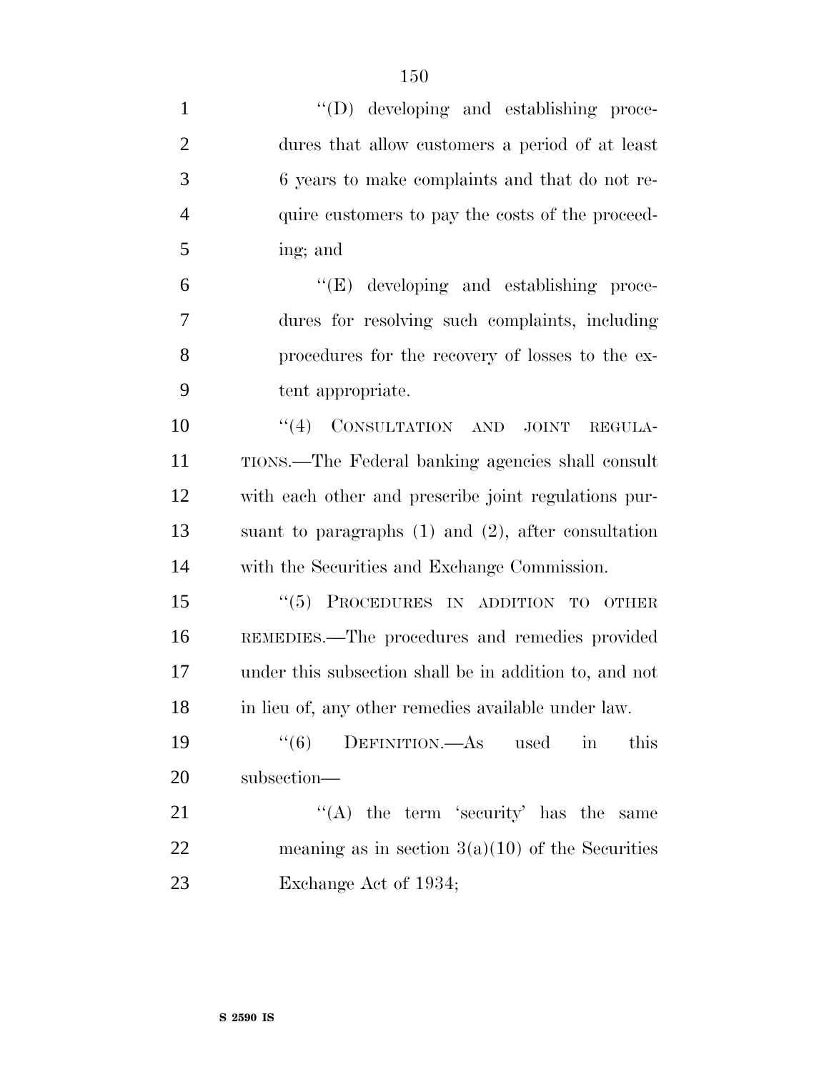''(D) developing and establishing procedures that allow customers a period of at least 6 years to make complaints and that do not require customers to pay the costs of the proceeding; and

''(E) developing and establishing procedures for resolving such complaints, including procedures for the recovery of losses to the extent appropriate.

''(4) CONSULTATION AND JOINT REGULATIONS.—The Federal banking agencies shall consult with each other and prescribe joint regulations pursuant to paragraphs (1) and (2), after consultation with the Securities and Exchange Commission.

''(5) PROCEDURES IN ADDITION TO OTHER REMEDIES.—The procedures and remedies provided under this subsection shall be in addition to, and not in lieu of, any other remedies available under law.

''(6) DEFINITION.—As used in this subsection—

''(A) the term 'security' has the same meaning as in section 3(a)(10) of the Securities Exchange Act of 1934;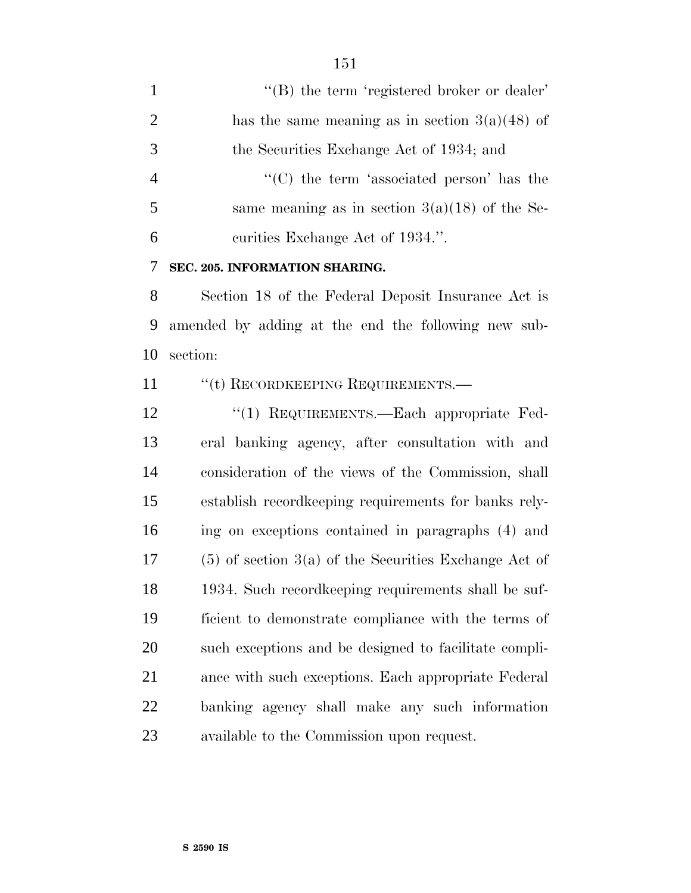''(B) the term 'registered broker or dealer' has the same meaning as in section 3(a)(48) of the Securities Exchange Act of 1934; and

''(C) the term 'associated person' has the same meaning as in section 3(a)(18) of the Securities Exchange Act of 1934.''.

**SEC. 205. INFORMATION SHARING.**

Section 18 of the Federal Deposit Insurance Act is amended by adding at the end the following new subsection:

''(t) RECORDKEEPING REQUIREMENTS.—

''(1) REQUIREMENTS.—Each appropriate Federal banking agency, after consultation with and consideration of the views of the Commission, shall establish recordkeeping requirements for banks relying on exceptions contained in paragraphs (4) and (5) of section 3(a) of the Securities Exchange Act of 1934. Such recordkeeping requirements shall be sufficient to demonstrate compliance with the terms of such exceptions and be designed to facilitate compliance with such exceptions. Each appropriate Federal banking agency shall make any such information available to the Commission upon request.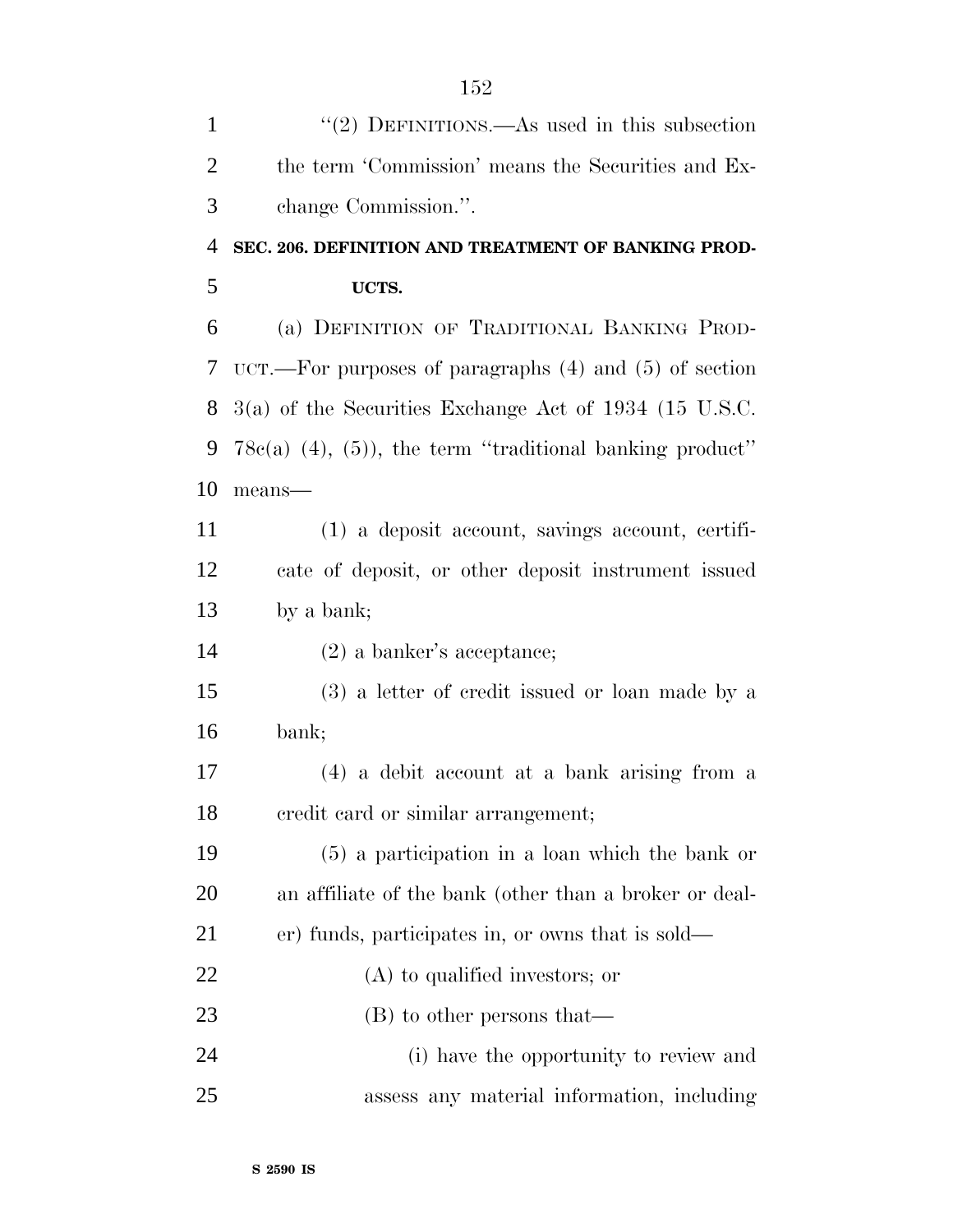''(2) DEFINITIONS.—As used in this subsection the term 'Commission' means the Securities and Exchange Commission.''.

**SEC. 206. DEFINITION AND TREATMENT OF BANKING PRODUCTS.**

(a) DEFINITION OF TRADITIONAL BANKING PRODUCT.—For purposes of paragraphs (4) and (5) of section 3(a) of the Securities Exchange Act of 1934 (15 U.S.C. 78c(a) (4), (5)), the term ''traditional banking product'' means—

(1) a deposit account, savings account, certificate of deposit, or other deposit instrument issued by a bank;

(2) a banker's acceptance;

(3) a letter of credit issued or loan made by a bank;

(4) a debit account at a bank arising from a credit card or similar arrangement;

(5) a participation in a loan which the bank or an affiliate of the bank (other than a broker or dealer) funds, participates in, or owns that is sold—

(A) to qualified investors; or

(B) to other persons that—

(i) have the opportunity to review and assess any material information, including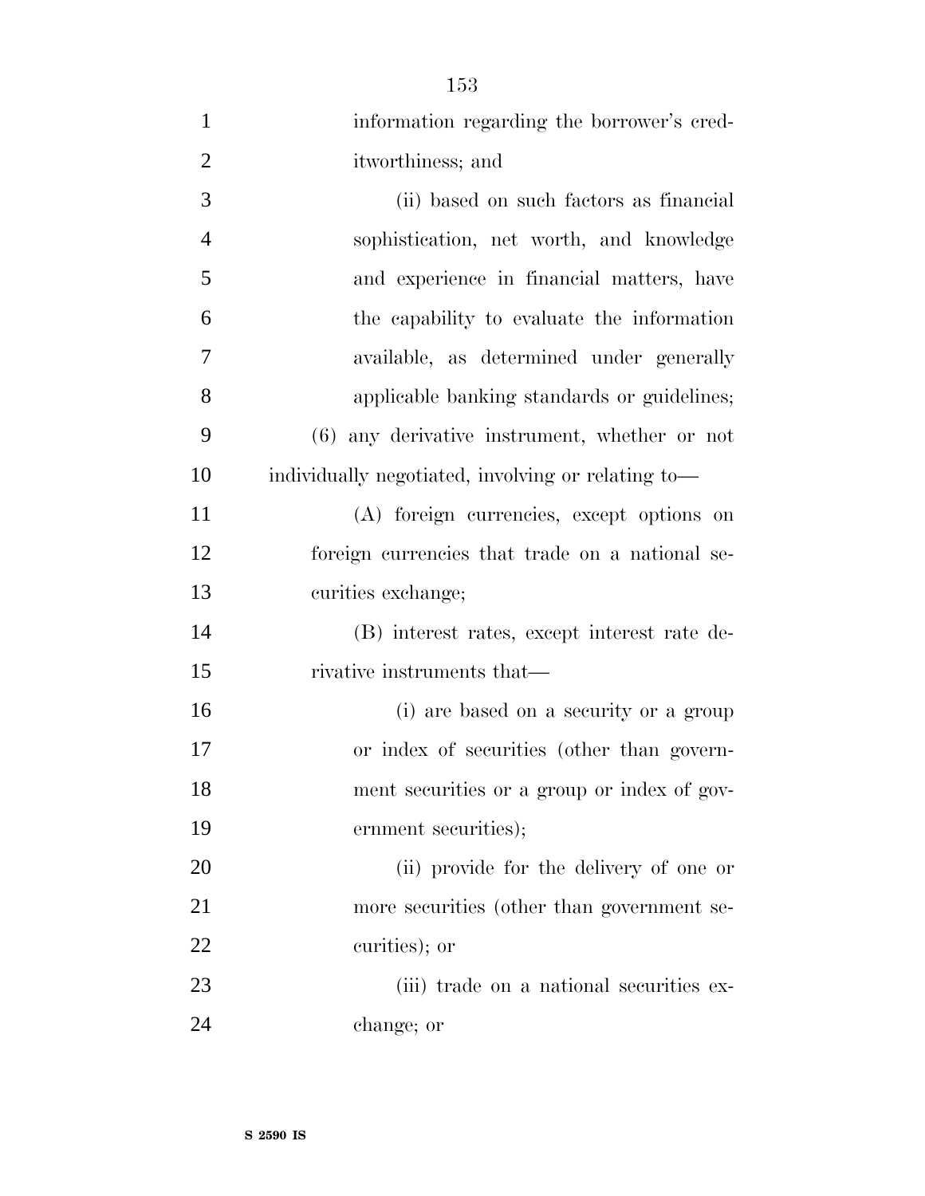information regarding the borrower's creditworthiness; and

(ii) based on such factors as financial sophistication, net worth, and knowledge and experience in financial matters, have the capability to evaluate the information available, as determined under generally applicable banking standards or guidelines;

(6) any derivative instrument, whether or not individually negotiated, involving or relating to—

(A) foreign currencies, except options on foreign currencies that trade on a national securities exchange;

(B) interest rates, except interest rate derivative instruments that—

(i) are based on a security or a group or index of securities (other than government securities or a group or index of government securities);

(ii) provide for the delivery of one or more securities (other than government securities); or

(iii) trade on a national securities exchange; or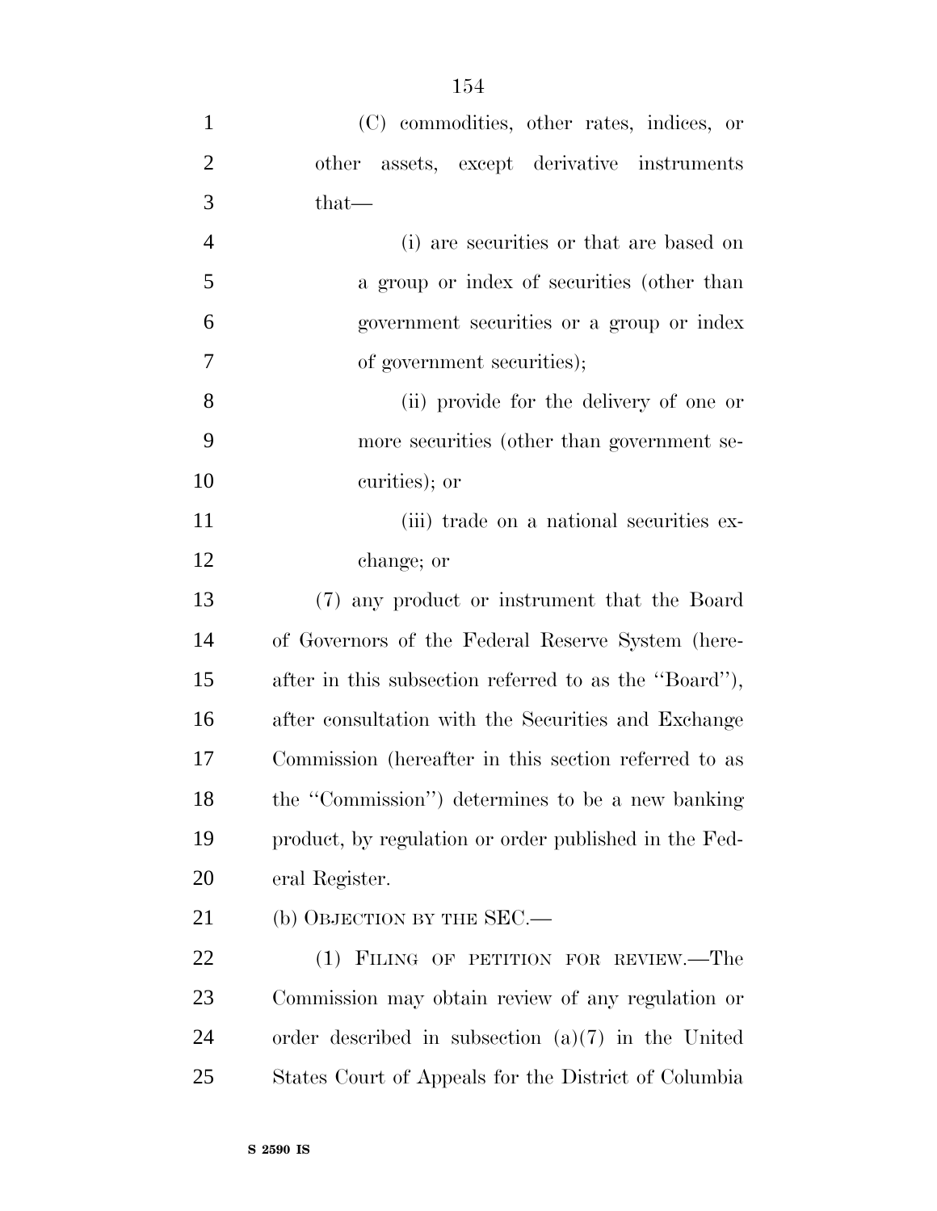(C) commodities, other rates, indices, or other assets, except derivative instruments that—

(i) are securities or that are based on a group or index of securities (other than government securities or a group or index of government securities);

(ii) provide for the delivery of one or more securities (other than government securities); or

(iii) trade on a national securities exchange; or

(7) any product or instrument that the Board of Governors of the Federal Reserve System (hereafter in this subsection referred to as the ''Board''), after consultation with the Securities and Exchange Commission (hereafter in this section referred to as the ''Commission'') determines to be a new banking product, by regulation or order published in the Federal Register.

(b) OBJECTION BY THE SEC.—

(1) FILING OF PETITION FOR REVIEW.—The Commission may obtain review of any regulation or order described in subsection (a)(7) in the United States Court of Appeals for the District of Columbia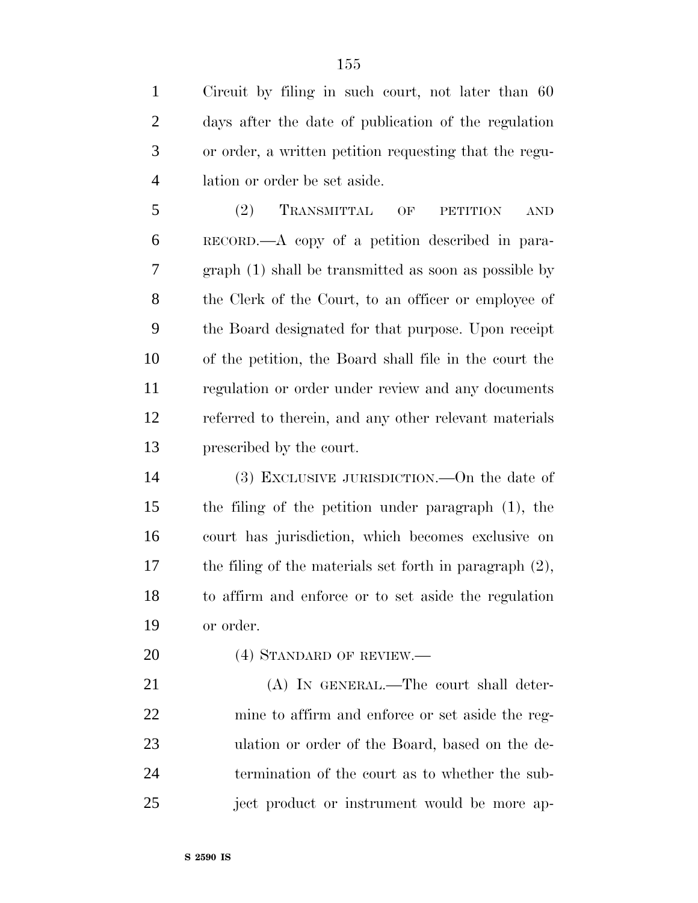Circuit by filing in such court, not later than 60 days after the date of publication of the regulation or order, a written petition requesting that the regulation or order be set aside.

(2) TRANSMITTAL OF PETITION AND RECORD.—A copy of a petition described in paragraph (1) shall be transmitted as soon as possible by the Clerk of the Court, to an officer or employee of the Board designated for that purpose. Upon receipt of the petition, the Board shall file in the court the regulation or order under review and any documents referred to therein, and any other relevant materials prescribed by the court.

(3) EXCLUSIVE JURISDICTION.—On the date of the filing of the petition under paragraph (1), the court has jurisdiction, which becomes exclusive on the filing of the materials set forth in paragraph (2), to affirm and enforce or to set aside the regulation or order.

(4) STANDARD OF REVIEW.—

(A) IN GENERAL.—The court shall determine to affirm and enforce or set aside the regulation or order of the Board, based on the determination of the court as to whether the subject product or instrument would be more ap-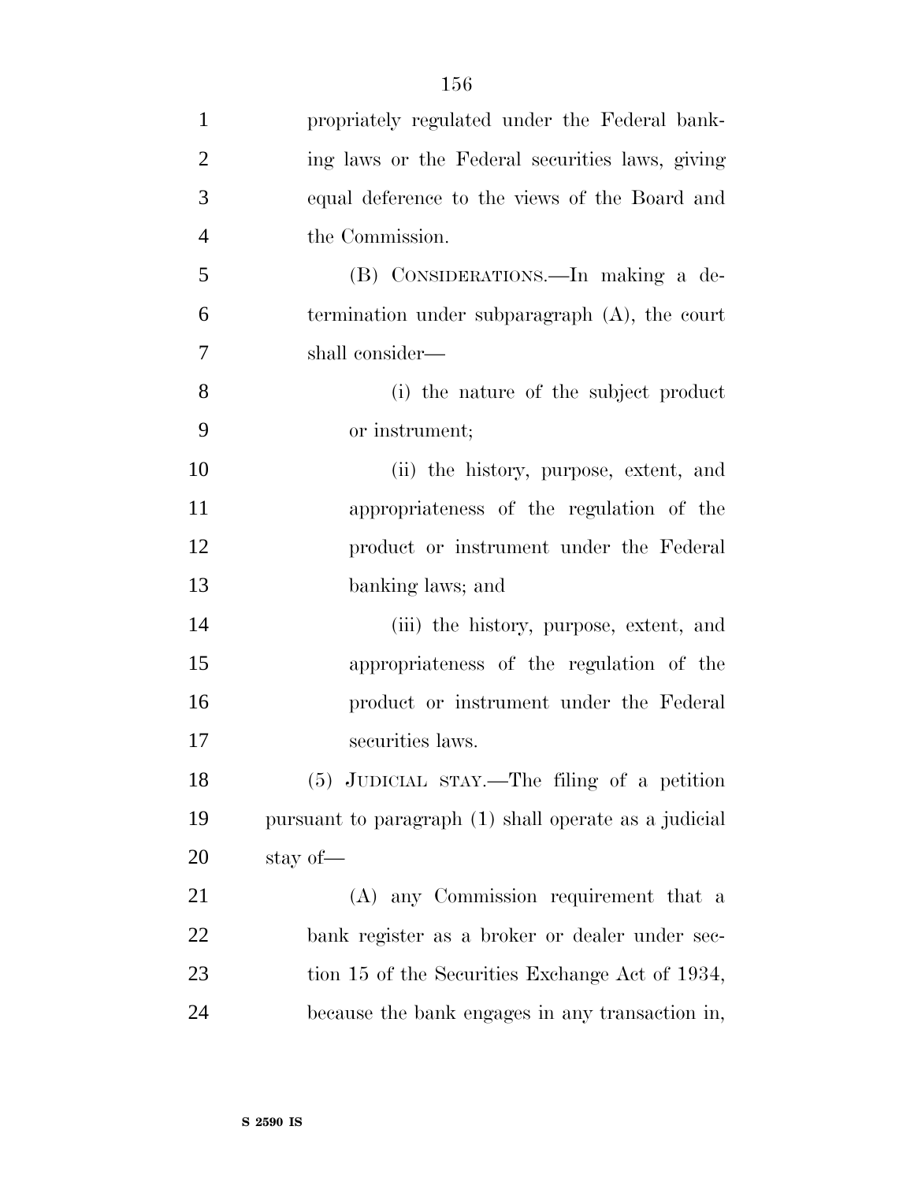propriately regulated under the Federal banking laws or the Federal securities laws, giving equal deference to the views of the Board and the Commission.

(B) CONSIDERATIONS.—In making a determination under subparagraph (A), the court shall consider—

(i) the nature of the subject product or instrument;

(ii) the history, purpose, extent, and appropriateness of the regulation of the product or instrument under the Federal banking laws; and

(iii) the history, purpose, extent, and appropriateness of the regulation of the product or instrument under the Federal securities laws.

(5) JUDICIAL STAY.—The filing of a petition pursuant to paragraph (1) shall operate as a judicial stay of—

(A) any Commission requirement that a bank register as a broker or dealer under section 15 of the Securities Exchange Act of 1934, because the bank engages in any transaction in,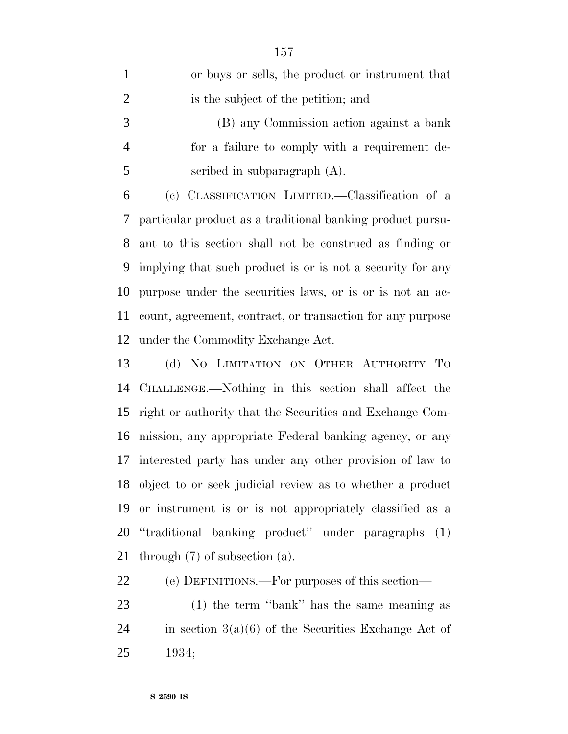or buys or sells, the product or instrument that is the subject of the petition; and

(B) any Commission action against a bank for a failure to comply with a requirement described in subparagraph (A).

(c) CLASSIFICATION LIMITED.—Classification of a particular product as a traditional banking product pursuant to this section shall not be construed as finding or implying that such product is or is not a security for any purpose under the securities laws, or is or is not an account, agreement, contract, or transaction for any purpose under the Commodity Exchange Act.

(d) NO LIMITATION ON OTHER AUTHORITY TO CHALLENGE.—Nothing in this section shall affect the right or authority that the Securities and Exchange Commission, any appropriate Federal banking agency, or any interested party has under any other provision of law to object to or seek judicial review as to whether a product or instrument is or is not appropriately classified as a ''traditional banking product'' under paragraphs (1) through (7) of subsection (a).

(e) DEFINITIONS.—For purposes of this section—

(1) the term ''bank'' has the same meaning as in section 3(a)(6) of the Securities Exchange Act of 1934;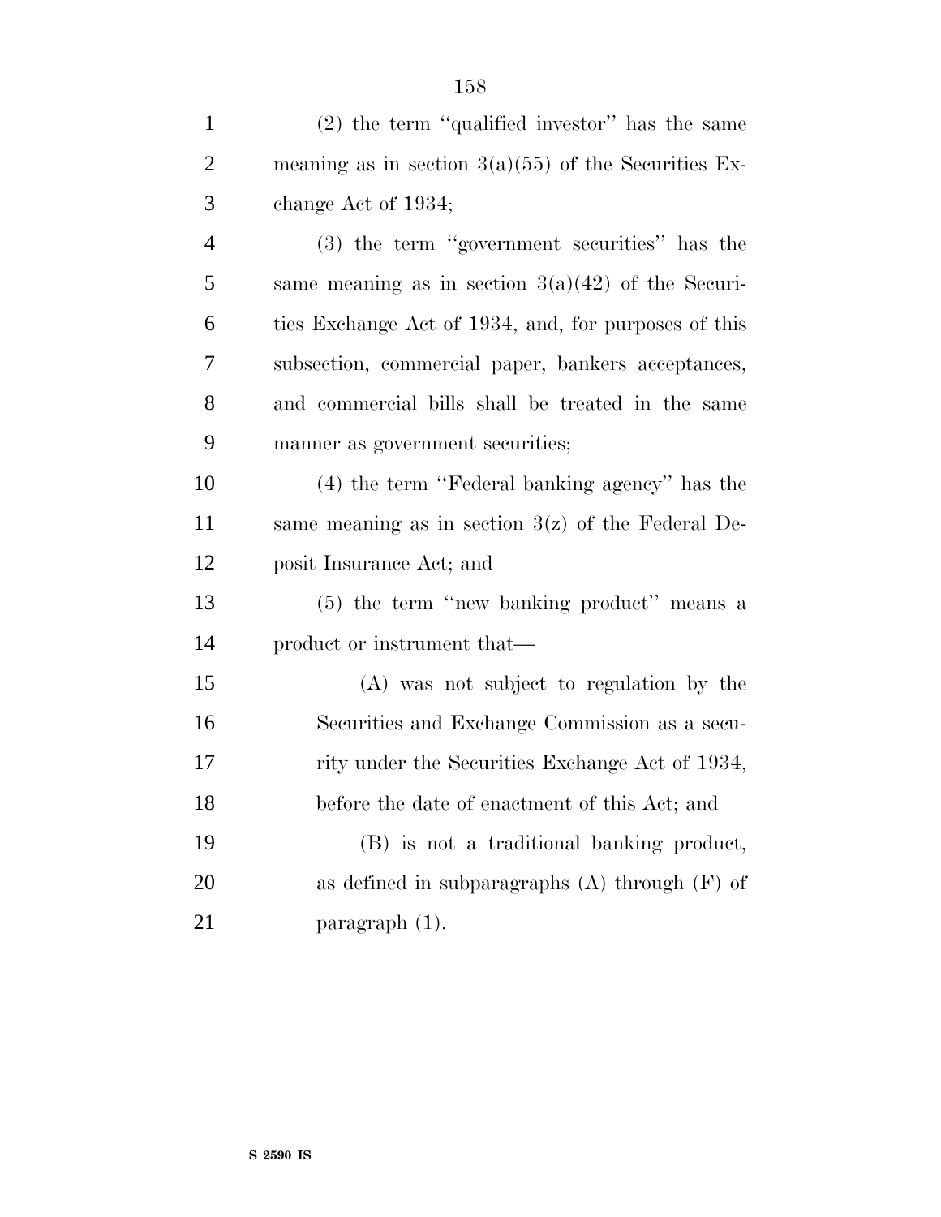(2) the term ''qualified investor'' has the same meaning as in section 3(a)(55) of the Securities Exchange Act of 1934;

(3) the term ''government securities'' has the same meaning as in section 3(a)(42) of the Securities Exchange Act of 1934, and, for purposes of this subsection, commercial paper, bankers acceptances, and commercial bills shall be treated in the same manner as government securities;

(4) the term ''Federal banking agency'' has the same meaning as in section 3(z) of the Federal Deposit Insurance Act; and

(5) the term ''new banking product'' means a product or instrument that—

(A) was not subject to regulation by the Securities and Exchange Commission as a security under the Securities Exchange Act of 1934, before the date of enactment of this Act; and

(B) is not a traditional banking product, as defined in subparagraphs (A) through (F) of paragraph (1).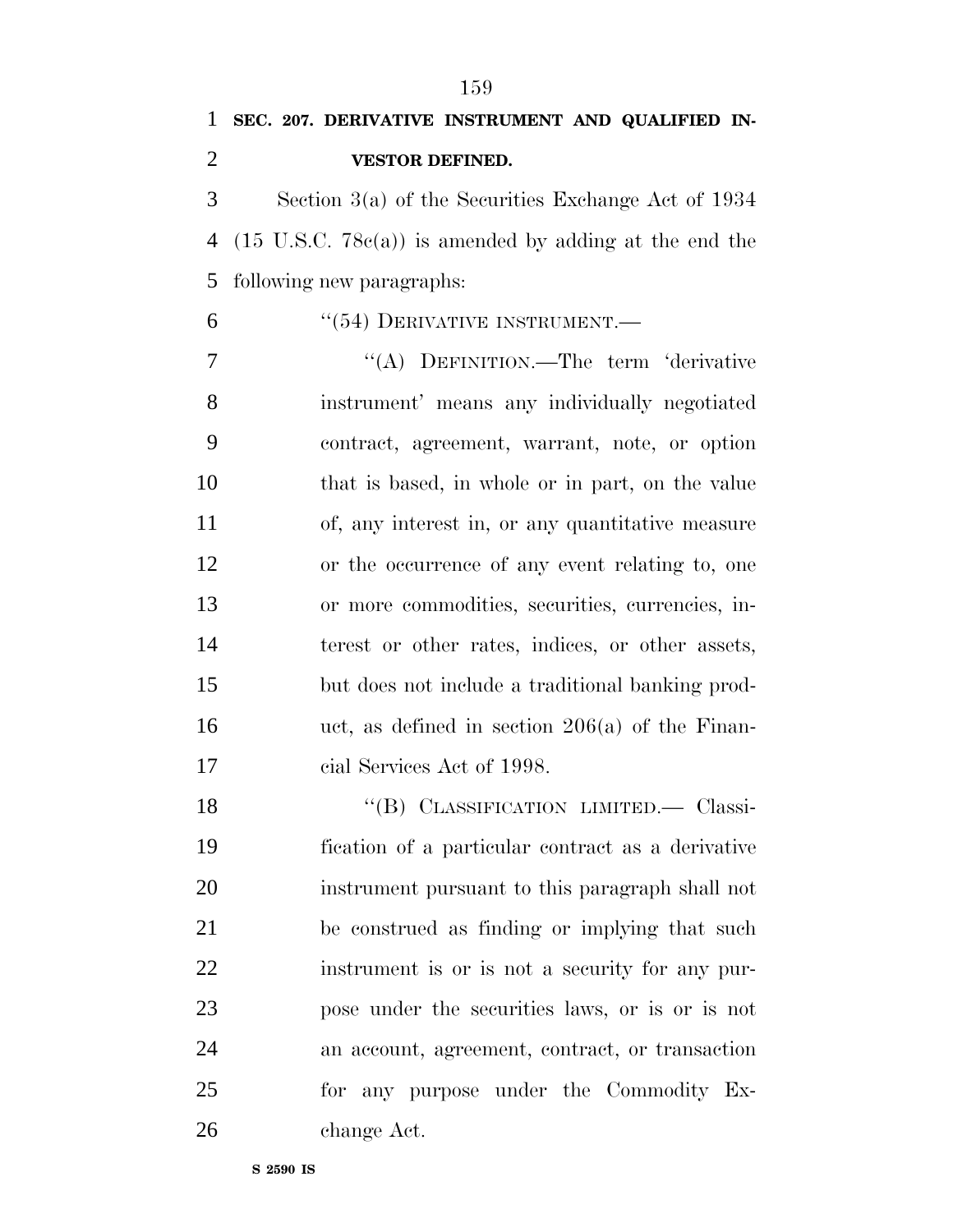**SEC. 207. DERIVATIVE INSTRUMENT AND QUALIFIED INVESTOR DEFINED.**

Section 3(a) of the Securities Exchange Act of 1934 (15 U.S.C. 78c(a)) is amended by adding at the end the following new paragraphs:

''(54) DERIVATIVE INSTRUMENT.—

''(A) DEFINITION.—The term 'derivative instrument' means any individually negotiated contract, agreement, warrant, note, or option that is based, in whole or in part, on the value of, any interest in, or any quantitative measure or the occurrence of any event relating to, one or more commodities, securities, currencies, interest or other rates, indices, or other assets, but does not include a traditional banking product, as defined in section 206(a) of the Financial Services Act of 1998.

''(B) CLASSIFICATION LIMITED.— Classification of a particular contract as a derivative instrument pursuant to this paragraph shall not be construed as finding or implying that such instrument is or is not a security for any purpose under the securities laws, or is or is not an account, agreement, contract, or transaction for any purpose under the Commodity Exchange Act.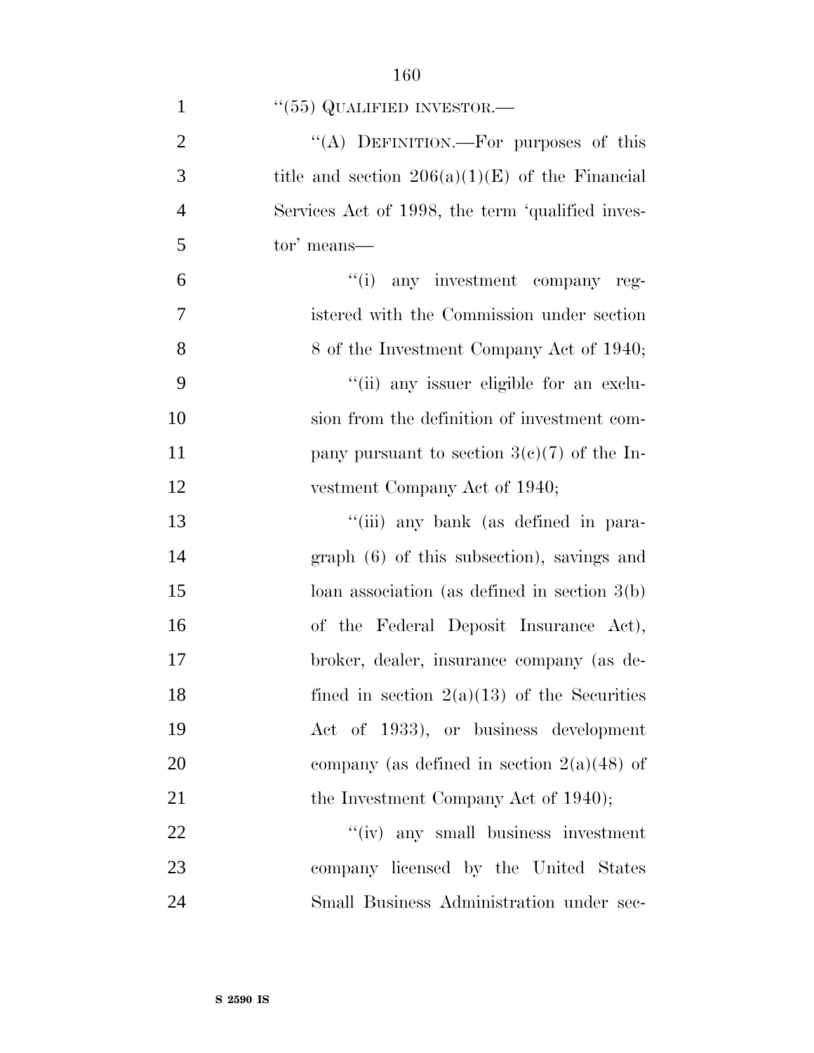"(55) QUALIFIED INVESTOR.—

"(A) DEFINITION.—For purposes of this title and section 206(a)(1)(E) of the Financial Services Act of 1998, the term 'qualified investor' means—

"(i) any investment company registered with the Commission under section 8 of the Investment Company Act of 1940;

"(ii) any issuer eligible for an exclusion from the definition of investment company pursuant to section 3(c)(7) of the Investment Company Act of 1940;

"(iii) any bank (as defined in paragraph (6) of this subsection), savings and loan association (as defined in section 3(b) of the Federal Deposit Insurance Act), broker, dealer, insurance company (as defined in section 2(a)(13) of the Securities Act of 1933), or business development company (as defined in section 2(a)(48) of the Investment Company Act of 1940);

"(iv) any small business investment company licensed by the United States Small Business Administration under sec-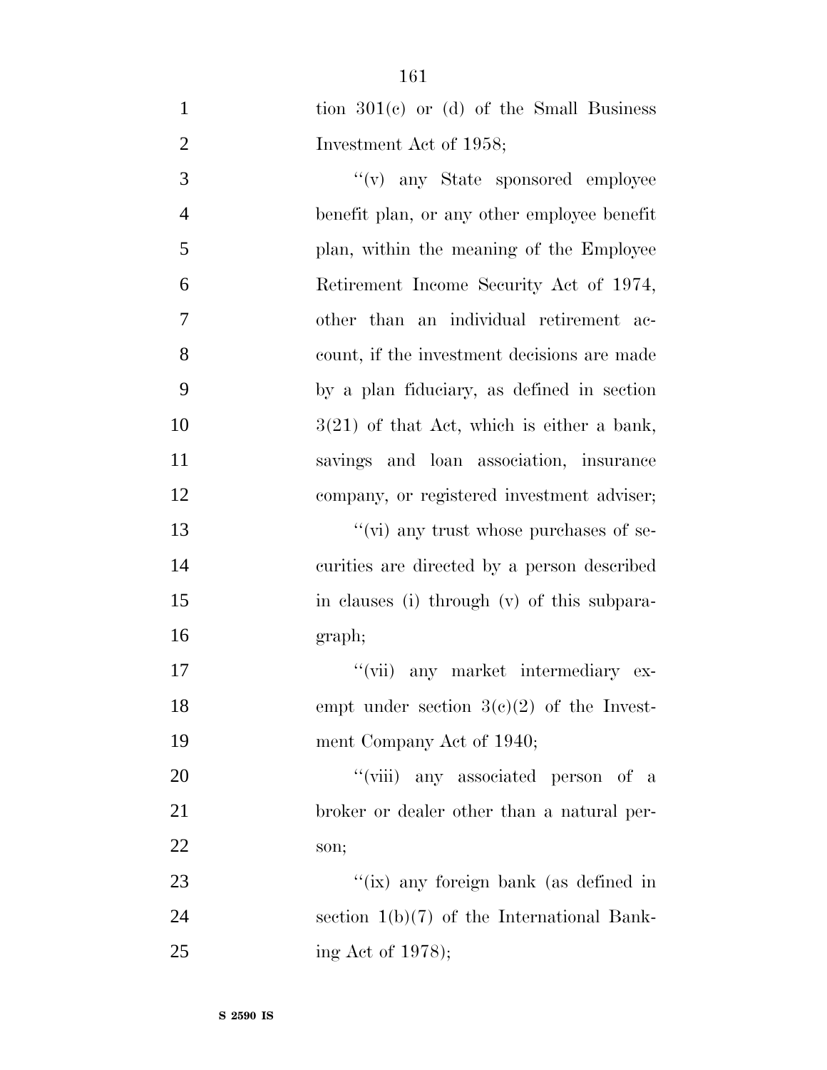tion 301(c) or (d) of the Small Business Investment Act of 1958;

"(v) any State sponsored employee benefit plan, or any other employee benefit plan, within the meaning of the Employee Retirement Income Security Act of 1974, other than an individual retirement account, if the investment decisions are made by a plan fiduciary, as defined in section 3(21) of that Act, which is either a bank, savings and loan association, insurance company, or registered investment adviser;

"(vi) any trust whose purchases of securities are directed by a person described in clauses (i) through (v) of this subparagraph;

"(vii) any market intermediary exempt under section 3(c)(2) of the Investment Company Act of 1940;

"(viii) any associated person of a broker or dealer other than a natural person;

"(ix) any foreign bank (as defined in section 1(b)(7) of the International Banking Act of 1978);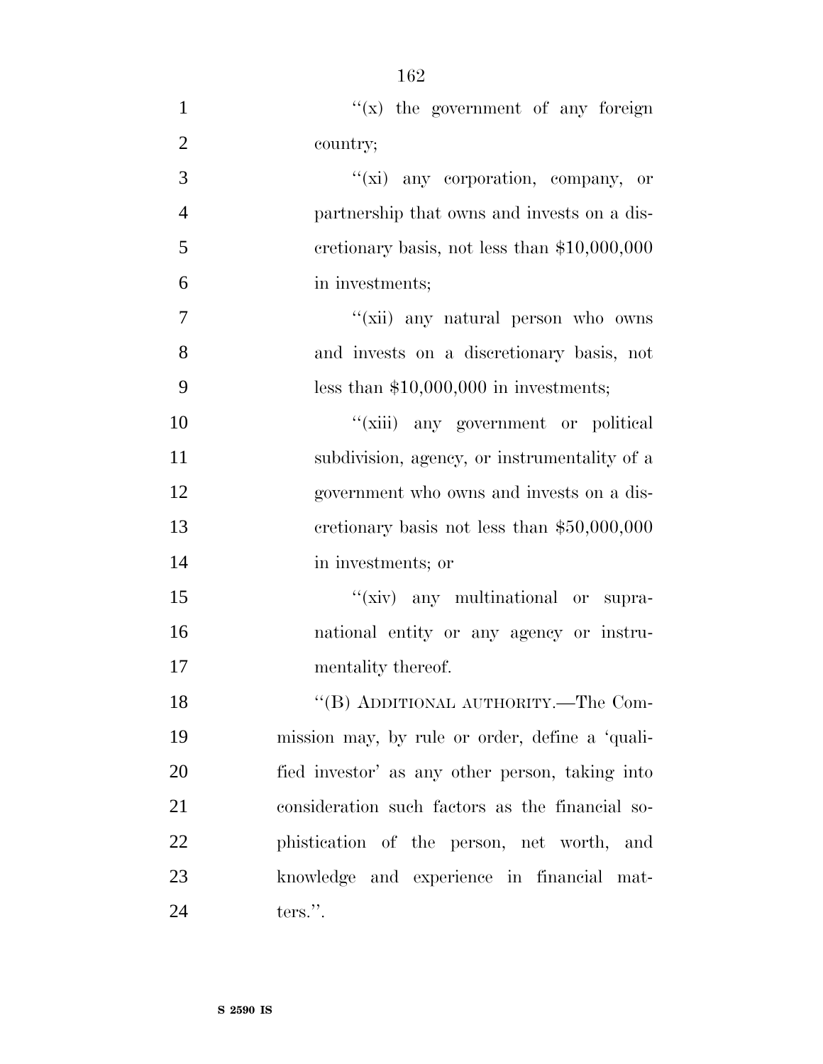''(x) the government of any foreign country;

''(xi) any corporation, company, or partnership that owns and invests on a discretionary basis, not less than $10,000,000 in investments;

''(xii) any natural person who owns and invests on a discretionary basis, not less than $10,000,000 in investments;

''(xiii) any government or political subdivision, agency, or instrumentality of a government who owns and invests on a discretionary basis not less than $50,000,000 in investments; or

''(xiv) any multinational or supranational entity or any agency or instrumentality thereof.

''(B) ADDITIONAL AUTHORITY.—The Commission may, by rule or order, define a 'qualified investor' as any other person, taking into consideration such factors as the financial sophistication of the person, net worth, and knowledge and experience in financial matters.''.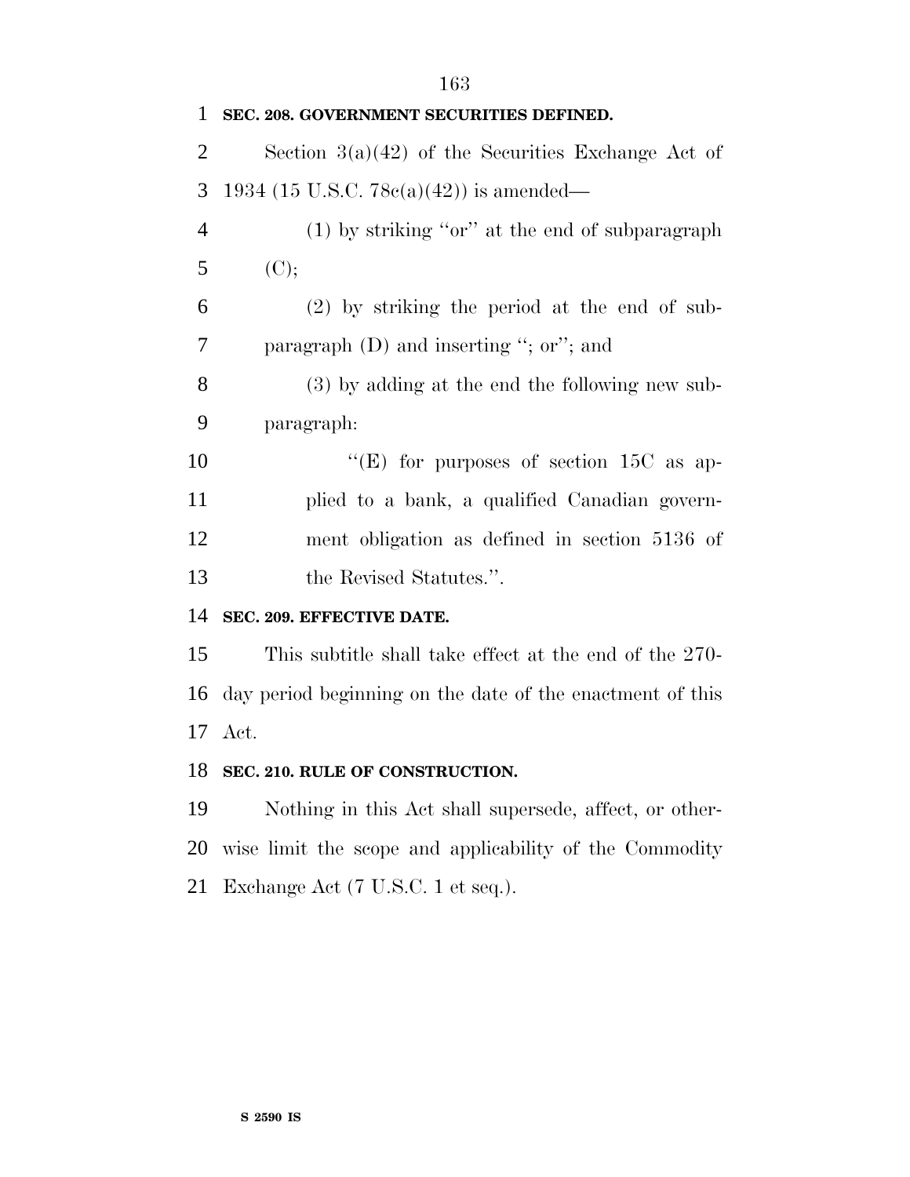**SEC. 208. GOVERNMENT SECURITIES DEFINED.**

Section 3(a)(42) of the Securities Exchange Act of 1934 (15 U.S.C. 78c(a)(42)) is amended—

(1) by striking ''or'' at the end of subparagraph (C);

(2) by striking the period at the end of subparagraph (D) and inserting ''; or''; and

(3) by adding at the end the following new subparagraph:

''(E) for purposes of section 15C as applied to a bank, a qualified Canadian government obligation as defined in section 5136 of the Revised Statutes.''.

**SEC. 209. EFFECTIVE DATE.**

This subtitle shall take effect at the end of the 270-day period beginning on the date of the enactment of this Act.

**SEC. 210. RULE OF CONSTRUCTION.**

Nothing in this Act shall supersede, affect, or otherwise limit the scope and applicability of the Commodity Exchange Act (7 U.S.C. 1 et seq.).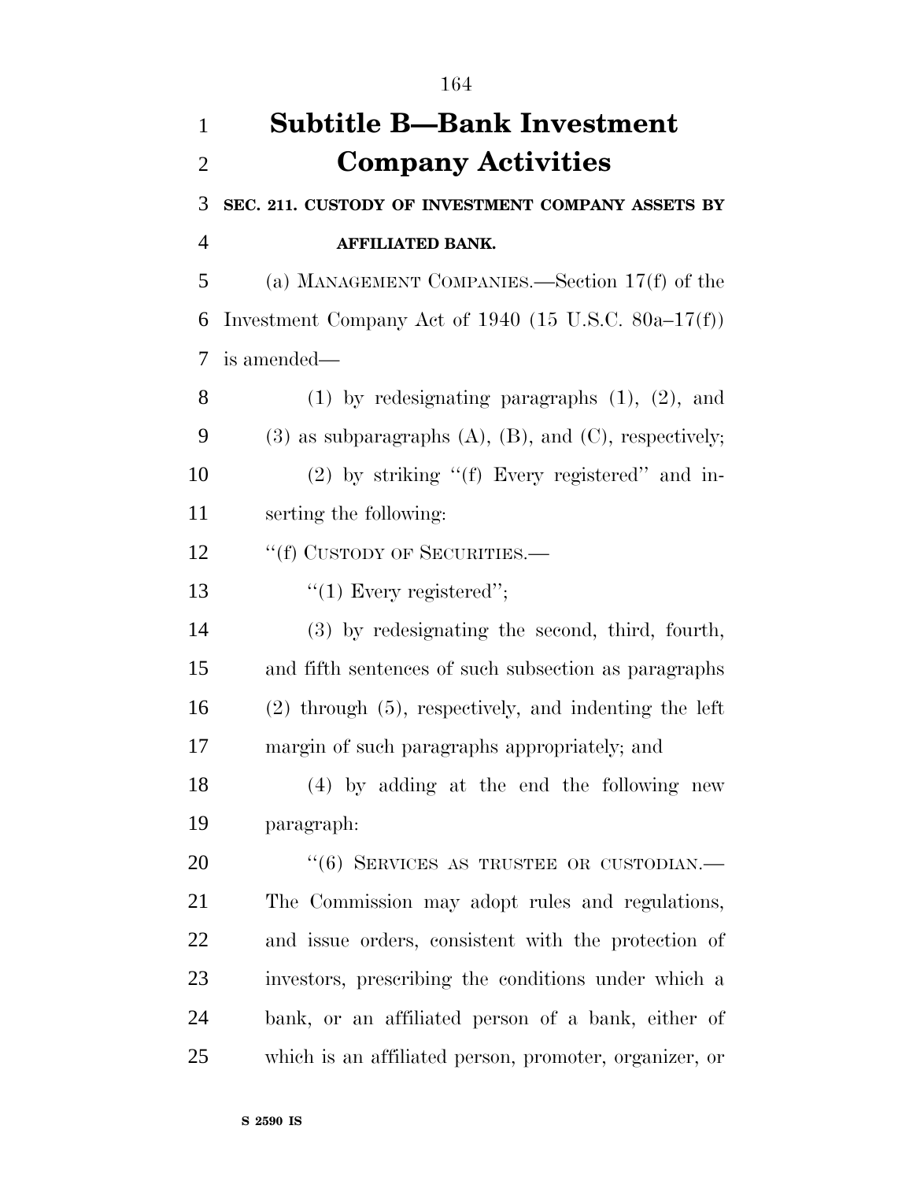## Subtitle B—Bank Investment Company Activities

**SEC. 211. CUSTODY OF INVESTMENT COMPANY ASSETS BY AFFILIATED BANK.**

(a) MANAGEMENT COMPANIES.—Section 17(f) of the Investment Company Act of 1940 (15 U.S.C. 80a–17(f)) is amended—

(1) by redesignating paragraphs (1), (2), and (3) as subparagraphs (A), (B), and (C), respectively;

(2) by striking ''(f) Every registered'' and inserting the following:

''(f) CUSTODY OF SECURITIES.—

''(1) Every registered'';

(3) by redesignating the second, third, fourth, and fifth sentences of such subsection as paragraphs (2) through (5), respectively, and indenting the left margin of such paragraphs appropriately; and

(4) by adding at the end the following new paragraph:

''(6) SERVICES AS TRUSTEE OR CUSTODIAN.— The Commission may adopt rules and regulations, and issue orders, consistent with the protection of investors, prescribing the conditions under which a bank, or an affiliated person of a bank, either of which is an affiliated person, promoter, organizer, or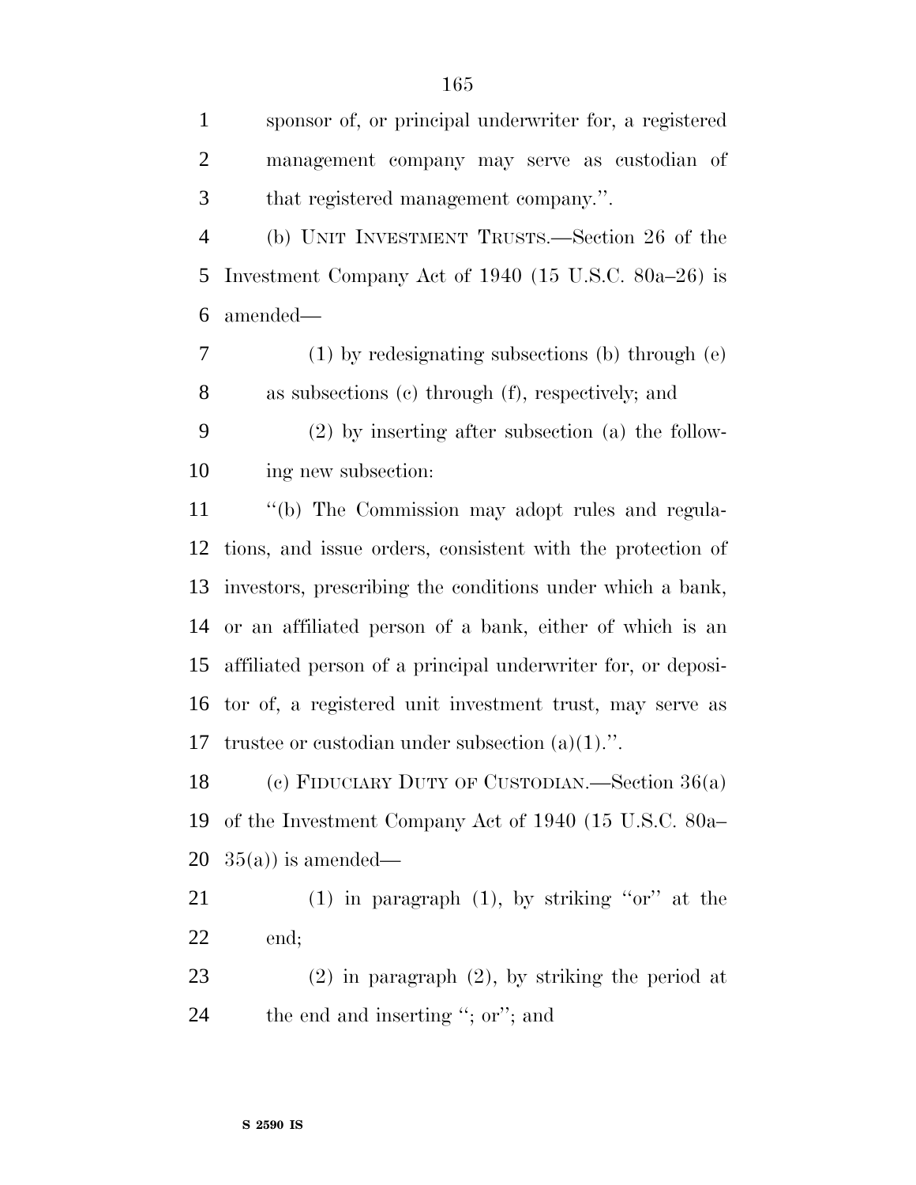sponsor of, or principal underwriter for, a registered management company may serve as custodian of that registered management company.''.

(b) UNIT INVESTMENT TRUSTS.—Section 26 of the Investment Company Act of 1940 (15 U.S.C. 80a–26) is amended—

(1) by redesignating subsections (b) through (e) as subsections (c) through (f), respectively; and

(2) by inserting after subsection (a) the following new subsection:

''(b) The Commission may adopt rules and regulations, and issue orders, consistent with the protection of investors, prescribing the conditions under which a bank, or an affiliated person of a bank, either of which is an affiliated person of a principal underwriter for, or depositor of, a registered unit investment trust, may serve as trustee or custodian under subsection (a)(1).''.

(c) FIDUCIARY DUTY OF CUSTODIAN.—Section 36(a) of the Investment Company Act of 1940 (15 U.S.C. 80a–35(a)) is amended—

(1) in paragraph (1), by striking ''or'' at the end;

(2) in paragraph (2), by striking the period at the end and inserting ''; or''; and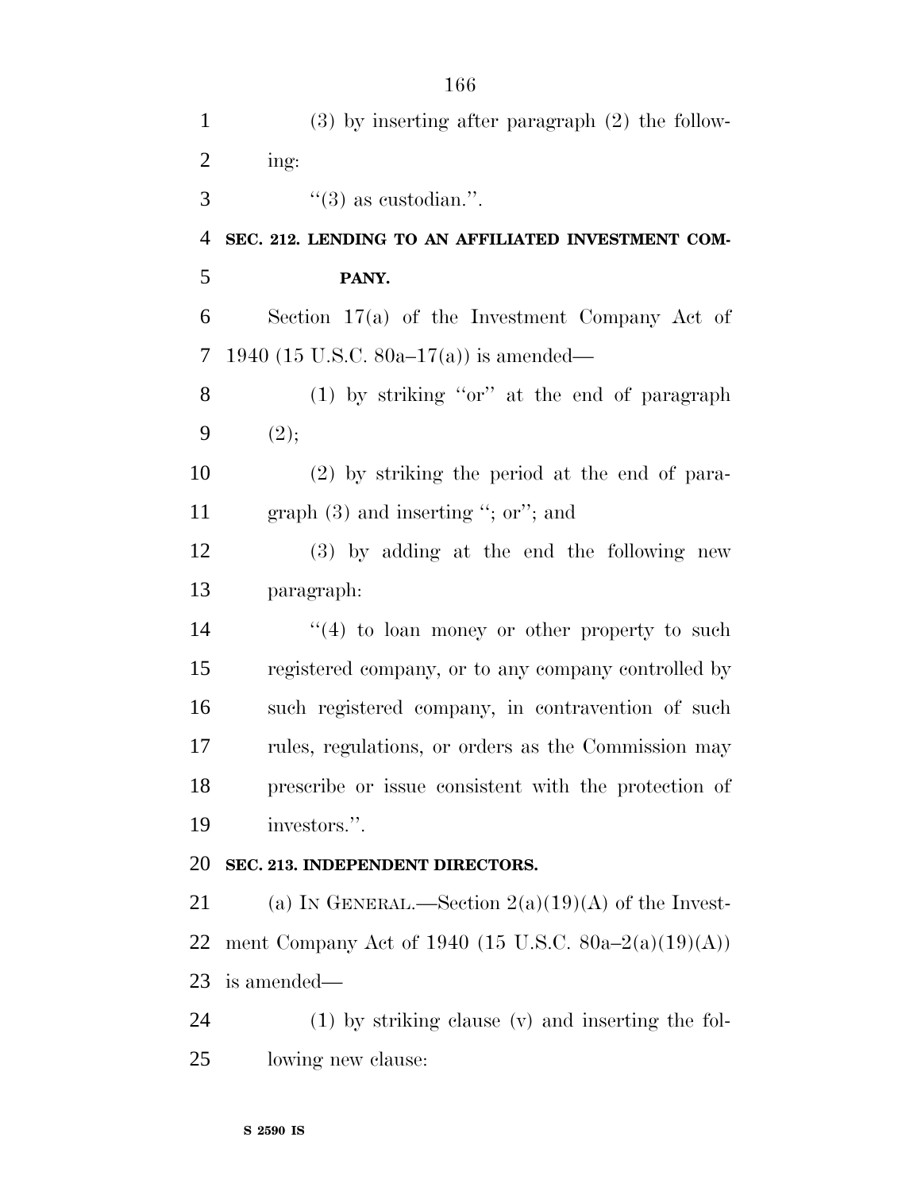(3) by inserting after paragraph (2) the following:

"(3) as custodian.".

**SEC. 212. LENDING TO AN AFFILIATED INVESTMENT COMPANY.**

Section 17(a) of the Investment Company Act of 1940 (15 U.S.C. 80a–17(a)) is amended—

(1) by striking "or" at the end of paragraph (2);

(2) by striking the period at the end of paragraph (3) and inserting "; or"; and

(3) by adding at the end the following new paragraph:

"(4) to loan money or other property to such registered company, or to any company controlled by such registered company, in contravention of such rules, regulations, or orders as the Commission may prescribe or issue consistent with the protection of investors.".

**SEC. 213. INDEPENDENT DIRECTORS.**

(a) IN GENERAL.—Section 2(a)(19)(A) of the Investment Company Act of 1940 (15 U.S.C. 80a–2(a)(19)(A)) is amended—

(1) by striking clause (v) and inserting the following new clause: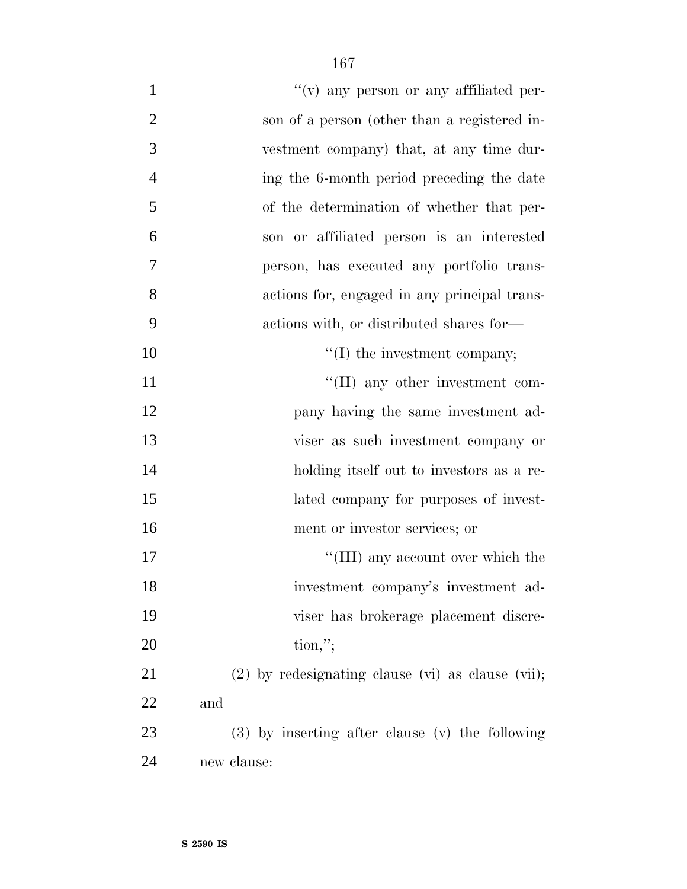''(v) any person or any affiliated person of a person (other than a registered investment company) that, at any time during the 6-month period preceding the date of the determination of whether that person or affiliated person is an interested person, has executed any portfolio transactions for, engaged in any principal transactions with, or distributed shares for—

''(I) the investment company;

''(II) any other investment company having the same investment adviser as such investment company or holding itself out to investors as a related company for purposes of investment or investor services; or

''(III) any account over which the investment company's investment adviser has brokerage placement discretion,'';

(2) by redesignating clause (vi) as clause (vii); and

(3) by inserting after clause (v) the following new clause: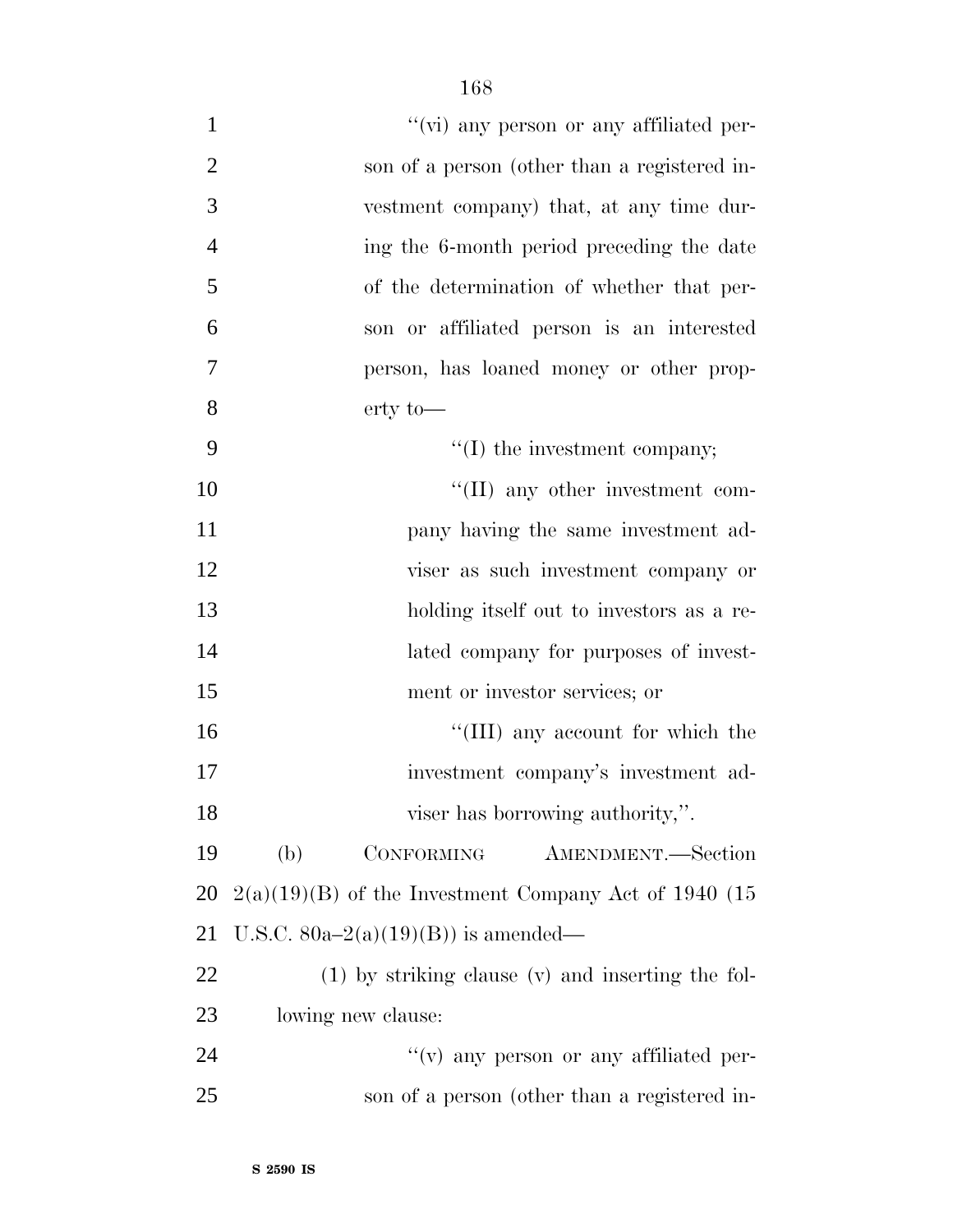''(vi) any person or any affiliated person of a person (other than a registered investment company) that, at any time during the 6-month period preceding the date of the determination of whether that person or affiliated person is an interested person, has loaned money or other property to—

''(I) the investment company;

''(II) any other investment company having the same investment adviser as such investment company or holding itself out to investors as a related company for purposes of investment or investor services; or

''(III) any account for which the investment company's investment adviser has borrowing authority,''.

(b) CONFORMING AMENDMENT.—Section 2(a)(19)(B) of the Investment Company Act of 1940 (15 U.S.C. 80a–2(a)(19)(B)) is amended—

(1) by striking clause (v) and inserting the following new clause:

''(v) any person or any affiliated person of a person (other than a registered in-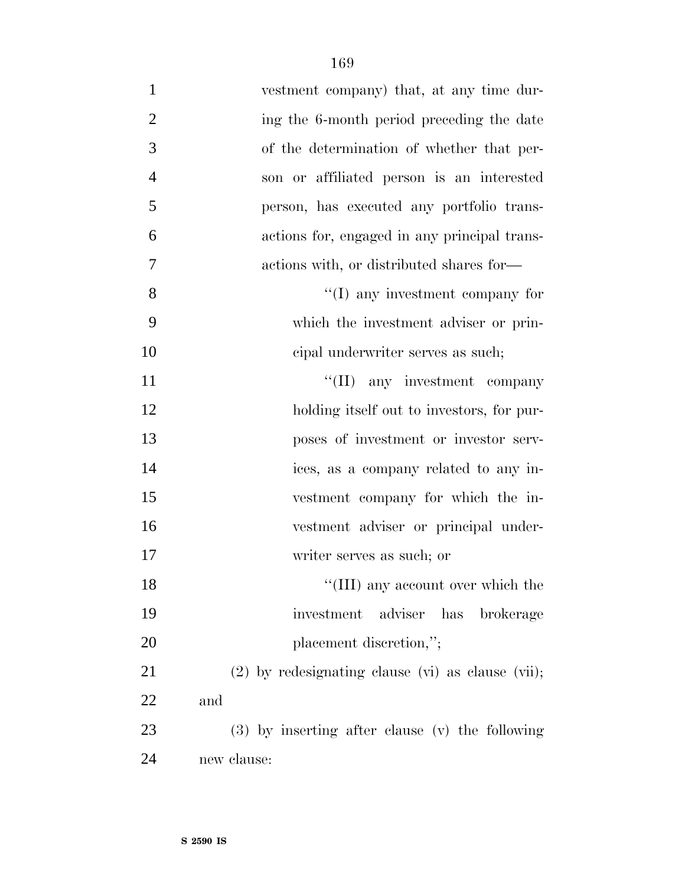vestment company) that, at any time during the 6-month period preceding the date of the determination of whether that person or affiliated person is an interested person, has executed any portfolio transactions for, engaged in any principal transactions with, or distributed shares for—

''(I) any investment company for which the investment adviser or principal underwriter serves as such;

''(II) any investment company holding itself out to investors, for purposes of investment or investor services, as a company related to any investment company for which the investment adviser or principal underwriter serves as such; or

''(III) any account over which the investment adviser has brokerage placement discretion,'';

(2) by redesignating clause (vi) as clause (vii); and

(3) by inserting after clause (v) the following new clause: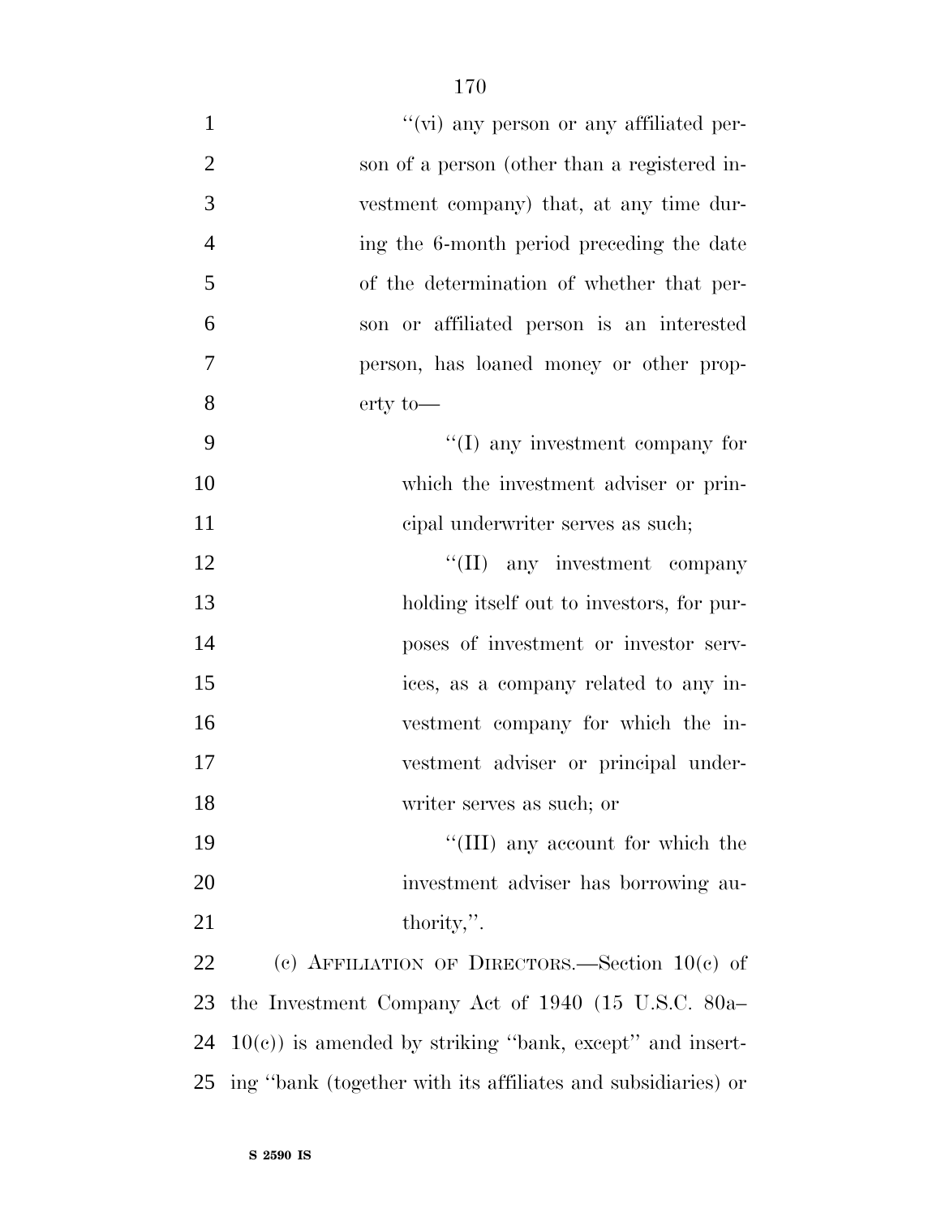"(vi) any person or any affiliated person of a person (other than a registered investment company) that, at any time during the 6-month period preceding the date of the determination of whether that person or affiliated person is an interested person, has loaned money or other property to—

"(I) any investment company for which the investment adviser or principal underwriter serves as such;

"(II) any investment company holding itself out to investors, for purposes of investment or investor services, as a company related to any investment company for which the investment adviser or principal underwriter serves as such; or

"(III) any account for which the investment adviser has borrowing authority,".

(c) AFFILIATION OF DIRECTORS.—Section 10(c) of the Investment Company Act of 1940 (15 U.S.C. 80a–10(c)) is amended by striking "bank, except" and inserting "bank (together with its affiliates and subsidiaries) or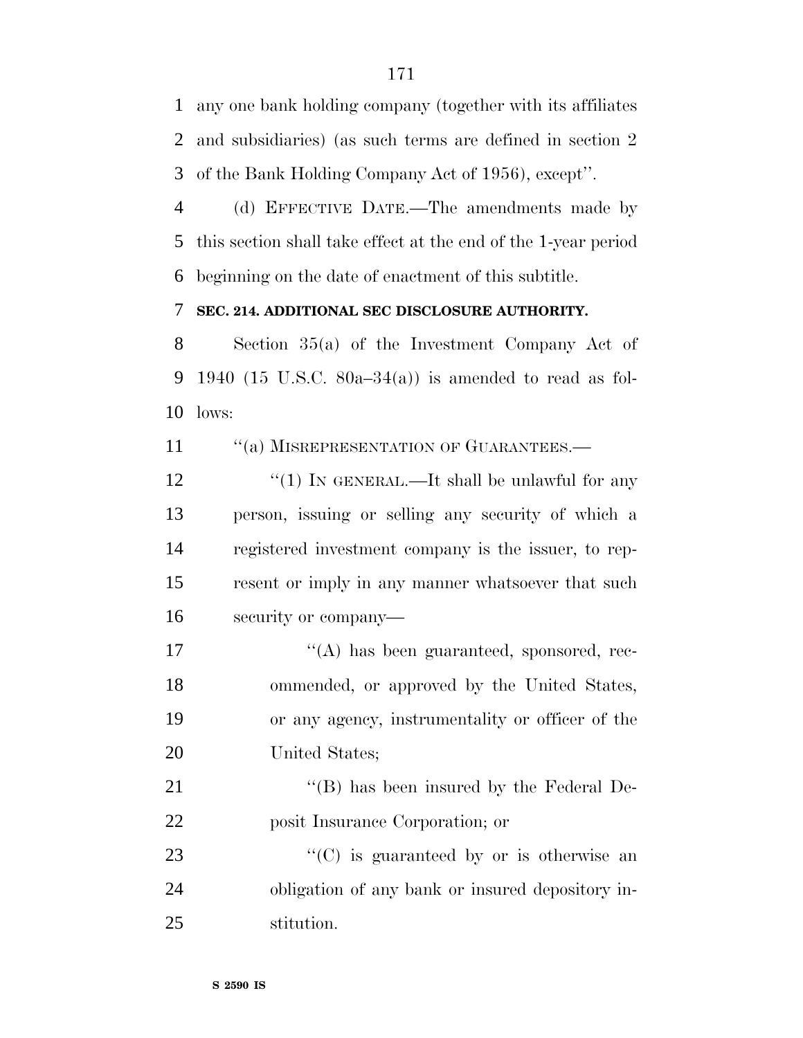any one bank holding company (together with its affiliates and subsidiaries) (as such terms are defined in section 2 of the Bank Holding Company Act of 1956), except''.

(d) EFFECTIVE DATE.—The amendments made by this section shall take effect at the end of the 1-year period beginning on the date of enactment of this subtitle.

**SEC. 214. ADDITIONAL SEC DISCLOSURE AUTHORITY.**

Section 35(a) of the Investment Company Act of 1940 (15 U.S.C. 80a–34(a)) is amended to read as follows:

''(a) MISREPRESENTATION OF GUARANTEES.—

''(1) IN GENERAL.—It shall be unlawful for any person, issuing or selling any security of which a registered investment company is the issuer, to represent or imply in any manner whatsoever that such security or company—

''(A) has been guaranteed, sponsored, recommended, or approved by the United States, or any agency, instrumentality or officer of the United States;

''(B) has been insured by the Federal Deposit Insurance Corporation; or

''(C) is guaranteed by or is otherwise an obligation of any bank or insured depository institution.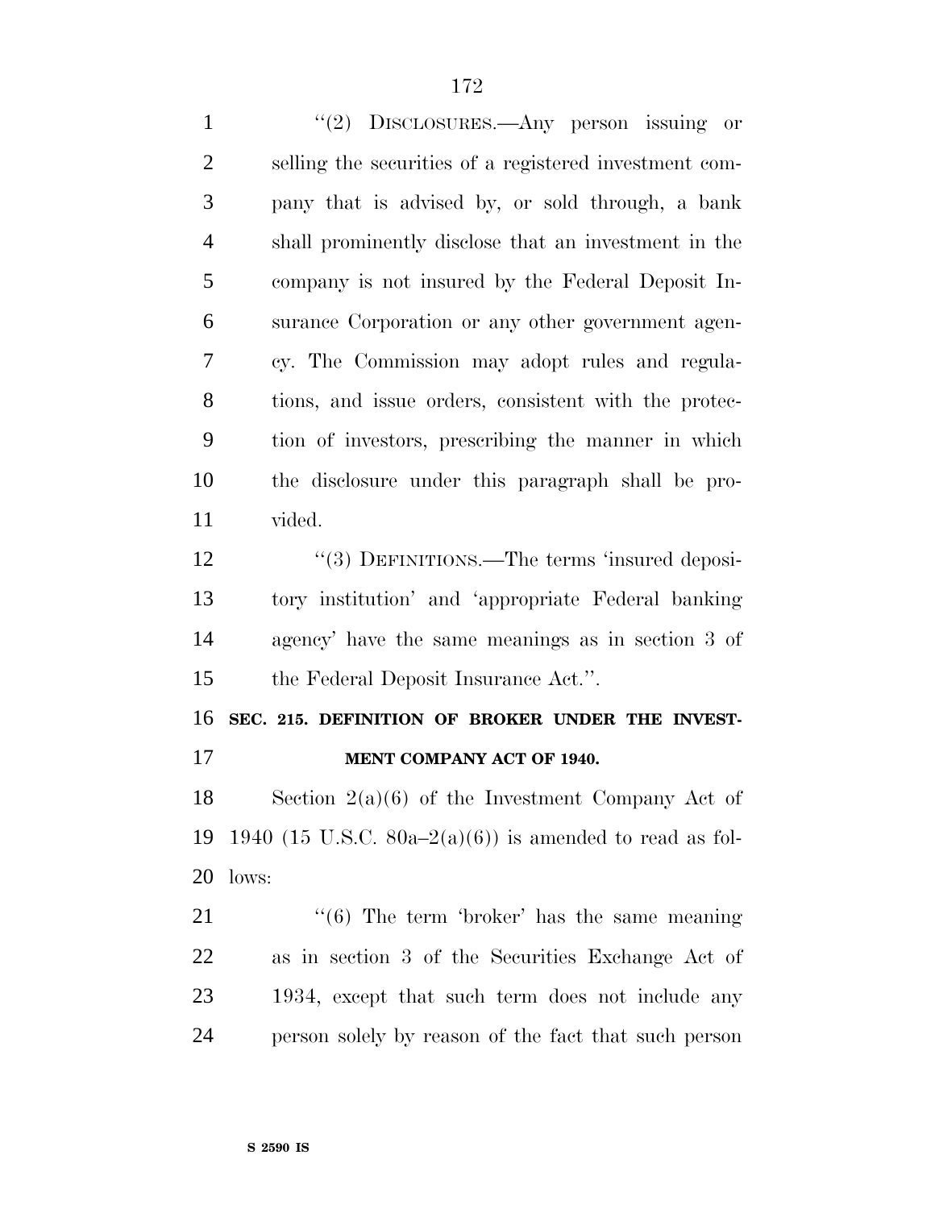"(2) DISCLOSURES.—Any person issuing or selling the securities of a registered investment company that is advised by, or sold through, a bank shall prominently disclose that an investment in the company is not insured by the Federal Deposit Insurance Corporation or any other government agency. The Commission may adopt rules and regulations, and issue orders, consistent with the protection of investors, prescribing the manner in which the disclosure under this paragraph shall be provided.

"(3) DEFINITIONS.—The terms 'insured depository institution' and 'appropriate Federal banking agency' have the same meanings as in section 3 of the Federal Deposit Insurance Act.".

**SEC. 215. DEFINITION OF BROKER UNDER THE INVESTMENT COMPANY ACT OF 1940.**

Section 2(a)(6) of the Investment Company Act of 1940 (15 U.S.C. 80a–2(a)(6)) is amended to read as follows:

"(6) The term 'broker' has the same meaning as in section 3 of the Securities Exchange Act of 1934, except that such term does not include any person solely by reason of the fact that such person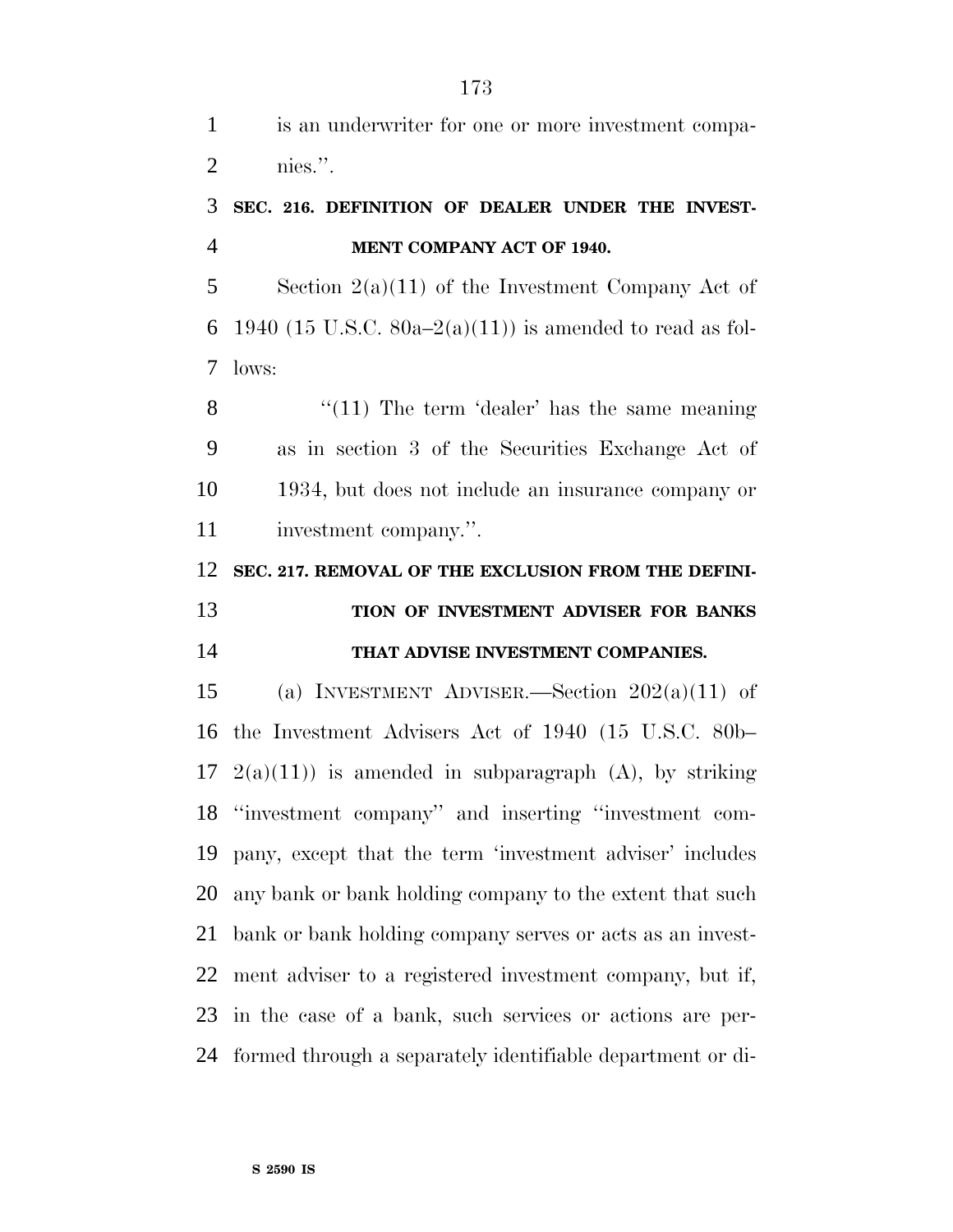is an underwriter for one or more investment companies.''.

**SEC. 216. DEFINITION OF DEALER UNDER THE INVESTMENT COMPANY ACT OF 1940.**

Section 2(a)(11) of the Investment Company Act of 1940 (15 U.S.C. 80a–2(a)(11)) is amended to read as follows:

''(11) The term 'dealer' has the same meaning as in section 3 of the Securities Exchange Act of 1934, but does not include an insurance company or investment company.''.

**SEC. 217. REMOVAL OF THE EXCLUSION FROM THE DEFINITION OF INVESTMENT ADVISER FOR BANKS THAT ADVISE INVESTMENT COMPANIES.**

(a) INVESTMENT ADVISER.—Section 202(a)(11) of the Investment Advisers Act of 1940 (15 U.S.C. 80b–2(a)(11)) is amended in subparagraph (A), by striking ''investment company'' and inserting ''investment company, except that the term 'investment adviser' includes any bank or bank holding company to the extent that such bank or bank holding company serves or acts as an investment adviser to a registered investment company, but if, in the case of a bank, such services or actions are performed through a separately identifiable department or di-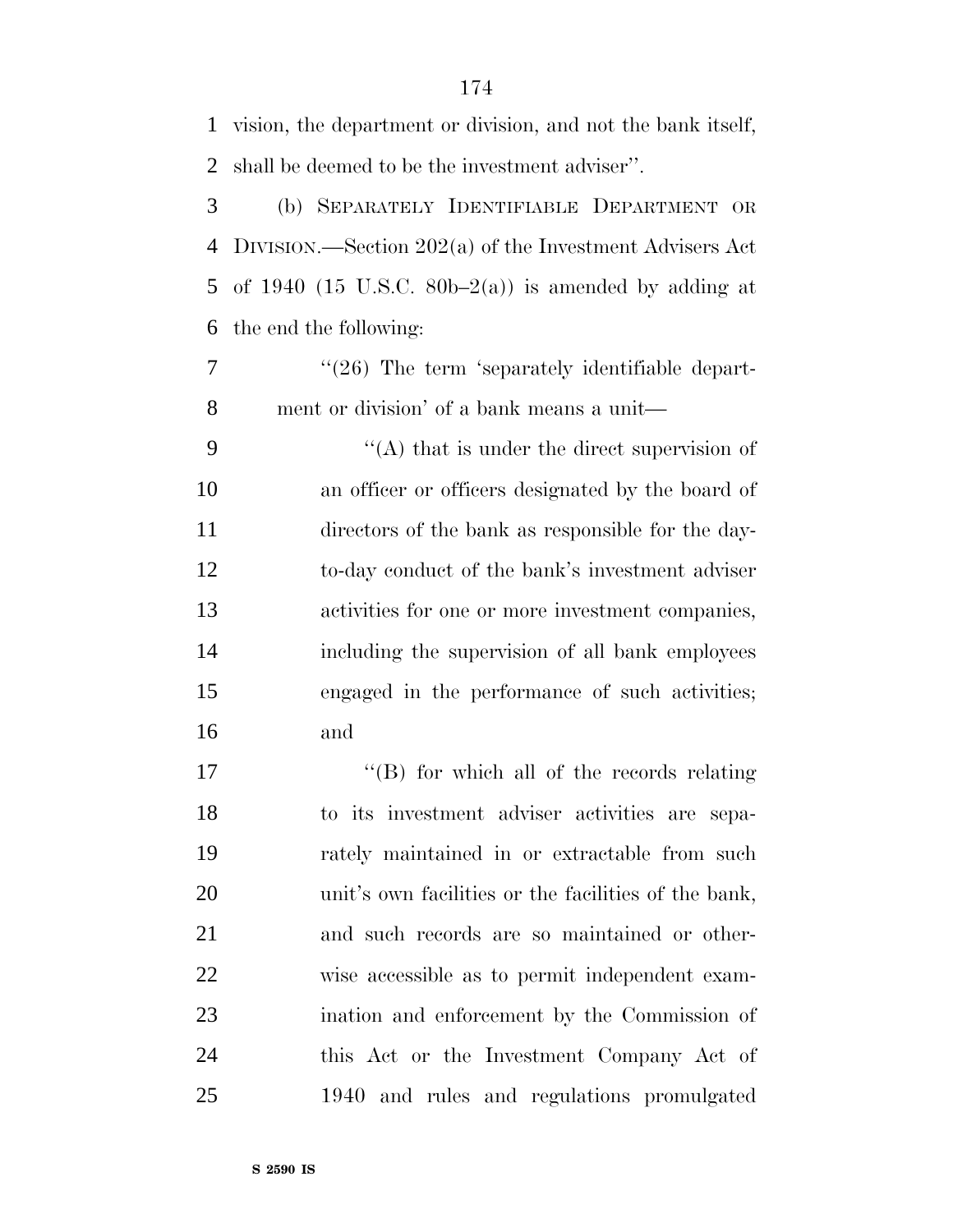vision, the department or division, and not the bank itself, shall be deemed to be the investment adviser''.

(b) SEPARATELY IDENTIFIABLE DEPARTMENT OR DIVISION.—Section 202(a) of the Investment Advisers Act of 1940 (15 U.S.C. 80b–2(a)) is amended by adding at the end the following:

''(26) The term 'separately identifiable department or division' of a bank means a unit—

''(A) that is under the direct supervision of an officer or officers designated by the board of directors of the bank as responsible for the day-to-day conduct of the bank's investment adviser activities for one or more investment companies, including the supervision of all bank employees engaged in the performance of such activities; and

''(B) for which all of the records relating to its investment adviser activities are separately maintained in or extractable from such unit's own facilities or the facilities of the bank, and such records are so maintained or otherwise accessible as to permit independent examination and enforcement by the Commission of this Act or the Investment Company Act of 1940 and rules and regulations promulgated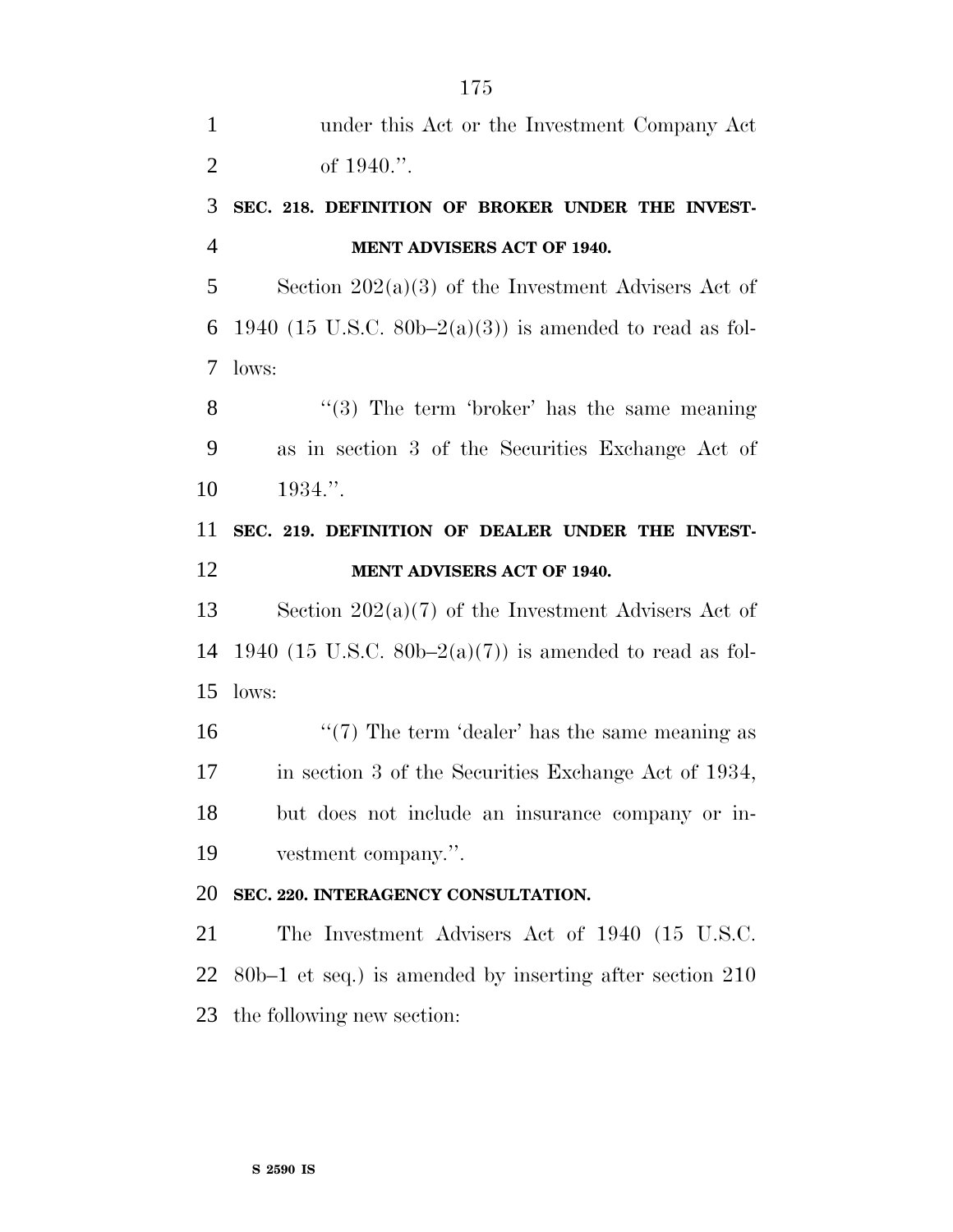under this Act or the Investment Company Act of 1940.''.

**SEC. 218. DEFINITION OF BROKER UNDER THE INVESTMENT ADVISERS ACT OF 1940.**

Section 202(a)(3) of the Investment Advisers Act of 1940 (15 U.S.C. 80b–2(a)(3)) is amended to read as follows:

''(3) The term 'broker' has the same meaning as in section 3 of the Securities Exchange Act of 1934.''.

**SEC. 219. DEFINITION OF DEALER UNDER THE INVESTMENT ADVISERS ACT OF 1940.**

Section 202(a)(7) of the Investment Advisers Act of 1940 (15 U.S.C. 80b–2(a)(7)) is amended to read as follows:

''(7) The term 'dealer' has the same meaning as in section 3 of the Securities Exchange Act of 1934, but does not include an insurance company or investment company.''.

**SEC. 220. INTERAGENCY CONSULTATION.**

The Investment Advisers Act of 1940 (15 U.S.C. 80b–1 et seq.) is amended by inserting after section 210 the following new section: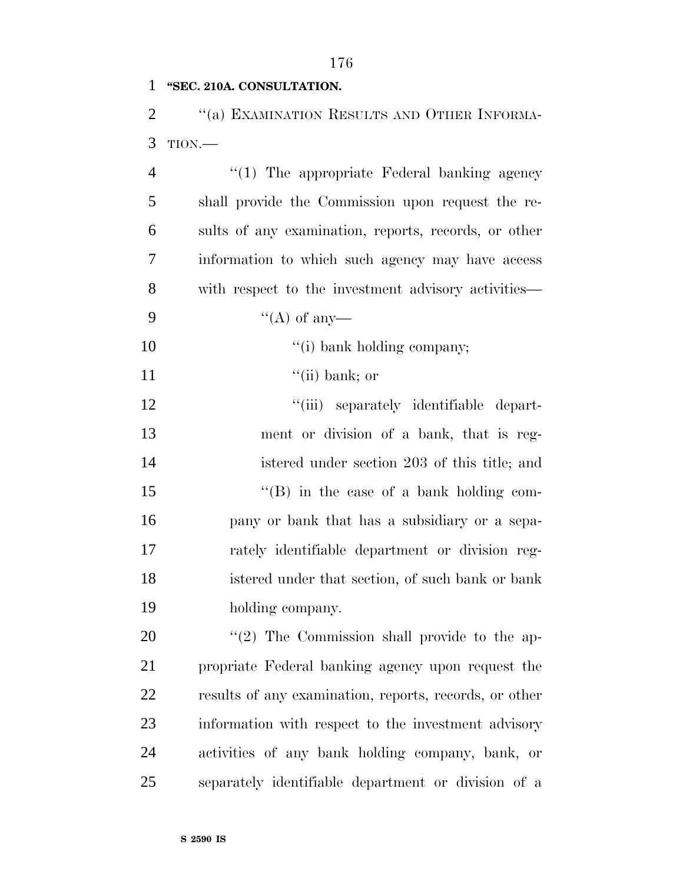**"SEC. 210A. CONSULTATION.**

''(a) EXAMINATION RESULTS AND OTHER INFORMATION.—

''(1) The appropriate Federal banking agency shall provide the Commission upon request the results of any examination, reports, records, or other information to which such agency may have access with respect to the investment advisory activities—

''(A) of any—

''(i) bank holding company;

''(ii) bank; or

''(iii) separately identifiable department or division of a bank, that is registered under section 203 of this title; and

''(B) in the case of a bank holding company or bank that has a subsidiary or a separately identifiable department or division registered under that section, of such bank or bank holding company.

''(2) The Commission shall provide to the appropriate Federal banking agency upon request the results of any examination, reports, records, or other information with respect to the investment advisory activities of any bank holding company, bank, or separately identifiable department or division of a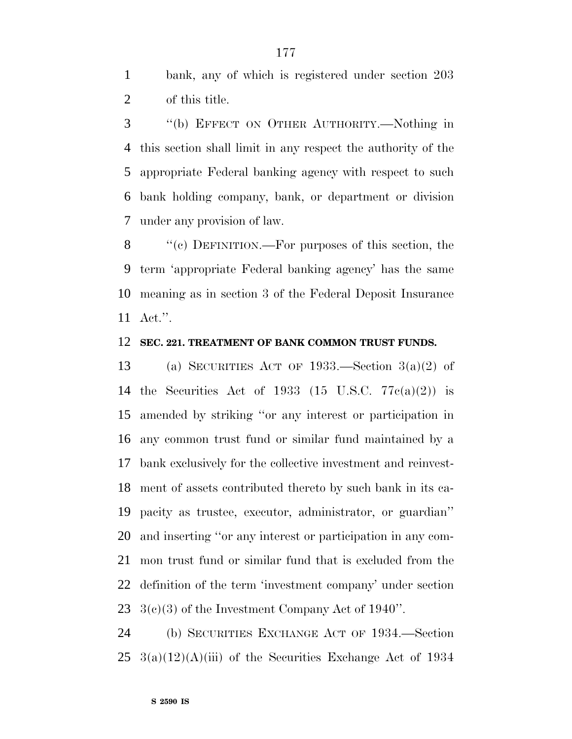bank, any of which is registered under section 203 of this title.

''(b) EFFECT ON OTHER AUTHORITY.—Nothing in this section shall limit in any respect the authority of the appropriate Federal banking agency with respect to such bank holding company, bank, or department or division under any provision of law.

''(c) DEFINITION.—For purposes of this section, the term 'appropriate Federal banking agency' has the same meaning as in section 3 of the Federal Deposit Insurance Act.''.

**SEC. 221. TREATMENT OF BANK COMMON TRUST FUNDS.**

(a) SECURITIES ACT OF 1933.—Section 3(a)(2) of the Securities Act of 1933 (15 U.S.C. 77c(a)(2)) is amended by striking ''or any interest or participation in any common trust fund or similar fund maintained by a bank exclusively for the collective investment and reinvestment of assets contributed thereto by such bank in its capacity as trustee, executor, administrator, or guardian'' and inserting ''or any interest or participation in any common trust fund or similar fund that is excluded from the definition of the term 'investment company' under section 3(c)(3) of the Investment Company Act of 1940''.

(b) SECURITIES EXCHANGE ACT OF 1934.—Section 3(a)(12)(A)(iii) of the Securities Exchange Act of 1934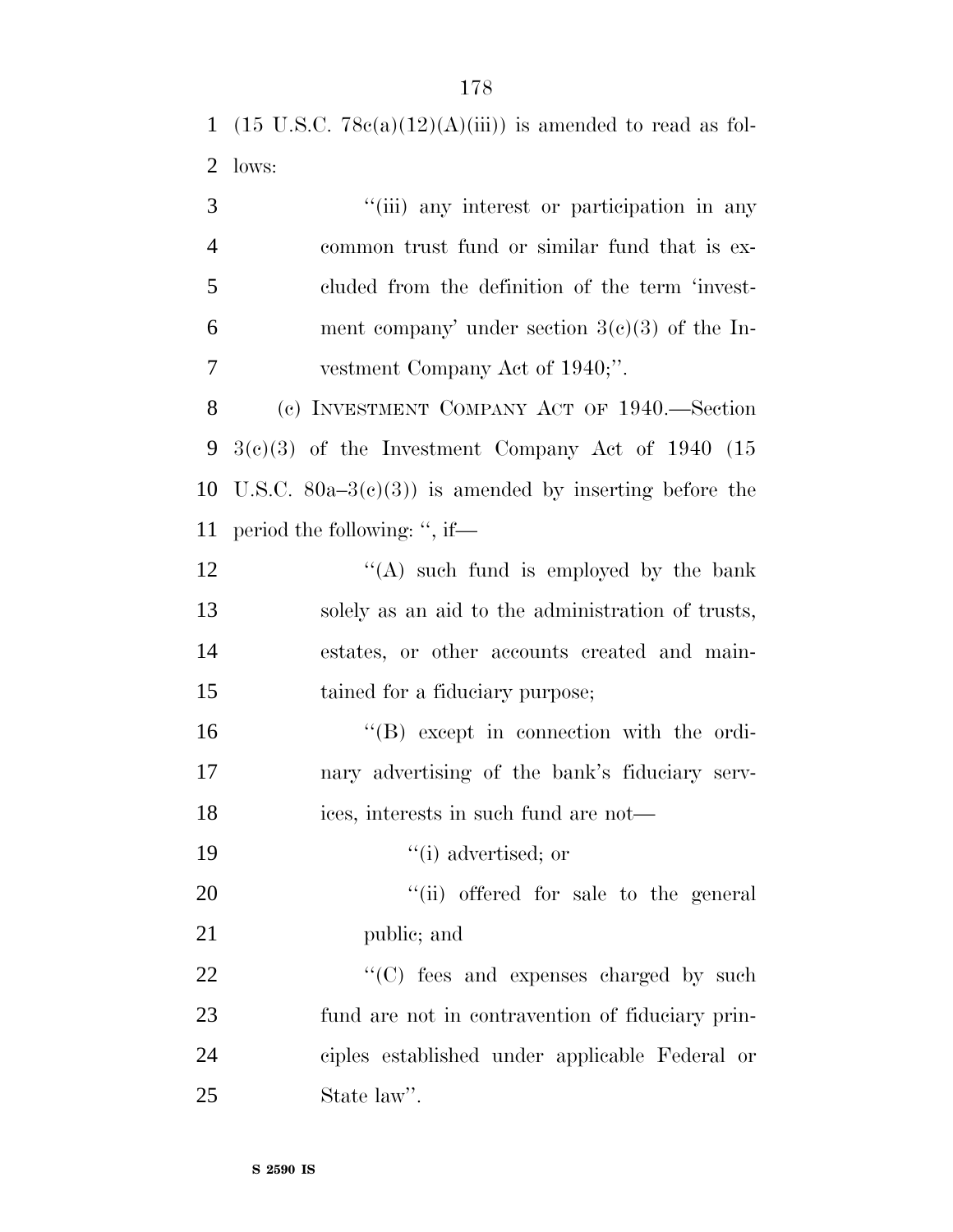(15 U.S.C. 78c(a)(12)(A)(iii)) is amended to read as follows:

> ''(iii) any interest or participation in any common trust fund or similar fund that is excluded from the definition of the term 'investment company' under section 3(c)(3) of the Investment Company Act of 1940;''.

(c) INVESTMENT COMPANY ACT OF 1940.—Section 3(c)(3) of the Investment Company Act of 1940 (15 U.S.C. 80a–3(c)(3)) is amended by inserting before the period the following: '', if—

> ''(A) such fund is employed by the bank solely as an aid to the administration of trusts, estates, or other accounts created and maintained for a fiduciary purpose;
>
> ''(B) except in connection with the ordinary advertising of the bank's fiduciary services, interests in such fund are not—
>
> > ''(i) advertised; or
> >
> > ''(ii) offered for sale to the general public; and
>
> ''(C) fees and expenses charged by such fund are not in contravention of fiduciary principles established under applicable Federal or State law''.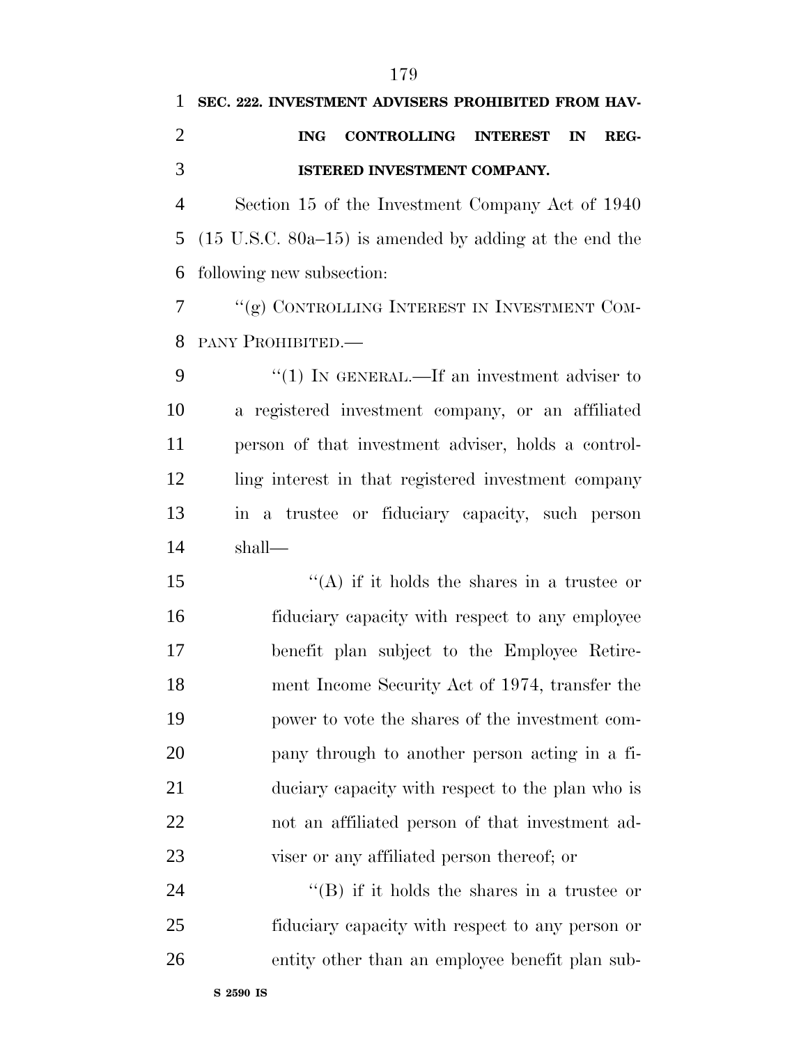**SEC. 222. INVESTMENT ADVISERS PROHIBITED FROM HAVING CONTROLLING INTEREST IN REGISTERED INVESTMENT COMPANY.**

Section 15 of the Investment Company Act of 1940 (15 U.S.C. 80a–15) is amended by adding at the end the following new subsection:

"(g) CONTROLLING INTEREST IN INVESTMENT COMPANY PROHIBITED.—

"(1) IN GENERAL.—If an investment adviser to a registered investment company, or an affiliated person of that investment adviser, holds a controlling interest in that registered investment company in a trustee or fiduciary capacity, such person shall—

"(A) if it holds the shares in a trustee or fiduciary capacity with respect to any employee benefit plan subject to the Employee Retirement Income Security Act of 1974, transfer the power to vote the shares of the investment company through to another person acting in a fiduciary capacity with respect to the plan who is not an affiliated person of that investment adviser or any affiliated person thereof; or

"(B) if it holds the shares in a trustee or fiduciary capacity with respect to any person or entity other than an employee benefit plan sub-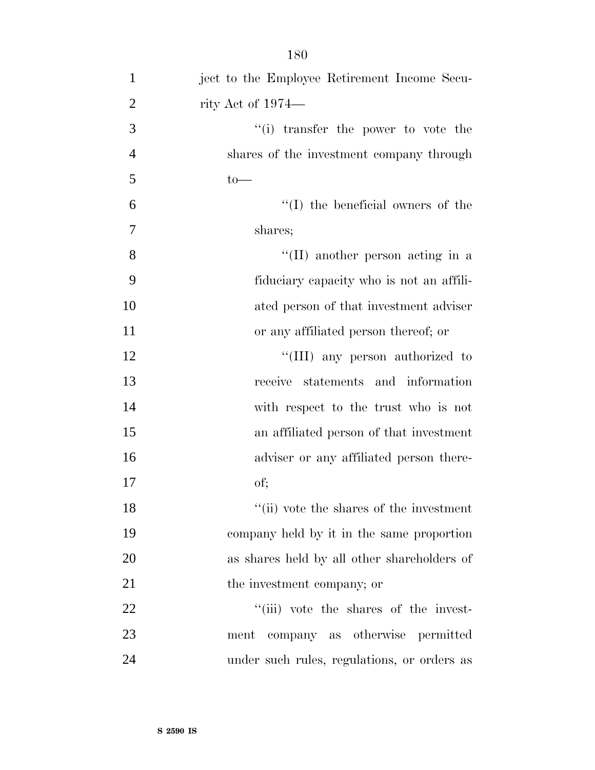ject to the Employee Retirement Income Security Act of 1974—

''(i) transfer the power to vote the shares of the investment company through to—

''(I) the beneficial owners of the shares;

''(II) another person acting in a fiduciary capacity who is not an affiliated person of that investment adviser or any affiliated person thereof; or

''(III) any person authorized to receive statements and information with respect to the trust who is not an affiliated person of that investment adviser or any affiliated person thereof;

''(ii) vote the shares of the investment company held by it in the same proportion as shares held by all other shareholders of the investment company; or

''(iii) vote the shares of the investment company as otherwise permitted under such rules, regulations, or orders as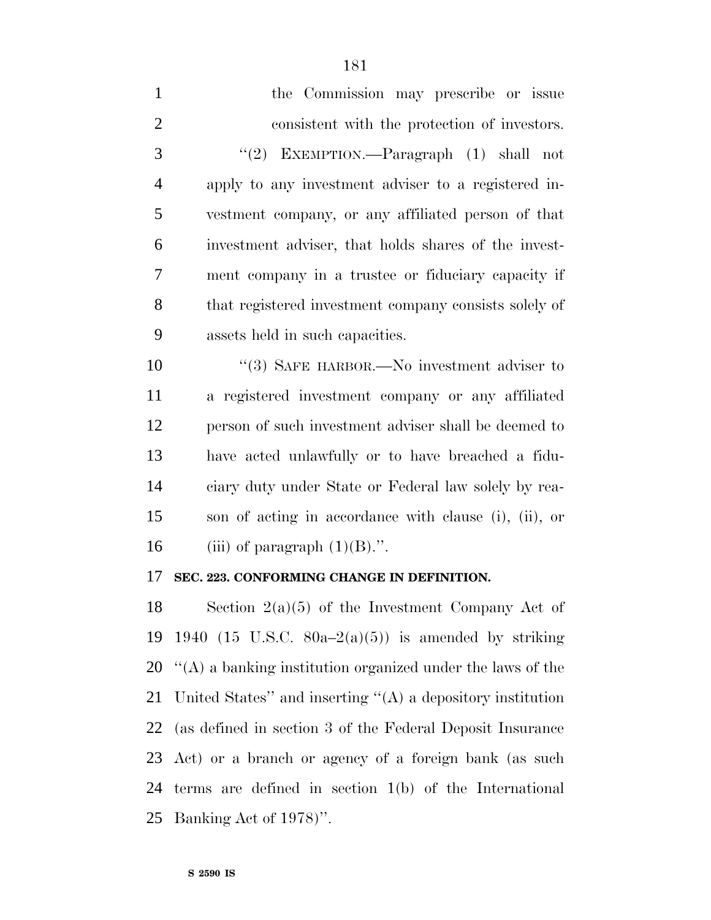the Commission may prescribe or issue consistent with the protection of investors.

"(2) EXEMPTION.—Paragraph (1) shall not apply to any investment adviser to a registered investment company, or any affiliated person of that investment adviser, that holds shares of the investment company in a trustee or fiduciary capacity if that registered investment company consists solely of assets held in such capacities.

"(3) SAFE HARBOR.—No investment adviser to a registered investment company or any affiliated person of such investment adviser shall be deemed to have acted unlawfully or to have breached a fiduciary duty under State or Federal law solely by reason of acting in accordance with clause (i), (ii), or (iii) of paragraph (1)(B).".

**SEC. 223. CONFORMING CHANGE IN DEFINITION.**

Section 2(a)(5) of the Investment Company Act of 1940 (15 U.S.C. 80a–2(a)(5)) is amended by striking "(A) a banking institution organized under the laws of the United States" and inserting "(A) a depository institution (as defined in section 3 of the Federal Deposit Insurance Act) or a branch or agency of a foreign bank (as such terms are defined in section 1(b) of the International Banking Act of 1978)".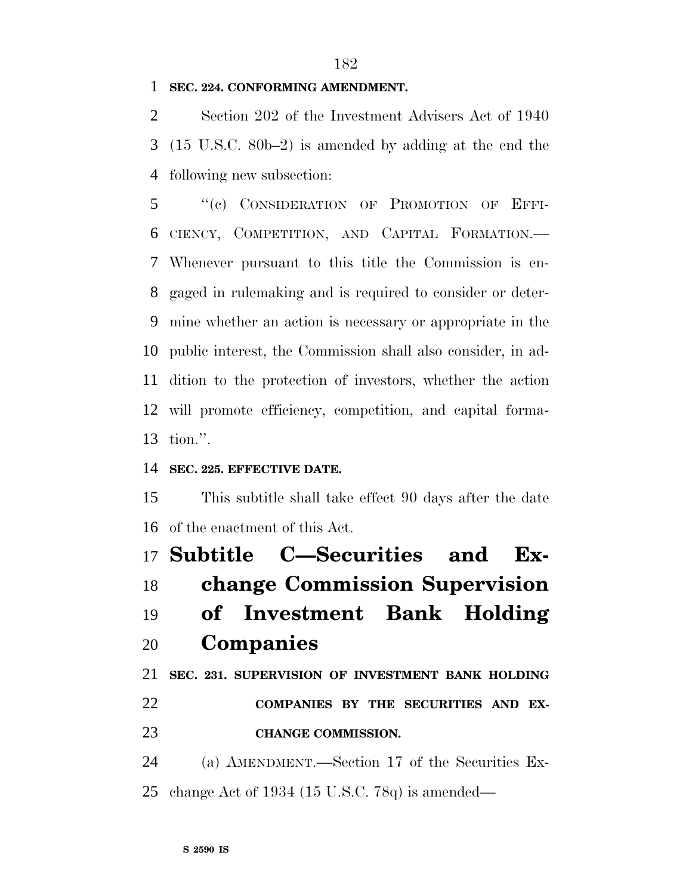**SEC. 224. CONFORMING AMENDMENT.**

Section 202 of the Investment Advisers Act of 1940 (15 U.S.C. 80b–2) is amended by adding at the end the following new subsection:

"(c) CONSIDERATION OF PROMOTION OF EFFICIENCY, COMPETITION, AND CAPITAL FORMATION.—Whenever pursuant to this title the Commission is engaged in rulemaking and is required to consider or determine whether an action is necessary or appropriate in the public interest, the Commission shall also consider, in addition to the protection of investors, whether the action will promote efficiency, competition, and capital formation.".

**SEC. 225. EFFECTIVE DATE.**

This subtitle shall take effect 90 days after the date of the enactment of this Act.

## Subtitle C—Securities and Exchange Commission Supervision of Investment Bank Holding Companies

**SEC. 231. SUPERVISION OF INVESTMENT BANK HOLDING COMPANIES BY THE SECURITIES AND EXCHANGE COMMISSION.**

(a) AMENDMENT.—Section 17 of the Securities Exchange Act of 1934 (15 U.S.C. 78q) is amended—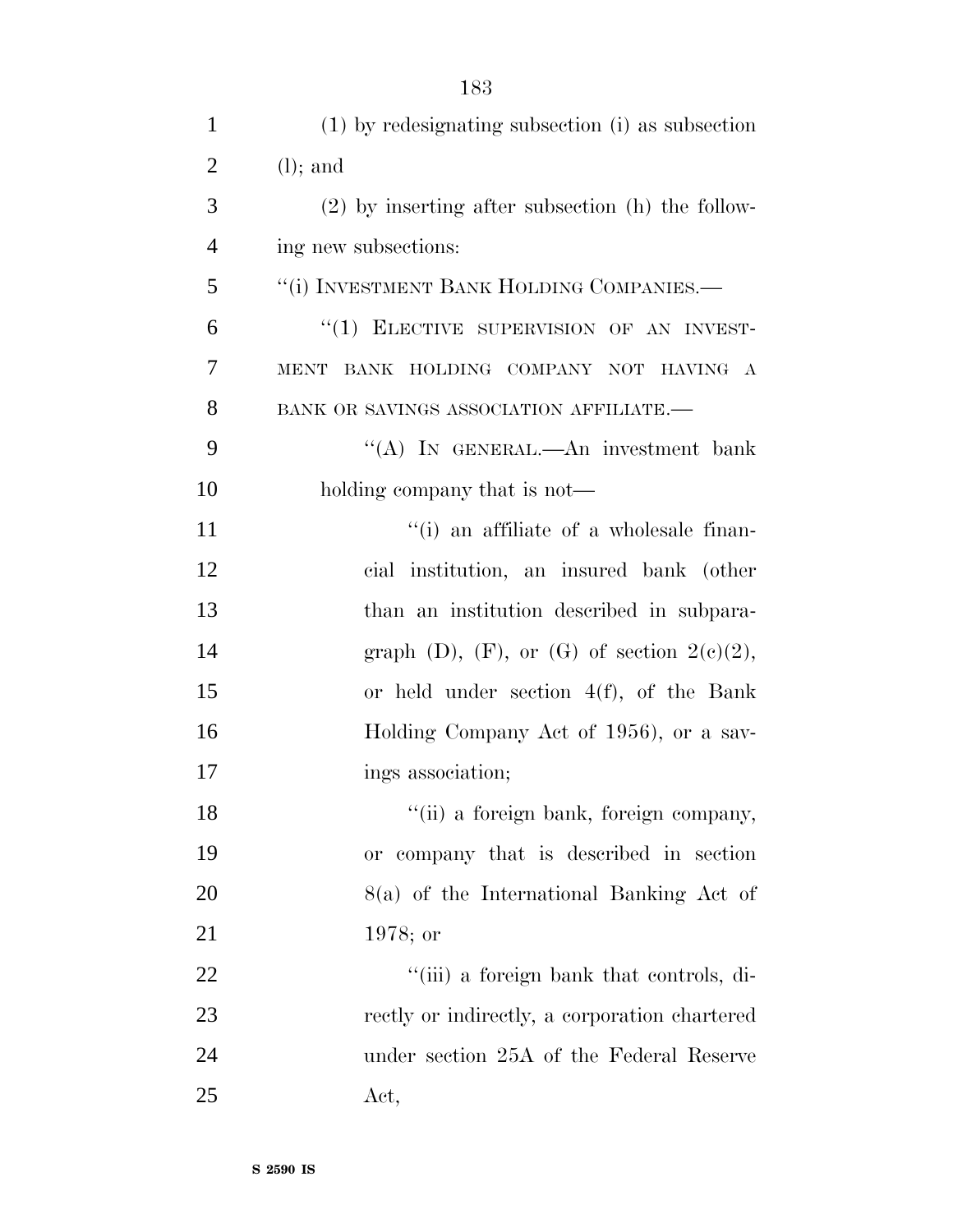(1) by redesignating subsection (i) as subsection (l); and

(2) by inserting after subsection (h) the following new subsections:

"(i) INVESTMENT BANK HOLDING COMPANIES.—

"(1) ELECTIVE SUPERVISION OF AN INVESTMENT BANK HOLDING COMPANY NOT HAVING A BANK OR SAVINGS ASSOCIATION AFFILIATE.—

"(A) IN GENERAL.—An investment bank holding company that is not—

"(i) an affiliate of a wholesale financial institution, an insured bank (other than an institution described in subparagraph (D), (F), or (G) of section 2(c)(2), or held under section 4(f), of the Bank Holding Company Act of 1956), or a savings association;

"(ii) a foreign bank, foreign company, or company that is described in section 8(a) of the International Banking Act of 1978; or

"(iii) a foreign bank that controls, directly or indirectly, a corporation chartered under section 25A of the Federal Reserve Act,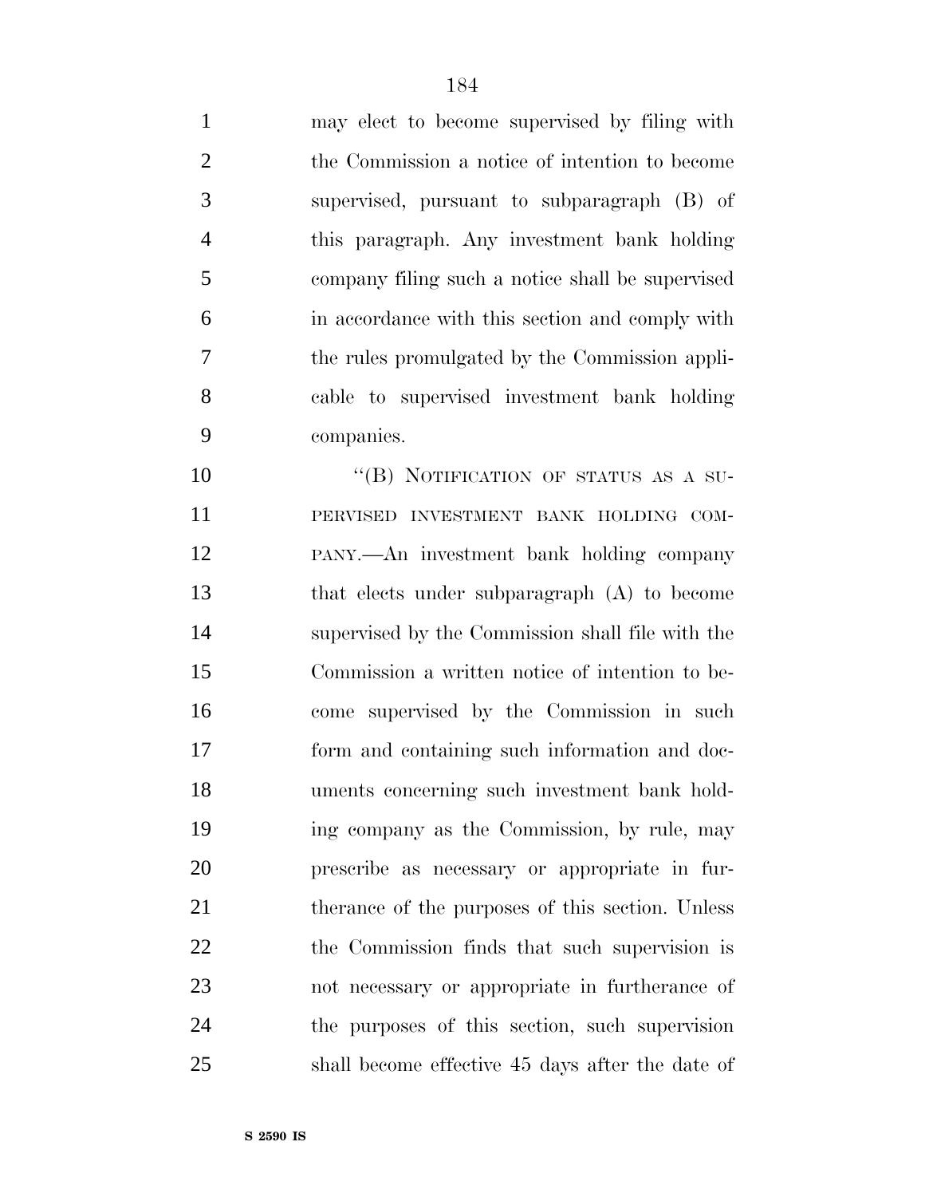may elect to become supervised by filing with the Commission a notice of intention to become supervised, pursuant to subparagraph (B) of this paragraph. Any investment bank holding company filing such a notice shall be supervised in accordance with this section and comply with the rules promulgated by the Commission applicable to supervised investment bank holding companies.

"(B) NOTIFICATION OF STATUS AS A SUPERVISED INVESTMENT BANK HOLDING COMPANY.—An investment bank holding company that elects under subparagraph (A) to become supervised by the Commission shall file with the Commission a written notice of intention to become supervised by the Commission in such form and containing such information and documents concerning such investment bank holding company as the Commission, by rule, may prescribe as necessary or appropriate in furtherance of the purposes of this section. Unless the Commission finds that such supervision is not necessary or appropriate in furtherance of the purposes of this section, such supervision shall become effective 45 days after the date of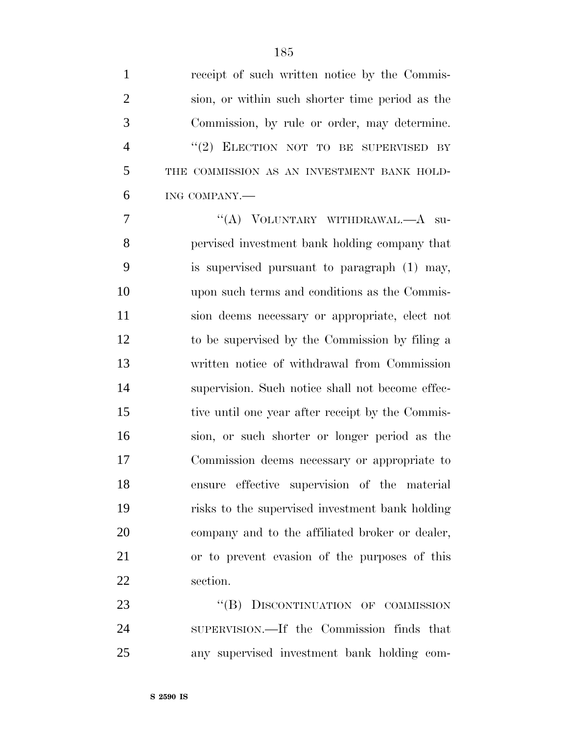receipt of such written notice by the Commission, or within such shorter time period as the Commission, by rule or order, may determine.

"(2) ELECTION NOT TO BE SUPERVISED BY THE COMMISSION AS AN INVESTMENT BANK HOLDING COMPANY.—

"(A) VOLUNTARY WITHDRAWAL.—A supervised investment bank holding company that is supervised pursuant to paragraph (1) may, upon such terms and conditions as the Commission deems necessary or appropriate, elect not to be supervised by the Commission by filing a written notice of withdrawal from Commission supervision. Such notice shall not become effective until one year after receipt by the Commission, or such shorter or longer period as the Commission deems necessary or appropriate to ensure effective supervision of the material risks to the supervised investment bank holding company and to the affiliated broker or dealer, or to prevent evasion of the purposes of this section.

"(B) DISCONTINUATION OF COMMISSION SUPERVISION.—If the Commission finds that any supervised investment bank holding com-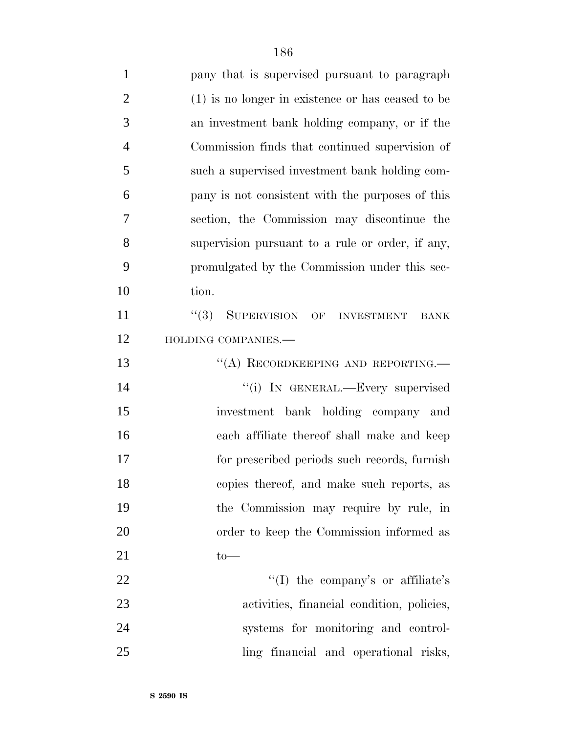pany that is supervised pursuant to paragraph (1) is no longer in existence or has ceased to be an investment bank holding company, or if the Commission finds that continued supervision of such a supervised investment bank holding company is not consistent with the purposes of this section, the Commission may discontinue the supervision pursuant to a rule or order, if any, promulgated by the Commission under this section.

''(3) SUPERVISION OF INVESTMENT BANK HOLDING COMPANIES.—

''(A) RECORDKEEPING AND REPORTING.—

''(i) IN GENERAL.—Every supervised investment bank holding company and each affiliate thereof shall make and keep for prescribed periods such records, furnish copies thereof, and make such reports, as the Commission may require by rule, in order to keep the Commission informed as to—

''(I) the company's or affiliate's activities, financial condition, policies, systems for monitoring and controlling financial and operational risks,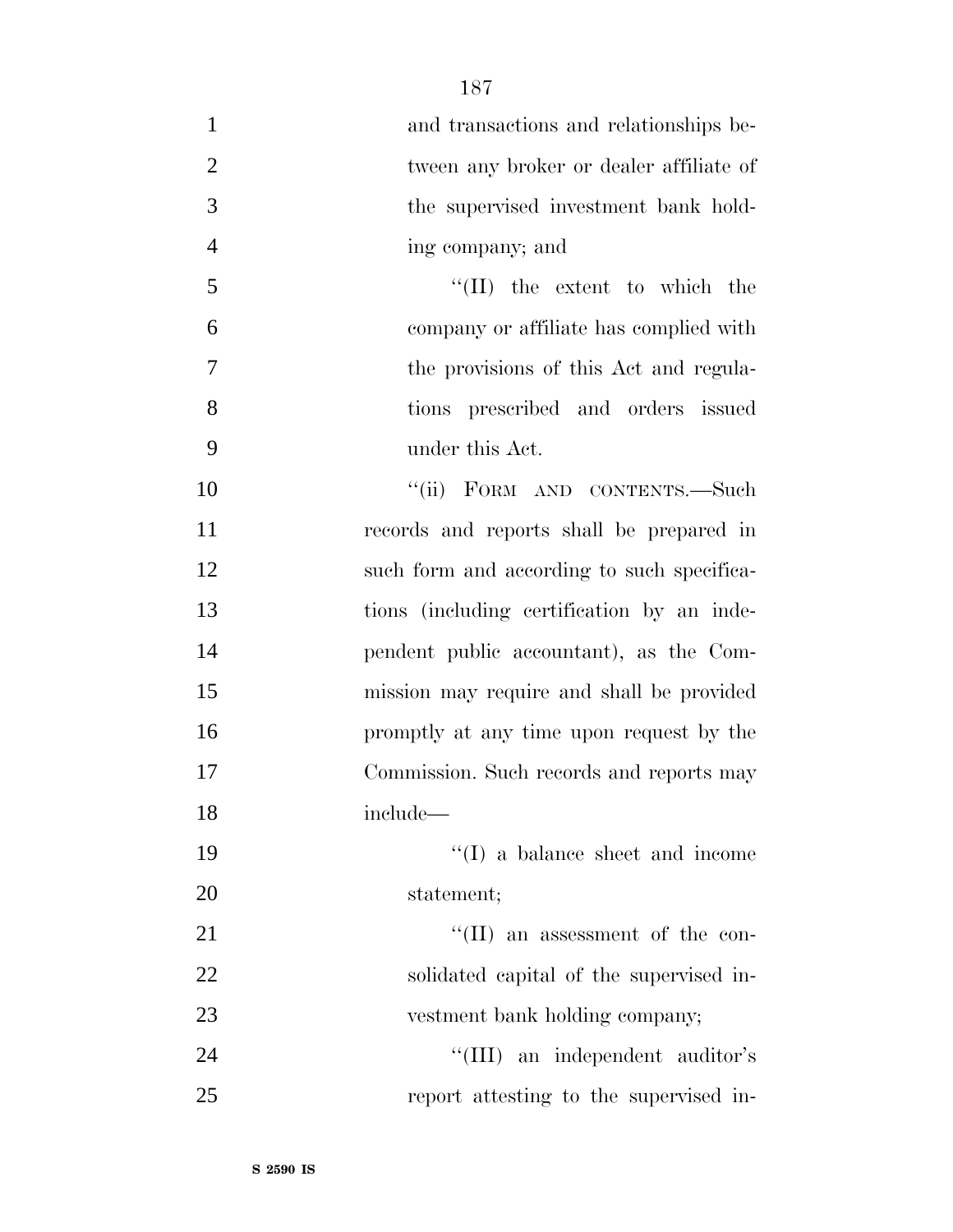and transactions and relationships between any broker or dealer affiliate of the supervised investment bank holding company; and

''(II) the extent to which the company or affiliate has complied with the provisions of this Act and regulations prescribed and orders issued under this Act.

''(ii) FORM AND CONTENTS.—Such records and reports shall be prepared in such form and according to such specifications (including certification by an independent public accountant), as the Commission may require and shall be provided promptly at any time upon request by the Commission. Such records and reports may include—

''(I) a balance sheet and income statement;

''(II) an assessment of the consolidated capital of the supervised investment bank holding company;

''(III) an independent auditor's report attesting to the supervised in-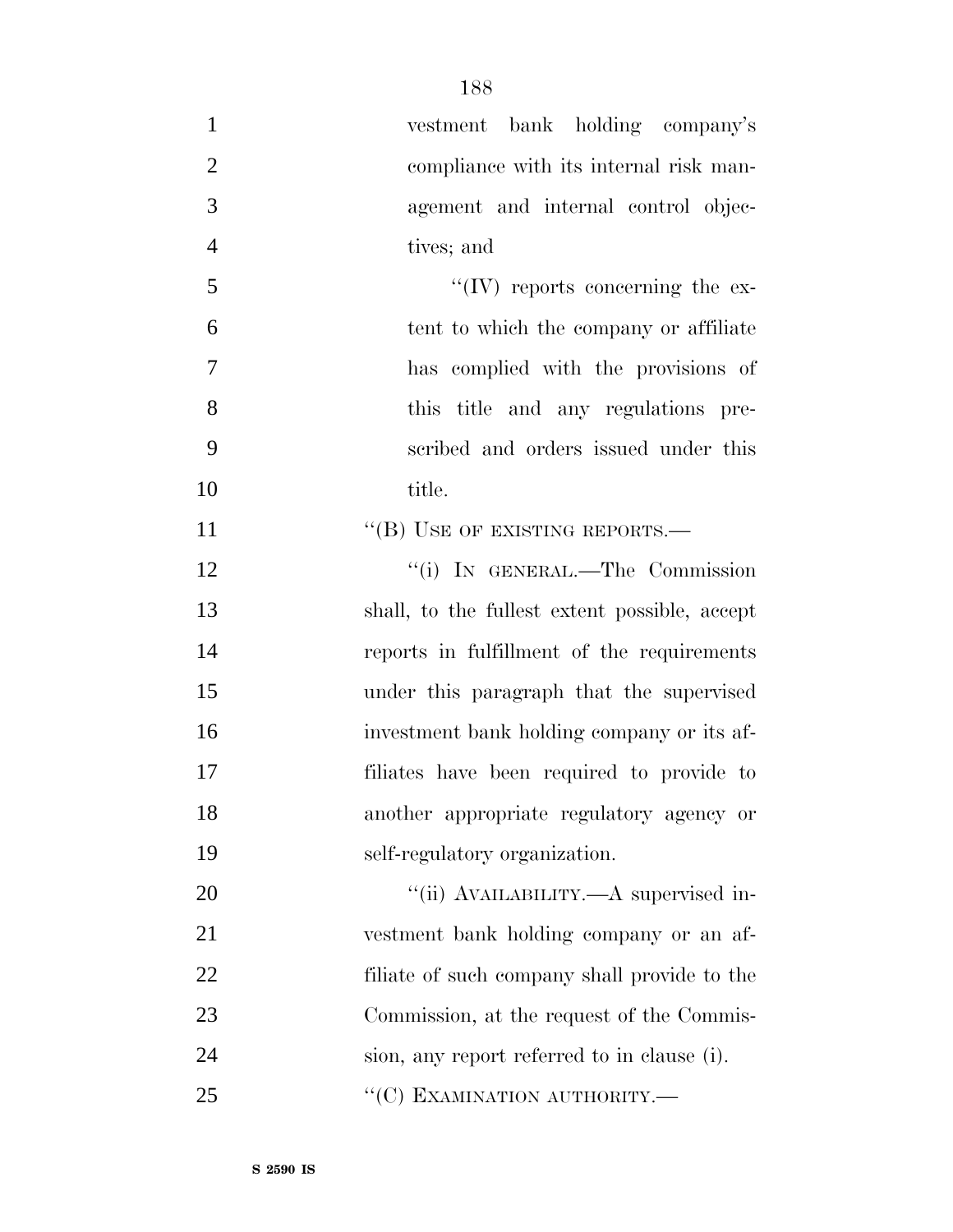vestment bank holding company's compliance with its internal risk management and internal control objectives; and

''(IV) reports concerning the extent to which the company or affiliate has complied with the provisions of this title and any regulations prescribed and orders issued under this title.

''(B) USE OF EXISTING REPORTS.—

''(i) IN GENERAL.—The Commission shall, to the fullest extent possible, accept reports in fulfillment of the requirements under this paragraph that the supervised investment bank holding company or its affiliates have been required to provide to another appropriate regulatory agency or self-regulatory organization.

''(ii) AVAILABILITY.—A supervised investment bank holding company or an affiliate of such company shall provide to the Commission, at the request of the Commission, any report referred to in clause (i).

''(C) EXAMINATION AUTHORITY.—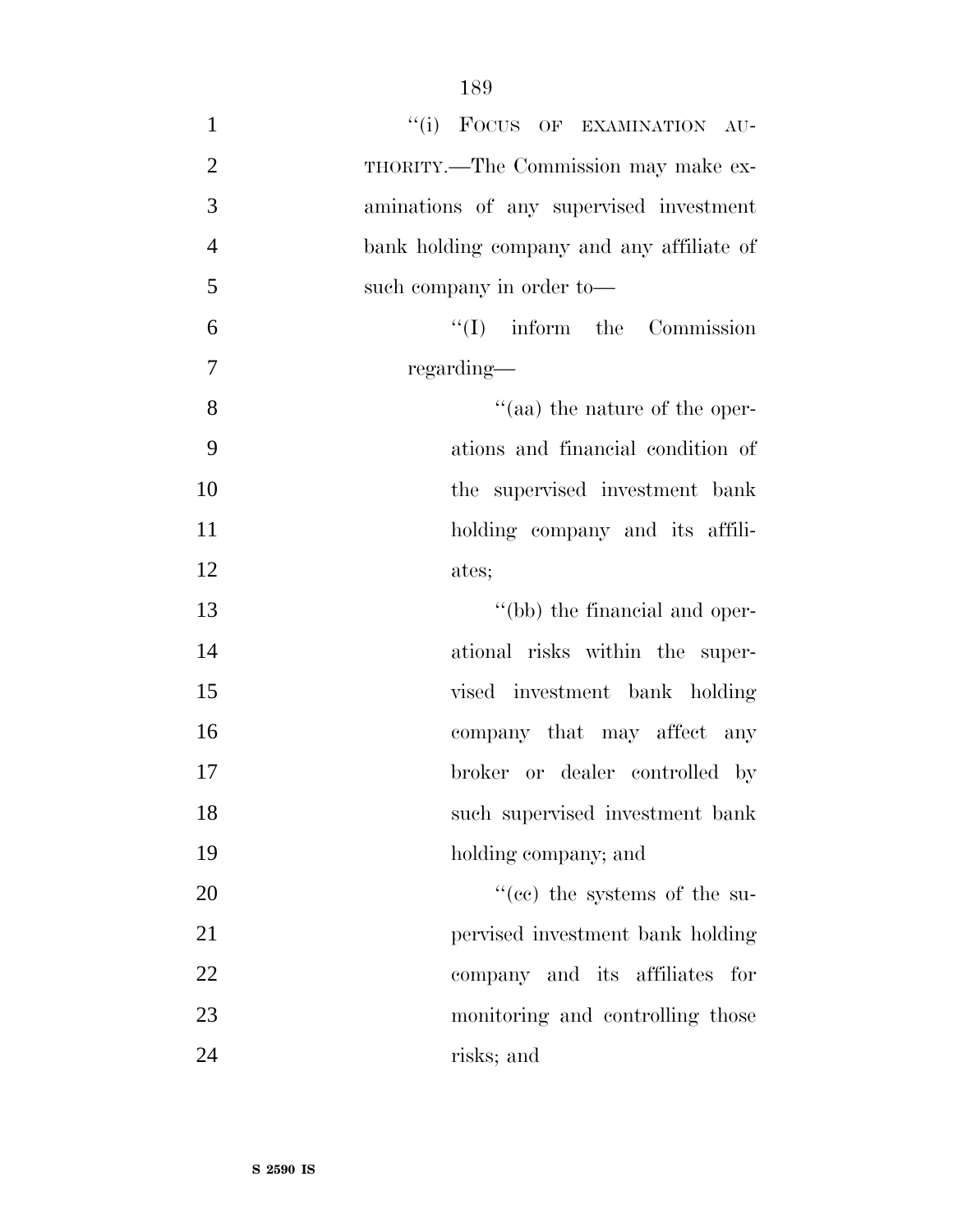"(i) FOCUS OF EXAMINATION AUTHORITY.—The Commission may make examinations of any supervised investment bank holding company and any affiliate of such company in order to—

"(I) inform the Commission regarding—

"(aa) the nature of the operations and financial condition of the supervised investment bank holding company and its affiliates;

"(bb) the financial and operational risks within the supervised investment bank holding company that may affect any broker or dealer controlled by such supervised investment bank holding company; and

"(cc) the systems of the supervised investment bank holding company and its affiliates for monitoring and controlling those risks; and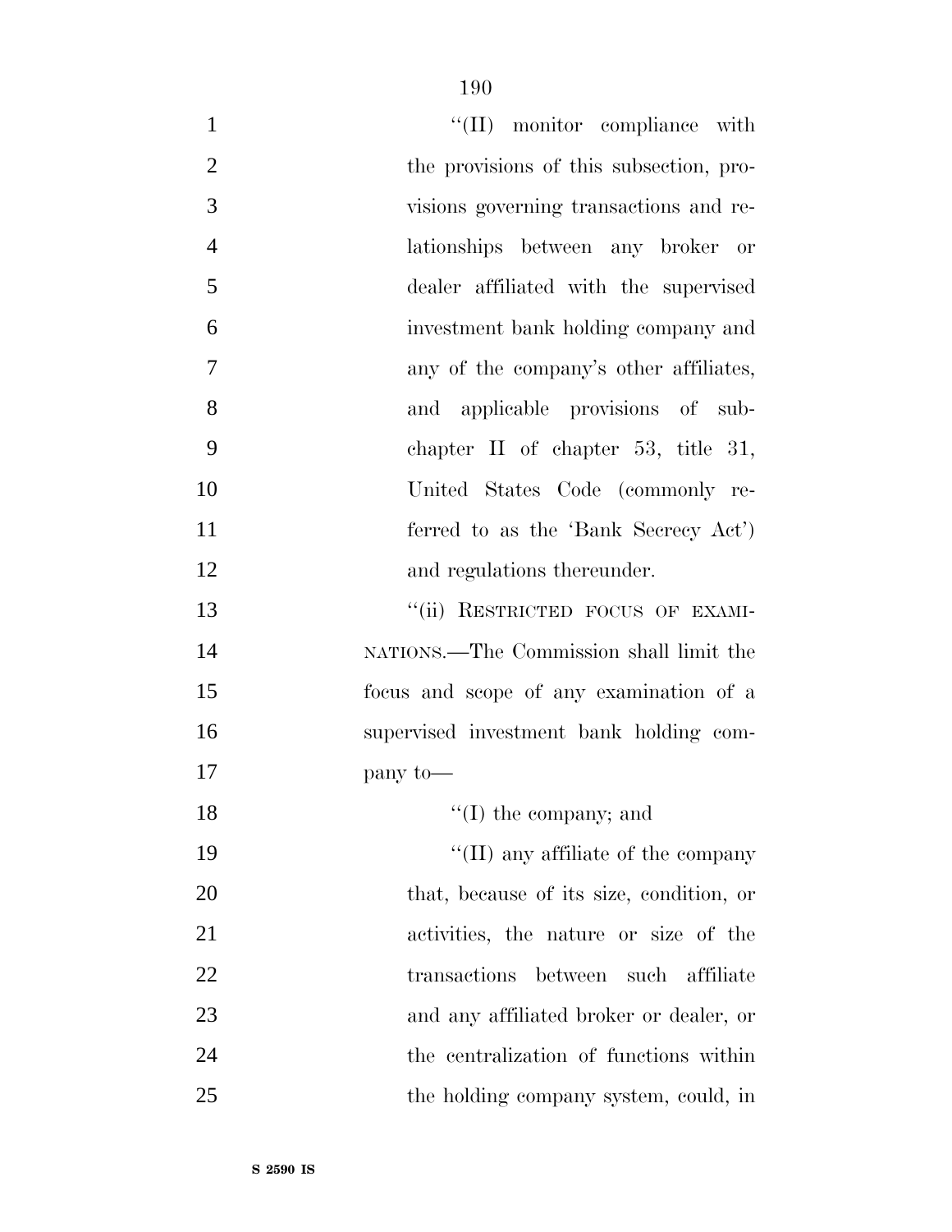''(II) monitor compliance with the provisions of this subsection, provisions governing transactions and relationships between any broker or dealer affiliated with the supervised investment bank holding company and any of the company's other affiliates, and applicable provisions of subchapter II of chapter 53, title 31, United States Code (commonly referred to as the 'Bank Secrecy Act') and regulations thereunder.

''(ii) RESTRICTED FOCUS OF EXAMINATIONS.—The Commission shall limit the focus and scope of any examination of a supervised investment bank holding company to—

''(I) the company; and

''(II) any affiliate of the company that, because of its size, condition, or activities, the nature or size of the transactions between such affiliate and any affiliated broker or dealer, or the centralization of functions within the holding company system, could, in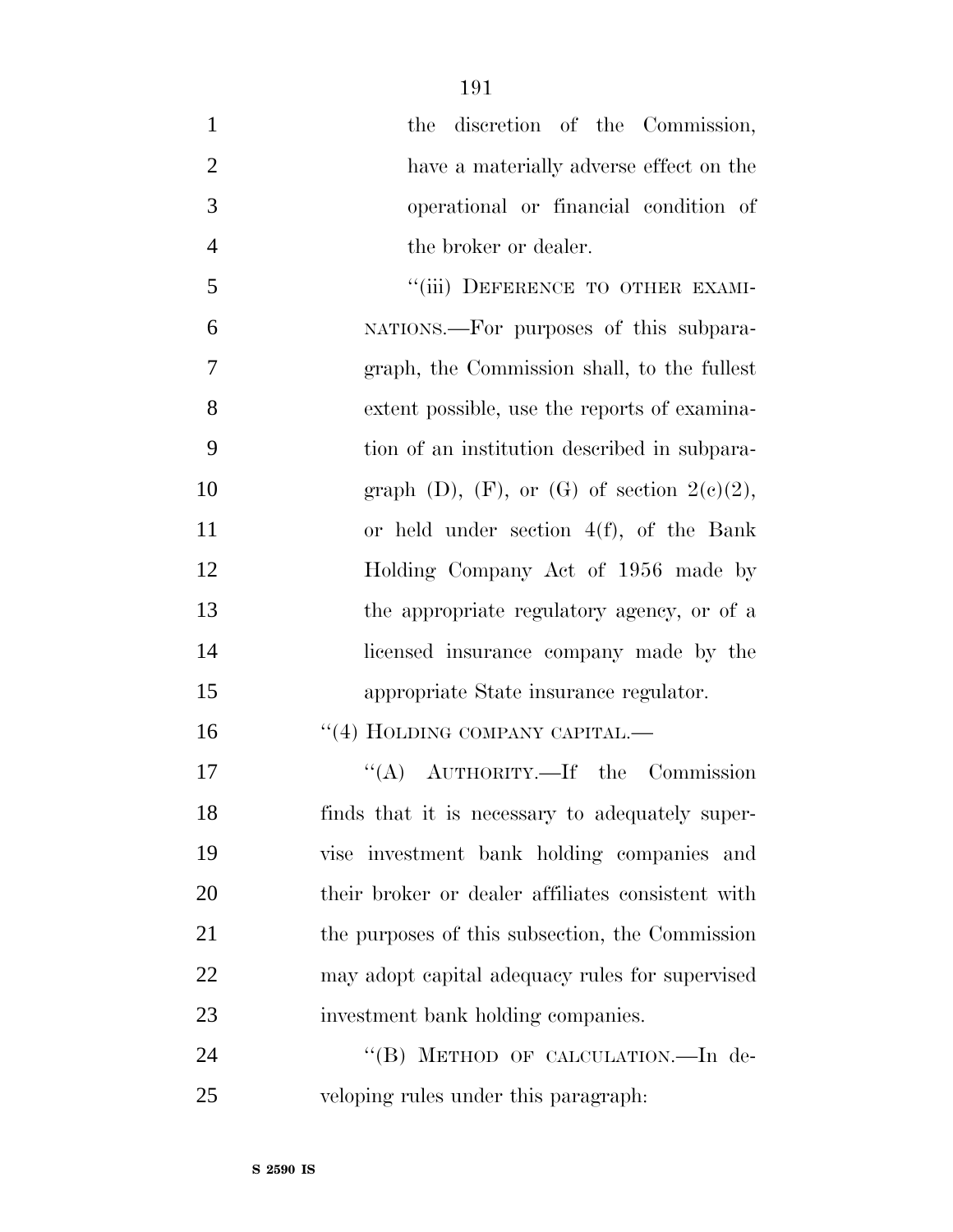the discretion of the Commission, have a materially adverse effect on the operational or financial condition of the broker or dealer.

"(iii) DEFERENCE TO OTHER EXAMINATIONS.—For purposes of this subparagraph, the Commission shall, to the fullest extent possible, use the reports of examination of an institution described in subparagraph (D), (F), or (G) of section 2(c)(2), or held under section 4(f), of the Bank Holding Company Act of 1956 made by the appropriate regulatory agency, or of a licensed insurance company made by the appropriate State insurance regulator.

"(4) HOLDING COMPANY CAPITAL.—

"(A) AUTHORITY.—If the Commission finds that it is necessary to adequately supervise investment bank holding companies and their broker or dealer affiliates consistent with the purposes of this subsection, the Commission may adopt capital adequacy rules for supervised investment bank holding companies.

"(B) METHOD OF CALCULATION.—In developing rules under this paragraph: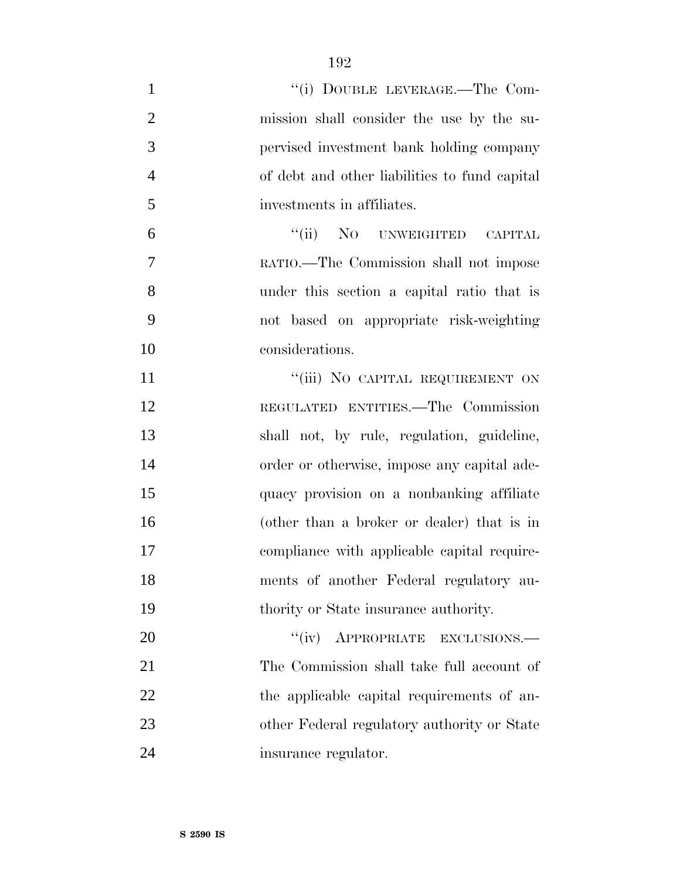"(i) DOUBLE LEVERAGE.—The Commission shall consider the use by the supervised investment bank holding company of debt and other liabilities to fund capital investments in affiliates.

"(ii) NO UNWEIGHTED CAPITAL RATIO.—The Commission shall not impose under this section a capital ratio that is not based on appropriate risk-weighting considerations.

"(iii) NO CAPITAL REQUIREMENT ON REGULATED ENTITIES.—The Commission shall not, by rule, regulation, guideline, order or otherwise, impose any capital adequacy provision on a nonbanking affiliate (other than a broker or dealer) that is in compliance with applicable capital requirements of another Federal regulatory authority or State insurance authority.

"(iv) APPROPRIATE EXCLUSIONS.—The Commission shall take full account of the applicable capital requirements of another Federal regulatory authority or State insurance regulator.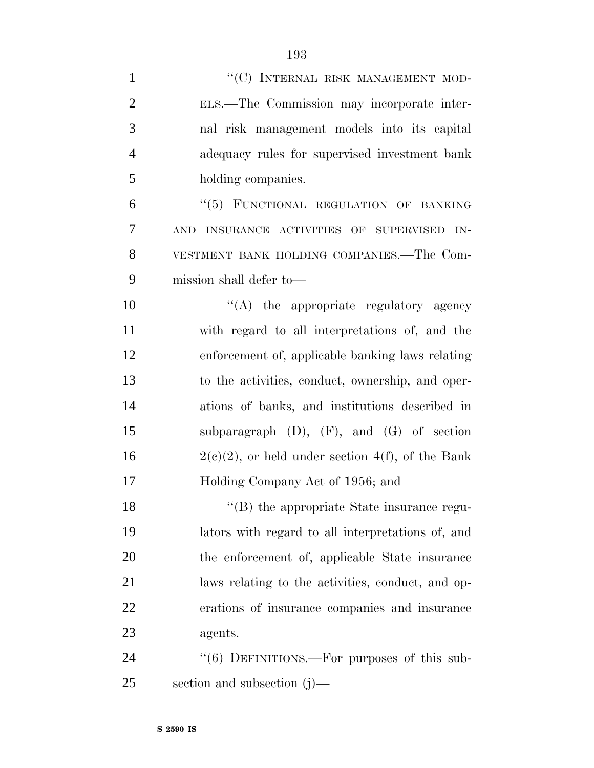"(C) INTERNAL RISK MANAGEMENT MODELS.—The Commission may incorporate internal risk management models into its capital adequacy rules for supervised investment bank holding companies.

"(5) FUNCTIONAL REGULATION OF BANKING AND INSURANCE ACTIVITIES OF SUPERVISED INVESTMENT BANK HOLDING COMPANIES.—The Commission shall defer to—

"(A) the appropriate regulatory agency with regard to all interpretations of, and the enforcement of, applicable banking laws relating to the activities, conduct, ownership, and operations of banks, and institutions described in subparagraph (D), (F), and (G) of section 2(c)(2), or held under section 4(f), of the Bank Holding Company Act of 1956; and

"(B) the appropriate State insurance regulators with regard to all interpretations of, and the enforcement of, applicable State insurance laws relating to the activities, conduct, and operations of insurance companies and insurance agents.

"(6) DEFINITIONS.—For purposes of this subsection and subsection (j)—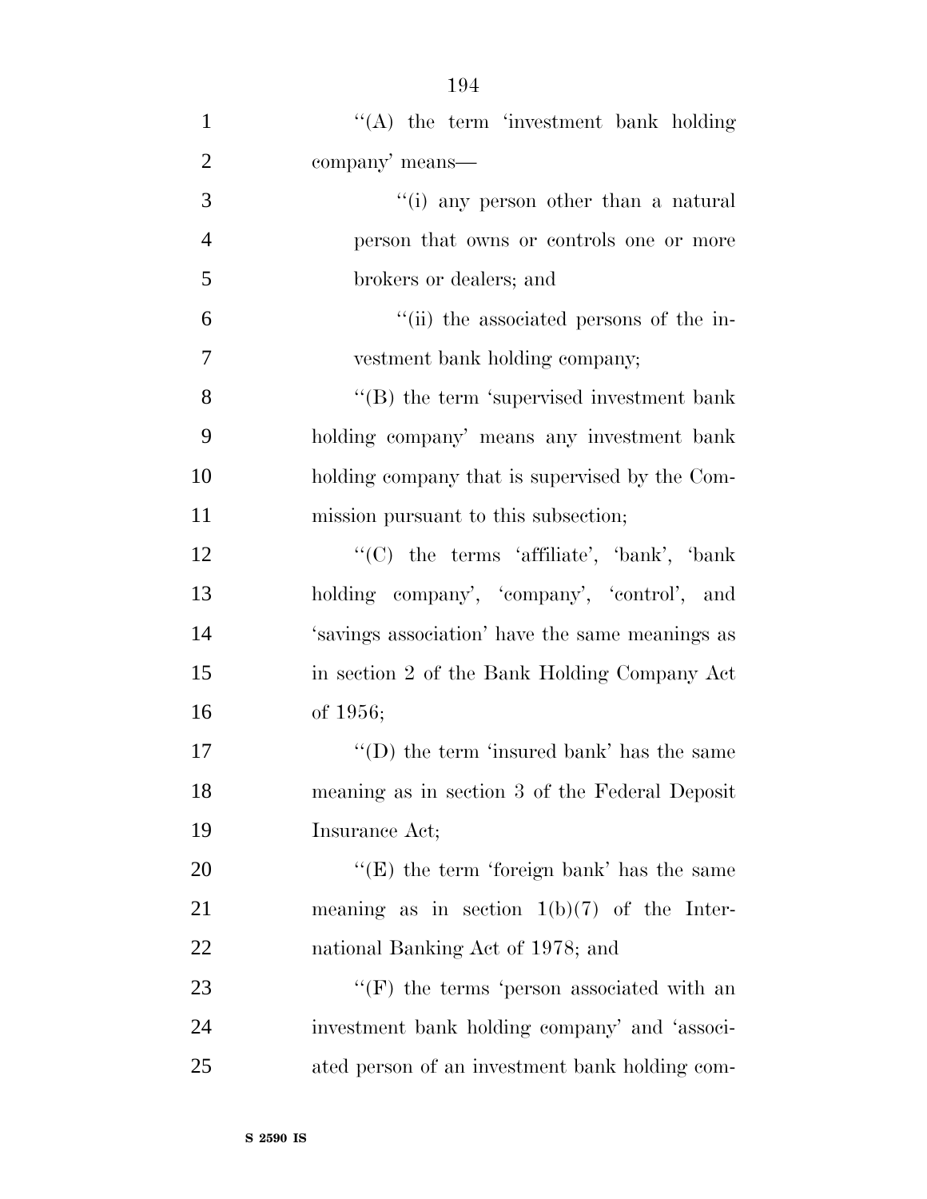''(A) the term 'investment bank holding company' means—

''(i) any person other than a natural person that owns or controls one or more brokers or dealers; and

''(ii) the associated persons of the investment bank holding company;

''(B) the term 'supervised investment bank holding company' means any investment bank holding company that is supervised by the Commission pursuant to this subsection;

''(C) the terms 'affiliate', 'bank', 'bank holding company', 'company', 'control', and 'savings association' have the same meanings as in section 2 of the Bank Holding Company Act of 1956;

''(D) the term 'insured bank' has the same meaning as in section 3 of the Federal Deposit Insurance Act;

''(E) the term 'foreign bank' has the same meaning as in section 1(b)(7) of the International Banking Act of 1978; and

''(F) the terms 'person associated with an investment bank holding company' and 'associated person of an investment bank holding com-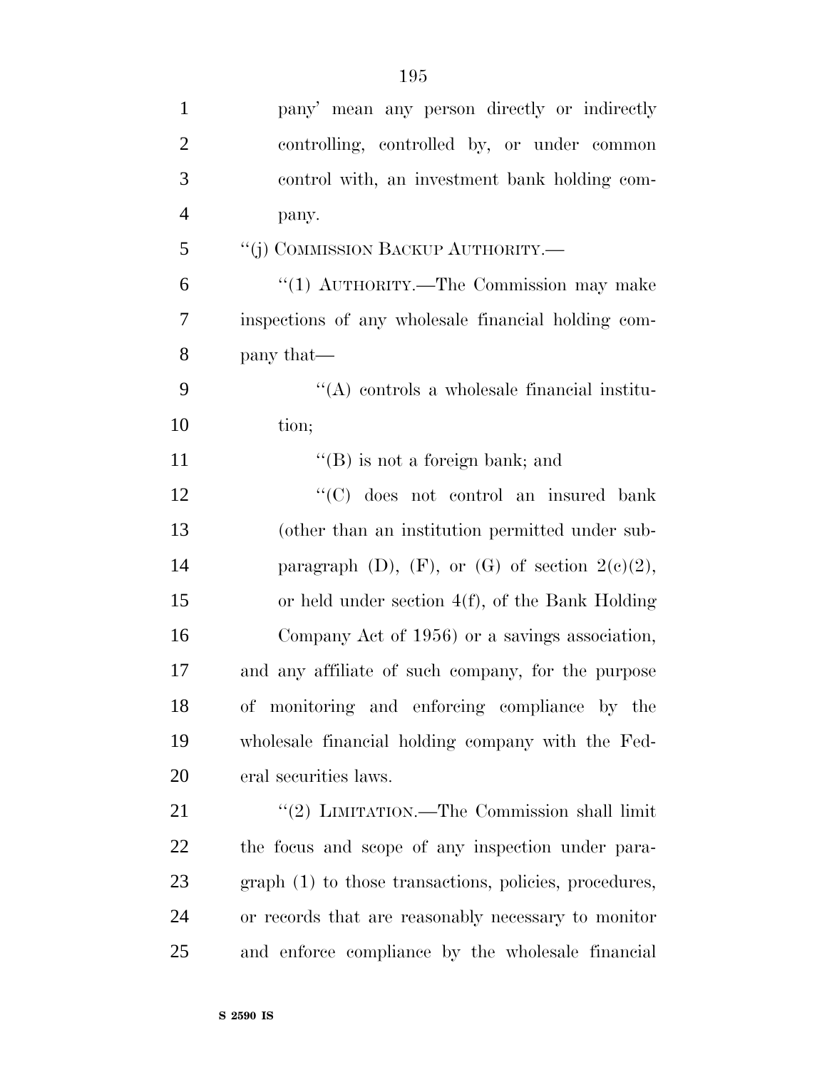pany' mean any person directly or indirectly controlling, controlled by, or under common control with, an investment bank holding company.

''(j) COMMISSION BACKUP AUTHORITY.—

''(1) AUTHORITY.—The Commission may make inspections of any wholesale financial holding company that—

''(A) controls a wholesale financial institution;

''(B) is not a foreign bank; and

''(C) does not control an insured bank (other than an institution permitted under subparagraph (D), (F), or (G) of section 2(c)(2), or held under section 4(f), of the Bank Holding Company Act of 1956) or a savings association,

and any affiliate of such company, for the purpose of monitoring and enforcing compliance by the wholesale financial holding company with the Federal securities laws.

''(2) LIMITATION.—The Commission shall limit the focus and scope of any inspection under paragraph (1) to those transactions, policies, procedures, or records that are reasonably necessary to monitor and enforce compliance by the wholesale financial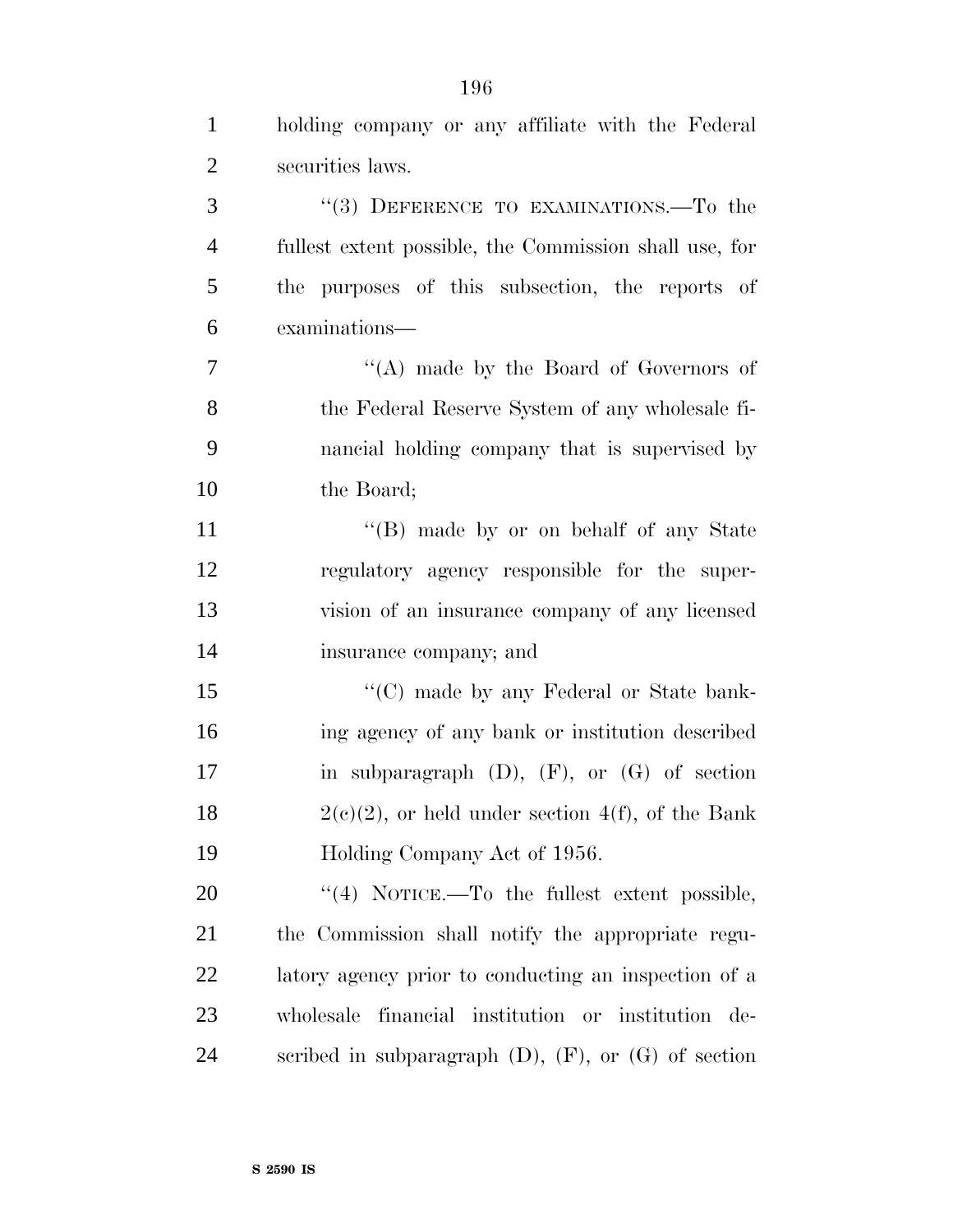holding company or any affiliate with the Federal securities laws.

"(3) DEFERENCE TO EXAMINATIONS.—To the fullest extent possible, the Commission shall use, for the purposes of this subsection, the reports of examinations—

"(A) made by the Board of Governors of the Federal Reserve System of any wholesale financial holding company that is supervised by the Board;

"(B) made by or on behalf of any State regulatory agency responsible for the supervision of an insurance company of any licensed insurance company; and

"(C) made by any Federal or State banking agency of any bank or institution described in subparagraph (D), (F), or (G) of section 2(c)(2), or held under section 4(f), of the Bank Holding Company Act of 1956.

"(4) NOTICE.—To the fullest extent possible, the Commission shall notify the appropriate regulatory agency prior to conducting an inspection of a wholesale financial institution or institution described in subparagraph (D), (F), or (G) of section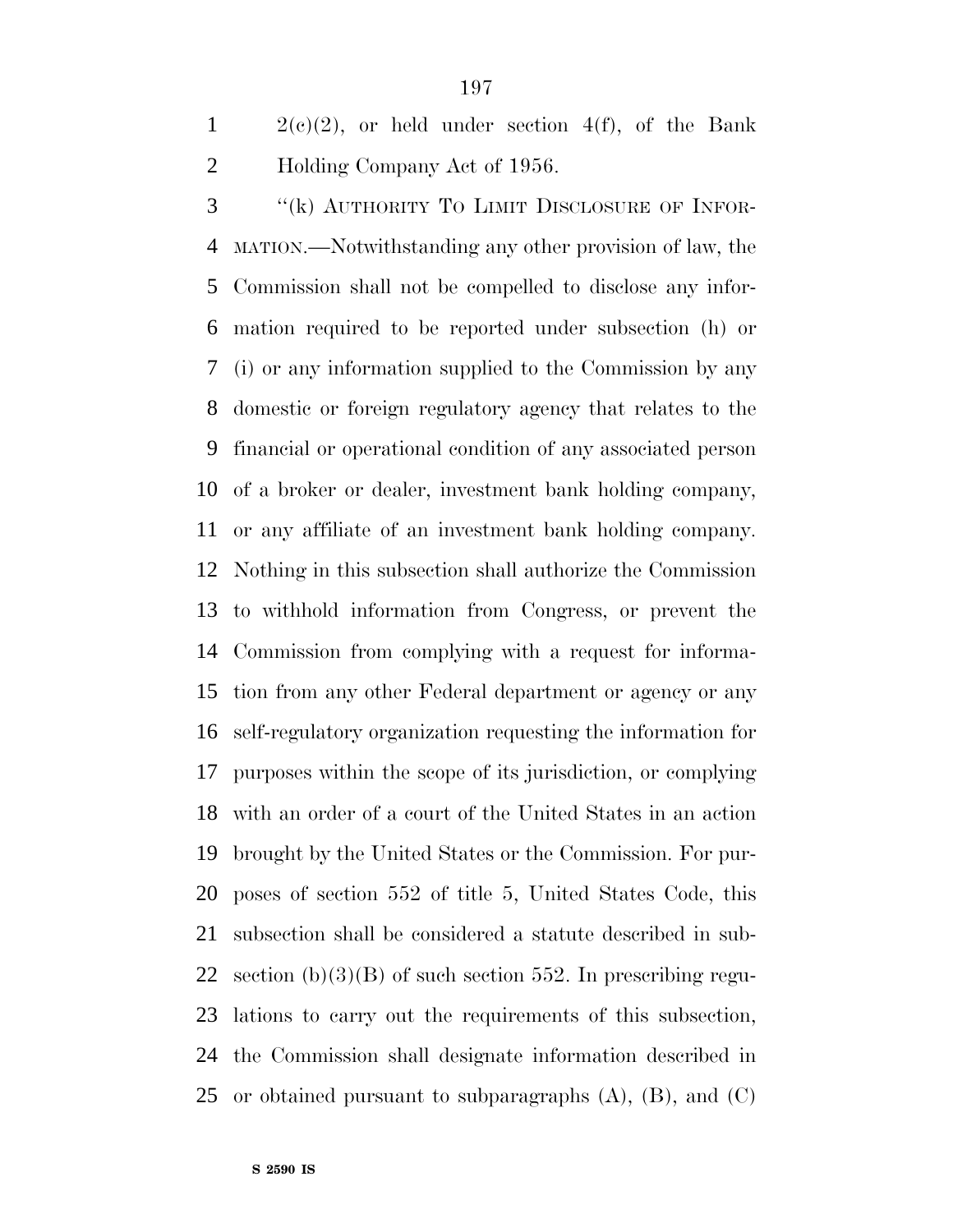2(c)(2), or held under section 4(f), of the Bank Holding Company Act of 1956.

"(k) AUTHORITY TO LIMIT DISCLOSURE OF INFORMATION.—Notwithstanding any other provision of law, the Commission shall not be compelled to disclose any information required to be reported under subsection (h) or (i) or any information supplied to the Commission by any domestic or foreign regulatory agency that relates to the financial or operational condition of any associated person of a broker or dealer, investment bank holding company, or any affiliate of an investment bank holding company. Nothing in this subsection shall authorize the Commission to withhold information from Congress, or prevent the Commission from complying with a request for information from any other Federal department or agency or any self-regulatory organization requesting the information for purposes within the scope of its jurisdiction, or complying with an order of a court of the United States in an action brought by the United States or the Commission. For purposes of section 552 of title 5, United States Code, this subsection shall be considered a statute described in subsection (b)(3)(B) of such section 552. In prescribing regulations to carry out the requirements of this subsection, the Commission shall designate information described in or obtained pursuant to subparagraphs (A), (B), and (C)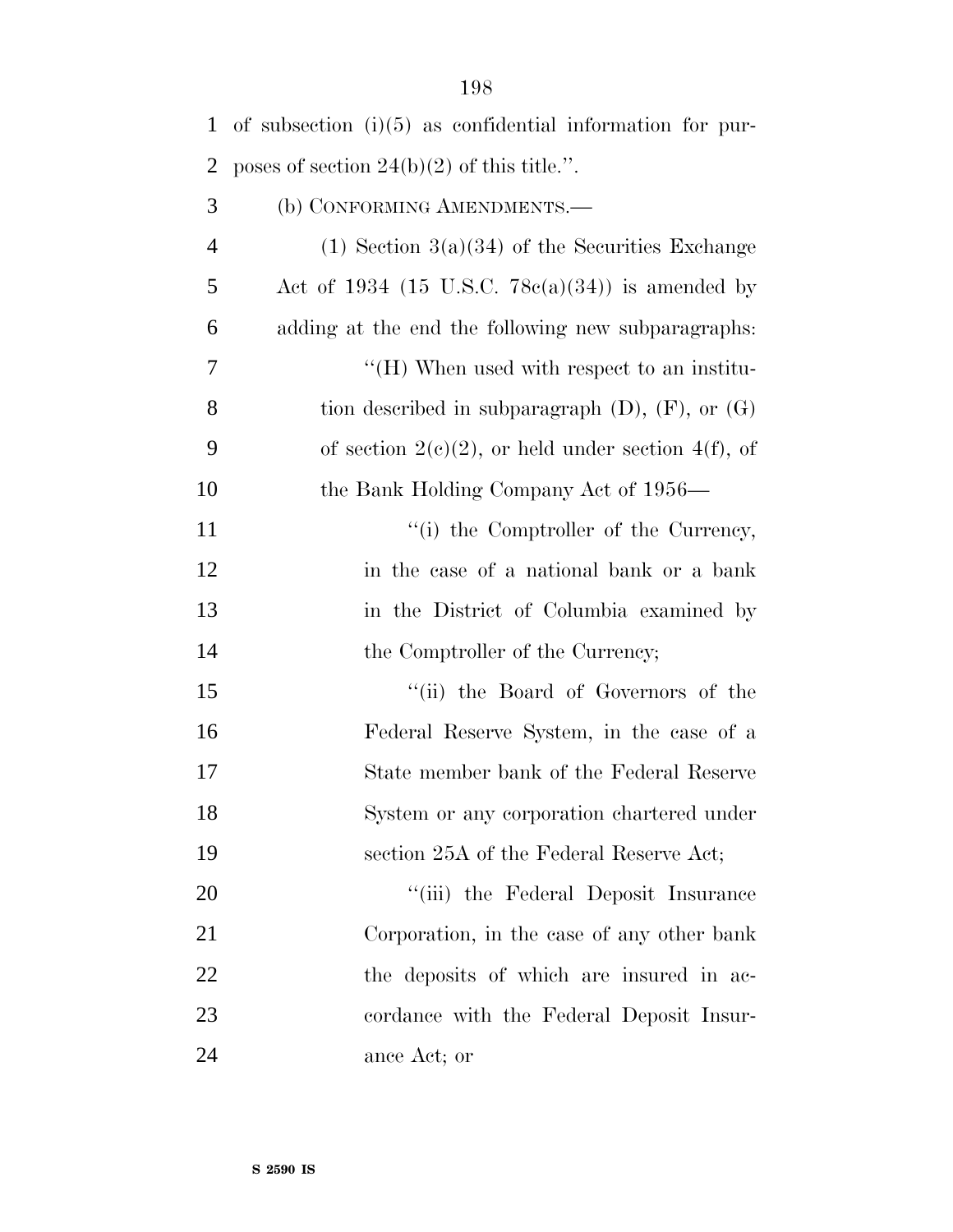of subsection (i)(5) as confidential information for purposes of section 24(b)(2) of this title.''.

(b) CONFORMING AMENDMENTS.—

(1) Section 3(a)(34) of the Securities Exchange Act of 1934 (15 U.S.C. 78c(a)(34)) is amended by adding at the end the following new subparagraphs:

''(H) When used with respect to an institution described in subparagraph (D), (F), or (G) of section 2(c)(2), or held under section 4(f), of the Bank Holding Company Act of 1956—

''(i) the Comptroller of the Currency, in the case of a national bank or a bank in the District of Columbia examined by the Comptroller of the Currency;

''(ii) the Board of Governors of the Federal Reserve System, in the case of a State member bank of the Federal Reserve System or any corporation chartered under section 25A of the Federal Reserve Act;

''(iii) the Federal Deposit Insurance Corporation, in the case of any other bank the deposits of which are insured in accordance with the Federal Deposit Insurance Act; or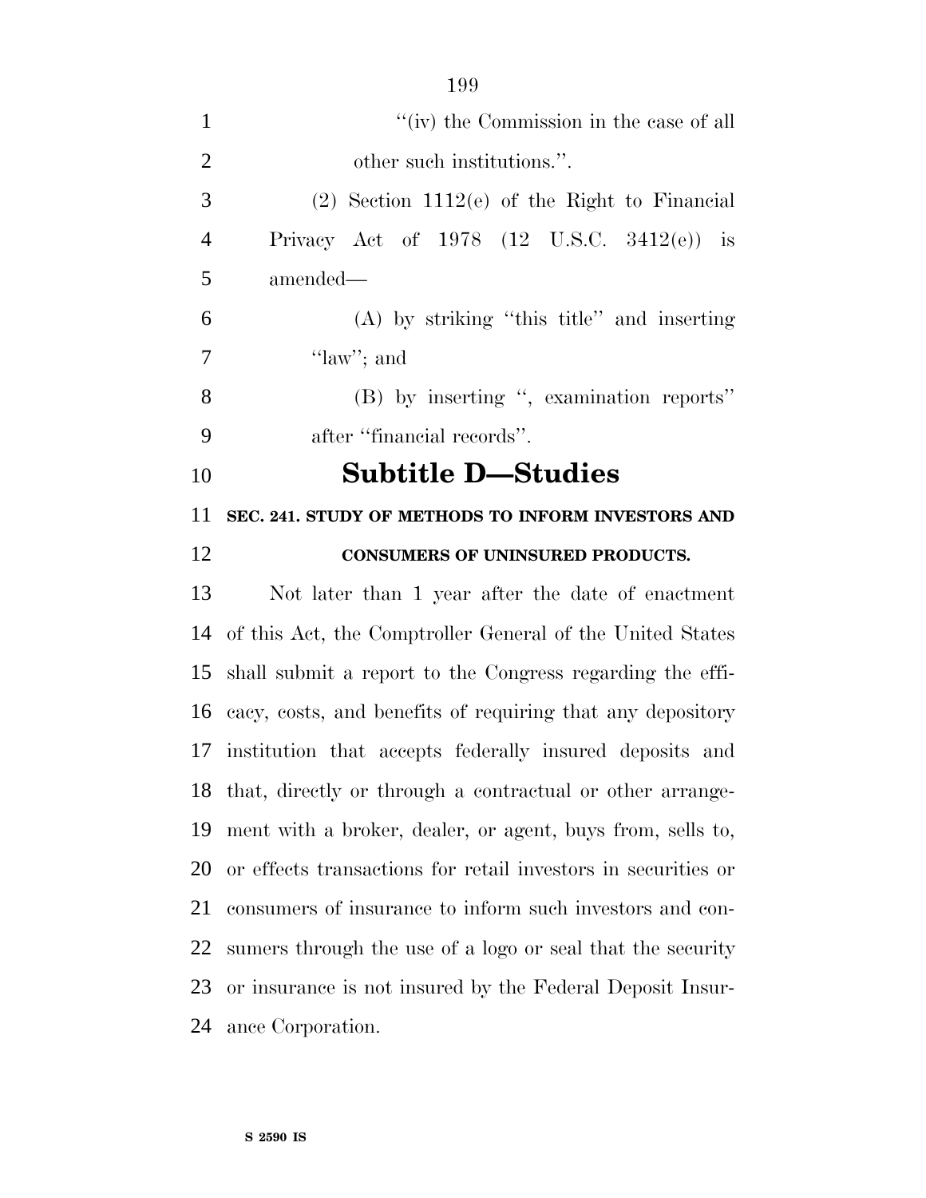''(iv) the Commission in the case of all other such institutions.''.

(2) Section 1112(e) of the Right to Financial Privacy Act of 1978 (12 U.S.C. 3412(e)) is amended—

(A) by striking ''this title'' and inserting ''law''; and

(B) by inserting '', examination reports'' after ''financial records''.

## Subtitle D—Studies

### SEC. 241. STUDY OF METHODS TO INFORM INVESTORS AND CONSUMERS OF UNINSURED PRODUCTS.

Not later than 1 year after the date of enactment of this Act, the Comptroller General of the United States shall submit a report to the Congress regarding the efficacy, costs, and benefits of requiring that any depository institution that accepts federally insured deposits and that, directly or through a contractual or other arrangement with a broker, dealer, or agent, buys from, sells to, or effects transactions for retail investors in securities or consumers of insurance to inform such investors and consumers through the use of a logo or seal that the security or insurance is not insured by the Federal Deposit Insurance Corporation.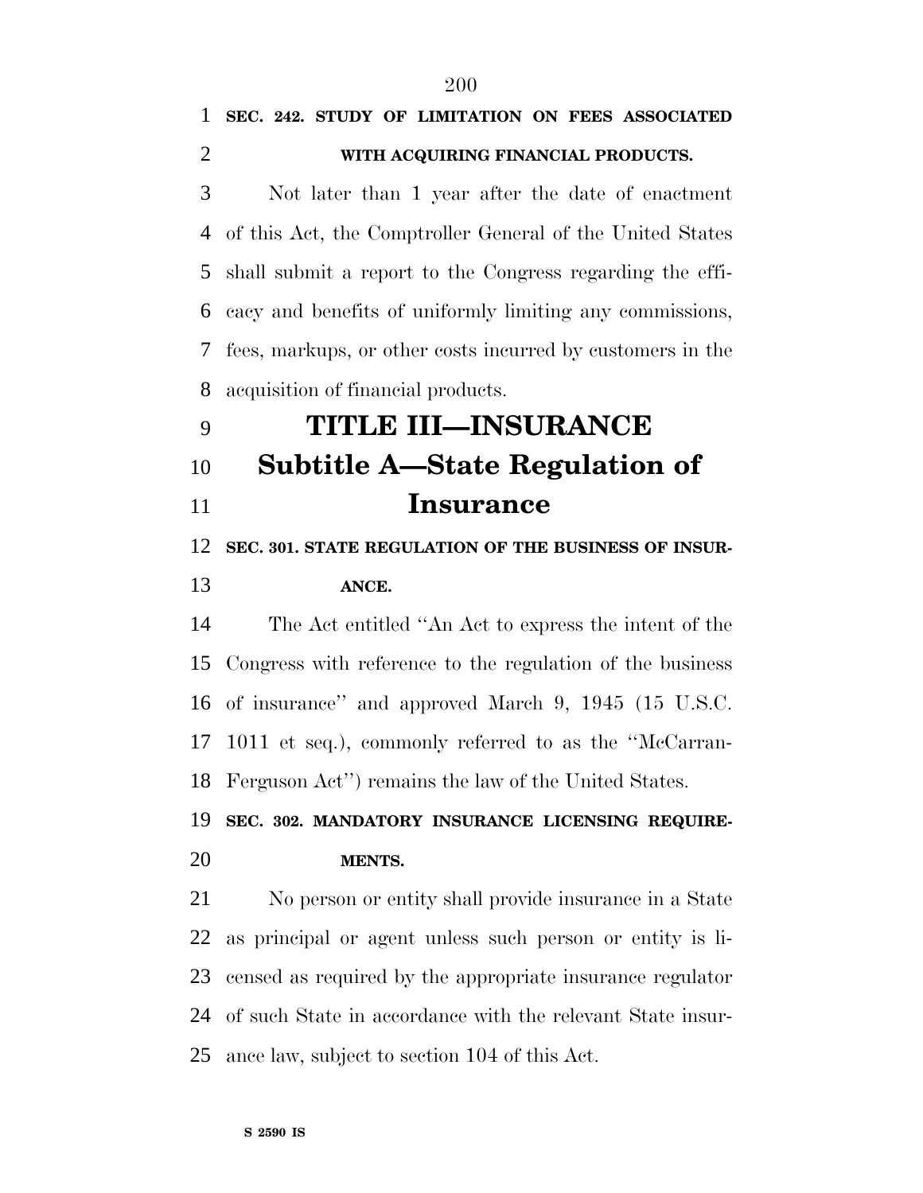**SEC. 242. STUDY OF LIMITATION ON FEES ASSOCIATED WITH ACQUIRING FINANCIAL PRODUCTS.**

Not later than 1 year after the date of enactment of this Act, the Comptroller General of the United States shall submit a report to the Congress regarding the efficacy and benefits of uniformly limiting any commissions, fees, markups, or other costs incurred by customers in the acquisition of financial products.

# TITLE III—INSURANCE

## Subtitle A—State Regulation of Insurance

**SEC. 301. STATE REGULATION OF THE BUSINESS OF INSURANCE.**

The Act entitled ''An Act to express the intent of the Congress with reference to the regulation of the business of insurance'' and approved March 9, 1945 (15 U.S.C. 1011 et seq.), commonly referred to as the ''McCarran-Ferguson Act'') remains the law of the United States.

**SEC. 302. MANDATORY INSURANCE LICENSING REQUIREMENTS.**

No person or entity shall provide insurance in a State as principal or agent unless such person or entity is licensed as required by the appropriate insurance regulator of such State in accordance with the relevant State insurance law, subject to section 104 of this Act.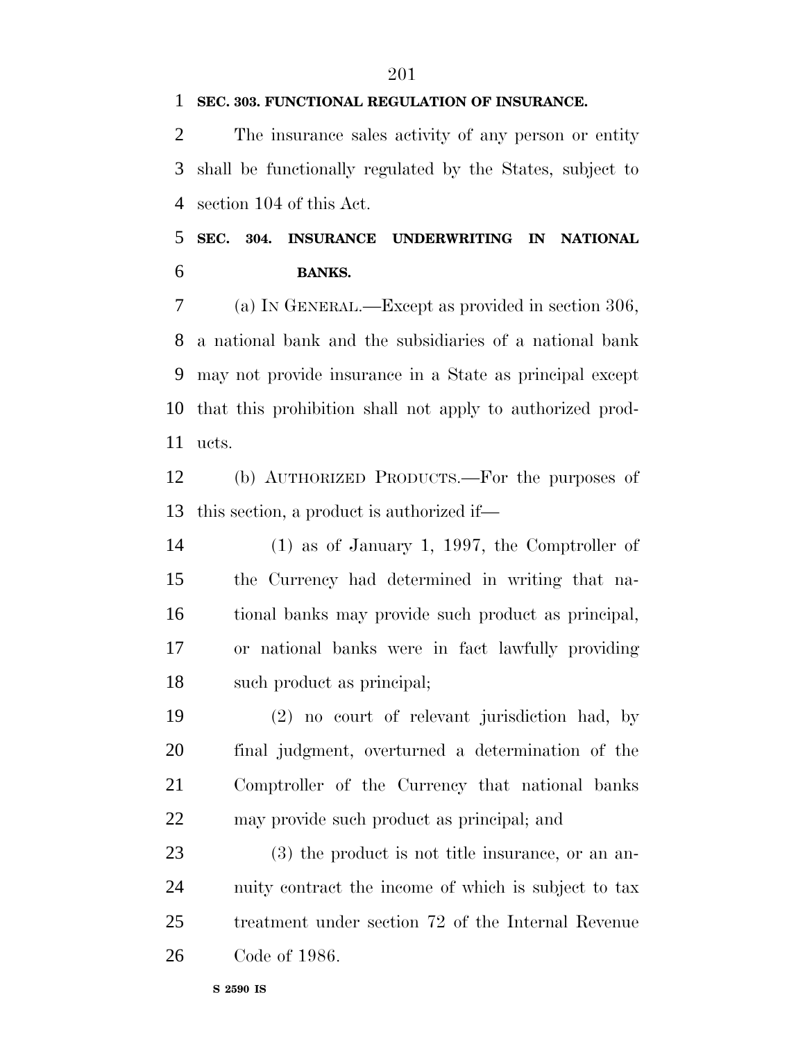**SEC. 303. FUNCTIONAL REGULATION OF INSURANCE.**

The insurance sales activity of any person or entity shall be functionally regulated by the States, subject to section 104 of this Act.

**SEC. 304. INSURANCE UNDERWRITING IN NATIONAL BANKS.**

(a) IN GENERAL.—Except as provided in section 306, a national bank and the subsidiaries of a national bank may not provide insurance in a State as principal except that this prohibition shall not apply to authorized products.

(b) AUTHORIZED PRODUCTS.—For the purposes of this section, a product is authorized if—

(1) as of January 1, 1997, the Comptroller of the Currency had determined in writing that national banks may provide such product as principal, or national banks were in fact lawfully providing such product as principal;

(2) no court of relevant jurisdiction had, by final judgment, overturned a determination of the Comptroller of the Currency that national banks may provide such product as principal; and

(3) the product is not title insurance, or an annuity contract the income of which is subject to tax treatment under section 72 of the Internal Revenue Code of 1986.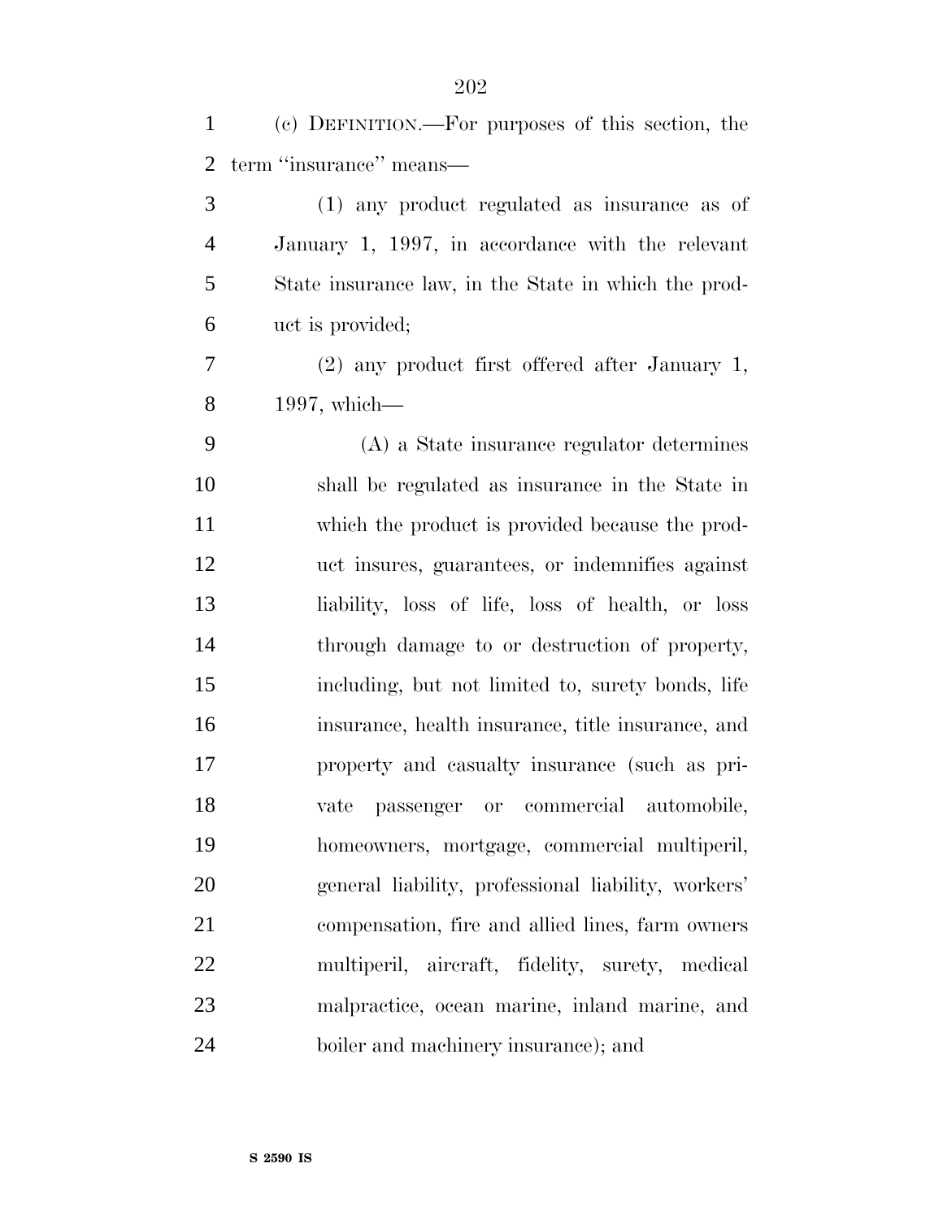(c) DEFINITION.—For purposes of this section, the term ''insurance'' means—

(1) any product regulated as insurance as of January 1, 1997, in accordance with the relevant State insurance law, in the State in which the product is provided;

(2) any product first offered after January 1, 1997, which—

(A) a State insurance regulator determines shall be regulated as insurance in the State in which the product is provided because the product insures, guarantees, or indemnifies against liability, loss of life, loss of health, or loss through damage to or destruction of property, including, but not limited to, surety bonds, life insurance, health insurance, title insurance, and property and casualty insurance (such as private passenger or commercial automobile, homeowners, mortgage, commercial multiperil, general liability, professional liability, workers' compensation, fire and allied lines, farm owners multiperil, aircraft, fidelity, surety, medical malpractice, ocean marine, inland marine, and boiler and machinery insurance); and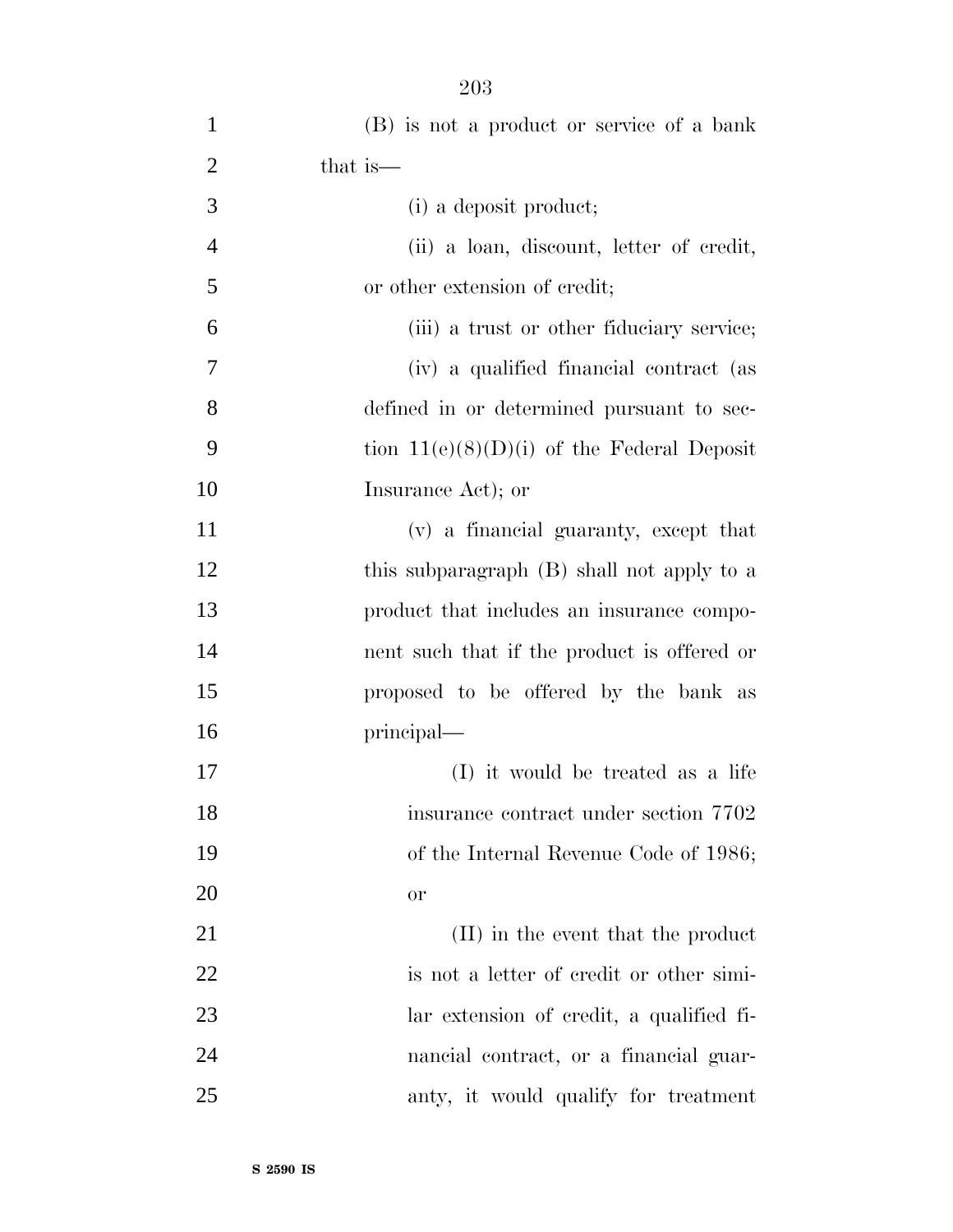(B) is not a product or service of a bank that is—

(i) a deposit product;

(ii) a loan, discount, letter of credit, or other extension of credit;

(iii) a trust or other fiduciary service;

(iv) a qualified financial contract (as defined in or determined pursuant to section 11(e)(8)(D)(i) of the Federal Deposit Insurance Act); or

(v) a financial guaranty, except that this subparagraph (B) shall not apply to a product that includes an insurance component such that if the product is offered or proposed to be offered by the bank as principal—

(I) it would be treated as a life insurance contract under section 7702 of the Internal Revenue Code of 1986; or

(II) in the event that the product is not a letter of credit or other similar extension of credit, a qualified financial contract, or a financial guaranty, it would qualify for treatment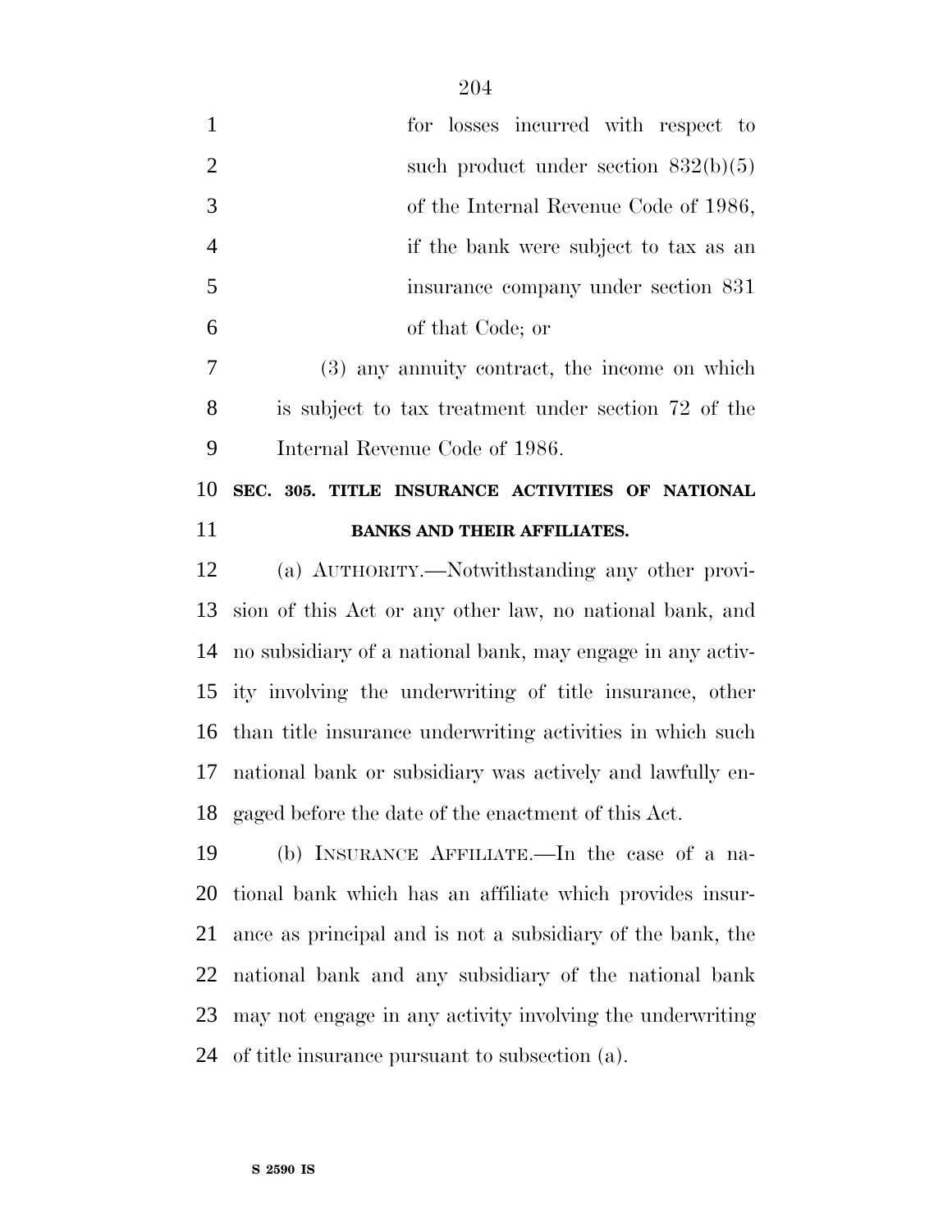for losses incurred with respect to such product under section 832(b)(5) of the Internal Revenue Code of 1986, if the bank were subject to tax as an insurance company under section 831 of that Code; or

(3) any annuity contract, the income on which is subject to tax treatment under section 72 of the Internal Revenue Code of 1986.

## SEC. 305. TITLE INSURANCE ACTIVITIES OF NATIONAL BANKS AND THEIR AFFILIATES.

(a) AUTHORITY.—Notwithstanding any other provision of this Act or any other law, no national bank, and no subsidiary of a national bank, may engage in any activity involving the underwriting of title insurance, other than title insurance underwriting activities in which such national bank or subsidiary was actively and lawfully engaged before the date of the enactment of this Act.

(b) INSURANCE AFFILIATE.—In the case of a national bank which has an affiliate which provides insurance as principal and is not a subsidiary of the bank, the national bank and any subsidiary of the national bank may not engage in any activity involving the underwriting of title insurance pursuant to subsection (a).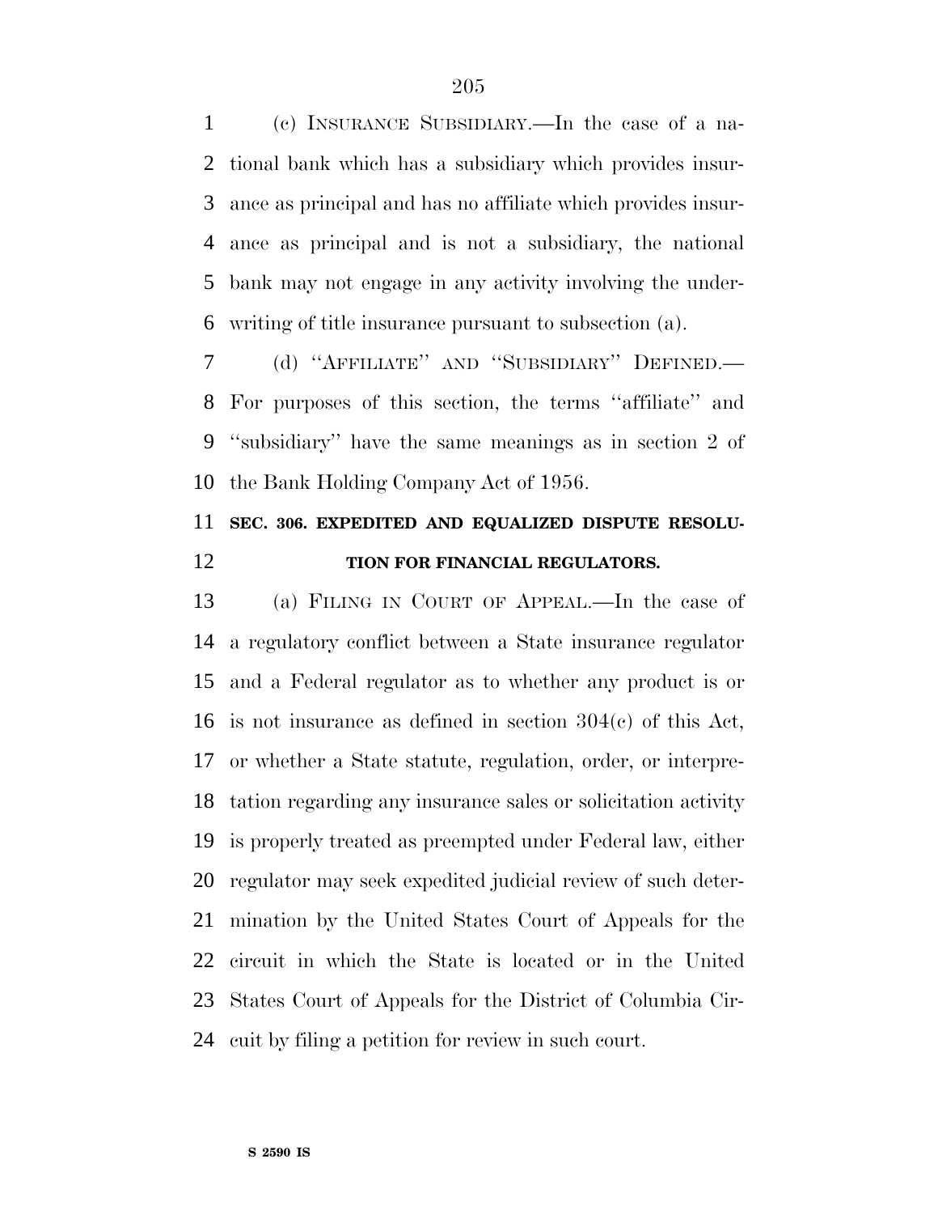(c) INSURANCE SUBSIDIARY.—In the case of a national bank which has a subsidiary which provides insurance as principal and has no affiliate which provides insurance as principal and is not a subsidiary, the national bank may not engage in any activity involving the underwriting of title insurance pursuant to subsection (a).

(d) ''AFFILIATE'' AND ''SUBSIDIARY'' DEFINED.—For purposes of this section, the terms ''affiliate'' and ''subsidiary'' have the same meanings as in section 2 of the Bank Holding Company Act of 1956.

## SEC. 306. EXPEDITED AND EQUALIZED DISPUTE RESOLUTION FOR FINANCIAL REGULATORS.

(a) FILING IN COURT OF APPEAL.—In the case of a regulatory conflict between a State insurance regulator and a Federal regulator as to whether any product is or is not insurance as defined in section 304(c) of this Act, or whether a State statute, regulation, order, or interpretation regarding any insurance sales or solicitation activity is properly treated as preempted under Federal law, either regulator may seek expedited judicial review of such determination by the United States Court of Appeals for the circuit in which the State is located or in the United States Court of Appeals for the District of Columbia Circuit by filing a petition for review in such court.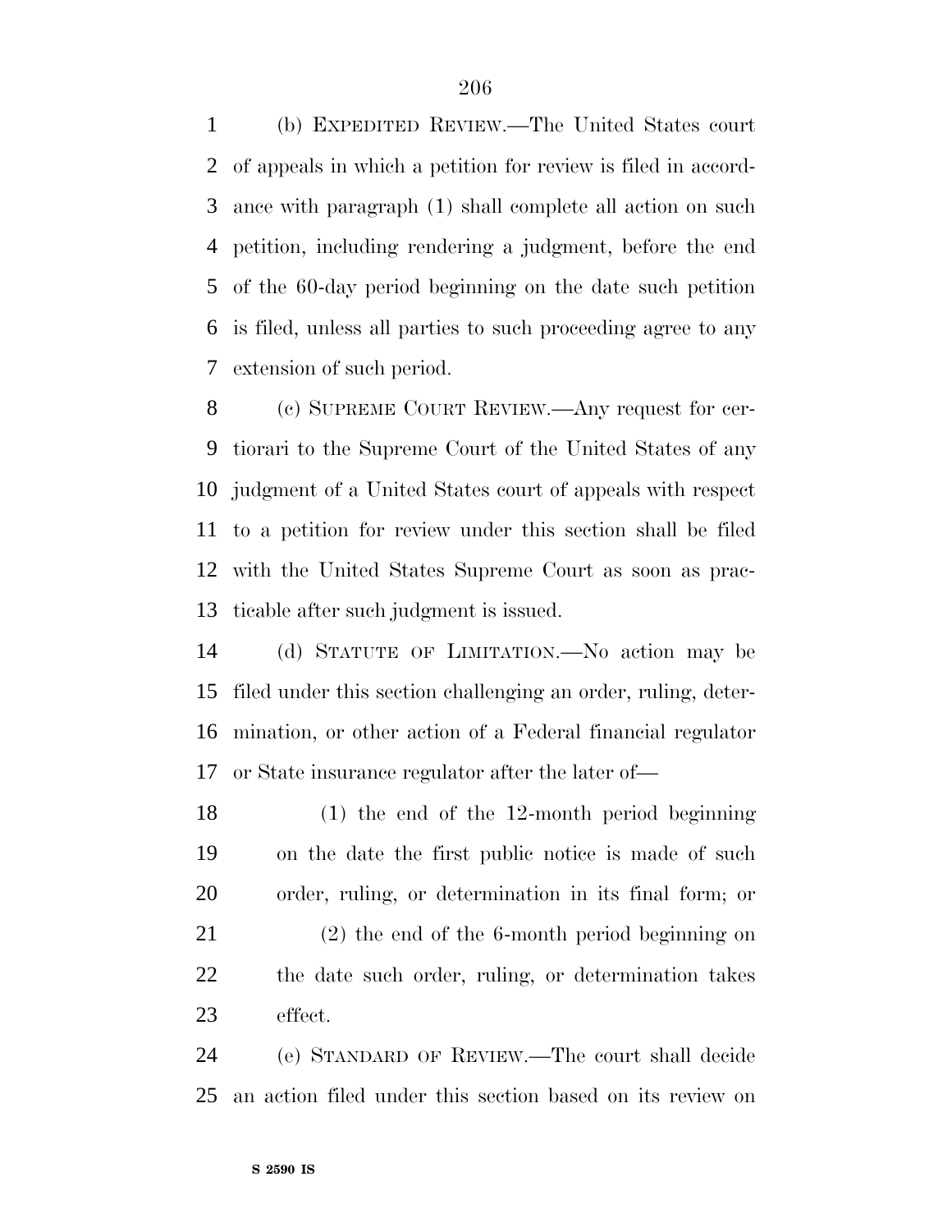(b) EXPEDITED REVIEW.—The United States court of appeals in which a petition for review is filed in accordance with paragraph (1) shall complete all action on such petition, including rendering a judgment, before the end of the 60-day period beginning on the date such petition is filed, unless all parties to such proceeding agree to any extension of such period.

(c) SUPREME COURT REVIEW.—Any request for certiorari to the Supreme Court of the United States of any judgment of a United States court of appeals with respect to a petition for review under this section shall be filed with the United States Supreme Court as soon as practicable after such judgment is issued.

(d) STATUTE OF LIMITATION.—No action may be filed under this section challenging an order, ruling, determination, or other action of a Federal financial regulator or State insurance regulator after the later of—

(1) the end of the 12-month period beginning on the date the first public notice is made of such order, ruling, or determination in its final form; or

(2) the end of the 6-month period beginning on the date such order, ruling, or determination takes effect.

(e) STANDARD OF REVIEW.—The court shall decide an action filed under this section based on its review on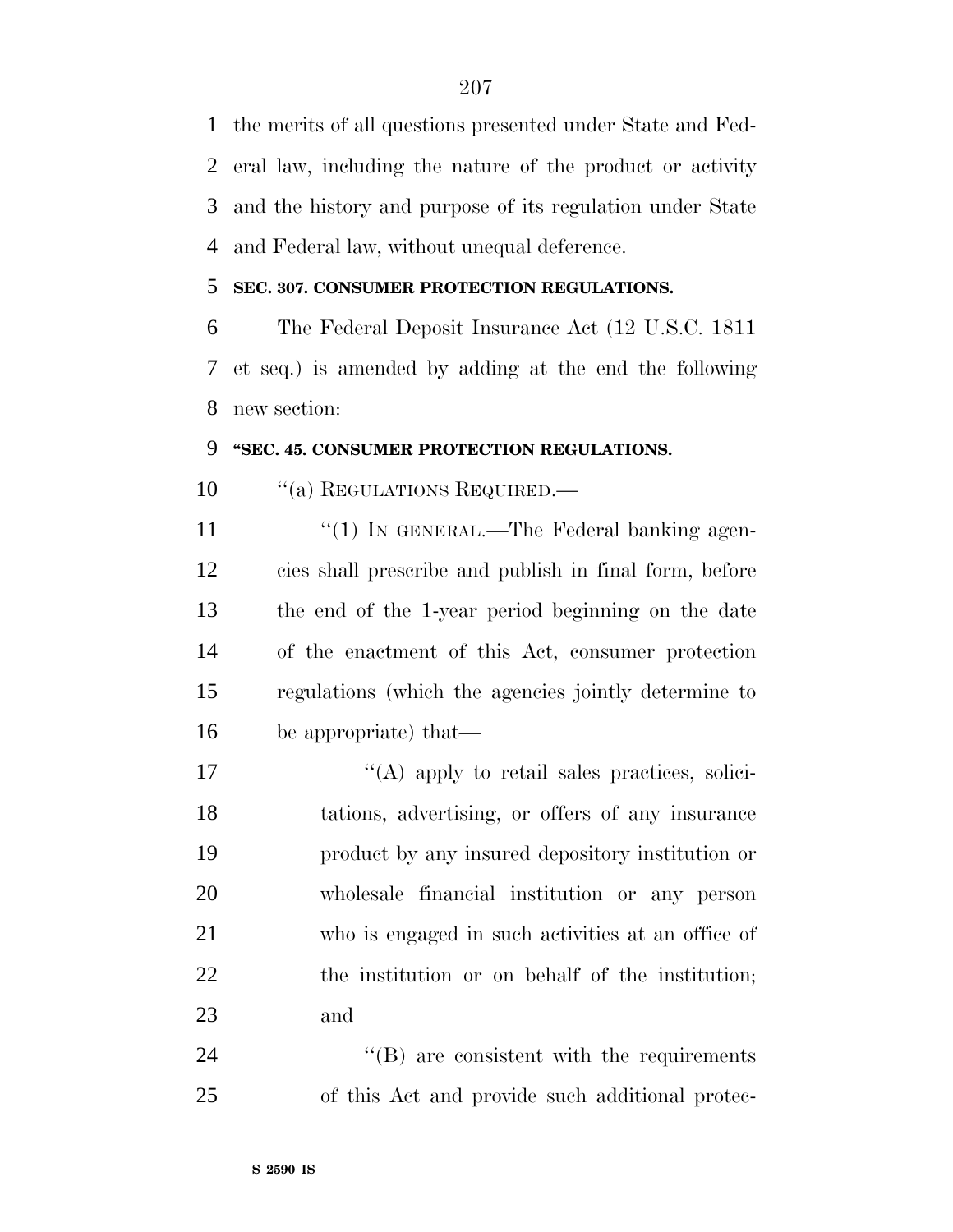the merits of all questions presented under State and Federal law, including the nature of the product or activity and the history and purpose of its regulation under State and Federal law, without unequal deference.

**SEC. 307. CONSUMER PROTECTION REGULATIONS.**

The Federal Deposit Insurance Act (12 U.S.C. 1811 et seq.) is amended by adding at the end the following new section:

**"SEC. 45. CONSUMER PROTECTION REGULATIONS.**

"(a) REGULATIONS REQUIRED.—

"(1) IN GENERAL.—The Federal banking agencies shall prescribe and publish in final form, before the end of the 1-year period beginning on the date of the enactment of this Act, consumer protection regulations (which the agencies jointly determine to be appropriate) that—

"(A) apply to retail sales practices, solicitations, advertising, or offers of any insurance product by any insured depository institution or wholesale financial institution or any person who is engaged in such activities at an office of the institution or on behalf of the institution; and

"(B) are consistent with the requirements of this Act and provide such additional protec-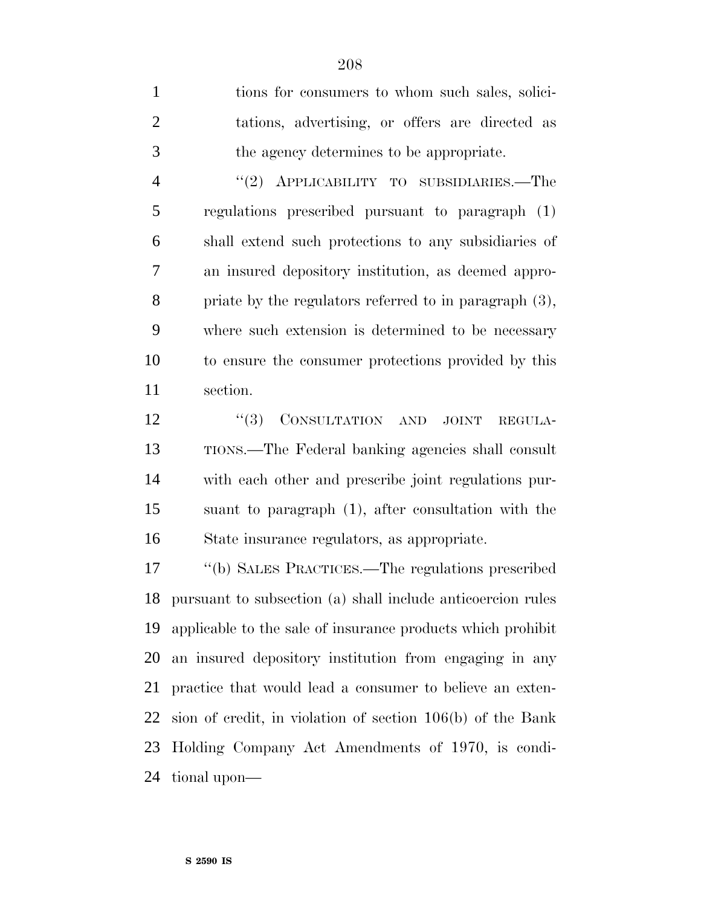tions for consumers to whom such sales, solicitations, advertising, or offers are directed as the agency determines to be appropriate.

"(2) APPLICABILITY TO SUBSIDIARIES.—The regulations prescribed pursuant to paragraph (1) shall extend such protections to any subsidiaries of an insured depository institution, as deemed appropriate by the regulators referred to in paragraph (3), where such extension is determined to be necessary to ensure the consumer protections provided by this section.

"(3) CONSULTATION AND JOINT REGULATIONS.—The Federal banking agencies shall consult with each other and prescribe joint regulations pursuant to paragraph (1), after consultation with the State insurance regulators, as appropriate.

"(b) SALES PRACTICES.—The regulations prescribed pursuant to subsection (a) shall include anticoercion rules applicable to the sale of insurance products which prohibit an insured depository institution from engaging in any practice that would lead a consumer to believe an extension of credit, in violation of section 106(b) of the Bank Holding Company Act Amendments of 1970, is conditional upon—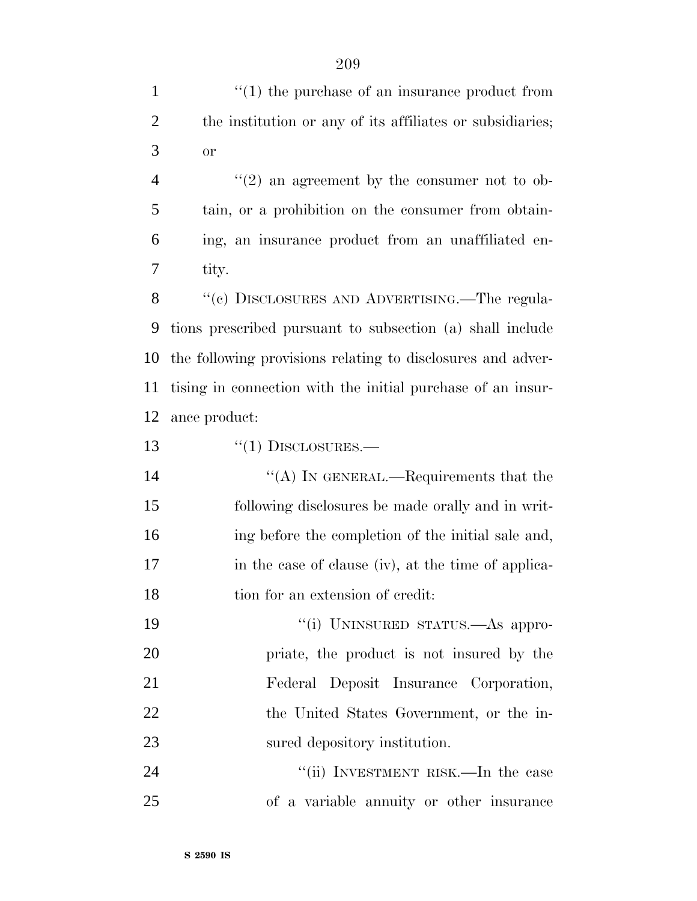''(1) the purchase of an insurance product from the institution or any of its affiliates or subsidiaries; or

''(2) an agreement by the consumer not to obtain, or a prohibition on the consumer from obtaining, an insurance product from an unaffiliated entity.

''(c) DISCLOSURES AND ADVERTISING.—The regulations prescribed pursuant to subsection (a) shall include the following provisions relating to disclosures and advertising in connection with the initial purchase of an insurance product:

''(1) DISCLOSURES.—

''(A) IN GENERAL.—Requirements that the following disclosures be made orally and in writing before the completion of the initial sale and, in the case of clause (iv), at the time of application for an extension of credit:

''(i) UNINSURED STATUS.—As appropriate, the product is not insured by the Federal Deposit Insurance Corporation, the United States Government, or the insured depository institution.

''(ii) INVESTMENT RISK.—In the case of a variable annuity or other insurance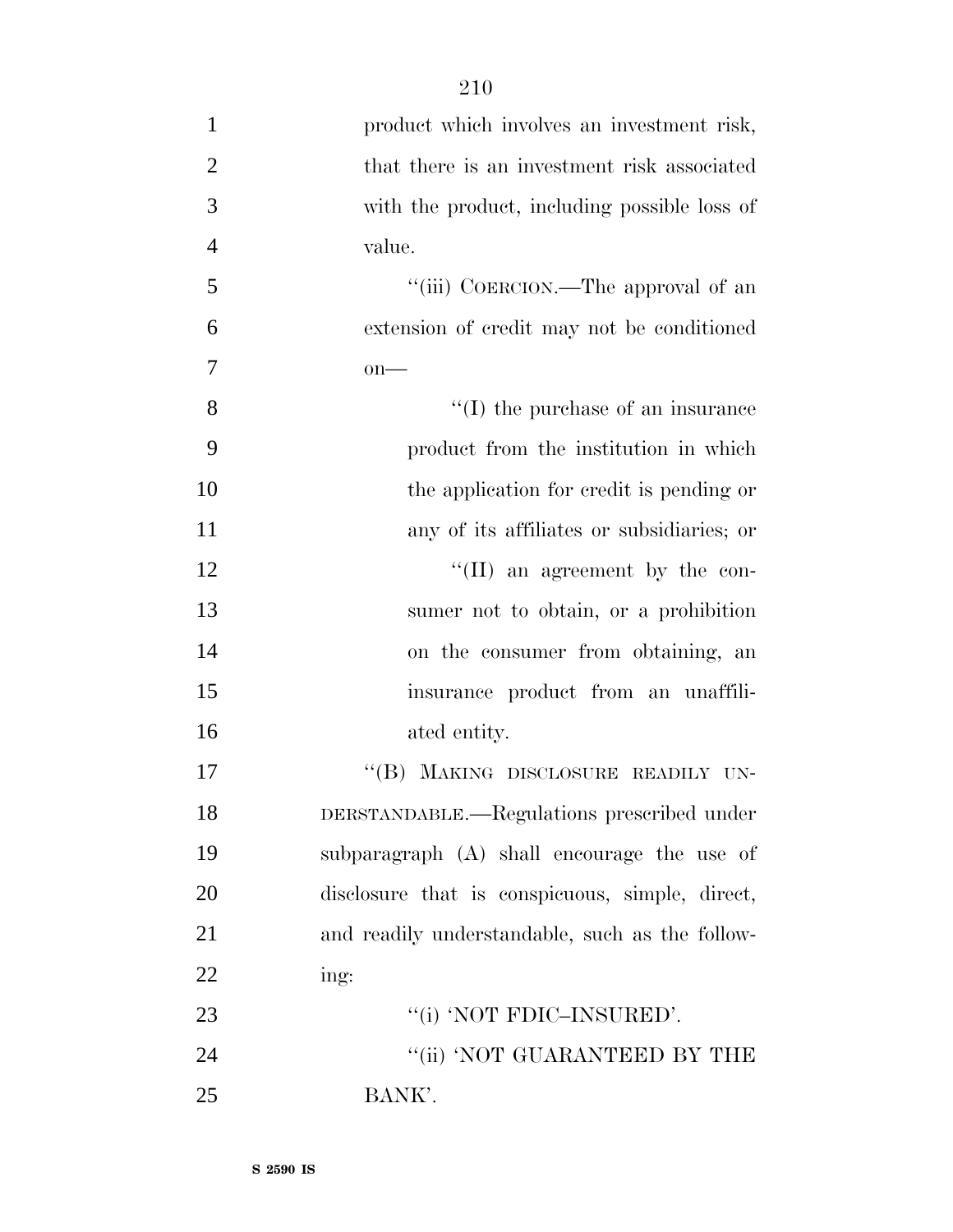product which involves an investment risk, that there is an investment risk associated with the product, including possible loss of value.

"(iii) COERCION.—The approval of an extension of credit may not be conditioned on—

"(I) the purchase of an insurance product from the institution in which the application for credit is pending or any of its affiliates or subsidiaries; or

"(II) an agreement by the consumer not to obtain, or a prohibition on the consumer from obtaining, an insurance product from an unaffiliated entity.

"(B) MAKING DISCLOSURE READILY UNDERSTANDABLE.—Regulations prescribed under subparagraph (A) shall encourage the use of disclosure that is conspicuous, simple, direct, and readily understandable, such as the following:

"(i) 'NOT FDIC–INSURED'.

"(ii) 'NOT GUARANTEED BY THE BANK'.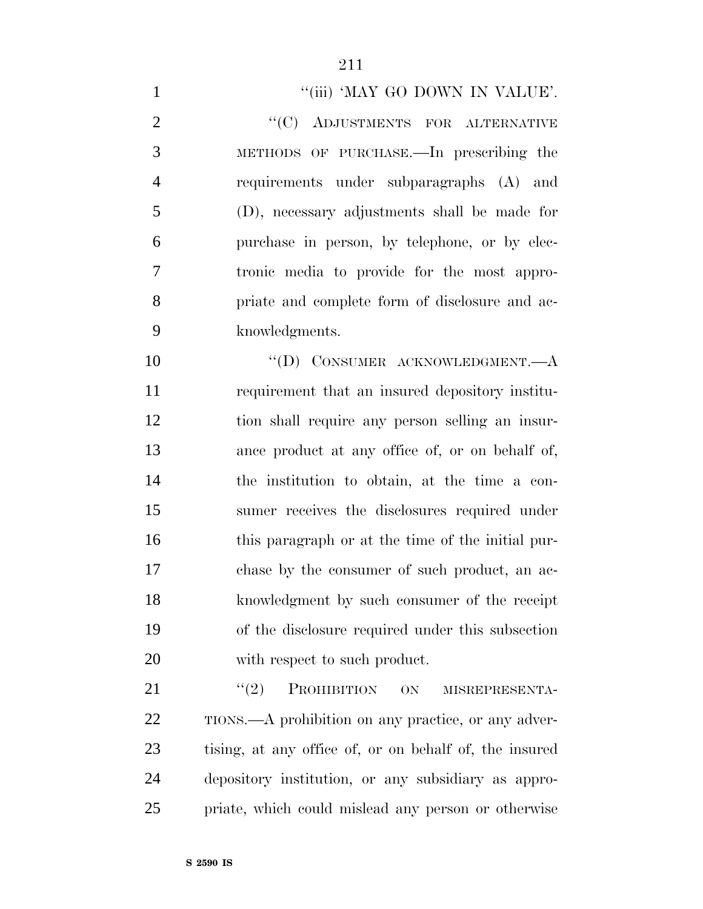"(iii) 'MAY GO DOWN IN VALUE'.

"(C) ADJUSTMENTS FOR ALTERNATIVE METHODS OF PURCHASE.—In prescribing the requirements under subparagraphs (A) and (D), necessary adjustments shall be made for purchase in person, by telephone, or by electronic media to provide for the most appropriate and complete form of disclosure and acknowledgments.

"(D) CONSUMER ACKNOWLEDGMENT.—A requirement that an insured depository institution shall require any person selling an insurance product at any office of, or on behalf of, the institution to obtain, at the time a consumer receives the disclosures required under this paragraph or at the time of the initial purchase by the consumer of such product, an acknowledgment by such consumer of the receipt of the disclosure required under this subsection with respect to such product.

"(2) PROHIBITION ON MISREPRESENTATIONS.—A prohibition on any practice, or any advertising, at any office of, or on behalf of, the insured depository institution, or any subsidiary as appropriate, which could mislead any person or otherwise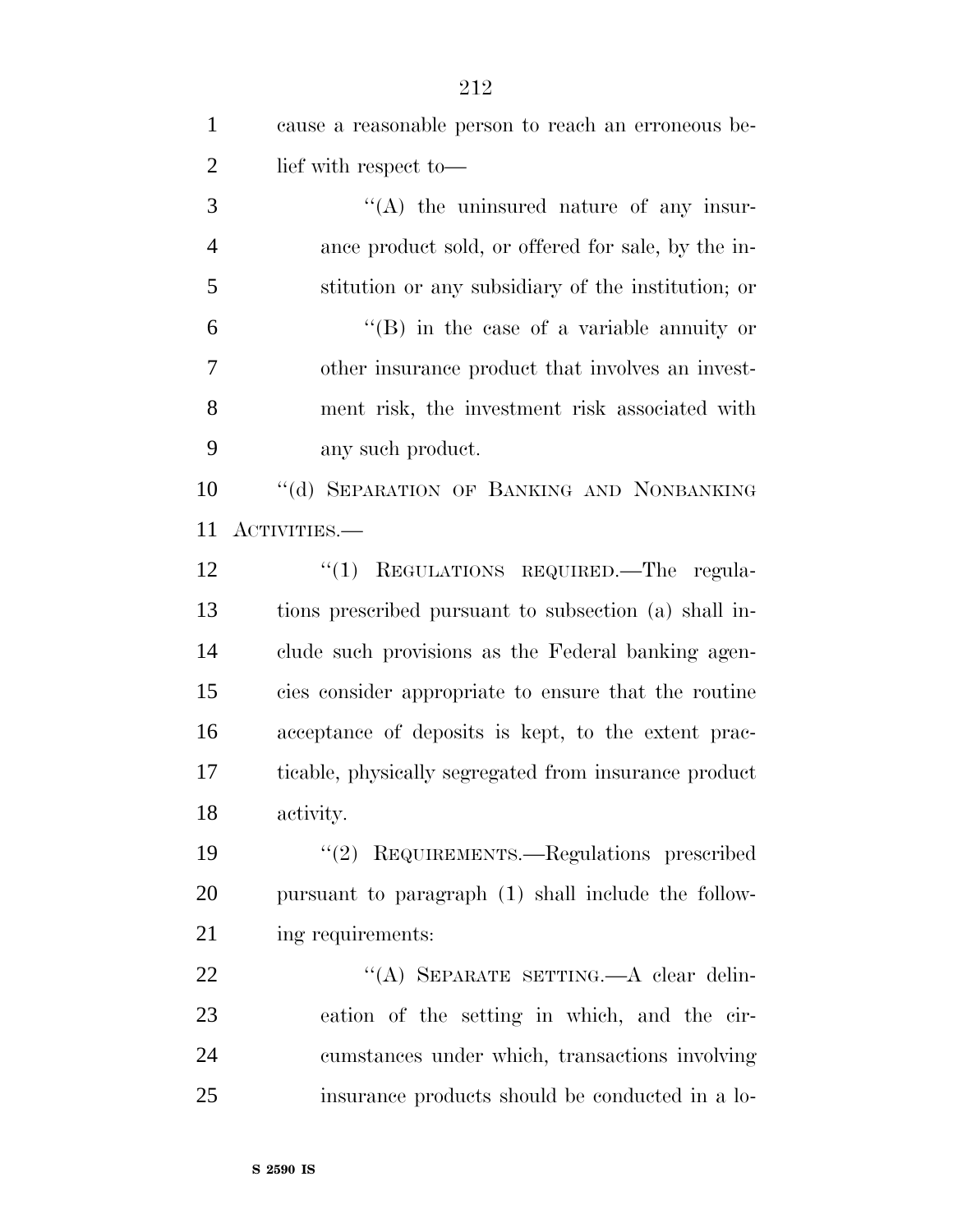cause a reasonable person to reach an erroneous belief with respect to—

"(A) the uninsured nature of any insurance product sold, or offered for sale, by the institution or any subsidiary of the institution; or

"(B) in the case of a variable annuity or other insurance product that involves an investment risk, the investment risk associated with any such product.

"(d) SEPARATION OF BANKING AND NONBANKING ACTIVITIES.—

"(1) REGULATIONS REQUIRED.—The regulations prescribed pursuant to subsection (a) shall include such provisions as the Federal banking agencies consider appropriate to ensure that the routine acceptance of deposits is kept, to the extent practicable, physically segregated from insurance product activity.

"(2) REQUIREMENTS.—Regulations prescribed pursuant to paragraph (1) shall include the following requirements:

"(A) SEPARATE SETTING.—A clear delineation of the setting in which, and the circumstances under which, transactions involving insurance products should be conducted in a lo-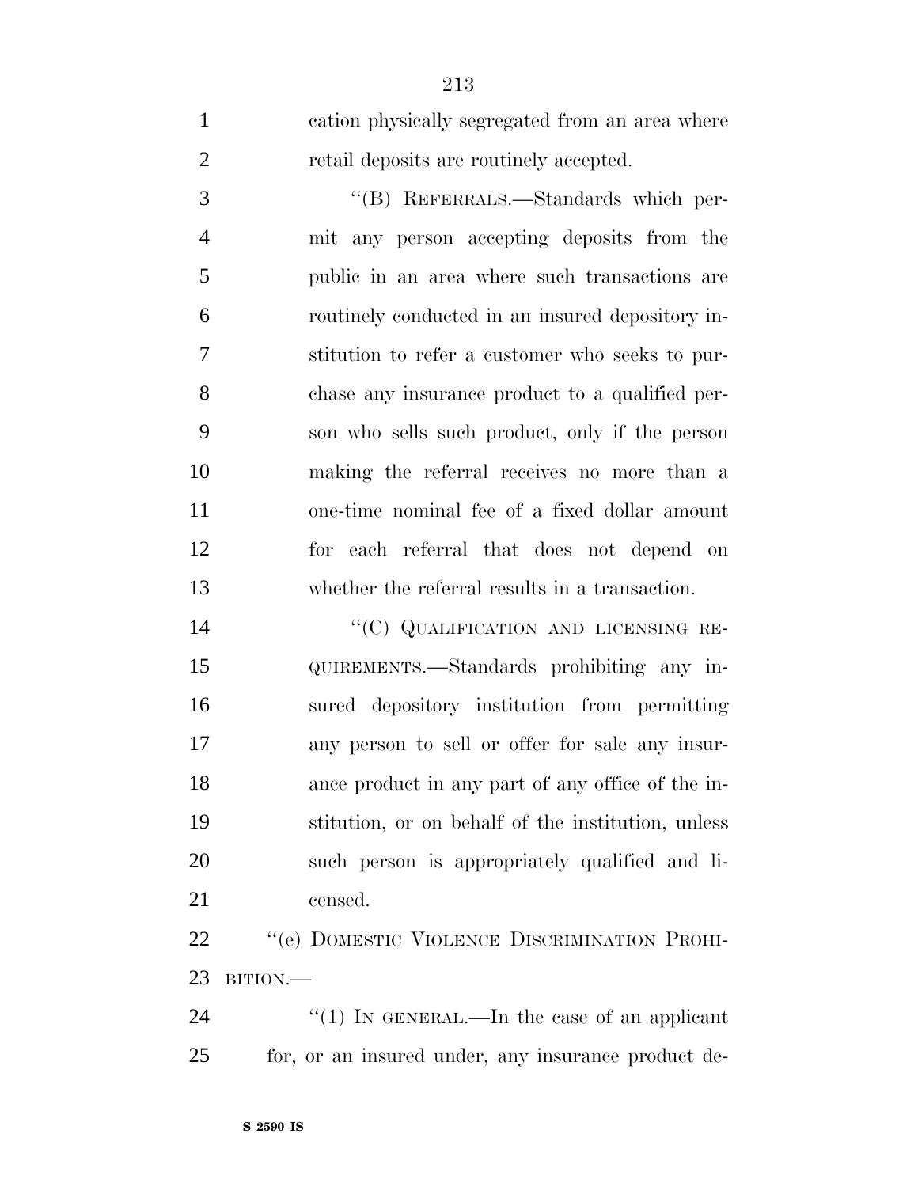cation physically segregated from an area where retail deposits are routinely accepted.

''(B) REFERRALS.—Standards which permit any person accepting deposits from the public in an area where such transactions are routinely conducted in an insured depository institution to refer a customer who seeks to purchase any insurance product to a qualified person who sells such product, only if the person making the referral receives no more than a one-time nominal fee of a fixed dollar amount for each referral that does not depend on whether the referral results in a transaction.

''(C) QUALIFICATION AND LICENSING REQUIREMENTS.—Standards prohibiting any insured depository institution from permitting any person to sell or offer for sale any insurance product in any part of any office of the institution, or on behalf of the institution, unless such person is appropriately qualified and licensed.

''(e) DOMESTIC VIOLENCE DISCRIMINATION PROHIBITION.—

''(1) IN GENERAL.—In the case of an applicant for, or an insured under, any insurance product de-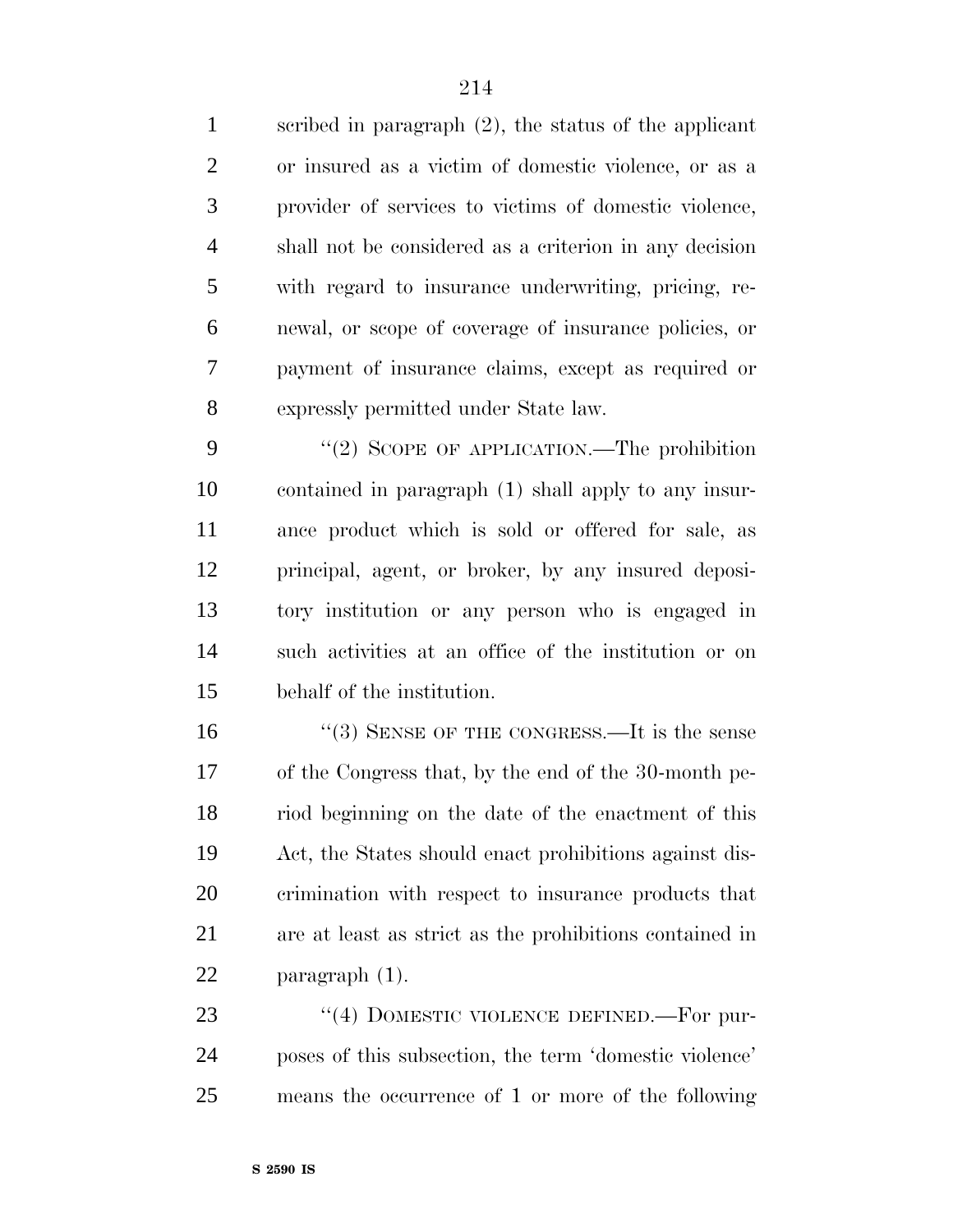scribed in paragraph (2), the status of the applicant or insured as a victim of domestic violence, or as a provider of services to victims of domestic violence, shall not be considered as a criterion in any decision with regard to insurance underwriting, pricing, renewal, or scope of coverage of insurance policies, or payment of insurance claims, except as required or expressly permitted under State law.

''(2) SCOPE OF APPLICATION.—The prohibition contained in paragraph (1) shall apply to any insurance product which is sold or offered for sale, as principal, agent, or broker, by any insured depository institution or any person who is engaged in such activities at an office of the institution or on behalf of the institution.

''(3) SENSE OF THE CONGRESS.—It is the sense of the Congress that, by the end of the 30-month period beginning on the date of the enactment of this Act, the States should enact prohibitions against discrimination with respect to insurance products that are at least as strict as the prohibitions contained in paragraph (1).

''(4) DOMESTIC VIOLENCE DEFINED.—For purposes of this subsection, the term 'domestic violence' means the occurrence of 1 or more of the following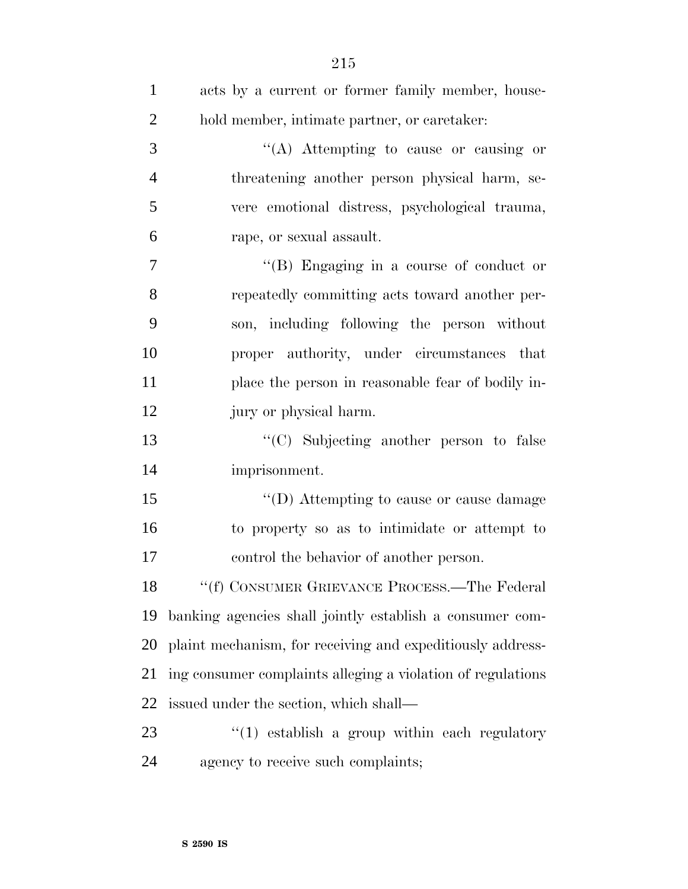acts by a current or former family member, household member, intimate partner, or caretaker:

''(A) Attempting to cause or causing or threatening another person physical harm, severe emotional distress, psychological trauma, rape, or sexual assault.

''(B) Engaging in a course of conduct or repeatedly committing acts toward another person, including following the person without proper authority, under circumstances that place the person in reasonable fear of bodily injury or physical harm.

''(C) Subjecting another person to false imprisonment.

''(D) Attempting to cause or cause damage to property so as to intimidate or attempt to control the behavior of another person.

''(f) CONSUMER GRIEVANCE PROCESS.—The Federal banking agencies shall jointly establish a consumer complaint mechanism, for receiving and expeditiously addressing consumer complaints alleging a violation of regulations issued under the section, which shall—

''(1) establish a group within each regulatory agency to receive such complaints;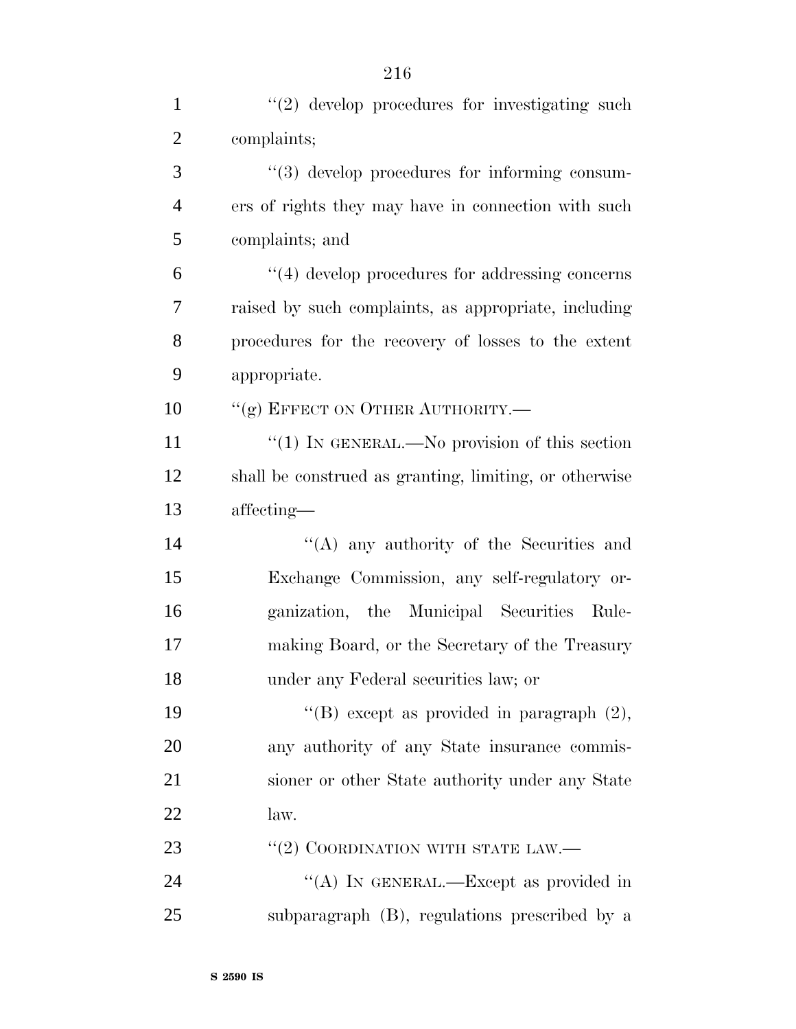"(2) develop procedures for investigating such complaints;

"(3) develop procedures for informing consumers of rights they may have in connection with such complaints; and

"(4) develop procedures for addressing concerns raised by such complaints, as appropriate, including procedures for the recovery of losses to the extent appropriate.

"(g) EFFECT ON OTHER AUTHORITY.—

"(1) IN GENERAL.—No provision of this section shall be construed as granting, limiting, or otherwise affecting—

"(A) any authority of the Securities and Exchange Commission, any self-regulatory organization, the Municipal Securities Rulemaking Board, or the Secretary of the Treasury under any Federal securities law; or

"(B) except as provided in paragraph (2), any authority of any State insurance commissioner or other State authority under any State law.

"(2) COORDINATION WITH STATE LAW.—

"(A) IN GENERAL.—Except as provided in subparagraph (B), regulations prescribed by a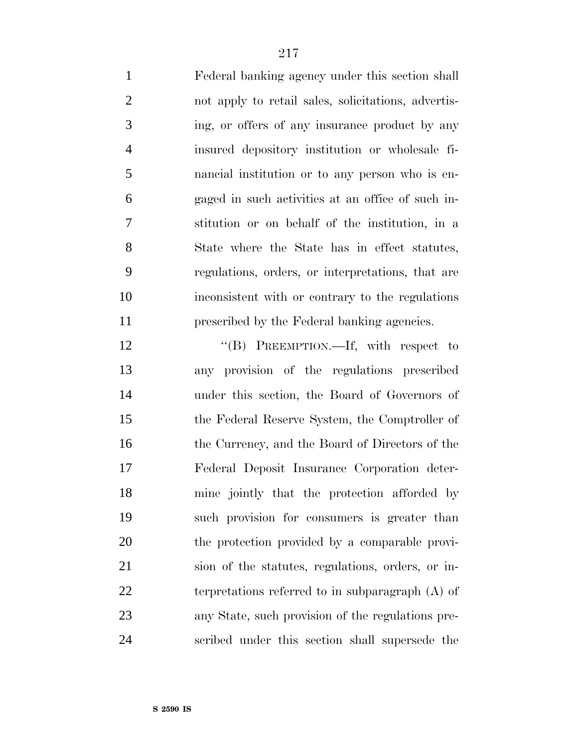Federal banking agency under this section shall not apply to retail sales, solicitations, advertising, or offers of any insurance product by any insured depository institution or wholesale financial institution or to any person who is engaged in such activities at an office of such institution or on behalf of the institution, in a State where the State has in effect statutes, regulations, orders, or interpretations, that are inconsistent with or contrary to the regulations prescribed by the Federal banking agencies.

"(B) PREEMPTION.—If, with respect to any provision of the regulations prescribed under this section, the Board of Governors of the Federal Reserve System, the Comptroller of the Currency, and the Board of Directors of the Federal Deposit Insurance Corporation determine jointly that the protection afforded by such provision for consumers is greater than the protection provided by a comparable provision of the statutes, regulations, orders, or interpretations referred to in subparagraph (A) of any State, such provision of the regulations prescribed under this section shall supersede the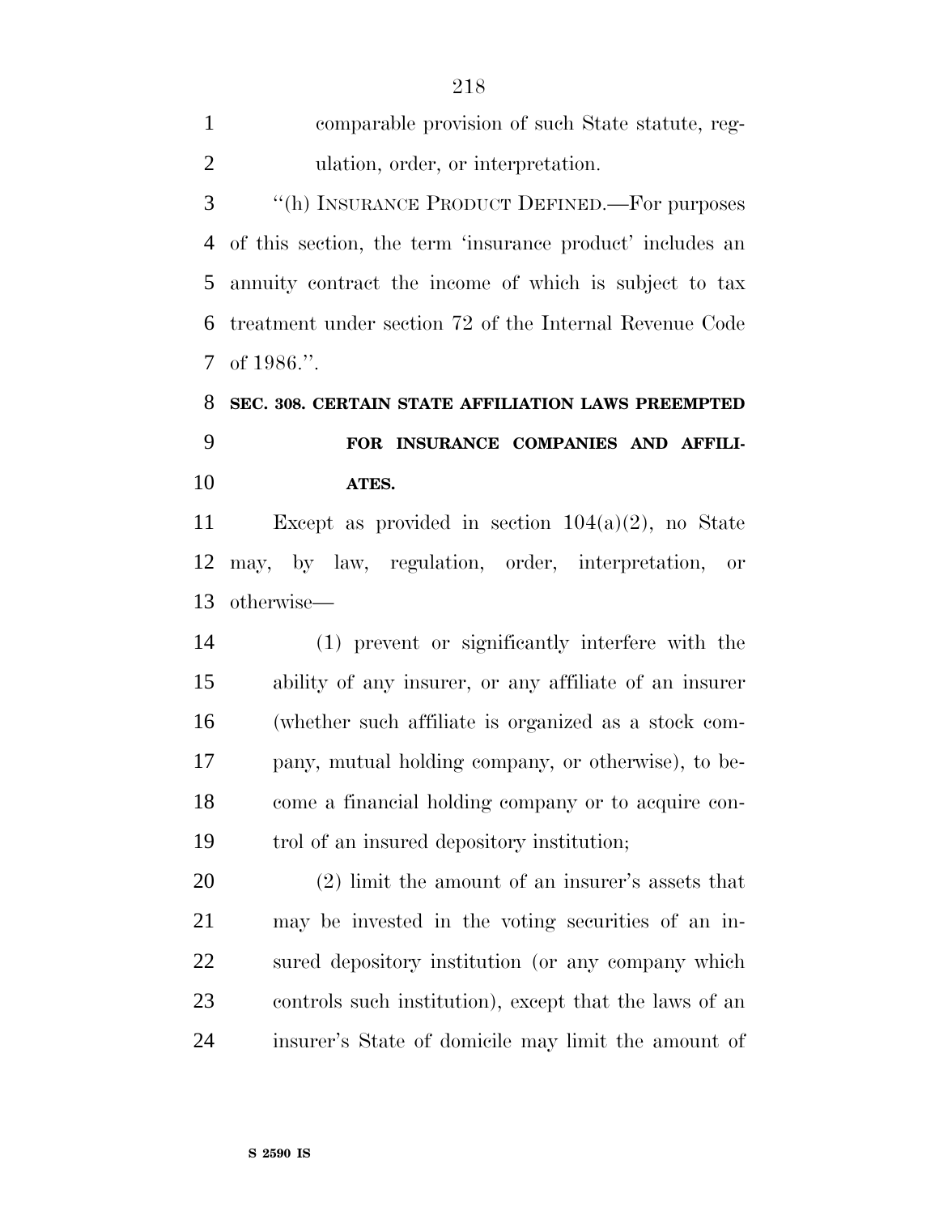comparable provision of such State statute, regulation, order, or interpretation.

"(h) INSURANCE PRODUCT DEFINED.—For purposes of this section, the term 'insurance product' includes an annuity contract the income of which is subject to tax treatment under section 72 of the Internal Revenue Code of 1986.".

### SEC. 308. CERTAIN STATE AFFILIATION LAWS PREEMPTED FOR INSURANCE COMPANIES AND AFFILIATES.

Except as provided in section 104(a)(2), no State may, by law, regulation, order, interpretation, or otherwise—

(1) prevent or significantly interfere with the ability of any insurer, or any affiliate of an insurer (whether such affiliate is organized as a stock company, mutual holding company, or otherwise), to become a financial holding company or to acquire control of an insured depository institution;

(2) limit the amount of an insurer's assets that may be invested in the voting securities of an insured depository institution (or any company which controls such institution), except that the laws of an insurer's State of domicile may limit the amount of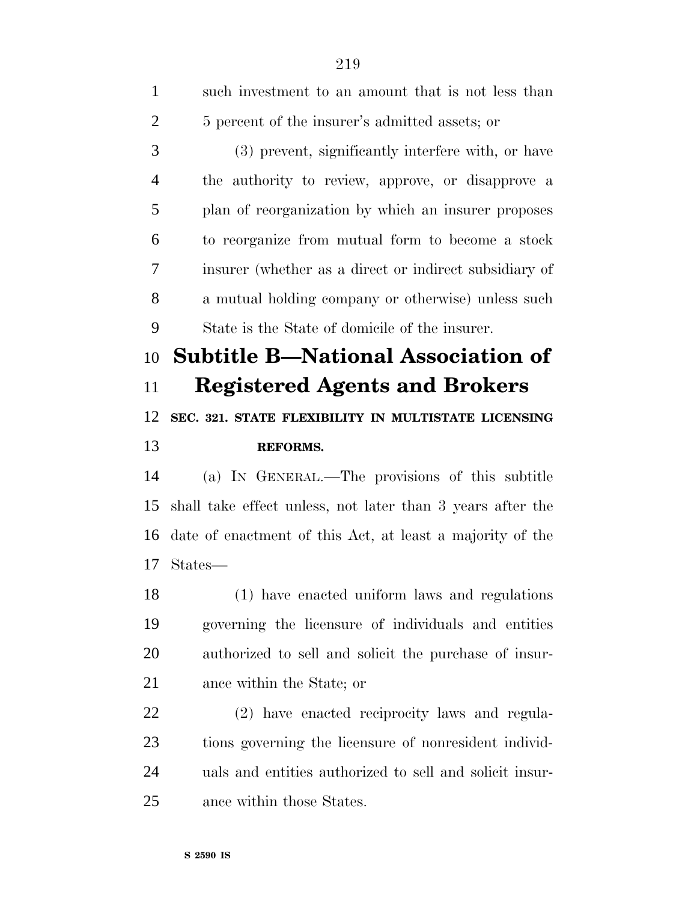such investment to an amount that is not less than 5 percent of the insurer's admitted assets; or

(3) prevent, significantly interfere with, or have the authority to review, approve, or disapprove a plan of reorganization by which an insurer proposes to reorganize from mutual form to become a stock insurer (whether as a direct or indirect subsidiary of a mutual holding company or otherwise) unless such State is the State of domicile of the insurer.

# Subtitle B—National Association of Registered Agents and Brokers

### SEC. 321. STATE FLEXIBILITY IN MULTISTATE LICENSING REFORMS.

(a) IN GENERAL.—The provisions of this subtitle shall take effect unless, not later than 3 years after the date of enactment of this Act, at least a majority of the States—

(1) have enacted uniform laws and regulations governing the licensure of individuals and entities authorized to sell and solicit the purchase of insurance within the State; or

(2) have enacted reciprocity laws and regulations governing the licensure of nonresident individuals and entities authorized to sell and solicit insurance within those States.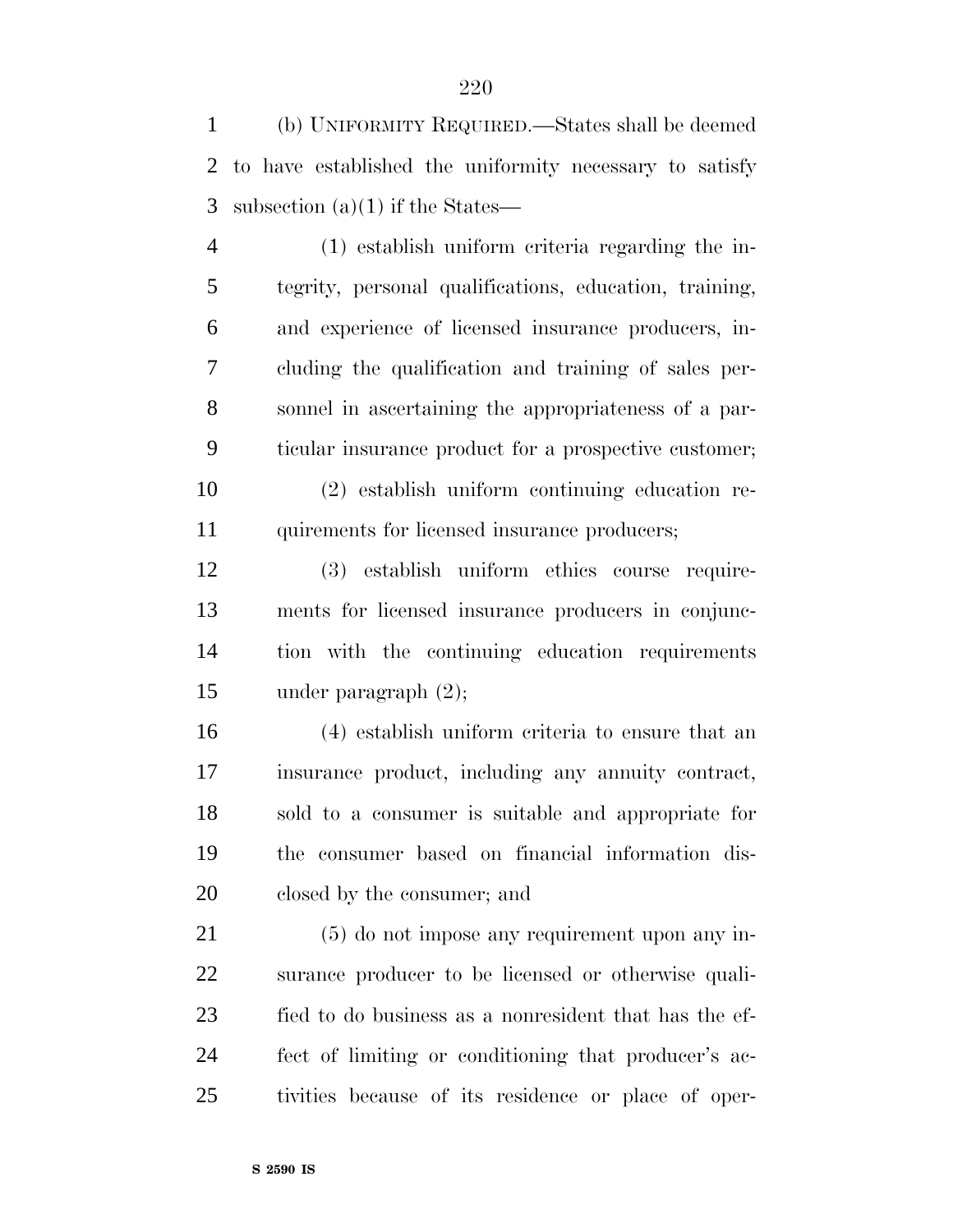(b) UNIFORMITY REQUIRED.—States shall be deemed to have established the uniformity necessary to satisfy subsection (a)(1) if the States—

(1) establish uniform criteria regarding the integrity, personal qualifications, education, training, and experience of licensed insurance producers, including the qualification and training of sales personnel in ascertaining the appropriateness of a particular insurance product for a prospective customer;

(2) establish uniform continuing education requirements for licensed insurance producers;

(3) establish uniform ethics course requirements for licensed insurance producers in conjunction with the continuing education requirements under paragraph (2);

(4) establish uniform criteria to ensure that an insurance product, including any annuity contract, sold to a consumer is suitable and appropriate for the consumer based on financial information disclosed by the consumer; and

(5) do not impose any requirement upon any insurance producer to be licensed or otherwise qualified to do business as a nonresident that has the effect of limiting or conditioning that producer's activities because of its residence or place of oper-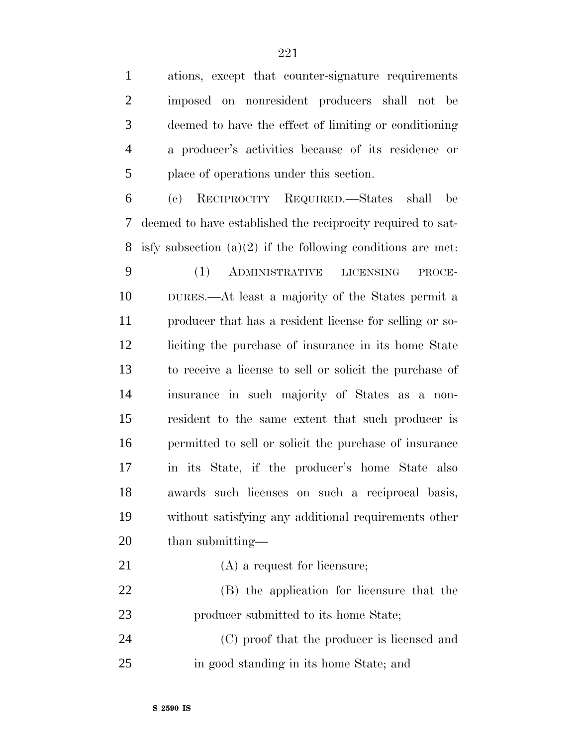ations, except that counter-signature requirements imposed on nonresident producers shall not be deemed to have the effect of limiting or conditioning a producer's activities because of its residence or place of operations under this section.

(c) RECIPROCITY REQUIRED.—States shall be deemed to have established the reciprocity required to satisfy subsection (a)(2) if the following conditions are met:

(1) ADMINISTRATIVE LICENSING PROCEDURES.—At least a majority of the States permit a producer that has a resident license for selling or soliciting the purchase of insurance in its home State to receive a license to sell or solicit the purchase of insurance in such majority of States as a nonresident to the same extent that such producer is permitted to sell or solicit the purchase of insurance in its State, if the producer's home State also awards such licenses on such a reciprocal basis, without satisfying any additional requirements other than submitting—

(A) a request for licensure;

(B) the application for licensure that the producer submitted to its home State;

(C) proof that the producer is licensed and in good standing in its home State; and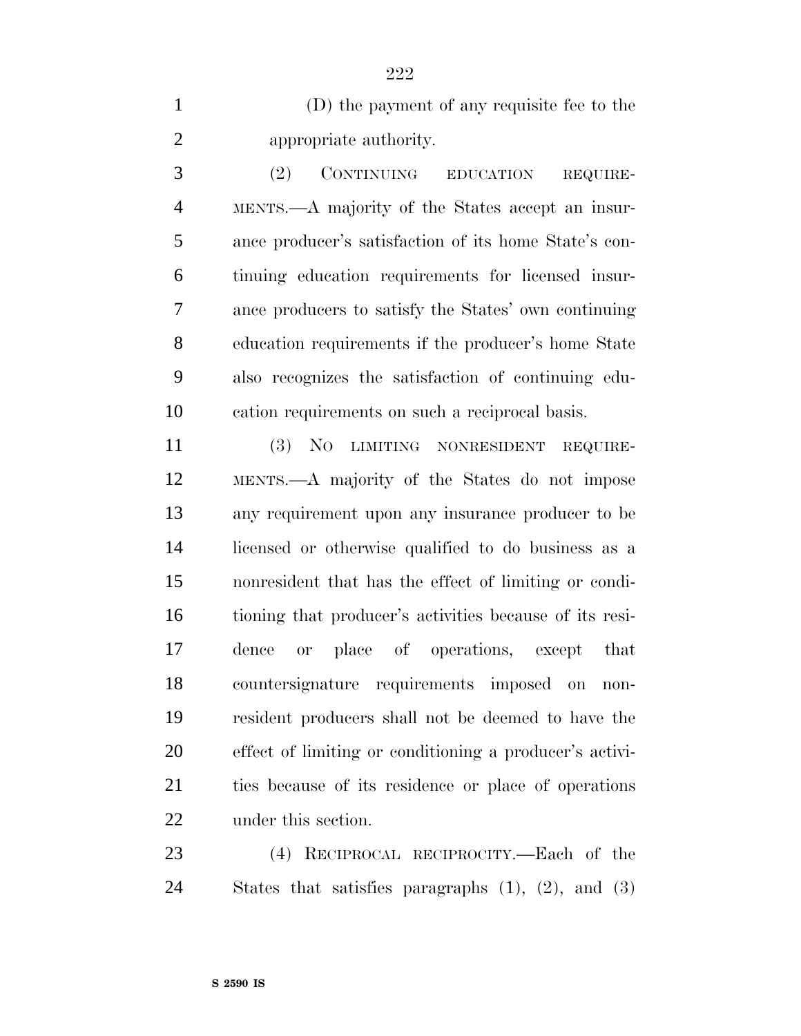(D) the payment of any requisite fee to the appropriate authority.

(2) CONTINUING EDUCATION REQUIREMENTS.—A majority of the States accept an insurance producer's satisfaction of its home State's continuing education requirements for licensed insurance producers to satisfy the States' own continuing education requirements if the producer's home State also recognizes the satisfaction of continuing education requirements on such a reciprocal basis.

(3) NO LIMITING NONRESIDENT REQUIREMENTS.—A majority of the States do not impose any requirement upon any insurance producer to be licensed or otherwise qualified to do business as a nonresident that has the effect of limiting or conditioning that producer's activities because of its residence or place of operations, except that countersignature requirements imposed on nonresident producers shall not be deemed to have the effect of limiting or conditioning a producer's activities because of its residence or place of operations under this section.

(4) RECIPROCAL RECIPROCITY.—Each of the States that satisfies paragraphs (1), (2), and (3)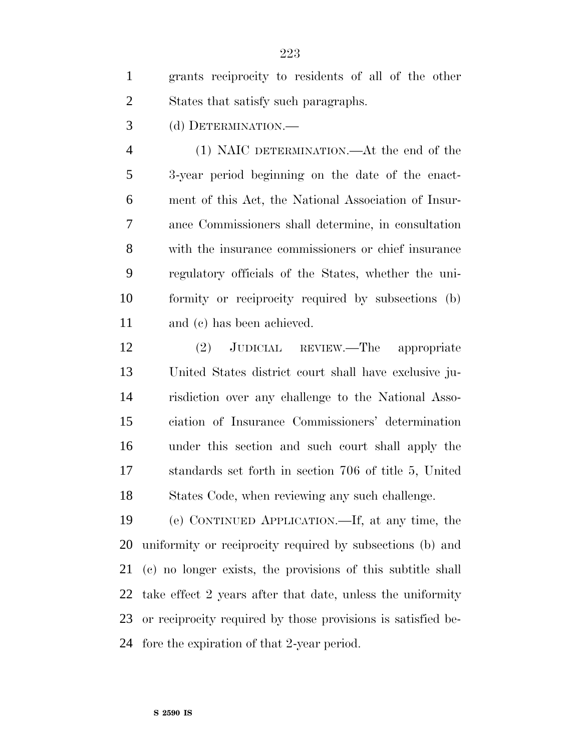grants reciprocity to residents of all of the other States that satisfy such paragraphs.

(d) DETERMINATION.—

(1) NAIC DETERMINATION.—At the end of the 3-year period beginning on the date of the enactment of this Act, the National Association of Insurance Commissioners shall determine, in consultation with the insurance commissioners or chief insurance regulatory officials of the States, whether the uniformity or reciprocity required by subsections (b) and (c) has been achieved.

(2) JUDICIAL REVIEW.—The appropriate United States district court shall have exclusive jurisdiction over any challenge to the National Association of Insurance Commissioners' determination under this section and such court shall apply the standards set forth in section 706 of title 5, United States Code, when reviewing any such challenge.

(e) CONTINUED APPLICATION.—If, at any time, the uniformity or reciprocity required by subsections (b) and (c) no longer exists, the provisions of this subtitle shall take effect 2 years after that date, unless the uniformity or reciprocity required by those provisions is satisfied before the expiration of that 2-year period.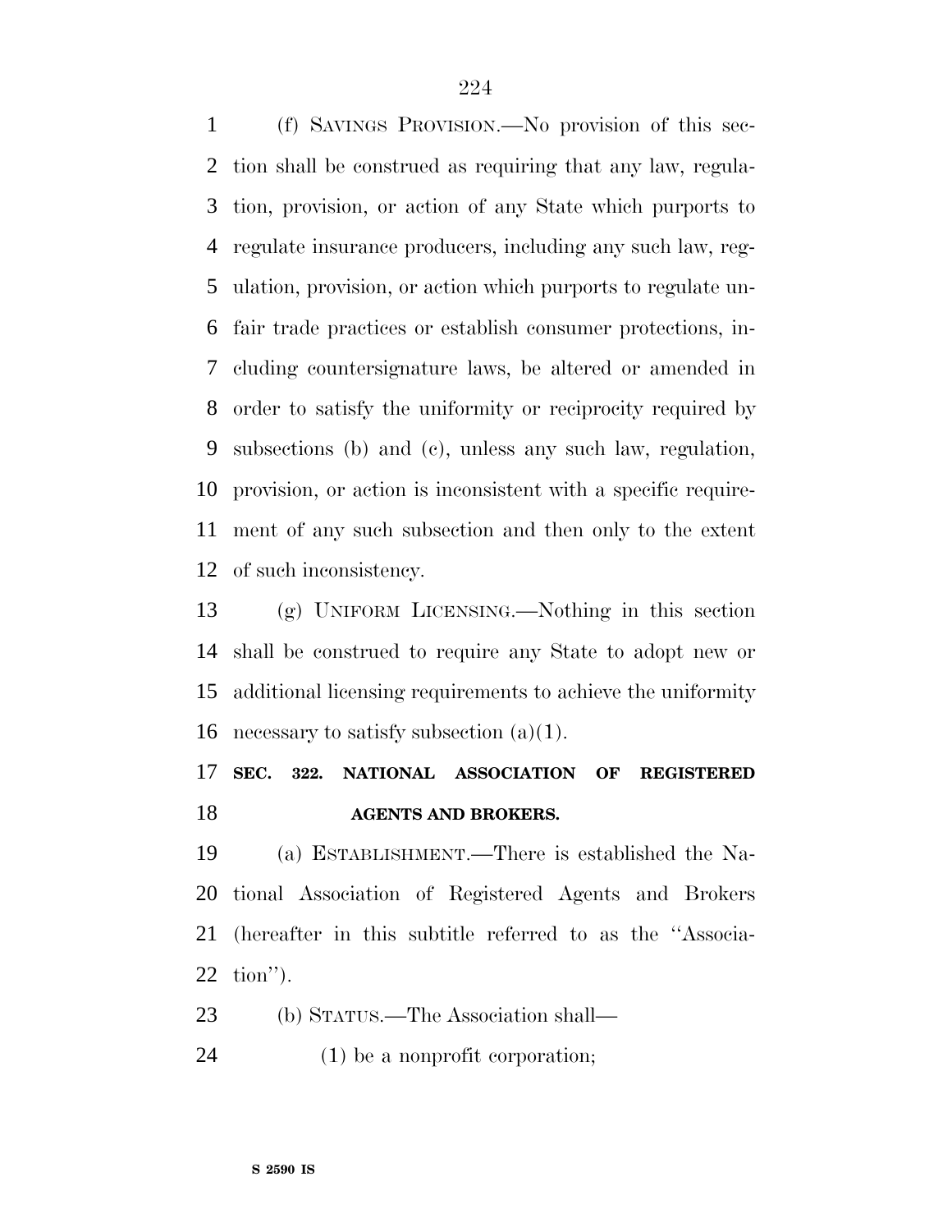(f) Savings Provision.—No provision of this section shall be construed as requiring that any law, regulation, provision, or action of any State which purports to regulate insurance producers, including any such law, regulation, provision, or action which purports to regulate unfair trade practices or establish consumer protections, including countersignature laws, be altered or amended in order to satisfy the uniformity or reciprocity required by subsections (b) and (c), unless any such law, regulation, provision, or action is inconsistent with a specific requirement of any such subsection and then only to the extent of such inconsistency.

(g) Uniform Licensing.—Nothing in this section shall be construed to require any State to adopt new or additional licensing requirements to achieve the uniformity necessary to satisfy subsection (a)(1).

## SEC. 322. NATIONAL ASSOCIATION OF REGISTERED AGENTS AND BROKERS.

(a) Establishment.—There is established the National Association of Registered Agents and Brokers (hereafter in this subtitle referred to as the ''Association'').

(b) Status.—The Association shall—

(1) be a nonprofit corporation;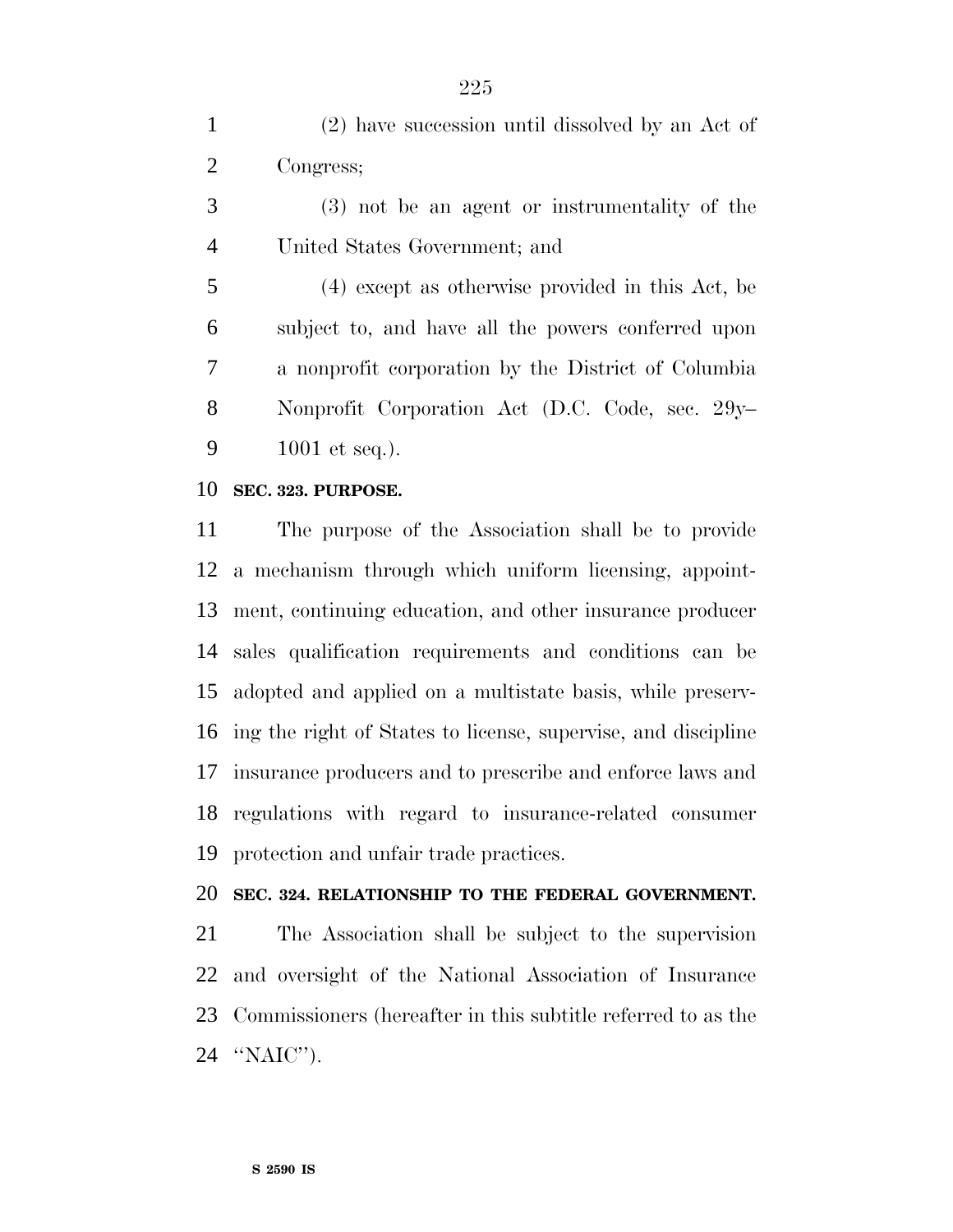(2) have succession until dissolved by an Act of Congress;

(3) not be an agent or instrumentality of the United States Government; and

(4) except as otherwise provided in this Act, be subject to, and have all the powers conferred upon a nonprofit corporation by the District of Columbia Nonprofit Corporation Act (D.C. Code, sec. 29y–1001 et seq.).

**SEC. 323. PURPOSE.**

The purpose of the Association shall be to provide a mechanism through which uniform licensing, appointment, continuing education, and other insurance producer sales qualification requirements and conditions can be adopted and applied on a multistate basis, while preserving the right of States to license, supervise, and discipline insurance producers and to prescribe and enforce laws and regulations with regard to insurance-related consumer protection and unfair trade practices.

**SEC. 324. RELATIONSHIP TO THE FEDERAL GOVERNMENT.**

The Association shall be subject to the supervision and oversight of the National Association of Insurance Commissioners (hereafter in this subtitle referred to as the ''NAIC'').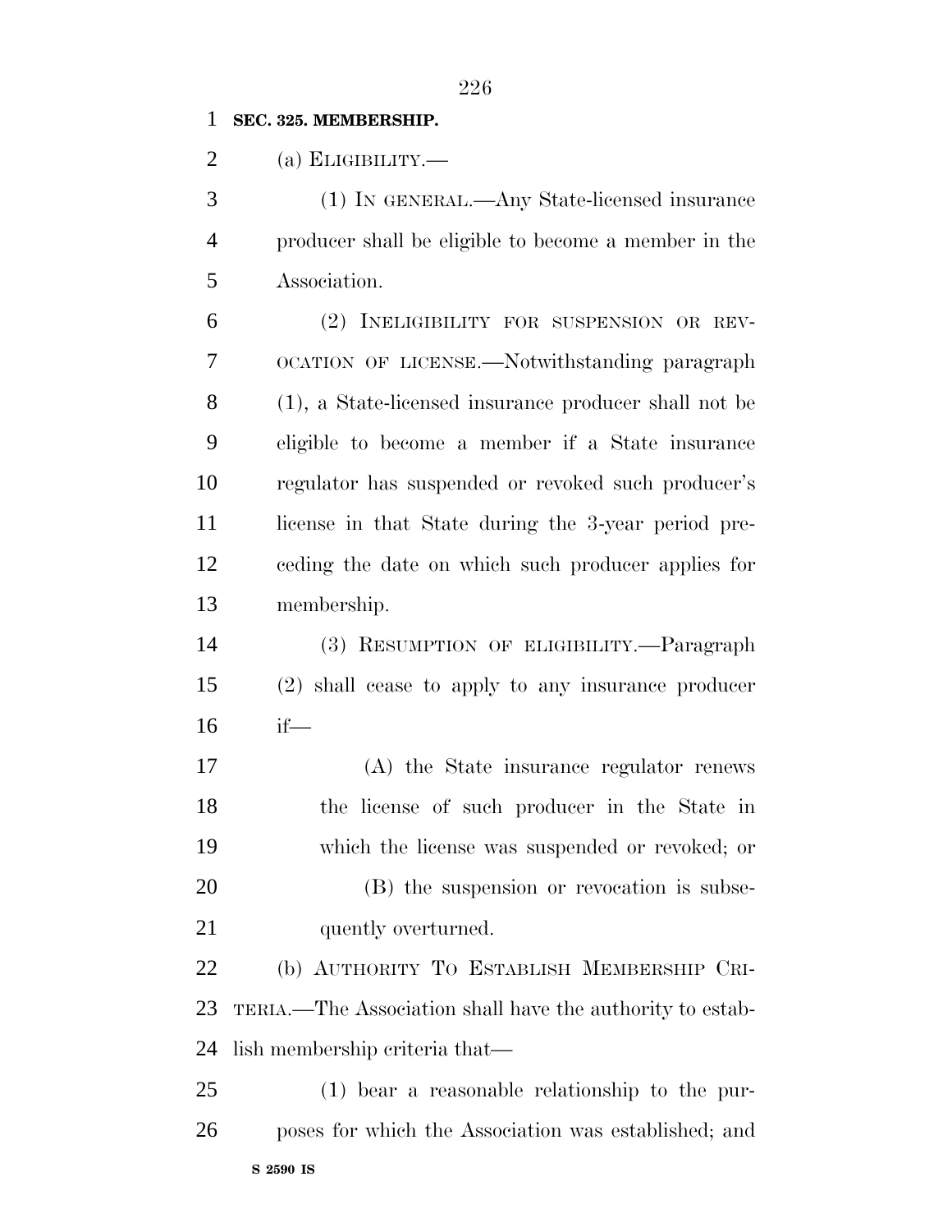**SEC. 325. MEMBERSHIP.**

(a) ELIGIBILITY.—

(1) IN GENERAL.—Any State-licensed insurance producer shall be eligible to become a member in the Association.

(2) INELIGIBILITY FOR SUSPENSION OR REVOCATION OF LICENSE.—Notwithstanding paragraph (1), a State-licensed insurance producer shall not be eligible to become a member if a State insurance regulator has suspended or revoked such producer's license in that State during the 3-year period preceding the date on which such producer applies for membership.

(3) RESUMPTION OF ELIGIBILITY.—Paragraph (2) shall cease to apply to any insurance producer if—

(A) the State insurance regulator renews the license of such producer in the State in which the license was suspended or revoked; or

(B) the suspension or revocation is subsequently overturned.

(b) AUTHORITY TO ESTABLISH MEMBERSHIP CRITERIA.—The Association shall have the authority to establish membership criteria that—

(1) bear a reasonable relationship to the purposes for which the Association was established; and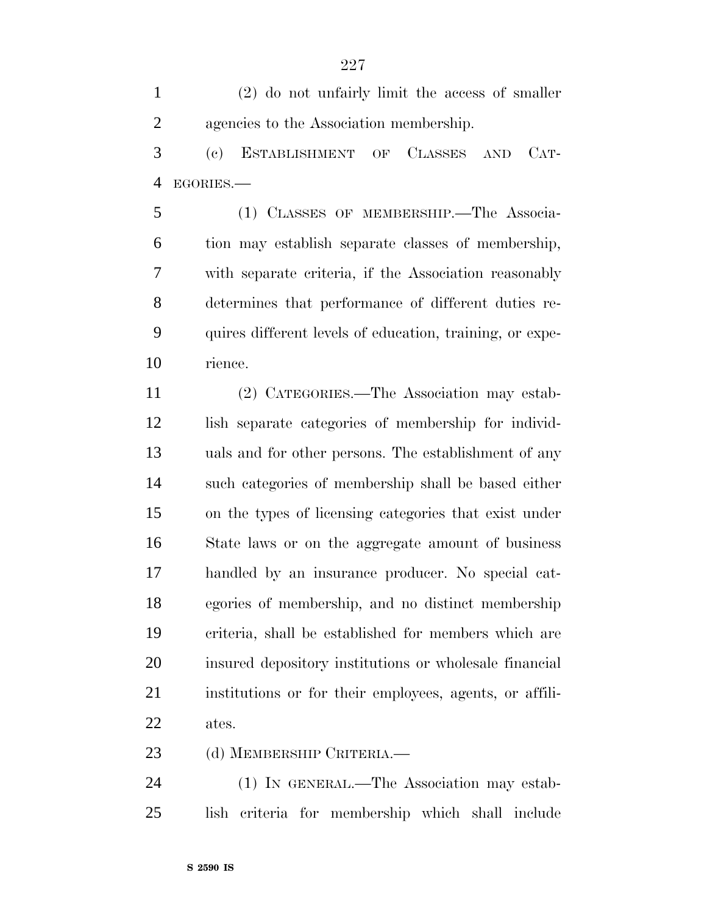(2) do not unfairly limit the access of smaller agencies to the Association membership.

(c) ESTABLISHMENT OF CLASSES AND CATEGORIES.—

(1) CLASSES OF MEMBERSHIP.—The Association may establish separate classes of membership, with separate criteria, if the Association reasonably determines that performance of different duties requires different levels of education, training, or experience.

(2) CATEGORIES.—The Association may establish separate categories of membership for individuals and for other persons. The establishment of any such categories of membership shall be based either on the types of licensing categories that exist under State laws or on the aggregate amount of business handled by an insurance producer. No special categories of membership, and no distinct membership criteria, shall be established for members which are insured depository institutions or wholesale financial institutions or for their employees, agents, or affiliates.

(d) MEMBERSHIP CRITERIA.—

(1) IN GENERAL.—The Association may establish criteria for membership which shall include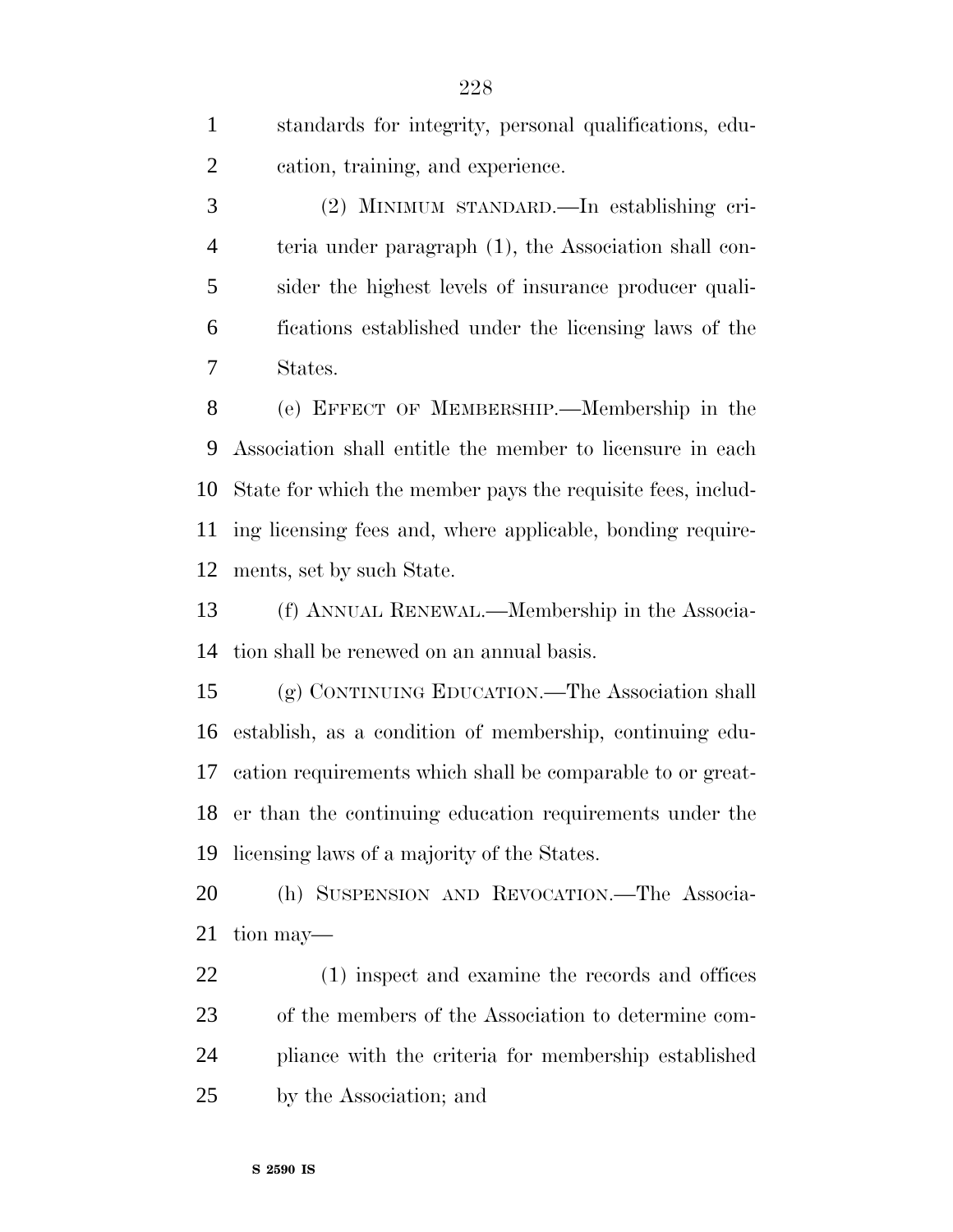standards for integrity, personal qualifications, education, training, and experience.

(2) MINIMUM STANDARD.—In establishing criteria under paragraph (1), the Association shall consider the highest levels of insurance producer qualifications established under the licensing laws of the States.

(e) EFFECT OF MEMBERSHIP.—Membership in the Association shall entitle the member to licensure in each State for which the member pays the requisite fees, including licensing fees and, where applicable, bonding requirements, set by such State.

(f) ANNUAL RENEWAL.—Membership in the Association shall be renewed on an annual basis.

(g) CONTINUING EDUCATION.—The Association shall establish, as a condition of membership, continuing education requirements which shall be comparable to or greater than the continuing education requirements under the licensing laws of a majority of the States.

(h) SUSPENSION AND REVOCATION.—The Association may—

(1) inspect and examine the records and offices of the members of the Association to determine compliance with the criteria for membership established by the Association; and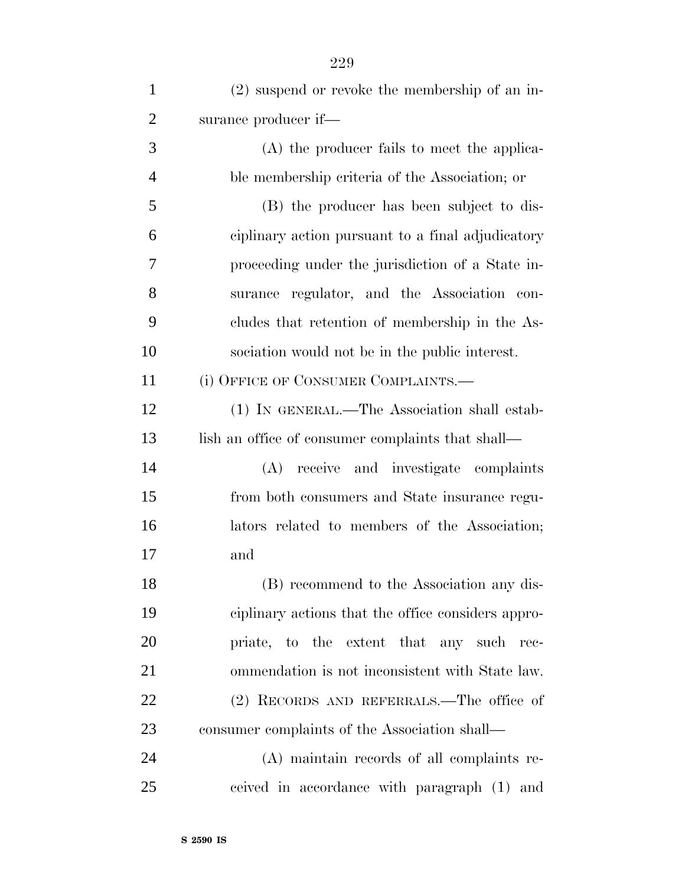(2) suspend or revoke the membership of an insurance producer if—

(A) the producer fails to meet the applicable membership criteria of the Association; or

(B) the producer has been subject to disciplinary action pursuant to a final adjudicatory proceeding under the jurisdiction of a State insurance regulator, and the Association concludes that retention of membership in the Association would not be in the public interest.

(i) OFFICE OF CONSUMER COMPLAINTS.—

(1) IN GENERAL.—The Association shall establish an office of consumer complaints that shall—

(A) receive and investigate complaints from both consumers and State insurance regulators related to members of the Association; and

(B) recommend to the Association any disciplinary actions that the office considers appropriate, to the extent that any such recommendation is not inconsistent with State law.

(2) RECORDS AND REFERRALS.—The office of consumer complaints of the Association shall—

(A) maintain records of all complaints received in accordance with paragraph (1) and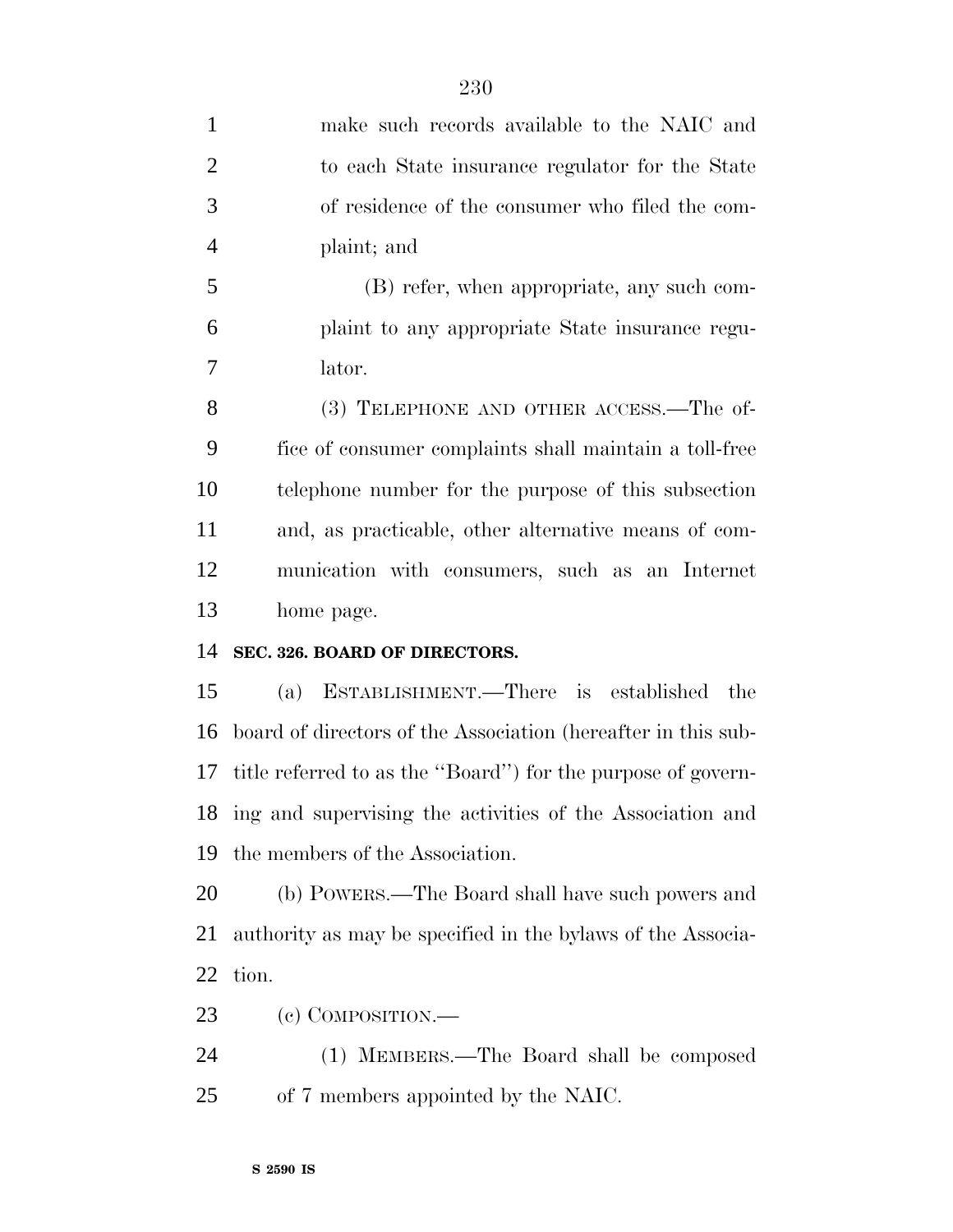make such records available to the NAIC and to each State insurance regulator for the State of residence of the consumer who filed the complaint; and

(B) refer, when appropriate, any such complaint to any appropriate State insurance regulator.

(3) TELEPHONE AND OTHER ACCESS.—The office of consumer complaints shall maintain a toll-free telephone number for the purpose of this subsection and, as practicable, other alternative means of communication with consumers, such as an Internet home page.

**SEC. 326. BOARD OF DIRECTORS.**

(a) ESTABLISHMENT.—There is established the board of directors of the Association (hereafter in this subtitle referred to as the ''Board'') for the purpose of governing and supervising the activities of the Association and the members of the Association.

(b) POWERS.—The Board shall have such powers and authority as may be specified in the bylaws of the Association.

(c) COMPOSITION.—

(1) MEMBERS.—The Board shall be composed of 7 members appointed by the NAIC.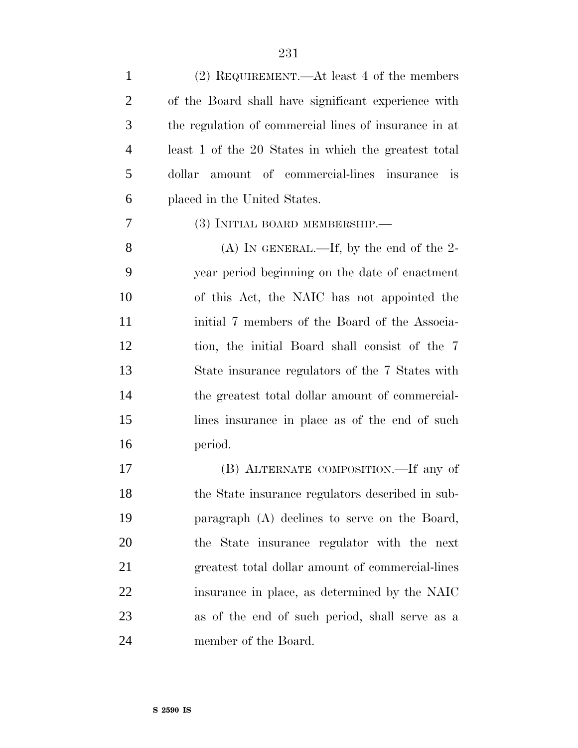(2) REQUIREMENT.—At least 4 of the members of the Board shall have significant experience with the regulation of commercial lines of insurance in at least 1 of the 20 States in which the greatest total dollar amount of commercial-lines insurance is placed in the United States.

(3) INITIAL BOARD MEMBERSHIP.—

(A) IN GENERAL.—If, by the end of the 2-year period beginning on the date of enactment of this Act, the NAIC has not appointed the initial 7 members of the Board of the Association, the initial Board shall consist of the 7 State insurance regulators of the 7 States with the greatest total dollar amount of commercial-lines insurance in place as of the end of such period.

(B) ALTERNATE COMPOSITION.—If any of the State insurance regulators described in subparagraph (A) declines to serve on the Board, the State insurance regulator with the next greatest total dollar amount of commercial-lines insurance in place, as determined by the NAIC as of the end of such period, shall serve as a member of the Board.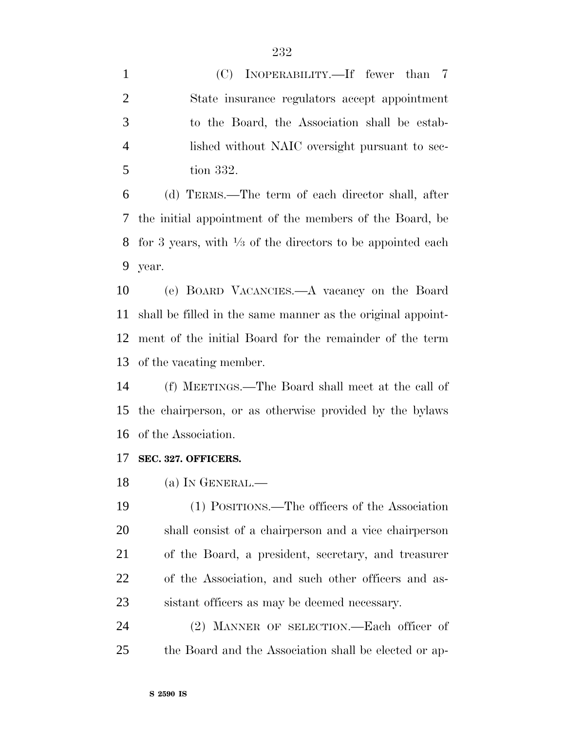(C) INOPERABILITY.—If fewer than 7 State insurance regulators accept appointment to the Board, the Association shall be established without NAIC oversight pursuant to section 332.

(d) TERMS.—The term of each director shall, after the initial appointment of the members of the Board, be for 3 years, with ⅓ of the directors to be appointed each year.

(e) BOARD VACANCIES.—A vacancy on the Board shall be filled in the same manner as the original appointment of the initial Board for the remainder of the term of the vacating member.

(f) MEETINGS.—The Board shall meet at the call of the chairperson, or as otherwise provided by the bylaws of the Association.

**SEC. 327. OFFICERS.**

(a) IN GENERAL.—

(1) POSITIONS.—The officers of the Association shall consist of a chairperson and a vice chairperson of the Board, a president, secretary, and treasurer of the Association, and such other officers and assistant officers as may be deemed necessary.

(2) MANNER OF SELECTION.—Each officer of the Board and the Association shall be elected or ap-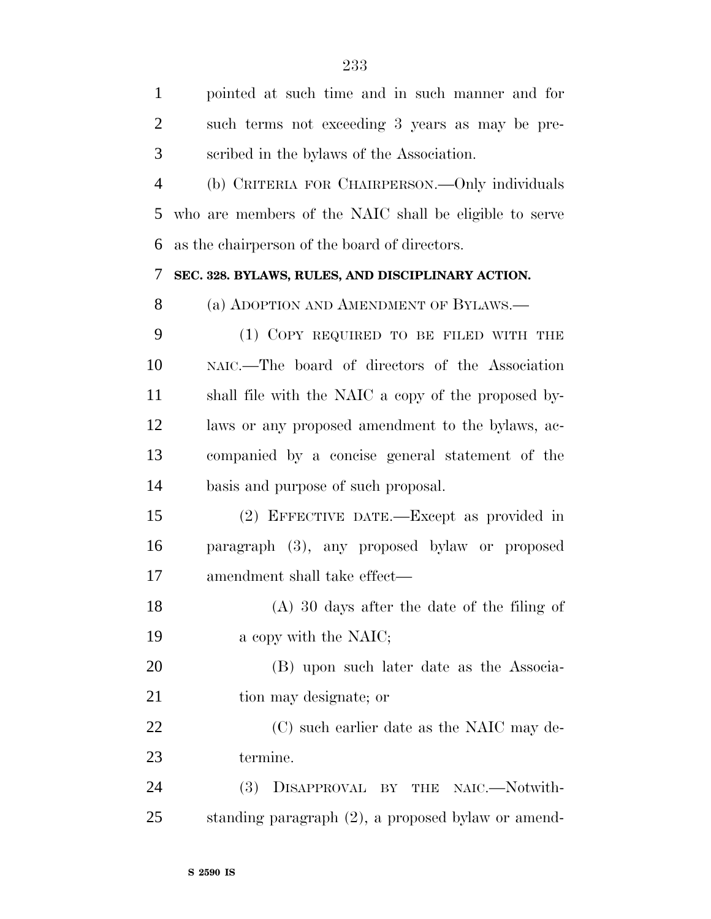pointed at such time and in such manner and for such terms not exceeding 3 years as may be prescribed in the bylaws of the Association.

(b) CRITERIA FOR CHAIRPERSON.—Only individuals who are members of the NAIC shall be eligible to serve as the chairperson of the board of directors.

### SEC. 328. BYLAWS, RULES, AND DISCIPLINARY ACTION.

(a) ADOPTION AND AMENDMENT OF BYLAWS.—

(1) COPY REQUIRED TO BE FILED WITH THE NAIC.—The board of directors of the Association shall file with the NAIC a copy of the proposed bylaws or any proposed amendment to the bylaws, accompanied by a concise general statement of the basis and purpose of such proposal.

(2) EFFECTIVE DATE.—Except as provided in paragraph (3), any proposed bylaw or proposed amendment shall take effect—

(A) 30 days after the date of the filing of a copy with the NAIC;

(B) upon such later date as the Association may designate; or

(C) such earlier date as the NAIC may determine.

(3) DISAPPROVAL BY THE NAIC.—Notwithstanding paragraph (2), a proposed bylaw or amend-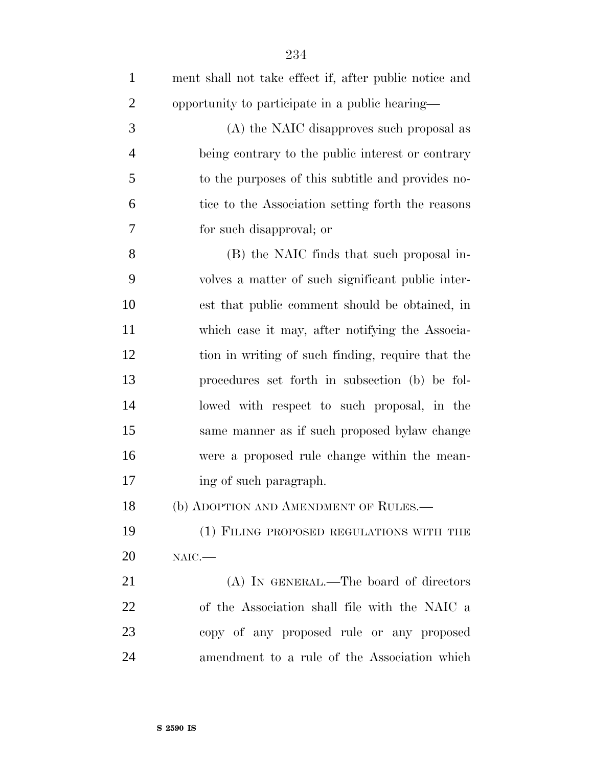ment shall not take effect if, after public notice and opportunity to participate in a public hearing—

(A) the NAIC disapproves such proposal as being contrary to the public interest or contrary to the purposes of this subtitle and provides notice to the Association setting forth the reasons for such disapproval; or

(B) the NAIC finds that such proposal involves a matter of such significant public interest that public comment should be obtained, in which case it may, after notifying the Association in writing of such finding, require that the procedures set forth in subsection (b) be followed with respect to such proposal, in the same manner as if such proposed bylaw change were a proposed rule change within the meaning of such paragraph.

(b) ADOPTION AND AMENDMENT OF RULES.—

(1) FILING PROPOSED REGULATIONS WITH THE NAIC.—

(A) IN GENERAL.—The board of directors of the Association shall file with the NAIC a copy of any proposed rule or any proposed amendment to a rule of the Association which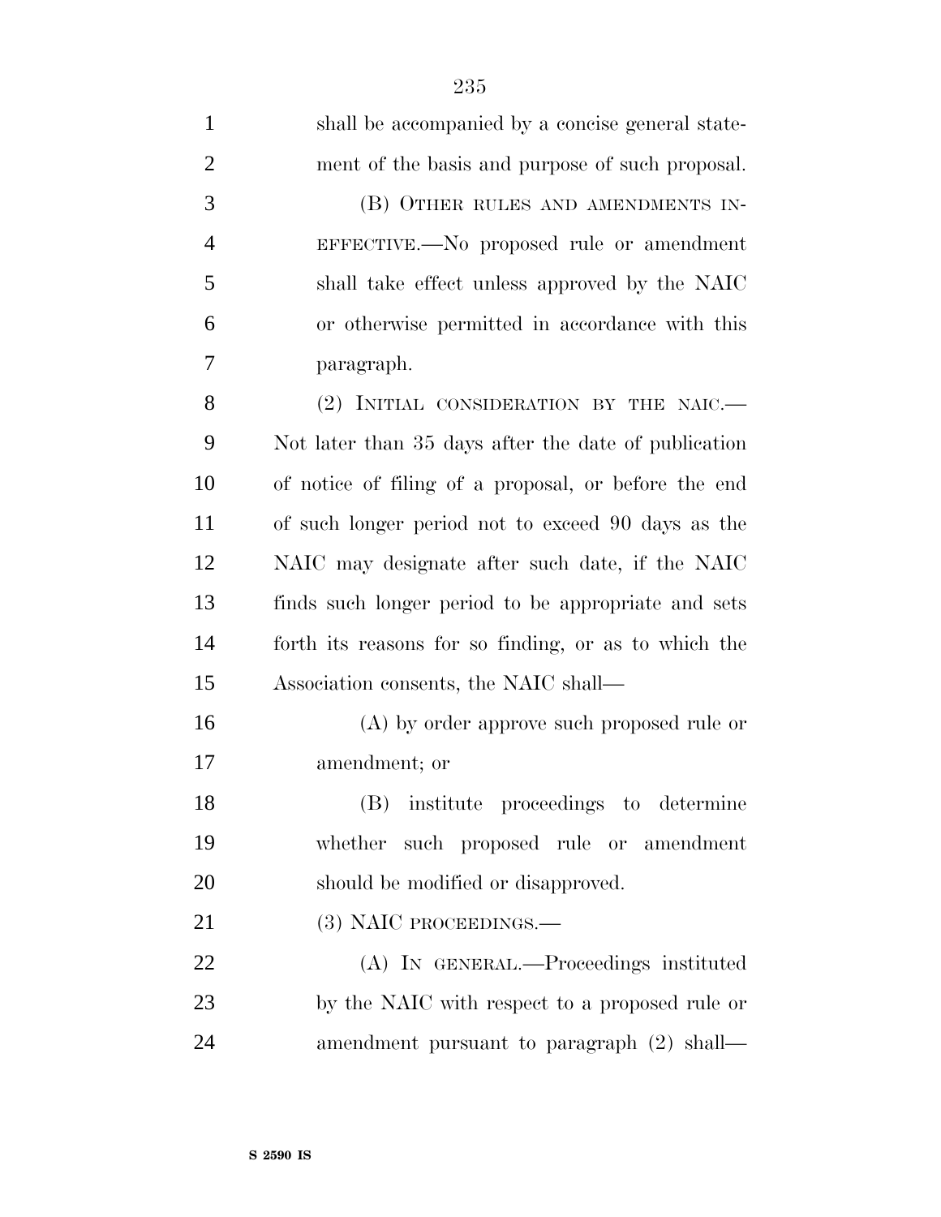shall be accompanied by a concise general statement of the basis and purpose of such proposal.

(B) OTHER RULES AND AMENDMENTS INEFFECTIVE.—No proposed rule or amendment shall take effect unless approved by the NAIC or otherwise permitted in accordance with this paragraph.

(2) INITIAL CONSIDERATION BY THE NAIC.—Not later than 35 days after the date of publication of notice of filing of a proposal, or before the end of such longer period not to exceed 90 days as the NAIC may designate after such date, if the NAIC finds such longer period to be appropriate and sets forth its reasons for so finding, or as to which the Association consents, the NAIC shall—

(A) by order approve such proposed rule or amendment; or

(B) institute proceedings to determine whether such proposed rule or amendment should be modified or disapproved.

(3) NAIC PROCEEDINGS.—

(A) IN GENERAL.—Proceedings instituted by the NAIC with respect to a proposed rule or amendment pursuant to paragraph (2) shall—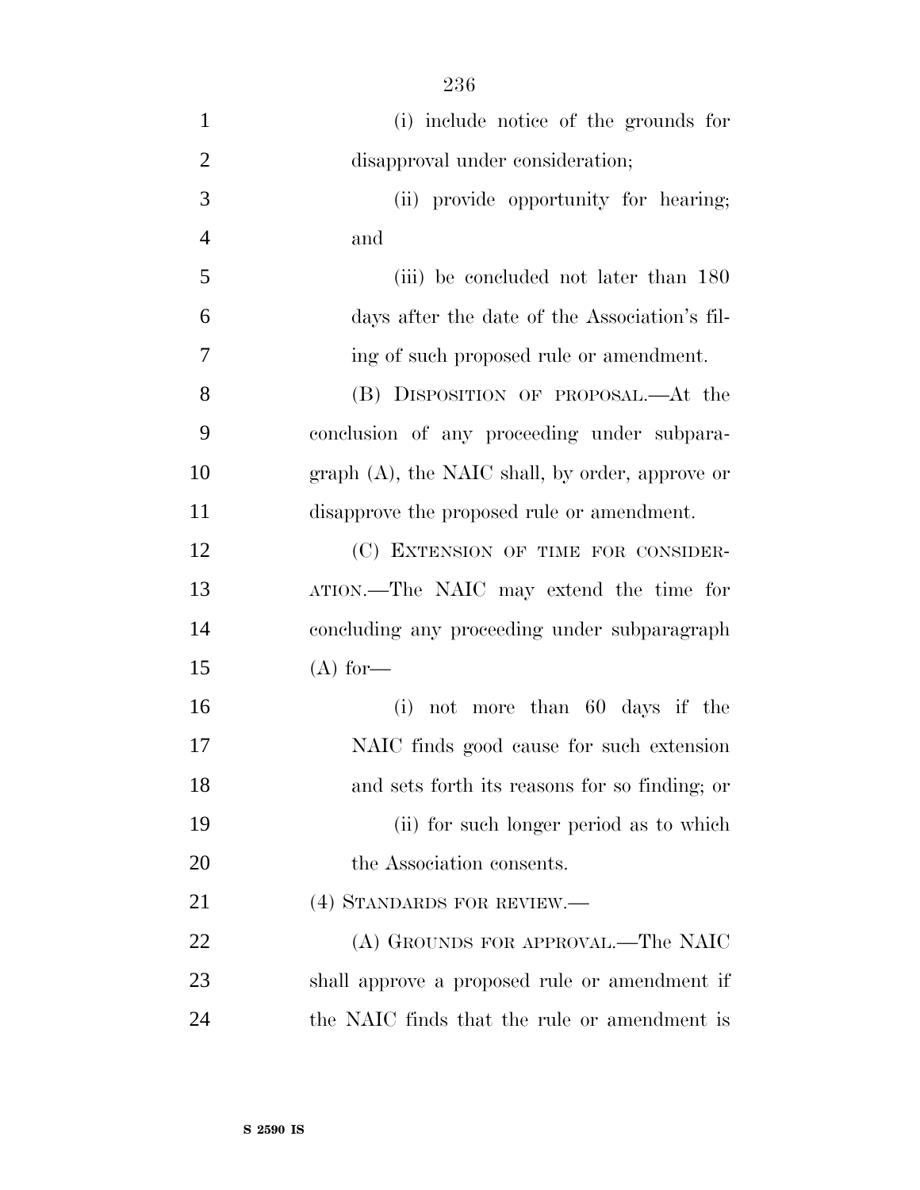(i) include notice of the grounds for disapproval under consideration;

(ii) provide opportunity for hearing; and

(iii) be concluded not later than 180 days after the date of the Association's filing of such proposed rule or amendment.

(B) DISPOSITION OF PROPOSAL.—At the conclusion of any proceeding under subparagraph (A), the NAIC shall, by order, approve or disapprove the proposed rule or amendment.

(C) EXTENSION OF TIME FOR CONSIDERATION.—The NAIC may extend the time for concluding any proceeding under subparagraph (A) for—

(i) not more than 60 days if the NAIC finds good cause for such extension and sets forth its reasons for so finding; or

(ii) for such longer period as to which the Association consents.

(4) STANDARDS FOR REVIEW.—

(A) GROUNDS FOR APPROVAL.—The NAIC shall approve a proposed rule or amendment if the NAIC finds that the rule or amendment is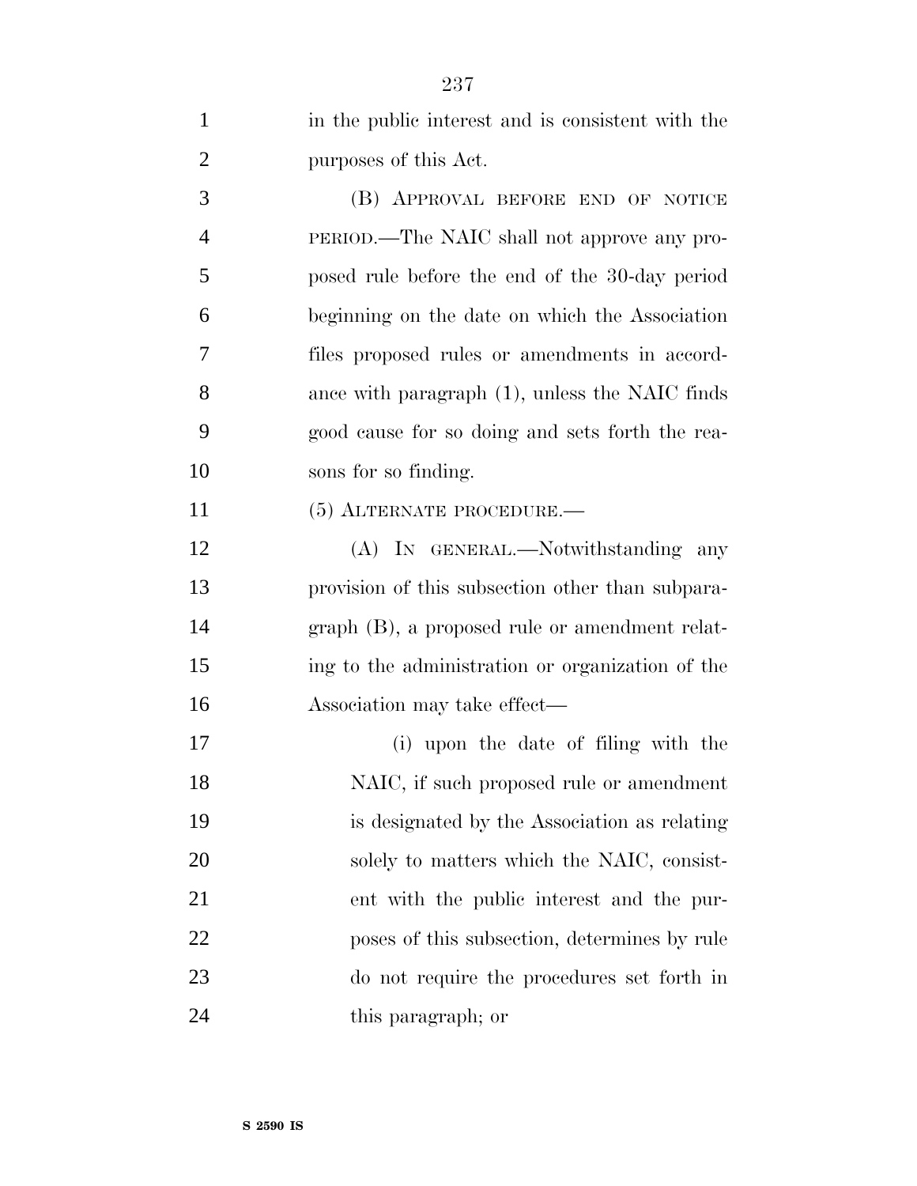in the public interest and is consistent with the purposes of this Act.

(B) APPROVAL BEFORE END OF NOTICE PERIOD.—The NAIC shall not approve any proposed rule before the end of the 30-day period beginning on the date on which the Association files proposed rules or amendments in accordance with paragraph (1), unless the NAIC finds good cause for so doing and sets forth the reasons for so finding.

(5) ALTERNATE PROCEDURE.—

(A) IN GENERAL.—Notwithstanding any provision of this subsection other than subparagraph (B), a proposed rule or amendment relating to the administration or organization of the Association may take effect—

(i) upon the date of filing with the NAIC, if such proposed rule or amendment is designated by the Association as relating solely to matters which the NAIC, consistent with the public interest and the purposes of this subsection, determines by rule do not require the procedures set forth in this paragraph; or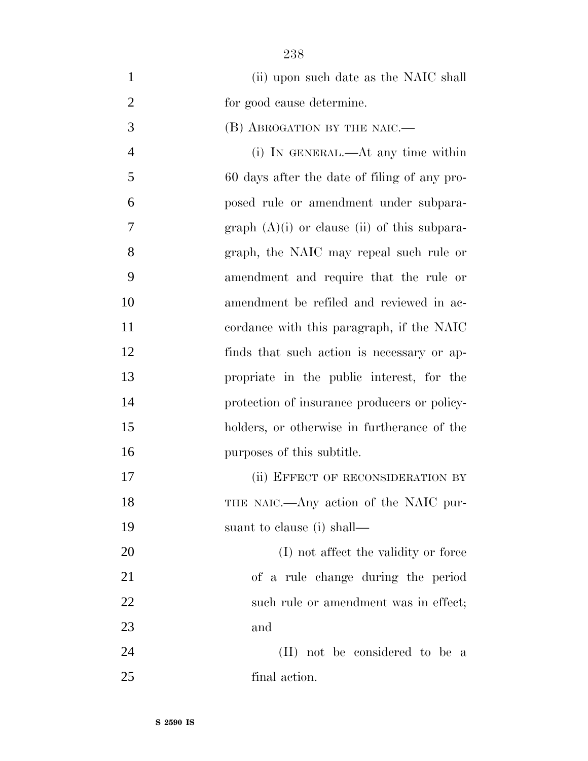(ii) upon such date as the NAIC shall for good cause determine.

(B) ABROGATION BY THE NAIC.—

(i) IN GENERAL.—At any time within 60 days after the date of filing of any proposed rule or amendment under subparagraph (A)(i) or clause (ii) of this subparagraph, the NAIC may repeal such rule or amendment and require that the rule or amendment be refiled and reviewed in accordance with this paragraph, if the NAIC finds that such action is necessary or appropriate in the public interest, for the protection of insurance producers or policyholders, or otherwise in furtherance of the purposes of this subtitle.

(ii) EFFECT OF RECONSIDERATION BY THE NAIC.—Any action of the NAIC pursuant to clause (i) shall—

(I) not affect the validity or force of a rule change during the period such rule or amendment was in effect; and

(II) not be considered to be a final action.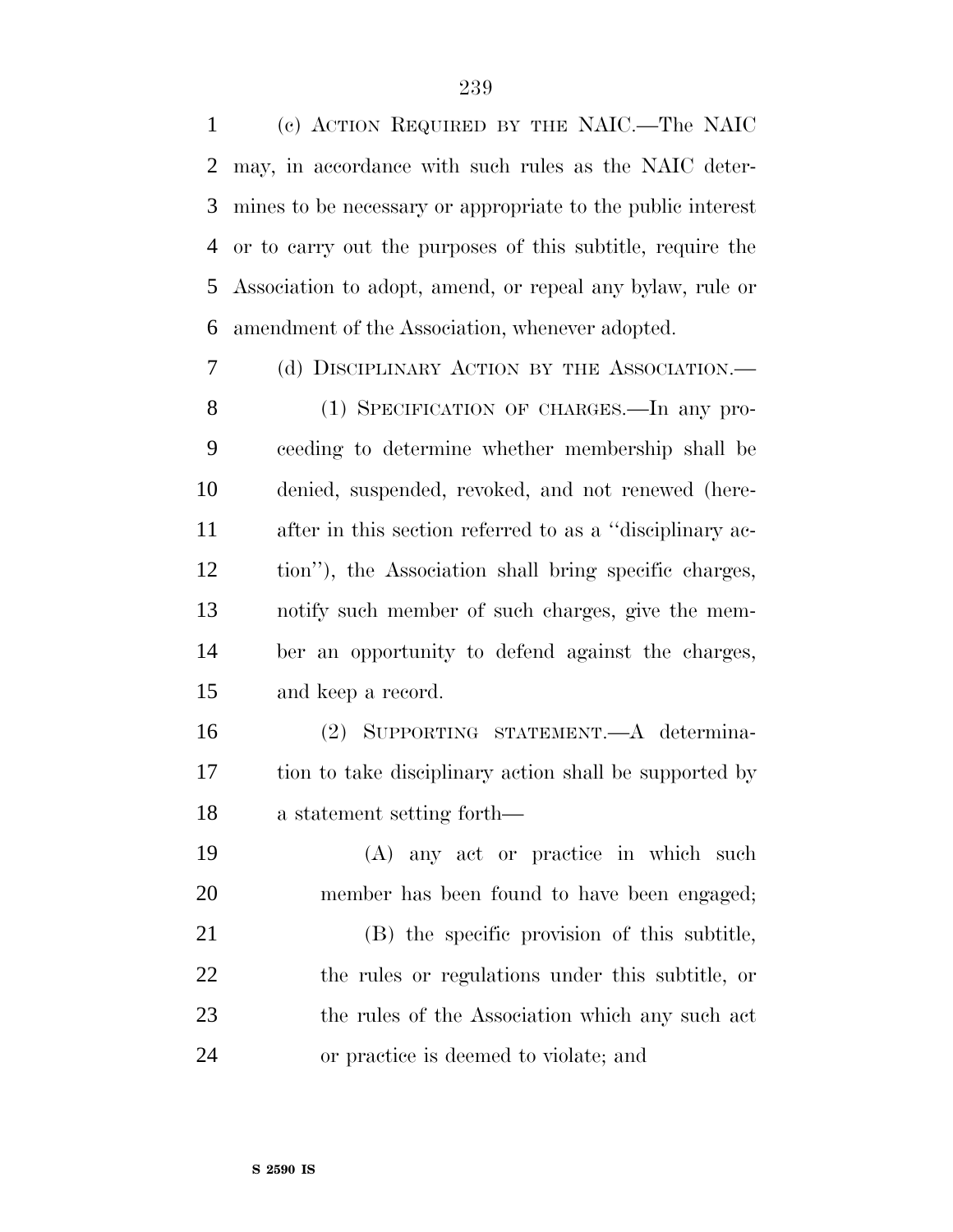(c) ACTION REQUIRED BY THE NAIC.—The NAIC may, in accordance with such rules as the NAIC determines to be necessary or appropriate to the public interest or to carry out the purposes of this subtitle, require the Association to adopt, amend, or repeal any bylaw, rule or amendment of the Association, whenever adopted.

(d) DISCIPLINARY ACTION BY THE ASSOCIATION.—

(1) SPECIFICATION OF CHARGES.—In any proceeding to determine whether membership shall be denied, suspended, revoked, and not renewed (hereafter in this section referred to as a "disciplinary action"), the Association shall bring specific charges, notify such member of such charges, give the member an opportunity to defend against the charges, and keep a record.

(2) SUPPORTING STATEMENT.—A determination to take disciplinary action shall be supported by a statement setting forth—

(A) any act or practice in which such member has been found to have been engaged;

(B) the specific provision of this subtitle, the rules or regulations under this subtitle, or the rules of the Association which any such act or practice is deemed to violate; and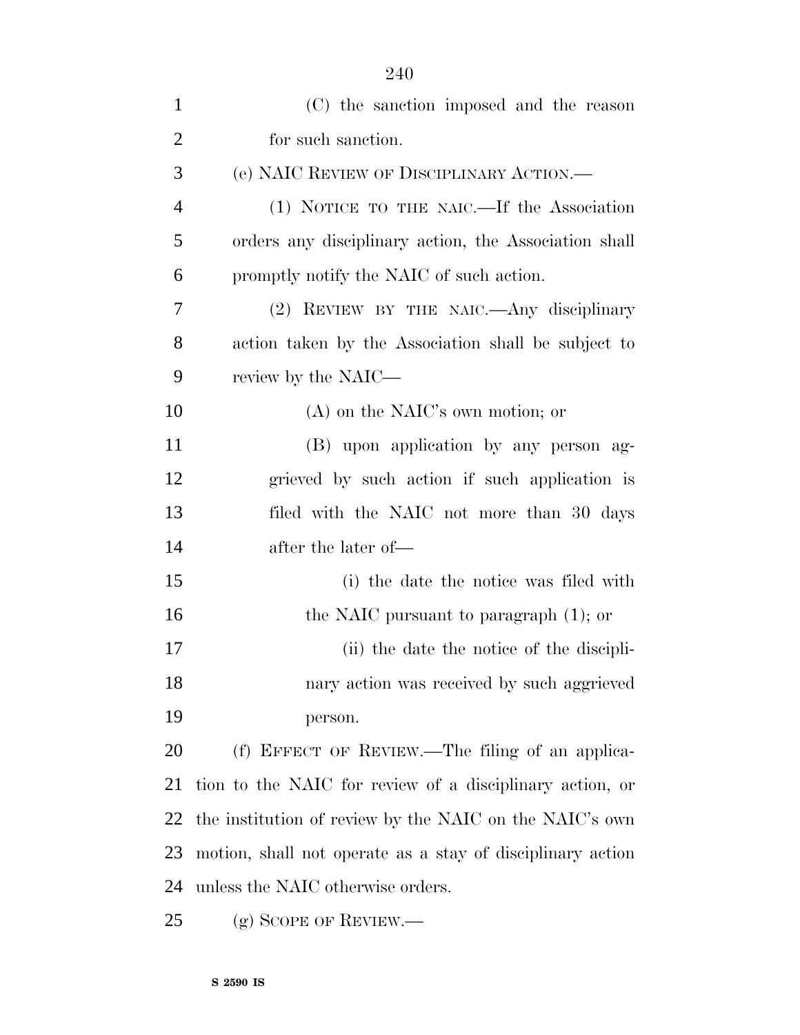(C) the sanction imposed and the reason for such sanction.

(e) NAIC REVIEW OF DISCIPLINARY ACTION.—

(1) NOTICE TO THE NAIC.—If the Association orders any disciplinary action, the Association shall promptly notify the NAIC of such action.

(2) REVIEW BY THE NAIC.—Any disciplinary action taken by the Association shall be subject to review by the NAIC—

(A) on the NAIC's own motion; or

(B) upon application by any person aggrieved by such action if such application is filed with the NAIC not more than 30 days after the later of—

(i) the date the notice was filed with the NAIC pursuant to paragraph (1); or

(ii) the date the notice of the disciplinary action was received by such aggrieved person.

(f) EFFECT OF REVIEW.—The filing of an application to the NAIC for review of a disciplinary action, or the institution of review by the NAIC on the NAIC's own motion, shall not operate as a stay of disciplinary action unless the NAIC otherwise orders.

(g) SCOPE OF REVIEW.—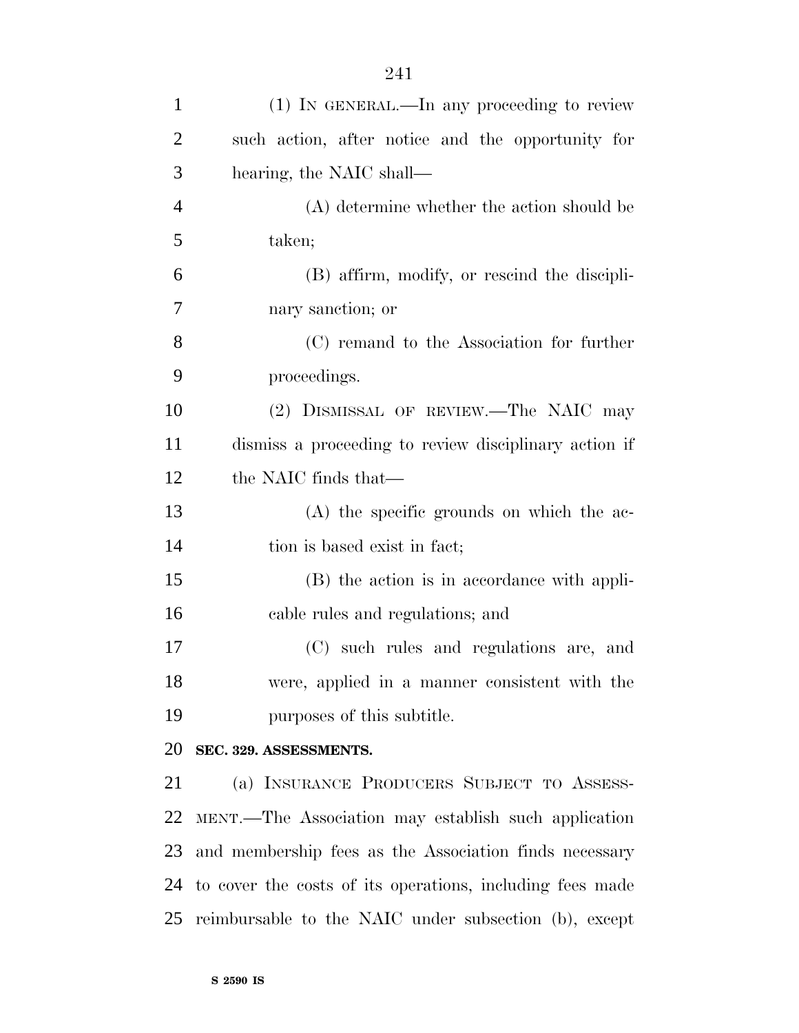(1) IN GENERAL.—In any proceeding to review such action, after notice and the opportunity for hearing, the NAIC shall—

(A) determine whether the action should be taken;

(B) affirm, modify, or rescind the disciplinary sanction; or

(C) remand to the Association for further proceedings.

(2) DISMISSAL OF REVIEW.—The NAIC may dismiss a proceeding to review disciplinary action if the NAIC finds that—

(A) the specific grounds on which the action is based exist in fact;

(B) the action is in accordance with applicable rules and regulations; and

(C) such rules and regulations are, and were, applied in a manner consistent with the purposes of this subtitle.

**SEC. 329. ASSESSMENTS.**

(a) INSURANCE PRODUCERS SUBJECT TO ASSESSMENT.—The Association may establish such application and membership fees as the Association finds necessary to cover the costs of its operations, including fees made reimbursable to the NAIC under subsection (b), except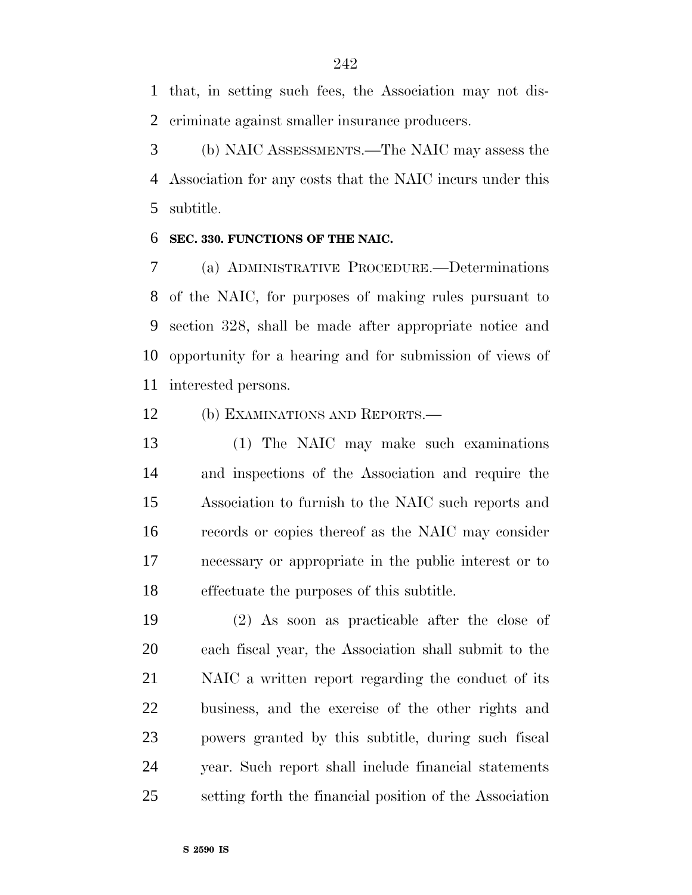that, in setting such fees, the Association may not discriminate against smaller insurance producers.

(b) NAIC ASSESSMENTS.—The NAIC may assess the Association for any costs that the NAIC incurs under this subtitle.

**SEC. 330. FUNCTIONS OF THE NAIC.**

(a) ADMINISTRATIVE PROCEDURE.—Determinations of the NAIC, for purposes of making rules pursuant to section 328, shall be made after appropriate notice and opportunity for a hearing and for submission of views of interested persons.

(b) EXAMINATIONS AND REPORTS.—

(1) The NAIC may make such examinations and inspections of the Association and require the Association to furnish to the NAIC such reports and records or copies thereof as the NAIC may consider necessary or appropriate in the public interest or to effectuate the purposes of this subtitle.

(2) As soon as practicable after the close of each fiscal year, the Association shall submit to the NAIC a written report regarding the conduct of its business, and the exercise of the other rights and powers granted by this subtitle, during such fiscal year. Such report shall include financial statements setting forth the financial position of the Association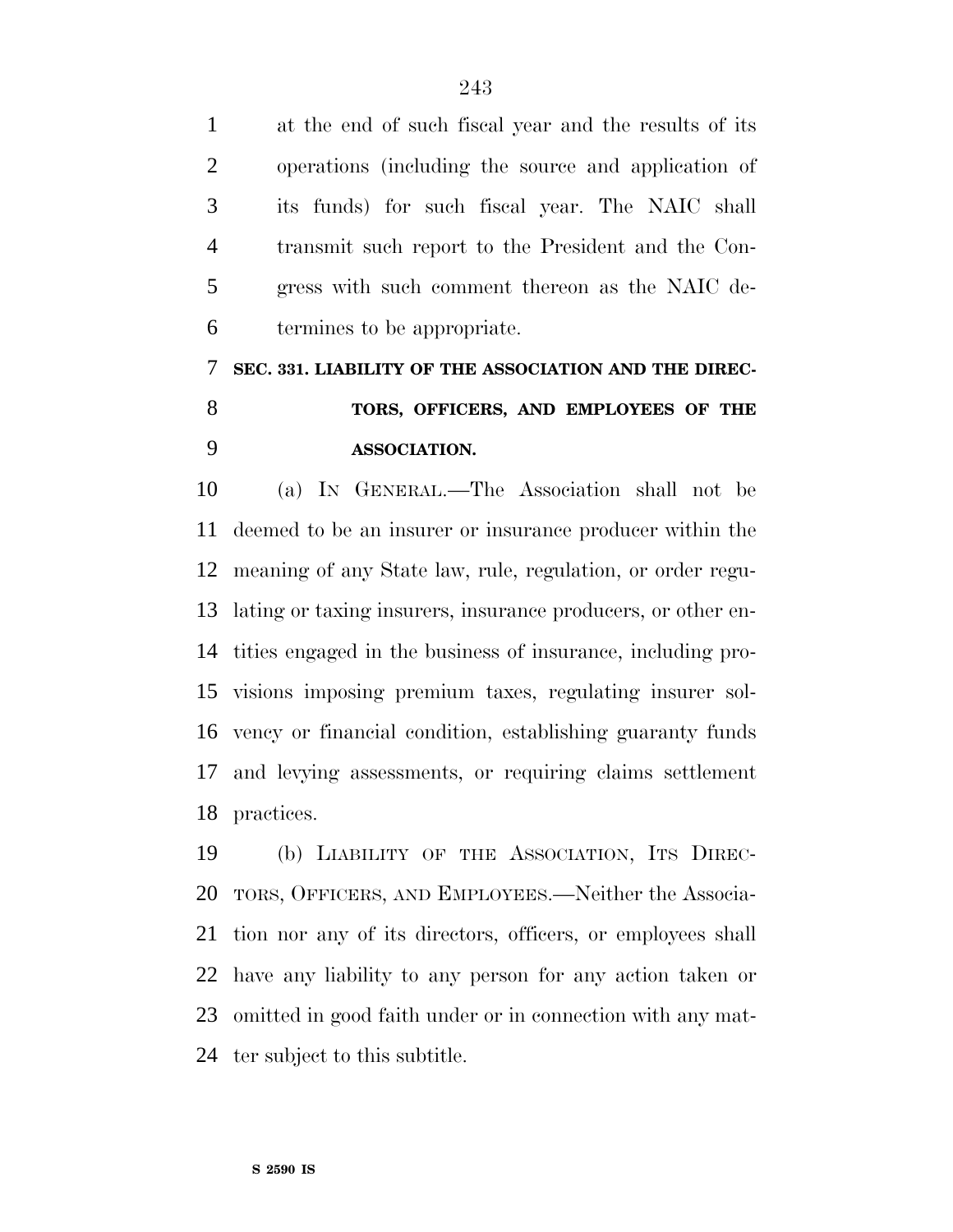at the end of such fiscal year and the results of its operations (including the source and application of its funds) for such fiscal year. The NAIC shall transmit such report to the President and the Congress with such comment thereon as the NAIC determines to be appropriate.

### SEC. 331. LIABILITY OF THE ASSOCIATION AND THE DIRECTORS, OFFICERS, AND EMPLOYEES OF THE ASSOCIATION.

(a) IN GENERAL.—The Association shall not be deemed to be an insurer or insurance producer within the meaning of any State law, rule, regulation, or order regulating or taxing insurers, insurance producers, or other entities engaged in the business of insurance, including provisions imposing premium taxes, regulating insurer solvency or financial condition, establishing guaranty funds and levying assessments, or requiring claims settlement practices.

(b) LIABILITY OF THE ASSOCIATION, ITS DIRECTORS, OFFICERS, AND EMPLOYEES.—Neither the Association nor any of its directors, officers, or employees shall have any liability to any person for any action taken or omitted in good faith under or in connection with any matter subject to this subtitle.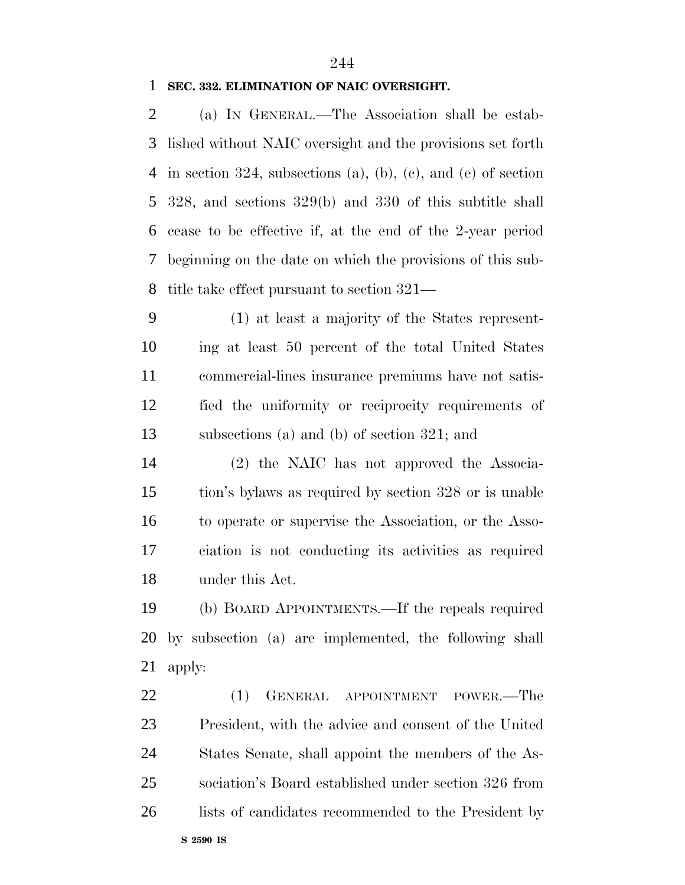**SEC. 332. ELIMINATION OF NAIC OVERSIGHT.**

(a) IN GENERAL.—The Association shall be established without NAIC oversight and the provisions set forth in section 324, subsections (a), (b), (c), and (e) of section 328, and sections 329(b) and 330 of this subtitle shall cease to be effective if, at the end of the 2-year period beginning on the date on which the provisions of this subtitle take effect pursuant to section 321—

(1) at least a majority of the States representing at least 50 percent of the total United States commercial-lines insurance premiums have not satisfied the uniformity or reciprocity requirements of subsections (a) and (b) of section 321; and

(2) the NAIC has not approved the Association's bylaws as required by section 328 or is unable to operate or supervise the Association, or the Association is not conducting its activities as required under this Act.

(b) BOARD APPOINTMENTS.—If the repeals required by subsection (a) are implemented, the following shall apply:

(1) GENERAL APPOINTMENT POWER.—The President, with the advice and consent of the United States Senate, shall appoint the members of the Association's Board established under section 326 from lists of candidates recommended to the President by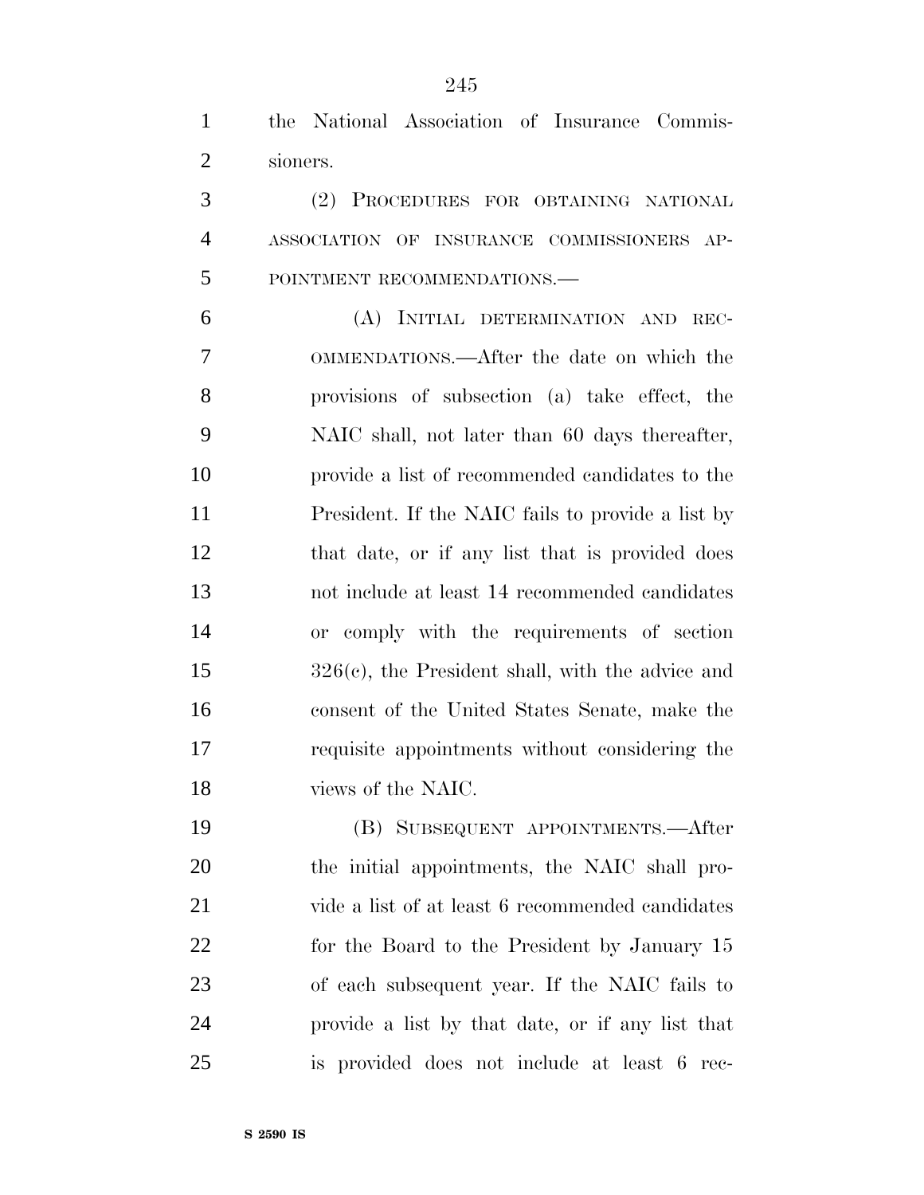the National Association of Insurance Commissioners.

(2) PROCEDURES FOR OBTAINING NATIONAL ASSOCIATION OF INSURANCE COMMISSIONERS APPOINTMENT RECOMMENDATIONS.—

(A) INITIAL DETERMINATION AND RECOMMENDATIONS.—After the date on which the provisions of subsection (a) take effect, the NAIC shall, not later than 60 days thereafter, provide a list of recommended candidates to the President. If the NAIC fails to provide a list by that date, or if any list that is provided does not include at least 14 recommended candidates or comply with the requirements of section 326(c), the President shall, with the advice and consent of the United States Senate, make the requisite appointments without considering the views of the NAIC.

(B) SUBSEQUENT APPOINTMENTS.—After the initial appointments, the NAIC shall provide a list of at least 6 recommended candidates for the Board to the President by January 15 of each subsequent year. If the NAIC fails to provide a list by that date, or if any list that is provided does not include at least 6 rec-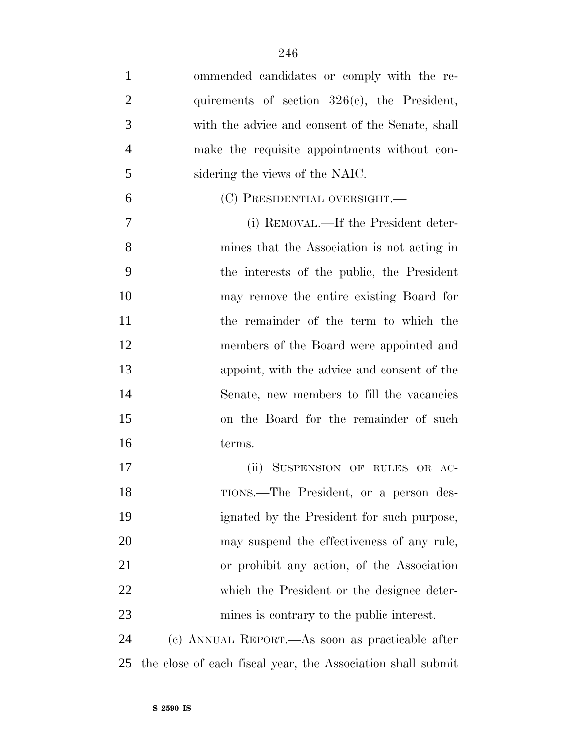ommended candidates or comply with the requirements of section 326(c), the President, with the advice and consent of the Senate, shall make the requisite appointments without considering the views of the NAIC.

(C) PRESIDENTIAL OVERSIGHT.—

(i) REMOVAL.—If the President determines that the Association is not acting in the interests of the public, the President may remove the entire existing Board for the remainder of the term to which the members of the Board were appointed and appoint, with the advice and consent of the Senate, new members to fill the vacancies on the Board for the remainder of such terms.

(ii) SUSPENSION OF RULES OR ACTIONS.—The President, or a person designated by the President for such purpose, may suspend the effectiveness of any rule, or prohibit any action, of the Association which the President or the designee determines is contrary to the public interest.

(c) ANNUAL REPORT.—As soon as practicable after the close of each fiscal year, the Association shall submit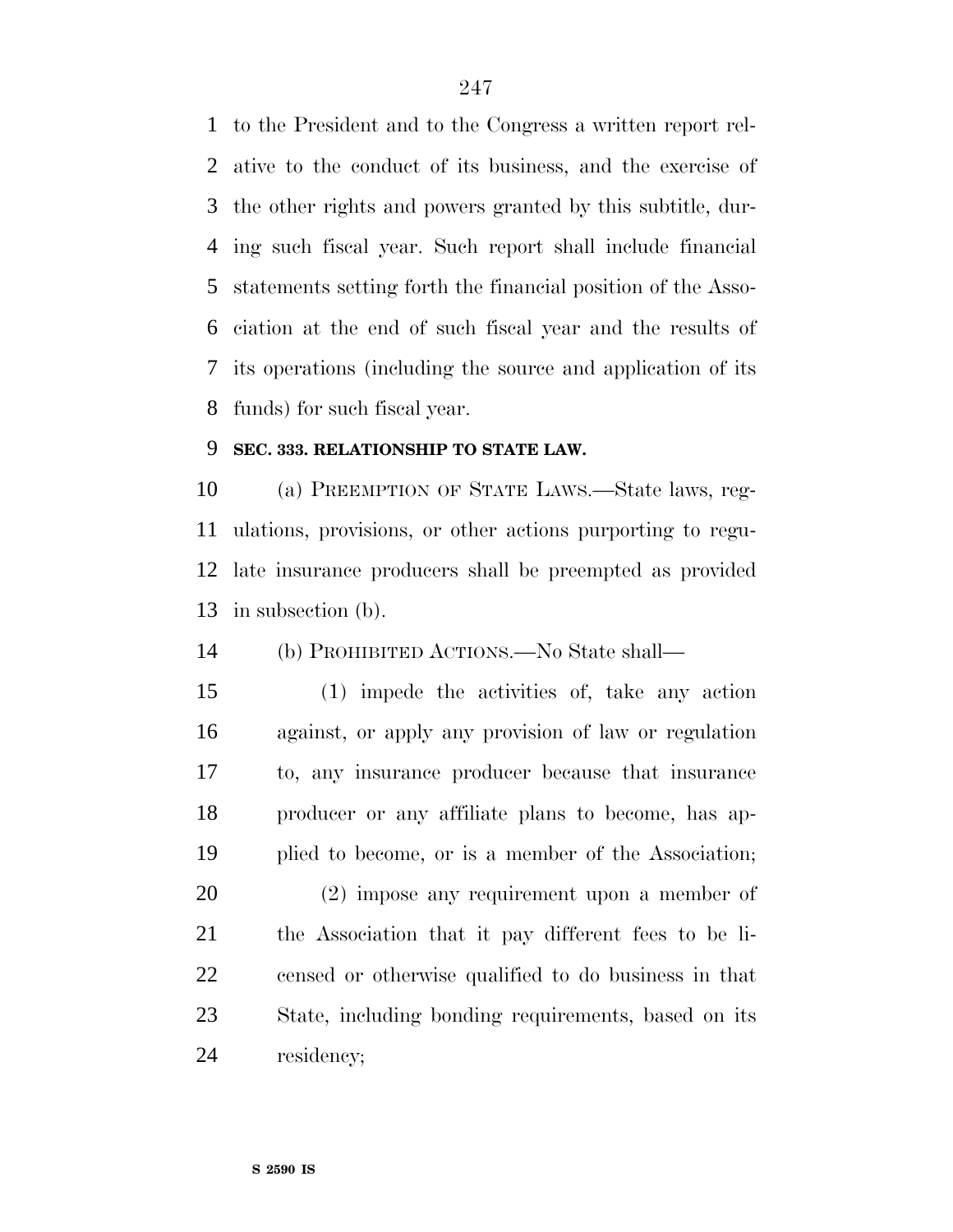to the President and to the Congress a written report relative to the conduct of its business, and the exercise of the other rights and powers granted by this subtitle, during such fiscal year. Such report shall include financial statements setting forth the financial position of the Association at the end of such fiscal year and the results of its operations (including the source and application of its funds) for such fiscal year.

**SEC. 333. RELATIONSHIP TO STATE LAW.**

(a) PREEMPTION OF STATE LAWS.—State laws, regulations, provisions, or other actions purporting to regulate insurance producers shall be preempted as provided in subsection (b).

(b) PROHIBITED ACTIONS.—No State shall—

(1) impede the activities of, take any action against, or apply any provision of law or regulation to, any insurance producer because that insurance producer or any affiliate plans to become, has applied to become, or is a member of the Association;

(2) impose any requirement upon a member of the Association that it pay different fees to be licensed or otherwise qualified to do business in that State, including bonding requirements, based on its residency;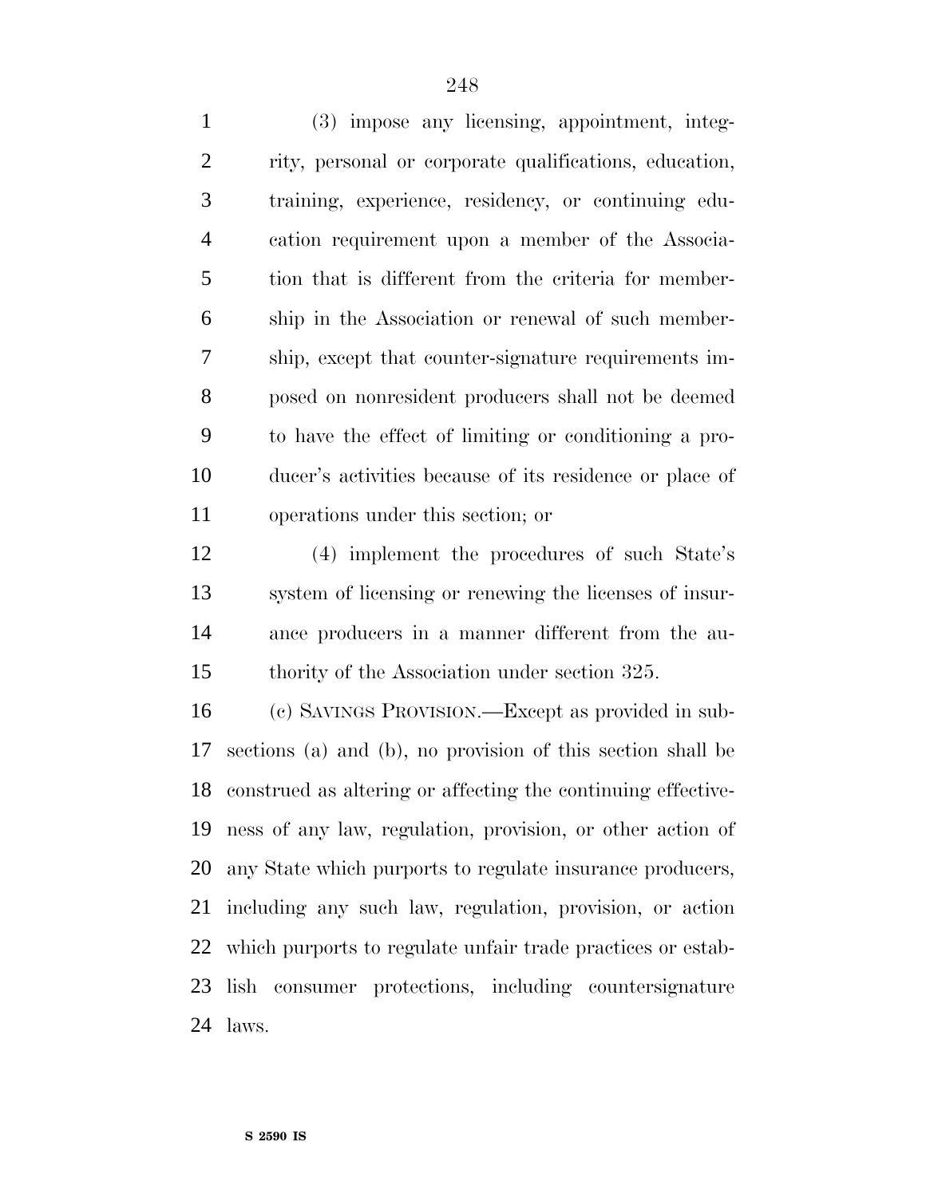(3) impose any licensing, appointment, integrity, personal or corporate qualifications, education, training, experience, residency, or continuing education requirement upon a member of the Association that is different from the criteria for membership in the Association or renewal of such membership, except that counter-signature requirements imposed on nonresident producers shall not be deemed to have the effect of limiting or conditioning a producer's activities because of its residence or place of operations under this section; or

(4) implement the procedures of such State's system of licensing or renewing the licenses of insurance producers in a manner different from the authority of the Association under section 325.

(c) SAVINGS PROVISION.—Except as provided in subsections (a) and (b), no provision of this section shall be construed as altering or affecting the continuing effectiveness of any law, regulation, provision, or other action of any State which purports to regulate insurance producers, including any such law, regulation, provision, or action which purports to regulate unfair trade practices or establish consumer protections, including countersignature laws.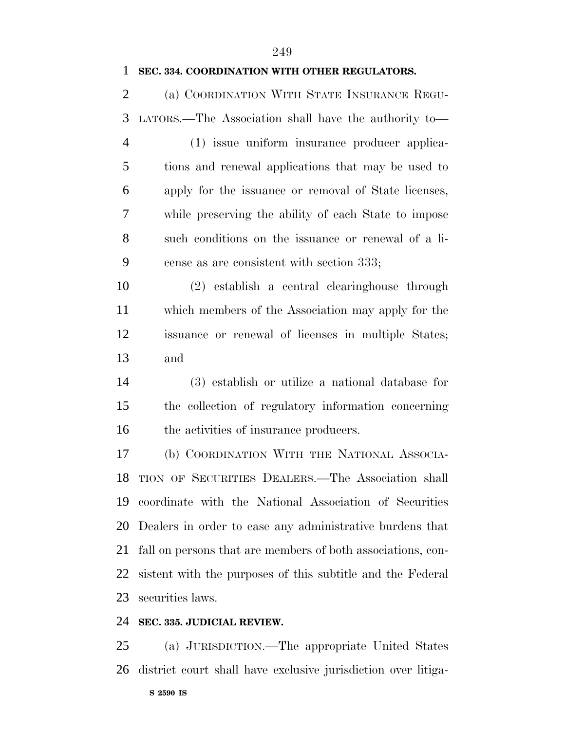**SEC. 334. COORDINATION WITH OTHER REGULATORS.**

(a) COORDINATION WITH STATE INSURANCE REGULATORS.—The Association shall have the authority to—

(1) issue uniform insurance producer applications and renewal applications that may be used to apply for the issuance or removal of State licenses, while preserving the ability of each State to impose such conditions on the issuance or renewal of a license as are consistent with section 333;

(2) establish a central clearinghouse through which members of the Association may apply for the issuance or renewal of licenses in multiple States; and

(3) establish or utilize a national database for the collection of regulatory information concerning the activities of insurance producers.

(b) COORDINATION WITH THE NATIONAL ASSOCIATION OF SECURITIES DEALERS.—The Association shall coordinate with the National Association of Securities Dealers in order to ease any administrative burdens that fall on persons that are members of both associations, consistent with the purposes of this subtitle and the Federal securities laws.

**SEC. 335. JUDICIAL REVIEW.**

(a) JURISDICTION.—The appropriate United States district court shall have exclusive jurisdiction over litiga-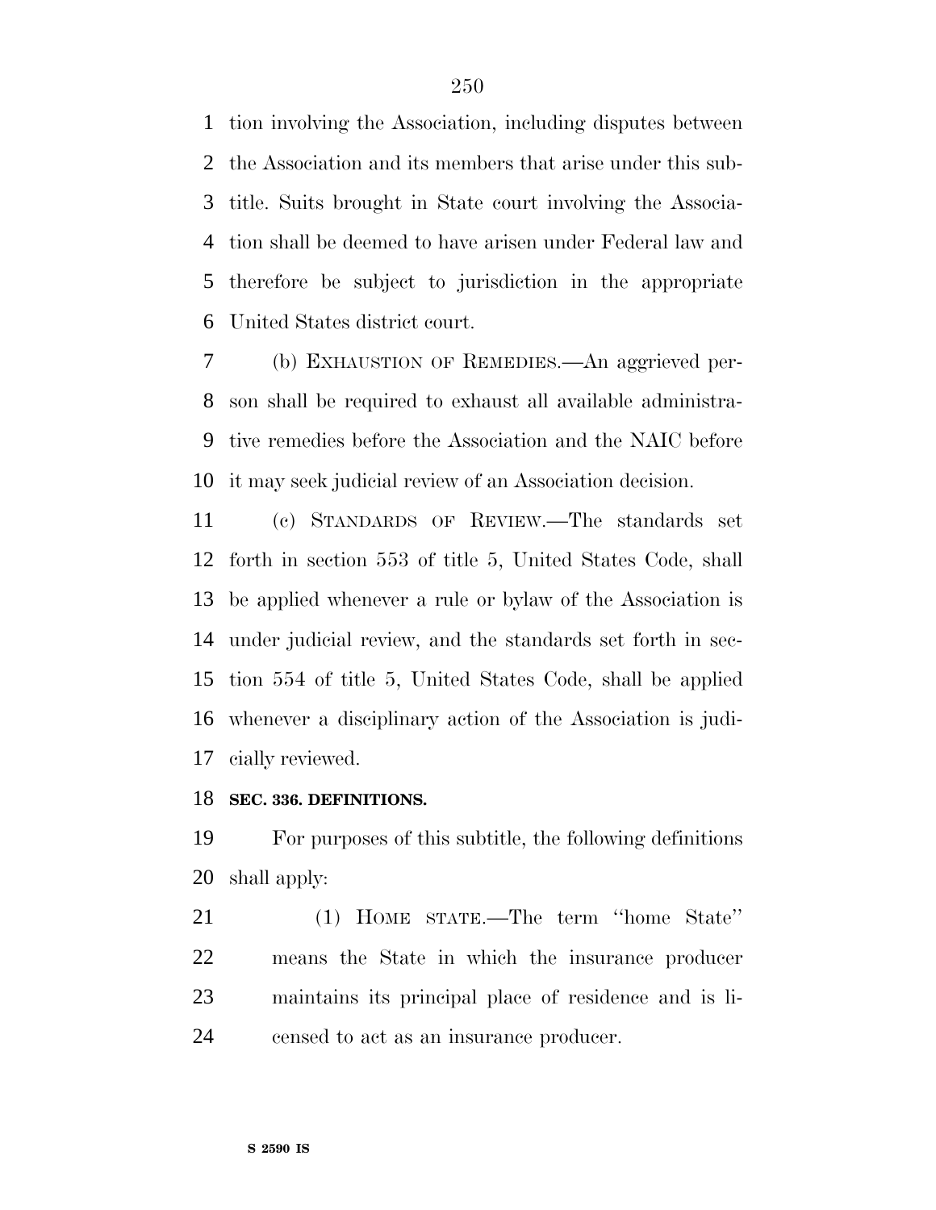tion involving the Association, including disputes between the Association and its members that arise under this subtitle. Suits brought in State court involving the Association shall be deemed to have arisen under Federal law and therefore be subject to jurisdiction in the appropriate United States district court.

(b) EXHAUSTION OF REMEDIES.—An aggrieved person shall be required to exhaust all available administrative remedies before the Association and the NAIC before it may seek judicial review of an Association decision.

(c) STANDARDS OF REVIEW.—The standards set forth in section 553 of title 5, United States Code, shall be applied whenever a rule or bylaw of the Association is under judicial review, and the standards set forth in section 554 of title 5, United States Code, shall be applied whenever a disciplinary action of the Association is judicially reviewed.

**SEC. 336. DEFINITIONS.**

For purposes of this subtitle, the following definitions shall apply:

(1) HOME STATE.—The term "home State" means the State in which the insurance producer maintains its principal place of residence and is licensed to act as an insurance producer.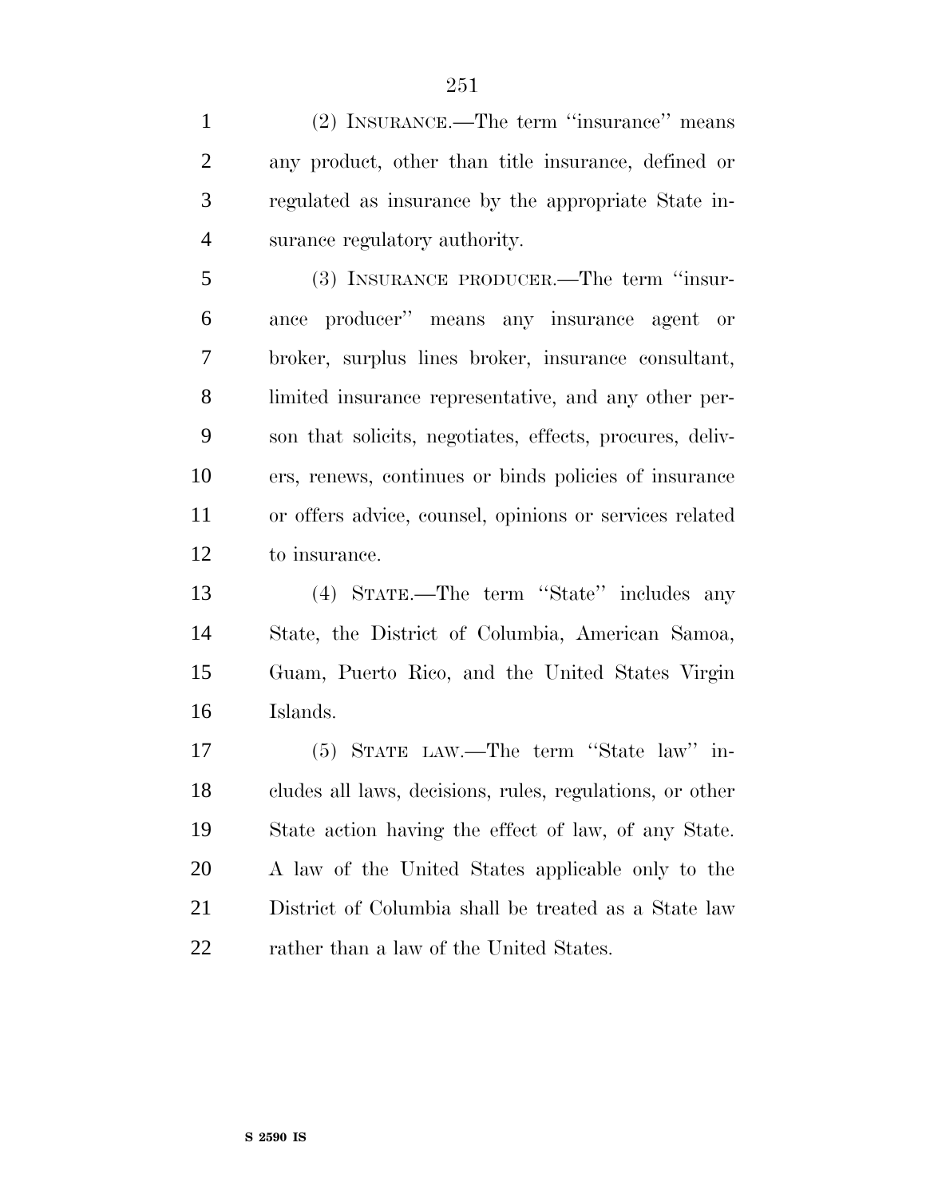(2) INSURANCE.—The term "insurance" means any product, other than title insurance, defined or regulated as insurance by the appropriate State insurance regulatory authority.

(3) INSURANCE PRODUCER.—The term "insurance producer" means any insurance agent or broker, surplus lines broker, insurance consultant, limited insurance representative, and any other person that solicits, negotiates, effects, procures, delivers, renews, continues or binds policies of insurance or offers advice, counsel, opinions or services related to insurance.

(4) STATE.—The term "State" includes any State, the District of Columbia, American Samoa, Guam, Puerto Rico, and the United States Virgin Islands.

(5) STATE LAW.—The term "State law" includes all laws, decisions, rules, regulations, or other State action having the effect of law, of any State. A law of the United States applicable only to the District of Columbia shall be treated as a State law rather than a law of the United States.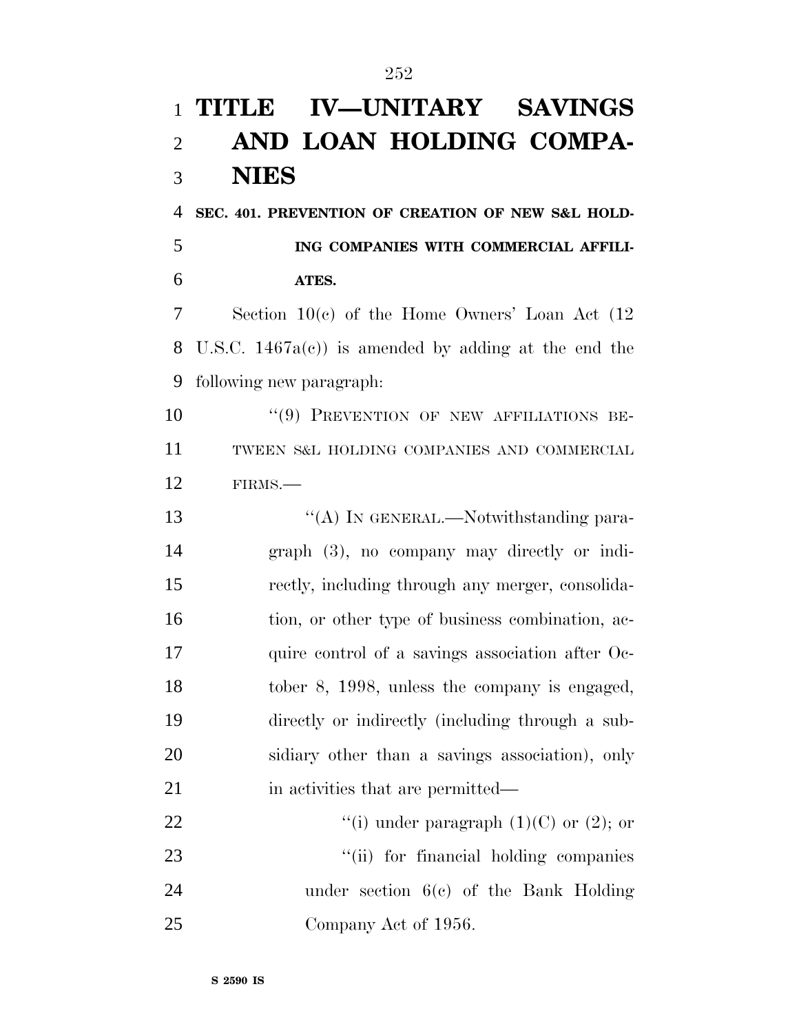# TITLE IV—UNITARY SAVINGS AND LOAN HOLDING COMPANIES

## SEC. 401. PREVENTION OF CREATION OF NEW S&L HOLDING COMPANIES WITH COMMERCIAL AFFILIATES.

Section 10(c) of the Home Owners' Loan Act (12 U.S.C. 1467a(c)) is amended by adding at the end the following new paragraph:

"(9) PREVENTION OF NEW AFFILIATIONS BETWEEN S&L HOLDING COMPANIES AND COMMERCIAL FIRMS.—

"(A) IN GENERAL.—Notwithstanding paragraph (3), no company may directly or indirectly, including through any merger, consolidation, or other type of business combination, acquire control of a savings association after October 8, 1998, unless the company is engaged, directly or indirectly (including through a subsidiary other than a savings association), only in activities that are permitted—

"(i) under paragraph (1)(C) or (2); or

"(ii) for financial holding companies under section 6(c) of the Bank Holding Company Act of 1956.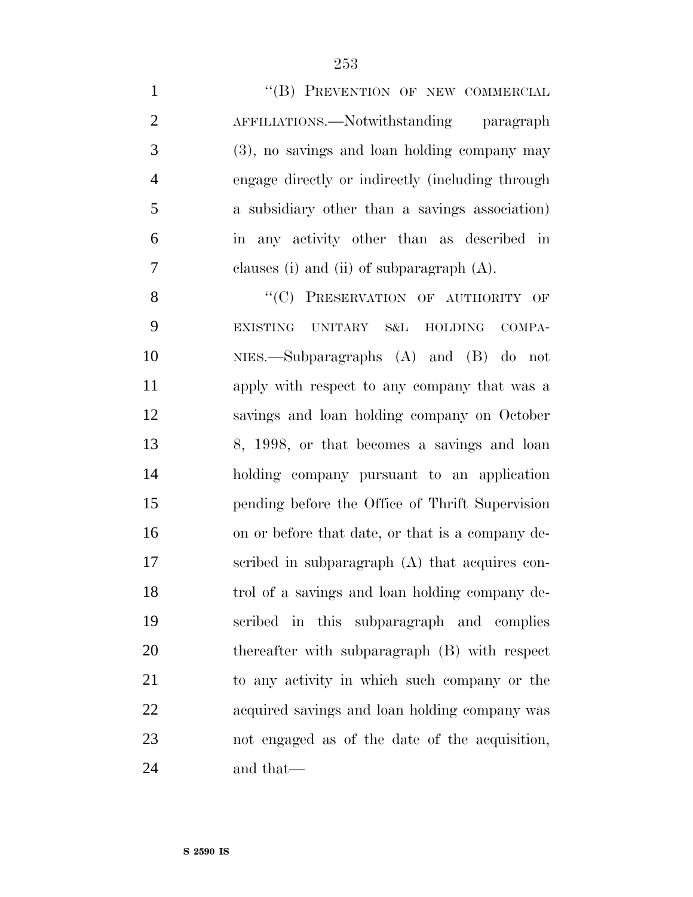"(B) PREVENTION OF NEW COMMERCIAL AFFILIATIONS.—Notwithstanding paragraph (3), no savings and loan holding company may engage directly or indirectly (including through a subsidiary other than a savings association) in any activity other than as described in clauses (i) and (ii) of subparagraph (A).

"(C) PRESERVATION OF AUTHORITY OF EXISTING UNITARY S&L HOLDING COMPANIES.—Subparagraphs (A) and (B) do not apply with respect to any company that was a savings and loan holding company on October 8, 1998, or that becomes a savings and loan holding company pursuant to an application pending before the Office of Thrift Supervision on or before that date, or that is a company described in subparagraph (A) that acquires control of a savings and loan holding company described in this subparagraph and complies thereafter with subparagraph (B) with respect to any activity in which such company or the acquired savings and loan holding company was not engaged as of the date of the acquisition, and that—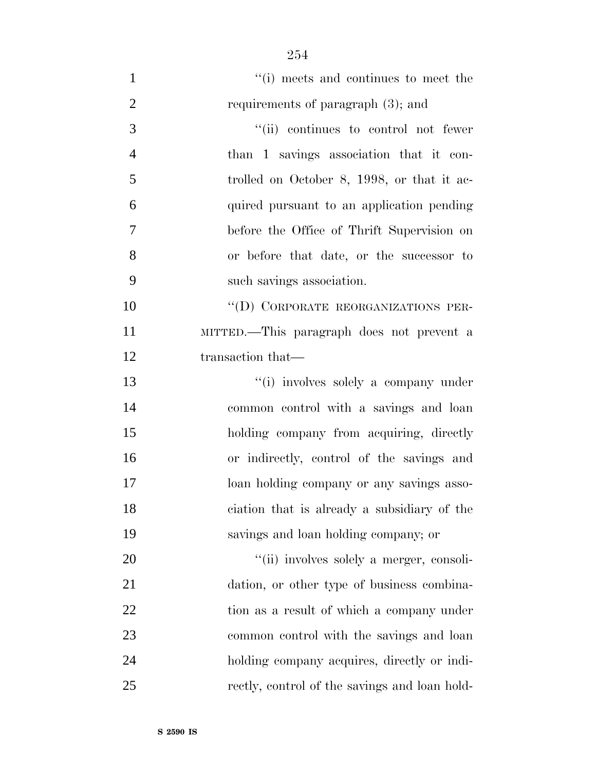''(i) meets and continues to meet the requirements of paragraph (3); and

''(ii) continues to control not fewer than 1 savings association that it controlled on October 8, 1998, or that it acquired pursuant to an application pending before the Office of Thrift Supervision on or before that date, or the successor to such savings association.

''(D) CORPORATE REORGANIZATIONS PERMITTED.—This paragraph does not prevent a transaction that—

''(i) involves solely a company under common control with a savings and loan holding company from acquiring, directly or indirectly, control of the savings and loan holding company or any savings association that is already a subsidiary of the savings and loan holding company; or

''(ii) involves solely a merger, consolidation, or other type of business combination as a result of which a company under common control with the savings and loan holding company acquires, directly or indirectly, control of the savings and loan hold-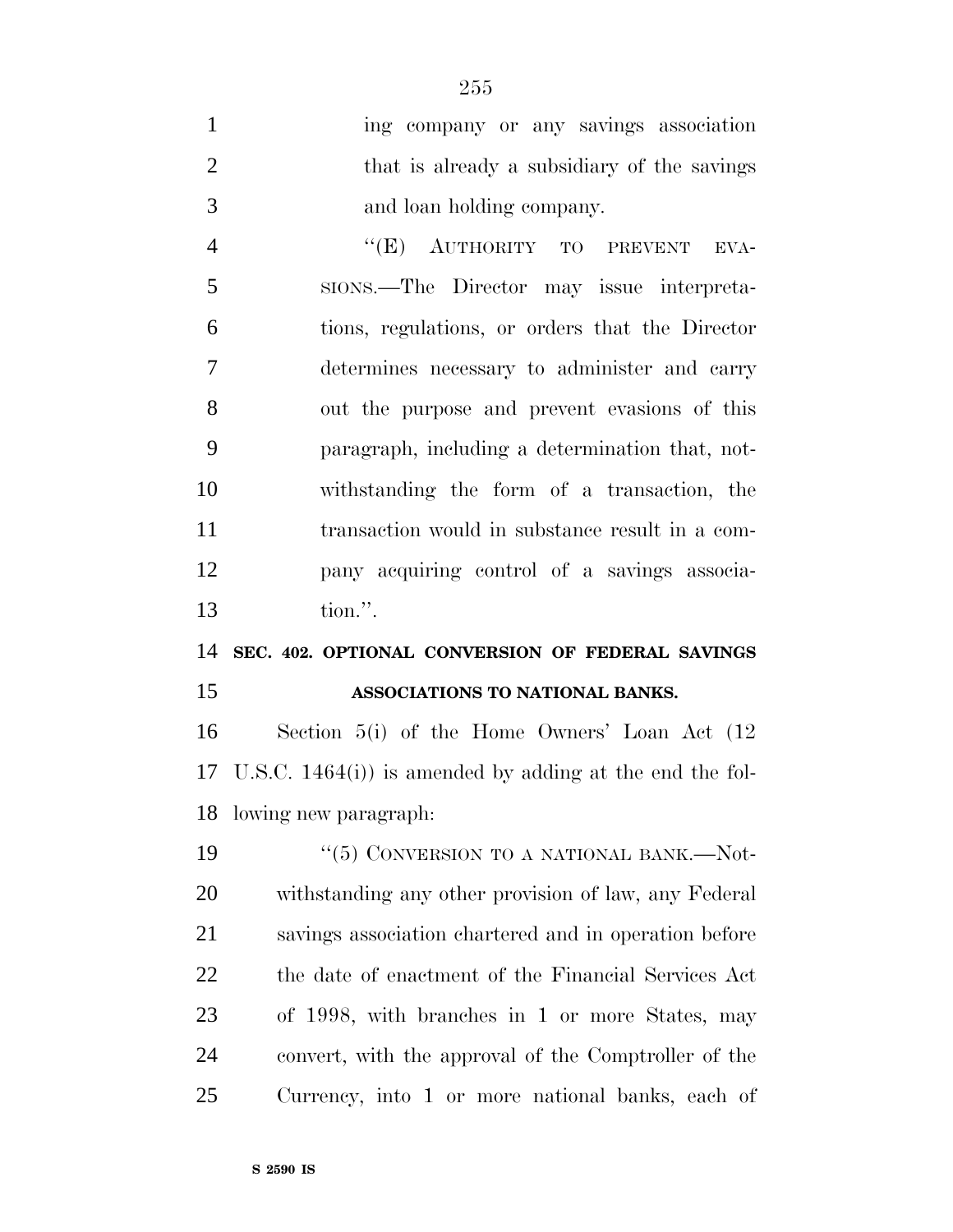ing company or any savings association that is already a subsidiary of the savings and loan holding company.

"(E) AUTHORITY TO PREVENT EVASIONS.—The Director may issue interpretations, regulations, or orders that the Director determines necessary to administer and carry out the purpose and prevent evasions of this paragraph, including a determination that, notwithstanding the form of a transaction, the transaction would in substance result in a company acquiring control of a savings association.".

**SEC. 402. OPTIONAL CONVERSION OF FEDERAL SAVINGS ASSOCIATIONS TO NATIONAL BANKS.**

Section 5(i) of the Home Owners' Loan Act (12 U.S.C. 1464(i)) is amended by adding at the end the following new paragraph:

"(5) CONVERSION TO A NATIONAL BANK.—Notwithstanding any other provision of law, any Federal savings association chartered and in operation before the date of enactment of the Financial Services Act of 1998, with branches in 1 or more States, may convert, with the approval of the Comptroller of the Currency, into 1 or more national banks, each of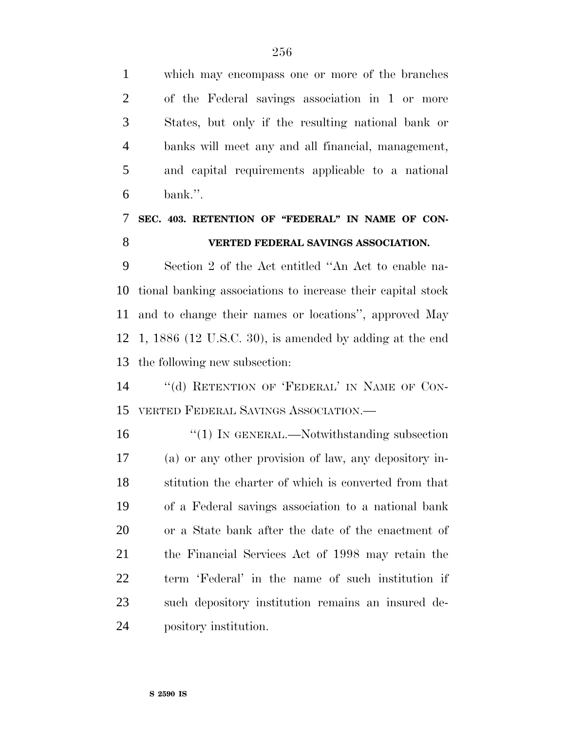which may encompass one or more of the branches of the Federal savings association in 1 or more States, but only if the resulting national bank or banks will meet any and all financial, management, and capital requirements applicable to a national bank.''.

**SEC. 403. RETENTION OF "FEDERAL" IN NAME OF CONVERTED FEDERAL SAVINGS ASSOCIATION.**

Section 2 of the Act entitled ''An Act to enable national banking associations to increase their capital stock and to change their names or locations'', approved May 1, 1886 (12 U.S.C. 30), is amended by adding at the end the following new subsection:

''(d) RETENTION OF 'FEDERAL' IN NAME OF CONVERTED FEDERAL SAVINGS ASSOCIATION.—

''(1) IN GENERAL.—Notwithstanding subsection (a) or any other provision of law, any depository institution the charter of which is converted from that of a Federal savings association to a national bank or a State bank after the date of the enactment of the Financial Services Act of 1998 may retain the term 'Federal' in the name of such institution if such depository institution remains an insured depository institution.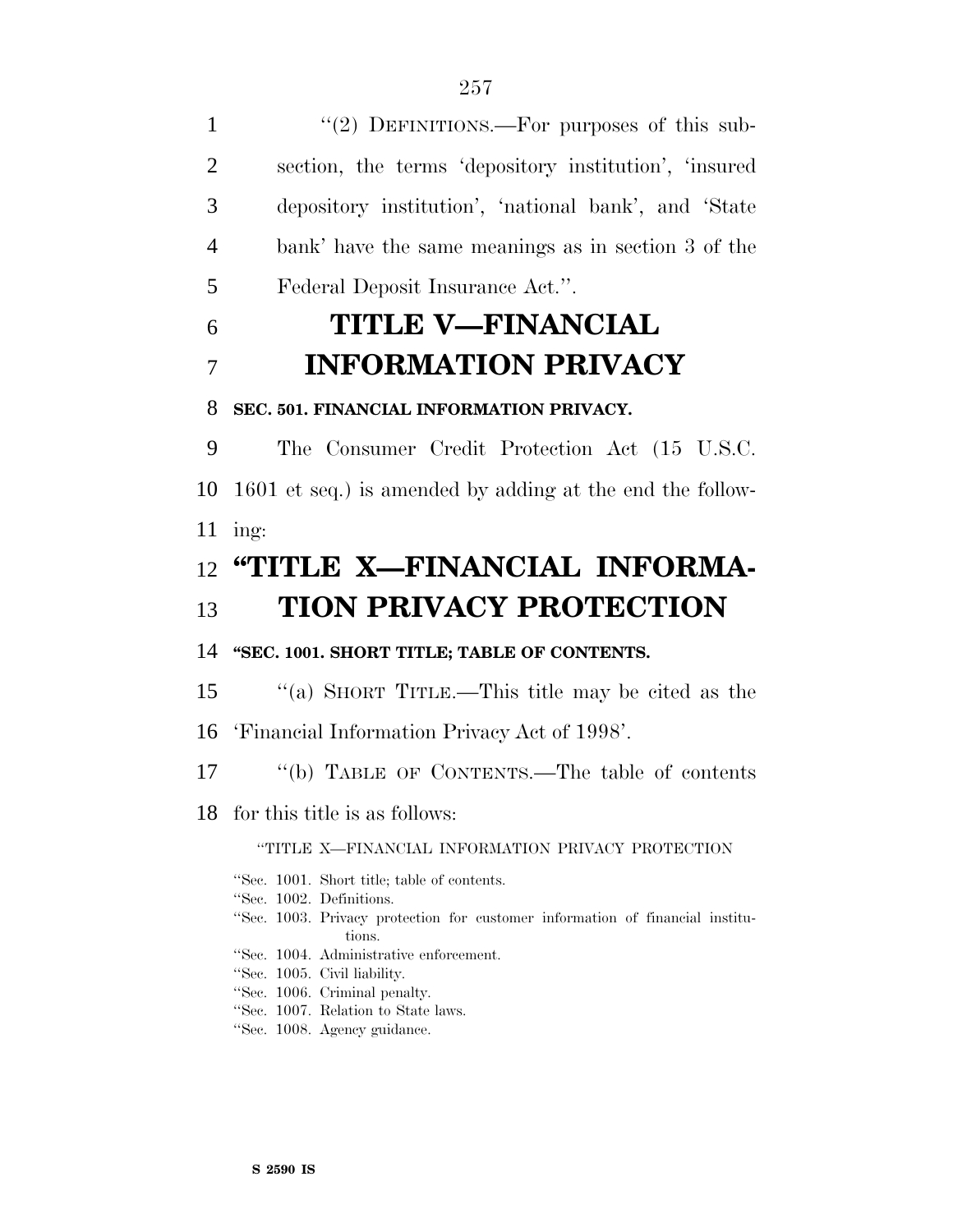''(2) DEFINITIONS.—For purposes of this subsection, the terms 'depository institution', 'insured depository institution', 'national bank', and 'State bank' have the same meanings as in section 3 of the Federal Deposit Insurance Act.''.

# TITLE V—FINANCIAL INFORMATION PRIVACY

## SEC. 501. FINANCIAL INFORMATION PRIVACY.

The Consumer Credit Protection Act (15 U.S.C. 1601 et seq.) is amended by adding at the end the following:

# ''TITLE X—FINANCIAL INFORMATION PRIVACY PROTECTION

## ''SEC. 1001. SHORT TITLE; TABLE OF CONTENTS.

''(a) SHORT TITLE.—This title may be cited as the 'Financial Information Privacy Act of 1998'.

''(b) TABLE OF CONTENTS.—The table of contents for this title is as follows:

''TITLE X—FINANCIAL INFORMATION PRIVACY PROTECTION

''Sec. 1001. Short title; table of contents.
''Sec. 1002. Definitions.
''Sec. 1003. Privacy protection for customer information of financial institutions.
''Sec. 1004. Administrative enforcement.
''Sec. 1005. Civil liability.
''Sec. 1006. Criminal penalty.
''Sec. 1007. Relation to State laws.
''Sec. 1008. Agency guidance.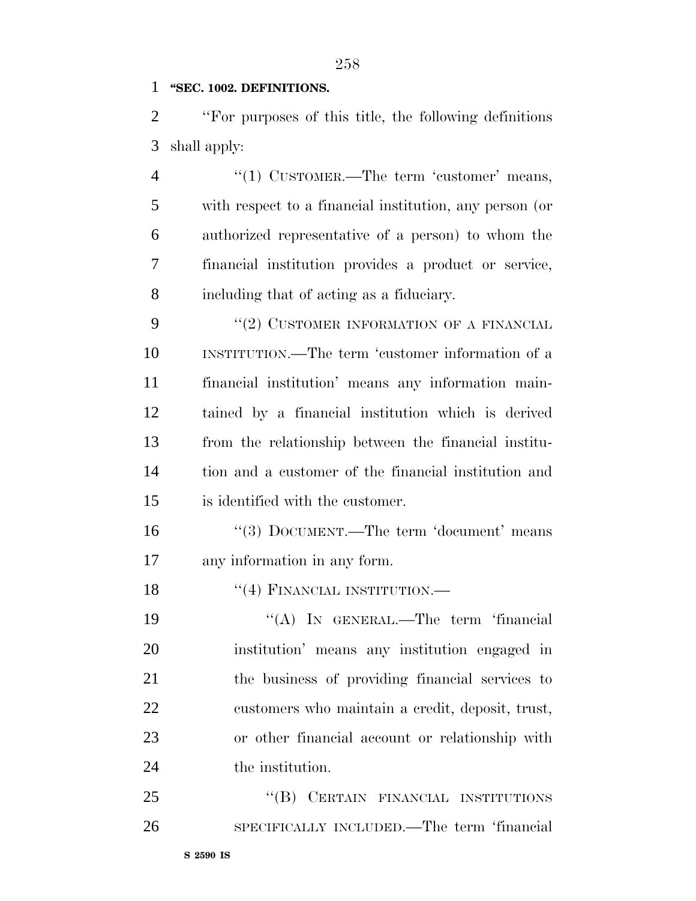**"SEC. 1002. DEFINITIONS.**

''For purposes of this title, the following definitions shall apply:

''(1) CUSTOMER.—The term 'customer' means, with respect to a financial institution, any person (or authorized representative of a person) to whom the financial institution provides a product or service, including that of acting as a fiduciary.

''(2) CUSTOMER INFORMATION OF A FINANCIAL INSTITUTION.—The term 'customer information of a financial institution' means any information maintained by a financial institution which is derived from the relationship between the financial institution and a customer of the financial institution and is identified with the customer.

''(3) DOCUMENT.—The term 'document' means any information in any form.

''(4) FINANCIAL INSTITUTION.—

''(A) IN GENERAL.—The term 'financial institution' means any institution engaged in the business of providing financial services to customers who maintain a credit, deposit, trust, or other financial account or relationship with the institution.

''(B) CERTAIN FINANCIAL INSTITUTIONS SPECIFICALLY INCLUDED.—The term 'financial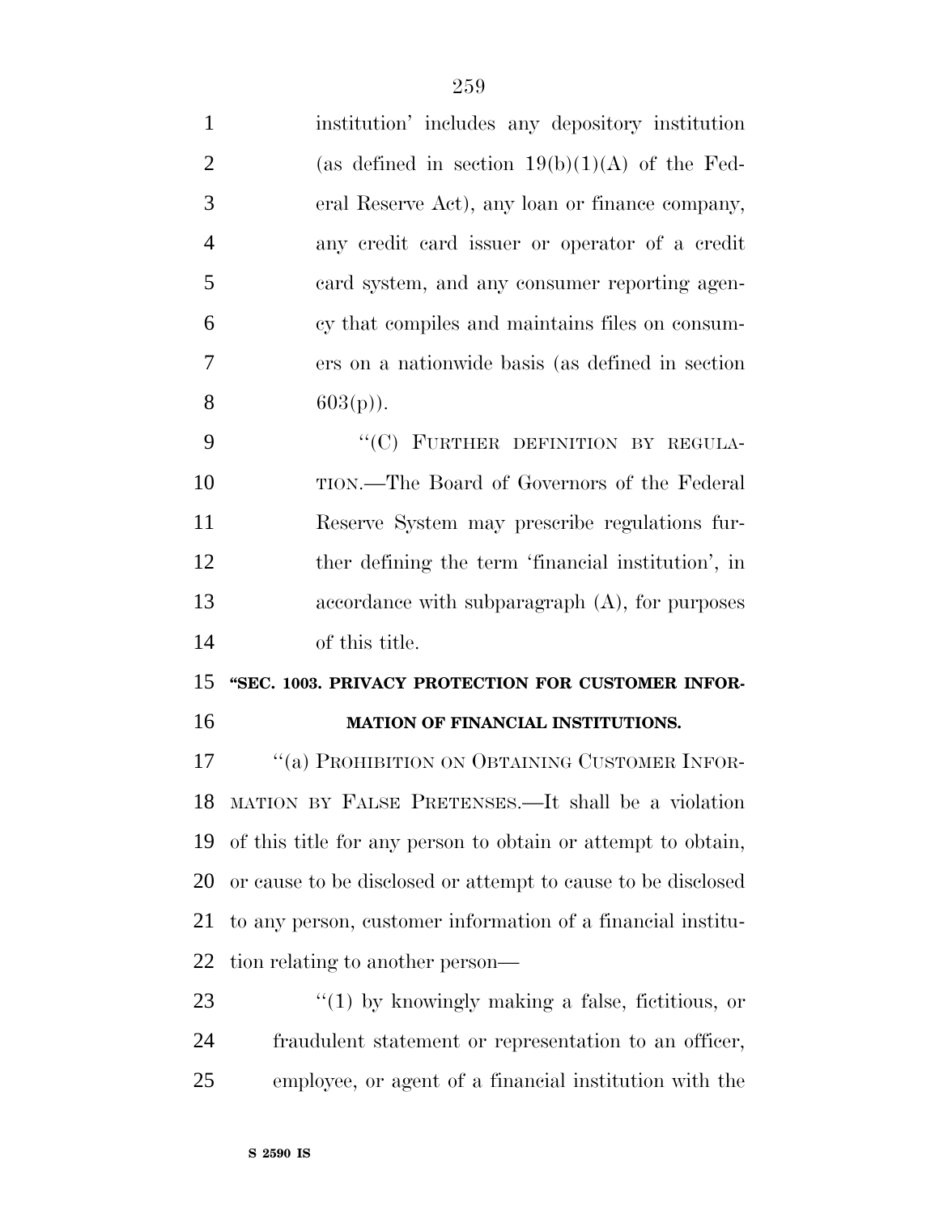institution' includes any depository institution (as defined in section 19(b)(1)(A) of the Federal Reserve Act), any loan or finance company, any credit card issuer or operator of a credit card system, and any consumer reporting agency that compiles and maintains files on consumers on a nationwide basis (as defined in section 603(p)).

"(C) FURTHER DEFINITION BY REGULATION.—The Board of Governors of the Federal Reserve System may prescribe regulations further defining the term 'financial institution', in accordance with subparagraph (A), for purposes of this title.

**"SEC. 1003. PRIVACY PROTECTION FOR CUSTOMER INFORMATION OF FINANCIAL INSTITUTIONS.**

"(a) PROHIBITION ON OBTAINING CUSTOMER INFORMATION BY FALSE PRETENSES.—It shall be a violation of this title for any person to obtain or attempt to obtain, or cause to be disclosed or attempt to cause to be disclosed to any person, customer information of a financial institution relating to another person—

"(1) by knowingly making a false, fictitious, or fraudulent statement or representation to an officer, employee, or agent of a financial institution with the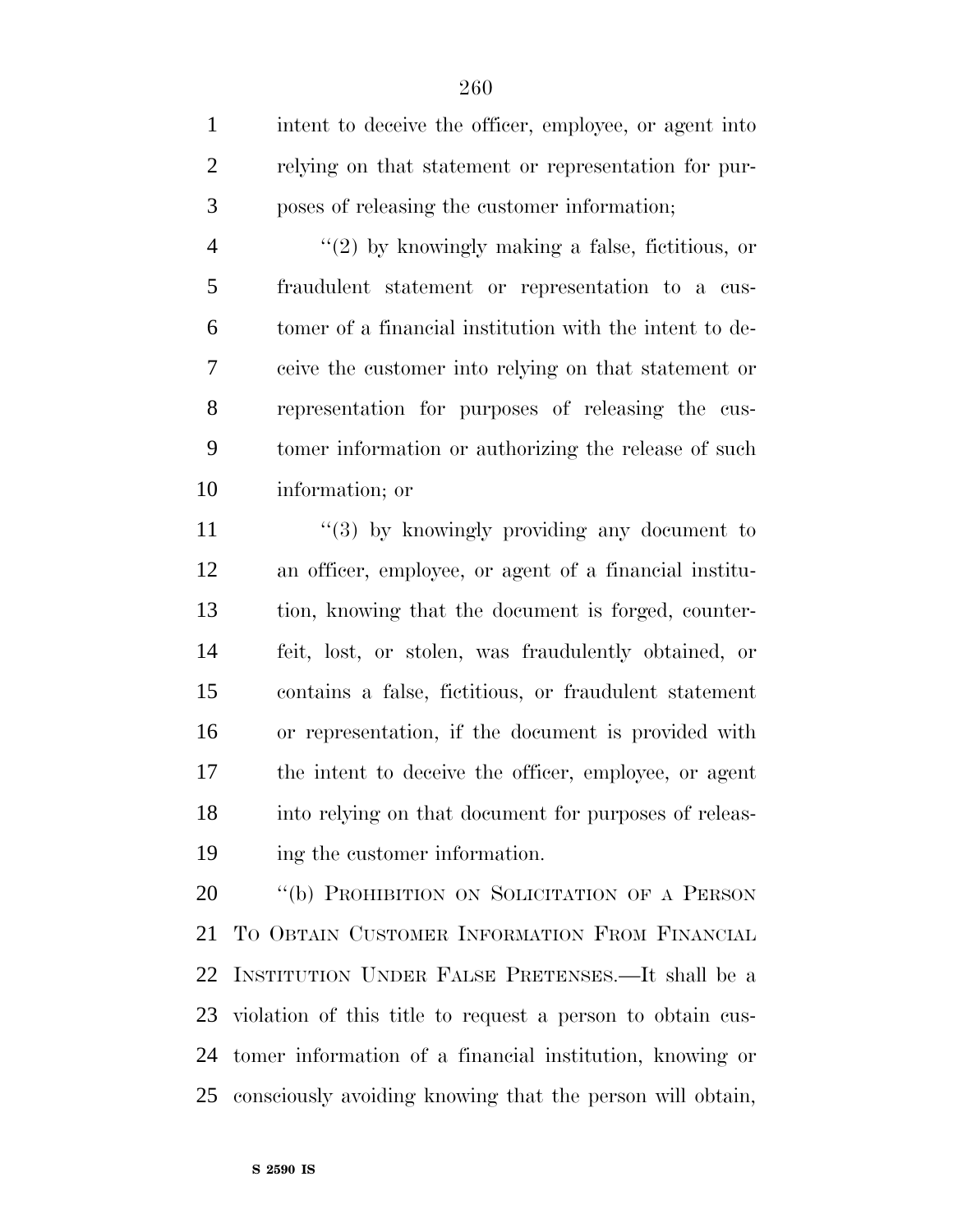intent to deceive the officer, employee, or agent into relying on that statement or representation for purposes of releasing the customer information;

''(2) by knowingly making a false, fictitious, or fraudulent statement or representation to a customer of a financial institution with the intent to deceive the customer into relying on that statement or representation for purposes of releasing the customer information or authorizing the release of such information; or

''(3) by knowingly providing any document to an officer, employee, or agent of a financial institution, knowing that the document is forged, counterfeit, lost, or stolen, was fraudulently obtained, or contains a false, fictitious, or fraudulent statement or representation, if the document is provided with the intent to deceive the officer, employee, or agent into relying on that document for purposes of releasing the customer information.

''(b) PROHIBITION ON SOLICITATION OF A PERSON TO OBTAIN CUSTOMER INFORMATION FROM FINANCIAL INSTITUTION UNDER FALSE PRETENSES.—It shall be a violation of this title to request a person to obtain customer information of a financial institution, knowing or consciously avoiding knowing that the person will obtain,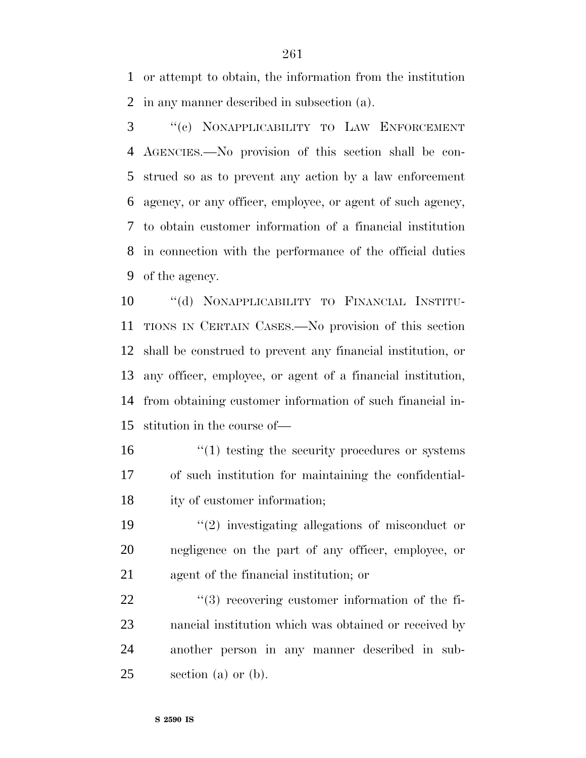or attempt to obtain, the information from the institution in any manner described in subsection (a).

"(c) NONAPPLICABILITY TO LAW ENFORCEMENT AGENCIES.—No provision of this section shall be construed so as to prevent any action by a law enforcement agency, or any officer, employee, or agent of such agency, to obtain customer information of a financial institution in connection with the performance of the official duties of the agency.

"(d) NONAPPLICABILITY TO FINANCIAL INSTITUTIONS IN CERTAIN CASES.—No provision of this section shall be construed to prevent any financial institution, or any officer, employee, or agent of a financial institution, from obtaining customer information of such financial institution in the course of—

"(1) testing the security procedures or systems of such institution for maintaining the confidentiality of customer information;

"(2) investigating allegations of misconduct or negligence on the part of any officer, employee, or agent of the financial institution; or

"(3) recovering customer information of the financial institution which was obtained or received by another person in any manner described in subsection (a) or (b).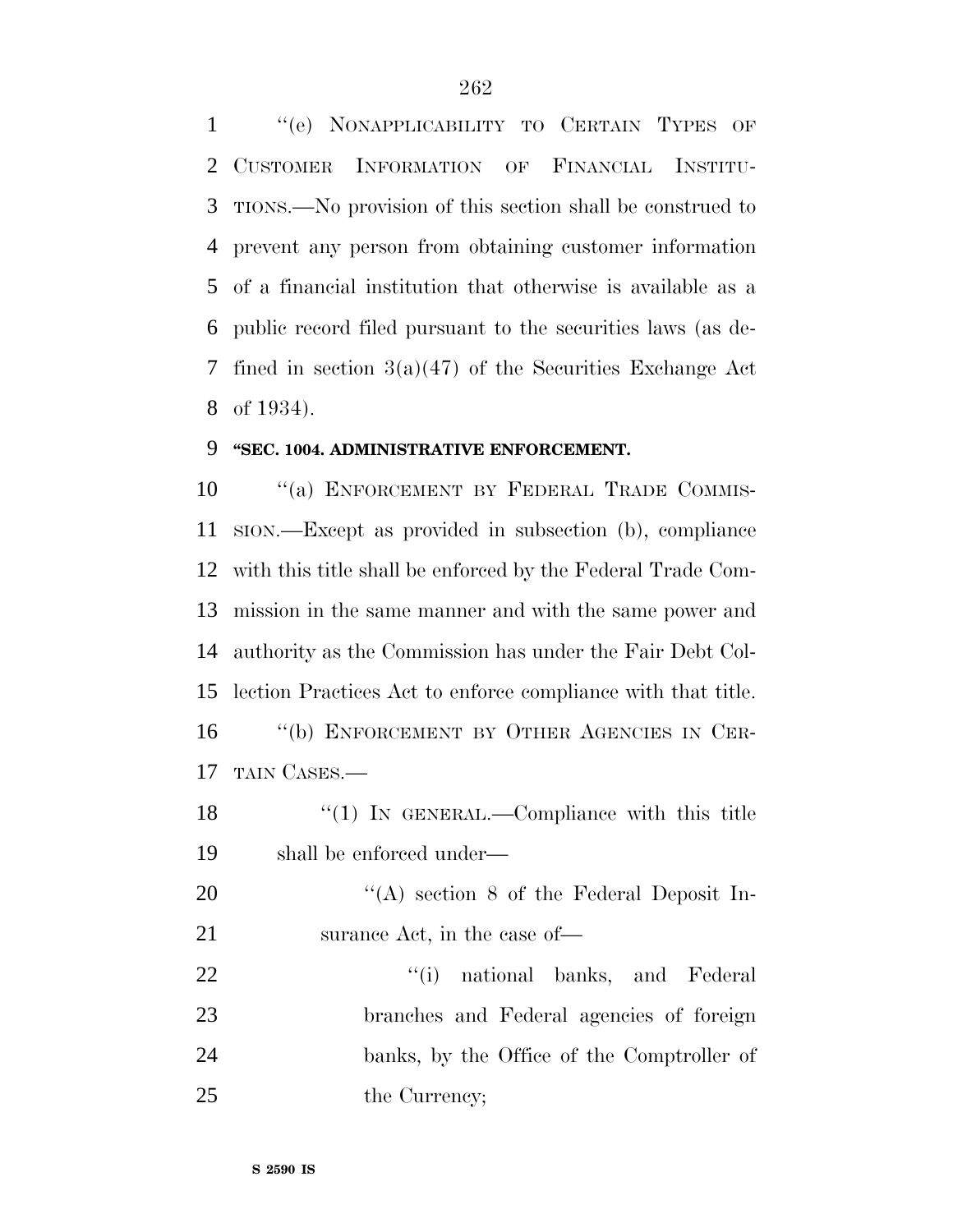"(e) NONAPPLICABILITY TO CERTAIN TYPES OF CUSTOMER INFORMATION OF FINANCIAL INSTITUTIONS.—No provision of this section shall be construed to prevent any person from obtaining customer information of a financial institution that otherwise is available as a public record filed pursuant to the securities laws (as defined in section 3(a)(47) of the Securities Exchange Act of 1934).

**"SEC. 1004. ADMINISTRATIVE ENFORCEMENT.**

"(a) ENFORCEMENT BY FEDERAL TRADE COMMISSION.—Except as provided in subsection (b), compliance with this title shall be enforced by the Federal Trade Commission in the same manner and with the same power and authority as the Commission has under the Fair Debt Collection Practices Act to enforce compliance with that title.

"(b) ENFORCEMENT BY OTHER AGENCIES IN CERTAIN CASES.—

"(1) IN GENERAL.—Compliance with this title shall be enforced under—

"(A) section 8 of the Federal Deposit Insurance Act, in the case of—

"(i) national banks, and Federal branches and Federal agencies of foreign banks, by the Office of the Comptroller of the Currency;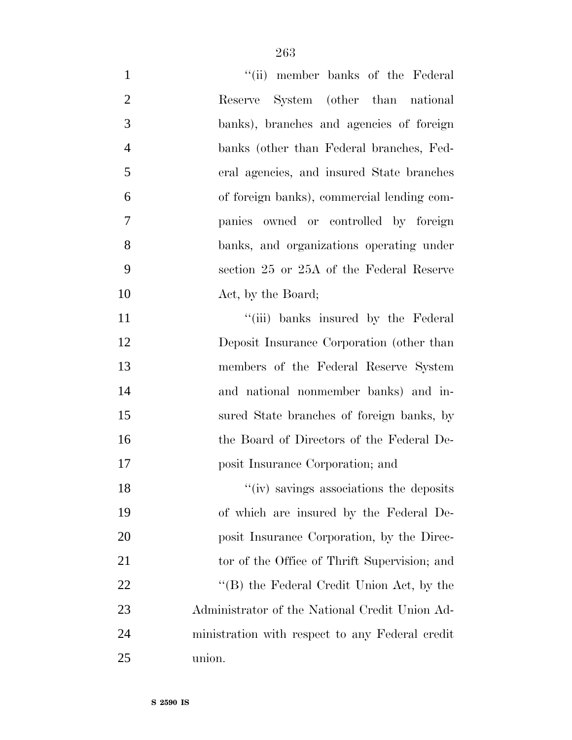"(ii) member banks of the Federal Reserve System (other than national banks), branches and agencies of foreign banks (other than Federal branches, Federal agencies, and insured State branches of foreign banks), commercial lending companies owned or controlled by foreign banks, and organizations operating under section 25 or 25A of the Federal Reserve Act, by the Board;

"(iii) banks insured by the Federal Deposit Insurance Corporation (other than members of the Federal Reserve System and national nonmember banks) and insured State branches of foreign banks, by the Board of Directors of the Federal Deposit Insurance Corporation; and

"(iv) savings associations the deposits of which are insured by the Federal Deposit Insurance Corporation, by the Director of the Office of Thrift Supervision; and

"(B) the Federal Credit Union Act, by the Administrator of the National Credit Union Administration with respect to any Federal credit union.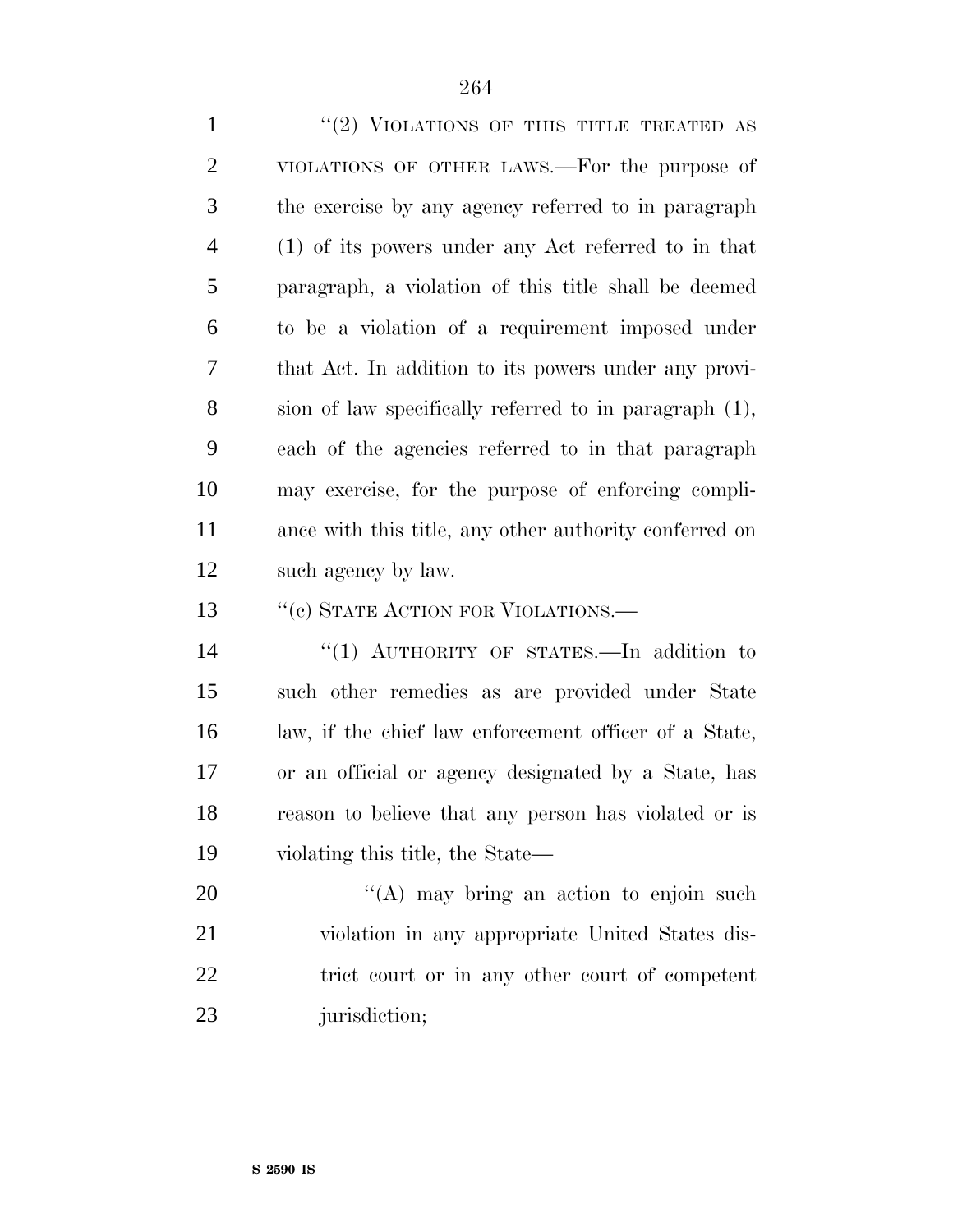"(2) VIOLATIONS OF THIS TITLE TREATED AS VIOLATIONS OF OTHER LAWS.—For the purpose of the exercise by any agency referred to in paragraph (1) of its powers under any Act referred to in that paragraph, a violation of this title shall be deemed to be a violation of a requirement imposed under that Act. In addition to its powers under any provision of law specifically referred to in paragraph (1), each of the agencies referred to in that paragraph may exercise, for the purpose of enforcing compliance with this title, any other authority conferred on such agency by law.

"(c) STATE ACTION FOR VIOLATIONS.—

"(1) AUTHORITY OF STATES.—In addition to such other remedies as are provided under State law, if the chief law enforcement officer of a State, or an official or agency designated by a State, has reason to believe that any person has violated or is violating this title, the State—

"(A) may bring an action to enjoin such violation in any appropriate United States district court or in any other court of competent jurisdiction;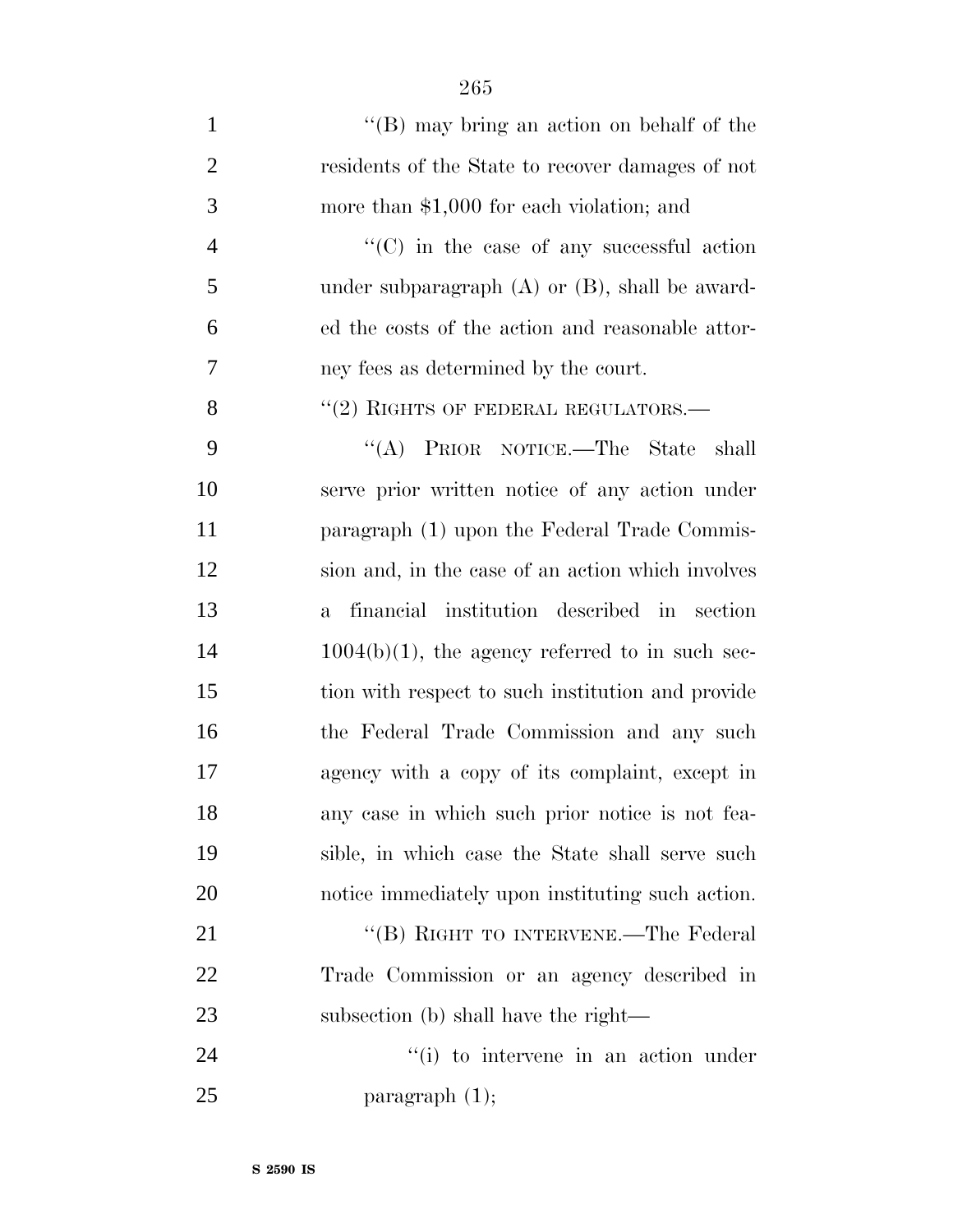''(B) may bring an action on behalf of the residents of the State to recover damages of not more than $1,000 for each violation; and

''(C) in the case of any successful action under subparagraph (A) or (B), shall be awarded the costs of the action and reasonable attorney fees as determined by the court.

''(2) RIGHTS OF FEDERAL REGULATORS.—

''(A) PRIOR NOTICE.—The State shall serve prior written notice of any action under paragraph (1) upon the Federal Trade Commission and, in the case of an action which involves a financial institution described in section 1004(b)(1), the agency referred to in such section with respect to such institution and provide the Federal Trade Commission and any such agency with a copy of its complaint, except in any case in which such prior notice is not feasible, in which case the State shall serve such notice immediately upon instituting such action.

''(B) RIGHT TO INTERVENE.—The Federal Trade Commission or an agency described in subsection (b) shall have the right—

''(i) to intervene in an action under paragraph (1);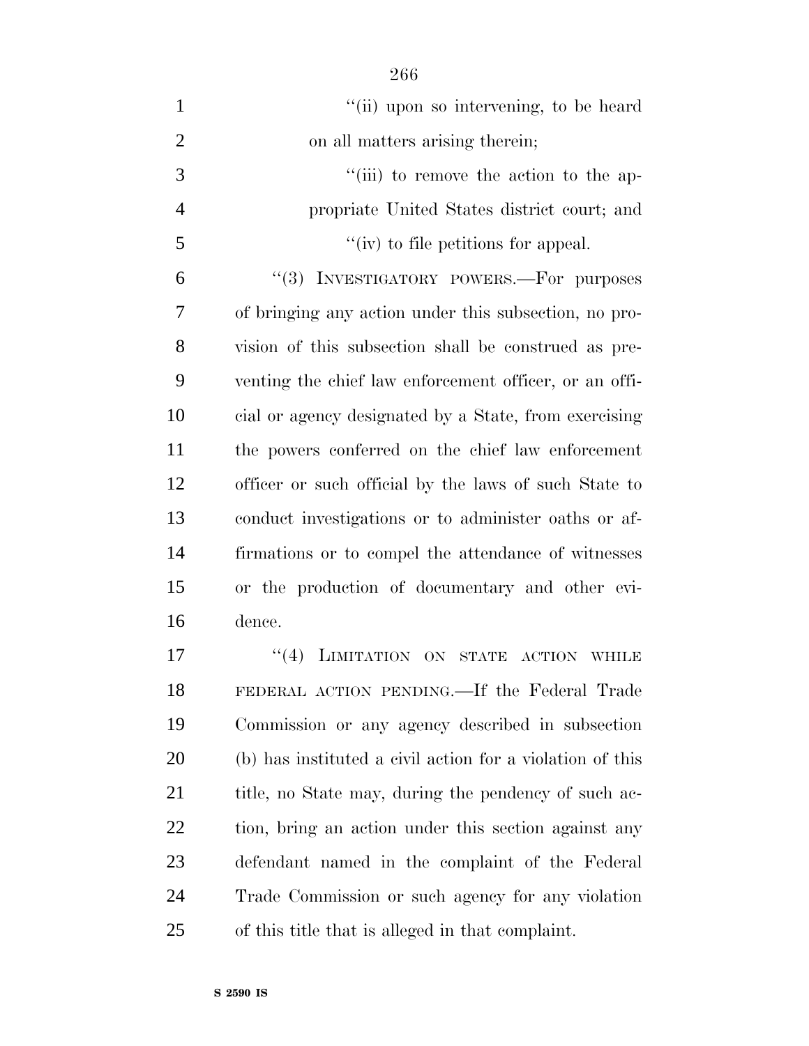"(ii) upon so intervening, to be heard on all matters arising therein;

"(iii) to remove the action to the appropriate United States district court; and

"(iv) to file petitions for appeal.

"(3) INVESTIGATORY POWERS.—For purposes of bringing any action under this subsection, no provision of this subsection shall be construed as preventing the chief law enforcement officer, or an official or agency designated by a State, from exercising the powers conferred on the chief law enforcement officer or such official by the laws of such State to conduct investigations or to administer oaths or affirmations or to compel the attendance of witnesses or the production of documentary and other evidence.

"(4) LIMITATION ON STATE ACTION WHILE FEDERAL ACTION PENDING.—If the Federal Trade Commission or any agency described in subsection (b) has instituted a civil action for a violation of this title, no State may, during the pendency of such action, bring an action under this section against any defendant named in the complaint of the Federal Trade Commission or such agency for any violation of this title that is alleged in that complaint.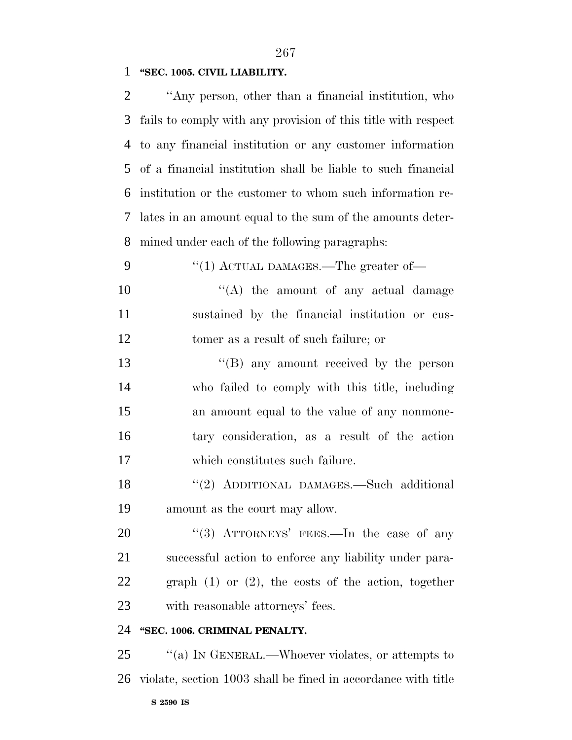**"SEC. 1005. CIVIL LIABILITY.**

"Any person, other than a financial institution, who fails to comply with any provision of this title with respect to any financial institution or any customer information of a financial institution shall be liable to such financial institution or the customer to whom such information relates in an amount equal to the sum of the amounts determined under each of the following paragraphs:

"(1) ACTUAL DAMAGES.—The greater of—

"(A) the amount of any actual damage sustained by the financial institution or customer as a result of such failure; or

"(B) any amount received by the person who failed to comply with this title, including an amount equal to the value of any nonmonetary consideration, as a result of the action which constitutes such failure.

"(2) ADDITIONAL DAMAGES.—Such additional amount as the court may allow.

"(3) ATTORNEYS' FEES.—In the case of any successful action to enforce any liability under paragraph (1) or (2), the costs of the action, together with reasonable attorneys' fees.

**"SEC. 1006. CRIMINAL PENALTY.**

"(a) IN GENERAL.—Whoever violates, or attempts to violate, section 1003 shall be fined in accordance with title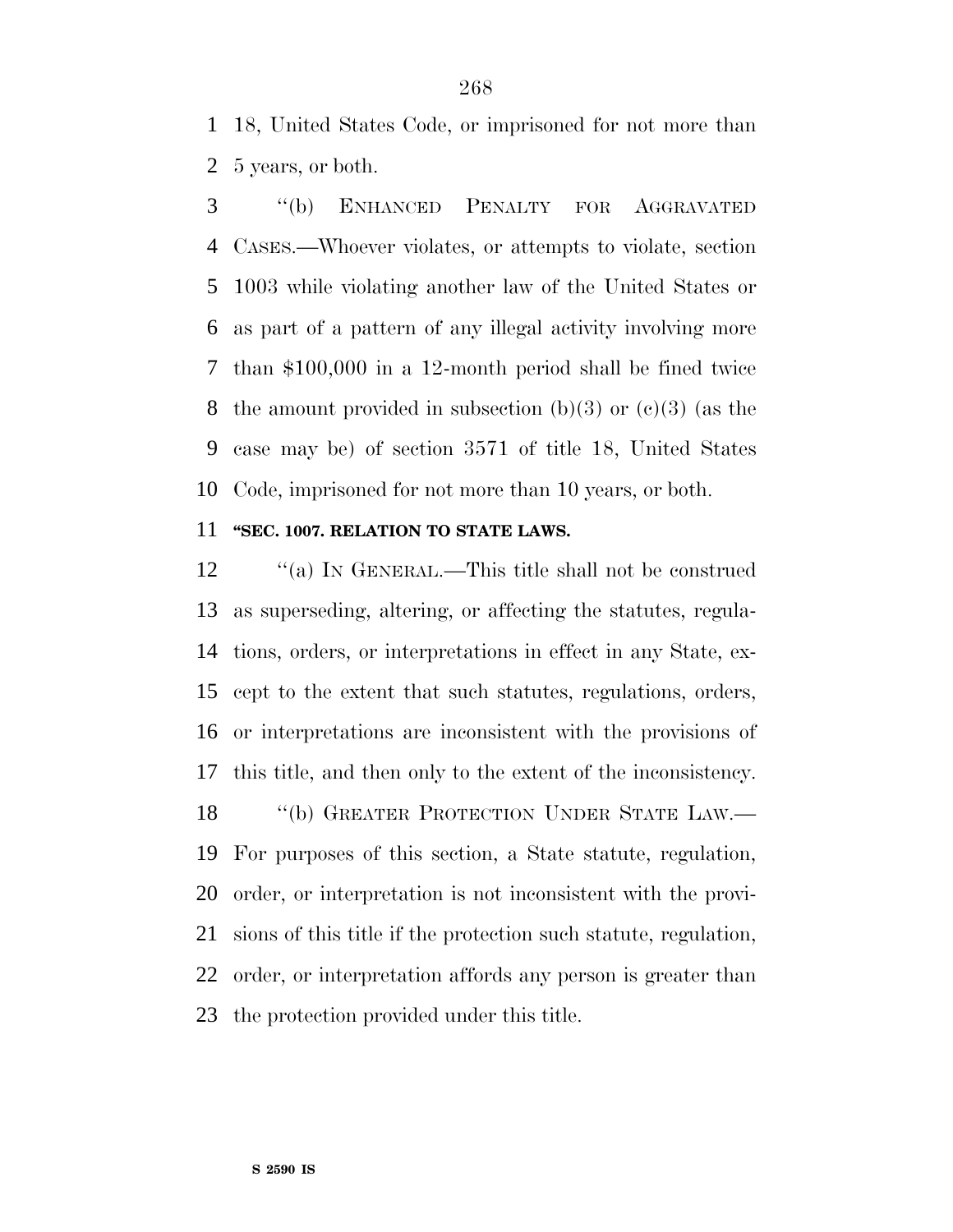18, United States Code, or imprisoned for not more than 5 years, or both.

''(b) ENHANCED PENALTY FOR AGGRAVATED CASES.—Whoever violates, or attempts to violate, section 1003 while violating another law of the United States or as part of a pattern of any illegal activity involving more than $100,000 in a 12-month period shall be fined twice the amount provided in subsection (b)(3) or (c)(3) (as the case may be) of section 3571 of title 18, United States Code, imprisoned for not more than 10 years, or both.

**''SEC. 1007. RELATION TO STATE LAWS.**

''(a) IN GENERAL.—This title shall not be construed as superseding, altering, or affecting the statutes, regulations, orders, or interpretations in effect in any State, except to the extent that such statutes, regulations, orders, or interpretations are inconsistent with the provisions of this title, and then only to the extent of the inconsistency.

''(b) GREATER PROTECTION UNDER STATE LAW.—For purposes of this section, a State statute, regulation, order, or interpretation is not inconsistent with the provisions of this title if the protection such statute, regulation, order, or interpretation affords any person is greater than the protection provided under this title.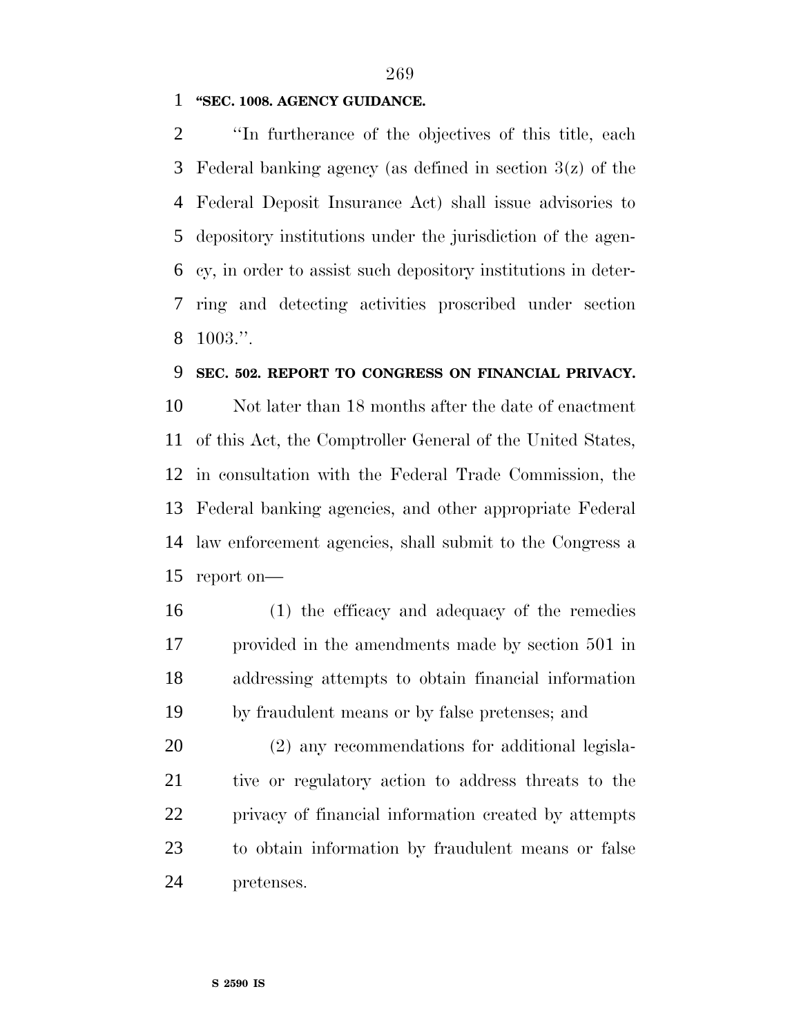**"SEC. 1008. AGENCY GUIDANCE.**

"In furtherance of the objectives of this title, each Federal banking agency (as defined in section 3(z) of the Federal Deposit Insurance Act) shall issue advisories to depository institutions under the jurisdiction of the agency, in order to assist such depository institutions in deterring and detecting activities proscribed under section 1003.".

**SEC. 502. REPORT TO CONGRESS ON FINANCIAL PRIVACY.**

Not later than 18 months after the date of enactment of this Act, the Comptroller General of the United States, in consultation with the Federal Trade Commission, the Federal banking agencies, and other appropriate Federal law enforcement agencies, shall submit to the Congress a report on—

(1) the efficacy and adequacy of the remedies provided in the amendments made by section 501 in addressing attempts to obtain financial information by fraudulent means or by false pretenses; and

(2) any recommendations for additional legislative or regulatory action to address threats to the privacy of financial information created by attempts to obtain information by fraudulent means or false pretenses.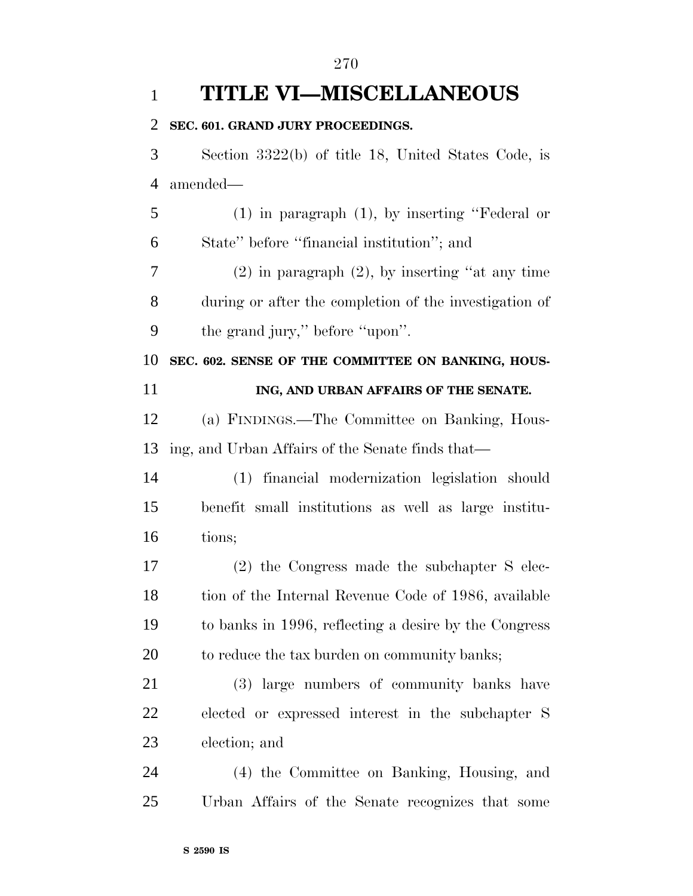# TITLE VI—MISCELLANEOUS

**SEC. 601. GRAND JURY PROCEEDINGS.**

Section 3322(b) of title 18, United States Code, is amended—

(1) in paragraph (1), by inserting "Federal or State" before "financial institution"; and

(2) in paragraph (2), by inserting "at any time during or after the completion of the investigation of the grand jury," before "upon".

**SEC. 602. SENSE OF THE COMMITTEE ON BANKING, HOUSING, AND URBAN AFFAIRS OF THE SENATE.**

(a) FINDINGS.—The Committee on Banking, Housing, and Urban Affairs of the Senate finds that—

(1) financial modernization legislation should benefit small institutions as well as large institutions;

(2) the Congress made the subchapter S election of the Internal Revenue Code of 1986, available to banks in 1996, reflecting a desire by the Congress to reduce the tax burden on community banks;

(3) large numbers of community banks have elected or expressed interest in the subchapter S election; and

(4) the Committee on Banking, Housing, and Urban Affairs of the Senate recognizes that some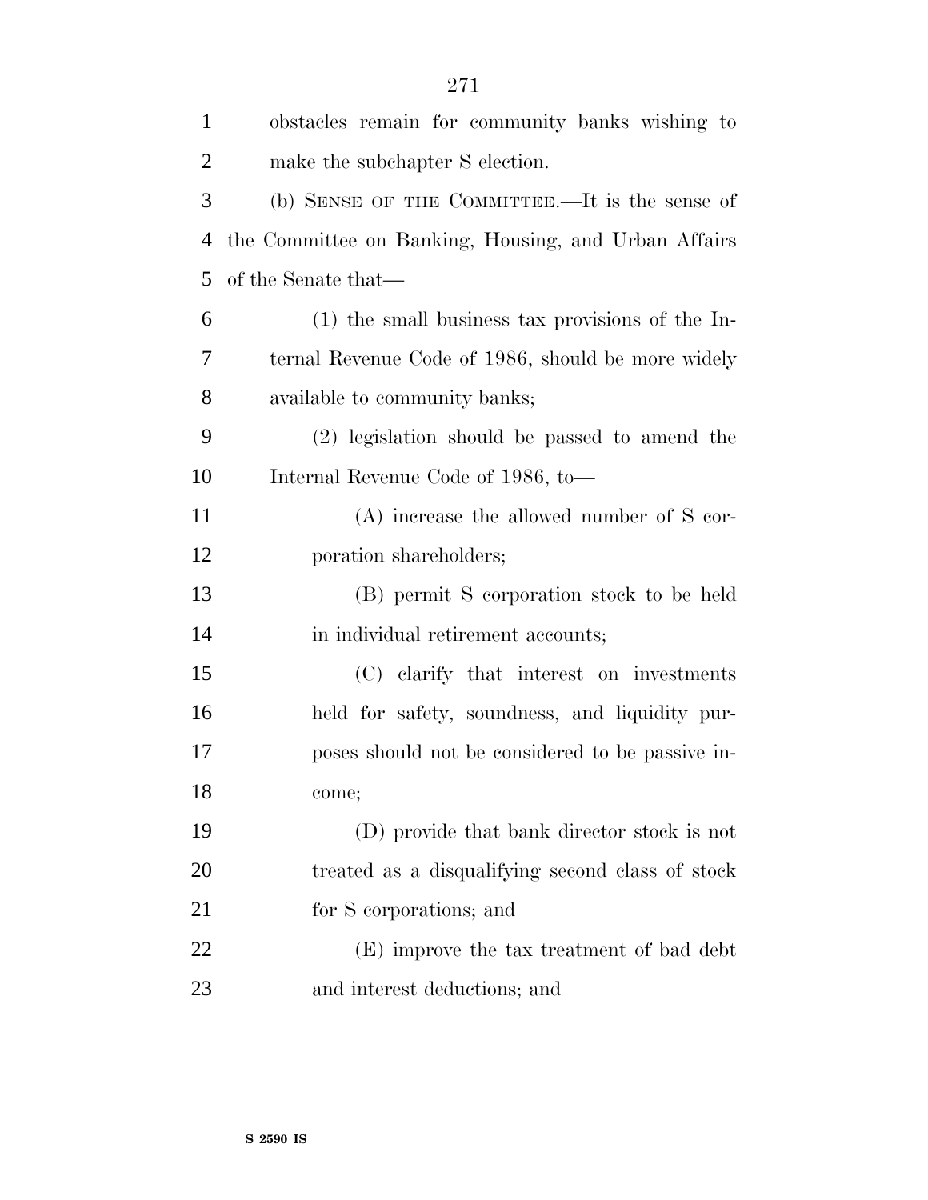obstacles remain for community banks wishing to make the subchapter S election.

(b) SENSE OF THE COMMITTEE.—It is the sense of the Committee on Banking, Housing, and Urban Affairs of the Senate that—

(1) the small business tax provisions of the Internal Revenue Code of 1986, should be more widely available to community banks;

(2) legislation should be passed to amend the Internal Revenue Code of 1986, to—

(A) increase the allowed number of S corporation shareholders;

(B) permit S corporation stock to be held in individual retirement accounts;

(C) clarify that interest on investments held for safety, soundness, and liquidity purposes should not be considered to be passive income;

(D) provide that bank director stock is not treated as a disqualifying second class of stock for S corporations; and

(E) improve the tax treatment of bad debt and interest deductions; and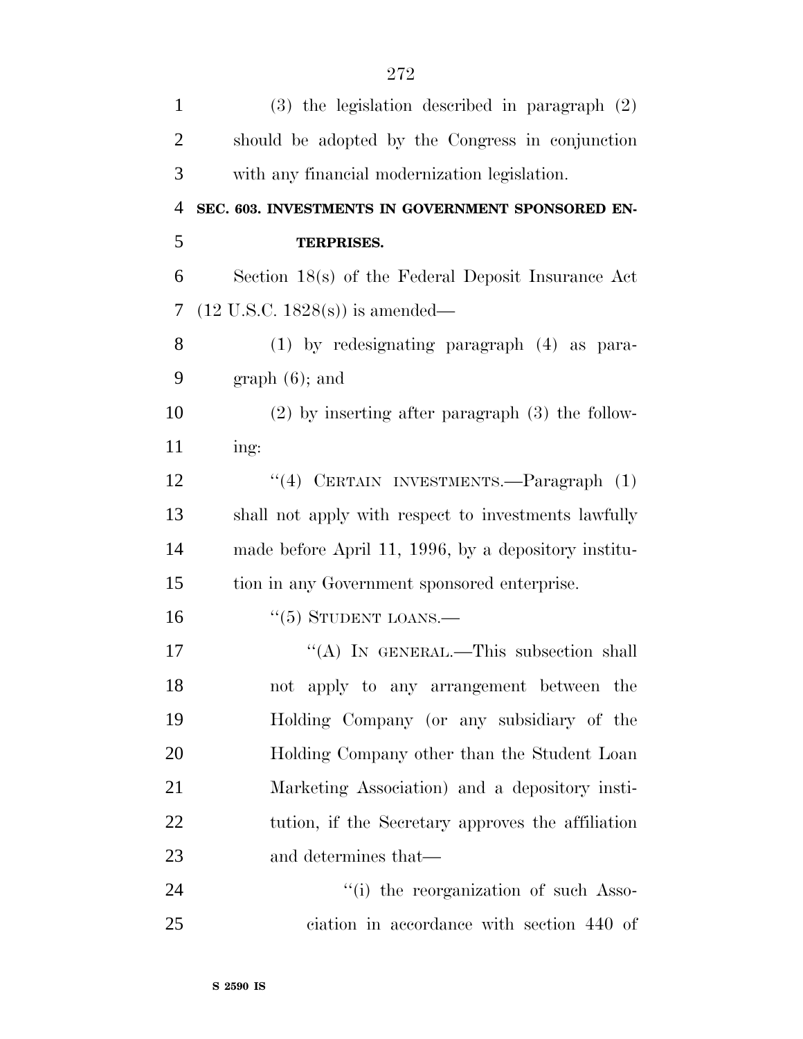(3) the legislation described in paragraph (2) should be adopted by the Congress in conjunction with any financial modernization legislation.

**SEC. 603. INVESTMENTS IN GOVERNMENT SPONSORED ENTERPRISES.**

Section 18(s) of the Federal Deposit Insurance Act (12 U.S.C. 1828(s)) is amended—

(1) by redesignating paragraph (4) as paragraph (6); and

(2) by inserting after paragraph (3) the following:

"(4) CERTAIN INVESTMENTS.—Paragraph (1) shall not apply with respect to investments lawfully made before April 11, 1996, by a depository institution in any Government sponsored enterprise.

"(5) STUDENT LOANS.—

"(A) IN GENERAL.—This subsection shall not apply to any arrangement between the Holding Company (or any subsidiary of the Holding Company other than the Student Loan Marketing Association) and a depository institution, if the Secretary approves the affiliation and determines that—

"(i) the reorganization of such Association in accordance with section 440 of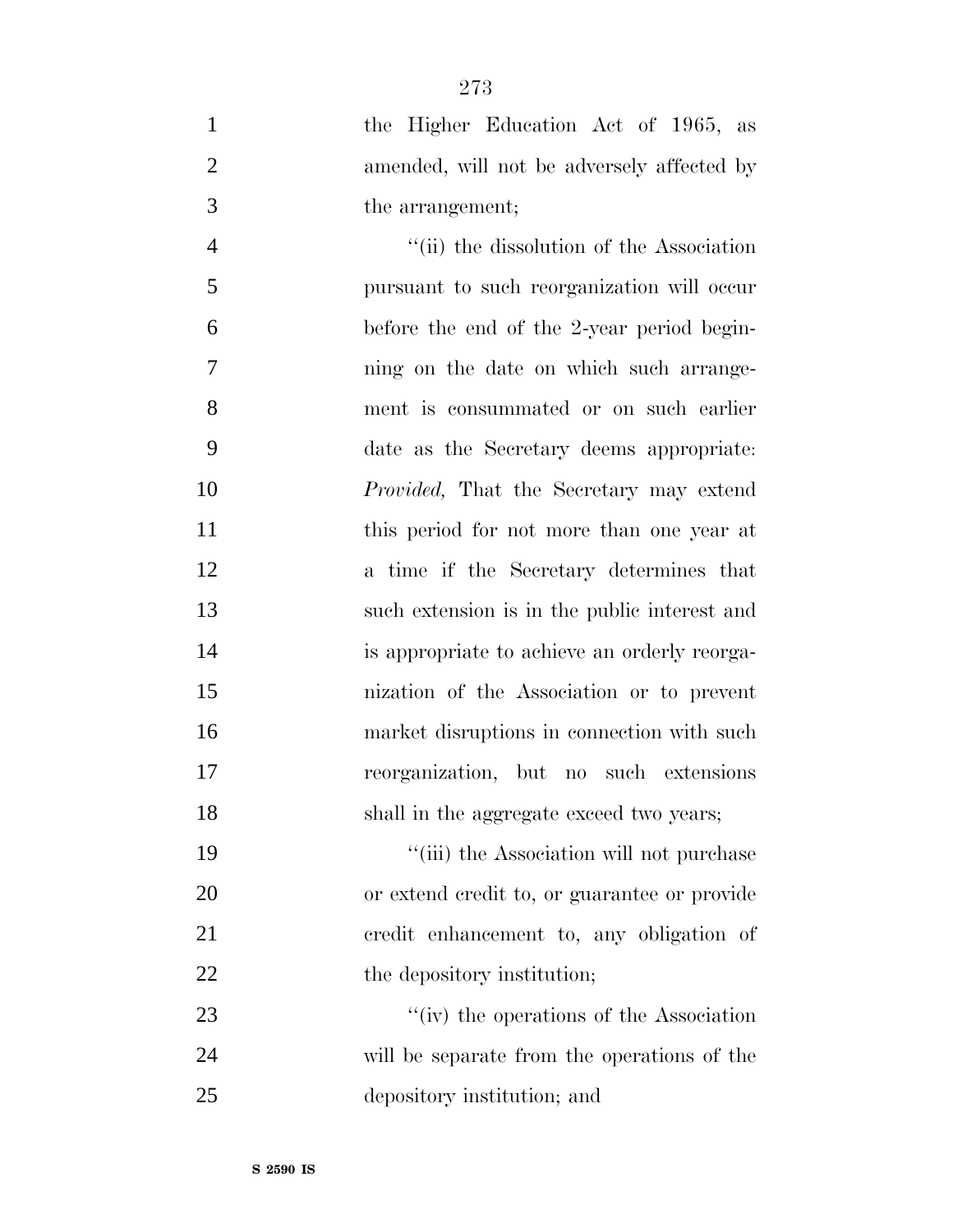the Higher Education Act of 1965, as amended, will not be adversely affected by the arrangement;

''(ii) the dissolution of the Association pursuant to such reorganization will occur before the end of the 2-year period beginning on the date on which such arrangement is consummated or on such earlier date as the Secretary deems appropriate: *Provided,* That the Secretary may extend this period for not more than one year at a time if the Secretary determines that such extension is in the public interest and is appropriate to achieve an orderly reorganization of the Association or to prevent market disruptions in connection with such reorganization, but no such extensions shall in the aggregate exceed two years;

''(iii) the Association will not purchase or extend credit to, or guarantee or provide credit enhancement to, any obligation of the depository institution;

''(iv) the operations of the Association will be separate from the operations of the depository institution; and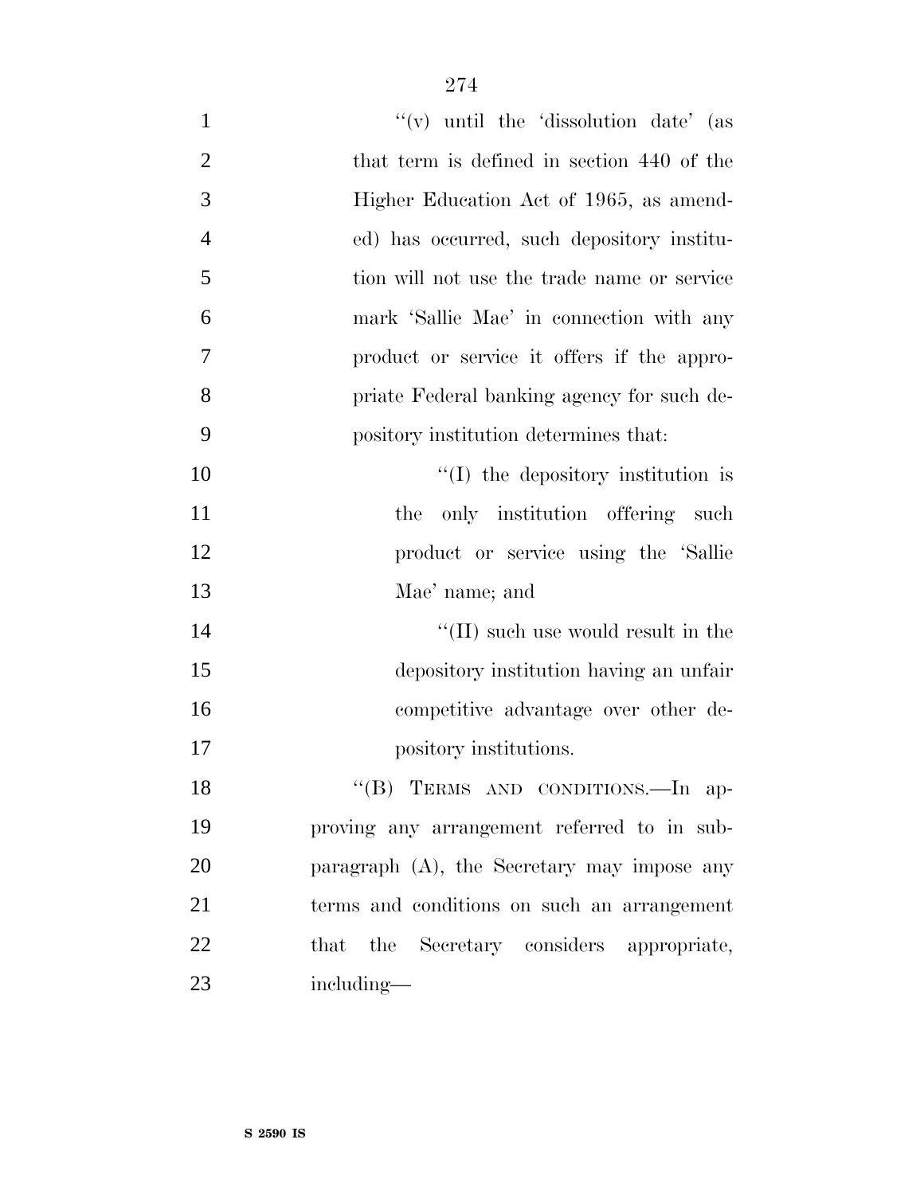"(v) until the 'dissolution date' (as that term is defined in section 440 of the Higher Education Act of 1965, as amended) has occurred, such depository institution will not use the trade name or service mark 'Sallie Mae' in connection with any product or service it offers if the appropriate Federal banking agency for such depository institution determines that:

"(I) the depository institution is the only institution offering such product or service using the 'Sallie Mae' name; and

"(II) such use would result in the depository institution having an unfair competitive advantage over other depository institutions.

"(B) TERMS AND CONDITIONS.—In approving any arrangement referred to in subparagraph (A), the Secretary may impose any terms and conditions on such an arrangement that the Secretary considers appropriate, including—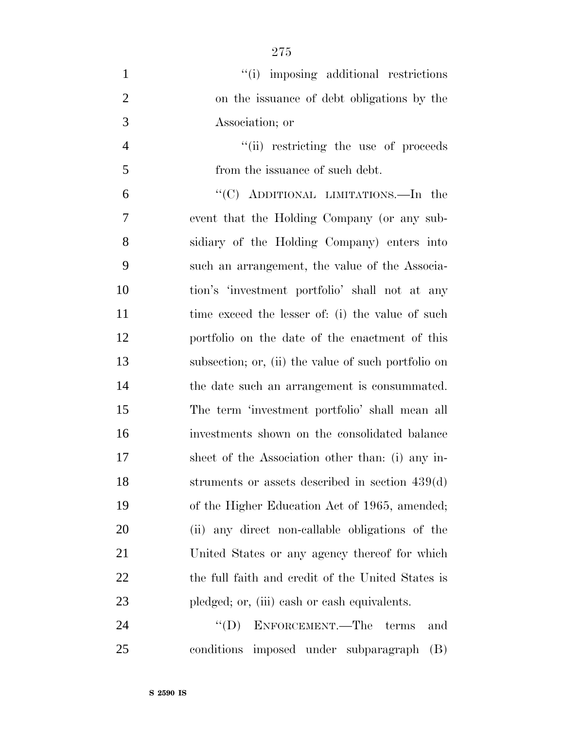"(i) imposing additional restrictions on the issuance of debt obligations by the Association; or

"(ii) restricting the use of proceeds from the issuance of such debt.

"(C) ADDITIONAL LIMITATIONS.—In the event that the Holding Company (or any subsidiary of the Holding Company) enters into such an arrangement, the value of the Association's 'investment portfolio' shall not at any time exceed the lesser of: (i) the value of such portfolio on the date of the enactment of this subsection; or, (ii) the value of such portfolio on the date such an arrangement is consummated. The term 'investment portfolio' shall mean all investments shown on the consolidated balance sheet of the Association other than: (i) any instruments or assets described in section 439(d) of the Higher Education Act of 1965, amended; (ii) any direct non-callable obligations of the United States or any agency thereof for which the full faith and credit of the United States is pledged; or, (iii) cash or cash equivalents.

"(D) ENFORCEMENT.—The terms and conditions imposed under subparagraph (B)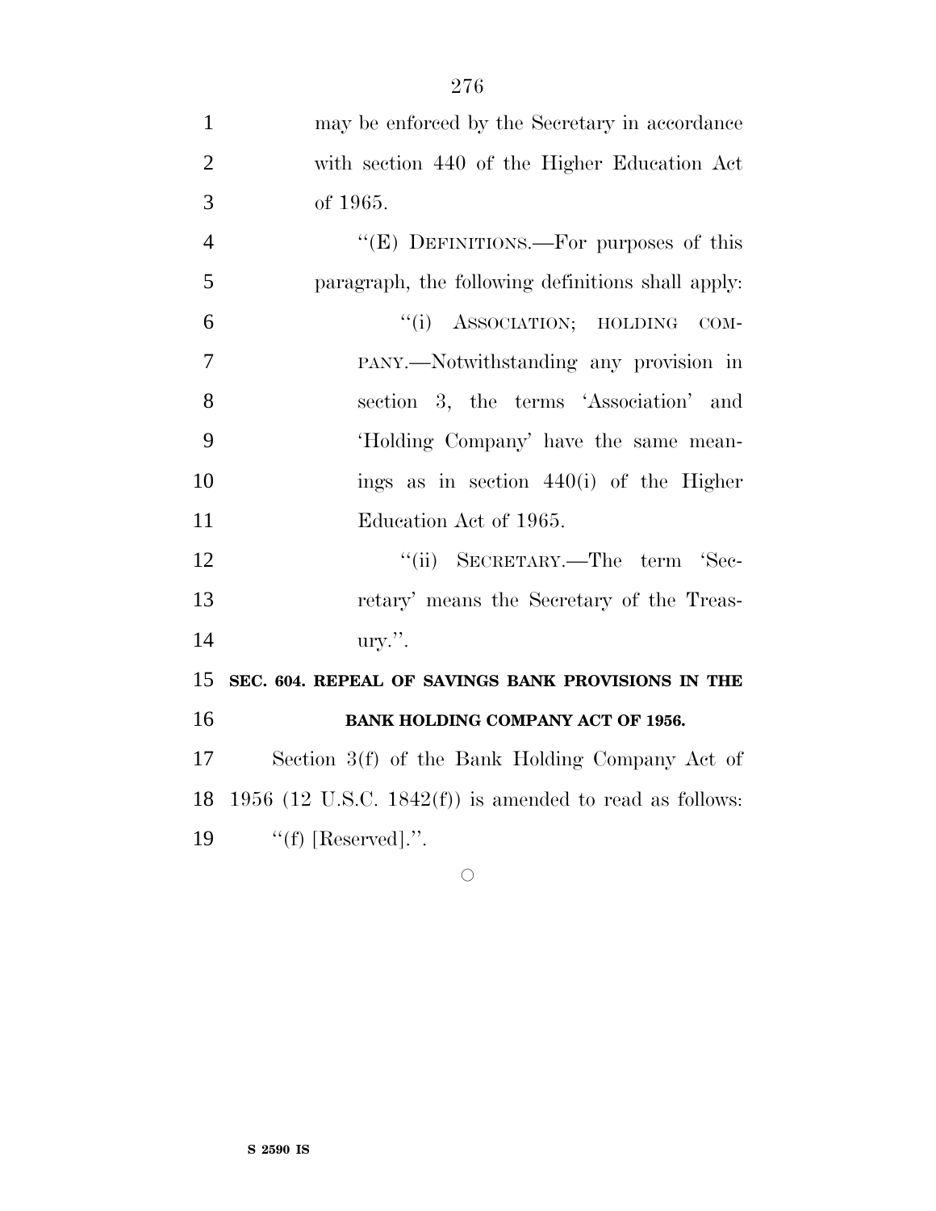may be enforced by the Secretary in accordance with section 440 of the Higher Education Act of 1965.

"(E) DEFINITIONS.—For purposes of this paragraph, the following definitions shall apply:

"(i) ASSOCIATION; HOLDING COMPANY.—Notwithstanding any provision in section 3, the terms 'Association' and 'Holding Company' have the same meanings as in section 440(i) of the Higher Education Act of 1965.

"(ii) SECRETARY.—The term 'Secretary' means the Secretary of the Treasury.".

**SEC. 604. REPEAL OF SAVINGS BANK PROVISIONS IN THE BANK HOLDING COMPANY ACT OF 1956.**

Section 3(f) of the Bank Holding Company Act of 1956 (12 U.S.C. 1842(f)) is amended to read as follows:

"(f) [Reserved].".

○